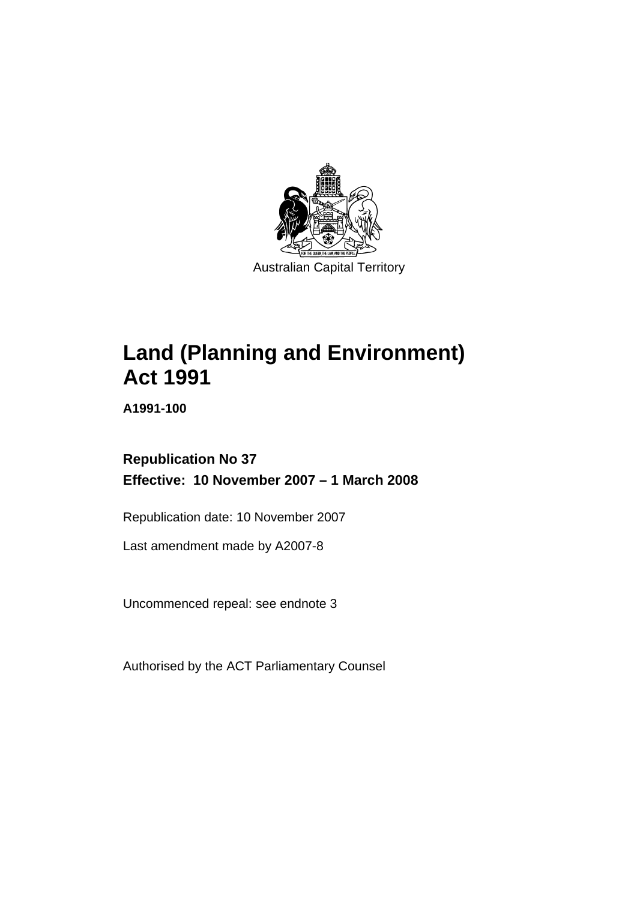Australian Capital Territory

# Land (Planning and Environment) Act 1991

**A1991-100**

**Republication No 37**

**Effective: 10 November 2007 – 1 March 2008**

Republication date: 10 November 2007

Last amendment made by A2007-8

Uncommenced repeal: see endnote 3

Authorised by the ACT Parliamentary Counsel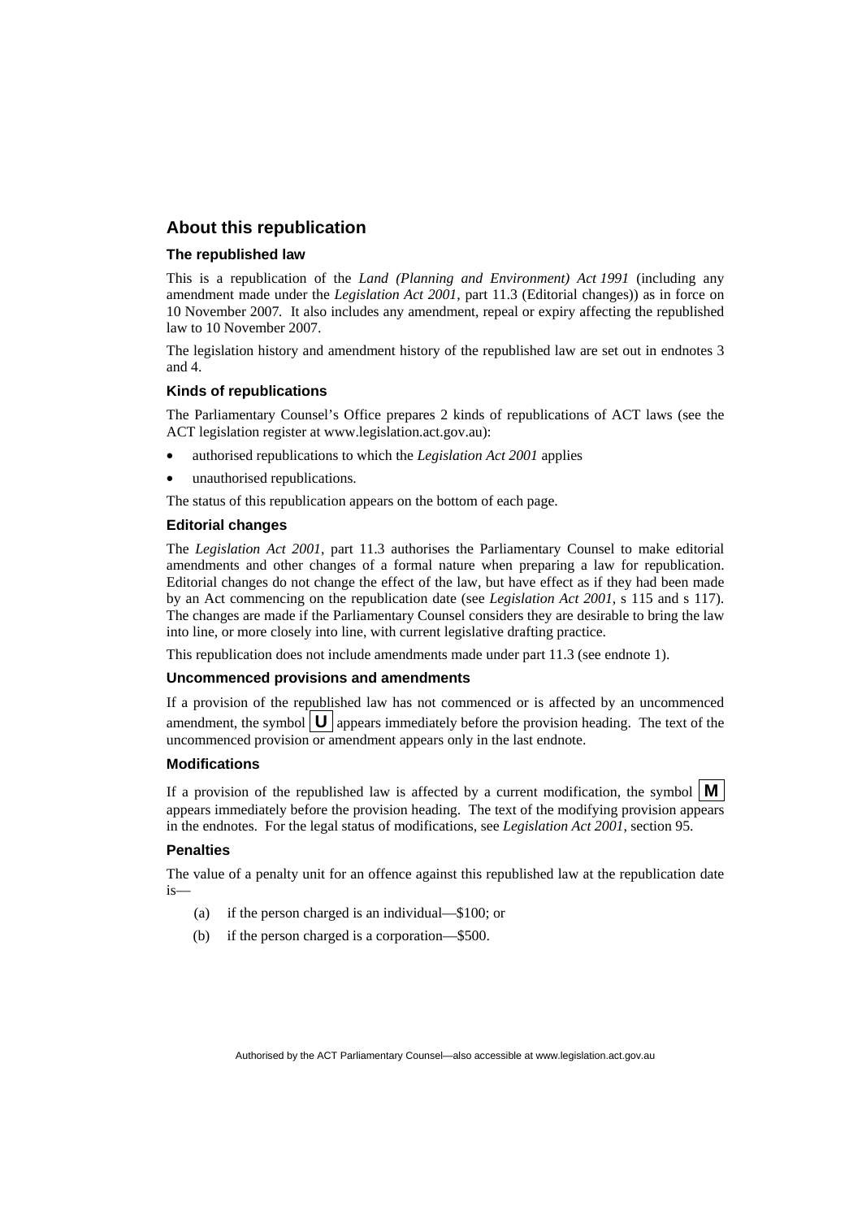## About this republication

### The republished law

This is a republication of the *Land (Planning and Environment) Act 1991* (including any amendment made under the *Legislation Act 2001*, part 11.3 (Editorial changes)) as in force on 10 November 2007. It also includes any amendment, repeal or expiry affecting the republished law to 10 November 2007.

The legislation history and amendment history of the republished law are set out in endnotes 3 and 4.

### Kinds of republications

The Parliamentary Counsel's Office prepares 2 kinds of republications of ACT laws (see the ACT legislation register at www.legislation.act.gov.au):

- authorised republications to which the *Legislation Act 2001* applies
- unauthorised republications.

The status of this republication appears on the bottom of each page.

### Editorial changes

The *Legislation Act 2001*, part 11.3 authorises the Parliamentary Counsel to make editorial amendments and other changes of a formal nature when preparing a law for republication. Editorial changes do not change the effect of the law, but have effect as if they had been made by an Act commencing on the republication date (see *Legislation Act 2001*, s 115 and s 117). The changes are made if the Parliamentary Counsel considers they are desirable to bring the law into line, or more closely into line, with current legislative drafting practice.

This republication does not include amendments made under part 11.3 (see endnote 1).

### Uncommenced provisions and amendments

If a provision of the republished law has not commenced or is affected by an uncommenced amendment, the symbol **U** appears immediately before the provision heading. The text of the uncommenced provision or amendment appears only in the last endnote.

### Modifications

If a provision of the republished law is affected by a current modification, the symbol **M** appears immediately before the provision heading. The text of the modifying provision appears in the endnotes. For the legal status of modifications, see *Legislation Act 2001*, section 95.

### Penalties

The value of a penalty unit for an offence against this republished law at the republication date is—

(a) if the person charged is an individual—$100; or

(b) if the person charged is a corporation—$500.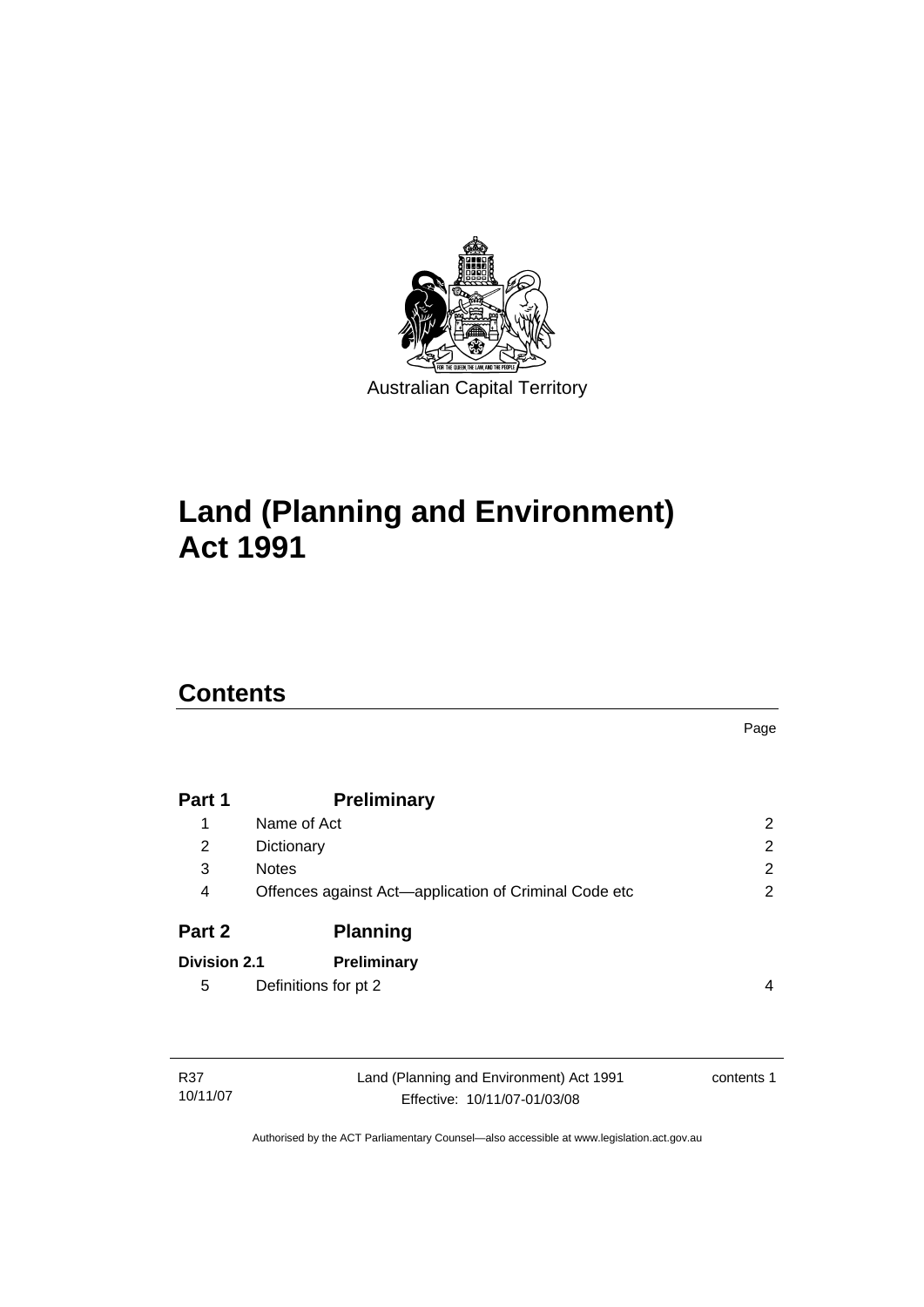Australian Capital Territory

# Land (Planning and Environment) Act 1991

## Contents

| | | Page |
|---|---|---|
| **Part 1** | **Preliminary** | |
| 1 | Name of Act | 2 |
| 2 | Dictionary | 2 |
| 3 | Notes | 2 |
| 4 | Offences against Act—application of Criminal Code etc | 2 |
| **Part 2** | **Planning** | |
| **Division 2.1** | **Preliminary** | |
| 5 | Definitions for pt 2 | 4 |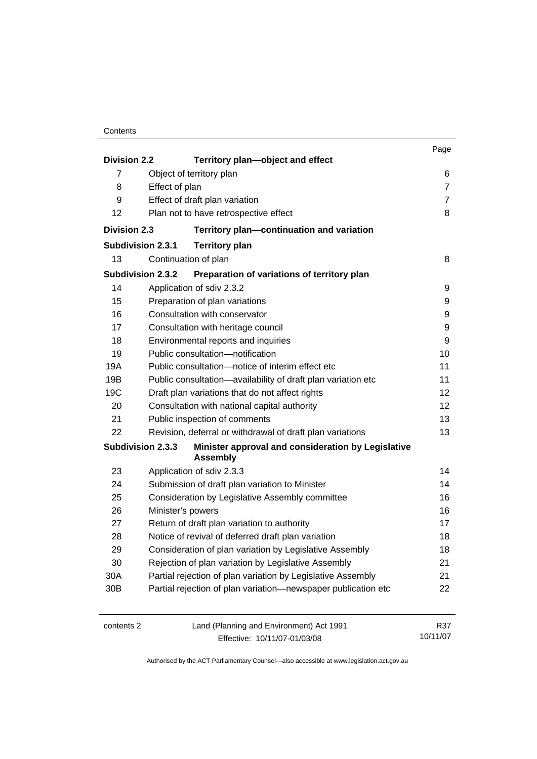| | | Page |
|---|---|---|
| **Division 2.2** | **Territory plan—object and effect** | |
| 7 | Object of territory plan | 6 |
| 8 | Effect of plan | 7 |
| 9 | Effect of draft plan variation | 7 |
| 12 | Plan not to have retrospective effect | 8 |
| **Division 2.3** | **Territory plan—continuation and variation** | |
| **Subdivision 2.3.1** | **Territory plan** | |
| 13 | Continuation of plan | 8 |
| **Subdivision 2.3.2** | **Preparation of variations of territory plan** | |
| 14 | Application of sdiv 2.3.2 | 9 |
| 15 | Preparation of plan variations | 9 |
| 16 | Consultation with conservator | 9 |
| 17 | Consultation with heritage council | 9 |
| 18 | Environmental reports and inquiries | 9 |
| 19 | Public consultation—notification | 10 |
| 19A | Public consultation—notice of interim effect etc | 11 |
| 19B | Public consultation—availability of draft plan variation etc | 11 |
| 19C | Draft plan variations that do not affect rights | 12 |
| 20 | Consultation with national capital authority | 12 |
| 21 | Public inspection of comments | 13 |
| 22 | Revision, deferral or withdrawal of draft plan variations | 13 |
| **Subdivision 2.3.3** | **Minister approval and consideration by Legislative Assembly** | |
| 23 | Application of sdiv 2.3.3 | 14 |
| 24 | Submission of draft plan variation to Minister | 14 |
| 25 | Consideration by Legislative Assembly committee | 16 |
| 26 | Minister's powers | 16 |
| 27 | Return of draft plan variation to authority | 17 |
| 28 | Notice of revival of deferred draft plan variation | 18 |
| 29 | Consideration of plan variation by Legislative Assembly | 18 |
| 30 | Rejection of plan variation by Legislative Assembly | 21 |
| 30A | Partial rejection of plan variation by Legislative Assembly | 21 |
| 30B | Partial rejection of plan variation—newspaper publication etc | 22 |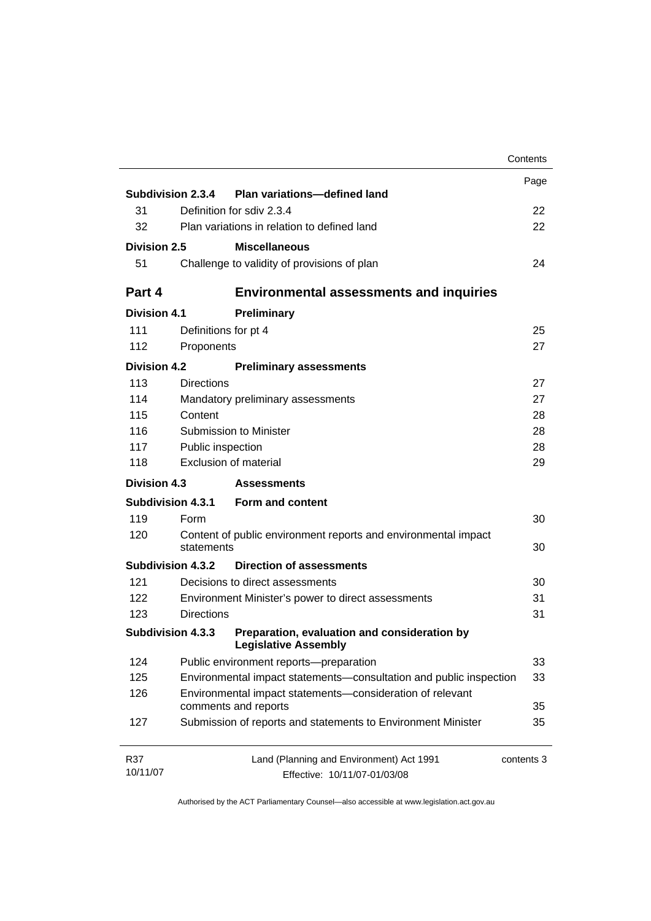| | | Page |
|---|---|---|
| **Subdivision 2.3.4** | **Plan variations—defined land** | |
| 31 | Definition for sdiv 2.3.4 | 22 |
| 32 | Plan variations in relation to defined land | 22 |
| **Division 2.5** | **Miscellaneous** | |
| 51 | Challenge to validity of provisions of plan | 24 |

## Part 4 Environmental assessments and inquiries

| | | |
|---|---|---|
| **Division 4.1** | **Preliminary** | |
| 111 | Definitions for pt 4 | 25 |
| 112 | Proponents | 27 |
| **Division 4.2** | **Preliminary assessments** | |
| 113 | Directions | 27 |
| 114 | Mandatory preliminary assessments | 27 |
| 115 | Content | 28 |
| 116 | Submission to Minister | 28 |
| 117 | Public inspection | 28 |
| 118 | Exclusion of material | 29 |
| **Division 4.3** | **Assessments** | |
| **Subdivision 4.3.1** | **Form and content** | |
| 119 | Form | 30 |
| 120 | Content of public environment reports and environmental impact statements | 30 |
| **Subdivision 4.3.2** | **Direction of assessments** | |
| 121 | Decisions to direct assessments | 30 |
| 122 | Environment Minister's power to direct assessments | 31 |
| 123 | Directions | 31 |
| **Subdivision 4.3.3** | **Preparation, evaluation and consideration by Legislative Assembly** | |
| 124 | Public environment reports—preparation | 33 |
| 125 | Environmental impact statements—consultation and public inspection | 33 |
| 126 | Environmental impact statements—consideration of relevant comments and reports | 35 |
| 127 | Submission of reports and statements to Environment Minister | 35 |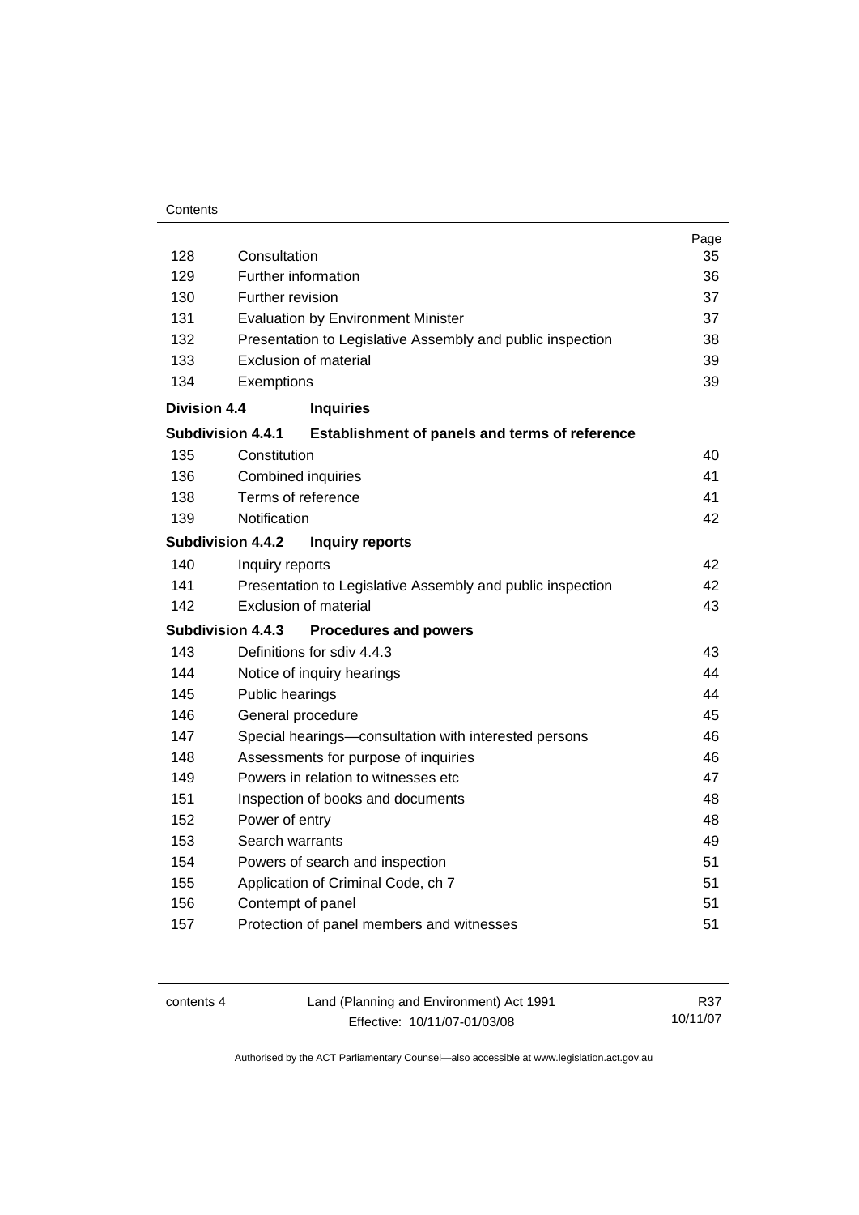| | | Page |
|---|---|---|
| 128 | Consultation | 35 |
| 129 | Further information | 36 |
| 130 | Further revision | 37 |
| 131 | Evaluation by Environment Minister | 37 |
| 132 | Presentation to Legislative Assembly and public inspection | 38 |
| 133 | Exclusion of material | 39 |
| 134 | Exemptions | 39 |
| **Division 4.4** | **Inquiries** | |
| **Subdivision 4.4.1** | **Establishment of panels and terms of reference** | |
| 135 | Constitution | 40 |
| 136 | Combined inquiries | 41 |
| 138 | Terms of reference | 41 |
| 139 | Notification | 42 |
| **Subdivision 4.4.2** | **Inquiry reports** | |
| 140 | Inquiry reports | 42 |
| 141 | Presentation to Legislative Assembly and public inspection | 42 |
| 142 | Exclusion of material | 43 |
| **Subdivision 4.4.3** | **Procedures and powers** | |
| 143 | Definitions for sdiv 4.4.3 | 43 |
| 144 | Notice of inquiry hearings | 44 |
| 145 | Public hearings | 44 |
| 146 | General procedure | 45 |
| 147 | Special hearings—consultation with interested persons | 46 |
| 148 | Assessments for purpose of inquiries | 46 |
| 149 | Powers in relation to witnesses etc | 47 |
| 151 | Inspection of books and documents | 48 |
| 152 | Power of entry | 48 |
| 153 | Search warrants | 49 |
| 154 | Powers of search and inspection | 51 |
| 155 | Application of Criminal Code, ch 7 | 51 |
| 156 | Contempt of panel | 51 |
| 157 | Protection of panel members and witnesses | 51 |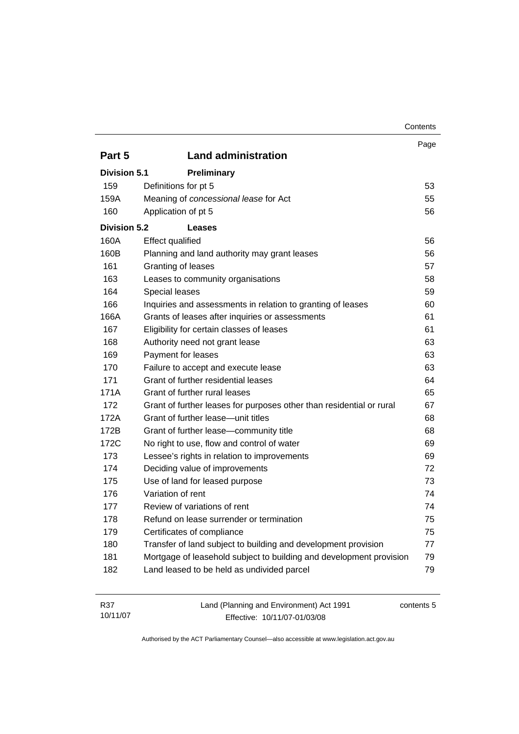| | | Page |
|---|---|---|
| **Part 5** | **Land administration** | |
| **Division 5.1** | **Preliminary** | |
| 159 | Definitions for pt 5 | 53 |
| 159A | Meaning of *concessional lease* for Act | 55 |
| 160 | Application of pt 5 | 56 |
| **Division 5.2** | **Leases** | |
| 160A | Effect qualified | 56 |
| 160B | Planning and land authority may grant leases | 56 |
| 161 | Granting of leases | 57 |
| 163 | Leases to community organisations | 58 |
| 164 | Special leases | 59 |
| 166 | Inquiries and assessments in relation to granting of leases | 60 |
| 166A | Grants of leases after inquiries or assessments | 61 |
| 167 | Eligibility for certain classes of leases | 61 |
| 168 | Authority need not grant lease | 63 |
| 169 | Payment for leases | 63 |
| 170 | Failure to accept and execute lease | 63 |
| 171 | Grant of further residential leases | 64 |
| 171A | Grant of further rural leases | 65 |
| 172 | Grant of further leases for purposes other than residential or rural | 67 |
| 172A | Grant of further lease—unit titles | 68 |
| 172B | Grant of further lease—community title | 68 |
| 172C | No right to use, flow and control of water | 69 |
| 173 | Lessee's rights in relation to improvements | 69 |
| 174 | Deciding value of improvements | 72 |
| 175 | Use of land for leased purpose | 73 |
| 176 | Variation of rent | 74 |
| 177 | Review of variations of rent | 74 |
| 178 | Refund on lease surrender or termination | 75 |
| 179 | Certificates of compliance | 75 |
| 180 | Transfer of land subject to building and development provision | 77 |
| 181 | Mortgage of leasehold subject to building and development provision | 79 |
| 182 | Land leased to be held as undivided parcel | 79 |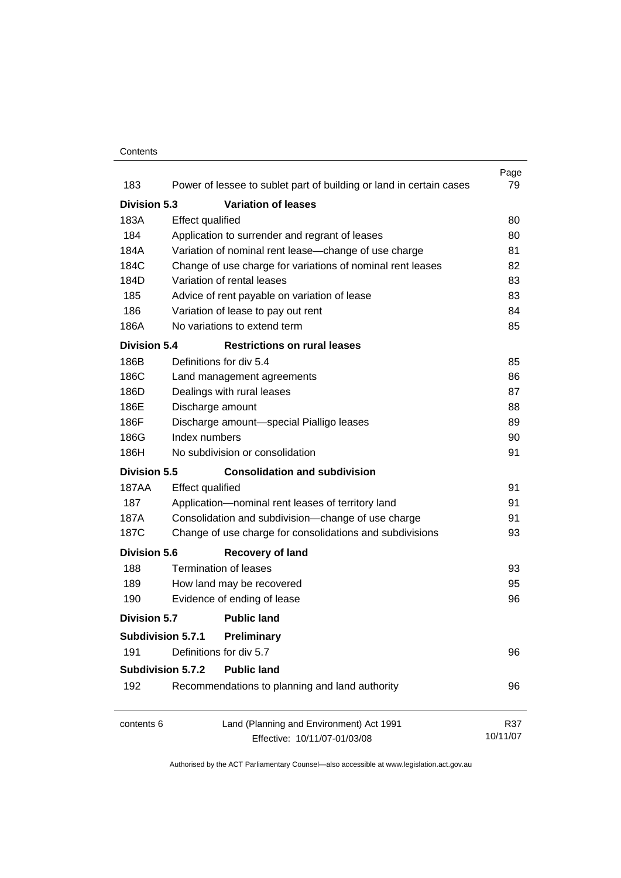| | | Page |
|---|---|---|
| 183 | Power of lessee to sublet part of building or land in certain cases | 79 |
| **Division 5.3** | **Variation of leases** | |
| 183A | Effect qualified | 80 |
| 184 | Application to surrender and regrant of leases | 80 |
| 184A | Variation of nominal rent lease—change of use charge | 81 |
| 184C | Change of use charge for variations of nominal rent leases | 82 |
| 184D | Variation of rental leases | 83 |
| 185 | Advice of rent payable on variation of lease | 83 |
| 186 | Variation of lease to pay out rent | 84 |
| 186A | No variations to extend term | 85 |
| **Division 5.4** | **Restrictions on rural leases** | |
| 186B | Definitions for div 5.4 | 85 |
| 186C | Land management agreements | 86 |
| 186D | Dealings with rural leases | 87 |
| 186E | Discharge amount | 88 |
| 186F | Discharge amount—special Pialligo leases | 89 |
| 186G | Index numbers | 90 |
| 186H | No subdivision or consolidation | 91 |
| **Division 5.5** | **Consolidation and subdivision** | |
| 187AA | Effect qualified | 91 |
| 187 | Application—nominal rent leases of territory land | 91 |
| 187A | Consolidation and subdivision—change of use charge | 91 |
| 187C | Change of use charge for consolidations and subdivisions | 93 |
| **Division 5.6** | **Recovery of land** | |
| 188 | Termination of leases | 93 |
| 189 | How land may be recovered | 95 |
| 190 | Evidence of ending of lease | 96 |
| **Division 5.7** | **Public land** | |
| **Subdivision 5.7.1** | **Preliminary** | |
| 191 | Definitions for div 5.7 | 96 |
| **Subdivision 5.7.2** | **Public land** | |
| 192 | Recommendations to planning and land authority | 96 |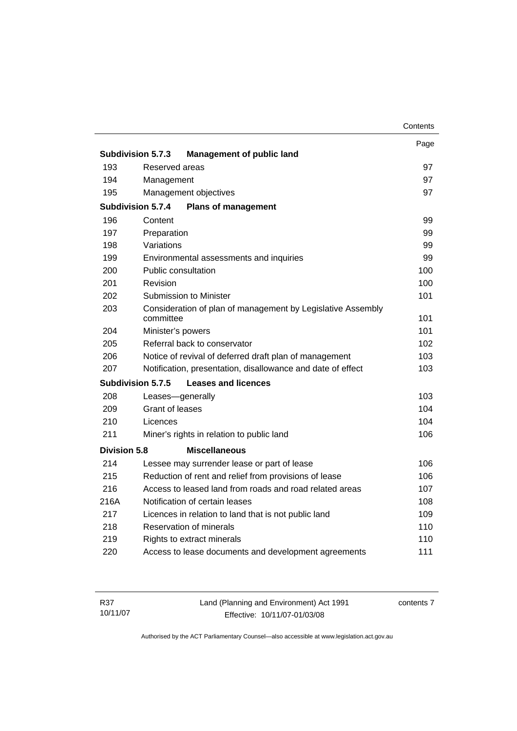| | | Page |
|---|---|---|
| **Subdivision 5.7.3** | **Management of public land** | |
| 193 | Reserved areas | 97 |
| 194 | Management | 97 |
| 195 | Management objectives | 97 |
| **Subdivision 5.7.4** | **Plans of management** | |
| 196 | Content | 99 |
| 197 | Preparation | 99 |
| 198 | Variations | 99 |
| 199 | Environmental assessments and inquiries | 99 |
| 200 | Public consultation | 100 |
| 201 | Revision | 100 |
| 202 | Submission to Minister | 101 |
| 203 | Consideration of plan of management by Legislative Assembly committee | 101 |
| 204 | Minister's powers | 101 |
| 205 | Referral back to conservator | 102 |
| 206 | Notice of revival of deferred draft plan of management | 103 |
| 207 | Notification, presentation, disallowance and date of effect | 103 |
| **Subdivision 5.7.5** | **Leases and licences** | |
| 208 | Leases—generally | 103 |
| 209 | Grant of leases | 104 |
| 210 | Licences | 104 |
| 211 | Miner's rights in relation to public land | 106 |
| **Division 5.8** | **Miscellaneous** | |
| 214 | Lessee may surrender lease or part of lease | 106 |
| 215 | Reduction of rent and relief from provisions of lease | 106 |
| 216 | Access to leased land from roads and road related areas | 107 |
| 216A | Notification of certain leases | 108 |
| 217 | Licences in relation to land that is not public land | 109 |
| 218 | Reservation of minerals | 110 |
| 219 | Rights to extract minerals | 110 |
| 220 | Access to lease documents and development agreements | 111 |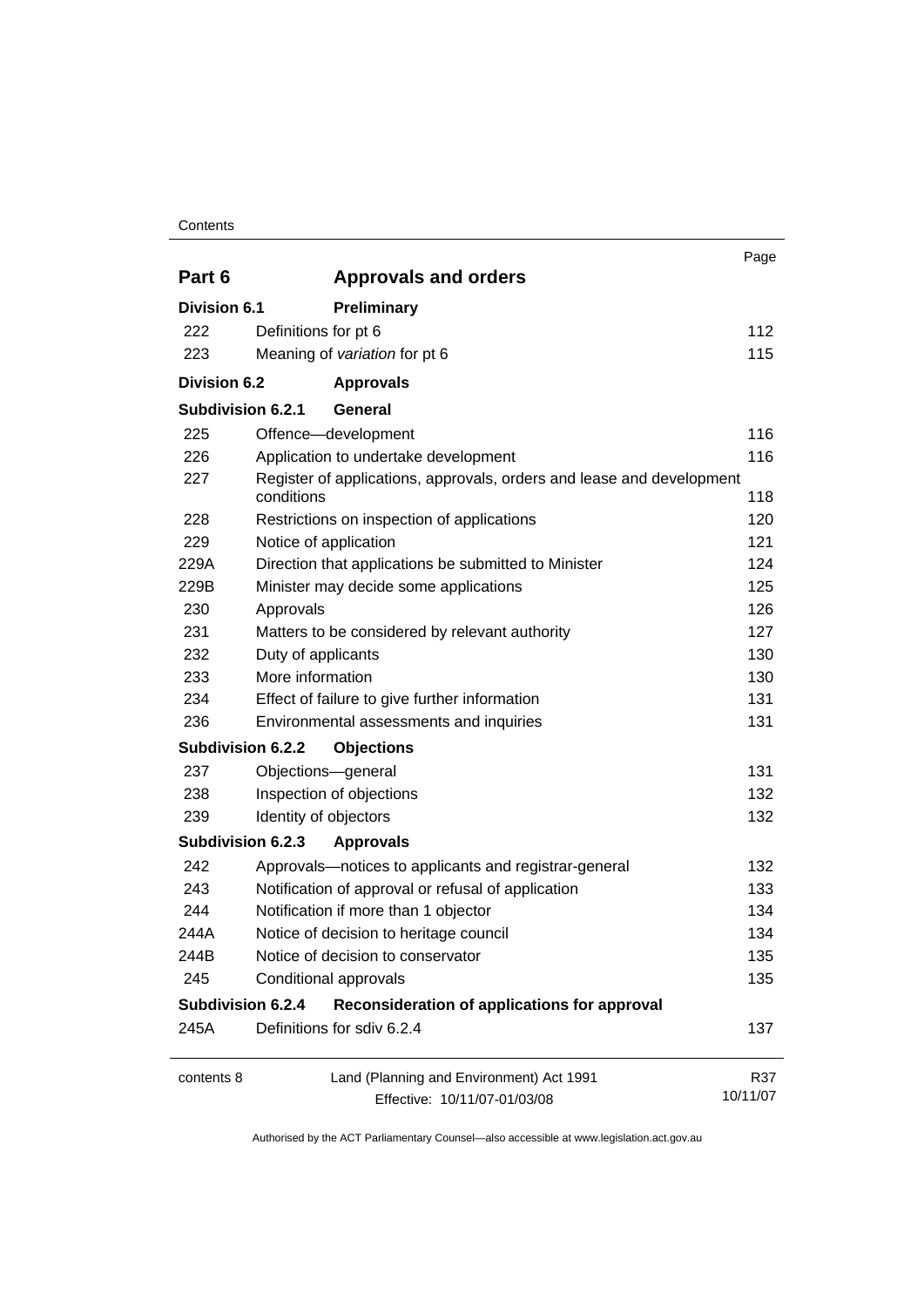| | | Page |
|---|---|---|
| **Part 6** | **Approvals and orders** | |
| **Division 6.1** | **Preliminary** | |
| 222 | Definitions for pt 6 | 112 |
| 223 | Meaning of *variation* for pt 6 | 115 |
| **Division 6.2** | **Approvals** | |
| **Subdivision 6.2.1** | **General** | |
| 225 | Offence—development | 116 |
| 226 | Application to undertake development | 116 |
| 227 | Register of applications, approvals, orders and lease and development conditions | 118 |
| 228 | Restrictions on inspection of applications | 120 |
| 229 | Notice of application | 121 |
| 229A | Direction that applications be submitted to Minister | 124 |
| 229B | Minister may decide some applications | 125 |
| 230 | Approvals | 126 |
| 231 | Matters to be considered by relevant authority | 127 |
| 232 | Duty of applicants | 130 |
| 233 | More information | 130 |
| 234 | Effect of failure to give further information | 131 |
| 236 | Environmental assessments and inquiries | 131 |
| **Subdivision 6.2.2** | **Objections** | |
| 237 | Objections—general | 131 |
| 238 | Inspection of objections | 132 |
| 239 | Identity of objectors | 132 |
| **Subdivision 6.2.3** | **Approvals** | |
| 242 | Approvals—notices to applicants and registrar-general | 132 |
| 243 | Notification of approval or refusal of application | 133 |
| 244 | Notification if more than 1 objector | 134 |
| 244A | Notice of decision to heritage council | 134 |
| 244B | Notice of decision to conservator | 135 |
| 245 | Conditional approvals | 135 |
| **Subdivision 6.2.4** | **Reconsideration of applications for approval** | |
| 245A | Definitions for sdiv 6.2.4 | 137 |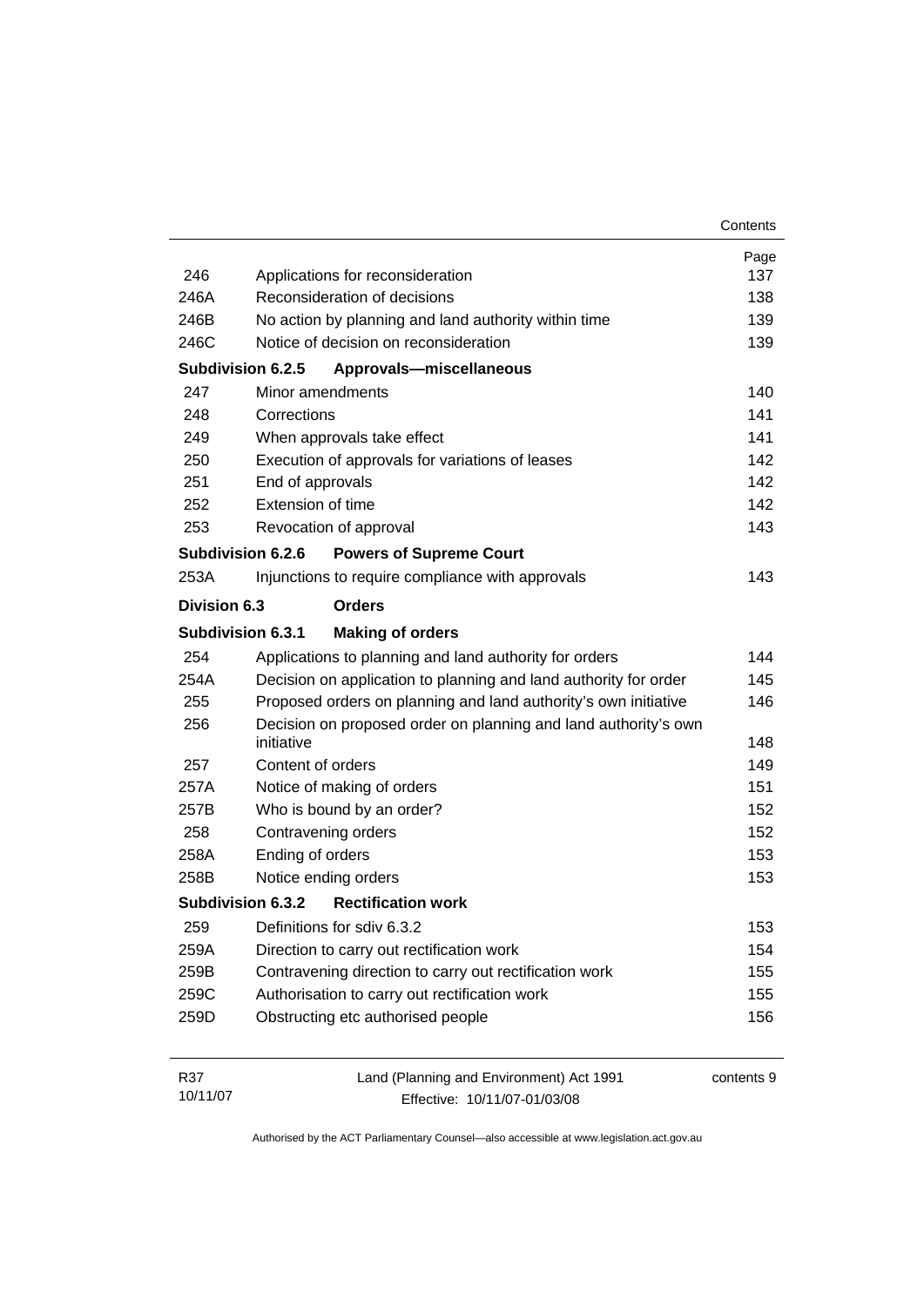| | | Page |
|---|---|---|
| 246 | Applications for reconsideration | 137 |
| 246A | Reconsideration of decisions | 138 |
| 246B | No action by planning and land authority within time | 139 |
| 246C | Notice of decision on reconsideration | 139 |
| **Subdivision 6.2.5** | **Approvals—miscellaneous** | |
| 247 | Minor amendments | 140 |
| 248 | Corrections | 141 |
| 249 | When approvals take effect | 141 |
| 250 | Execution of approvals for variations of leases | 142 |
| 251 | End of approvals | 142 |
| 252 | Extension of time | 142 |
| 253 | Revocation of approval | 143 |
| **Subdivision 6.2.6** | **Powers of Supreme Court** | |
| 253A | Injunctions to require compliance with approvals | 143 |
| **Division 6.3** | **Orders** | |
| **Subdivision 6.3.1** | **Making of orders** | |
| 254 | Applications to planning and land authority for orders | 144 |
| 254A | Decision on application to planning and land authority for order | 145 |
| 255 | Proposed orders on planning and land authority's own initiative | 146 |
| 256 | Decision on proposed order on planning and land authority's own initiative | 148 |
| 257 | Content of orders | 149 |
| 257A | Notice of making of orders | 151 |
| 257B | Who is bound by an order? | 152 |
| 258 | Contravening orders | 152 |
| 258A | Ending of orders | 153 |
| 258B | Notice ending orders | 153 |
| **Subdivision 6.3.2** | **Rectification work** | |
| 259 | Definitions for sdiv 6.3.2 | 153 |
| 259A | Direction to carry out rectification work | 154 |
| 259B | Contravening direction to carry out rectification work | 155 |
| 259C | Authorisation to carry out rectification work | 155 |
| 259D | Obstructing etc authorised people | 156 |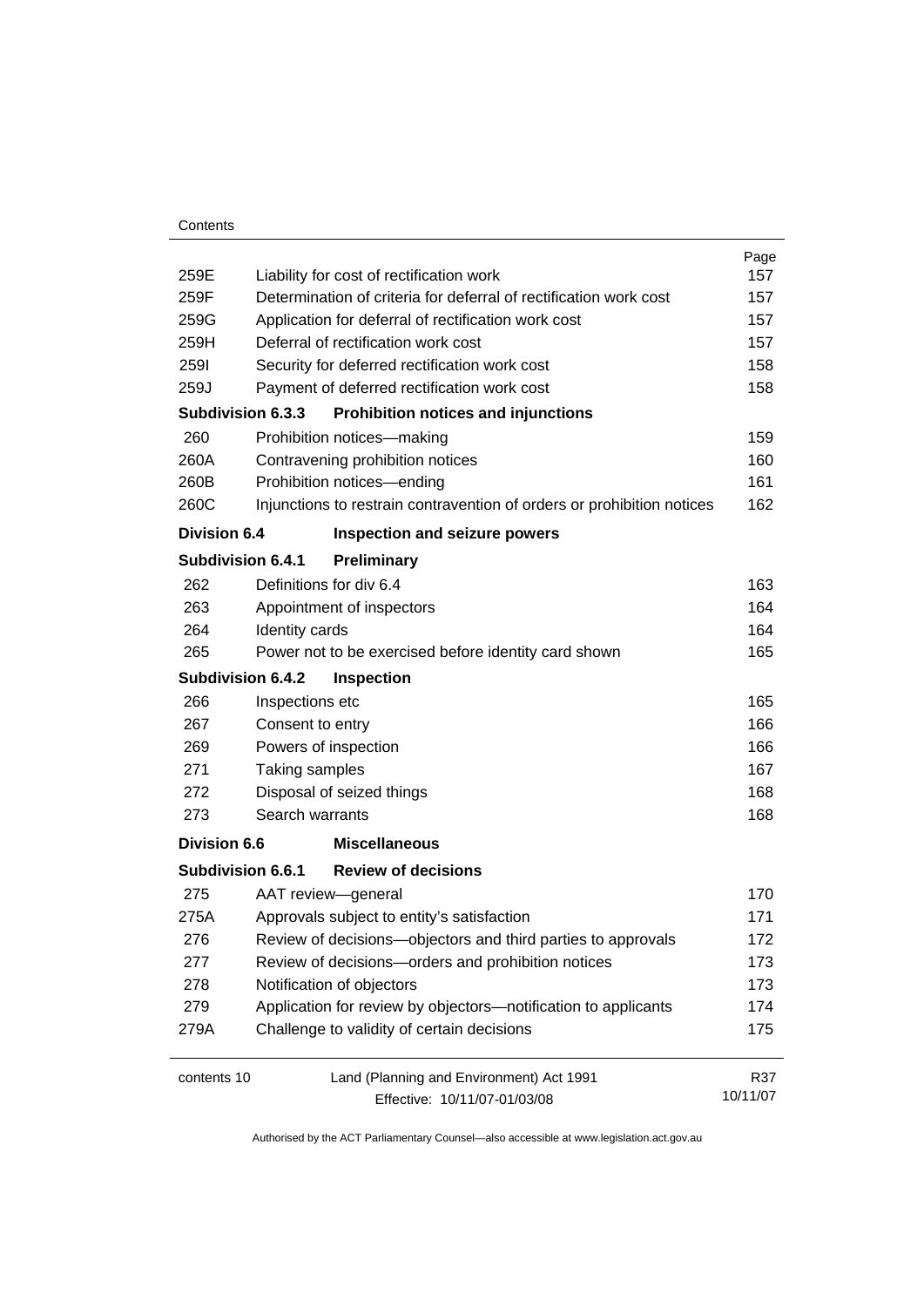| | | Page |
|---|---|---|
| 259E | Liability for cost of rectification work | 157 |
| 259F | Determination of criteria for deferral of rectification work cost | 157 |
| 259G | Application for deferral of rectification work cost | 157 |
| 259H | Deferral of rectification work cost | 157 |
| 259I | Security for deferred rectification work cost | 158 |
| 259J | Payment of deferred rectification work cost | 158 |
| **Subdivision 6.3.3** | **Prohibition notices and injunctions** | |
| 260 | Prohibition notices—making | 159 |
| 260A | Contravening prohibition notices | 160 |
| 260B | Prohibition notices—ending | 161 |
| 260C | Injunctions to restrain contravention of orders or prohibition notices | 162 |
| **Division 6.4** | **Inspection and seizure powers** | |
| **Subdivision 6.4.1** | **Preliminary** | |
| 262 | Definitions for div 6.4 | 163 |
| 263 | Appointment of inspectors | 164 |
| 264 | Identity cards | 164 |
| 265 | Power not to be exercised before identity card shown | 165 |
| **Subdivision 6.4.2** | **Inspection** | |
| 266 | Inspections etc | 165 |
| 267 | Consent to entry | 166 |
| 269 | Powers of inspection | 166 |
| 271 | Taking samples | 167 |
| 272 | Disposal of seized things | 168 |
| 273 | Search warrants | 168 |
| **Division 6.6** | **Miscellaneous** | |
| **Subdivision 6.6.1** | **Review of decisions** | |
| 275 | AAT review—general | 170 |
| 275A | Approvals subject to entity's satisfaction | 171 |
| 276 | Review of decisions—objectors and third parties to approvals | 172 |
| 277 | Review of decisions—orders and prohibition notices | 173 |
| 278 | Notification of objectors | 173 |
| 279 | Application for review by objectors—notification to applicants | 174 |
| 279A | Challenge to validity of certain decisions | 175 |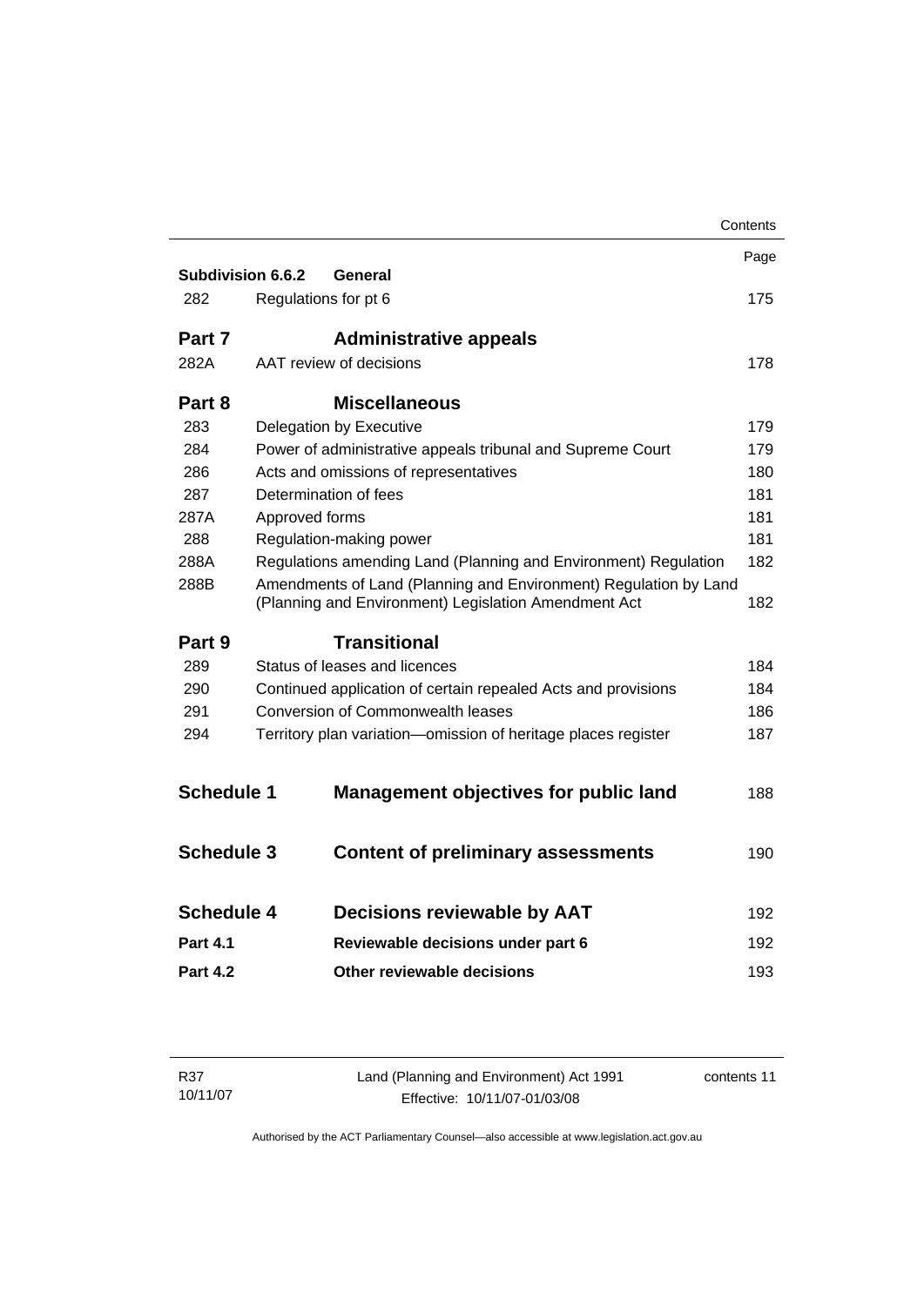| | | Page |
|---|---|---|
| **Subdivision 6.6.2** | **General** | |
| 282 | Regulations for pt 6 | 175 |
| **Part 7** | **Administrative appeals** | |
| 282A | AAT review of decisions | 178 |
| **Part 8** | **Miscellaneous** | |
| 283 | Delegation by Executive | 179 |
| 284 | Power of administrative appeals tribunal and Supreme Court | 179 |
| 286 | Acts and omissions of representatives | 180 |
| 287 | Determination of fees | 181 |
| 287A | Approved forms | 181 |
| 288 | Regulation-making power | 181 |
| 288A | Regulations amending Land (Planning and Environment) Regulation | 182 |
| 288B | Amendments of Land (Planning and Environment) Regulation by Land (Planning and Environment) Legislation Amendment Act | 182 |
| **Part 9** | **Transitional** | |
| 289 | Status of leases and licences | 184 |
| 290 | Continued application of certain repealed Acts and provisions | 184 |
| 291 | Conversion of Commonwealth leases | 186 |
| 294 | Territory plan variation—omission of heritage places register | 187 |
| **Schedule 1** | **Management objectives for public land** | 188 |
| **Schedule 3** | **Content of preliminary assessments** | 190 |
| **Schedule 4** | **Decisions reviewable by AAT** | 192 |
| **Part 4.1** | **Reviewable decisions under part 6** | 192 |
| **Part 4.2** | **Other reviewable decisions** | 193 |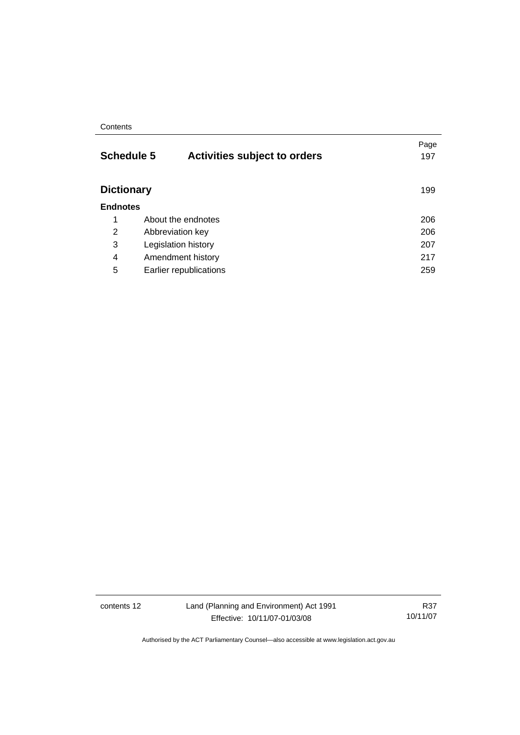| | | Page |
|---|---|---|
| **Schedule 5** | **Activities subject to orders** | 197 |
| **Dictionary** | | 199 |
| **Endnotes** | | |
| 1 | About the endnotes | 206 |
| 2 | Abbreviation key | 206 |
| 3 | Legislation history | 207 |
| 4 | Amendment history | 217 |
| 5 | Earlier republications | 259 |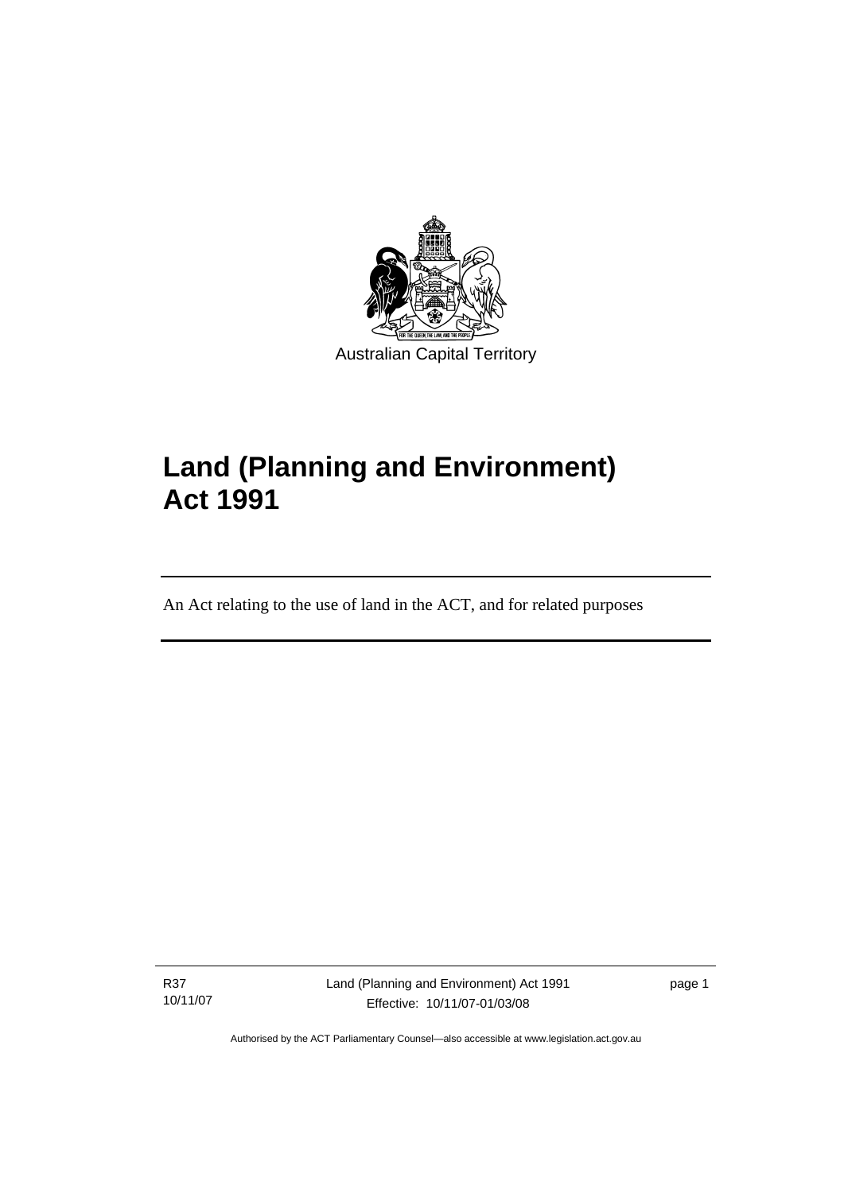Australian Capital Territory

# Land (Planning and Environment) Act 1991

An Act relating to the use of land in the ACT, and for related purposes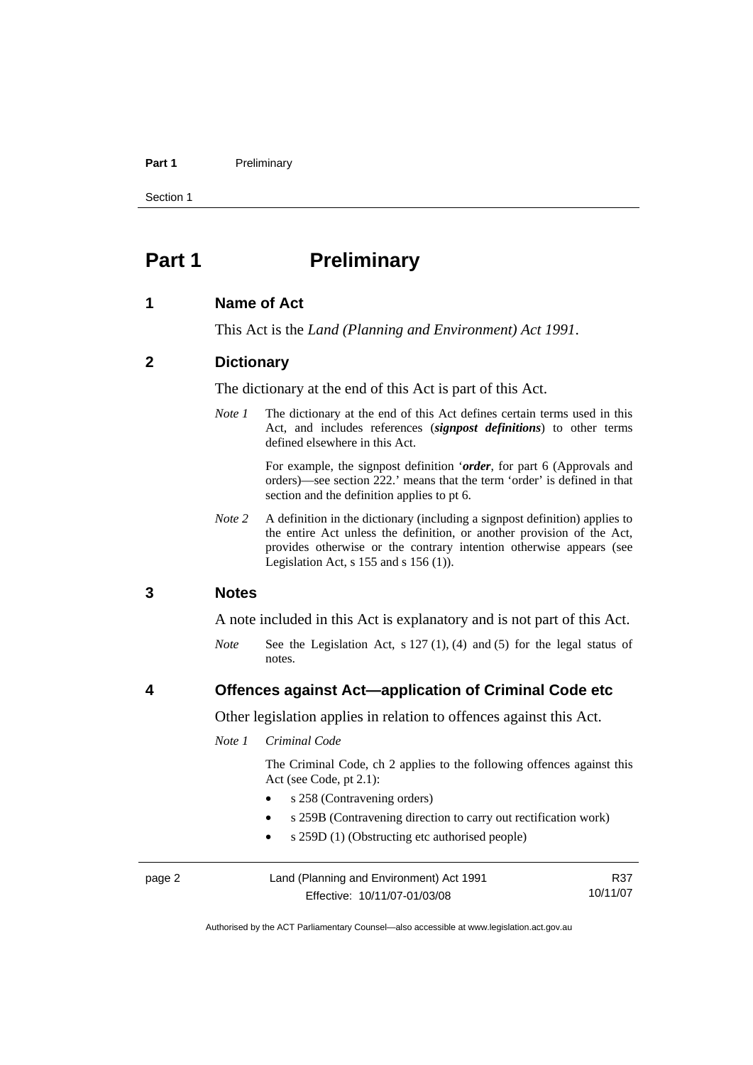# Part 1 Preliminary

## 1 Name of Act

This Act is the *Land (Planning and Environment) Act 1991*.

## 2 Dictionary

The dictionary at the end of this Act is part of this Act.

*Note 1* The dictionary at the end of this Act defines certain terms used in this Act, and includes references (***signpost definitions***) to other terms defined elsewhere in this Act.

For example, the signpost definition '***order***, for part 6 (Approvals and orders)—see section 222.' means that the term 'order' is defined in that section and the definition applies to pt 6.

*Note 2* A definition in the dictionary (including a signpost definition) applies to the entire Act unless the definition, or another provision of the Act, provides otherwise or the contrary intention otherwise appears (see Legislation Act, s 155 and s 156 (1)).

## 3 Notes

A note included in this Act is explanatory and is not part of this Act.

*Note* See the Legislation Act, s 127 (1), (4) and (5) for the legal status of notes.

## 4 Offences against Act—application of Criminal Code etc

Other legislation applies in relation to offences against this Act.

*Note 1* *Criminal Code*

The Criminal Code, ch 2 applies to the following offences against this Act (see Code, pt 2.1):

- s 258 (Contravening orders)
- s 259B (Contravening direction to carry out rectification work)
- s 259D (1) (Obstructing etc authorised people)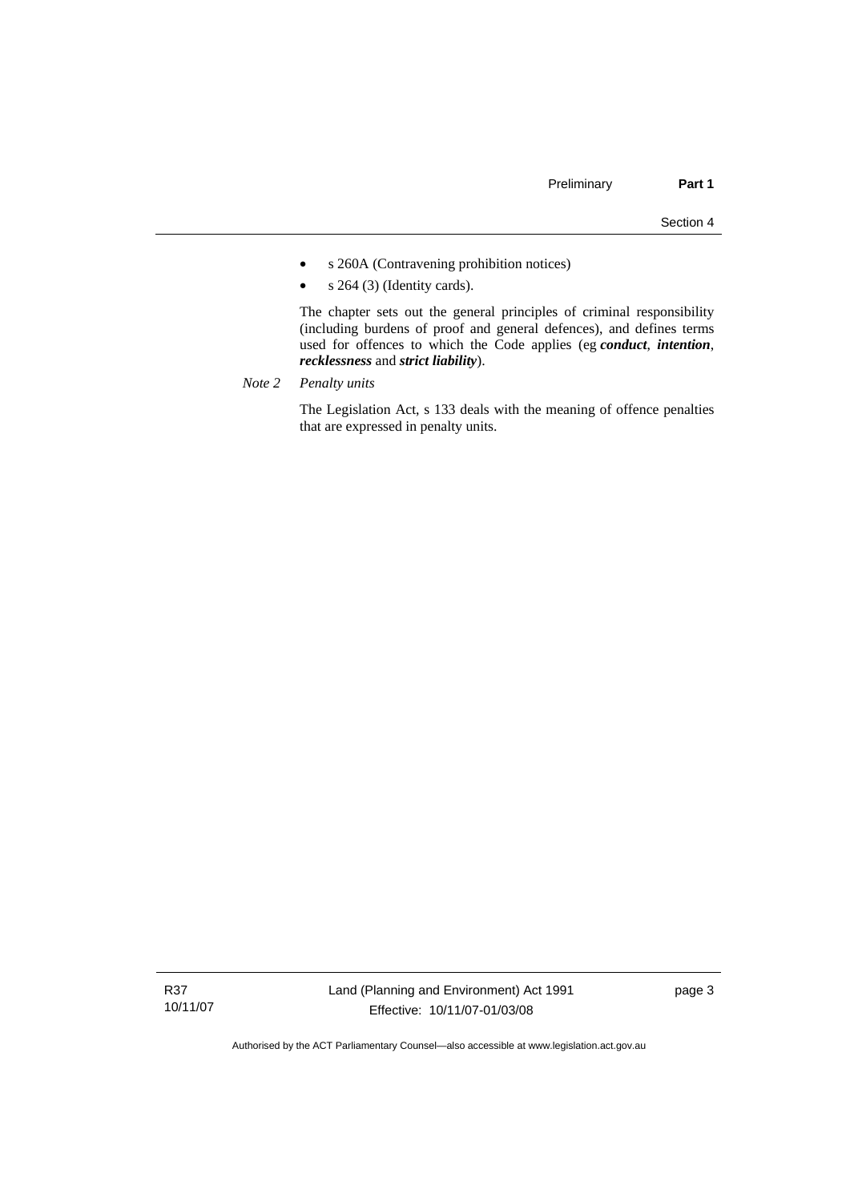- s 260A (Contravening prohibition notices)
- s 264 (3) (Identity cards).

The chapter sets out the general principles of criminal responsibility (including burdens of proof and general defences), and defines terms used for offences to which the Code applies (eg ***conduct***, ***intention***, ***recklessness*** and ***strict liability***).

*Note 2* *Penalty units*

The Legislation Act, s 133 deals with the meaning of offence penalties that are expressed in penalty units.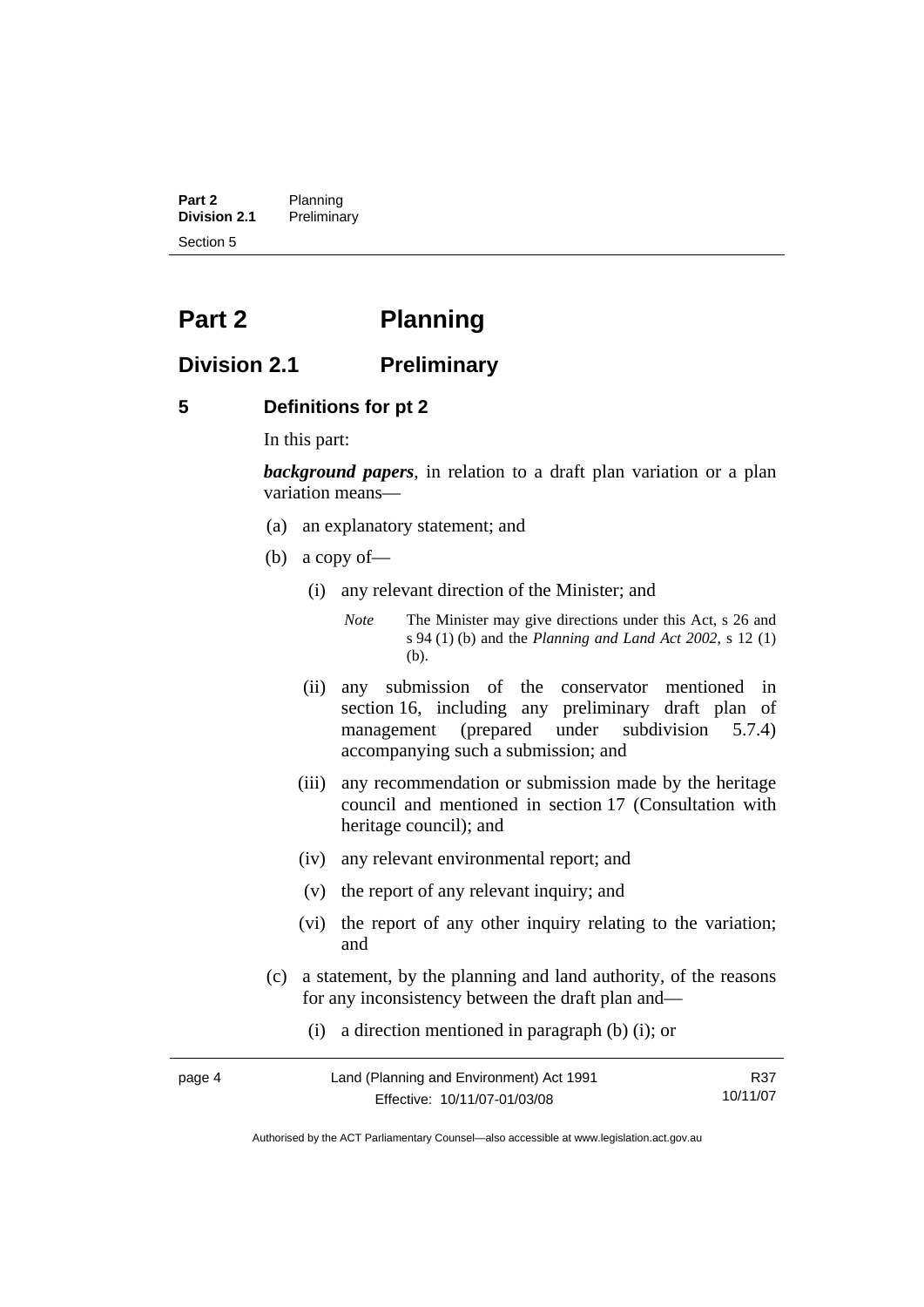# Part 2 Planning

## Division 2.1 Preliminary

### 5 Definitions for pt 2

In this part:

***background papers***, in relation to a draft plan variation or a plan variation means—

(a) an explanatory statement; and

(b) a copy of—

(i) any relevant direction of the Minister; and

*Note* The Minister may give directions under this Act, s 26 and s 94 (1) (b) and the *Planning and Land Act 2002*, s 12 (1) (b).

(ii) any submission of the conservator mentioned in section 16, including any preliminary draft plan of management (prepared under subdivision 5.7.4) accompanying such a submission; and

(iii) any recommendation or submission made by the heritage council and mentioned in section 17 (Consultation with heritage council); and

(iv) any relevant environmental report; and

(v) the report of any relevant inquiry; and

(vi) the report of any other inquiry relating to the variation; and

(c) a statement, by the planning and land authority, of the reasons for any inconsistency between the draft plan and—

(i) a direction mentioned in paragraph (b) (i); or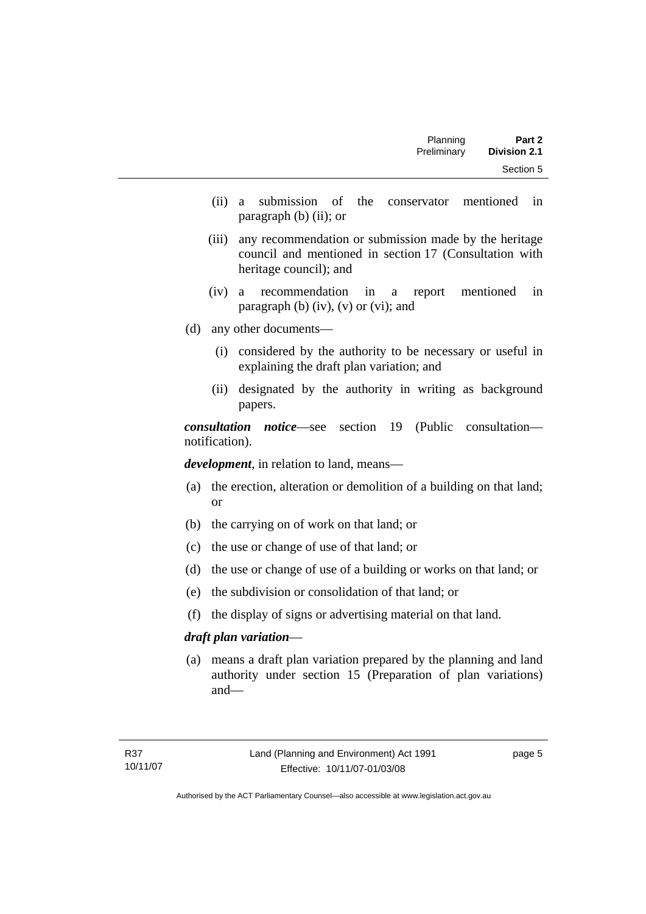(ii) a submission of the conservator mentioned in paragraph (b) (ii); or

(iii) any recommendation or submission made by the heritage council and mentioned in section 17 (Consultation with heritage council); and

(iv) a recommendation in a report mentioned in paragraph (b) (iv), (v) or (vi); and

(d) any other documents—

(i) considered by the authority to be necessary or useful in explaining the draft plan variation; and

(ii) designated by the authority in writing as background papers.

***consultation notice***—see section 19 (Public consultation—notification).

***development***, in relation to land, means—

(a) the erection, alteration or demolition of a building on that land; or

(b) the carrying on of work on that land; or

(c) the use or change of use of that land; or

(d) the use or change of use of a building or works on that land; or

(e) the subdivision or consolidation of that land; or

(f) the display of signs or advertising material on that land.

***draft plan variation***—

(a) means a draft plan variation prepared by the planning and land authority under section 15 (Preparation of plan variations) and—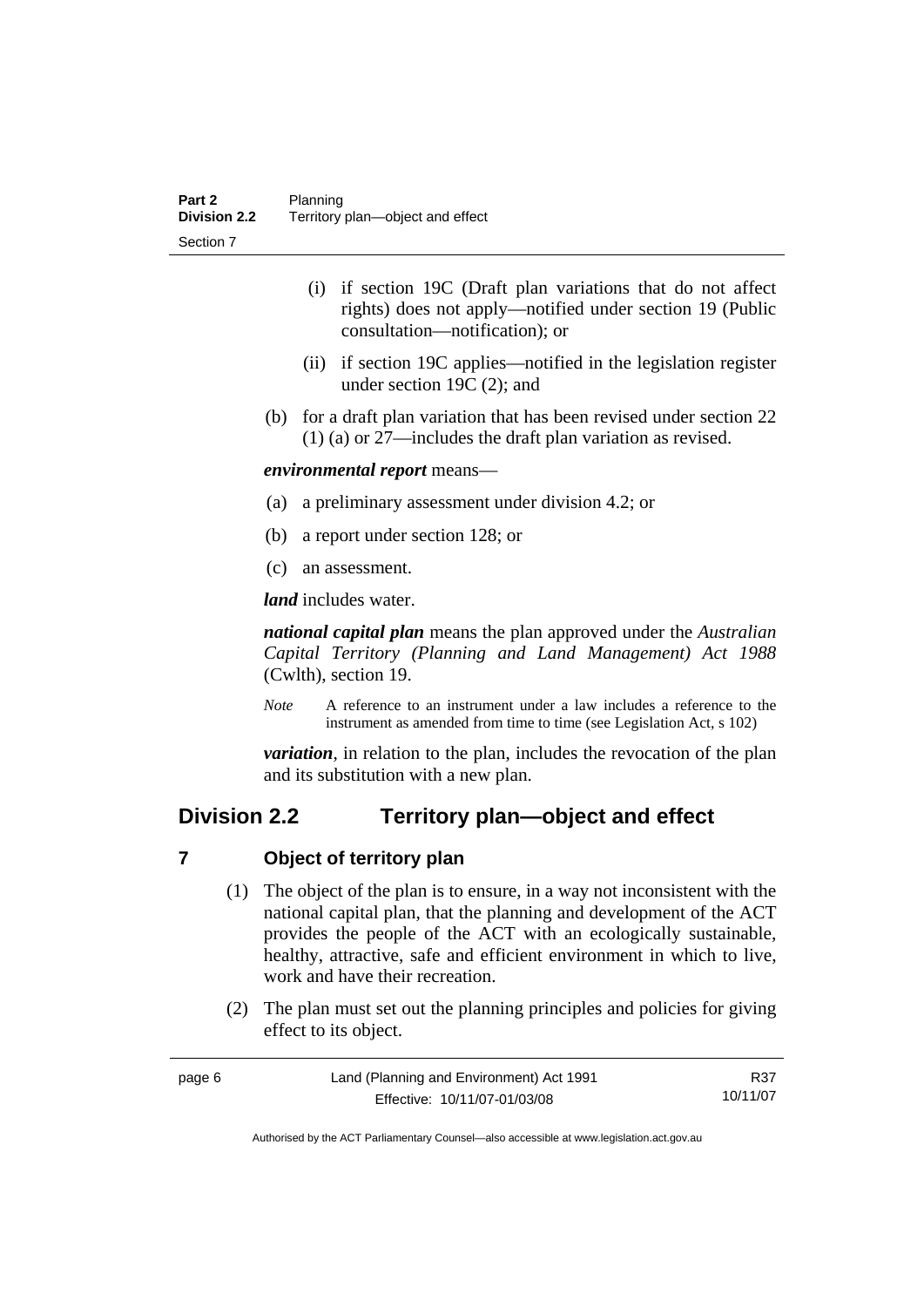(i) if section 19C (Draft plan variations that do not affect rights) does not apply—notified under section 19 (Public consultation—notification); or

(ii) if section 19C applies—notified in the legislation register under section 19C (2); and

(b) for a draft plan variation that has been revised under section 22 (1) (a) or 27—includes the draft plan variation as revised.

***environmental report*** means—

(a) a preliminary assessment under division 4.2; or

(b) a report under section 128; or

(c) an assessment.

***land*** includes water.

***national capital plan*** means the plan approved under the *Australian Capital Territory (Planning and Land Management) Act 1988* (Cwlth), section 19.

*Note* A reference to an instrument under a law includes a reference to the instrument as amended from time to time (see Legislation Act, s 102)

***variation***, in relation to the plan, includes the revocation of the plan and its substitution with a new plan.

## Division 2.2 Territory plan—object and effect

### 7 Object of territory plan

(1) The object of the plan is to ensure, in a way not inconsistent with the national capital plan, that the planning and development of the ACT provides the people of the ACT with an ecologically sustainable, healthy, attractive, safe and efficient environment in which to live, work and have their recreation.

(2) The plan must set out the planning principles and policies for giving effect to its object.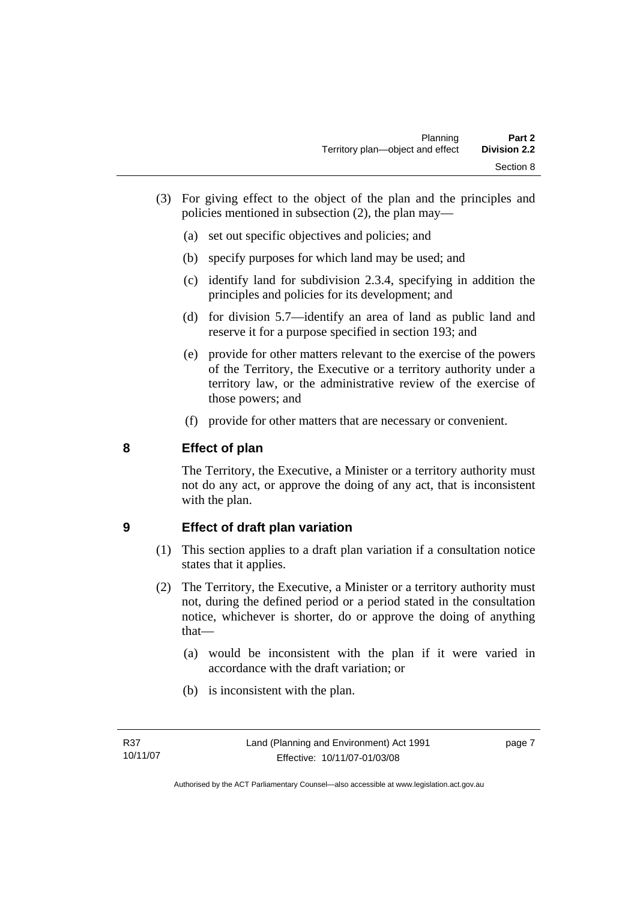(3) For giving effect to the object of the plan and the principles and policies mentioned in subsection (2), the plan may—

(a) set out specific objectives and policies; and

(b) specify purposes for which land may be used; and

(c) identify land for subdivision 2.3.4, specifying in addition the principles and policies for its development; and

(d) for division 5.7—identify an area of land as public land and reserve it for a purpose specified in section 193; and

(e) provide for other matters relevant to the exercise of the powers of the Territory, the Executive or a territory authority under a territory law, or the administrative review of the exercise of those powers; and

(f) provide for other matters that are necessary or convenient.

## 8 Effect of plan

The Territory, the Executive, a Minister or a territory authority must not do any act, or approve the doing of any act, that is inconsistent with the plan.

## 9 Effect of draft plan variation

(1) This section applies to a draft plan variation if a consultation notice states that it applies.

(2) The Territory, the Executive, a Minister or a territory authority must not, during the defined period or a period stated in the consultation notice, whichever is shorter, do or approve the doing of anything that—

(a) would be inconsistent with the plan if it were varied in accordance with the draft variation; or

(b) is inconsistent with the plan.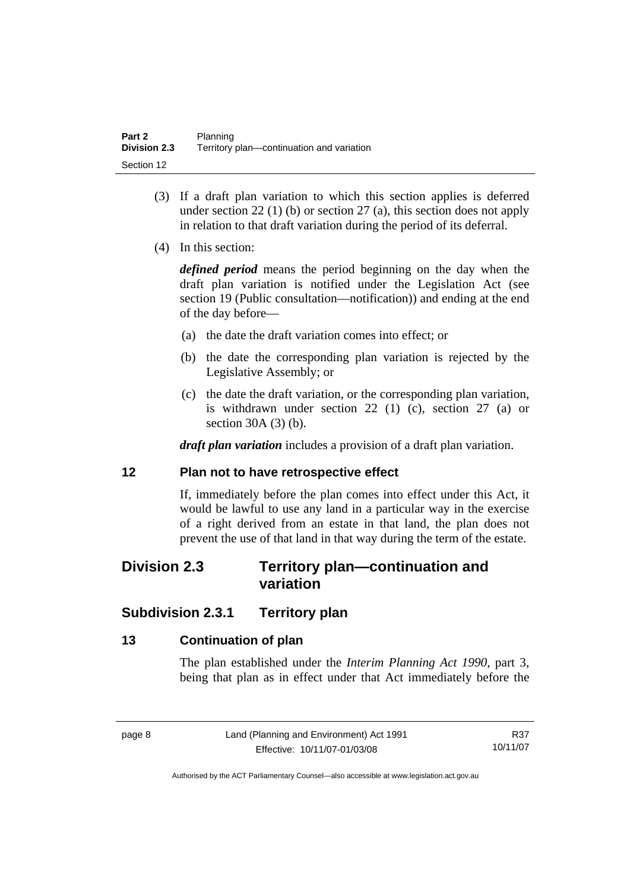(3) If a draft plan variation to which this section applies is deferred under section 22 (1) (b) or section 27 (a), this section does not apply in relation to that draft variation during the period of its deferral.

(4) In this section:

***defined period*** means the period beginning on the day when the draft plan variation is notified under the Legislation Act (see section 19 (Public consultation—notification)) and ending at the end of the day before—

(a) the date the draft variation comes into effect; or

(b) the date the corresponding plan variation is rejected by the Legislative Assembly; or

(c) the date the draft variation, or the corresponding plan variation, is withdrawn under section 22 (1) (c), section 27 (a) or section 30A (3) (b).

***draft plan variation*** includes a provision of a draft plan variation.

### 12 Plan not to have retrospective effect

If, immediately before the plan comes into effect under this Act, it would be lawful to use any land in a particular way in the exercise of a right derived from an estate in that land, the plan does not prevent the use of that land in that way during the term of the estate.

## Division 2.3 Territory plan—continuation and variation

### Subdivision 2.3.1 Territory plan

### 13 Continuation of plan

The plan established under the *Interim Planning Act 1990*, part 3, being that plan as in effect under that Act immediately before the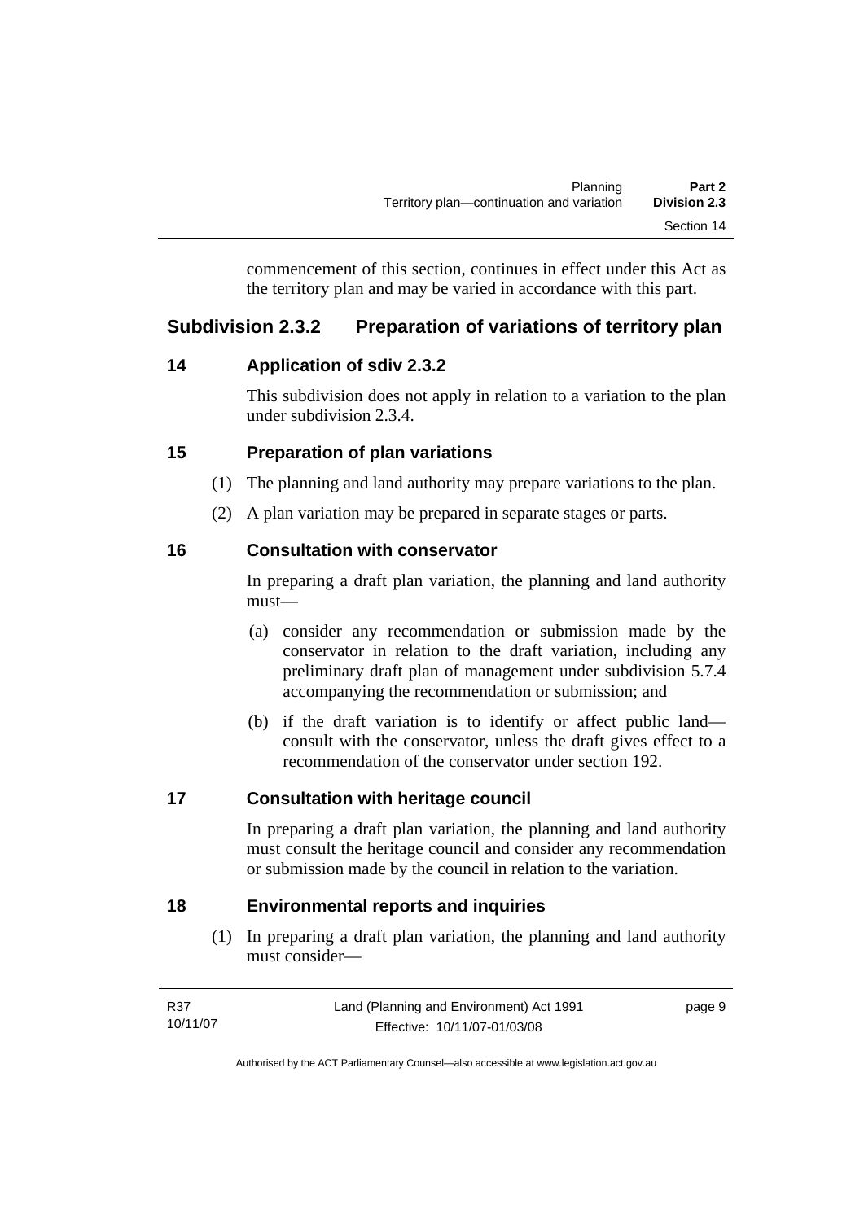commencement of this section, continues in effect under this Act as the territory plan and may be varied in accordance with this part.

## Subdivision 2.3.2 Preparation of variations of territory plan

### 14 Application of sdiv 2.3.2

This subdivision does not apply in relation to a variation to the plan under subdivision 2.3.4.

### 15 Preparation of plan variations

(1) The planning and land authority may prepare variations to the plan.

(2) A plan variation may be prepared in separate stages or parts.

### 16 Consultation with conservator

In preparing a draft plan variation, the planning and land authority must—

(a) consider any recommendation or submission made by the conservator in relation to the draft variation, including any preliminary draft plan of management under subdivision 5.7.4 accompanying the recommendation or submission; and

(b) if the draft variation is to identify or affect public land—consult with the conservator, unless the draft gives effect to a recommendation of the conservator under section 192.

### 17 Consultation with heritage council

In preparing a draft plan variation, the planning and land authority must consult the heritage council and consider any recommendation or submission made by the council in relation to the variation.

### 18 Environmental reports and inquiries

(1) In preparing a draft plan variation, the planning and land authority must consider—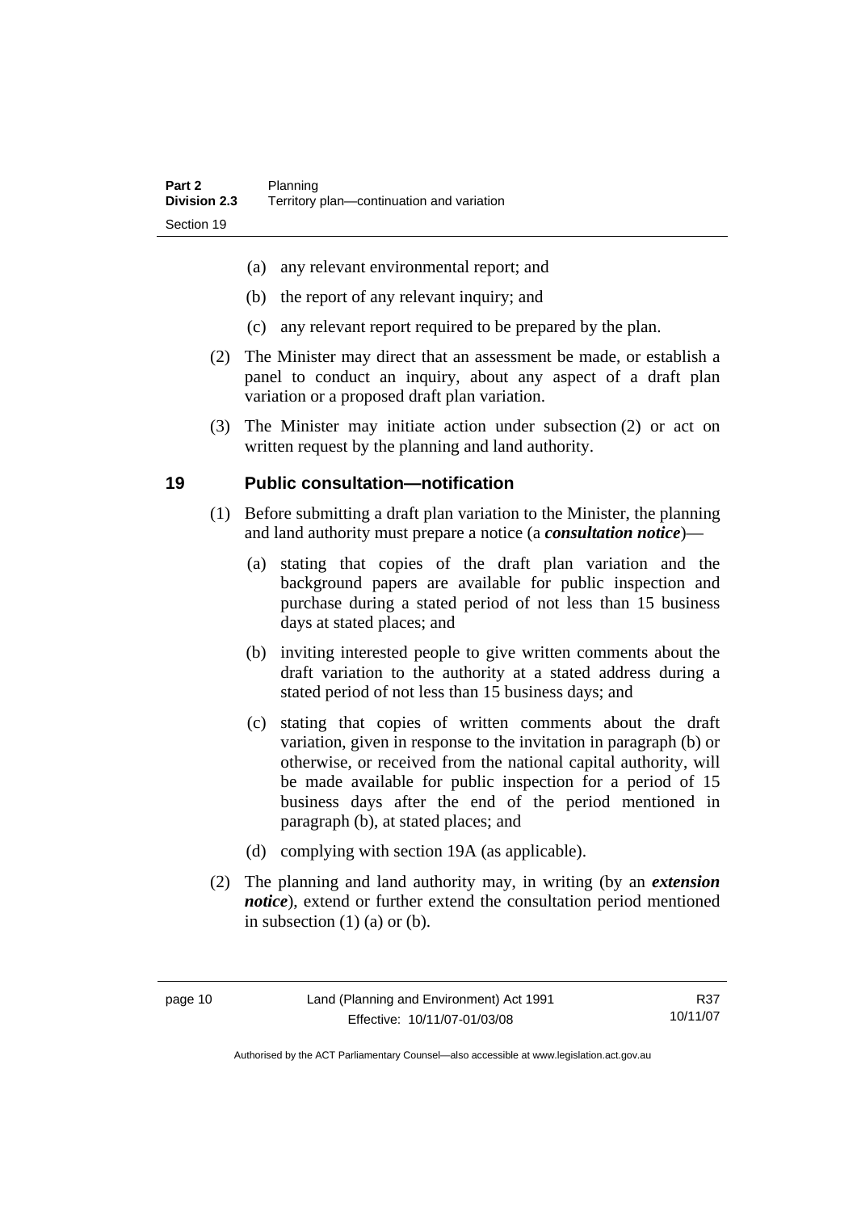(a) any relevant environmental report; and

(b) the report of any relevant inquiry; and

(c) any relevant report required to be prepared by the plan.

(2) The Minister may direct that an assessment be made, or establish a panel to conduct an inquiry, about any aspect of a draft plan variation or a proposed draft plan variation.

(3) The Minister may initiate action under subsection (2) or act on written request by the planning and land authority.

## 19 Public consultation—notification

(1) Before submitting a draft plan variation to the Minister, the planning and land authority must prepare a notice (a ***consultation notice***)—

(a) stating that copies of the draft plan variation and the background papers are available for public inspection and purchase during a stated period of not less than 15 business days at stated places; and

(b) inviting interested people to give written comments about the draft variation to the authority at a stated address during a stated period of not less than 15 business days; and

(c) stating that copies of written comments about the draft variation, given in response to the invitation in paragraph (b) or otherwise, or received from the national capital authority, will be made available for public inspection for a period of 15 business days after the end of the period mentioned in paragraph (b), at stated places; and

(d) complying with section 19A (as applicable).

(2) The planning and land authority may, in writing (by an ***extension notice***), extend or further extend the consultation period mentioned in subsection (1) (a) or (b).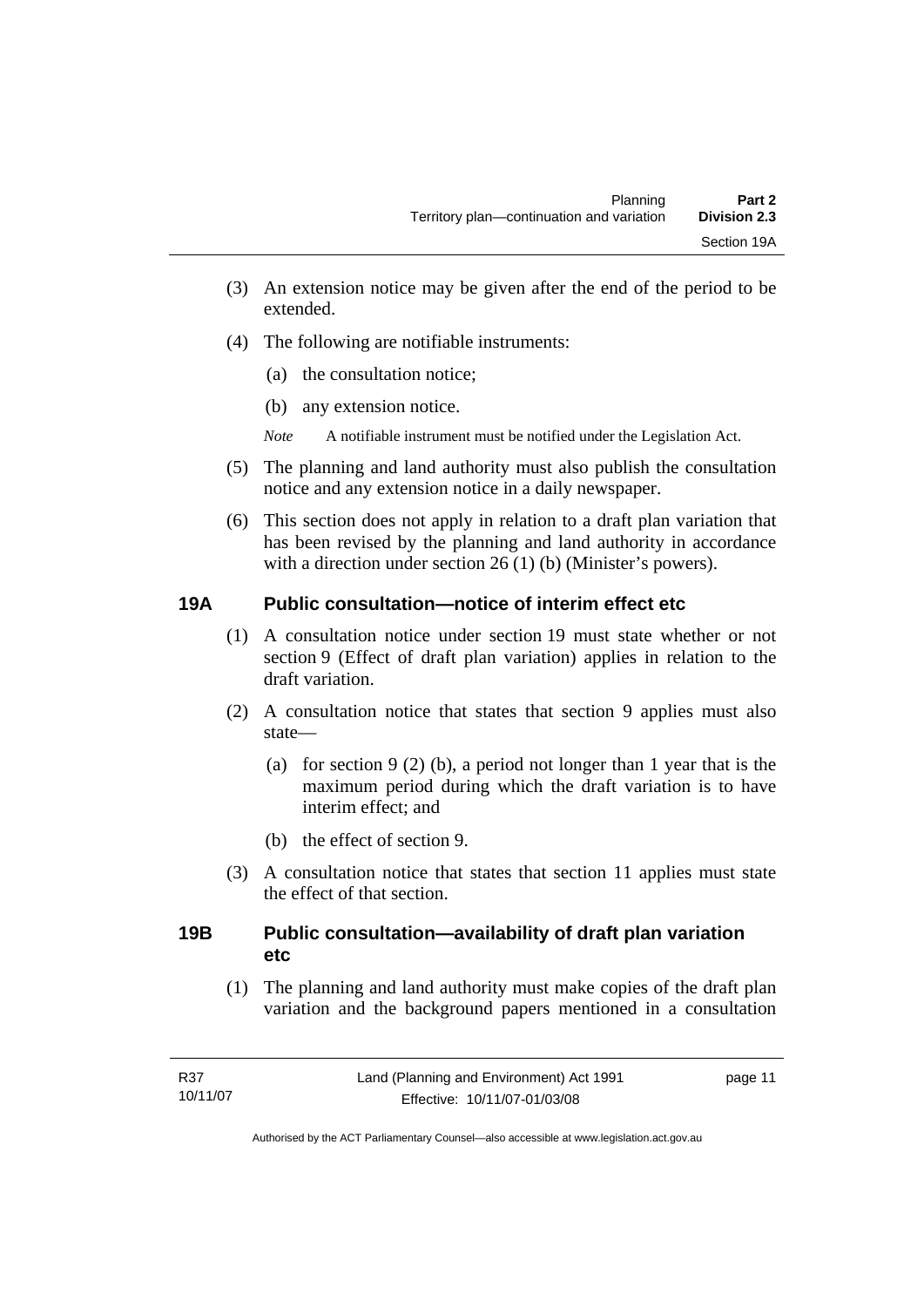(3) An extension notice may be given after the end of the period to be extended.

(4) The following are notifiable instruments:

(a) the consultation notice;

(b) any extension notice.

*Note* A notifiable instrument must be notified under the Legislation Act.

(5) The planning and land authority must also publish the consultation notice and any extension notice in a daily newspaper.

(6) This section does not apply in relation to a draft plan variation that has been revised by the planning and land authority in accordance with a direction under section 26 (1) (b) (Minister's powers).

## 19A Public consultation—notice of interim effect etc

(1) A consultation notice under section 19 must state whether or not section 9 (Effect of draft plan variation) applies in relation to the draft variation.

(2) A consultation notice that states that section 9 applies must also state—

(a) for section 9 (2) (b), a period not longer than 1 year that is the maximum period during which the draft variation is to have interim effect; and

(b) the effect of section 9.

(3) A consultation notice that states that section 11 applies must state the effect of that section.

## 19B Public consultation—availability of draft plan variation etc

(1) The planning and land authority must make copies of the draft plan variation and the background papers mentioned in a consultation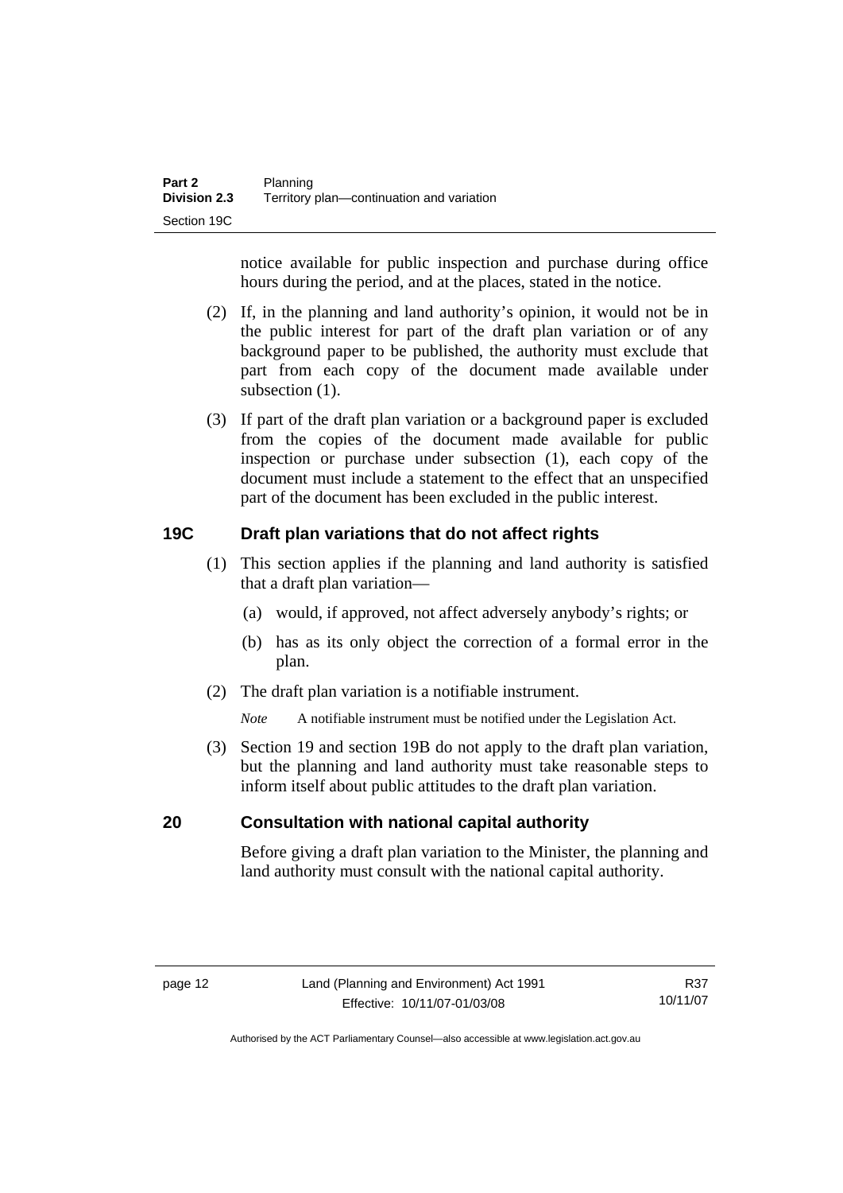notice available for public inspection and purchase during office hours during the period, and at the places, stated in the notice.

(2) If, in the planning and land authority's opinion, it would not be in the public interest for part of the draft plan variation or of any background paper to be published, the authority must exclude that part from each copy of the document made available under subsection (1).

(3) If part of the draft plan variation or a background paper is excluded from the copies of the document made available for public inspection or purchase under subsection (1), each copy of the document must include a statement to the effect that an unspecified part of the document has been excluded in the public interest.

## 19C Draft plan variations that do not affect rights

(1) This section applies if the planning and land authority is satisfied that a draft plan variation—

(a) would, if approved, not affect adversely anybody's rights; or

(b) has as its only object the correction of a formal error in the plan.

(2) The draft plan variation is a notifiable instrument.

*Note* A notifiable instrument must be notified under the Legislation Act.

(3) Section 19 and section 19B do not apply to the draft plan variation, but the planning and land authority must take reasonable steps to inform itself about public attitudes to the draft plan variation.

## 20 Consultation with national capital authority

Before giving a draft plan variation to the Minister, the planning and land authority must consult with the national capital authority.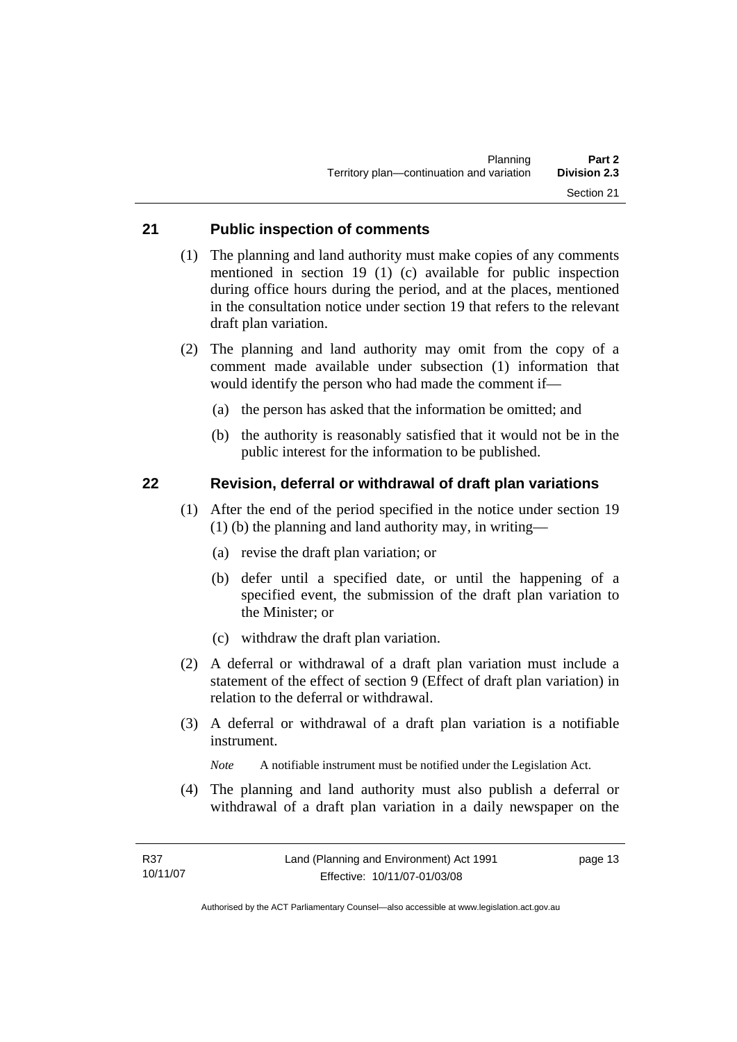## 21 Public inspection of comments

(1) The planning and land authority must make copies of any comments mentioned in section 19 (1) (c) available for public inspection during office hours during the period, and at the places, mentioned in the consultation notice under section 19 that refers to the relevant draft plan variation.

(2) The planning and land authority may omit from the copy of a comment made available under subsection (1) information that would identify the person who had made the comment if—

(a) the person has asked that the information be omitted; and

(b) the authority is reasonably satisfied that it would not be in the public interest for the information to be published.

## 22 Revision, deferral or withdrawal of draft plan variations

(1) After the end of the period specified in the notice under section 19 (1) (b) the planning and land authority may, in writing—

(a) revise the draft plan variation; or

(b) defer until a specified date, or until the happening of a specified event, the submission of the draft plan variation to the Minister; or

(c) withdraw the draft plan variation.

(2) A deferral or withdrawal of a draft plan variation must include a statement of the effect of section 9 (Effect of draft plan variation) in relation to the deferral or withdrawal.

(3) A deferral or withdrawal of a draft plan variation is a notifiable instrument.

*Note* A notifiable instrument must be notified under the Legislation Act.

(4) The planning and land authority must also publish a deferral or withdrawal of a draft plan variation in a daily newspaper on the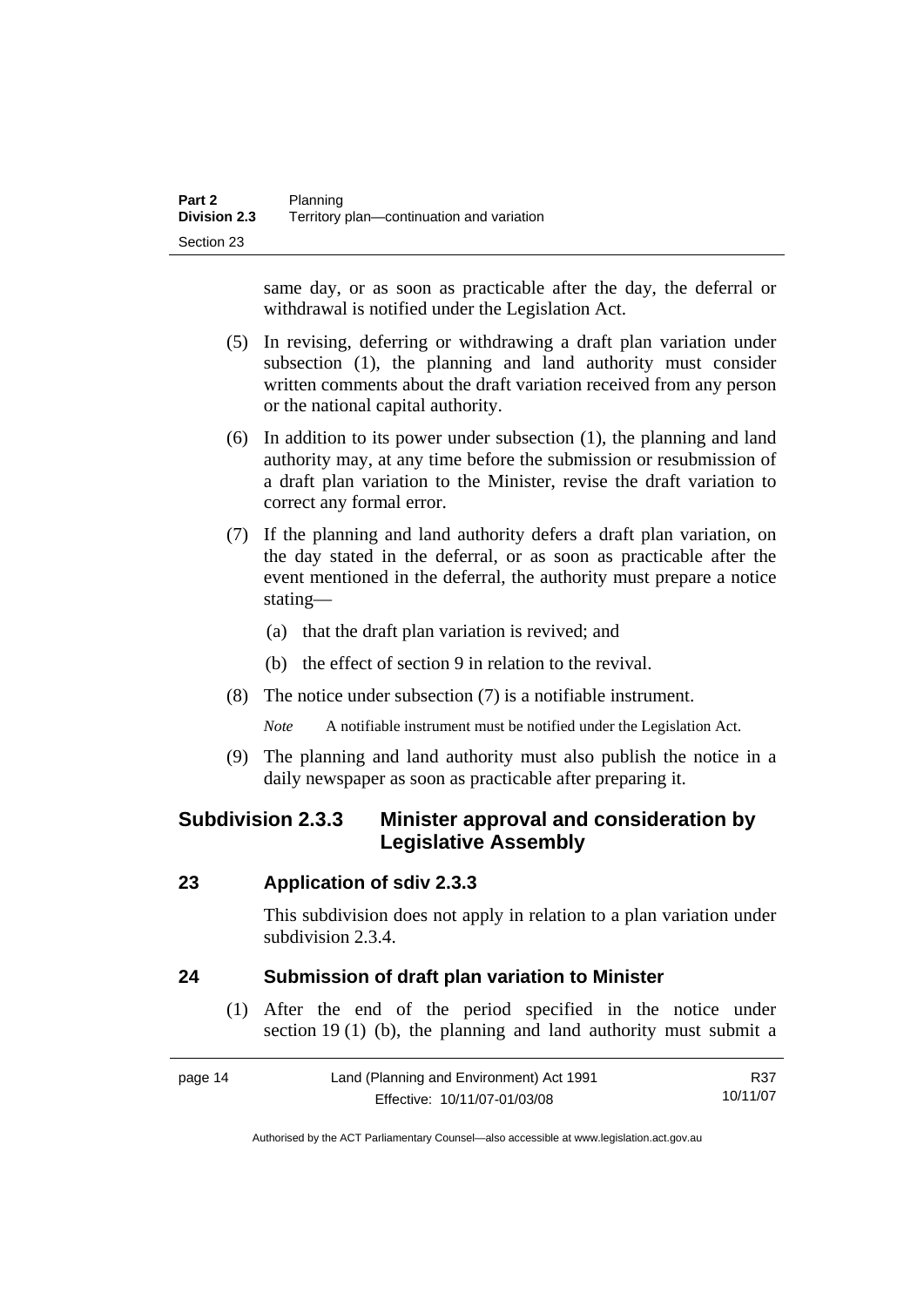same day, or as soon as practicable after the day, the deferral or withdrawal is notified under the Legislation Act.

(5) In revising, deferring or withdrawing a draft plan variation under subsection (1), the planning and land authority must consider written comments about the draft variation received from any person or the national capital authority.

(6) In addition to its power under subsection (1), the planning and land authority may, at any time before the submission or resubmission of a draft plan variation to the Minister, revise the draft variation to correct any formal error.

(7) If the planning and land authority defers a draft plan variation, on the day stated in the deferral, or as soon as practicable after the event mentioned in the deferral, the authority must prepare a notice stating—

(a) that the draft plan variation is revived; and

(b) the effect of section 9 in relation to the revival.

(8) The notice under subsection (7) is a notifiable instrument.

*Note* A notifiable instrument must be notified under the Legislation Act.

(9) The planning and land authority must also publish the notice in a daily newspaper as soon as practicable after preparing it.

## Subdivision 2.3.3 Minister approval and consideration by Legislative Assembly

### 23 Application of sdiv 2.3.3

This subdivision does not apply in relation to a plan variation under subdivision 2.3.4.

### 24 Submission of draft plan variation to Minister

(1) After the end of the period specified in the notice under section 19 (1) (b), the planning and land authority must submit a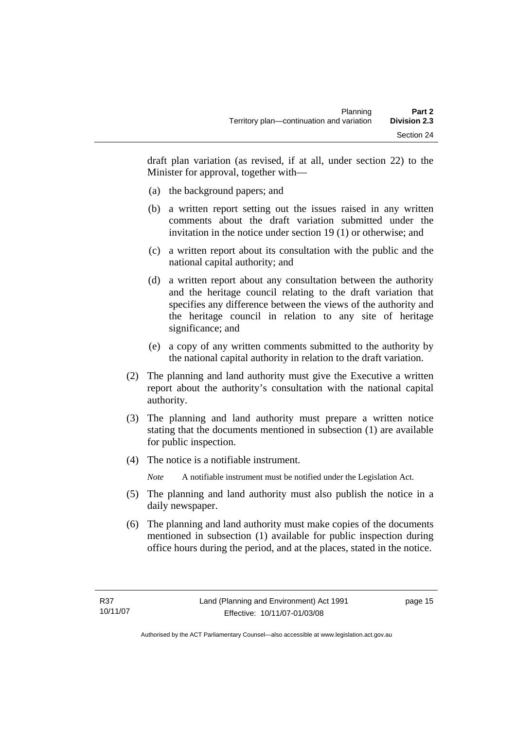draft plan variation (as revised, if at all, under section 22) to the Minister for approval, together with—

(a) the background papers; and

(b) a written report setting out the issues raised in any written comments about the draft variation submitted under the invitation in the notice under section 19 (1) or otherwise; and

(c) a written report about its consultation with the public and the national capital authority; and

(d) a written report about any consultation between the authority and the heritage council relating to the draft variation that specifies any difference between the views of the authority and the heritage council in relation to any site of heritage significance; and

(e) a copy of any written comments submitted to the authority by the national capital authority in relation to the draft variation.

(2) The planning and land authority must give the Executive a written report about the authority's consultation with the national capital authority.

(3) The planning and land authority must prepare a written notice stating that the documents mentioned in subsection (1) are available for public inspection.

(4) The notice is a notifiable instrument.

*Note* A notifiable instrument must be notified under the Legislation Act.

(5) The planning and land authority must also publish the notice in a daily newspaper.

(6) The planning and land authority must make copies of the documents mentioned in subsection (1) available for public inspection during office hours during the period, and at the places, stated in the notice.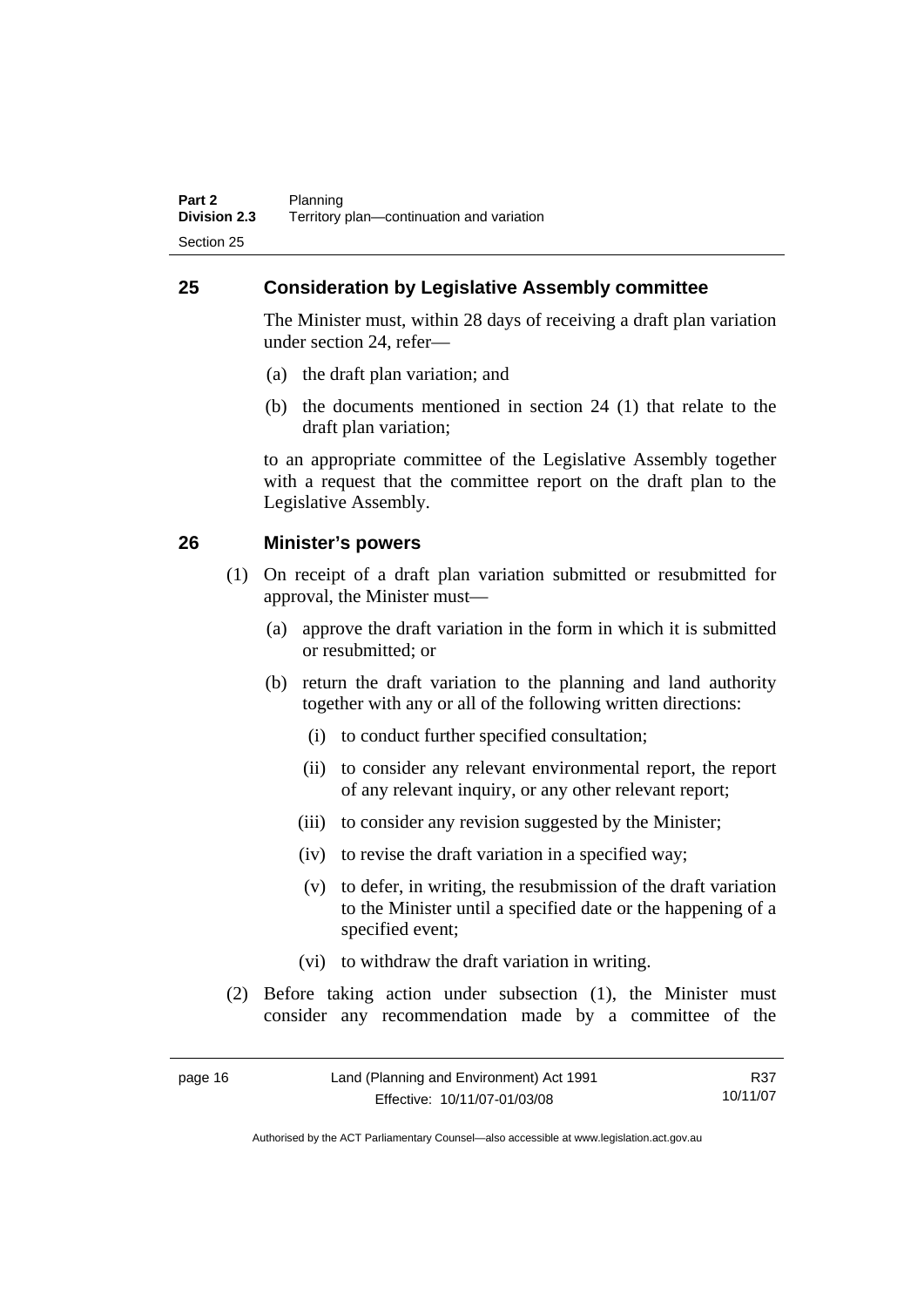## 25 Consideration by Legislative Assembly committee

The Minister must, within 28 days of receiving a draft plan variation under section 24, refer—

(a) the draft plan variation; and

(b) the documents mentioned in section 24 (1) that relate to the draft plan variation;

to an appropriate committee of the Legislative Assembly together with a request that the committee report on the draft plan to the Legislative Assembly.

## 26 Minister's powers

(1) On receipt of a draft plan variation submitted or resubmitted for approval, the Minister must—

(a) approve the draft variation in the form in which it is submitted or resubmitted; or

(b) return the draft variation to the planning and land authority together with any or all of the following written directions:

(i) to conduct further specified consultation;

(ii) to consider any relevant environmental report, the report of any relevant inquiry, or any other relevant report;

(iii) to consider any revision suggested by the Minister;

(iv) to revise the draft variation in a specified way;

(v) to defer, in writing, the resubmission of the draft variation to the Minister until a specified date or the happening of a specified event;

(vi) to withdraw the draft variation in writing.

(2) Before taking action under subsection (1), the Minister must consider any recommendation made by a committee of the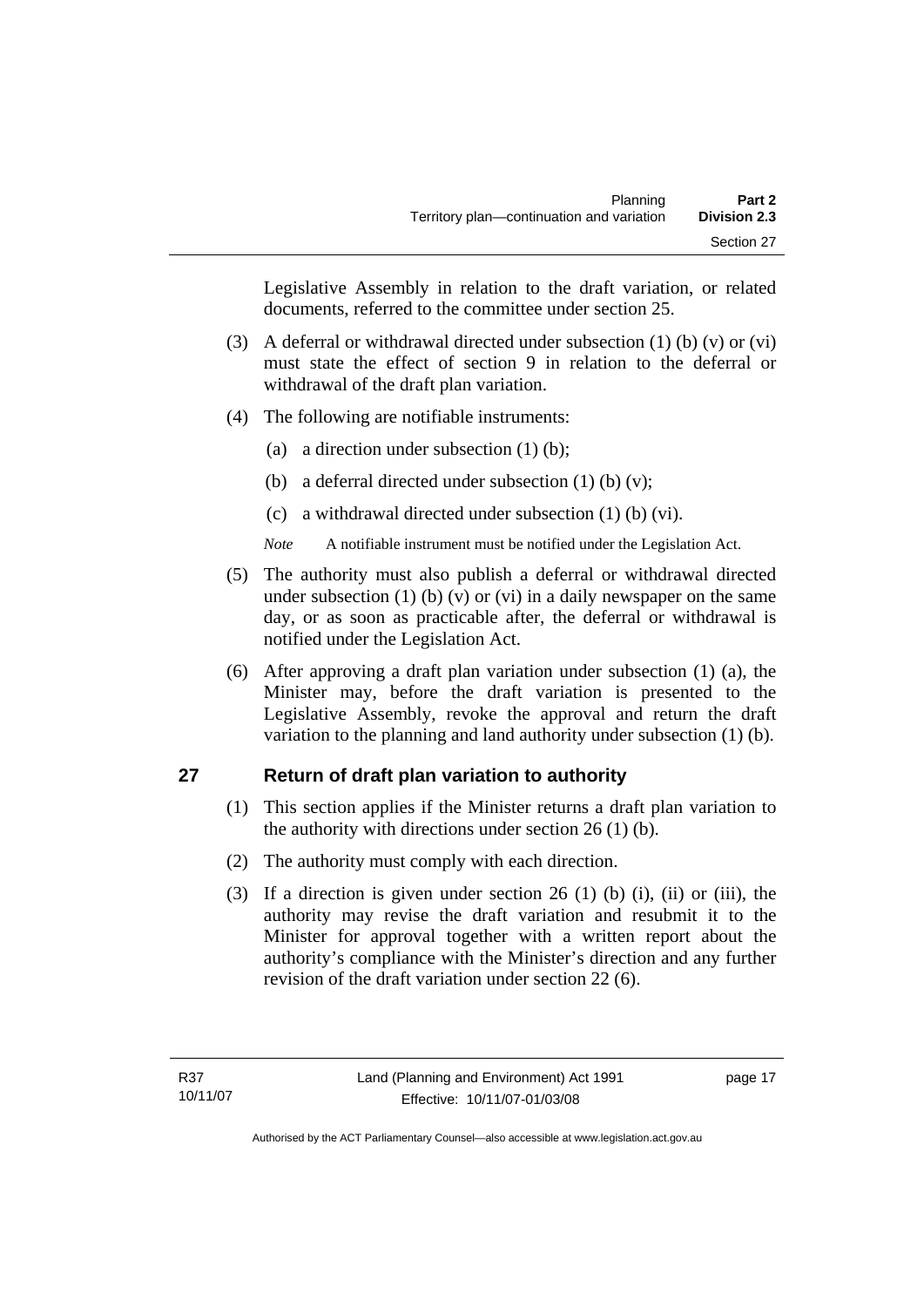Legislative Assembly in relation to the draft variation, or related documents, referred to the committee under section 25.

(3) A deferral or withdrawal directed under subsection (1) (b) (v) or (vi) must state the effect of section 9 in relation to the deferral or withdrawal of the draft plan variation.

(4) The following are notifiable instruments:

(a) a direction under subsection (1) (b);

(b) a deferral directed under subsection (1) (b) (v);

(c) a withdrawal directed under subsection (1) (b) (vi).

*Note* A notifiable instrument must be notified under the Legislation Act.

(5) The authority must also publish a deferral or withdrawal directed under subsection (1) (b) (v) or (vi) in a daily newspaper on the same day, or as soon as practicable after, the deferral or withdrawal is notified under the Legislation Act.

(6) After approving a draft plan variation under subsection (1) (a), the Minister may, before the draft variation is presented to the Legislative Assembly, revoke the approval and return the draft variation to the planning and land authority under subsection (1) (b).

## 27 Return of draft plan variation to authority

(1) This section applies if the Minister returns a draft plan variation to the authority with directions under section 26 (1) (b).

(2) The authority must comply with each direction.

(3) If a direction is given under section 26 (1) (b) (i), (ii) or (iii), the authority may revise the draft variation and resubmit it to the Minister for approval together with a written report about the authority's compliance with the Minister's direction and any further revision of the draft variation under section 22 (6).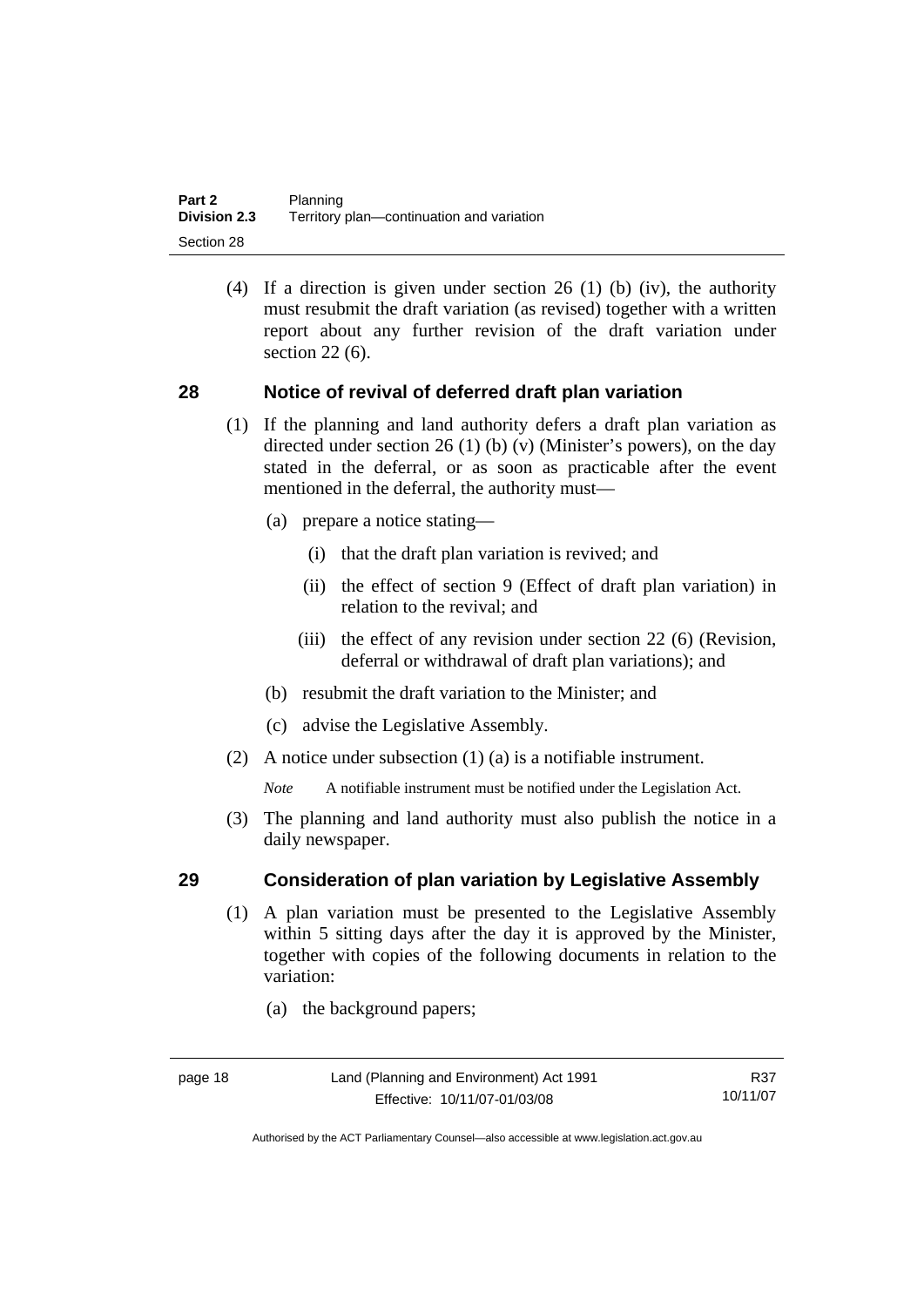(4) If a direction is given under section 26 (1) (b) (iv), the authority must resubmit the draft variation (as revised) together with a written report about any further revision of the draft variation under section 22 (6).

## 28 Notice of revival of deferred draft plan variation

(1) If the planning and land authority defers a draft plan variation as directed under section 26 (1) (b) (v) (Minister's powers), on the day stated in the deferral, or as soon as practicable after the event mentioned in the deferral, the authority must—

(a) prepare a notice stating—

(i) that the draft plan variation is revived; and

(ii) the effect of section 9 (Effect of draft plan variation) in relation to the revival; and

(iii) the effect of any revision under section 22 (6) (Revision, deferral or withdrawal of draft plan variations); and

(b) resubmit the draft variation to the Minister; and

(c) advise the Legislative Assembly.

(2) A notice under subsection (1) (a) is a notifiable instrument.

*Note* A notifiable instrument must be notified under the Legislation Act.

(3) The planning and land authority must also publish the notice in a daily newspaper.

## 29 Consideration of plan variation by Legislative Assembly

(1) A plan variation must be presented to the Legislative Assembly within 5 sitting days after the day it is approved by the Minister, together with copies of the following documents in relation to the variation:

(a) the background papers;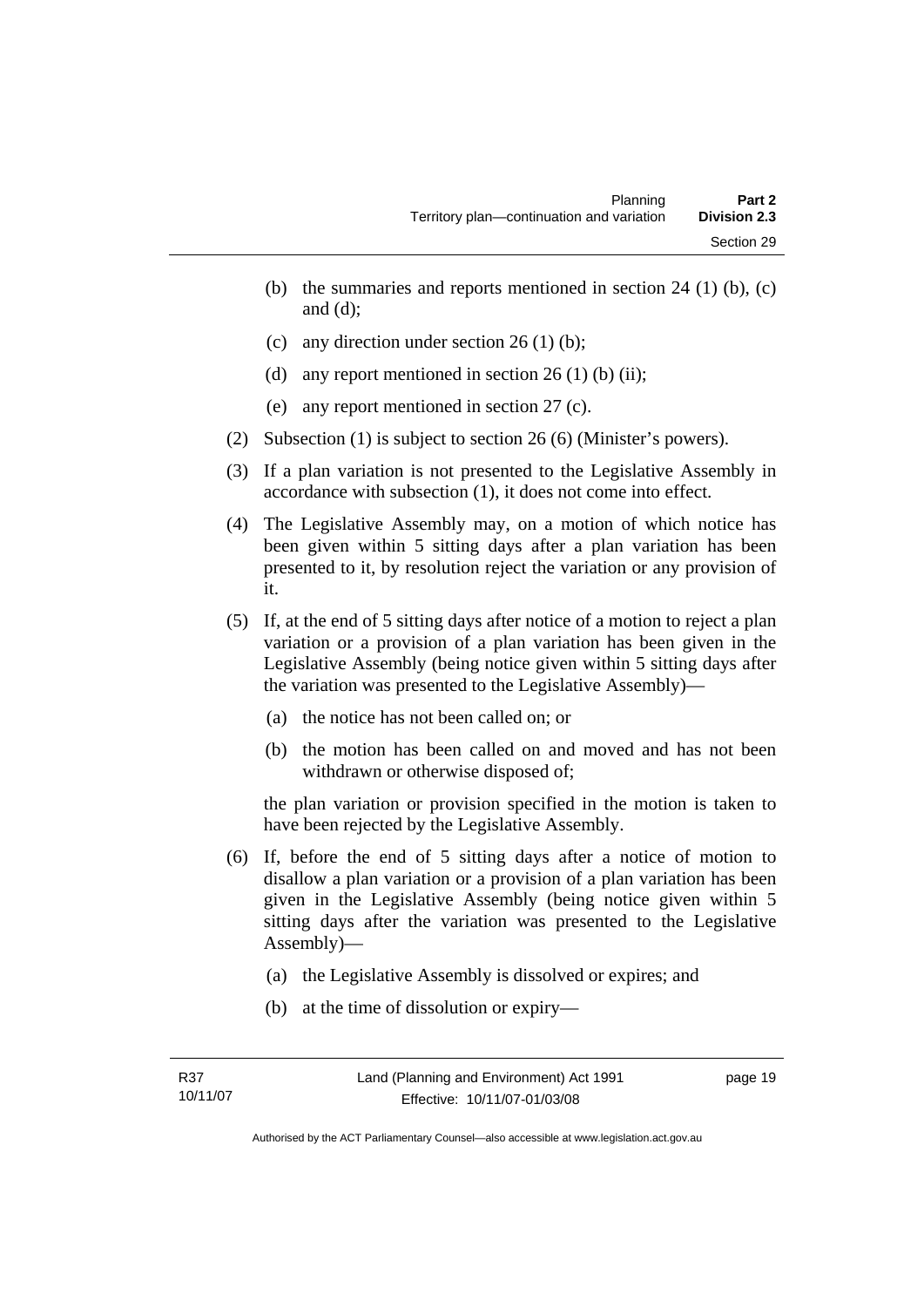(b) the summaries and reports mentioned in section 24 (1) (b), (c) and (d);

(c) any direction under section 26 (1) (b);

(d) any report mentioned in section 26 (1) (b) (ii);

(e) any report mentioned in section 27 (c).

(2) Subsection (1) is subject to section 26 (6) (Minister's powers).

(3) If a plan variation is not presented to the Legislative Assembly in accordance with subsection (1), it does not come into effect.

(4) The Legislative Assembly may, on a motion of which notice has been given within 5 sitting days after a plan variation has been presented to it, by resolution reject the variation or any provision of it.

(5) If, at the end of 5 sitting days after notice of a motion to reject a plan variation or a provision of a plan variation has been given in the Legislative Assembly (being notice given within 5 sitting days after the variation was presented to the Legislative Assembly)—

(a) the notice has not been called on; or

(b) the motion has been called on and moved and has not been withdrawn or otherwise disposed of;

the plan variation or provision specified in the motion is taken to have been rejected by the Legislative Assembly.

(6) If, before the end of 5 sitting days after a notice of motion to disallow a plan variation or a provision of a plan variation has been given in the Legislative Assembly (being notice given within 5 sitting days after the variation was presented to the Legislative Assembly)—

(a) the Legislative Assembly is dissolved or expires; and

(b) at the time of dissolution or expiry—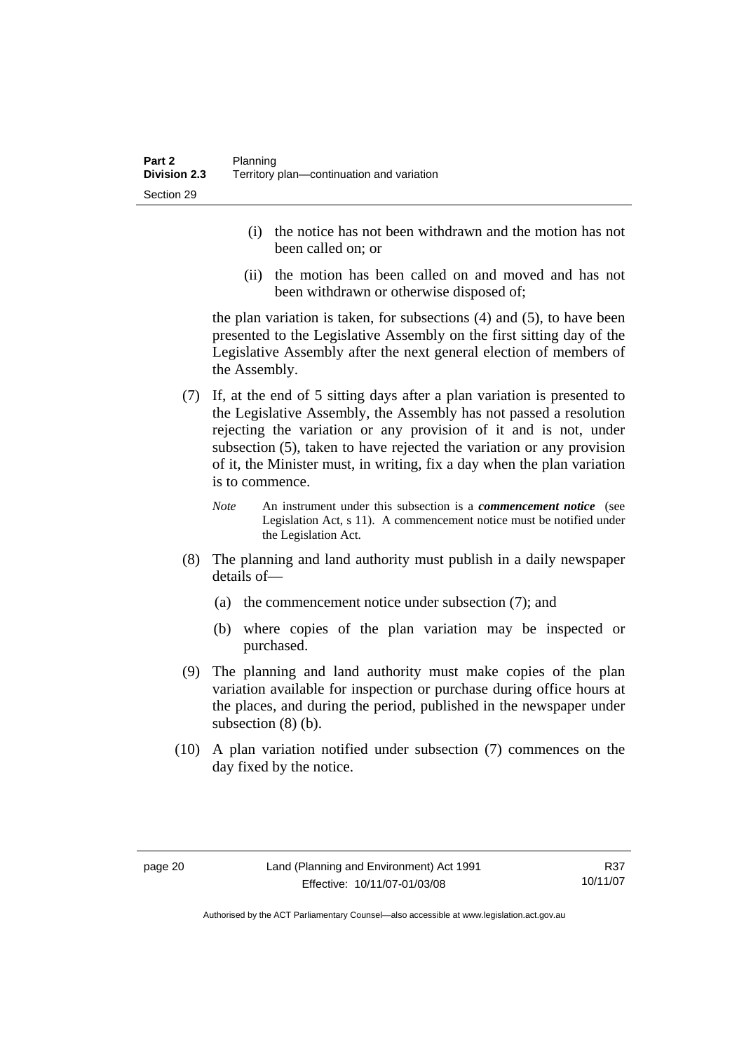(i) the notice has not been withdrawn and the motion has not been called on; or

(ii) the motion has been called on and moved and has not been withdrawn or otherwise disposed of;

the plan variation is taken, for subsections (4) and (5), to have been presented to the Legislative Assembly on the first sitting day of the Legislative Assembly after the next general election of members of the Assembly.

(7) If, at the end of 5 sitting days after a plan variation is presented to the Legislative Assembly, the Assembly has not passed a resolution rejecting the variation or any provision of it and is not, under subsection (5), taken to have rejected the variation or any provision of it, the Minister must, in writing, fix a day when the plan variation is to commence.

*Note* An instrument under this subsection is a ***commencement notice*** (see Legislation Act, s 11). A commencement notice must be notified under the Legislation Act.

(8) The planning and land authority must publish in a daily newspaper details of—

(a) the commencement notice under subsection (7); and

(b) where copies of the plan variation may be inspected or purchased.

(9) The planning and land authority must make copies of the plan variation available for inspection or purchase during office hours at the places, and during the period, published in the newspaper under subsection (8) (b).

(10) A plan variation notified under subsection (7) commences on the day fixed by the notice.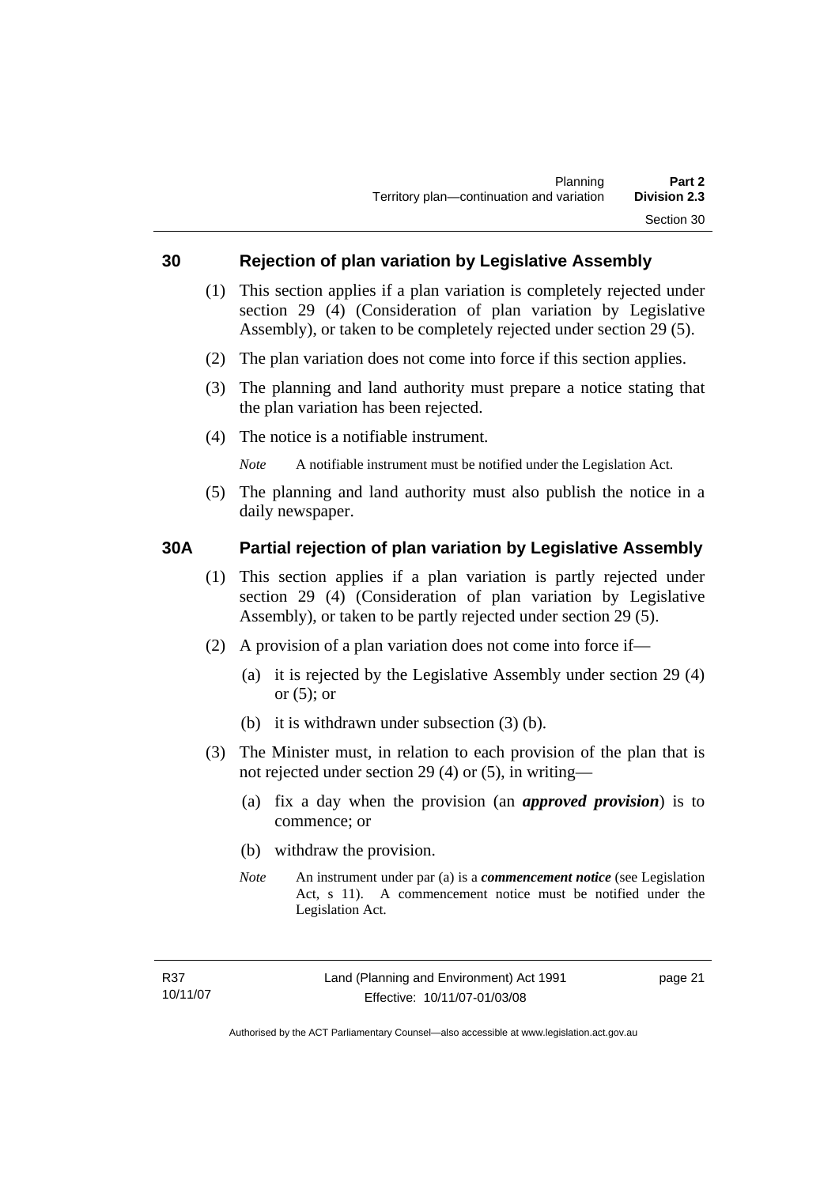## 30 Rejection of plan variation by Legislative Assembly

(1) This section applies if a plan variation is completely rejected under section 29 (4) (Consideration of plan variation by Legislative Assembly), or taken to be completely rejected under section 29 (5).

(2) The plan variation does not come into force if this section applies.

(3) The planning and land authority must prepare a notice stating that the plan variation has been rejected.

(4) The notice is a notifiable instrument.

*Note* A notifiable instrument must be notified under the Legislation Act.

(5) The planning and land authority must also publish the notice in a daily newspaper.

## 30A Partial rejection of plan variation by Legislative Assembly

(1) This section applies if a plan variation is partly rejected under section 29 (4) (Consideration of plan variation by Legislative Assembly), or taken to be partly rejected under section 29 (5).

(2) A provision of a plan variation does not come into force if—

(a) it is rejected by the Legislative Assembly under section 29 (4) or (5); or

(b) it is withdrawn under subsection (3) (b).

(3) The Minister must, in relation to each provision of the plan that is not rejected under section 29 (4) or (5), in writing—

(a) fix a day when the provision (an ***approved provision***) is to commence; or

(b) withdraw the provision.

*Note* An instrument under par (a) is a ***commencement notice*** (see Legislation Act, s 11). A commencement notice must be notified under the Legislation Act.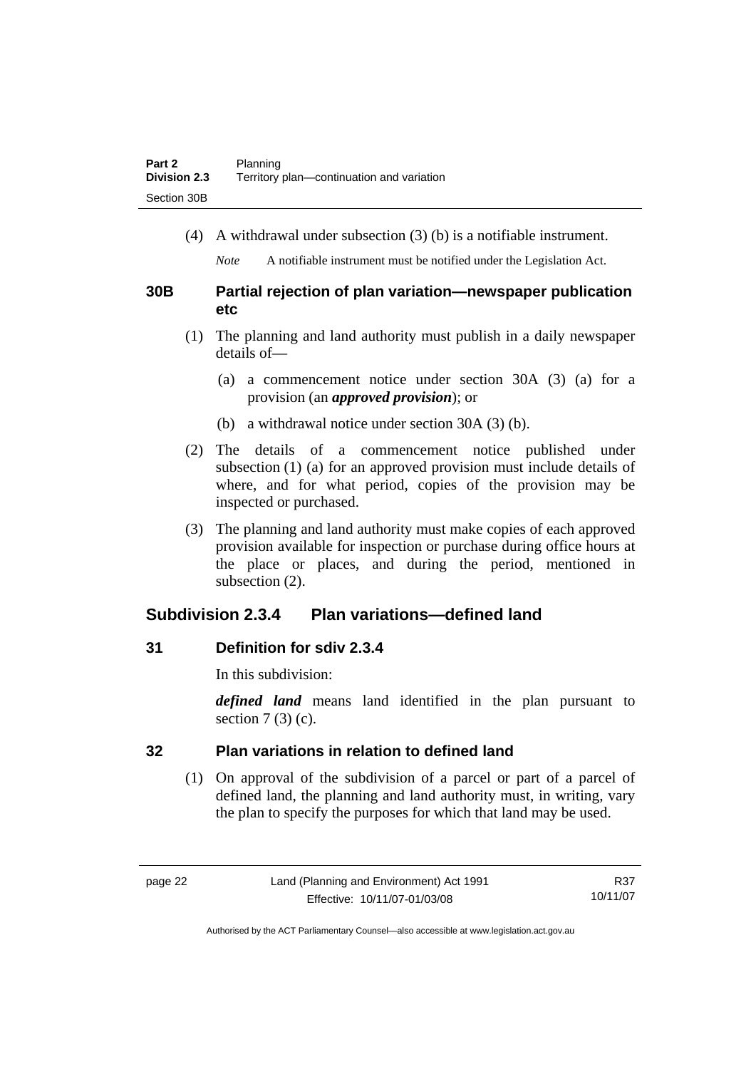(4) A withdrawal under subsection (3) (b) is a notifiable instrument.

*Note* A notifiable instrument must be notified under the Legislation Act.

### 30B Partial rejection of plan variation—newspaper publication etc

(1) The planning and land authority must publish in a daily newspaper details of—

(a) a commencement notice under section 30A (3) (a) for a provision (an ***approved provision***); or

(b) a withdrawal notice under section 30A (3) (b).

(2) The details of a commencement notice published under subsection (1) (a) for an approved provision must include details of where, and for what period, copies of the provision may be inspected or purchased.

(3) The planning and land authority must make copies of each approved provision available for inspection or purchase during office hours at the place or places, and during the period, mentioned in subsection (2).

## Subdivision 2.3.4 Plan variations—defined land

### 31 Definition for sdiv 2.3.4

In this subdivision:

***defined land*** means land identified in the plan pursuant to section 7 (3) (c).

### 32 Plan variations in relation to defined land

(1) On approval of the subdivision of a parcel or part of a parcel of defined land, the planning and land authority must, in writing, vary the plan to specify the purposes for which that land may be used.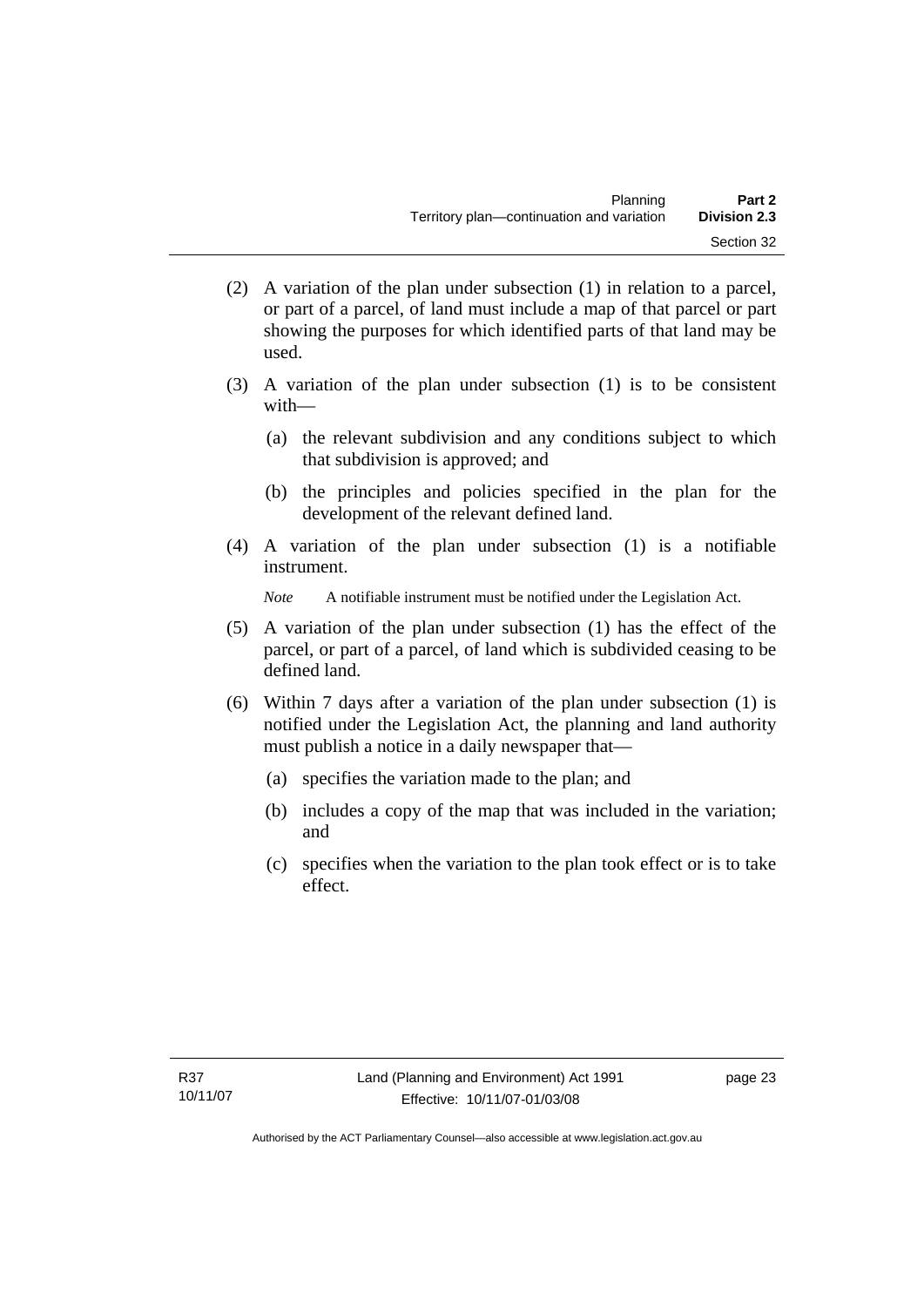(2) A variation of the plan under subsection (1) in relation to a parcel, or part of a parcel, of land must include a map of that parcel or part showing the purposes for which identified parts of that land may be used.

(3) A variation of the plan under subsection (1) is to be consistent with—

(a) the relevant subdivision and any conditions subject to which that subdivision is approved; and

(b) the principles and policies specified in the plan for the development of the relevant defined land.

(4) A variation of the plan under subsection (1) is a notifiable instrument.

*Note* A notifiable instrument must be notified under the Legislation Act.

(5) A variation of the plan under subsection (1) has the effect of the parcel, or part of a parcel, of land which is subdivided ceasing to be defined land.

(6) Within 7 days after a variation of the plan under subsection (1) is notified under the Legislation Act, the planning and land authority must publish a notice in a daily newspaper that—

(a) specifies the variation made to the plan; and

(b) includes a copy of the map that was included in the variation; and

(c) specifies when the variation to the plan took effect or is to take effect.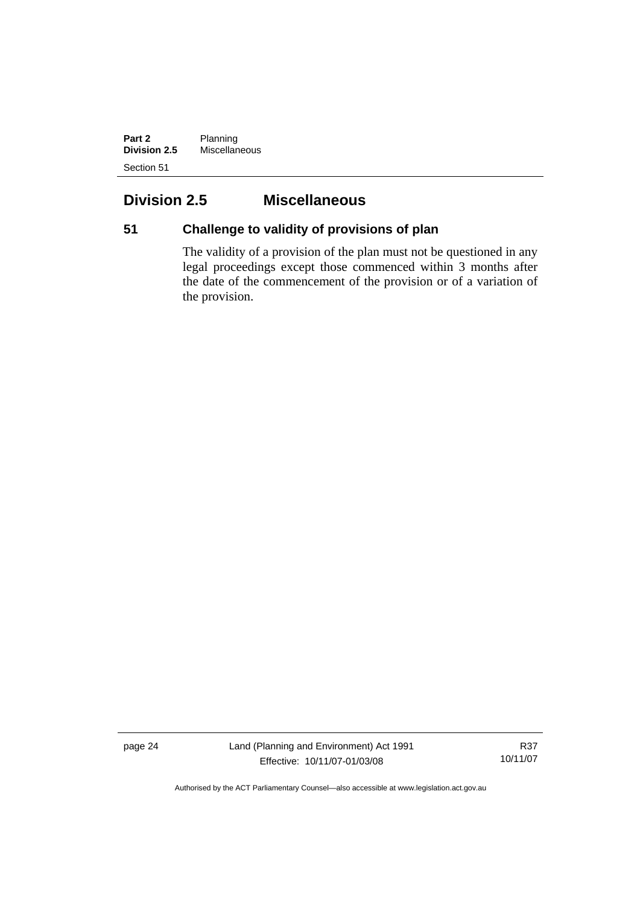## Division 2.5 Miscellaneous

### 51 Challenge to validity of provisions of plan

The validity of a provision of the plan must not be questioned in any legal proceedings except those commenced within 3 months after the date of the commencement of the provision or of a variation of the provision.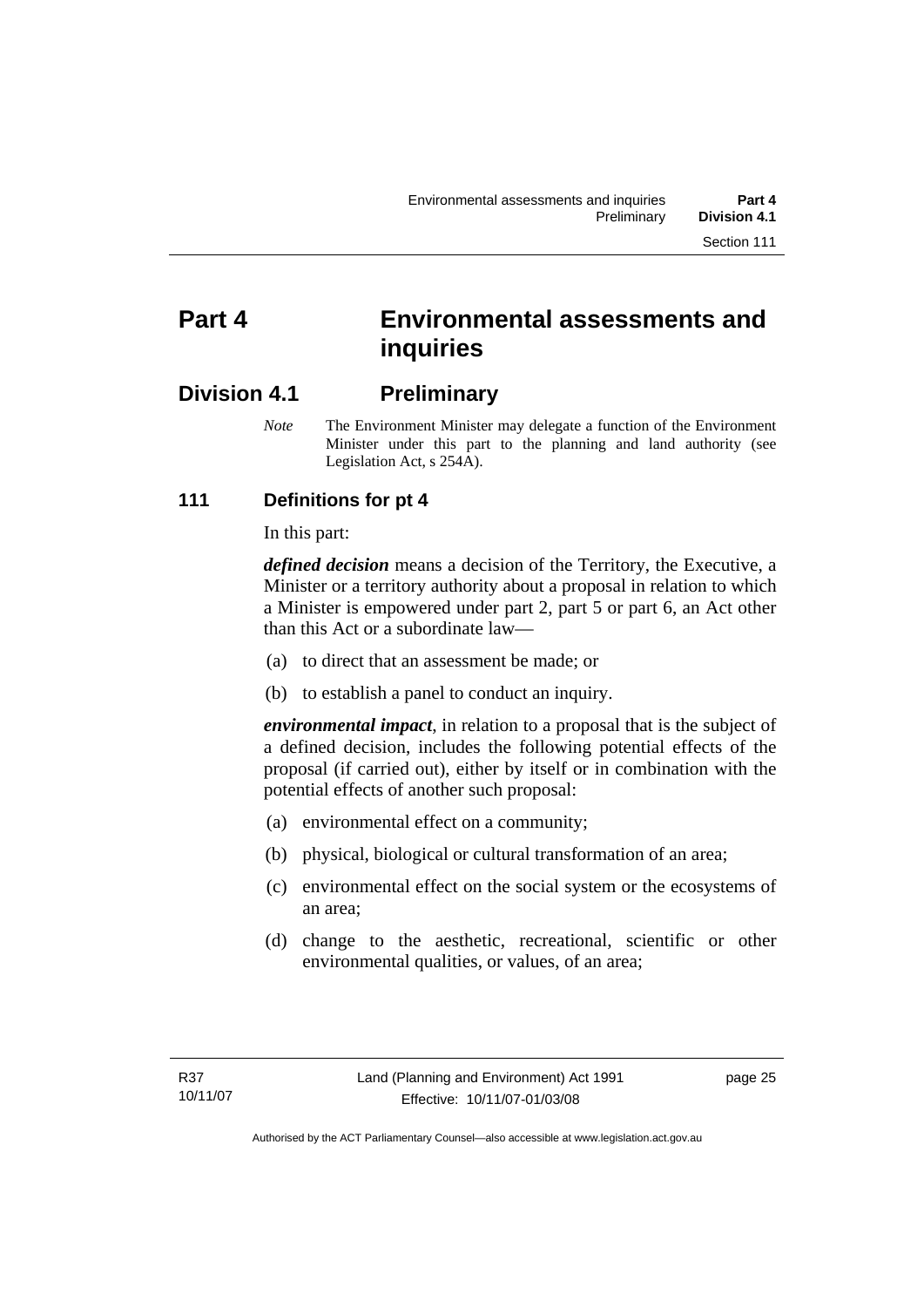# Part 4 Environmental assessments and inquiries

## Division 4.1 Preliminary

*Note* The Environment Minister may delegate a function of the Environment Minister under this part to the planning and land authority (see Legislation Act, s 254A).

### 111 Definitions for pt 4

In this part:

***defined decision*** means a decision of the Territory, the Executive, a Minister or a territory authority about a proposal in relation to which a Minister is empowered under part 2, part 5 or part 6, an Act other than this Act or a subordinate law—

(a) to direct that an assessment be made; or

(b) to establish a panel to conduct an inquiry.

***environmental impact***, in relation to a proposal that is the subject of a defined decision, includes the following potential effects of the proposal (if carried out), either by itself or in combination with the potential effects of another such proposal:

(a) environmental effect on a community;

(b) physical, biological or cultural transformation of an area;

(c) environmental effect on the social system or the ecosystems of an area;

(d) change to the aesthetic, recreational, scientific or other environmental qualities, or values, of an area;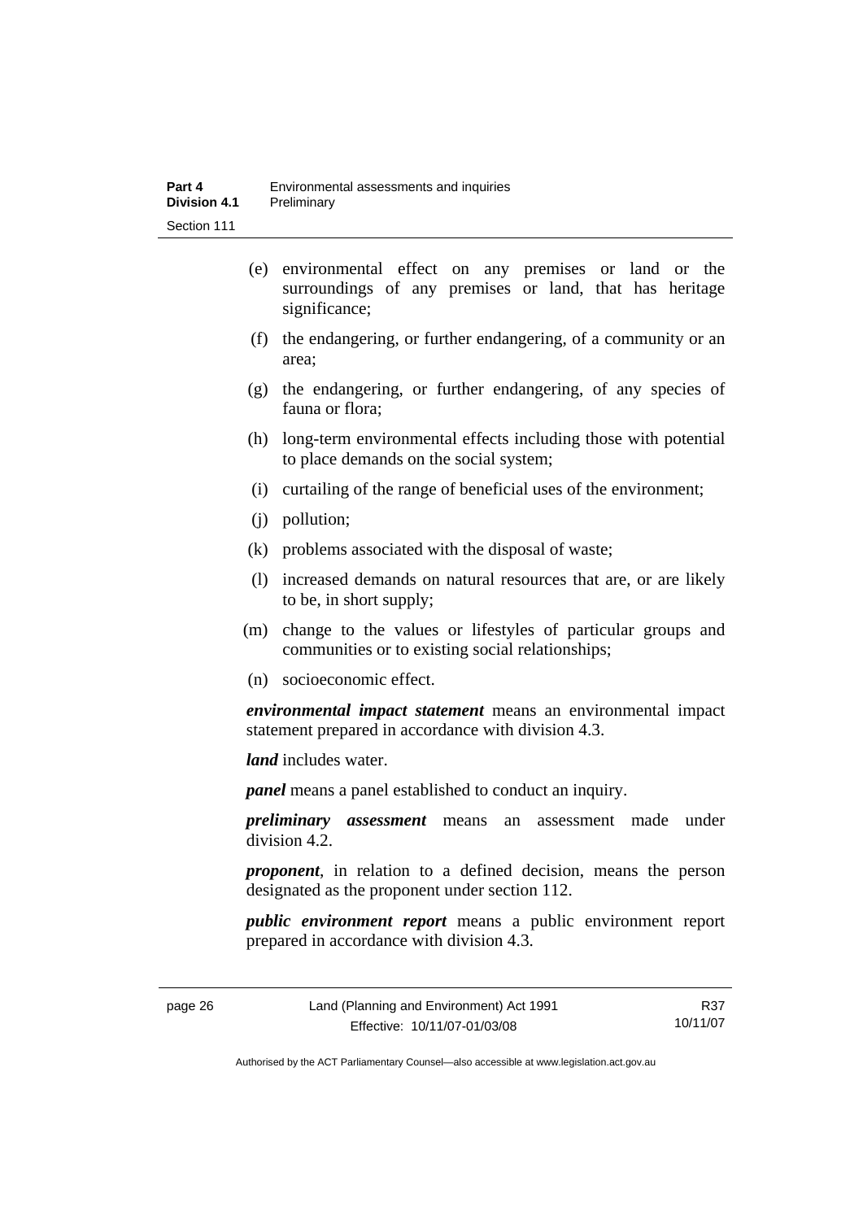(e) environmental effect on any premises or land or the surroundings of any premises or land, that has heritage significance;

(f) the endangering, or further endangering, of a community or an area;

(g) the endangering, or further endangering, of any species of fauna or flora;

(h) long-term environmental effects including those with potential to place demands on the social system;

(i) curtailing of the range of beneficial uses of the environment;

(j) pollution;

(k) problems associated with the disposal of waste;

(l) increased demands on natural resources that are, or are likely to be, in short supply;

(m) change to the values or lifestyles of particular groups and communities or to existing social relationships;

(n) socioeconomic effect.

***environmental impact statement*** means an environmental impact statement prepared in accordance with division 4.3.

***land*** includes water.

***panel*** means a panel established to conduct an inquiry.

***preliminary assessment*** means an assessment made under division 4.2.

***proponent***, in relation to a defined decision, means the person designated as the proponent under section 112.

***public environment report*** means a public environment report prepared in accordance with division 4.3.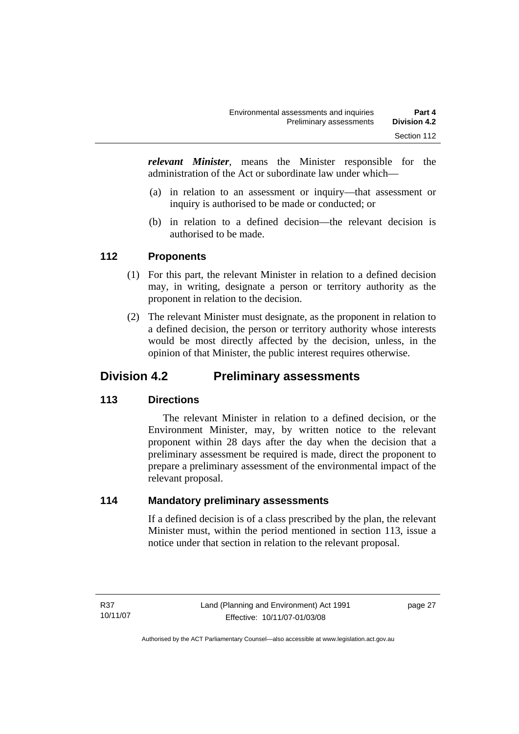***relevant Minister***, means the Minister responsible for the administration of the Act or subordinate law under which—

(a) in relation to an assessment or inquiry—that assessment or inquiry is authorised to be made or conducted; or

(b) in relation to a defined decision—the relevant decision is authorised to be made.

### 112 Proponents

(1) For this part, the relevant Minister in relation to a defined decision may, in writing, designate a person or territory authority as the proponent in relation to the decision.

(2) The relevant Minister must designate, as the proponent in relation to a defined decision, the person or territory authority whose interests would be most directly affected by the decision, unless, in the opinion of that Minister, the public interest requires otherwise.

## Division 4.2 Preliminary assessments

### 113 Directions

The relevant Minister in relation to a defined decision, or the Environment Minister, may, by written notice to the relevant proponent within 28 days after the day when the decision that a preliminary assessment be required is made, direct the proponent to prepare a preliminary assessment of the environmental impact of the relevant proposal.

### 114 Mandatory preliminary assessments

If a defined decision is of a class prescribed by the plan, the relevant Minister must, within the period mentioned in section 113, issue a notice under that section in relation to the relevant proposal.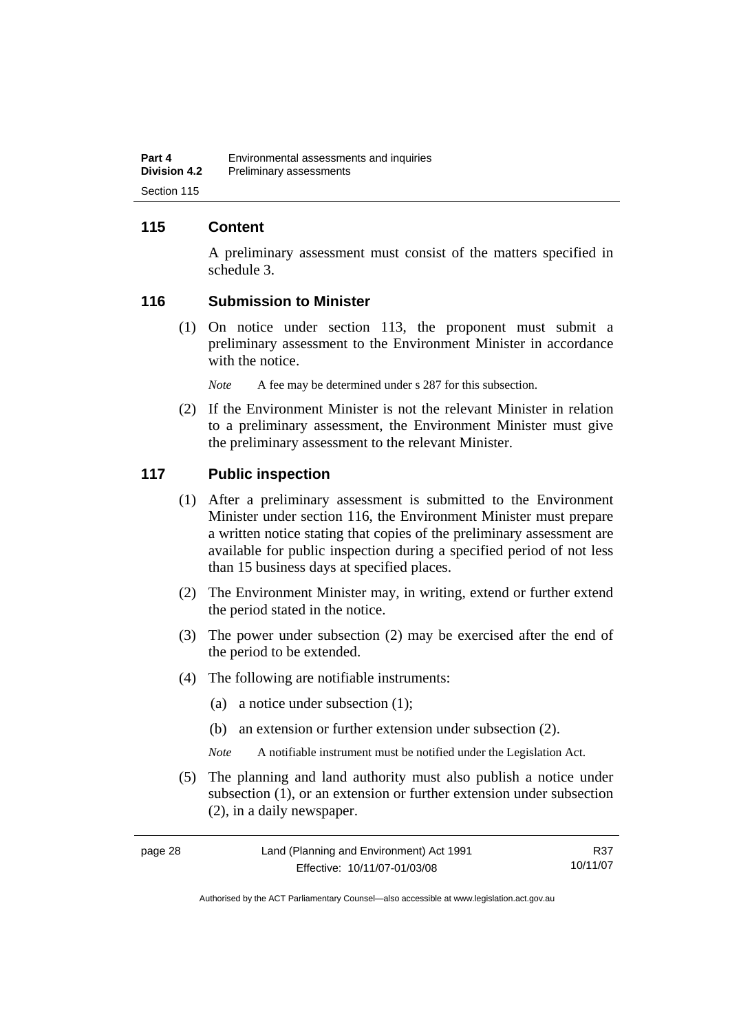## 115 Content

A preliminary assessment must consist of the matters specified in schedule 3.

## 116 Submission to Minister

(1) On notice under section 113, the proponent must submit a preliminary assessment to the Environment Minister in accordance with the notice.

*Note* A fee may be determined under s 287 for this subsection.

(2) If the Environment Minister is not the relevant Minister in relation to a preliminary assessment, the Environment Minister must give the preliminary assessment to the relevant Minister.

## 117 Public inspection

(1) After a preliminary assessment is submitted to the Environment Minister under section 116, the Environment Minister must prepare a written notice stating that copies of the preliminary assessment are available for public inspection during a specified period of not less than 15 business days at specified places.

(2) The Environment Minister may, in writing, extend or further extend the period stated in the notice.

(3) The power under subsection (2) may be exercised after the end of the period to be extended.

(4) The following are notifiable instruments:

(a) a notice under subsection (1);

(b) an extension or further extension under subsection (2).

*Note* A notifiable instrument must be notified under the Legislation Act.

(5) The planning and land authority must also publish a notice under subsection (1), or an extension or further extension under subsection (2), in a daily newspaper.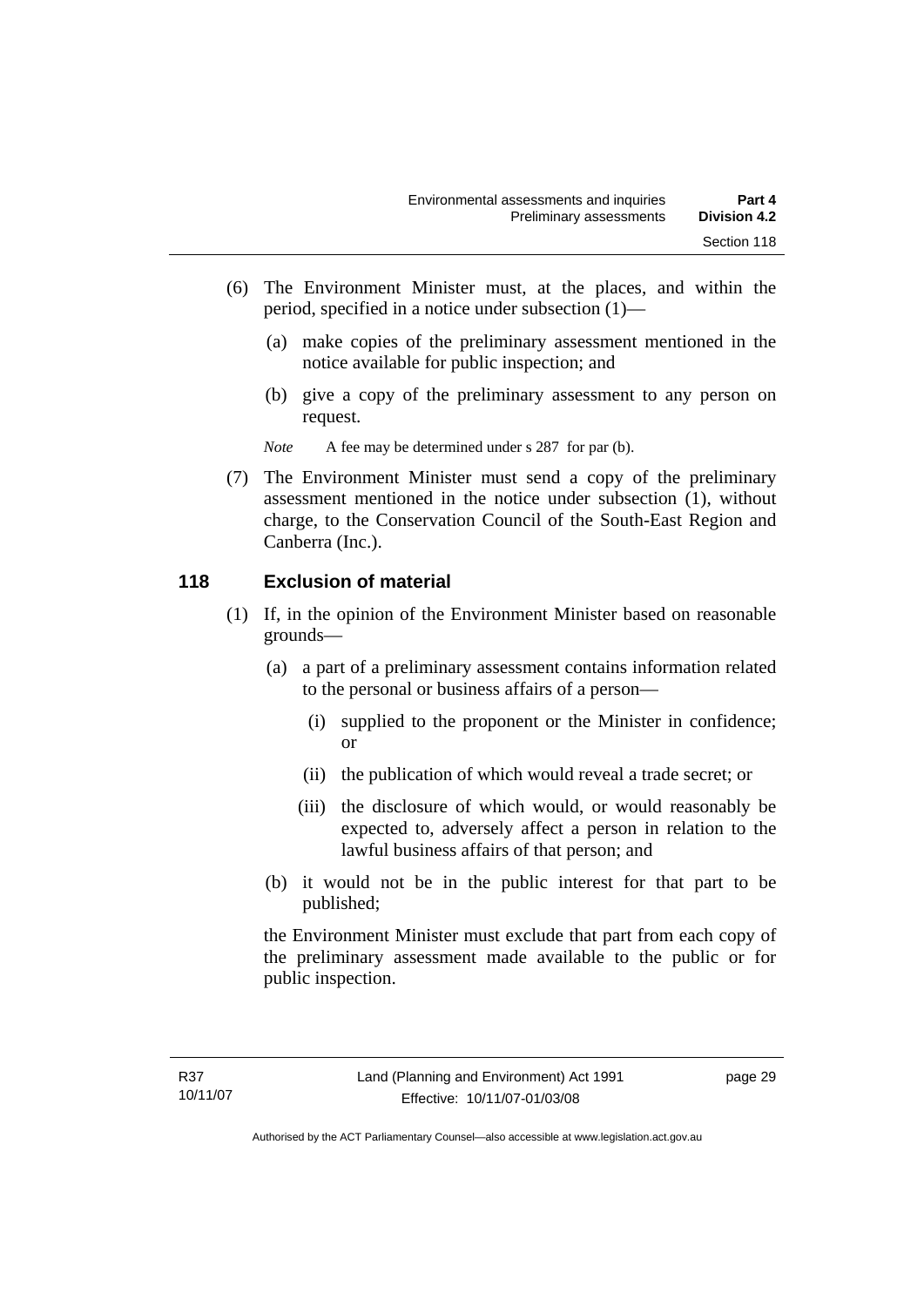(6) The Environment Minister must, at the places, and within the period, specified in a notice under subsection (1)—

(a) make copies of the preliminary assessment mentioned in the notice available for public inspection; and

(b) give a copy of the preliminary assessment to any person on request.

*Note* A fee may be determined under s 287 for par (b).

(7) The Environment Minister must send a copy of the preliminary assessment mentioned in the notice under subsection (1), without charge, to the Conservation Council of the South-East Region and Canberra (Inc.).

## 118 Exclusion of material

(1) If, in the opinion of the Environment Minister based on reasonable grounds—

(a) a part of a preliminary assessment contains information related to the personal or business affairs of a person—

(i) supplied to the proponent or the Minister in confidence; or

(ii) the publication of which would reveal a trade secret; or

(iii) the disclosure of which would, or would reasonably be expected to, adversely affect a person in relation to the lawful business affairs of that person; and

(b) it would not be in the public interest for that part to be published;

the Environment Minister must exclude that part from each copy of the preliminary assessment made available to the public or for public inspection.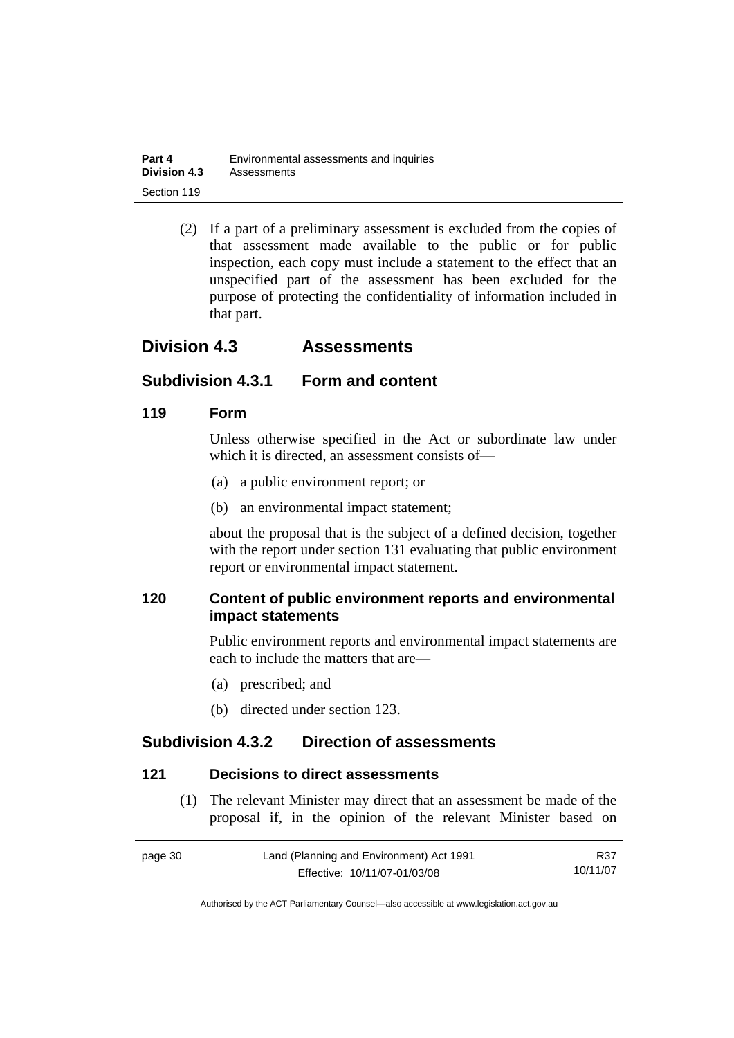(2) If a part of a preliminary assessment is excluded from the copies of that assessment made available to the public or for public inspection, each copy must include a statement to the effect that an unspecified part of the assessment has been excluded for the purpose of protecting the confidentiality of information included in that part.

## Division 4.3 Assessments

### Subdivision 4.3.1 Form and content

#### 119 Form

Unless otherwise specified in the Act or subordinate law under which it is directed, an assessment consists of—

(a) a public environment report; or

(b) an environmental impact statement;

about the proposal that is the subject of a defined decision, together with the report under section 131 evaluating that public environment report or environmental impact statement.

#### 120 Content of public environment reports and environmental impact statements

Public environment reports and environmental impact statements are each to include the matters that are—

(a) prescribed; and

(b) directed under section 123.

### Subdivision 4.3.2 Direction of assessments

#### 121 Decisions to direct assessments

(1) The relevant Minister may direct that an assessment be made of the proposal if, in the opinion of the relevant Minister based on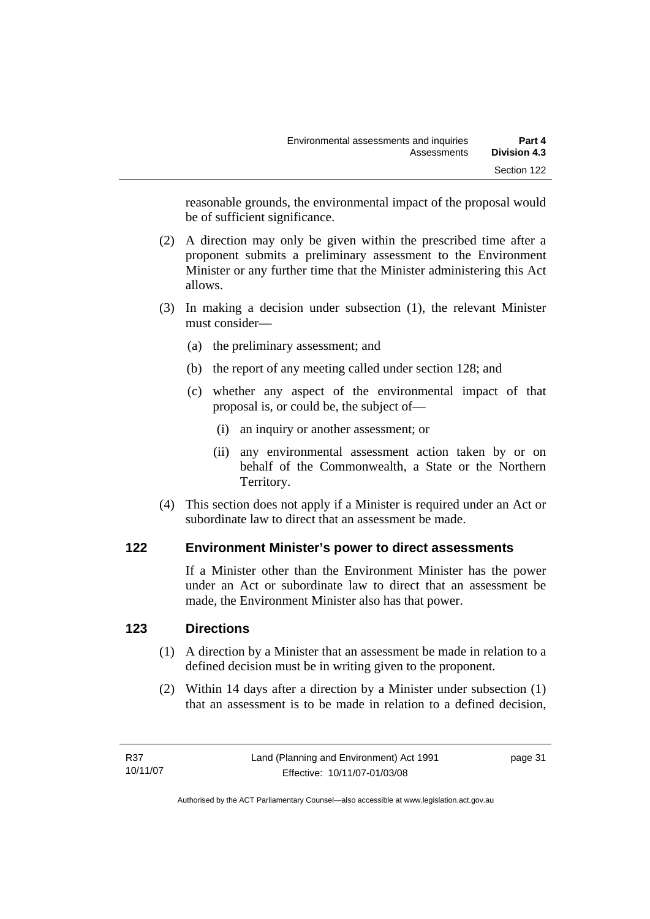reasonable grounds, the environmental impact of the proposal would be of sufficient significance.

(2) A direction may only be given within the prescribed time after a proponent submits a preliminary assessment to the Environment Minister or any further time that the Minister administering this Act allows.

(3) In making a decision under subsection (1), the relevant Minister must consider—

(a) the preliminary assessment; and

(b) the report of any meeting called under section 128; and

(c) whether any aspect of the environmental impact of that proposal is, or could be, the subject of—

(i) an inquiry or another assessment; or

(ii) any environmental assessment action taken by or on behalf of the Commonwealth, a State or the Northern Territory.

(4) This section does not apply if a Minister is required under an Act or subordinate law to direct that an assessment be made.

## 122 Environment Minister's power to direct assessments

If a Minister other than the Environment Minister has the power under an Act or subordinate law to direct that an assessment be made, the Environment Minister also has that power.

## 123 Directions

(1) A direction by a Minister that an assessment be made in relation to a defined decision must be in writing given to the proponent.

(2) Within 14 days after a direction by a Minister under subsection (1) that an assessment is to be made in relation to a defined decision,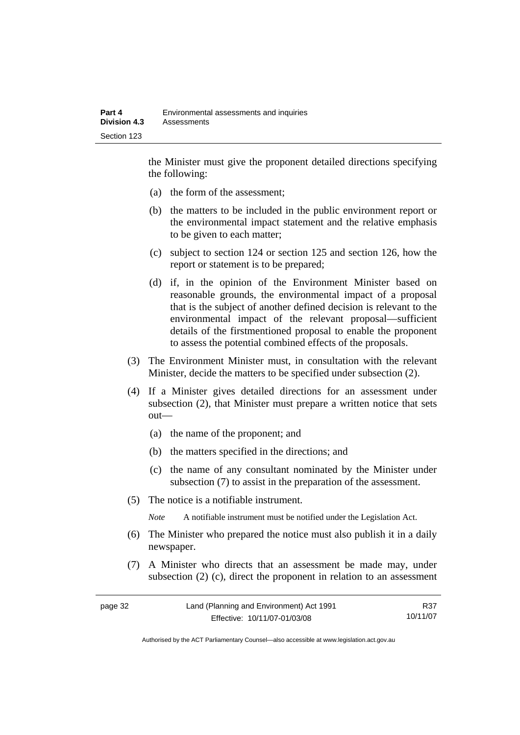the Minister must give the proponent detailed directions specifying the following:

(a) the form of the assessment;

(b) the matters to be included in the public environment report or the environmental impact statement and the relative emphasis to be given to each matter;

(c) subject to section 124 or section 125 and section 126, how the report or statement is to be prepared;

(d) if, in the opinion of the Environment Minister based on reasonable grounds, the environmental impact of a proposal that is the subject of another defined decision is relevant to the environmental impact of the relevant proposal—sufficient details of the firstmentioned proposal to enable the proponent to assess the potential combined effects of the proposals.

(3) The Environment Minister must, in consultation with the relevant Minister, decide the matters to be specified under subsection (2).

(4) If a Minister gives detailed directions for an assessment under subsection (2), that Minister must prepare a written notice that sets out—

(a) the name of the proponent; and

(b) the matters specified in the directions; and

(c) the name of any consultant nominated by the Minister under subsection (7) to assist in the preparation of the assessment.

(5) The notice is a notifiable instrument.

*Note* A notifiable instrument must be notified under the Legislation Act.

(6) The Minister who prepared the notice must also publish it in a daily newspaper.

(7) A Minister who directs that an assessment be made may, under subsection (2) (c), direct the proponent in relation to an assessment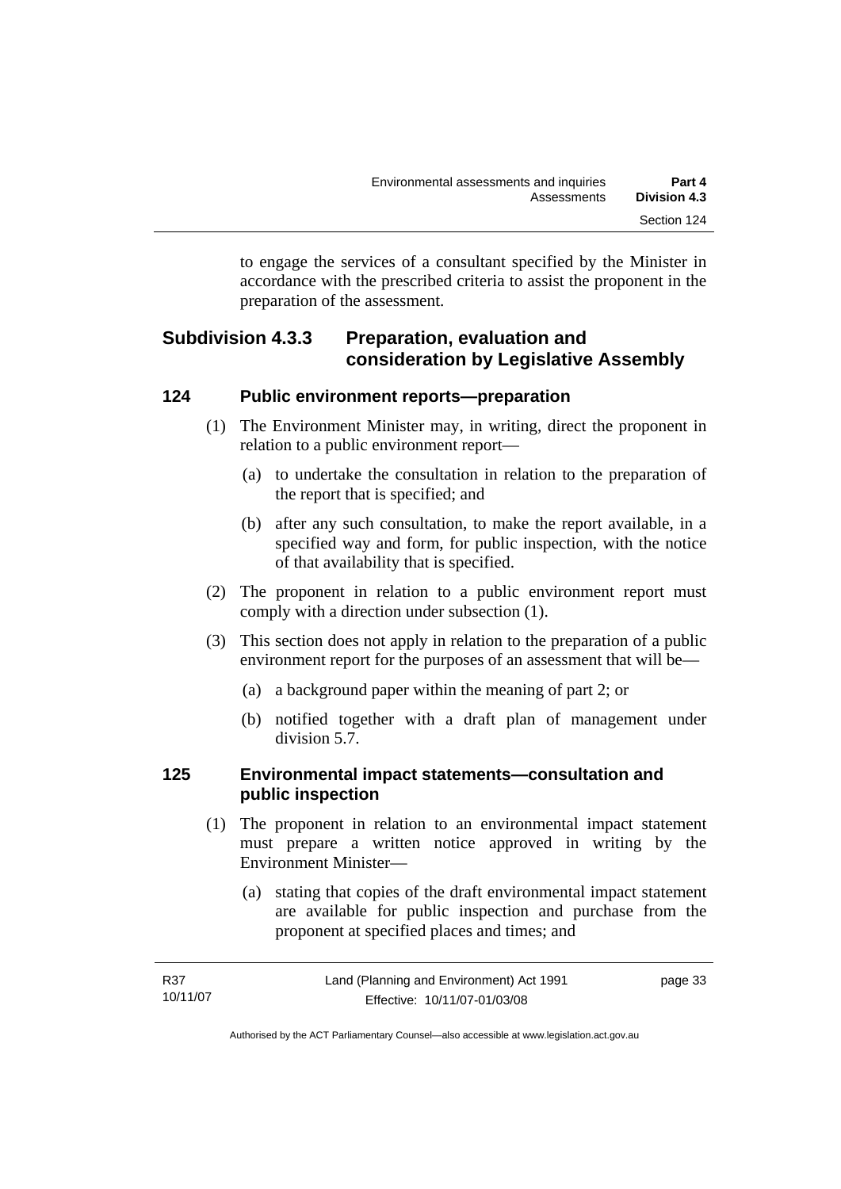to engage the services of a consultant specified by the Minister in accordance with the prescribed criteria to assist the proponent in the preparation of the assessment.

## Subdivision 4.3.3 Preparation, evaluation and consideration by Legislative Assembly

### 124 Public environment reports—preparation

(1) The Environment Minister may, in writing, direct the proponent in relation to a public environment report—

(a) to undertake the consultation in relation to the preparation of the report that is specified; and

(b) after any such consultation, to make the report available, in a specified way and form, for public inspection, with the notice of that availability that is specified.

(2) The proponent in relation to a public environment report must comply with a direction under subsection (1).

(3) This section does not apply in relation to the preparation of a public environment report for the purposes of an assessment that will be—

(a) a background paper within the meaning of part 2; or

(b) notified together with a draft plan of management under division 5.7.

### 125 Environmental impact statements—consultation and public inspection

(1) The proponent in relation to an environmental impact statement must prepare a written notice approved in writing by the Environment Minister—

(a) stating that copies of the draft environmental impact statement are available for public inspection and purchase from the proponent at specified places and times; and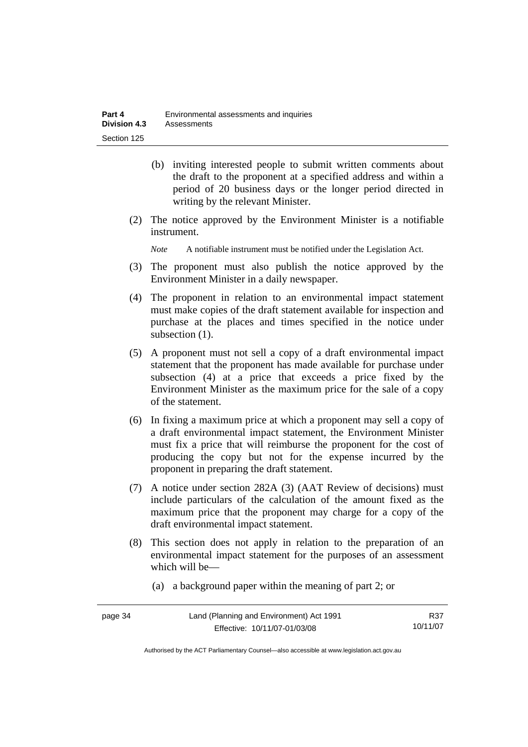(b) inviting interested people to submit written comments about the draft to the proponent at a specified address and within a period of 20 business days or the longer period directed in writing by the relevant Minister.

(2) The notice approved by the Environment Minister is a notifiable instrument.

*Note* A notifiable instrument must be notified under the Legislation Act.

(3) The proponent must also publish the notice approved by the Environment Minister in a daily newspaper.

(4) The proponent in relation to an environmental impact statement must make copies of the draft statement available for inspection and purchase at the places and times specified in the notice under subsection (1).

(5) A proponent must not sell a copy of a draft environmental impact statement that the proponent has made available for purchase under subsection (4) at a price that exceeds a price fixed by the Environment Minister as the maximum price for the sale of a copy of the statement.

(6) In fixing a maximum price at which a proponent may sell a copy of a draft environmental impact statement, the Environment Minister must fix a price that will reimburse the proponent for the cost of producing the copy but not for the expense incurred by the proponent in preparing the draft statement.

(7) A notice under section 282A (3) (AAT Review of decisions) must include particulars of the calculation of the amount fixed as the maximum price that the proponent may charge for a copy of the draft environmental impact statement.

(8) This section does not apply in relation to the preparation of an environmental impact statement for the purposes of an assessment which will be—

(a) a background paper within the meaning of part 2; or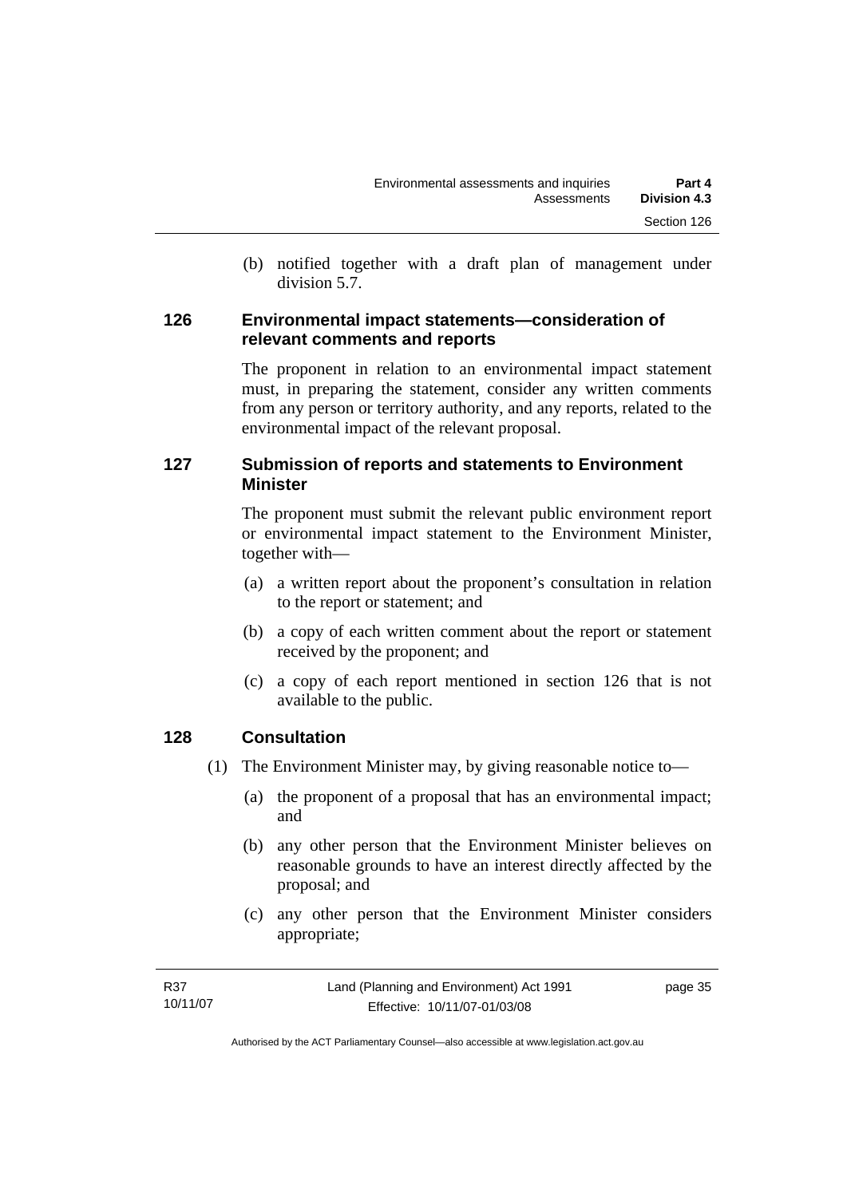(b) notified together with a draft plan of management under division 5.7.

### 126 Environmental impact statements—consideration of relevant comments and reports

The proponent in relation to an environmental impact statement must, in preparing the statement, consider any written comments from any person or territory authority, and any reports, related to the environmental impact of the relevant proposal.

### 127 Submission of reports and statements to Environment Minister

The proponent must submit the relevant public environment report or environmental impact statement to the Environment Minister, together with—

(a) a written report about the proponent's consultation in relation to the report or statement; and

(b) a copy of each written comment about the report or statement received by the proponent; and

(c) a copy of each report mentioned in section 126 that is not available to the public.

### 128 Consultation

(1) The Environment Minister may, by giving reasonable notice to—

(a) the proponent of a proposal that has an environmental impact; and

(b) any other person that the Environment Minister believes on reasonable grounds to have an interest directly affected by the proposal; and

(c) any other person that the Environment Minister considers appropriate;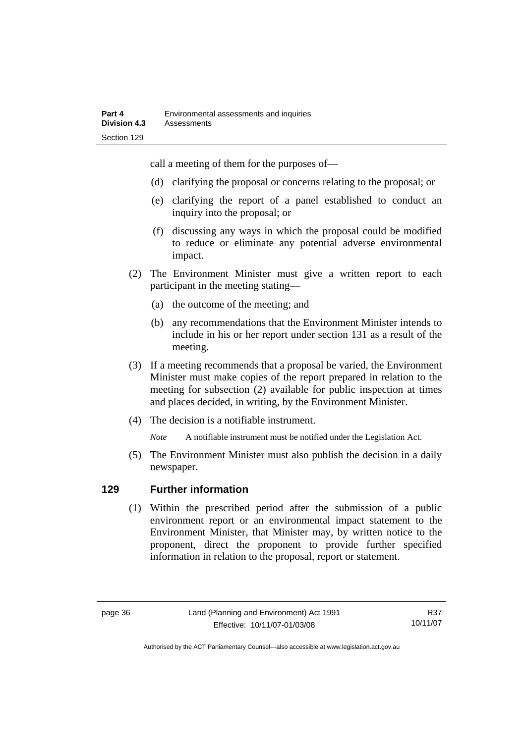call a meeting of them for the purposes of—

(d) clarifying the proposal or concerns relating to the proposal; or

(e) clarifying the report of a panel established to conduct an inquiry into the proposal; or

(f) discussing any ways in which the proposal could be modified to reduce or eliminate any potential adverse environmental impact.

(2) The Environment Minister must give a written report to each participant in the meeting stating—

(a) the outcome of the meeting; and

(b) any recommendations that the Environment Minister intends to include in his or her report under section 131 as a result of the meeting.

(3) If a meeting recommends that a proposal be varied, the Environment Minister must make copies of the report prepared in relation to the meeting for subsection (2) available for public inspection at times and places decided, in writing, by the Environment Minister.

(4) The decision is a notifiable instrument.

*Note* A notifiable instrument must be notified under the Legislation Act.

(5) The Environment Minister must also publish the decision in a daily newspaper.

## 129 Further information

(1) Within the prescribed period after the submission of a public environment report or an environmental impact statement to the Environment Minister, that Minister may, by written notice to the proponent, direct the proponent to provide further specified information in relation to the proposal, report or statement.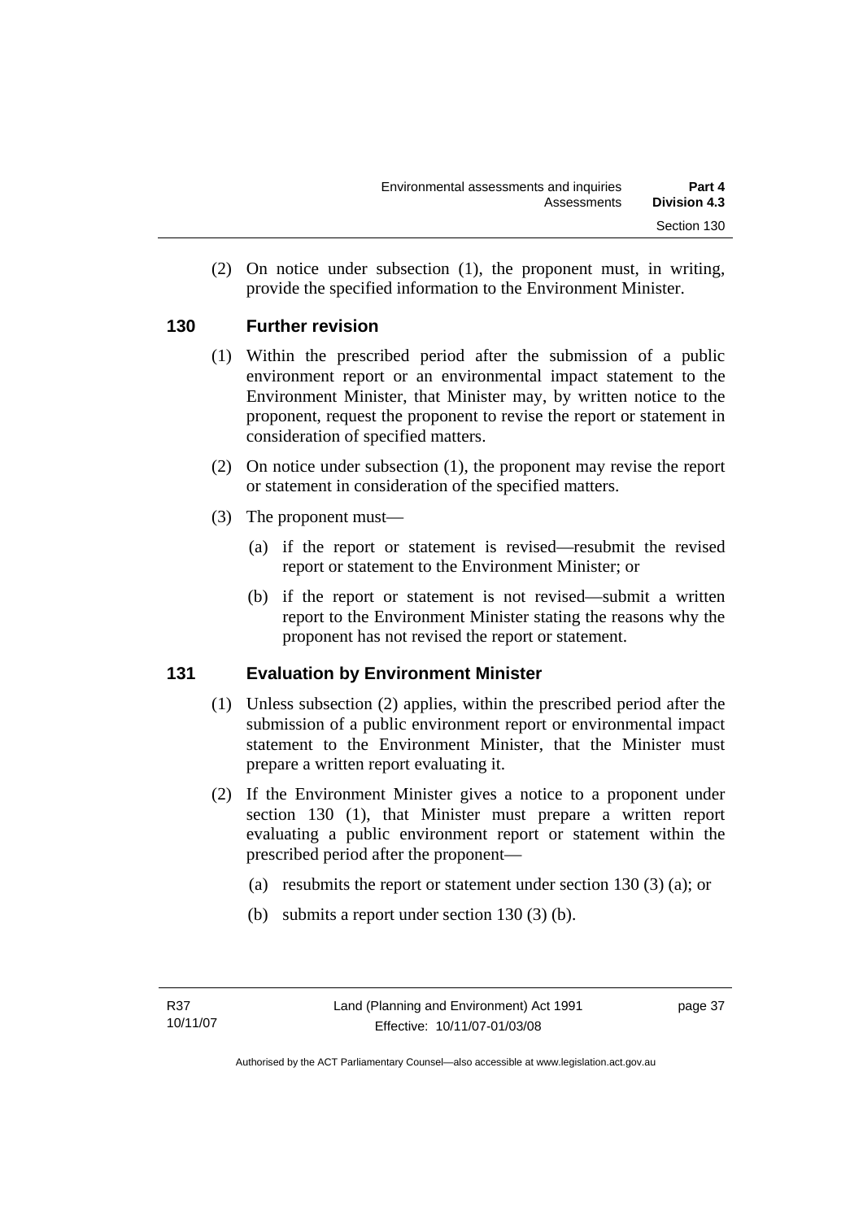(2) On notice under subsection (1), the proponent must, in writing, provide the specified information to the Environment Minister.

### 130 Further revision

(1) Within the prescribed period after the submission of a public environment report or an environmental impact statement to the Environment Minister, that Minister may, by written notice to the proponent, request the proponent to revise the report or statement in consideration of specified matters.

(2) On notice under subsection (1), the proponent may revise the report or statement in consideration of the specified matters.

(3) The proponent must—

(a) if the report or statement is revised—resubmit the revised report or statement to the Environment Minister; or

(b) if the report or statement is not revised—submit a written report to the Environment Minister stating the reasons why the proponent has not revised the report or statement.

### 131 Evaluation by Environment Minister

(1) Unless subsection (2) applies, within the prescribed period after the submission of a public environment report or environmental impact statement to the Environment Minister, that the Minister must prepare a written report evaluating it.

(2) If the Environment Minister gives a notice to a proponent under section 130 (1), that Minister must prepare a written report evaluating a public environment report or statement within the prescribed period after the proponent—

(a) resubmits the report or statement under section 130 (3) (a); or

(b) submits a report under section 130 (3) (b).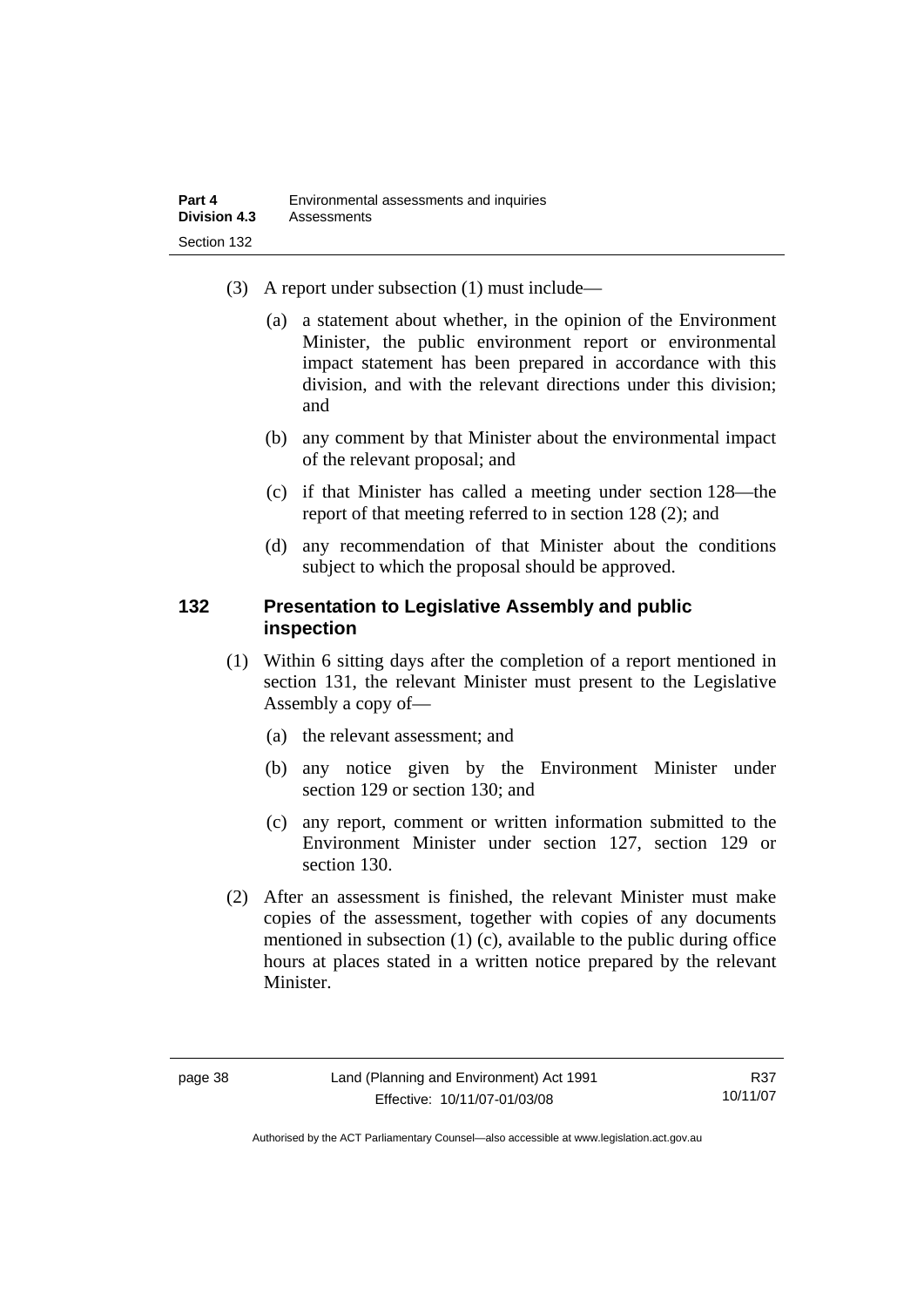(3) A report under subsection (1) must include—

(a) a statement about whether, in the opinion of the Environment Minister, the public environment report or environmental impact statement has been prepared in accordance with this division, and with the relevant directions under this division; and

(b) any comment by that Minister about the environmental impact of the relevant proposal; and

(c) if that Minister has called a meeting under section 128—the report of that meeting referred to in section 128 (2); and

(d) any recommendation of that Minister about the conditions subject to which the proposal should be approved.

## 132 Presentation to Legislative Assembly and public inspection

(1) Within 6 sitting days after the completion of a report mentioned in section 131, the relevant Minister must present to the Legislative Assembly a copy of—

(a) the relevant assessment; and

(b) any notice given by the Environment Minister under section 129 or section 130; and

(c) any report, comment or written information submitted to the Environment Minister under section 127, section 129 or section 130.

(2) After an assessment is finished, the relevant Minister must make copies of the assessment, together with copies of any documents mentioned in subsection (1) (c), available to the public during office hours at places stated in a written notice prepared by the relevant Minister.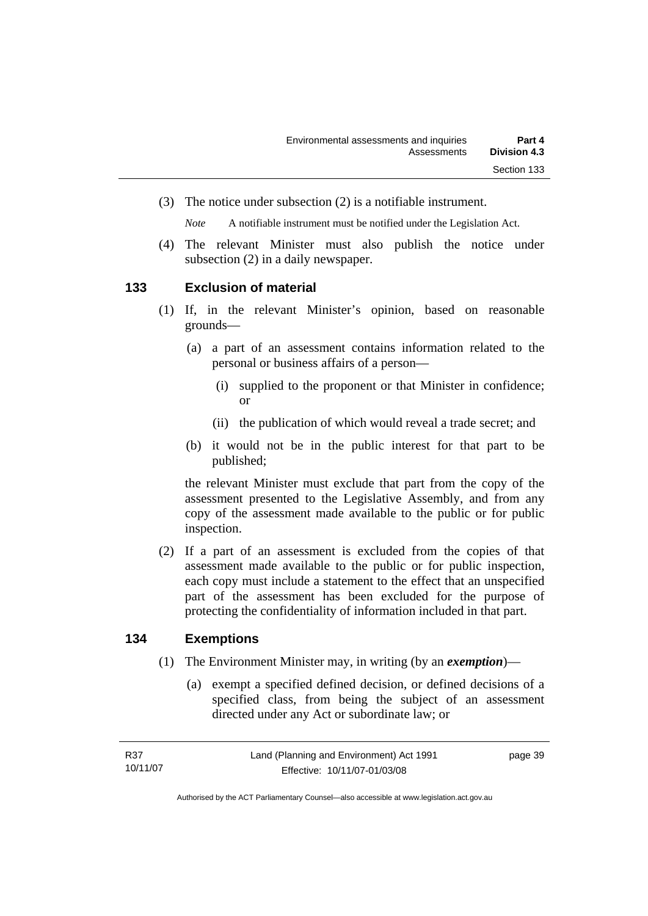(3) The notice under subsection (2) is a notifiable instrument.

*Note* A notifiable instrument must be notified under the Legislation Act.

(4) The relevant Minister must also publish the notice under subsection (2) in a daily newspaper.

## 133 Exclusion of material

(1) If, in the relevant Minister's opinion, based on reasonable grounds—

(a) a part of an assessment contains information related to the personal or business affairs of a person—

(i) supplied to the proponent or that Minister in confidence; or

(ii) the publication of which would reveal a trade secret; and

(b) it would not be in the public interest for that part to be published;

the relevant Minister must exclude that part from the copy of the assessment presented to the Legislative Assembly, and from any copy of the assessment made available to the public or for public inspection.

(2) If a part of an assessment is excluded from the copies of that assessment made available to the public or for public inspection, each copy must include a statement to the effect that an unspecified part of the assessment has been excluded for the purpose of protecting the confidentiality of information included in that part.

## 134 Exemptions

(1) The Environment Minister may, in writing (by an ***exemption***)—

(a) exempt a specified defined decision, or defined decisions of a specified class, from being the subject of an assessment directed under any Act or subordinate law; or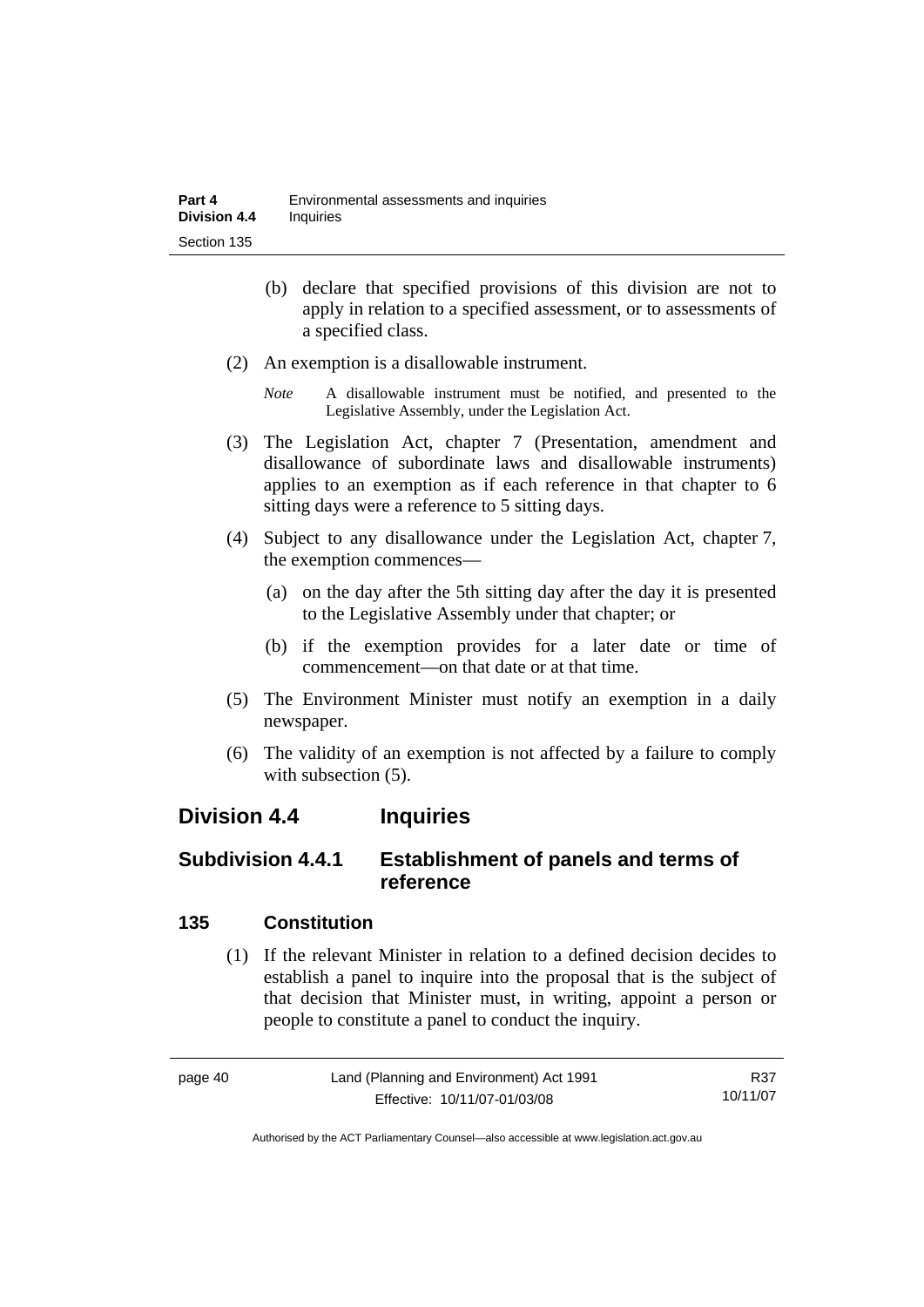(b) declare that specified provisions of this division are not to apply in relation to a specified assessment, or to assessments of a specified class.

(2) An exemption is a disallowable instrument.

*Note* A disallowable instrument must be notified, and presented to the Legislative Assembly, under the Legislation Act.

(3) The Legislation Act, chapter 7 (Presentation, amendment and disallowance of subordinate laws and disallowable instruments) applies to an exemption as if each reference in that chapter to 6 sitting days were a reference to 5 sitting days.

(4) Subject to any disallowance under the Legislation Act, chapter 7, the exemption commences—

(a) on the day after the 5th sitting day after the day it is presented to the Legislative Assembly under that chapter; or

(b) if the exemption provides for a later date or time of commencement—on that date or at that time.

(5) The Environment Minister must notify an exemption in a daily newspaper.

(6) The validity of an exemption is not affected by a failure to comply with subsection (5).

## Division 4.4 Inquiries

### Subdivision 4.4.1 Establishment of panels and terms of reference

#### 135 Constitution

(1) If the relevant Minister in relation to a defined decision decides to establish a panel to inquire into the proposal that is the subject of that decision that Minister must, in writing, appoint a person or people to constitute a panel to conduct the inquiry.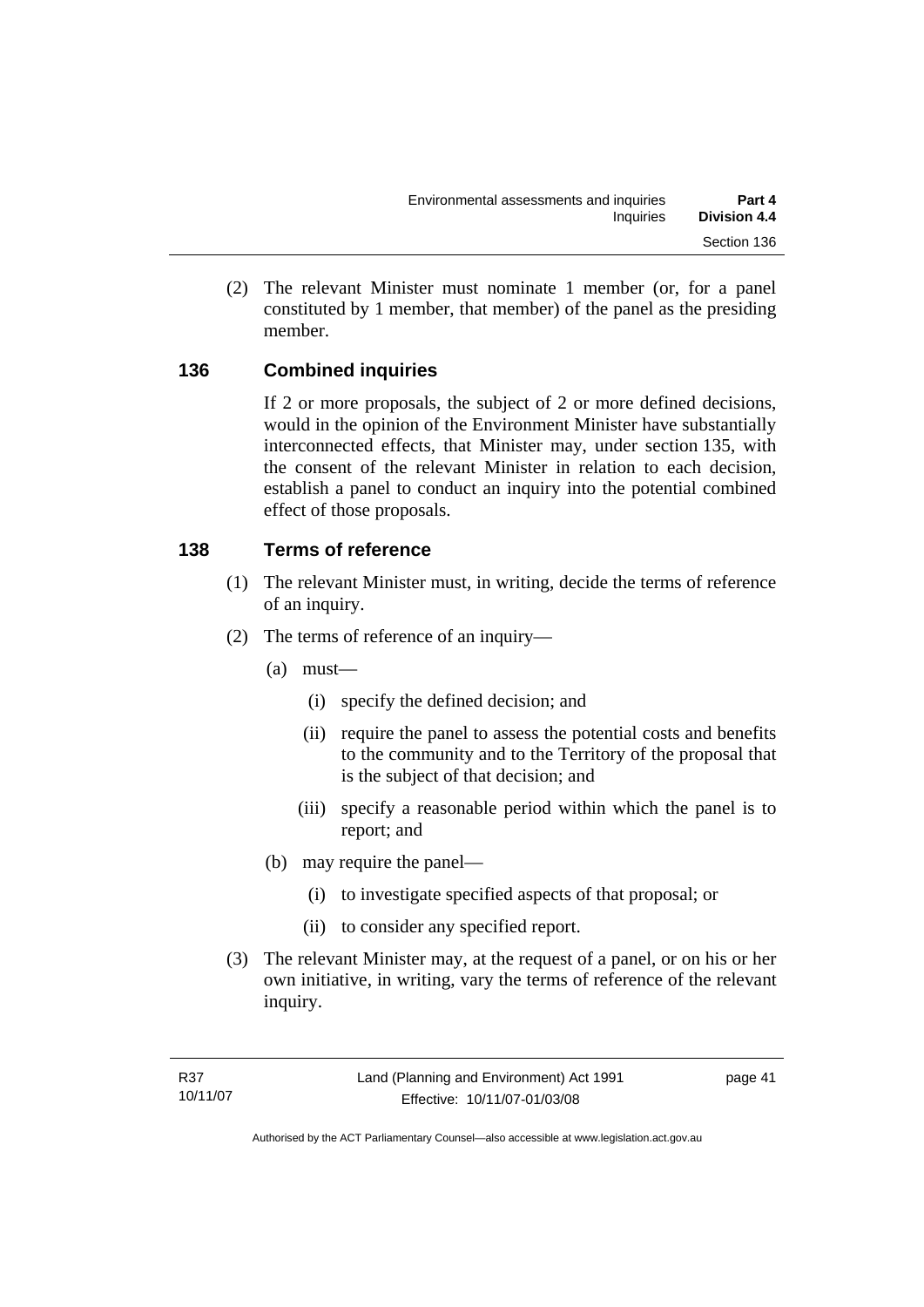(2) The relevant Minister must nominate 1 member (or, for a panel constituted by 1 member, that member) of the panel as the presiding member.

## 136 Combined inquiries

If 2 or more proposals, the subject of 2 or more defined decisions, would in the opinion of the Environment Minister have substantially interconnected effects, that Minister may, under section 135, with the consent of the relevant Minister in relation to each decision, establish a panel to conduct an inquiry into the potential combined effect of those proposals.

## 138 Terms of reference

(1) The relevant Minister must, in writing, decide the terms of reference of an inquiry.

(2) The terms of reference of an inquiry—

(a) must—

(i) specify the defined decision; and

(ii) require the panel to assess the potential costs and benefits to the community and to the Territory of the proposal that is the subject of that decision; and

(iii) specify a reasonable period within which the panel is to report; and

(b) may require the panel—

(i) to investigate specified aspects of that proposal; or

(ii) to consider any specified report.

(3) The relevant Minister may, at the request of a panel, or on his or her own initiative, in writing, vary the terms of reference of the relevant inquiry.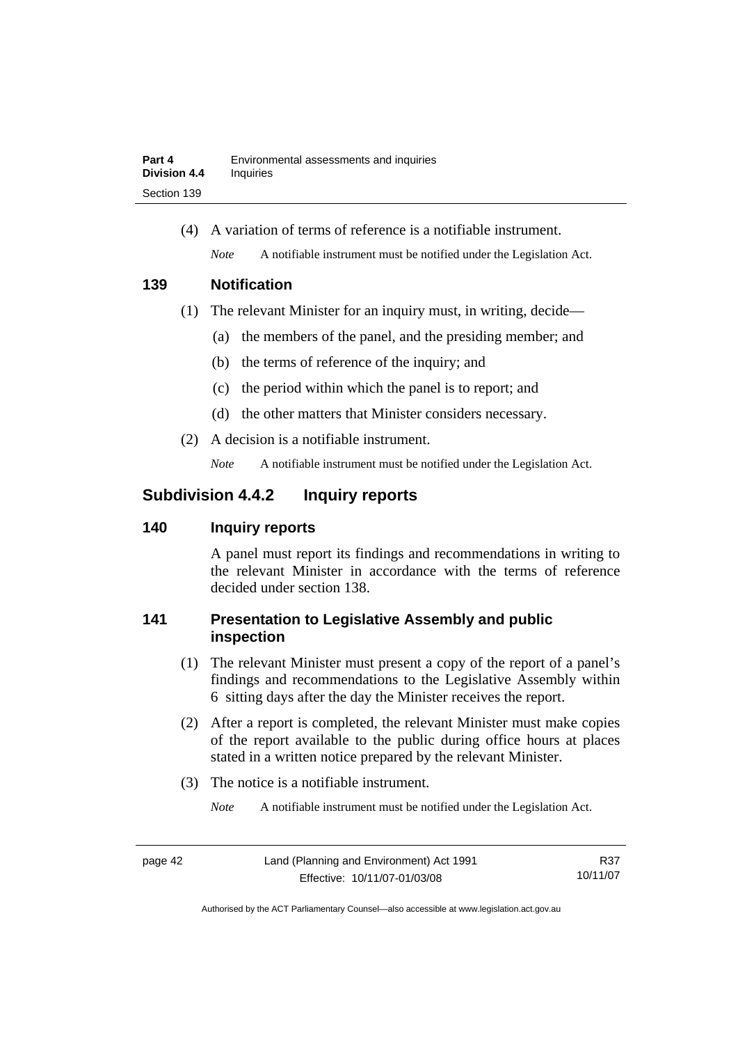(4) A variation of terms of reference is a notifiable instrument.

*Note* A notifiable instrument must be notified under the Legislation Act.

### 139 Notification

(1) The relevant Minister for an inquiry must, in writing, decide—

(a) the members of the panel, and the presiding member; and

(b) the terms of reference of the inquiry; and

(c) the period within which the panel is to report; and

(d) the other matters that Minister considers necessary.

(2) A decision is a notifiable instrument.

*Note* A notifiable instrument must be notified under the Legislation Act.

## Subdivision 4.4.2 Inquiry reports

### 140 Inquiry reports

A panel must report its findings and recommendations in writing to the relevant Minister in accordance with the terms of reference decided under section 138.

### 141 Presentation to Legislative Assembly and public inspection

(1) The relevant Minister must present a copy of the report of a panel's findings and recommendations to the Legislative Assembly within 6 sitting days after the day the Minister receives the report.

(2) After a report is completed, the relevant Minister must make copies of the report available to the public during office hours at places stated in a written notice prepared by the relevant Minister.

(3) The notice is a notifiable instrument.

*Note* A notifiable instrument must be notified under the Legislation Act.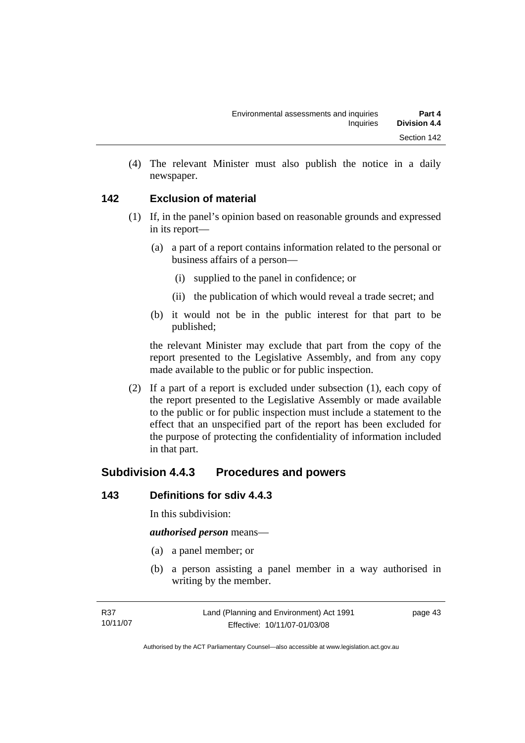(4) The relevant Minister must also publish the notice in a daily newspaper.

### 142 Exclusion of material

(1) If, in the panel's opinion based on reasonable grounds and expressed in its report—

  (a) a part of a report contains information related to the personal or business affairs of a person—

    (i) supplied to the panel in confidence; or

    (ii) the publication of which would reveal a trade secret; and

  (b) it would not be in the public interest for that part to be published;

the relevant Minister may exclude that part from the copy of the report presented to the Legislative Assembly, and from any copy made available to the public or for public inspection.

(2) If a part of a report is excluded under subsection (1), each copy of the report presented to the Legislative Assembly or made available to the public or for public inspection must include a statement to the effect that an unspecified part of the report has been excluded for the purpose of protecting the confidentiality of information included in that part.

## Subdivision 4.4.3 Procedures and powers

### 143 Definitions for sdiv 4.4.3

In this subdivision:

***authorised person*** means—

  (a) a panel member; or

  (b) a person assisting a panel member in a way authorised in writing by the member.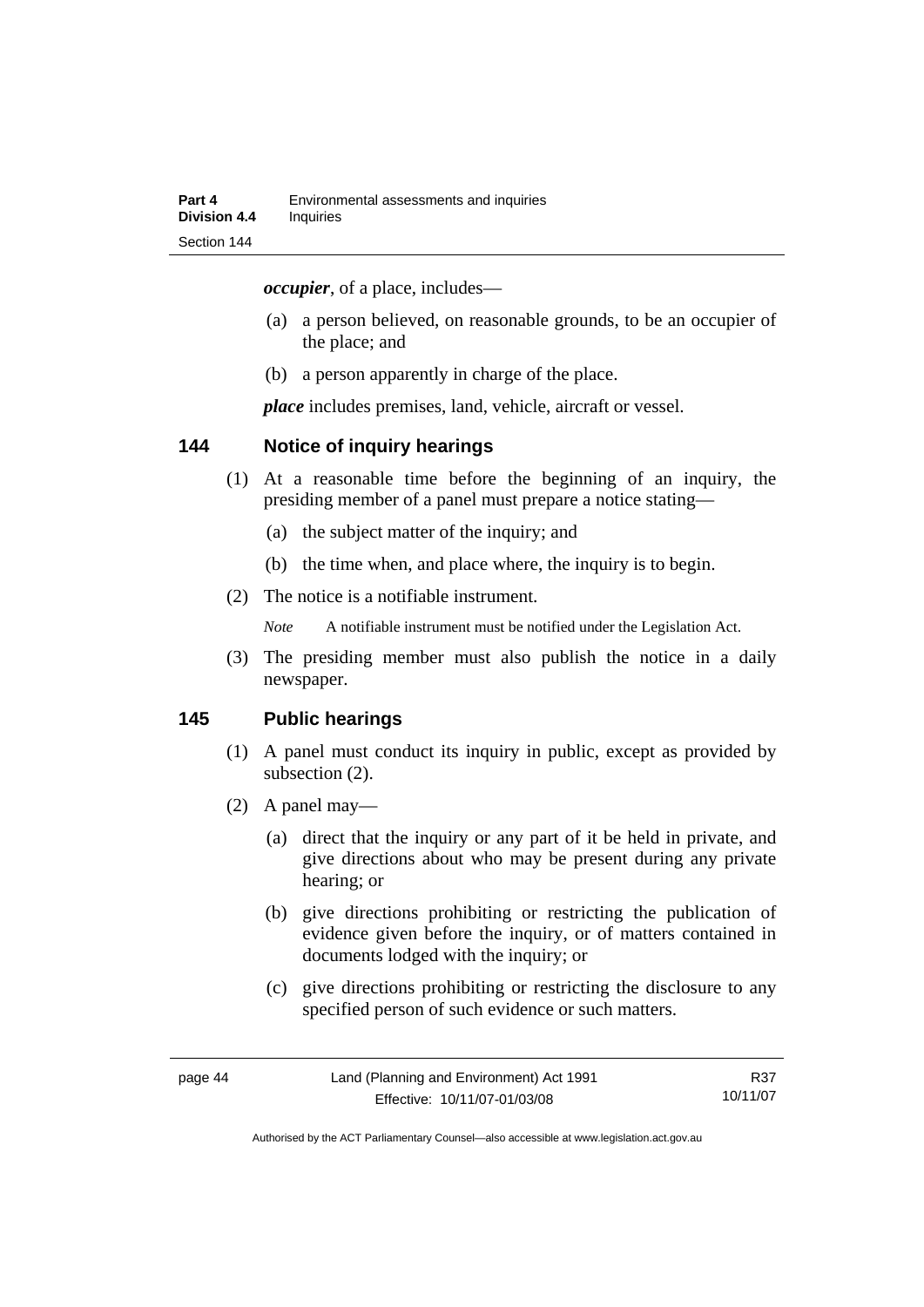***occupier***, of a place, includes—

(a) a person believed, on reasonable grounds, to be an occupier of the place; and

(b) a person apparently in charge of the place.

***place*** includes premises, land, vehicle, aircraft or vessel.

## 144 Notice of inquiry hearings

(1) At a reasonable time before the beginning of an inquiry, the presiding member of a panel must prepare a notice stating—

(a) the subject matter of the inquiry; and

(b) the time when, and place where, the inquiry is to begin.

(2) The notice is a notifiable instrument.

*Note* A notifiable instrument must be notified under the Legislation Act.

(3) The presiding member must also publish the notice in a daily newspaper.

## 145 Public hearings

(1) A panel must conduct its inquiry in public, except as provided by subsection (2).

(2) A panel may—

(a) direct that the inquiry or any part of it be held in private, and give directions about who may be present during any private hearing; or

(b) give directions prohibiting or restricting the publication of evidence given before the inquiry, or of matters contained in documents lodged with the inquiry; or

(c) give directions prohibiting or restricting the disclosure to any specified person of such evidence or such matters.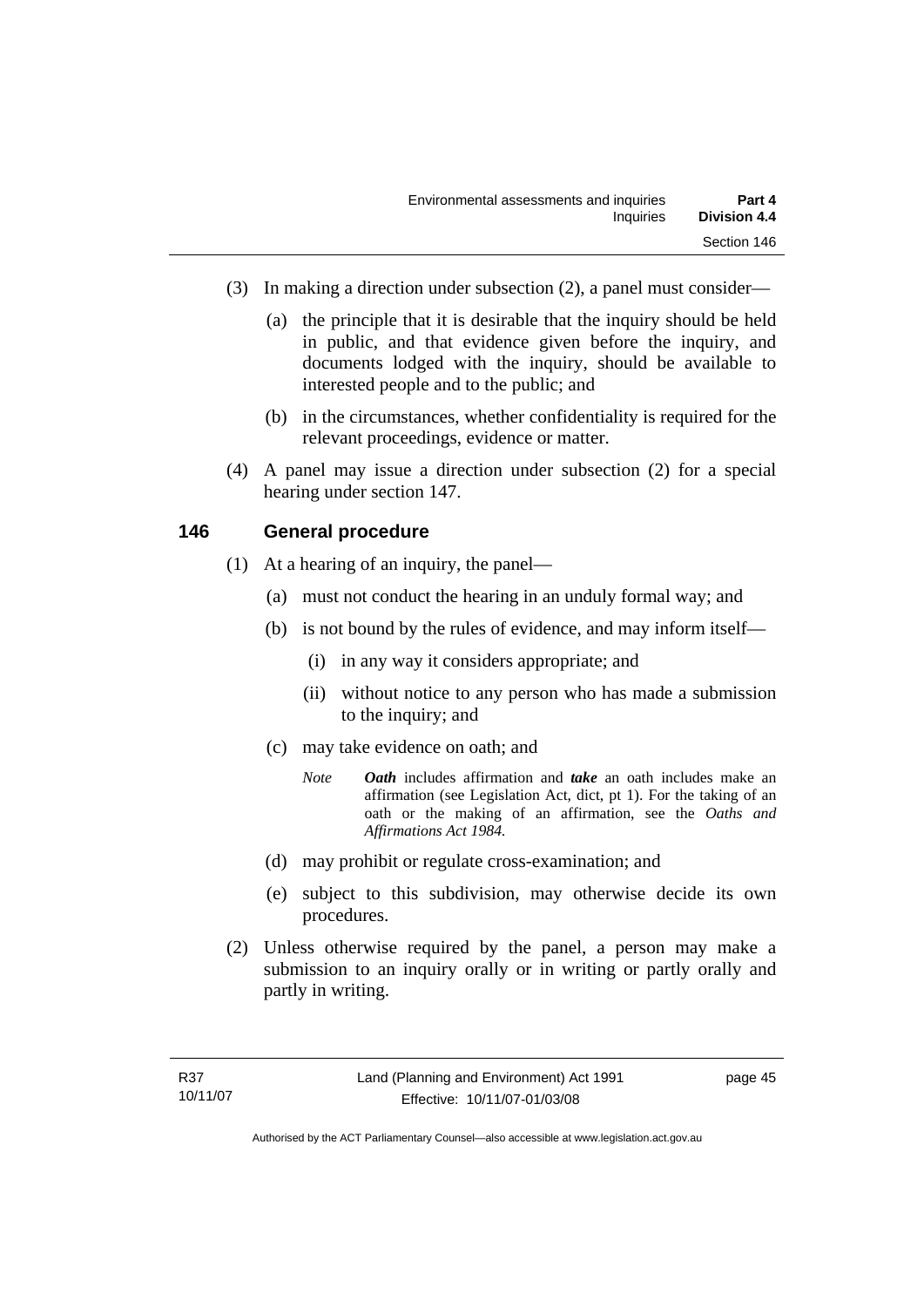(3) In making a direction under subsection (2), a panel must consider—

(a) the principle that it is desirable that the inquiry should be held in public, and that evidence given before the inquiry, and documents lodged with the inquiry, should be available to interested people and to the public; and

(b) in the circumstances, whether confidentiality is required for the relevant proceedings, evidence or matter.

(4) A panel may issue a direction under subsection (2) for a special hearing under section 147.

## 146 General procedure

(1) At a hearing of an inquiry, the panel—

(a) must not conduct the hearing in an unduly formal way; and

(b) is not bound by the rules of evidence, and may inform itself—

(i) in any way it considers appropriate; and

(ii) without notice to any person who has made a submission to the inquiry; and

(c) may take evidence on oath; and

*Note* ***Oath*** includes affirmation and ***take*** an oath includes make an affirmation (see Legislation Act, dict, pt 1). For the taking of an oath or the making of an affirmation, see the *Oaths and Affirmations Act 1984.*

(d) may prohibit or regulate cross-examination; and

(e) subject to this subdivision, may otherwise decide its own procedures.

(2) Unless otherwise required by the panel, a person may make a submission to an inquiry orally or in writing or partly orally and partly in writing.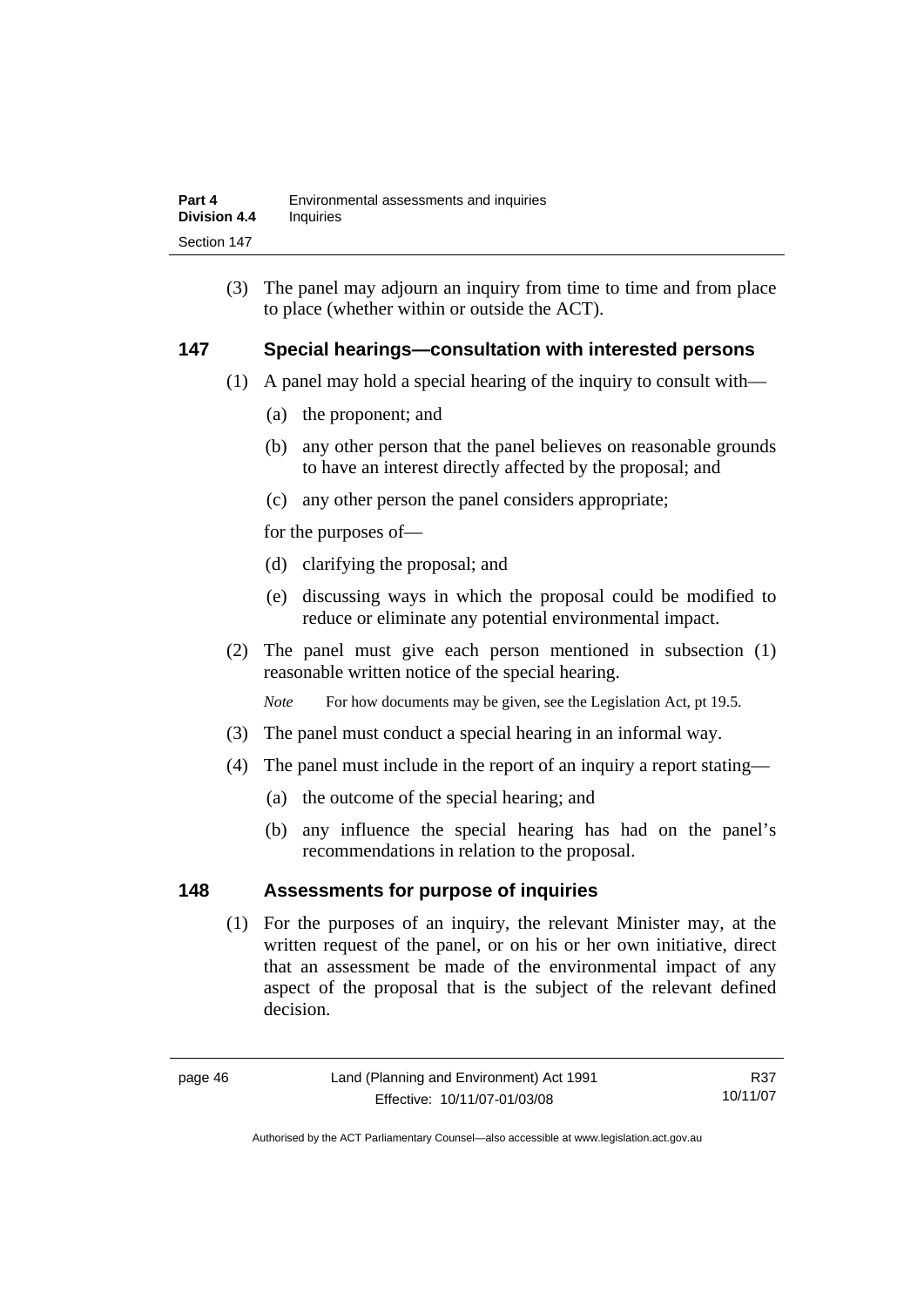(3) The panel may adjourn an inquiry from time to time and from place to place (whether within or outside the ACT).

## 147 Special hearings—consultation with interested persons

(1) A panel may hold a special hearing of the inquiry to consult with—

(a) the proponent; and

(b) any other person that the panel believes on reasonable grounds to have an interest directly affected by the proposal; and

(c) any other person the panel considers appropriate;

for the purposes of—

(d) clarifying the proposal; and

(e) discussing ways in which the proposal could be modified to reduce or eliminate any potential environmental impact.

(2) The panel must give each person mentioned in subsection (1) reasonable written notice of the special hearing.

*Note* For how documents may be given, see the Legislation Act, pt 19.5.

(3) The panel must conduct a special hearing in an informal way.

(4) The panel must include in the report of an inquiry a report stating—

(a) the outcome of the special hearing; and

(b) any influence the special hearing has had on the panel's recommendations in relation to the proposal.

## 148 Assessments for purpose of inquiries

(1) For the purposes of an inquiry, the relevant Minister may, at the written request of the panel, or on his or her own initiative, direct that an assessment be made of the environmental impact of any aspect of the proposal that is the subject of the relevant defined decision.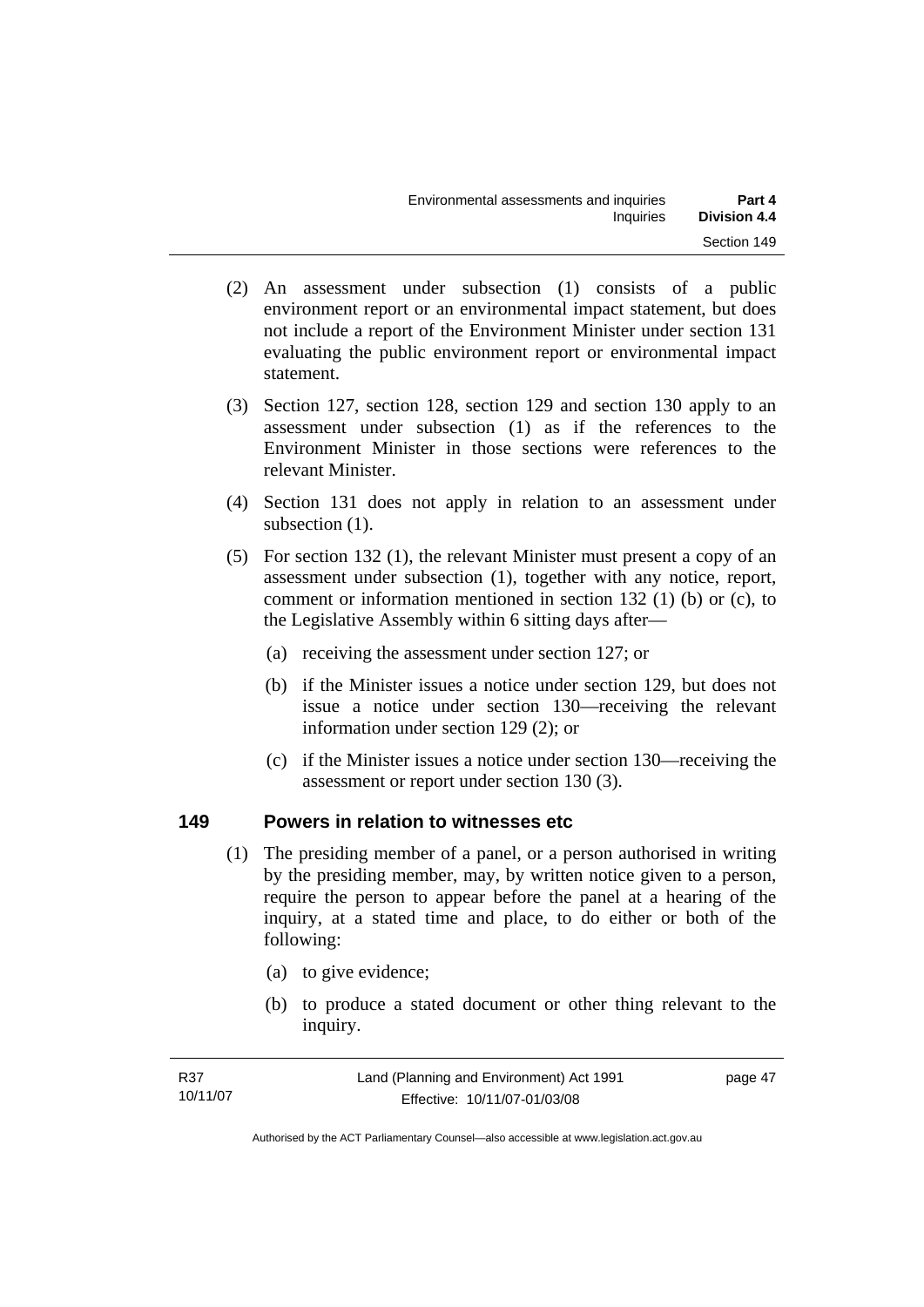(2) An assessment under subsection (1) consists of a public environment report or an environmental impact statement, but does not include a report of the Environment Minister under section 131 evaluating the public environment report or environmental impact statement.

(3) Section 127, section 128, section 129 and section 130 apply to an assessment under subsection (1) as if the references to the Environment Minister in those sections were references to the relevant Minister.

(4) Section 131 does not apply in relation to an assessment under subsection (1).

(5) For section 132 (1), the relevant Minister must present a copy of an assessment under subsection (1), together with any notice, report, comment or information mentioned in section 132 (1) (b) or (c), to the Legislative Assembly within 6 sitting days after—

(a) receiving the assessment under section 127; or

(b) if the Minister issues a notice under section 129, but does not issue a notice under section 130—receiving the relevant information under section 129 (2); or

(c) if the Minister issues a notice under section 130—receiving the assessment or report under section 130 (3).

### 149 Powers in relation to witnesses etc

(1) The presiding member of a panel, or a person authorised in writing by the presiding member, may, by written notice given to a person, require the person to appear before the panel at a hearing of the inquiry, at a stated time and place, to do either or both of the following:

(a) to give evidence;

(b) to produce a stated document or other thing relevant to the inquiry.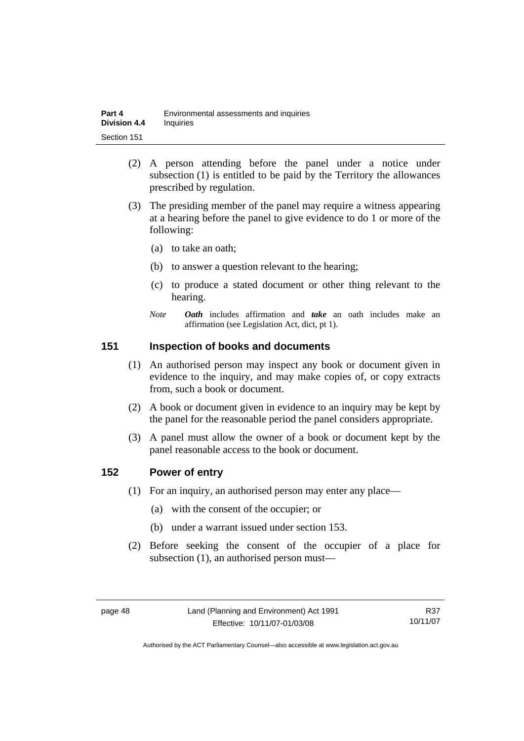(2) A person attending before the panel under a notice under subsection (1) is entitled to be paid by the Territory the allowances prescribed by regulation.

(3) The presiding member of the panel may require a witness appearing at a hearing before the panel to give evidence to do 1 or more of the following:

(a) to take an oath;

(b) to answer a question relevant to the hearing;

(c) to produce a stated document or other thing relevant to the hearing.

*Note* ***Oath*** includes affirmation and ***take*** an oath includes make an affirmation (see Legislation Act, dict, pt 1).

### 151 Inspection of books and documents

(1) An authorised person may inspect any book or document given in evidence to the inquiry, and may make copies of, or copy extracts from, such a book or document.

(2) A book or document given in evidence to an inquiry may be kept by the panel for the reasonable period the panel considers appropriate.

(3) A panel must allow the owner of a book or document kept by the panel reasonable access to the book or document.

### 152 Power of entry

(1) For an inquiry, an authorised person may enter any place—

(a) with the consent of the occupier; or

(b) under a warrant issued under section 153.

(2) Before seeking the consent of the occupier of a place for subsection (1), an authorised person must—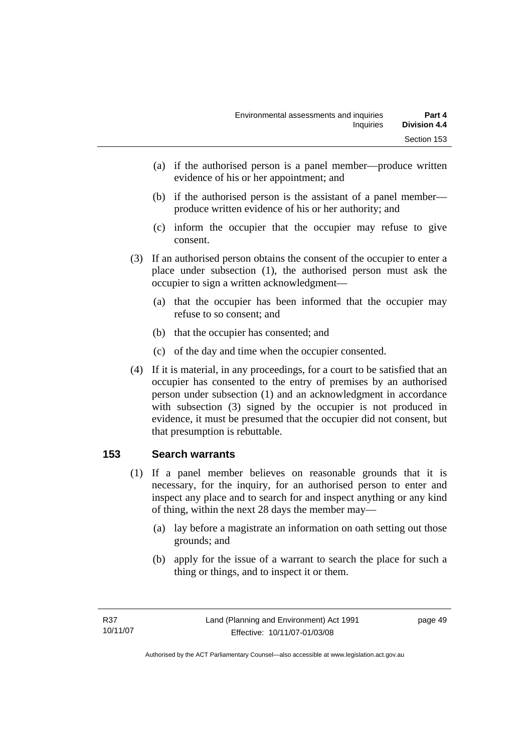(a) if the authorised person is a panel member—produce written evidence of his or her appointment; and

(b) if the authorised person is the assistant of a panel member—produce written evidence of his or her authority; and

(c) inform the occupier that the occupier may refuse to give consent.

(3) If an authorised person obtains the consent of the occupier to enter a place under subsection (1), the authorised person must ask the occupier to sign a written acknowledgment—

(a) that the occupier has been informed that the occupier may refuse to so consent; and

(b) that the occupier has consented; and

(c) of the day and time when the occupier consented.

(4) If it is material, in any proceedings, for a court to be satisfied that an occupier has consented to the entry of premises by an authorised person under subsection (1) and an acknowledgment in accordance with subsection (3) signed by the occupier is not produced in evidence, it must be presumed that the occupier did not consent, but that presumption is rebuttable.

## 153 Search warrants

(1) If a panel member believes on reasonable grounds that it is necessary, for the inquiry, for an authorised person to enter and inspect any place and to search for and inspect anything or any kind of thing, within the next 28 days the member may—

(a) lay before a magistrate an information on oath setting out those grounds; and

(b) apply for the issue of a warrant to search the place for such a thing or things, and to inspect it or them.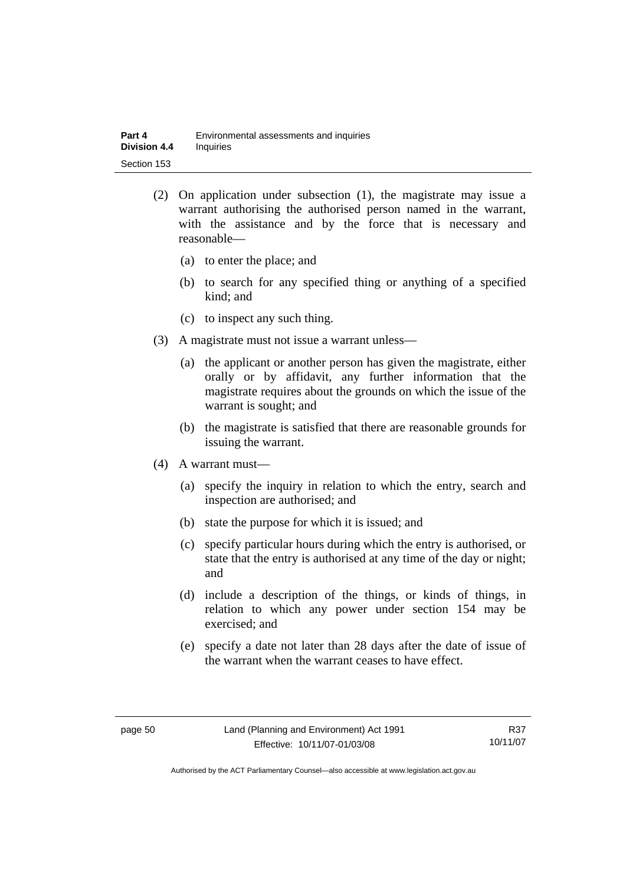(2) On application under subsection (1), the magistrate may issue a warrant authorising the authorised person named in the warrant, with the assistance and by the force that is necessary and reasonable—

(a) to enter the place; and

(b) to search for any specified thing or anything of a specified kind; and

(c) to inspect any such thing.

(3) A magistrate must not issue a warrant unless—

(a) the applicant or another person has given the magistrate, either orally or by affidavit, any further information that the magistrate requires about the grounds on which the issue of the warrant is sought; and

(b) the magistrate is satisfied that there are reasonable grounds for issuing the warrant.

(4) A warrant must—

(a) specify the inquiry in relation to which the entry, search and inspection are authorised; and

(b) state the purpose for which it is issued; and

(c) specify particular hours during which the entry is authorised, or state that the entry is authorised at any time of the day or night; and

(d) include a description of the things, or kinds of things, in relation to which any power under section 154 may be exercised; and

(e) specify a date not later than 28 days after the date of issue of the warrant when the warrant ceases to have effect.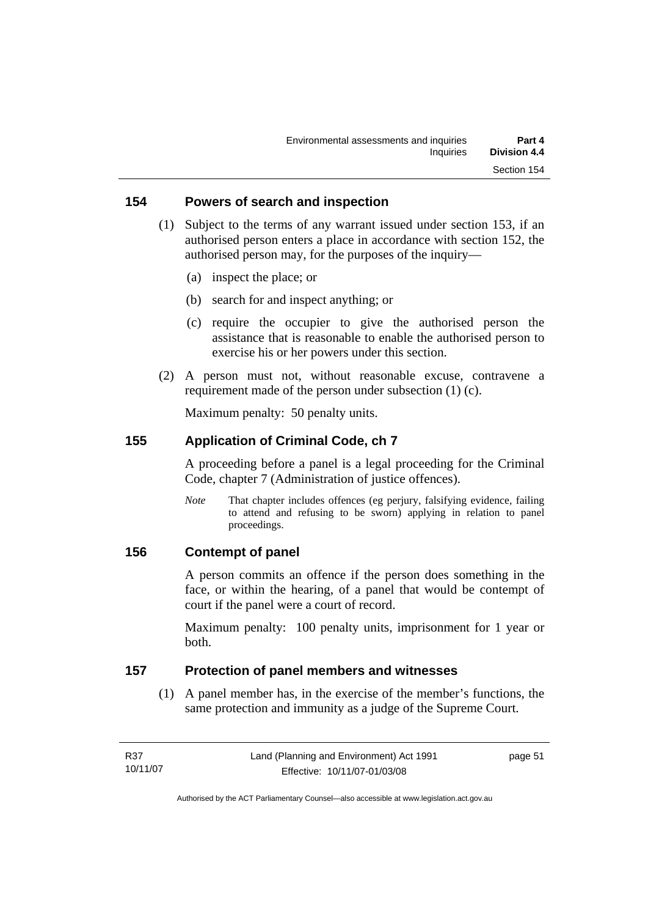## 154 Powers of search and inspection

(1) Subject to the terms of any warrant issued under section 153, if an authorised person enters a place in accordance with section 152, the authorised person may, for the purposes of the inquiry—

(a) inspect the place; or

(b) search for and inspect anything; or

(c) require the occupier to give the authorised person the assistance that is reasonable to enable the authorised person to exercise his or her powers under this section.

(2) A person must not, without reasonable excuse, contravene a requirement made of the person under subsection (1) (c).

Maximum penalty: 50 penalty units.

## 155 Application of Criminal Code, ch 7

A proceeding before a panel is a legal proceeding for the Criminal Code, chapter 7 (Administration of justice offences).

*Note* That chapter includes offences (eg perjury, falsifying evidence, failing to attend and refusing to be sworn) applying in relation to panel proceedings.

## 156 Contempt of panel

A person commits an offence if the person does something in the face, or within the hearing, of a panel that would be contempt of court if the panel were a court of record.

Maximum penalty: 100 penalty units, imprisonment for 1 year or both.

## 157 Protection of panel members and witnesses

(1) A panel member has, in the exercise of the member's functions, the same protection and immunity as a judge of the Supreme Court.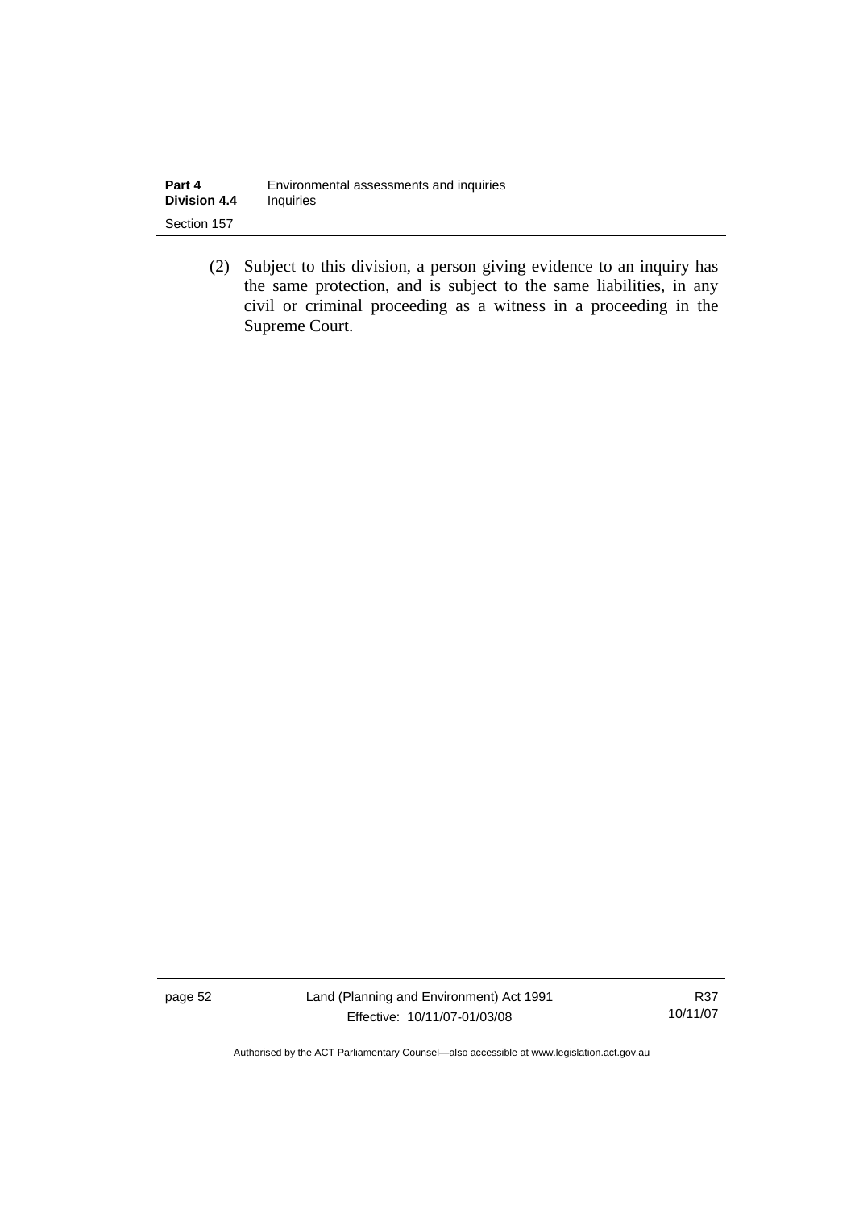(2) Subject to this division, a person giving evidence to an inquiry has the same protection, and is subject to the same liabilities, in any civil or criminal proceeding as a witness in a proceeding in the Supreme Court.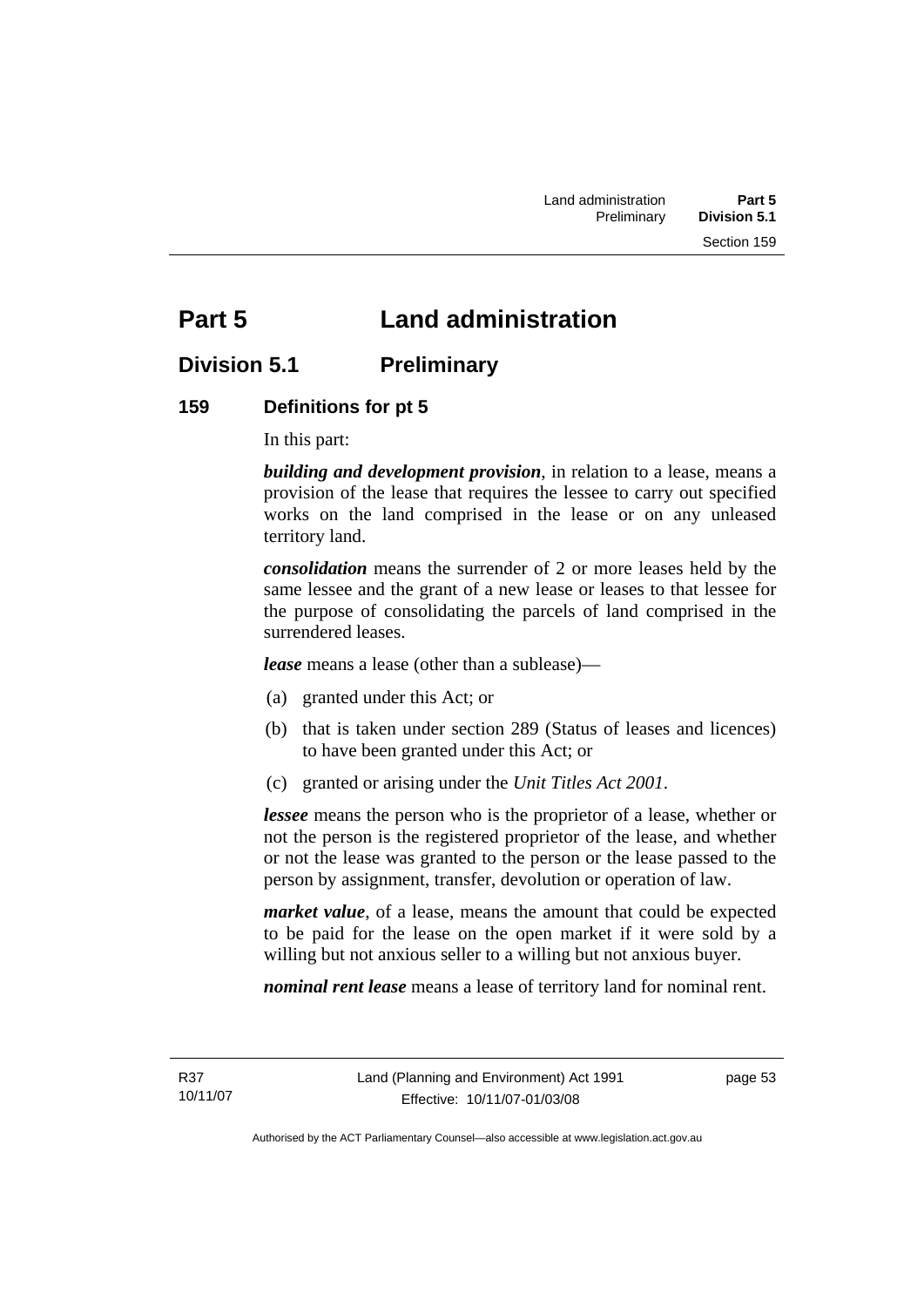# Part 5 Land administration

## Division 5.1 Preliminary

### 159 Definitions for pt 5

In this part:

***building and development provision***, in relation to a lease, means a provision of the lease that requires the lessee to carry out specified works on the land comprised in the lease or on any unleased territory land.

***consolidation*** means the surrender of 2 or more leases held by the same lessee and the grant of a new lease or leases to that lessee for the purpose of consolidating the parcels of land comprised in the surrendered leases.

***lease*** means a lease (other than a sublease)—

(a) granted under this Act; or

(b) that is taken under section 289 (Status of leases and licences) to have been granted under this Act; or

(c) granted or arising under the *Unit Titles Act 2001*.

***lessee*** means the person who is the proprietor of a lease, whether or not the person is the registered proprietor of the lease, and whether or not the lease was granted to the person or the lease passed to the person by assignment, transfer, devolution or operation of law.

***market value***, of a lease, means the amount that could be expected to be paid for the lease on the open market if it were sold by a willing but not anxious seller to a willing but not anxious buyer.

***nominal rent lease*** means a lease of territory land for nominal rent.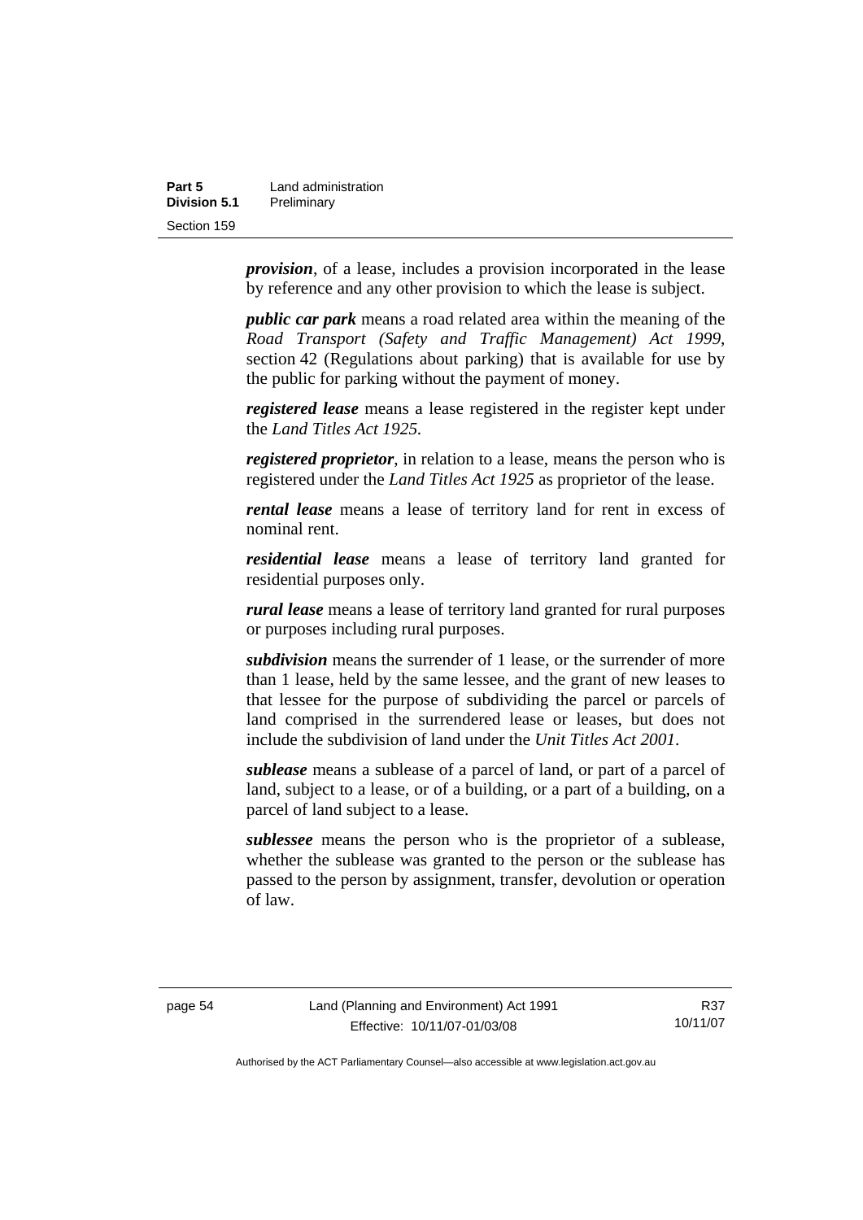***provision***, of a lease, includes a provision incorporated in the lease by reference and any other provision to which the lease is subject.

***public car park*** means a road related area within the meaning of the *Road Transport (Safety and Traffic Management) Act 1999*, section 42 (Regulations about parking) that is available for use by the public for parking without the payment of money.

***registered lease*** means a lease registered in the register kept under the *Land Titles Act 1925*.

***registered proprietor***, in relation to a lease, means the person who is registered under the *Land Titles Act 1925* as proprietor of the lease.

***rental lease*** means a lease of territory land for rent in excess of nominal rent.

***residential lease*** means a lease of territory land granted for residential purposes only.

***rural lease*** means a lease of territory land granted for rural purposes or purposes including rural purposes.

***subdivision*** means the surrender of 1 lease, or the surrender of more than 1 lease, held by the same lessee, and the grant of new leases to that lessee for the purpose of subdividing the parcel or parcels of land comprised in the surrendered lease or leases, but does not include the subdivision of land under the *Unit Titles Act 2001*.

***sublease*** means a sublease of a parcel of land, or part of a parcel of land, subject to a lease, or of a building, or a part of a building, on a parcel of land subject to a lease.

***sublessee*** means the person who is the proprietor of a sublease, whether the sublease was granted to the person or the sublease has passed to the person by assignment, transfer, devolution or operation of law.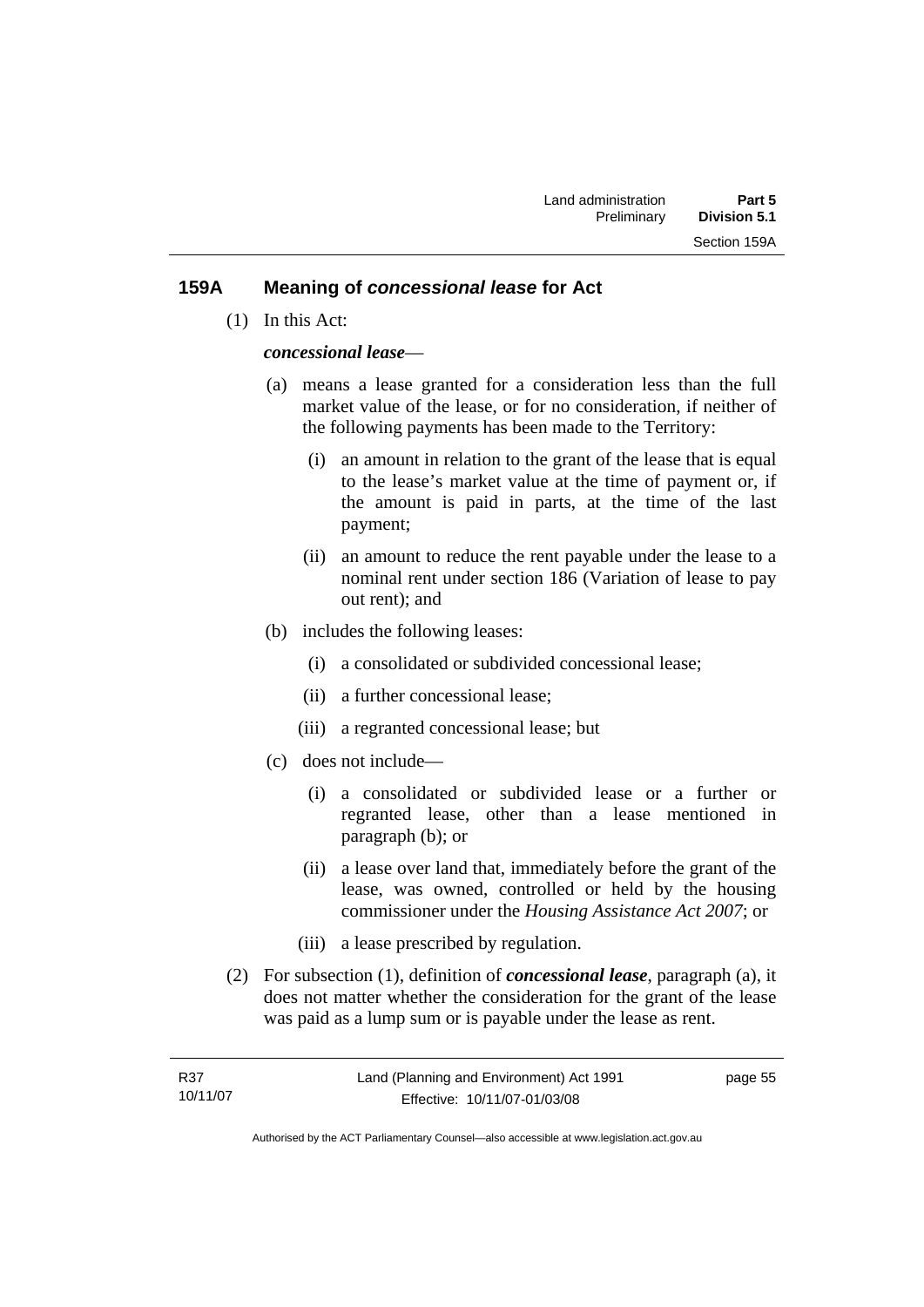## 159A Meaning of *concessional lease* for Act

(1) In this Act:

***concessional lease***—

(a) means a lease granted for a consideration less than the full market value of the lease, or for no consideration, if neither of the following payments has been made to the Territory:

   (i) an amount in relation to the grant of the lease that is equal to the lease's market value at the time of payment or, if the amount is paid in parts, at the time of the last payment;

   (ii) an amount to reduce the rent payable under the lease to a nominal rent under section 186 (Variation of lease to pay out rent); and

(b) includes the following leases:

   (i) a consolidated or subdivided concessional lease;

   (ii) a further concessional lease;

   (iii) a regranted concessional lease; but

(c) does not include—

   (i) a consolidated or subdivided lease or a further or regranted lease, other than a lease mentioned in paragraph (b); or

   (ii) a lease over land that, immediately before the grant of the lease, was owned, controlled or held by the housing commissioner under the *Housing Assistance Act 2007*; or

   (iii) a lease prescribed by regulation.

(2) For subsection (1), definition of ***concessional lease***, paragraph (a), it does not matter whether the consideration for the grant of the lease was paid as a lump sum or is payable under the lease as rent.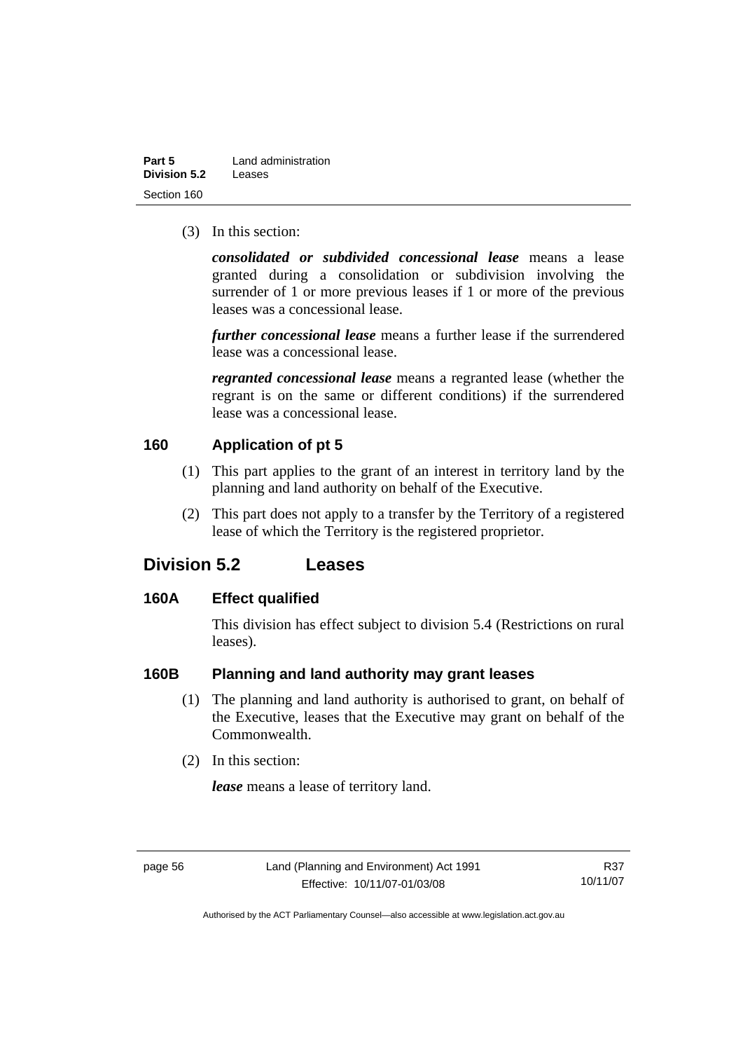(3) In this section:

***consolidated or subdivided concessional lease*** means a lease granted during a consolidation or subdivision involving the surrender of 1 or more previous leases if 1 or more of the previous leases was a concessional lease.

***further concessional lease*** means a further lease if the surrendered lease was a concessional lease.

***regranted concessional lease*** means a regranted lease (whether the regrant is on the same or different conditions) if the surrendered lease was a concessional lease.

### 160 Application of pt 5

(1) This part applies to the grant of an interest in territory land by the planning and land authority on behalf of the Executive.

(2) This part does not apply to a transfer by the Territory of a registered lease of which the Territory is the registered proprietor.

## Division 5.2 Leases

### 160A Effect qualified

This division has effect subject to division 5.4 (Restrictions on rural leases).

### 160B Planning and land authority may grant leases

(1) The planning and land authority is authorised to grant, on behalf of the Executive, leases that the Executive may grant on behalf of the Commonwealth.

(2) In this section:

***lease*** means a lease of territory land.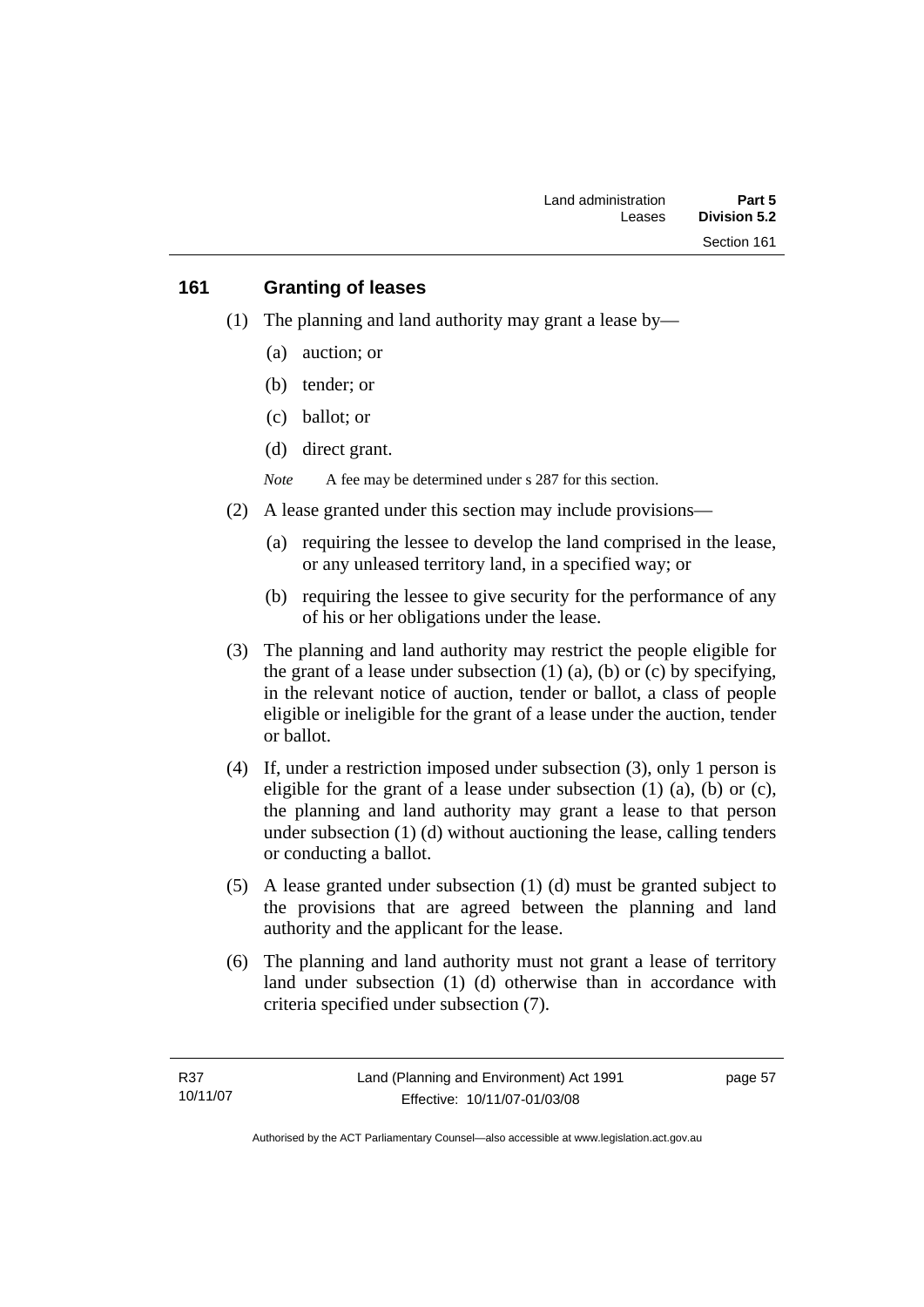## 161 Granting of leases

(1) The planning and land authority may grant a lease by—

(a) auction; or

(b) tender; or

(c) ballot; or

(d) direct grant.

*Note* A fee may be determined under s 287 for this section.

(2) A lease granted under this section may include provisions—

(a) requiring the lessee to develop the land comprised in the lease, or any unleased territory land, in a specified way; or

(b) requiring the lessee to give security for the performance of any of his or her obligations under the lease.

(3) The planning and land authority may restrict the people eligible for the grant of a lease under subsection (1) (a), (b) or (c) by specifying, in the relevant notice of auction, tender or ballot, a class of people eligible or ineligible for the grant of a lease under the auction, tender or ballot.

(4) If, under a restriction imposed under subsection (3), only 1 person is eligible for the grant of a lease under subsection (1) (a), (b) or (c), the planning and land authority may grant a lease to that person under subsection (1) (d) without auctioning the lease, calling tenders or conducting a ballot.

(5) A lease granted under subsection (1) (d) must be granted subject to the provisions that are agreed between the planning and land authority and the applicant for the lease.

(6) The planning and land authority must not grant a lease of territory land under subsection (1) (d) otherwise than in accordance with criteria specified under subsection (7).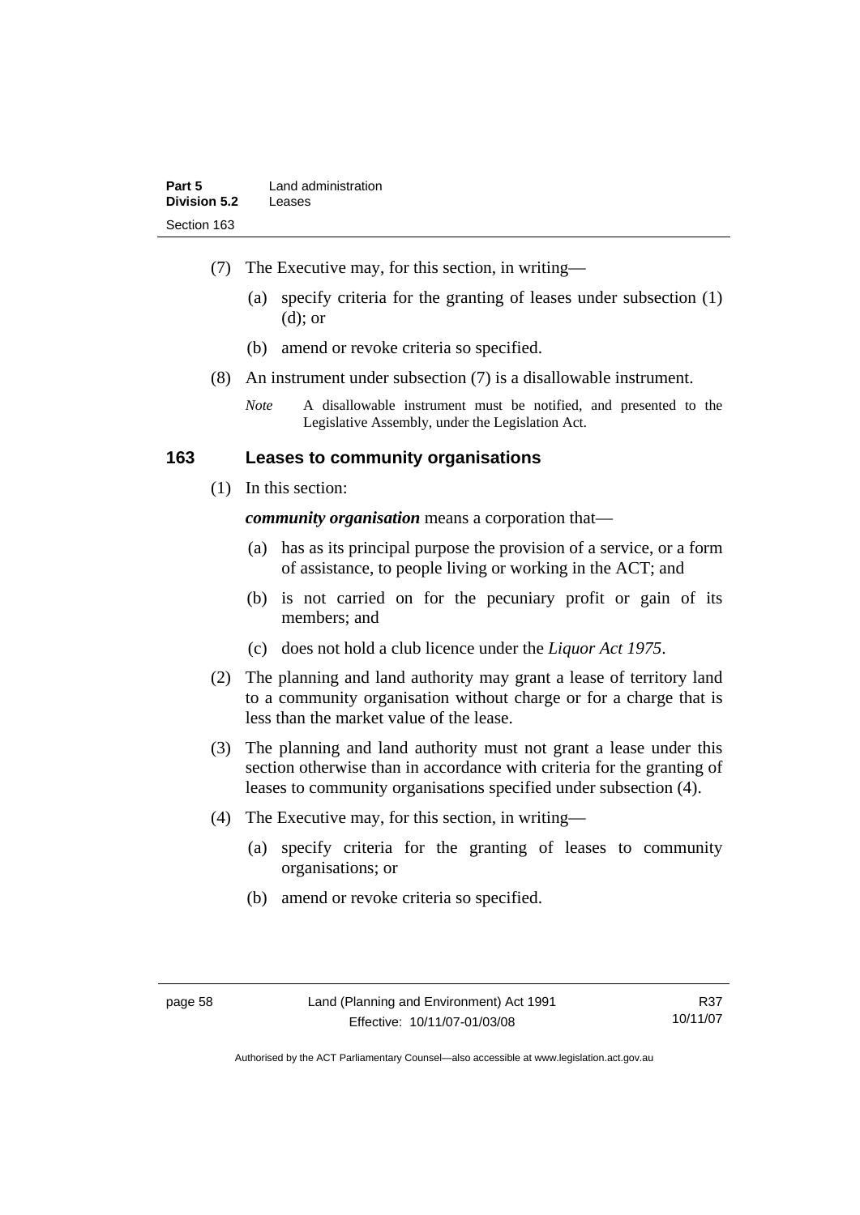(7) The Executive may, for this section, in writing—

(a) specify criteria for the granting of leases under subsection (1) (d); or

(b) amend or revoke criteria so specified.

(8) An instrument under subsection (7) is a disallowable instrument.

*Note* A disallowable instrument must be notified, and presented to the Legislative Assembly, under the Legislation Act.

## 163 Leases to community organisations

(1) In this section:

***community organisation*** means a corporation that—

(a) has as its principal purpose the provision of a service, or a form of assistance, to people living or working in the ACT; and

(b) is not carried on for the pecuniary profit or gain of its members; and

(c) does not hold a club licence under the *Liquor Act 1975*.

(2) The planning and land authority may grant a lease of territory land to a community organisation without charge or for a charge that is less than the market value of the lease.

(3) The planning and land authority must not grant a lease under this section otherwise than in accordance with criteria for the granting of leases to community organisations specified under subsection (4).

(4) The Executive may, for this section, in writing—

(a) specify criteria for the granting of leases to community organisations; or

(b) amend or revoke criteria so specified.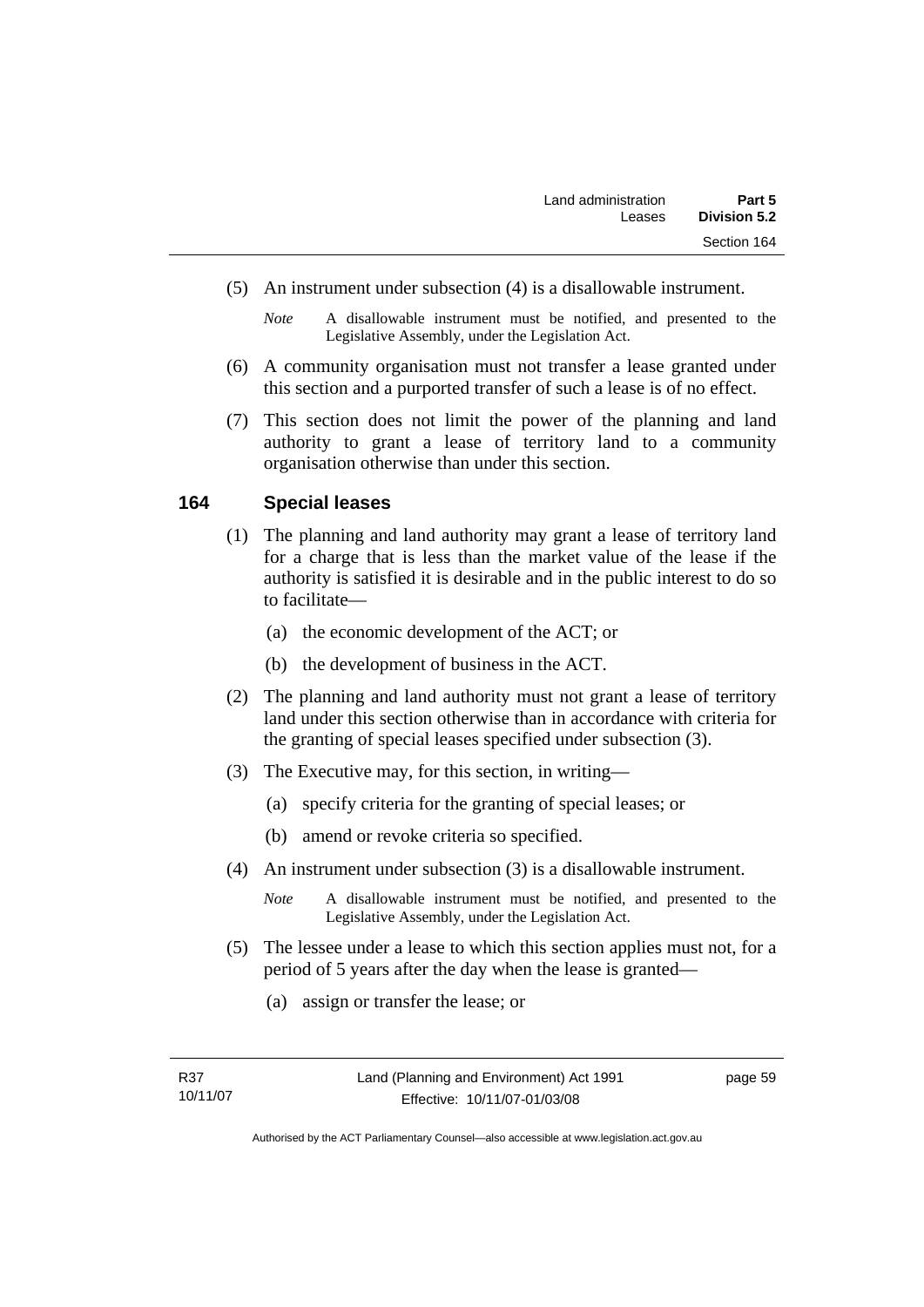(5) An instrument under subsection (4) is a disallowable instrument.

*Note* A disallowable instrument must be notified, and presented to the Legislative Assembly, under the Legislation Act.

(6) A community organisation must not transfer a lease granted under this section and a purported transfer of such a lease is of no effect.

(7) This section does not limit the power of the planning and land authority to grant a lease of territory land to a community organisation otherwise than under this section.

## 164 Special leases

(1) The planning and land authority may grant a lease of territory land for a charge that is less than the market value of the lease if the authority is satisfied it is desirable and in the public interest to do so to facilitate—

(a) the economic development of the ACT; or

(b) the development of business in the ACT.

(2) The planning and land authority must not grant a lease of territory land under this section otherwise than in accordance with criteria for the granting of special leases specified under subsection (3).

(3) The Executive may, for this section, in writing—

(a) specify criteria for the granting of special leases; or

(b) amend or revoke criteria so specified.

(4) An instrument under subsection (3) is a disallowable instrument.

*Note* A disallowable instrument must be notified, and presented to the Legislative Assembly, under the Legislation Act.

(5) The lessee under a lease to which this section applies must not, for a period of 5 years after the day when the lease is granted—

(a) assign or transfer the lease; or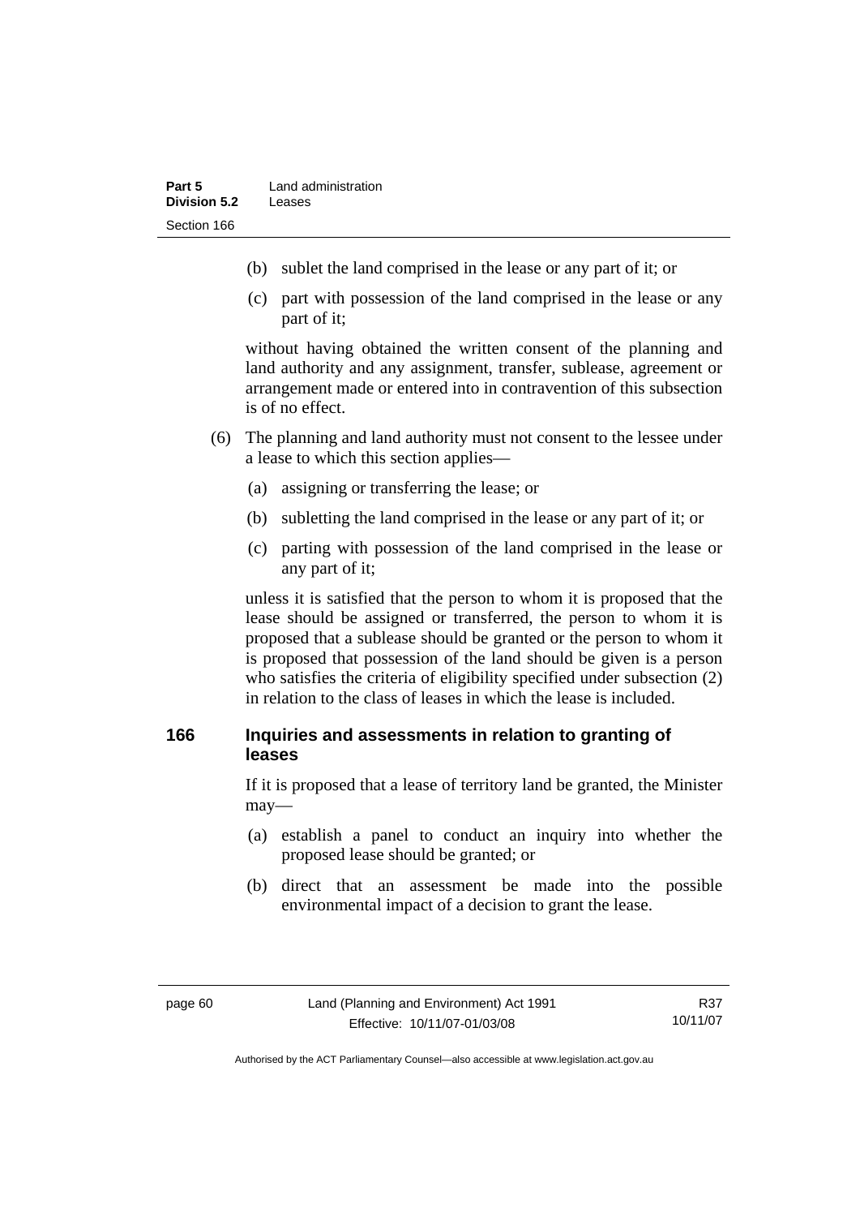(b) sublet the land comprised in the lease or any part of it; or

(c) part with possession of the land comprised in the lease or any part of it;

without having obtained the written consent of the planning and land authority and any assignment, transfer, sublease, agreement or arrangement made or entered into in contravention of this subsection is of no effect.

(6) The planning and land authority must not consent to the lessee under a lease to which this section applies—

(a) assigning or transferring the lease; or

(b) subletting the land comprised in the lease or any part of it; or

(c) parting with possession of the land comprised in the lease or any part of it;

unless it is satisfied that the person to whom it is proposed that the lease should be assigned or transferred, the person to whom it is proposed that a sublease should be granted or the person to whom it is proposed that possession of the land should be given is a person who satisfies the criteria of eligibility specified under subsection (2) in relation to the class of leases in which the lease is included.

## 166 Inquiries and assessments in relation to granting of leases

If it is proposed that a lease of territory land be granted, the Minister may—

(a) establish a panel to conduct an inquiry into whether the proposed lease should be granted; or

(b) direct that an assessment be made into the possible environmental impact of a decision to grant the lease.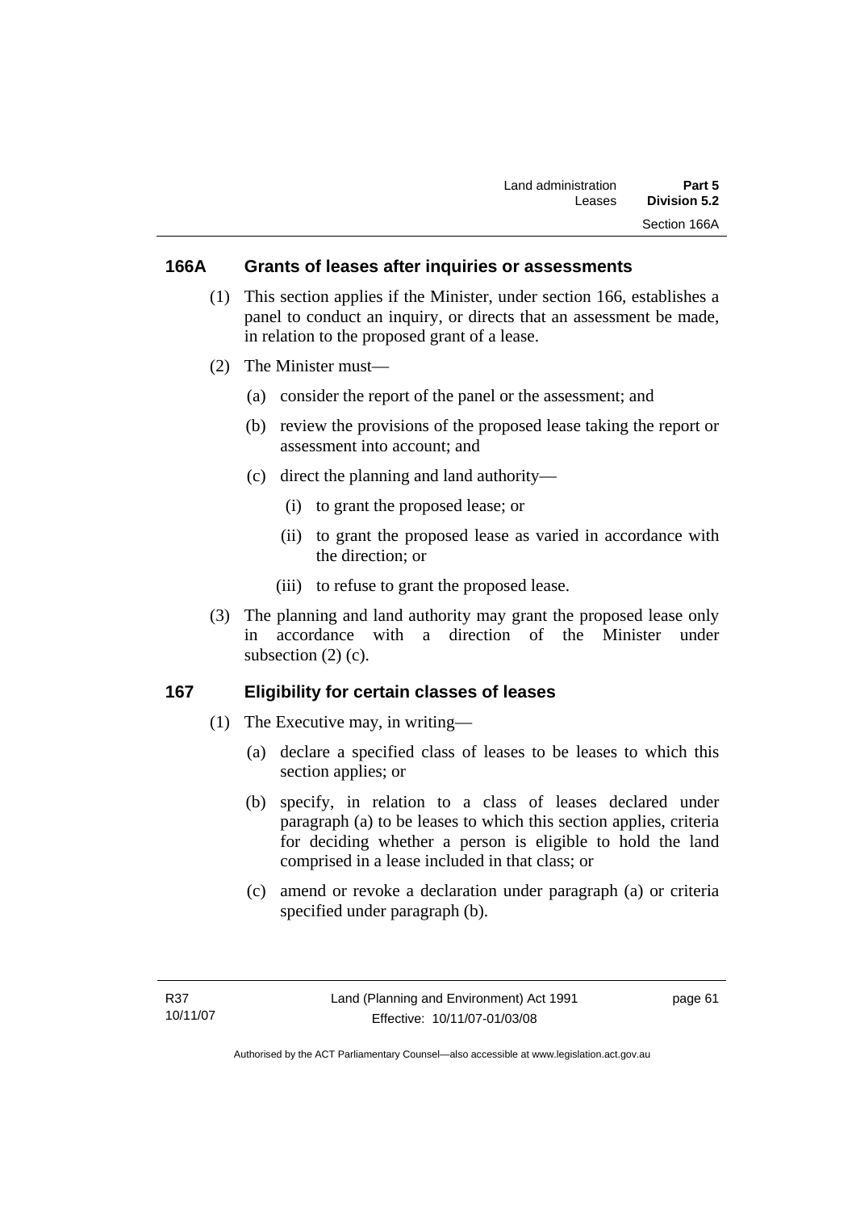## 166A Grants of leases after inquiries or assessments

(1) This section applies if the Minister, under section 166, establishes a panel to conduct an inquiry, or directs that an assessment be made, in relation to the proposed grant of a lease.

(2) The Minister must—

(a) consider the report of the panel or the assessment; and

(b) review the provisions of the proposed lease taking the report or assessment into account; and

(c) direct the planning and land authority—

(i) to grant the proposed lease; or

(ii) to grant the proposed lease as varied in accordance with the direction; or

(iii) to refuse to grant the proposed lease.

(3) The planning and land authority may grant the proposed lease only in accordance with a direction of the Minister under subsection (2) (c).

## 167 Eligibility for certain classes of leases

(1) The Executive may, in writing—

(a) declare a specified class of leases to be leases to which this section applies; or

(b) specify, in relation to a class of leases declared under paragraph (a) to be leases to which this section applies, criteria for deciding whether a person is eligible to hold the land comprised in a lease included in that class; or

(c) amend or revoke a declaration under paragraph (a) or criteria specified under paragraph (b).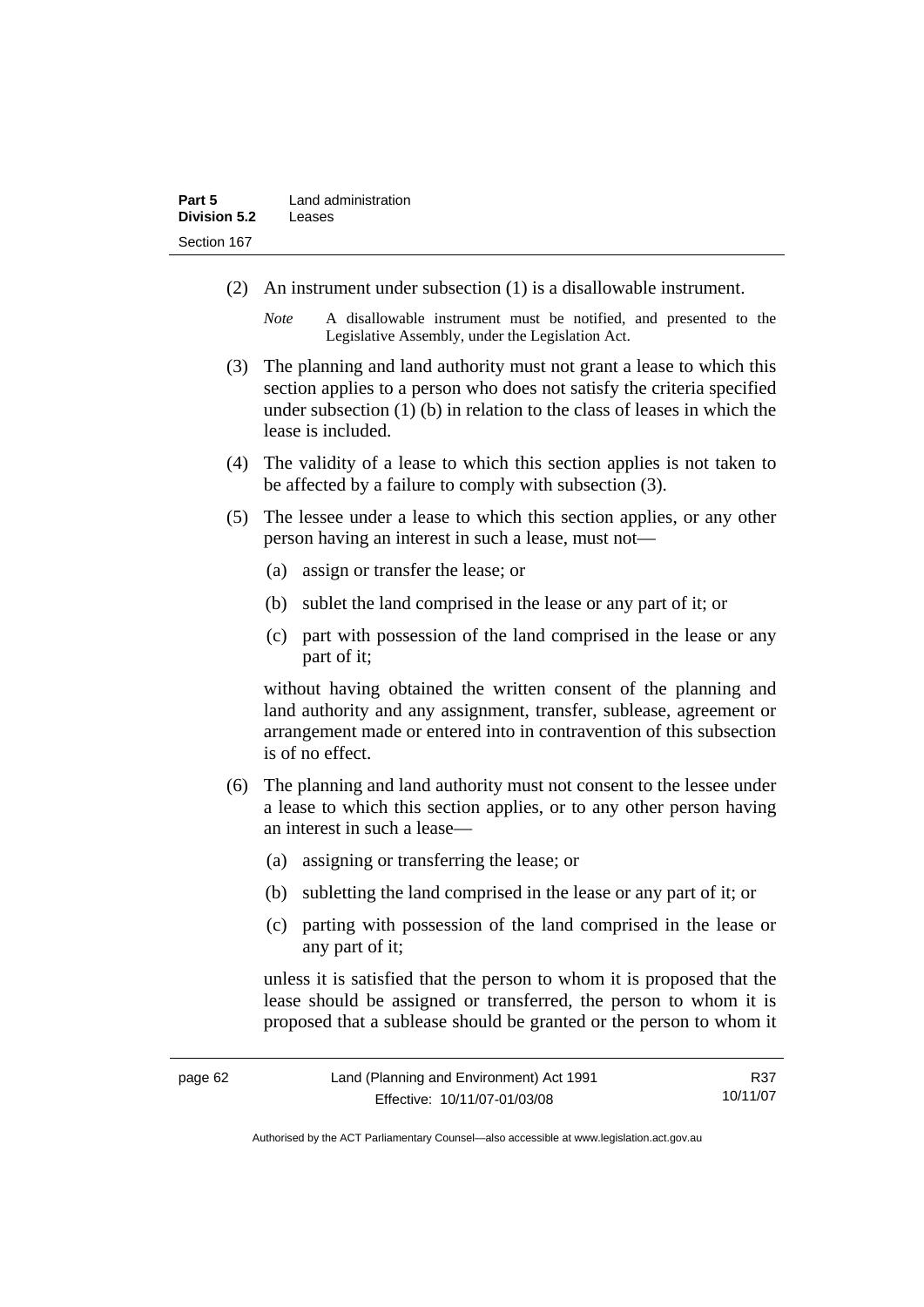(2) An instrument under subsection (1) is a disallowable instrument.

*Note* A disallowable instrument must be notified, and presented to the Legislative Assembly, under the Legislation Act.

(3) The planning and land authority must not grant a lease to which this section applies to a person who does not satisfy the criteria specified under subsection (1) (b) in relation to the class of leases in which the lease is included.

(4) The validity of a lease to which this section applies is not taken to be affected by a failure to comply with subsection (3).

(5) The lessee under a lease to which this section applies, or any other person having an interest in such a lease, must not—

(a) assign or transfer the lease; or

(b) sublet the land comprised in the lease or any part of it; or

(c) part with possession of the land comprised in the lease or any part of it;

without having obtained the written consent of the planning and land authority and any assignment, transfer, sublease, agreement or arrangement made or entered into in contravention of this subsection is of no effect.

(6) The planning and land authority must not consent to the lessee under a lease to which this section applies, or to any other person having an interest in such a lease—

(a) assigning or transferring the lease; or

(b) subletting the land comprised in the lease or any part of it; or

(c) parting with possession of the land comprised in the lease or any part of it;

unless it is satisfied that the person to whom it is proposed that the lease should be assigned or transferred, the person to whom it is proposed that a sublease should be granted or the person to whom it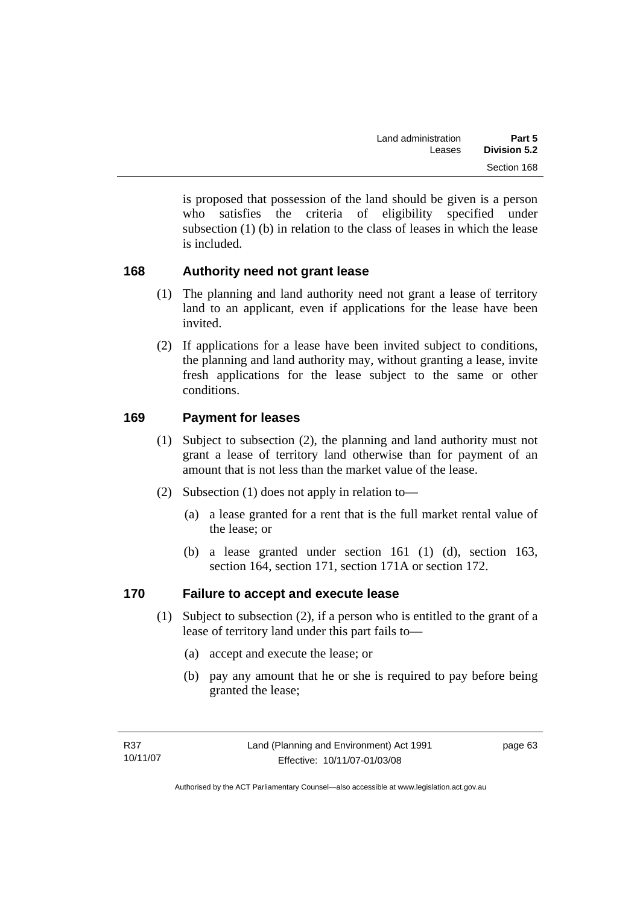is proposed that possession of the land should be given is a person who satisfies the criteria of eligibility specified under subsection (1) (b) in relation to the class of leases in which the lease is included.

## 168 Authority need not grant lease

(1) The planning and land authority need not grant a lease of territory land to an applicant, even if applications for the lease have been invited.

(2) If applications for a lease have been invited subject to conditions, the planning and land authority may, without granting a lease, invite fresh applications for the lease subject to the same or other conditions.

## 169 Payment for leases

(1) Subject to subsection (2), the planning and land authority must not grant a lease of territory land otherwise than for payment of an amount that is not less than the market value of the lease.

(2) Subsection (1) does not apply in relation to—

- (a) a lease granted for a rent that is the full market rental value of the lease; or
- (b) a lease granted under section 161 (1) (d), section 163, section 164, section 171, section 171A or section 172.

## 170 Failure to accept and execute lease

(1) Subject to subsection (2), if a person who is entitled to the grant of a lease of territory land under this part fails to—

- (a) accept and execute the lease; or
- (b) pay any amount that he or she is required to pay before being granted the lease;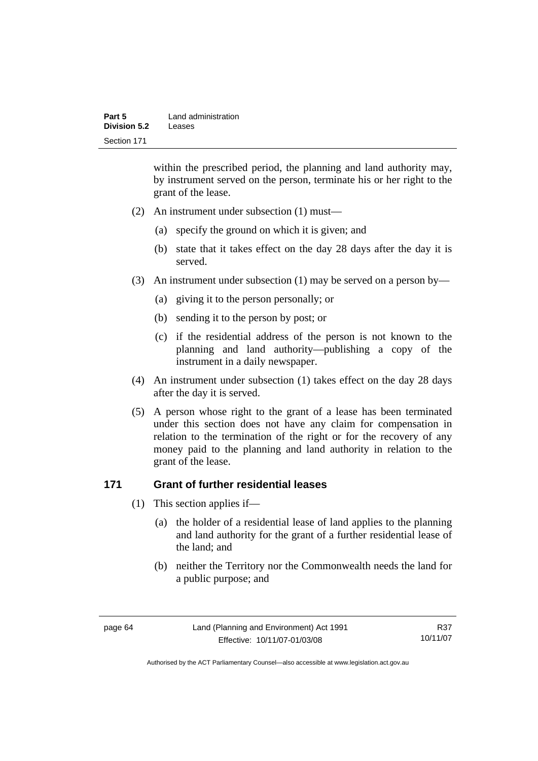within the prescribed period, the planning and land authority may, by instrument served on the person, terminate his or her right to the grant of the lease.

(2) An instrument under subsection (1) must—

(a) specify the ground on which it is given; and

(b) state that it takes effect on the day 28 days after the day it is served.

(3) An instrument under subsection (1) may be served on a person by—

(a) giving it to the person personally; or

(b) sending it to the person by post; or

(c) if the residential address of the person is not known to the planning and land authority—publishing a copy of the instrument in a daily newspaper.

(4) An instrument under subsection (1) takes effect on the day 28 days after the day it is served.

(5) A person whose right to the grant of a lease has been terminated under this section does not have any claim for compensation in relation to the termination of the right or for the recovery of any money paid to the planning and land authority in relation to the grant of the lease.

## 171 Grant of further residential leases

(1) This section applies if—

(a) the holder of a residential lease of land applies to the planning and land authority for the grant of a further residential lease of the land; and

(b) neither the Territory nor the Commonwealth needs the land for a public purpose; and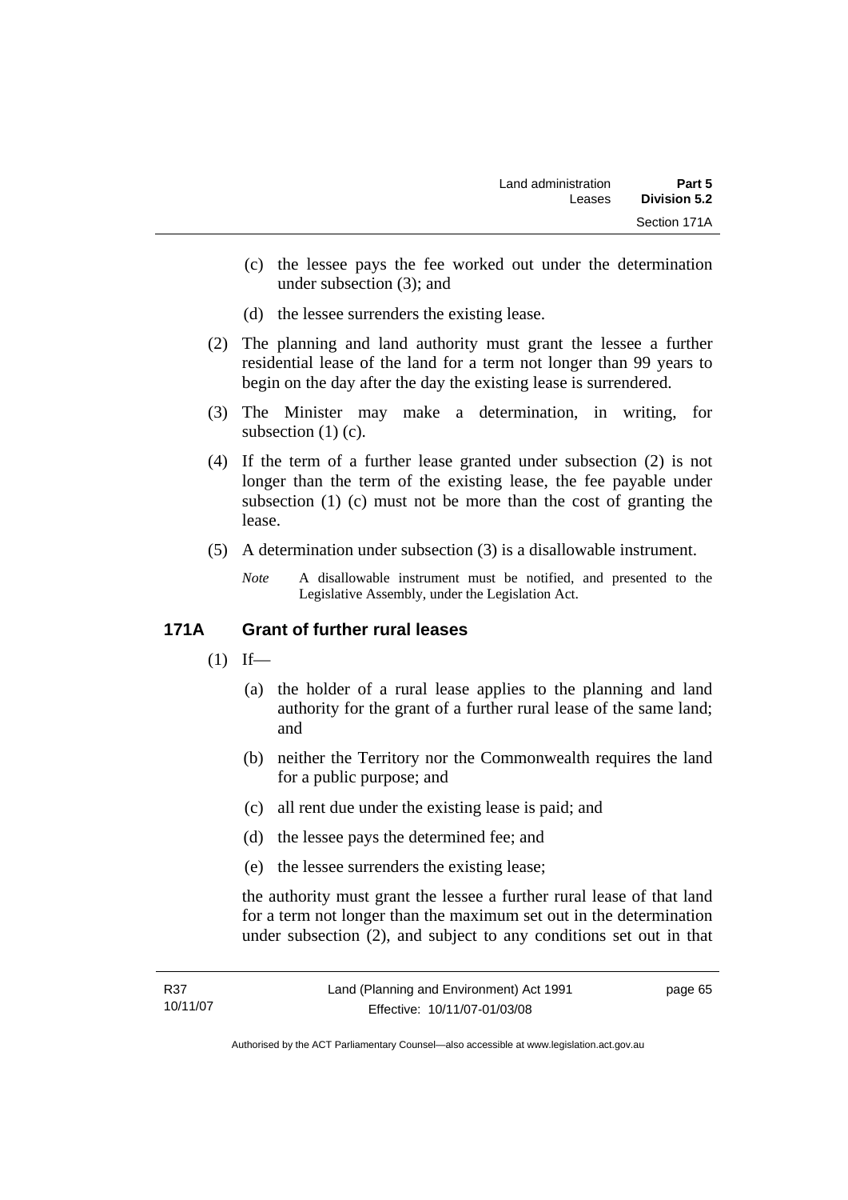(c) the lessee pays the fee worked out under the determination under subsection (3); and

(d) the lessee surrenders the existing lease.

(2) The planning and land authority must grant the lessee a further residential lease of the land for a term not longer than 99 years to begin on the day after the day the existing lease is surrendered.

(3) The Minister may make a determination, in writing, for subsection (1) (c).

(4) If the term of a further lease granted under subsection (2) is not longer than the term of the existing lease, the fee payable under subsection (1) (c) must not be more than the cost of granting the lease.

(5) A determination under subsection (3) is a disallowable instrument.

*Note* A disallowable instrument must be notified, and presented to the Legislative Assembly, under the Legislation Act.

## 171A Grant of further rural leases

(1) If—

(a) the holder of a rural lease applies to the planning and land authority for the grant of a further rural lease of the same land; and

(b) neither the Territory nor the Commonwealth requires the land for a public purpose; and

(c) all rent due under the existing lease is paid; and

(d) the lessee pays the determined fee; and

(e) the lessee surrenders the existing lease;

the authority must grant the lessee a further rural lease of that land for a term not longer than the maximum set out in the determination under subsection (2), and subject to any conditions set out in that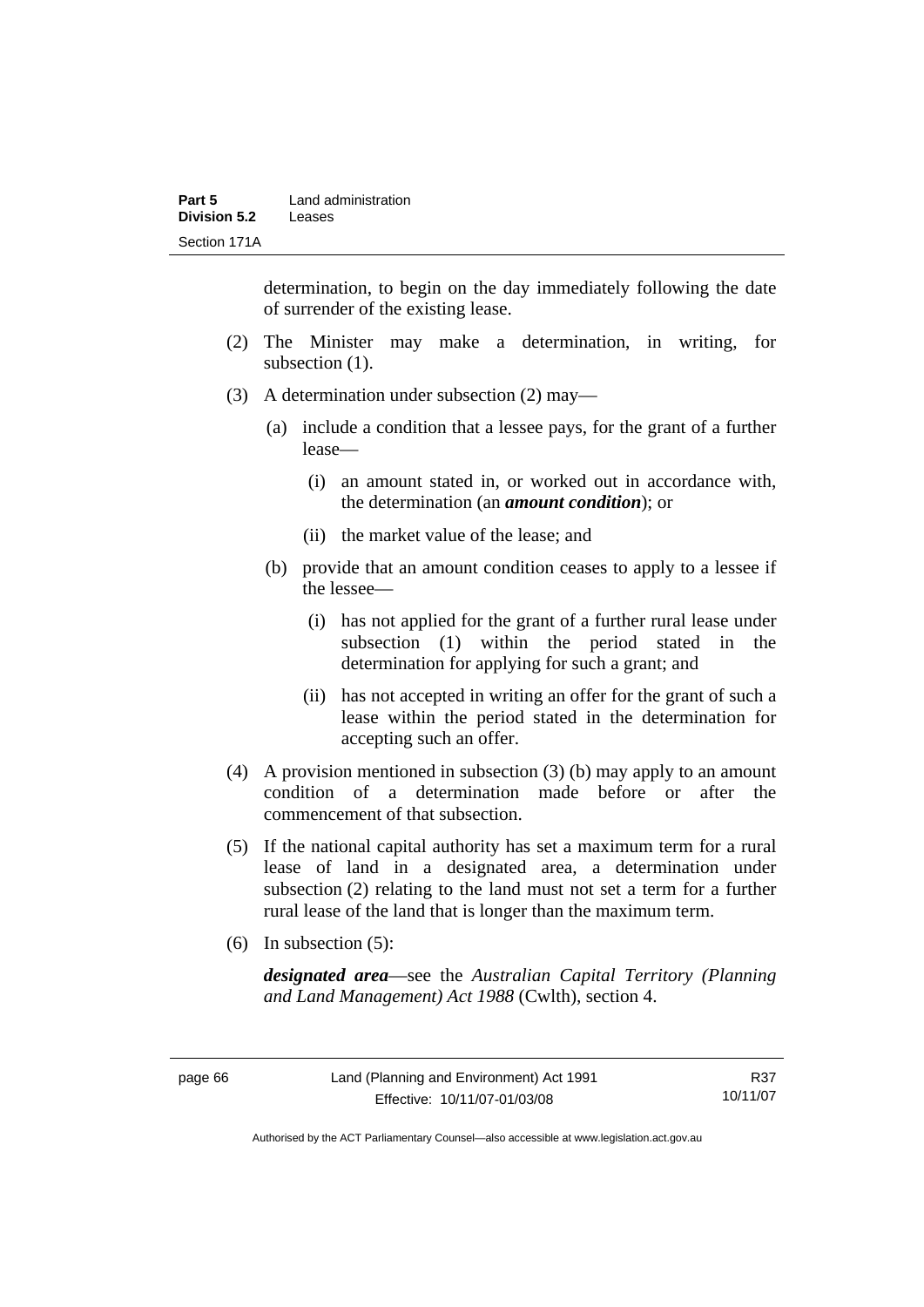determination, to begin on the day immediately following the date of surrender of the existing lease.

(2) The Minister may make a determination, in writing, for subsection (1).

(3) A determination under subsection (2) may—

(a) include a condition that a lessee pays, for the grant of a further lease—

(i) an amount stated in, or worked out in accordance with, the determination (an ***amount condition***); or

(ii) the market value of the lease; and

(b) provide that an amount condition ceases to apply to a lessee if the lessee—

(i) has not applied for the grant of a further rural lease under subsection (1) within the period stated in the determination for applying for such a grant; and

(ii) has not accepted in writing an offer for the grant of such a lease within the period stated in the determination for accepting such an offer.

(4) A provision mentioned in subsection (3) (b) may apply to an amount condition of a determination made before or after the commencement of that subsection.

(5) If the national capital authority has set a maximum term for a rural lease of land in a designated area, a determination under subsection (2) relating to the land must not set a term for a further rural lease of the land that is longer than the maximum term.

(6) In subsection (5):

***designated area***—see the *Australian Capital Territory (Planning and Land Management) Act 1988* (Cwlth), section 4.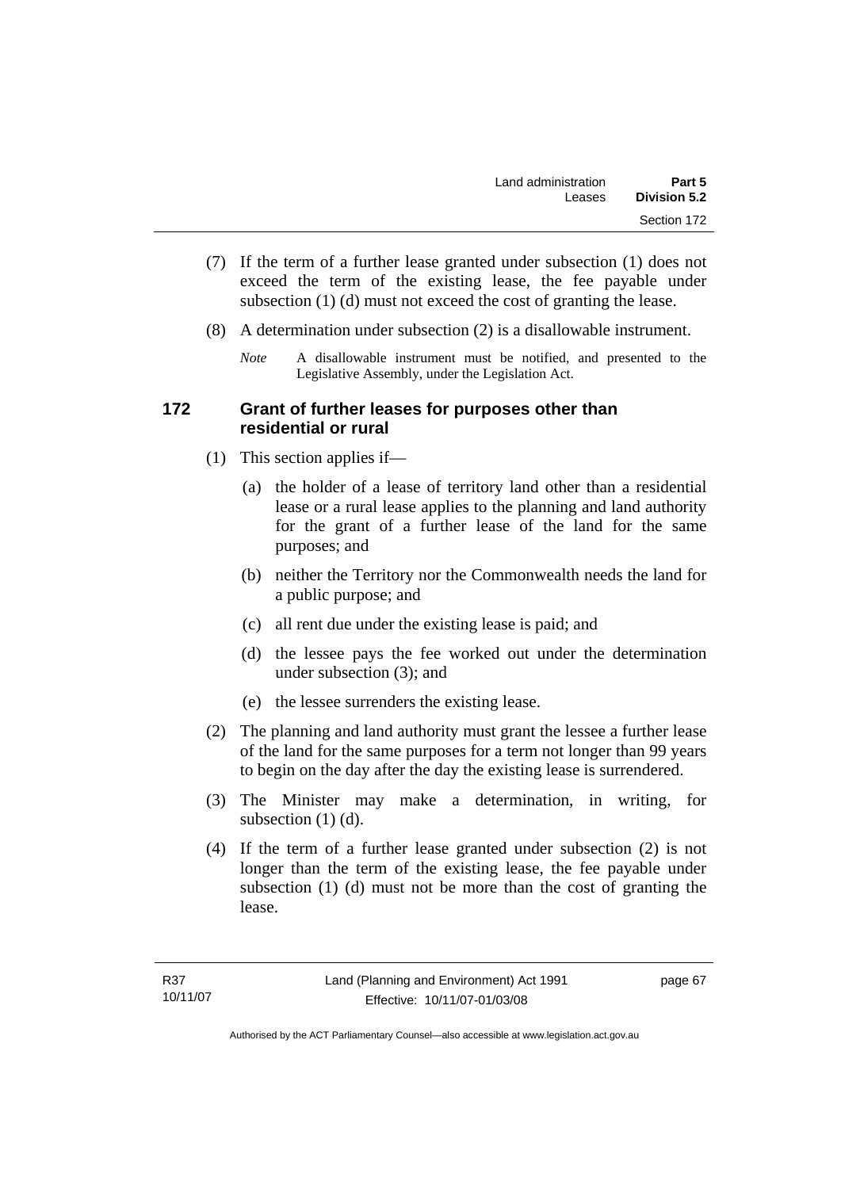(7) If the term of a further lease granted under subsection (1) does not exceed the term of the existing lease, the fee payable under subsection (1) (d) must not exceed the cost of granting the lease.

(8) A determination under subsection (2) is a disallowable instrument.

*Note* A disallowable instrument must be notified, and presented to the Legislative Assembly, under the Legislation Act.

## 172 Grant of further leases for purposes other than residential or rural

(1) This section applies if—

(a) the holder of a lease of territory land other than a residential lease or a rural lease applies to the planning and land authority for the grant of a further lease of the land for the same purposes; and

(b) neither the Territory nor the Commonwealth needs the land for a public purpose; and

(c) all rent due under the existing lease is paid; and

(d) the lessee pays the fee worked out under the determination under subsection (3); and

(e) the lessee surrenders the existing lease.

(2) The planning and land authority must grant the lessee a further lease of the land for the same purposes for a term not longer than 99 years to begin on the day after the day the existing lease is surrendered.

(3) The Minister may make a determination, in writing, for subsection (1) (d).

(4) If the term of a further lease granted under subsection (2) is not longer than the term of the existing lease, the fee payable under subsection (1) (d) must not be more than the cost of granting the lease.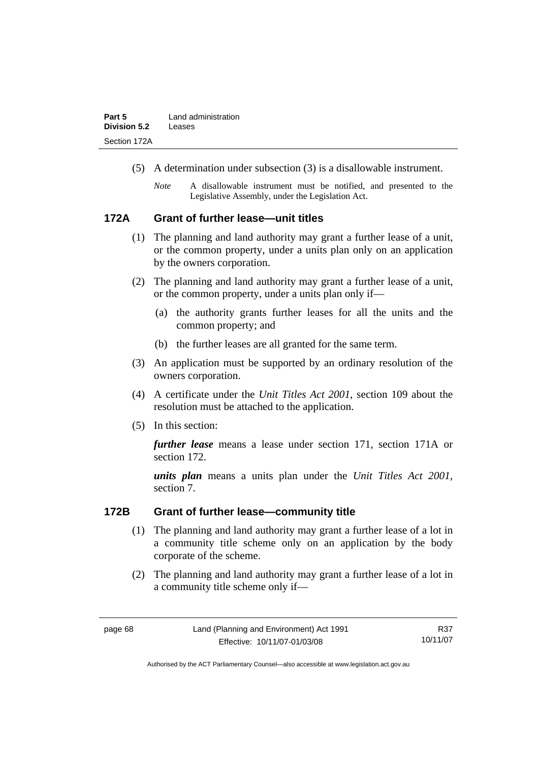(5) A determination under subsection (3) is a disallowable instrument.

*Note* A disallowable instrument must be notified, and presented to the Legislative Assembly, under the Legislation Act.

### 172A Grant of further lease—unit titles

(1) The planning and land authority may grant a further lease of a unit, or the common property, under a units plan only on an application by the owners corporation.

(2) The planning and land authority may grant a further lease of a unit, or the common property, under a units plan only if—

(a) the authority grants further leases for all the units and the common property; and

(b) the further leases are all granted for the same term.

(3) An application must be supported by an ordinary resolution of the owners corporation.

(4) A certificate under the *Unit Titles Act 2001*, section 109 about the resolution must be attached to the application.

(5) In this section:

***further lease*** means a lease under section 171, section 171A or section 172.

***units plan*** means a units plan under the *Unit Titles Act 2001*, section 7.

### 172B Grant of further lease—community title

(1) The planning and land authority may grant a further lease of a lot in a community title scheme only on an application by the body corporate of the scheme.

(2) The planning and land authority may grant a further lease of a lot in a community title scheme only if—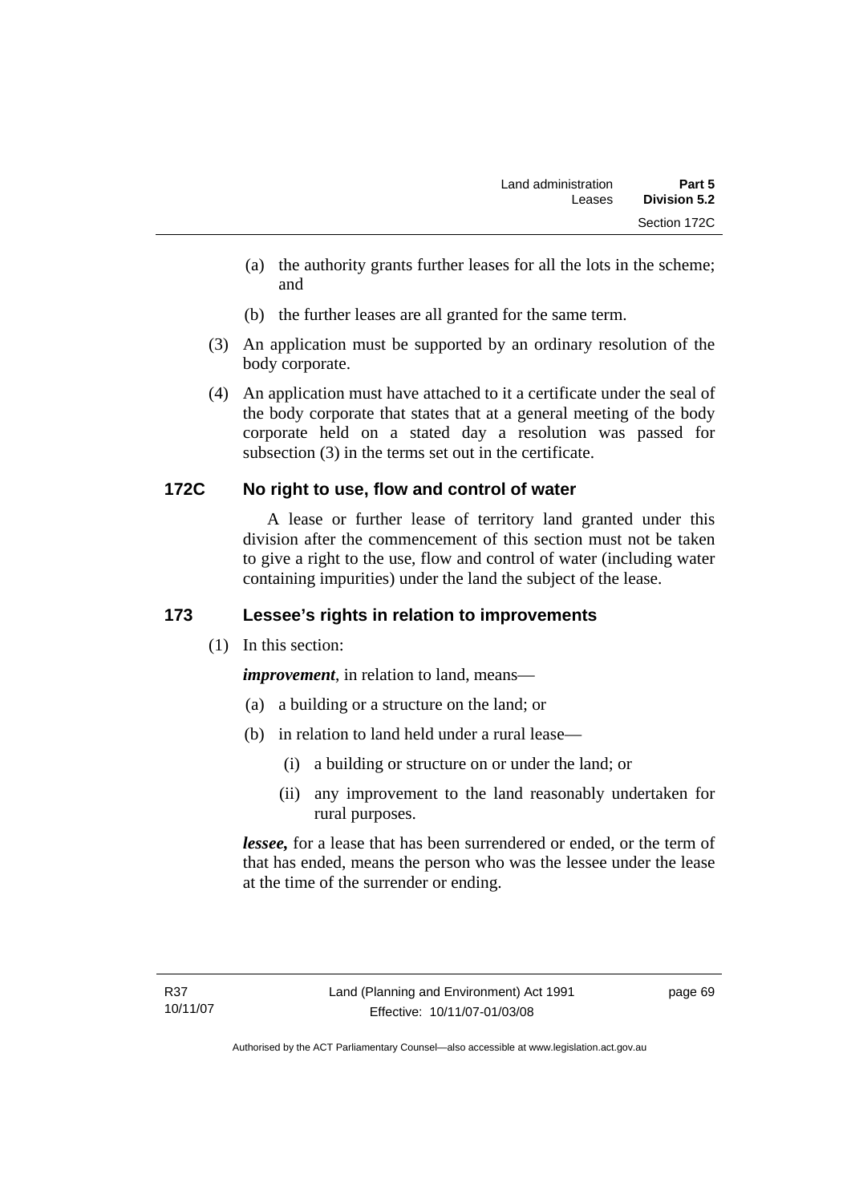(a) the authority grants further leases for all the lots in the scheme; and

(b) the further leases are all granted for the same term.

(3) An application must be supported by an ordinary resolution of the body corporate.

(4) An application must have attached to it a certificate under the seal of the body corporate that states that at a general meeting of the body corporate held on a stated day a resolution was passed for subsection (3) in the terms set out in the certificate.

### 172C No right to use, flow and control of water

A lease or further lease of territory land granted under this division after the commencement of this section must not be taken to give a right to the use, flow and control of water (including water containing impurities) under the land the subject of the lease.

### 173 Lessee's rights in relation to improvements

(1) In this section:

***improvement***, in relation to land, means—

(a) a building or a structure on the land; or

(b) in relation to land held under a rural lease—

(i) a building or structure on or under the land; or

(ii) any improvement to the land reasonably undertaken for rural purposes.

***lessee,*** for a lease that has been surrendered or ended, or the term of that has ended, means the person who was the lessee under the lease at the time of the surrender or ending.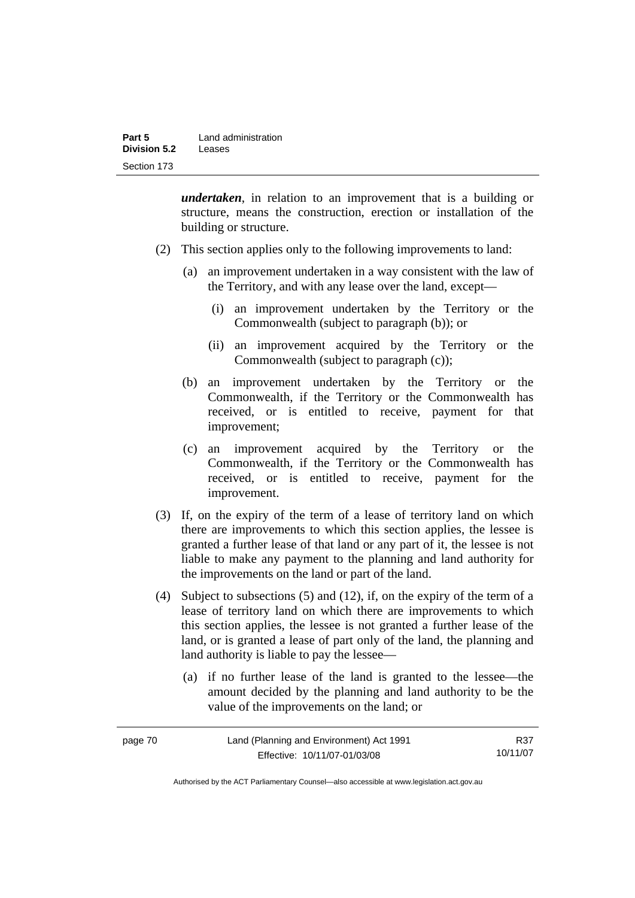***undertaken***, in relation to an improvement that is a building or structure, means the construction, erection or installation of the building or structure.

(2) This section applies only to the following improvements to land:

(a) an improvement undertaken in a way consistent with the law of the Territory, and with any lease over the land, except—

(i) an improvement undertaken by the Territory or the Commonwealth (subject to paragraph (b)); or

(ii) an improvement acquired by the Territory or the Commonwealth (subject to paragraph (c));

(b) an improvement undertaken by the Territory or the Commonwealth, if the Territory or the Commonwealth has received, or is entitled to receive, payment for that improvement;

(c) an improvement acquired by the Territory or the Commonwealth, if the Territory or the Commonwealth has received, or is entitled to receive, payment for the improvement.

(3) If, on the expiry of the term of a lease of territory land on which there are improvements to which this section applies, the lessee is granted a further lease of that land or any part of it, the lessee is not liable to make any payment to the planning and land authority for the improvements on the land or part of the land.

(4) Subject to subsections (5) and (12), if, on the expiry of the term of a lease of territory land on which there are improvements to which this section applies, the lessee is not granted a further lease of the land, or is granted a lease of part only of the land, the planning and land authority is liable to pay the lessee—

(a) if no further lease of the land is granted to the lessee—the amount decided by the planning and land authority to be the value of the improvements on the land; or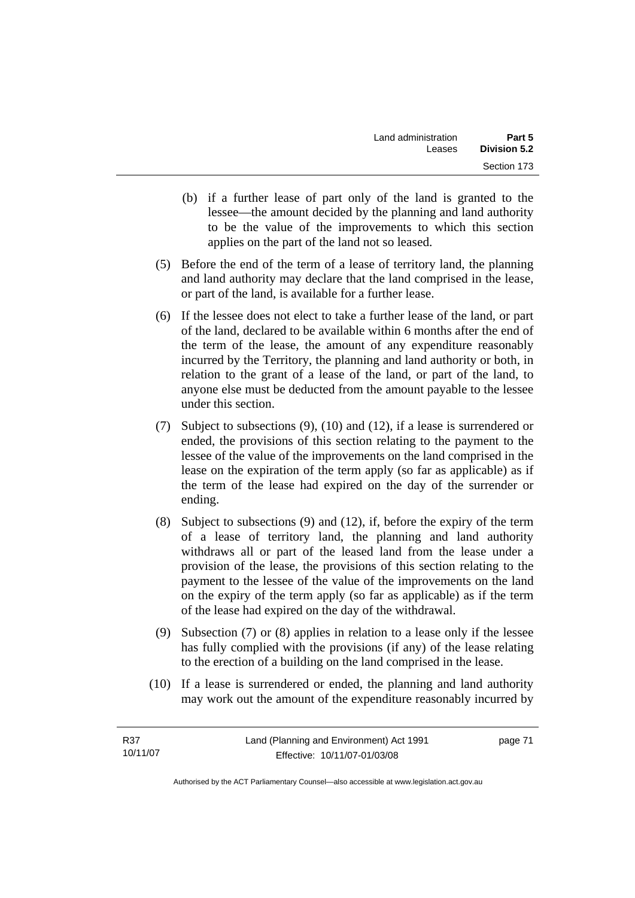(b) if a further lease of part only of the land is granted to the lessee—the amount decided by the planning and land authority to be the value of the improvements to which this section applies on the part of the land not so leased.

(5) Before the end of the term of a lease of territory land, the planning and land authority may declare that the land comprised in the lease, or part of the land, is available for a further lease.

(6) If the lessee does not elect to take a further lease of the land, or part of the land, declared to be available within 6 months after the end of the term of the lease, the amount of any expenditure reasonably incurred by the Territory, the planning and land authority or both, in relation to the grant of a lease of the land, or part of the land, to anyone else must be deducted from the amount payable to the lessee under this section.

(7) Subject to subsections (9), (10) and (12), if a lease is surrendered or ended, the provisions of this section relating to the payment to the lessee of the value of the improvements on the land comprised in the lease on the expiration of the term apply (so far as applicable) as if the term of the lease had expired on the day of the surrender or ending.

(8) Subject to subsections (9) and (12), if, before the expiry of the term of a lease of territory land, the planning and land authority withdraws all or part of the leased land from the lease under a provision of the lease, the provisions of this section relating to the payment to the lessee of the value of the improvements on the land on the expiry of the term apply (so far as applicable) as if the term of the lease had expired on the day of the withdrawal.

(9) Subsection (7) or (8) applies in relation to a lease only if the lessee has fully complied with the provisions (if any) of the lease relating to the erection of a building on the land comprised in the lease.

(10) If a lease is surrendered or ended, the planning and land authority may work out the amount of the expenditure reasonably incurred by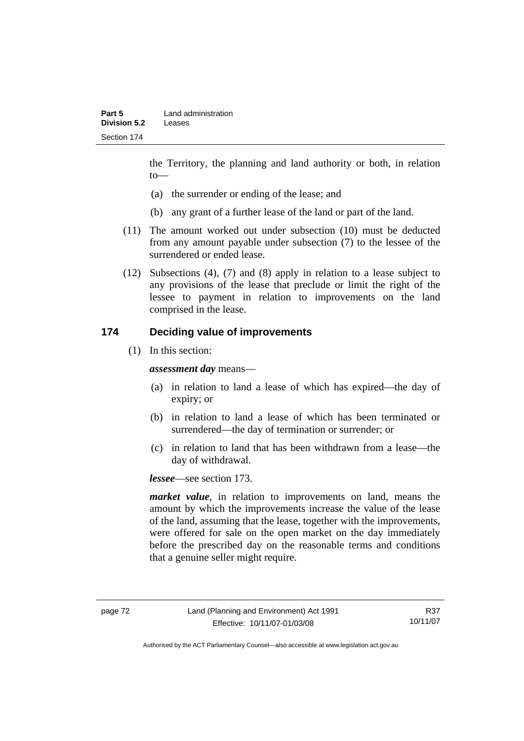the Territory, the planning and land authority or both, in relation to—

(a) the surrender or ending of the lease; and

(b) any grant of a further lease of the land or part of the land.

(11) The amount worked out under subsection (10) must be deducted from any amount payable under subsection (7) to the lessee of the surrendered or ended lease.

(12) Subsections (4), (7) and (8) apply in relation to a lease subject to any provisions of the lease that preclude or limit the right of the lessee to payment in relation to improvements on the land comprised in the lease.

## 174 Deciding value of improvements

(1) In this section:

***assessment day*** means—

(a) in relation to land a lease of which has expired—the day of expiry; or

(b) in relation to land a lease of which has been terminated or surrendered—the day of termination or surrender; or

(c) in relation to land that has been withdrawn from a lease—the day of withdrawal.

***lessee***—see section 173.

***market value***, in relation to improvements on land, means the amount by which the improvements increase the value of the lease of the land, assuming that the lease, together with the improvements, were offered for sale on the open market on the day immediately before the prescribed day on the reasonable terms and conditions that a genuine seller might require.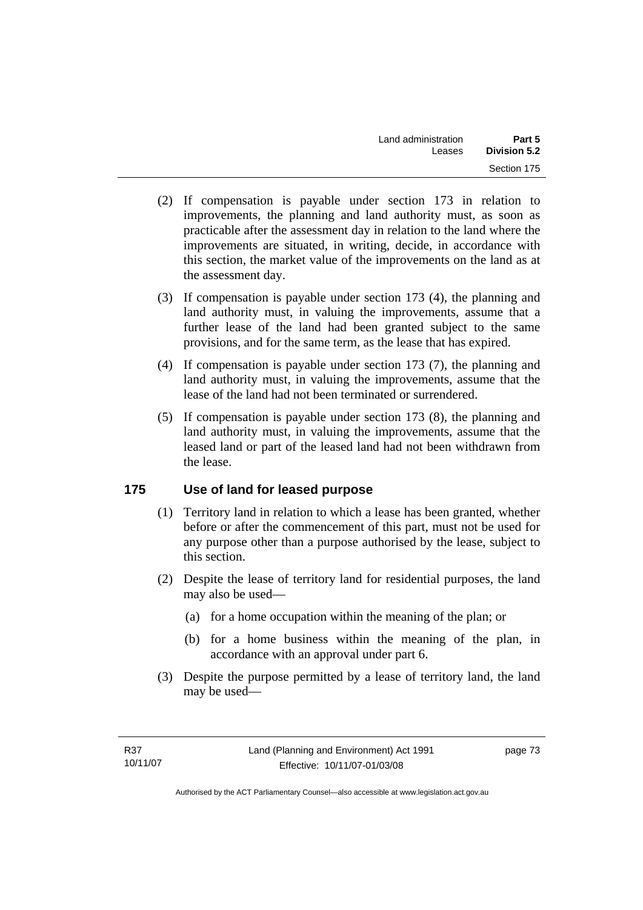(2) If compensation is payable under section 173 in relation to improvements, the planning and land authority must, as soon as practicable after the assessment day in relation to the land where the improvements are situated, in writing, decide, in accordance with this section, the market value of the improvements on the land as at the assessment day.

(3) If compensation is payable under section 173 (4), the planning and land authority must, in valuing the improvements, assume that a further lease of the land had been granted subject to the same provisions, and for the same term, as the lease that has expired.

(4) If compensation is payable under section 173 (7), the planning and land authority must, in valuing the improvements, assume that the lease of the land had not been terminated or surrendered.

(5) If compensation is payable under section 173 (8), the planning and land authority must, in valuing the improvements, assume that the leased land or part of the leased land had not been withdrawn from the lease.

## 175 Use of land for leased purpose

(1) Territory land in relation to which a lease has been granted, whether before or after the commencement of this part, must not be used for any purpose other than a purpose authorised by the lease, subject to this section.

(2) Despite the lease of territory land for residential purposes, the land may also be used—

(a) for a home occupation within the meaning of the plan; or

(b) for a home business within the meaning of the plan, in accordance with an approval under part 6.

(3) Despite the purpose permitted by a lease of territory land, the land may be used—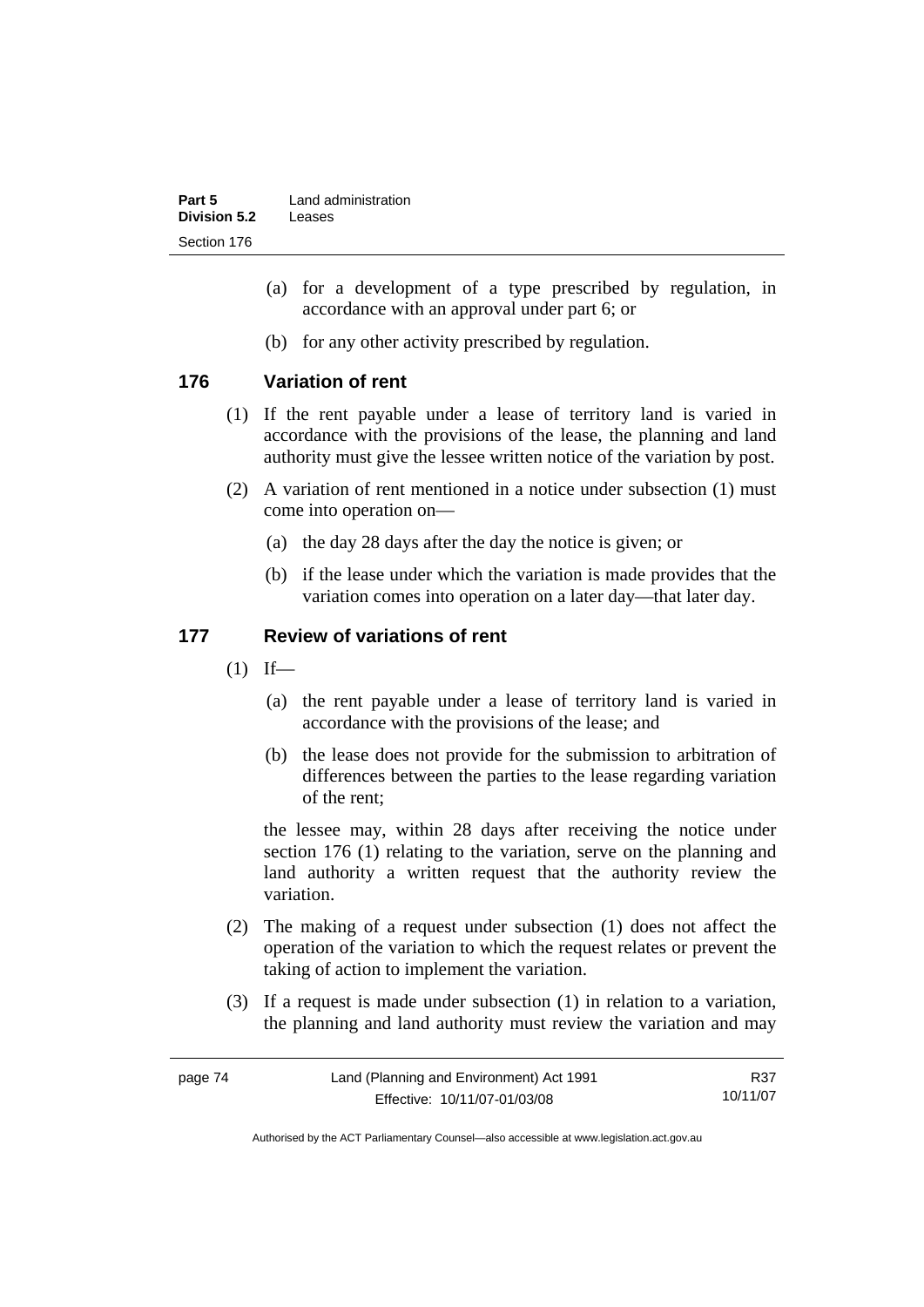(a) for a development of a type prescribed by regulation, in accordance with an approval under part 6; or

(b) for any other activity prescribed by regulation.

## 176 Variation of rent

(1) If the rent payable under a lease of territory land is varied in accordance with the provisions of the lease, the planning and land authority must give the lessee written notice of the variation by post.

(2) A variation of rent mentioned in a notice under subsection (1) must come into operation on—

(a) the day 28 days after the day the notice is given; or

(b) if the lease under which the variation is made provides that the variation comes into operation on a later day—that later day.

## 177 Review of variations of rent

(1) If—

(a) the rent payable under a lease of territory land is varied in accordance with the provisions of the lease; and

(b) the lease does not provide for the submission to arbitration of differences between the parties to the lease regarding variation of the rent;

the lessee may, within 28 days after receiving the notice under section 176 (1) relating to the variation, serve on the planning and land authority a written request that the authority review the variation.

(2) The making of a request under subsection (1) does not affect the operation of the variation to which the request relates or prevent the taking of action to implement the variation.

(3) If a request is made under subsection (1) in relation to a variation, the planning and land authority must review the variation and may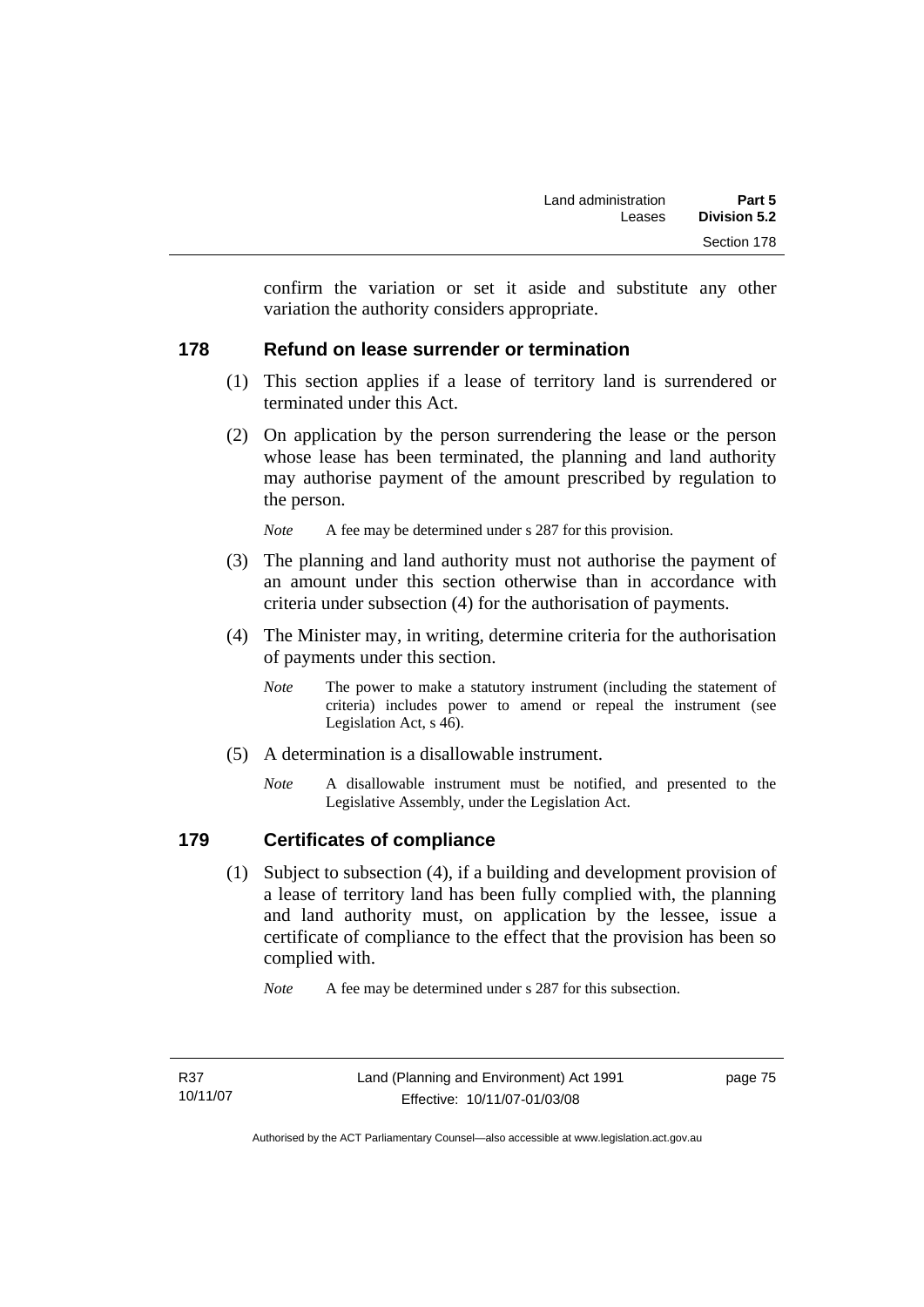confirm the variation or set it aside and substitute any other variation the authority considers appropriate.

### 178 Refund on lease surrender or termination

(1) This section applies if a lease of territory land is surrendered or terminated under this Act.

(2) On application by the person surrendering the lease or the person whose lease has been terminated, the planning and land authority may authorise payment of the amount prescribed by regulation to the person.

*Note* A fee may be determined under s 287 for this provision.

(3) The planning and land authority must not authorise the payment of an amount under this section otherwise than in accordance with criteria under subsection (4) for the authorisation of payments.

(4) The Minister may, in writing, determine criteria for the authorisation of payments under this section.

*Note* The power to make a statutory instrument (including the statement of criteria) includes power to amend or repeal the instrument (see Legislation Act, s 46).

(5) A determination is a disallowable instrument.

*Note* A disallowable instrument must be notified, and presented to the Legislative Assembly, under the Legislation Act.

### 179 Certificates of compliance

(1) Subject to subsection (4), if a building and development provision of a lease of territory land has been fully complied with, the planning and land authority must, on application by the lessee, issue a certificate of compliance to the effect that the provision has been so complied with.

*Note* A fee may be determined under s 287 for this subsection.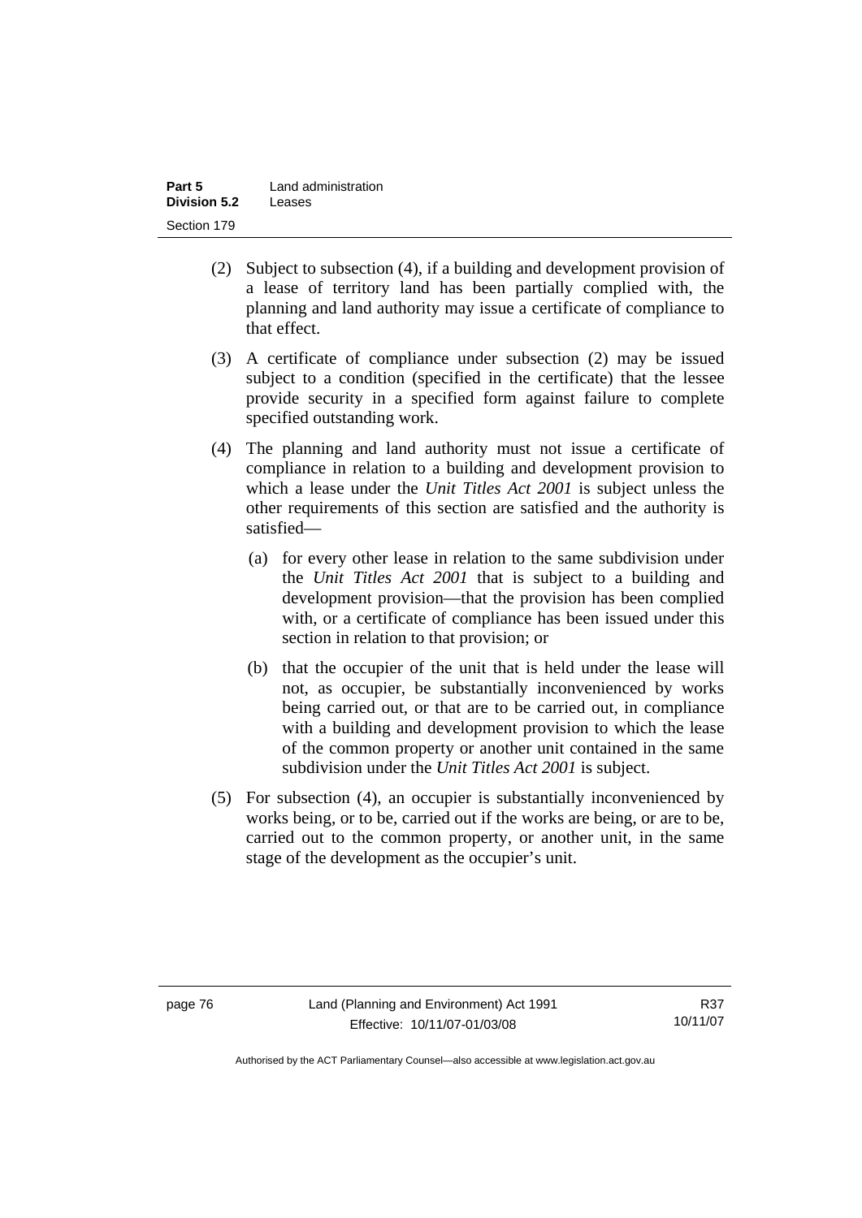(2) Subject to subsection (4), if a building and development provision of a lease of territory land has been partially complied with, the planning and land authority may issue a certificate of compliance to that effect.

(3) A certificate of compliance under subsection (2) may be issued subject to a condition (specified in the certificate) that the lessee provide security in a specified form against failure to complete specified outstanding work.

(4) The planning and land authority must not issue a certificate of compliance in relation to a building and development provision to which a lease under the *Unit Titles Act 2001* is subject unless the other requirements of this section are satisfied and the authority is satisfied—

  (a) for every other lease in relation to the same subdivision under the *Unit Titles Act 2001* that is subject to a building and development provision—that the provision has been complied with, or a certificate of compliance has been issued under this section in relation to that provision; or

  (b) that the occupier of the unit that is held under the lease will not, as occupier, be substantially inconvenienced by works being carried out, or that are to be carried out, in compliance with a building and development provision to which the lease of the common property or another unit contained in the same subdivision under the *Unit Titles Act 2001* is subject.

(5) For subsection (4), an occupier is substantially inconvenienced by works being, or to be, carried out if the works are being, or are to be, carried out to the common property, or another unit, in the same stage of the development as the occupier's unit.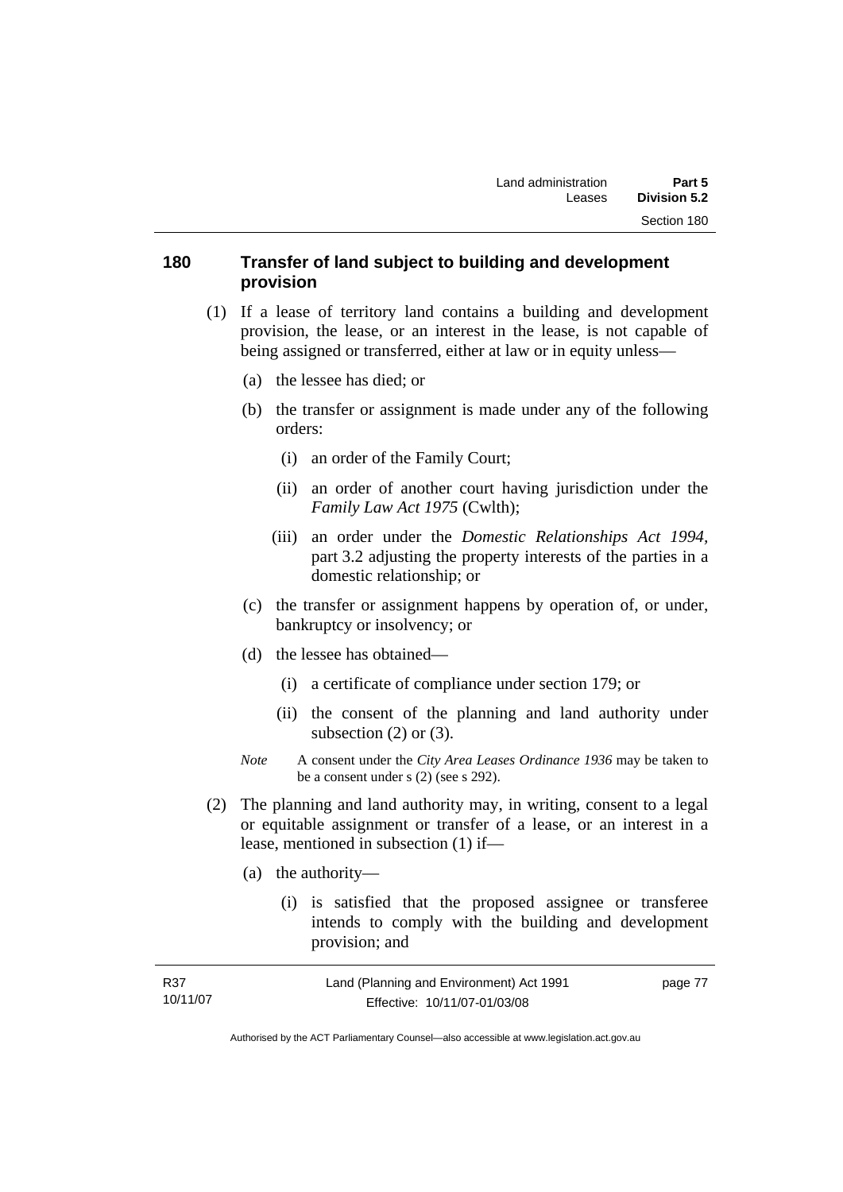### 180 Transfer of land subject to building and development provision

(1) If a lease of territory land contains a building and development provision, the lease, or an interest in the lease, is not capable of being assigned or transferred, either at law or in equity unless—

(a) the lessee has died; or

(b) the transfer or assignment is made under any of the following orders:

(i) an order of the Family Court;

(ii) an order of another court having jurisdiction under the *Family Law Act 1975* (Cwlth);

(iii) an order under the *Domestic Relationships Act 1994,* part 3.2 adjusting the property interests of the parties in a domestic relationship; or

(c) the transfer or assignment happens by operation of, or under, bankruptcy or insolvency; or

(d) the lessee has obtained—

(i) a certificate of compliance under section 179; or

(ii) the consent of the planning and land authority under subsection (2) or (3).

*Note* A consent under the *City Area Leases Ordinance 1936* may be taken to be a consent under s (2) (see s 292).

(2) The planning and land authority may, in writing, consent to a legal or equitable assignment or transfer of a lease, or an interest in a lease, mentioned in subsection (1) if—

(a) the authority—

(i) is satisfied that the proposed assignee or transferee intends to comply with the building and development provision; and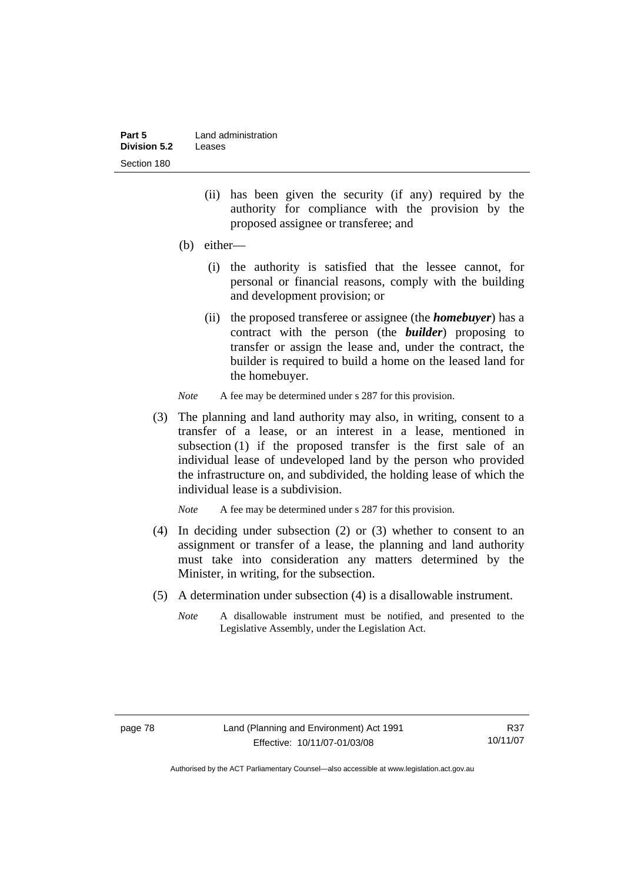(ii) has been given the security (if any) required by the authority for compliance with the provision by the proposed assignee or transferee; and

(b) either—

(i) the authority is satisfied that the lessee cannot, for personal or financial reasons, comply with the building and development provision; or

(ii) the proposed transferee or assignee (the ***homebuyer***) has a contract with the person (the ***builder***) proposing to transfer or assign the lease and, under the contract, the builder is required to build a home on the leased land for the homebuyer.

*Note* A fee may be determined under s 287 for this provision.

(3) The planning and land authority may also, in writing, consent to a transfer of a lease, or an interest in a lease, mentioned in subsection (1) if the proposed transfer is the first sale of an individual lease of undeveloped land by the person who provided the infrastructure on, and subdivided, the holding lease of which the individual lease is a subdivision.

*Note* A fee may be determined under s 287 for this provision.

(4) In deciding under subsection (2) or (3) whether to consent to an assignment or transfer of a lease, the planning and land authority must take into consideration any matters determined by the Minister, in writing, for the subsection.

(5) A determination under subsection (4) is a disallowable instrument.

*Note* A disallowable instrument must be notified, and presented to the Legislative Assembly, under the Legislation Act.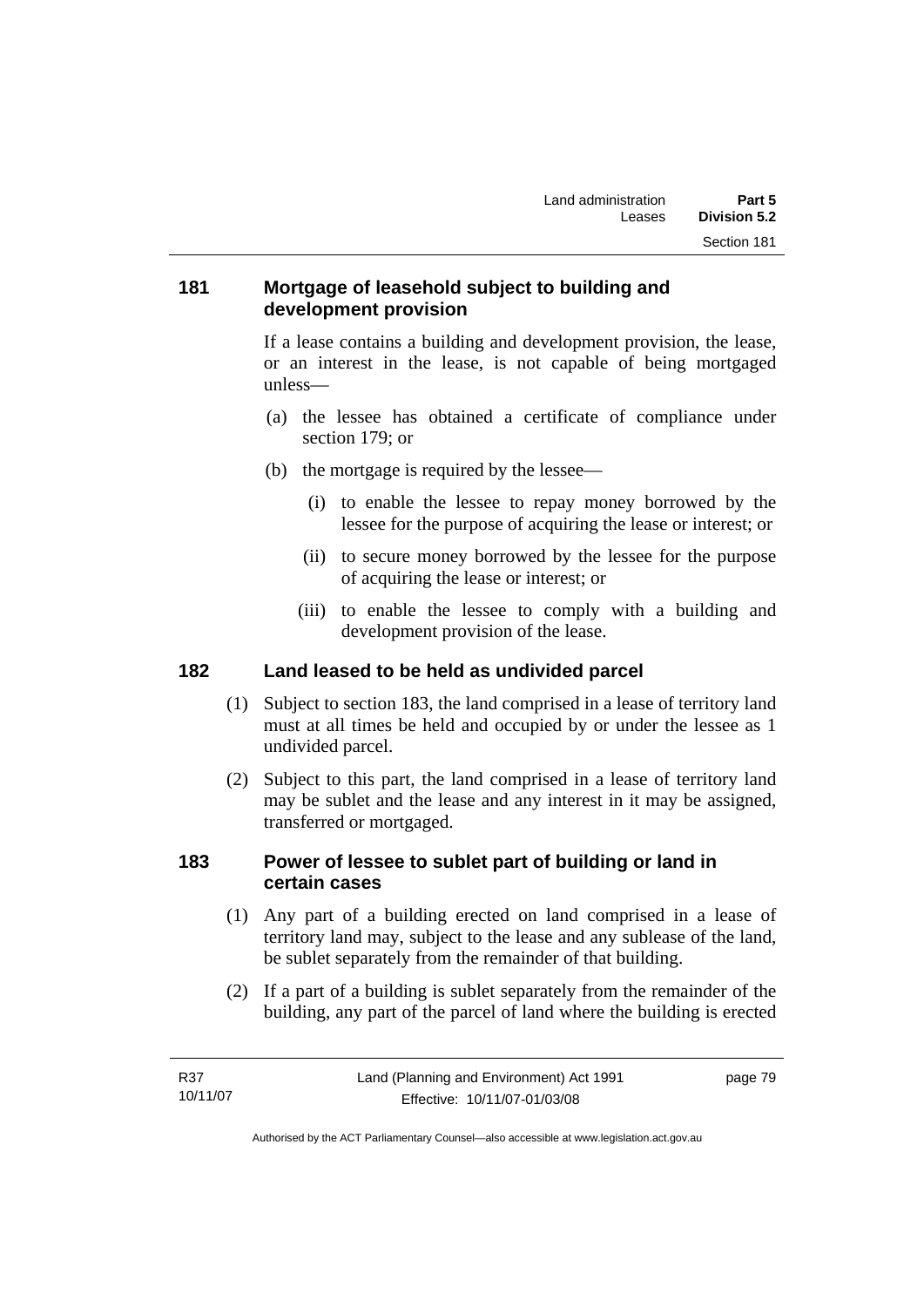## 181 Mortgage of leasehold subject to building and development provision

If a lease contains a building and development provision, the lease, or an interest in the lease, is not capable of being mortgaged unless—

(a) the lessee has obtained a certificate of compliance under section 179; or

(b) the mortgage is required by the lessee—

(i) to enable the lessee to repay money borrowed by the lessee for the purpose of acquiring the lease or interest; or

(ii) to secure money borrowed by the lessee for the purpose of acquiring the lease or interest; or

(iii) to enable the lessee to comply with a building and development provision of the lease.

## 182 Land leased to be held as undivided parcel

(1) Subject to section 183, the land comprised in a lease of territory land must at all times be held and occupied by or under the lessee as 1 undivided parcel.

(2) Subject to this part, the land comprised in a lease of territory land may be sublet and the lease and any interest in it may be assigned, transferred or mortgaged.

## 183 Power of lessee to sublet part of building or land in certain cases

(1) Any part of a building erected on land comprised in a lease of territory land may, subject to the lease and any sublease of the land, be sublet separately from the remainder of that building.

(2) If a part of a building is sublet separately from the remainder of the building, any part of the parcel of land where the building is erected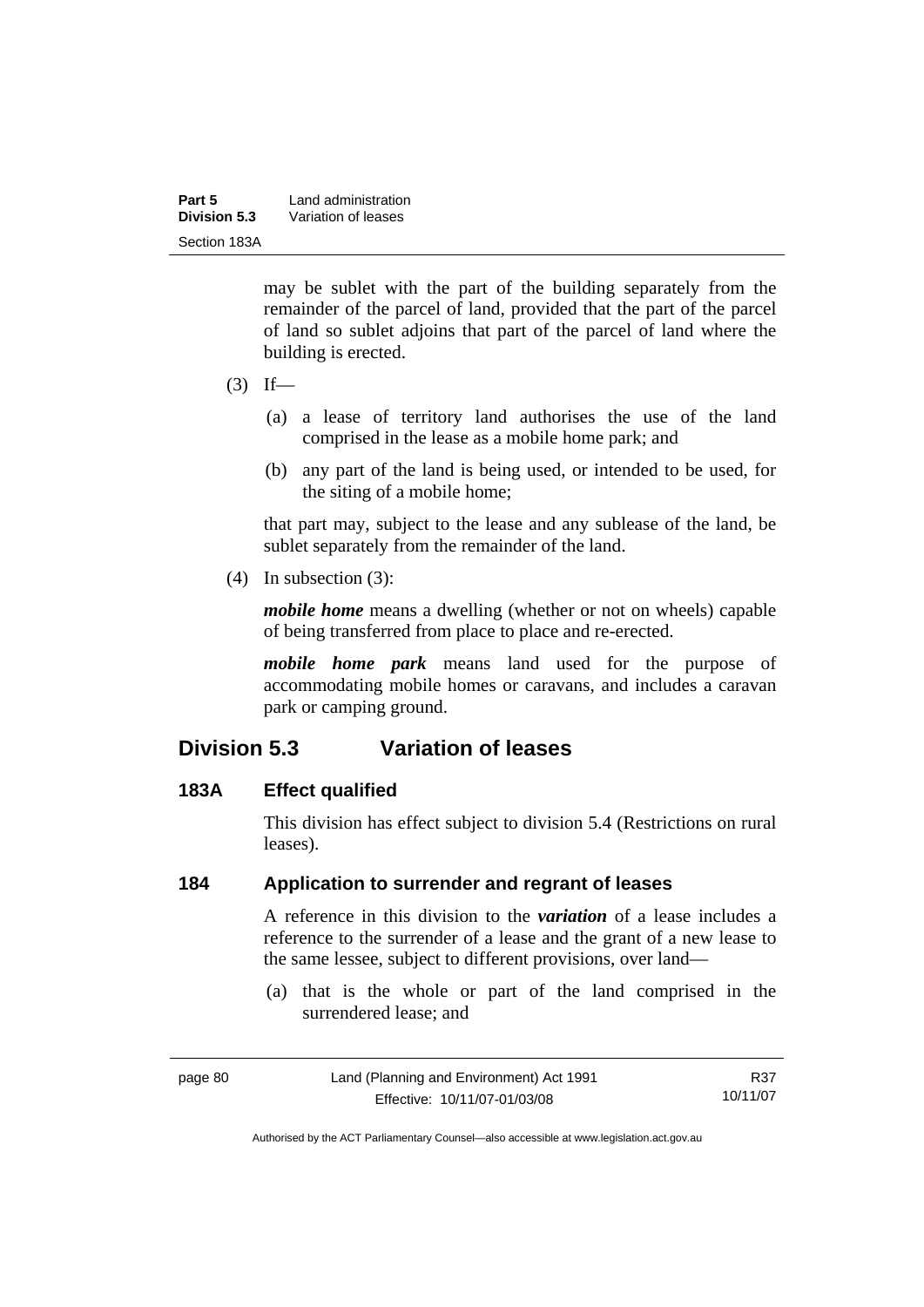may be sublet with the part of the building separately from the remainder of the parcel of land, provided that the part of the parcel of land so sublet adjoins that part of the parcel of land where the building is erected.

(3) If—

(a) a lease of territory land authorises the use of the land comprised in the lease as a mobile home park; and

(b) any part of the land is being used, or intended to be used, for the siting of a mobile home;

that part may, subject to the lease and any sublease of the land, be sublet separately from the remainder of the land.

(4) In subsection (3):

***mobile home*** means a dwelling (whether or not on wheels) capable of being transferred from place to place and re-erected.

***mobile home park*** means land used for the purpose of accommodating mobile homes or caravans, and includes a caravan park or camping ground.

## Division 5.3 Variation of leases

### 183A Effect qualified

This division has effect subject to division 5.4 (Restrictions on rural leases).

### 184 Application to surrender and regrant of leases

A reference in this division to the ***variation*** of a lease includes a reference to the surrender of a lease and the grant of a new lease to the same lessee, subject to different provisions, over land—

(a) that is the whole or part of the land comprised in the surrendered lease; and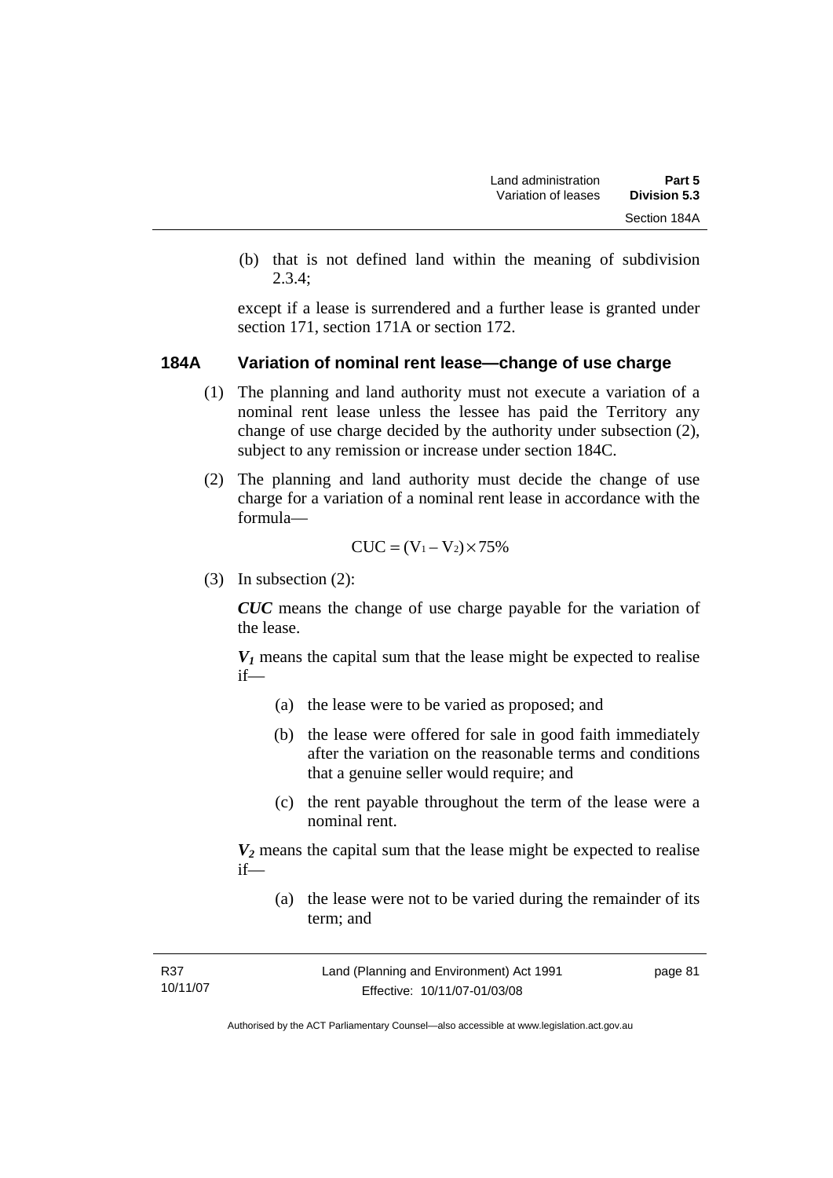(b) that is not defined land within the meaning of subdivision 2.3.4;

except if a lease is surrendered and a further lease is granted under section 171, section 171A or section 172.

### 184A Variation of nominal rent lease—change of use charge

(1) The planning and land authority must not execute a variation of a nominal rent lease unless the lessee has paid the Territory any change of use charge decided by the authority under subsection (2), subject to any remission or increase under section 184C.

(2) The planning and land authority must decide the change of use charge for a variation of a nominal rent lease in accordance with the formula—

$$CUC = (V_1 - V_2) \times 75\%$$

(3) In subsection (2):

***CUC*** means the change of use charge payable for the variation of the lease.

***$V_1$*** means the capital sum that the lease might be expected to realise if—

(a) the lease were to be varied as proposed; and

(b) the lease were offered for sale in good faith immediately after the variation on the reasonable terms and conditions that a genuine seller would require; and

(c) the rent payable throughout the term of the lease were a nominal rent.

***$V_2$*** means the capital sum that the lease might be expected to realise if—

(a) the lease were not to be varied during the remainder of its term; and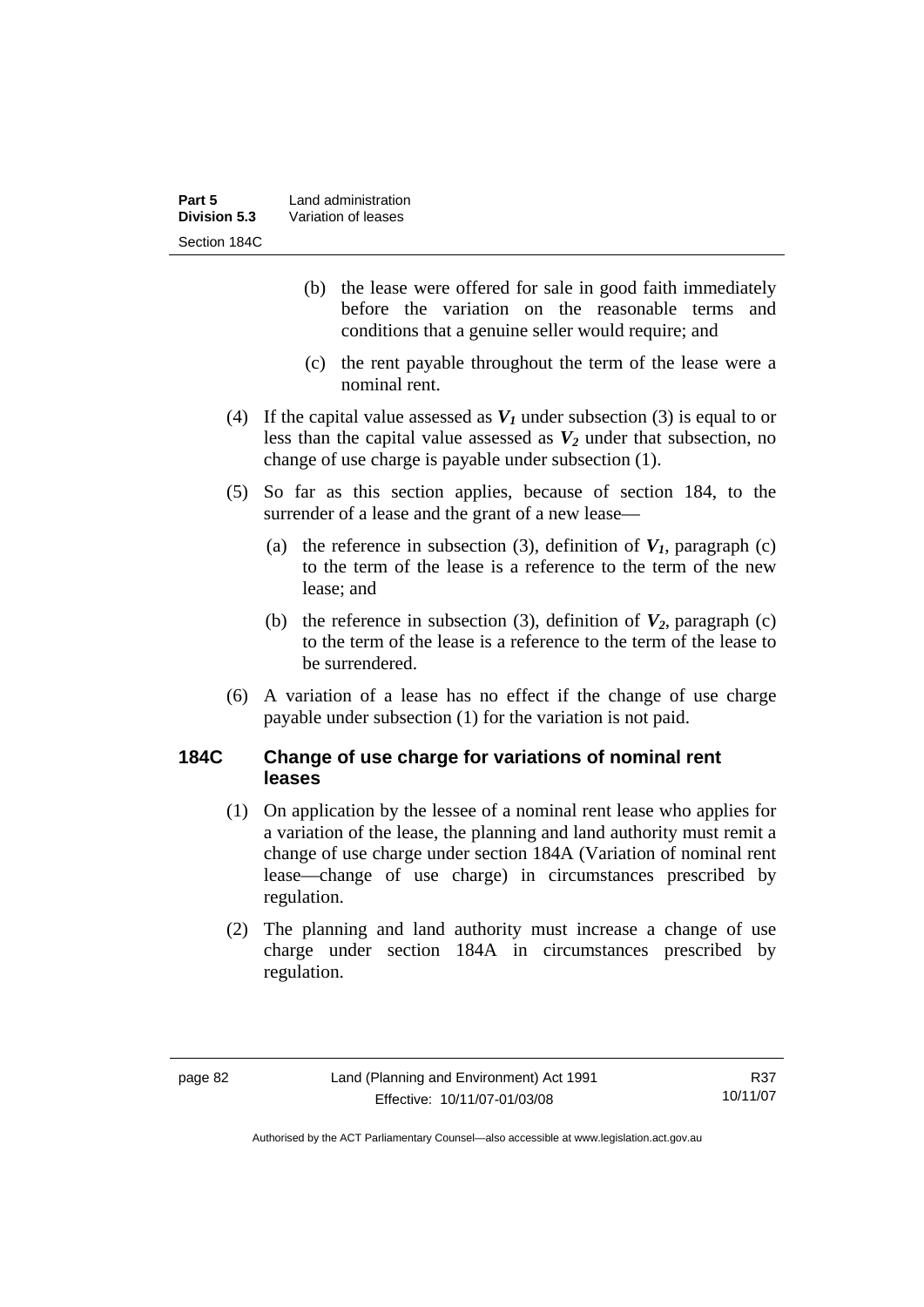(b) the lease were offered for sale in good faith immediately before the variation on the reasonable terms and conditions that a genuine seller would require; and

(c) the rent payable throughout the term of the lease were a nominal rent.

(4) If the capital value assessed as $V_1$ under subsection (3) is equal to or less than the capital value assessed as $V_2$ under that subsection, no change of use charge is payable under subsection (1).

(5) So far as this section applies, because of section 184, to the surrender of a lease and the grant of a new lease—

(a) the reference in subsection (3), definition of $V_1$, paragraph (c) to the term of the lease is a reference to the term of the new lease; and

(b) the reference in subsection (3), definition of $V_2$, paragraph (c) to the term of the lease is a reference to the term of the lease to be surrendered.

(6) A variation of a lease has no effect if the change of use charge payable under subsection (1) for the variation is not paid.

### 184C Change of use charge for variations of nominal rent leases

(1) On application by the lessee of a nominal rent lease who applies for a variation of the lease, the planning and land authority must remit a change of use charge under section 184A (Variation of nominal rent lease—change of use charge) in circumstances prescribed by regulation.

(2) The planning and land authority must increase a change of use charge under section 184A in circumstances prescribed by regulation.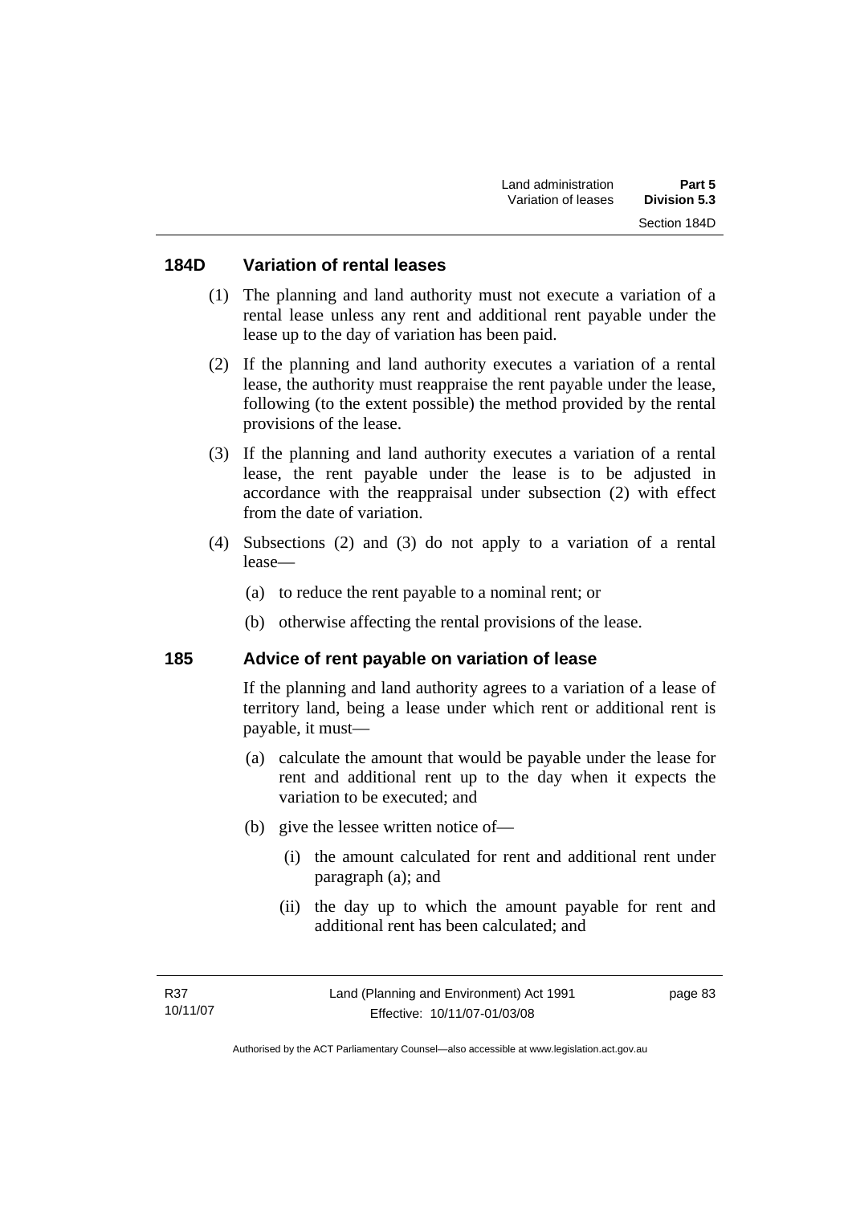## 184D Variation of rental leases

(1) The planning and land authority must not execute a variation of a rental lease unless any rent and additional rent payable under the lease up to the day of variation has been paid.

(2) If the planning and land authority executes a variation of a rental lease, the authority must reappraise the rent payable under the lease, following (to the extent possible) the method provided by the rental provisions of the lease.

(3) If the planning and land authority executes a variation of a rental lease, the rent payable under the lease is to be adjusted in accordance with the reappraisal under subsection (2) with effect from the date of variation.

(4) Subsections (2) and (3) do not apply to a variation of a rental lease—

(a) to reduce the rent payable to a nominal rent; or

(b) otherwise affecting the rental provisions of the lease.

## 185 Advice of rent payable on variation of lease

If the planning and land authority agrees to a variation of a lease of territory land, being a lease under which rent or additional rent is payable, it must—

(a) calculate the amount that would be payable under the lease for rent and additional rent up to the day when it expects the variation to be executed; and

(b) give the lessee written notice of—

(i) the amount calculated for rent and additional rent under paragraph (a); and

(ii) the day up to which the amount payable for rent and additional rent has been calculated; and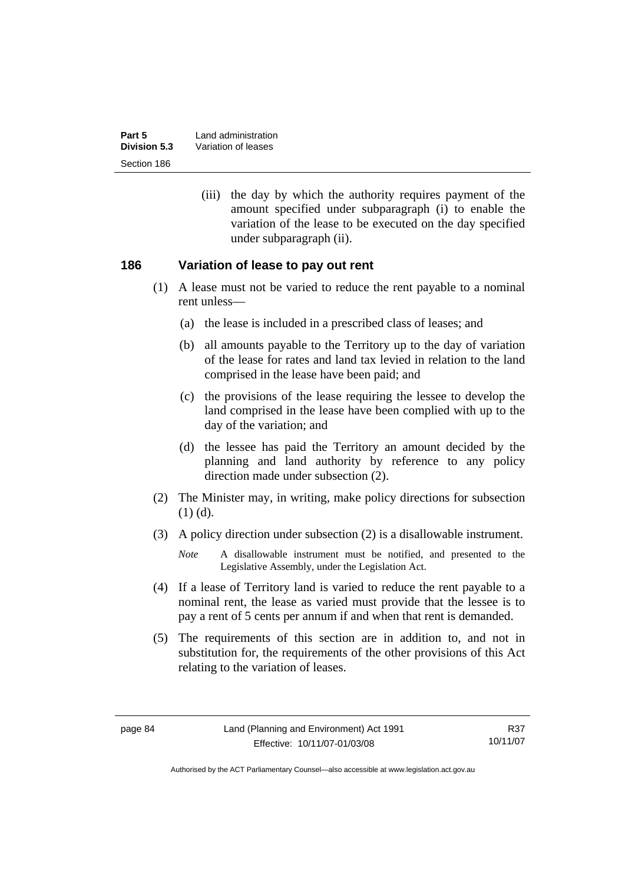(iii) the day by which the authority requires payment of the amount specified under subparagraph (i) to enable the variation of the lease to be executed on the day specified under subparagraph (ii).

## 186 Variation of lease to pay out rent

(1) A lease must not be varied to reduce the rent payable to a nominal rent unless—

(a) the lease is included in a prescribed class of leases; and

(b) all amounts payable to the Territory up to the day of variation of the lease for rates and land tax levied in relation to the land comprised in the lease have been paid; and

(c) the provisions of the lease requiring the lessee to develop the land comprised in the lease have been complied with up to the day of the variation; and

(d) the lessee has paid the Territory an amount decided by the planning and land authority by reference to any policy direction made under subsection (2).

(2) The Minister may, in writing, make policy directions for subsection (1) (d).

(3) A policy direction under subsection (2) is a disallowable instrument.

*Note* A disallowable instrument must be notified, and presented to the Legislative Assembly, under the Legislation Act.

(4) If a lease of Territory land is varied to reduce the rent payable to a nominal rent, the lease as varied must provide that the lessee is to pay a rent of 5 cents per annum if and when that rent is demanded.

(5) The requirements of this section are in addition to, and not in substitution for, the requirements of the other provisions of this Act relating to the variation of leases.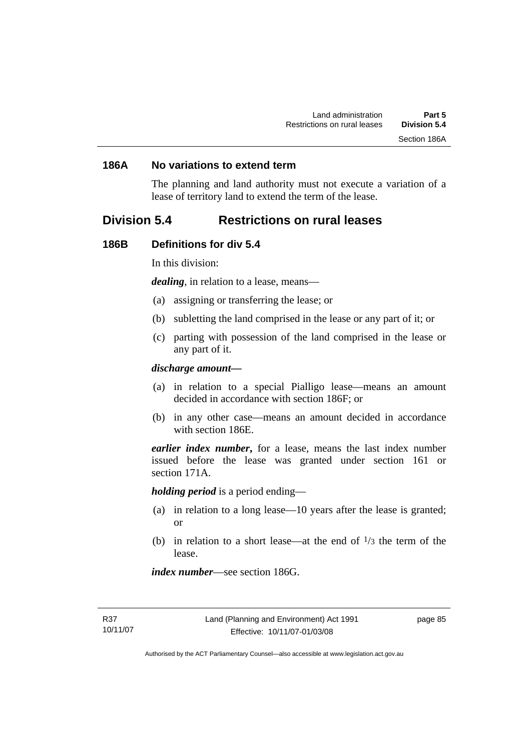### 186A No variations to extend term

The planning and land authority must not execute a variation of a lease of territory land to extend the term of the lease.

## Division 5.4 Restrictions on rural leases

### 186B Definitions for div 5.4

In this division:

***dealing***, in relation to a lease, means—

(a) assigning or transferring the lease; or

(b) subletting the land comprised in the lease or any part of it; or

(c) parting with possession of the land comprised in the lease or any part of it.

***discharge amount—***

(a) in relation to a special Pialligo lease—means an amount decided in accordance with section 186F; or

(b) in any other case—means an amount decided in accordance with section 186E.

***earlier index number*****,** for a lease, means the last index number issued before the lease was granted under section 161 or section 171A.

***holding period*** is a period ending—

(a) in relation to a long lease—10 years after the lease is granted; or

(b) in relation to a short lease—at the end of $^1/_3$ the term of the lease.

***index number***—see section 186G.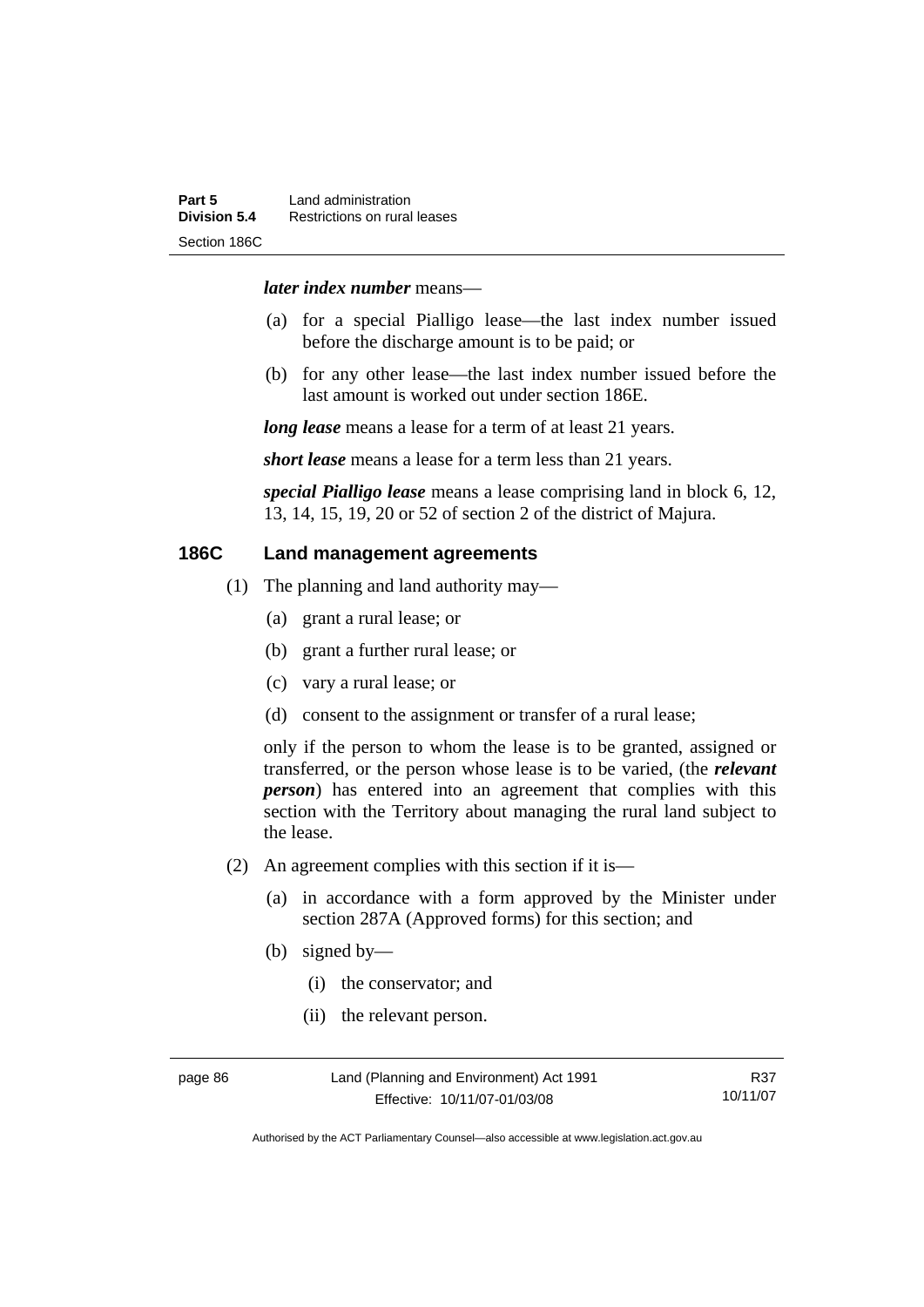***later index number*** means—

(a) for a special Pialligo lease—the last index number issued before the discharge amount is to be paid; or

(b) for any other lease—the last index number issued before the last amount is worked out under section 186E.

***long lease*** means a lease for a term of at least 21 years.

***short lease*** means a lease for a term less than 21 years.

***special Pialligo lease*** means a lease comprising land in block 6, 12, 13, 14, 15, 19, 20 or 52 of section 2 of the district of Majura.

## 186C Land management agreements

(1) The planning and land authority may—

(a) grant a rural lease; or

(b) grant a further rural lease; or

(c) vary a rural lease; or

(d) consent to the assignment or transfer of a rural lease;

only if the person to whom the lease is to be granted, assigned or transferred, or the person whose lease is to be varied, (the ***relevant person***) has entered into an agreement that complies with this section with the Territory about managing the rural land subject to the lease.

(2) An agreement complies with this section if it is—

(a) in accordance with a form approved by the Minister under section 287A (Approved forms) for this section; and

(b) signed by—

(i) the conservator; and

(ii) the relevant person.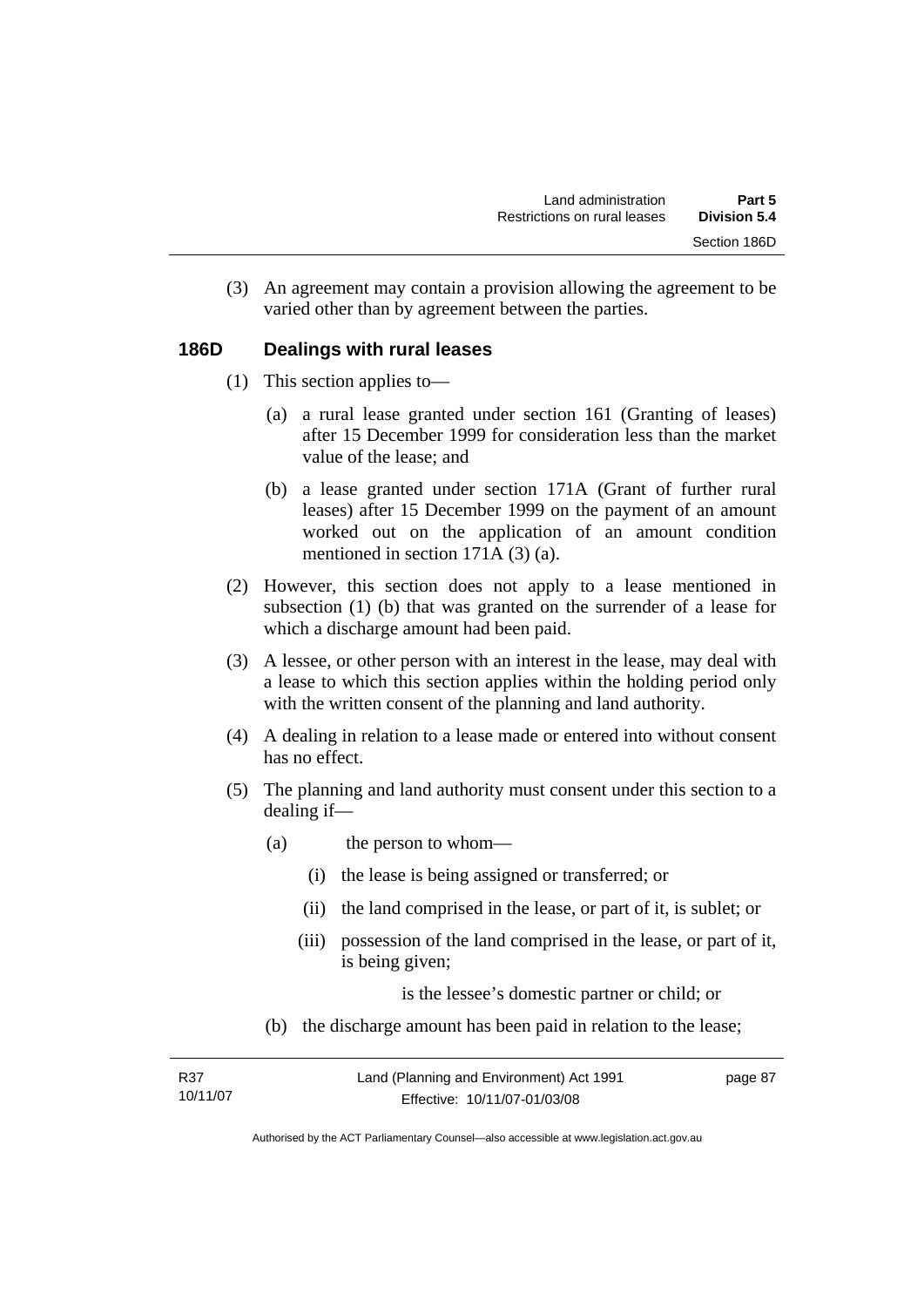(3) An agreement may contain a provision allowing the agreement to be varied other than by agreement between the parties.

### 186D Dealings with rural leases

(1) This section applies to—

(a) a rural lease granted under section 161 (Granting of leases) after 15 December 1999 for consideration less than the market value of the lease; and

(b) a lease granted under section 171A (Grant of further rural leases) after 15 December 1999 on the payment of an amount worked out on the application of an amount condition mentioned in section 171A (3) (a).

(2) However, this section does not apply to a lease mentioned in subsection (1) (b) that was granted on the surrender of a lease for which a discharge amount had been paid.

(3) A lessee, or other person with an interest in the lease, may deal with a lease to which this section applies within the holding period only with the written consent of the planning and land authority.

(4) A dealing in relation to a lease made or entered into without consent has no effect.

(5) The planning and land authority must consent under this section to a dealing if—

(a) the person to whom—

(i) the lease is being assigned or transferred; or

(ii) the land comprised in the lease, or part of it, is sublet; or

(iii) possession of the land comprised in the lease, or part of it, is being given;

is the lessee's domestic partner or child; or

(b) the discharge amount has been paid in relation to the lease;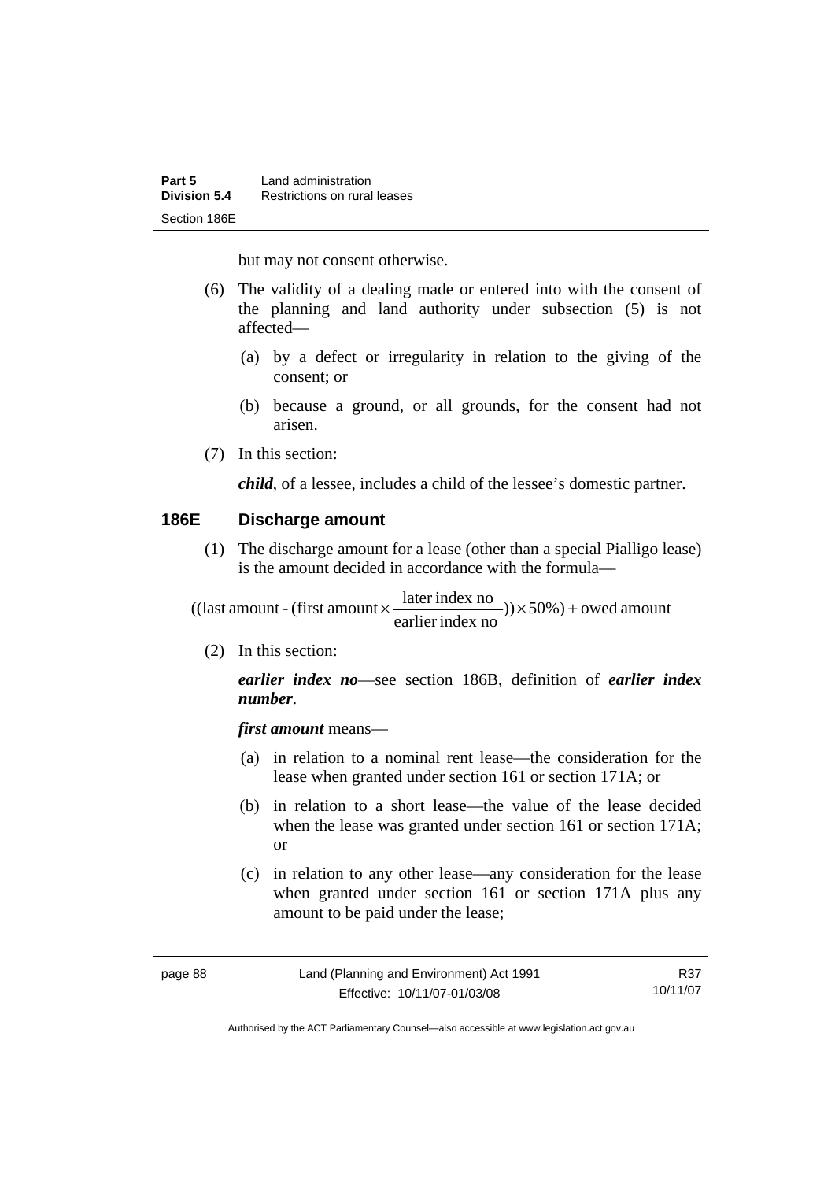but may not consent otherwise.

(6) The validity of a dealing made or entered into with the consent of the planning and land authority under subsection (5) is not affected—

(a) by a defect or irregularity in relation to the giving of the consent; or

(b) because a ground, or all grounds, for the consent had not arisen.

(7) In this section:

***child***, of a lessee, includes a child of the lessee's domestic partner.

### 186E Discharge amount

(1) The discharge amount for a lease (other than a special Pialligo lease) is the amount decided in accordance with the formula—

$$((\text{last amount} - (\text{first amount} \times \frac{\text{later index no}}{\text{earlier index no}})) \times 50\%) + \text{owed amount}$$

(2) In this section:

***earlier index no***—see section 186B, definition of ***earlier index number***.

***first amount*** means—

(a) in relation to a nominal rent lease—the consideration for the lease when granted under section 161 or section 171A; or

(b) in relation to a short lease—the value of the lease decided when the lease was granted under section 161 or section 171A; or

(c) in relation to any other lease—any consideration for the lease when granted under section 161 or section 171A plus any amount to be paid under the lease;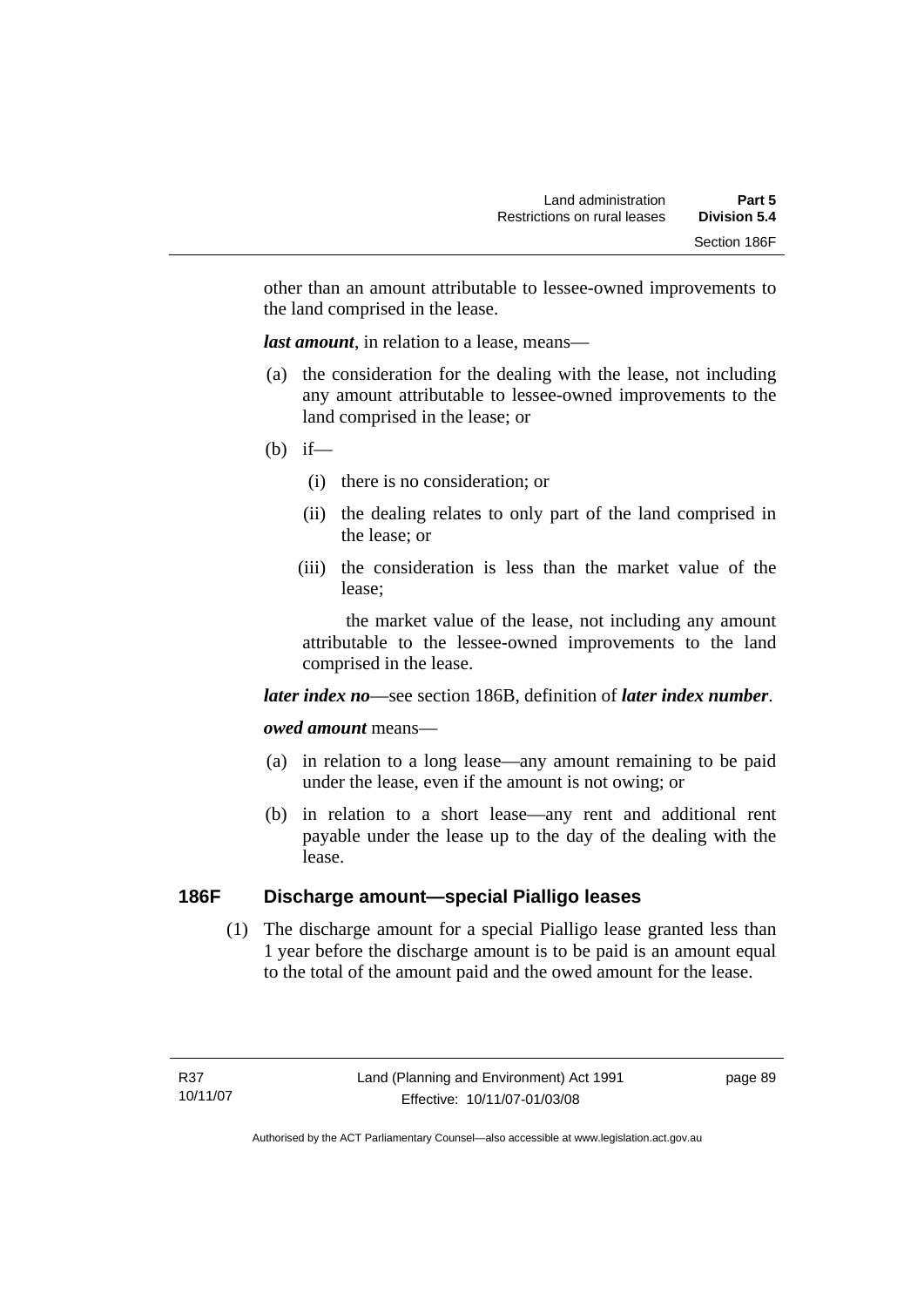other than an amount attributable to lessee-owned improvements to the land comprised in the lease.

***last amount***, in relation to a lease, means—

(a) the consideration for the dealing with the lease, not including any amount attributable to lessee-owned improvements to the land comprised in the lease; or

(b) if—

  (i) there is no consideration; or

  (ii) the dealing relates to only part of the land comprised in the lease; or

  (iii) the consideration is less than the market value of the lease;

  the market value of the lease, not including any amount attributable to the lessee-owned improvements to the land comprised in the lease.

***later index no***—see section 186B, definition of ***later index number***.

***owed amount*** means—

(a) in relation to a long lease—any amount remaining to be paid under the lease, even if the amount is not owing; or

(b) in relation to a short lease—any rent and additional rent payable under the lease up to the day of the dealing with the lease.

## 186F Discharge amount—special Pialligo leases

(1) The discharge amount for a special Pialligo lease granted less than 1 year before the discharge amount is to be paid is an amount equal to the total of the amount paid and the owed amount for the lease.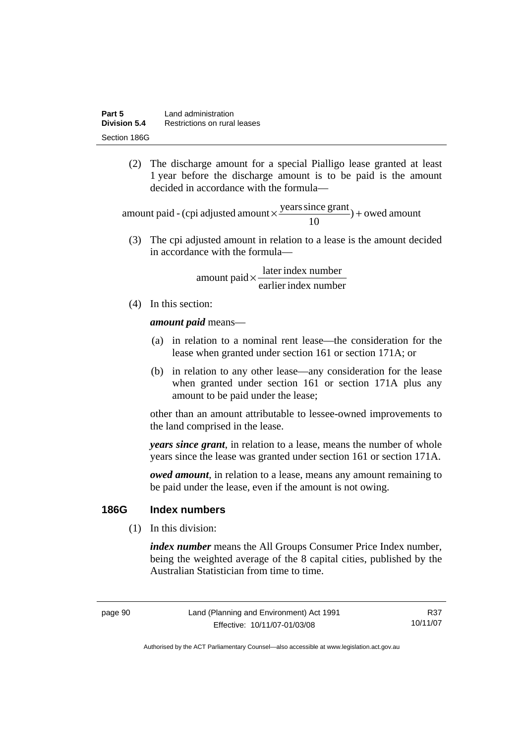(2) The discharge amount for a special Pialligo lease granted at least 1 year before the discharge amount is to be paid is the amount decided in accordance with the formula—

$$\text{amount paid} - (\text{cpi adjusted amount} \times \frac{\text{years since grant}}{10}) + \text{owed amount}$$

(3) The cpi adjusted amount in relation to a lease is the amount decided in accordance with the formula—

$$\text{amount paid} \times \frac{\text{later index number}}{\text{earlier index number}}$$

(4) In this section:

***amount paid*** means—

(a) in relation to a nominal rent lease—the consideration for the lease when granted under section 161 or section 171A; or

(b) in relation to any other lease—any consideration for the lease when granted under section 161 or section 171A plus any amount to be paid under the lease;

other than an amount attributable to lessee-owned improvements to the land comprised in the lease.

***years since grant***, in relation to a lease, means the number of whole years since the lease was granted under section 161 or section 171A.

***owed amount***, in relation to a lease, means any amount remaining to be paid under the lease, even if the amount is not owing.

## 186G Index numbers

(1) In this division:

***index number*** means the All Groups Consumer Price Index number, being the weighted average of the 8 capital cities, published by the Australian Statistician from time to time.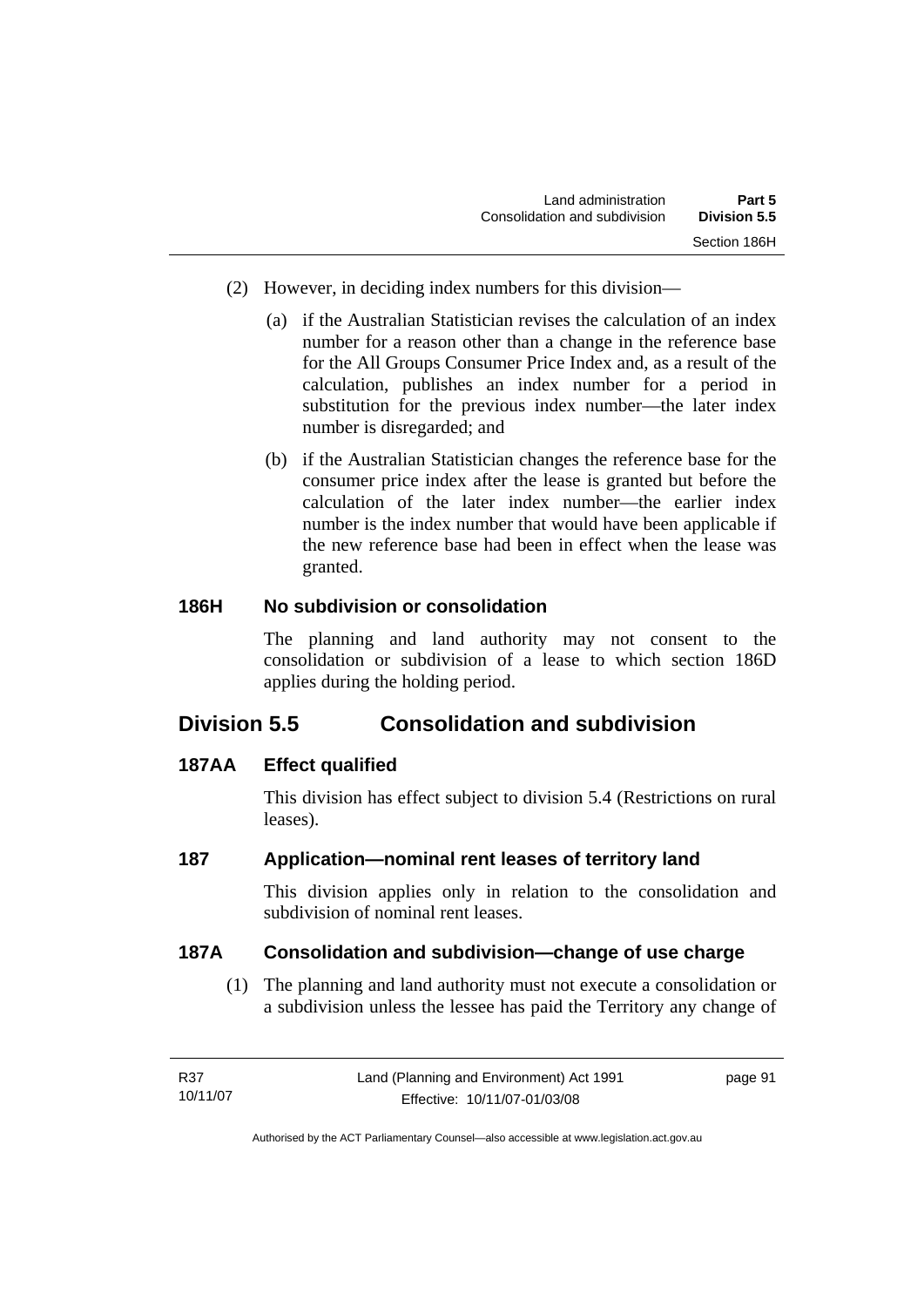(2) However, in deciding index numbers for this division—

(a) if the Australian Statistician revises the calculation of an index number for a reason other than a change in the reference base for the All Groups Consumer Price Index and, as a result of the calculation, publishes an index number for a period in substitution for the previous index number—the later index number is disregarded; and

(b) if the Australian Statistician changes the reference base for the consumer price index after the lease is granted but before the calculation of the later index number—the earlier index number is the index number that would have been applicable if the new reference base had been in effect when the lease was granted.

### 186H No subdivision or consolidation

The planning and land authority may not consent to the consolidation or subdivision of a lease to which section 186D applies during the holding period.

## Division 5.5 Consolidation and subdivision

### 187AA Effect qualified

This division has effect subject to division 5.4 (Restrictions on rural leases).

### 187 Application—nominal rent leases of territory land

This division applies only in relation to the consolidation and subdivision of nominal rent leases.

### 187A Consolidation and subdivision—change of use charge

(1) The planning and land authority must not execute a consolidation or a subdivision unless the lessee has paid the Territory any change of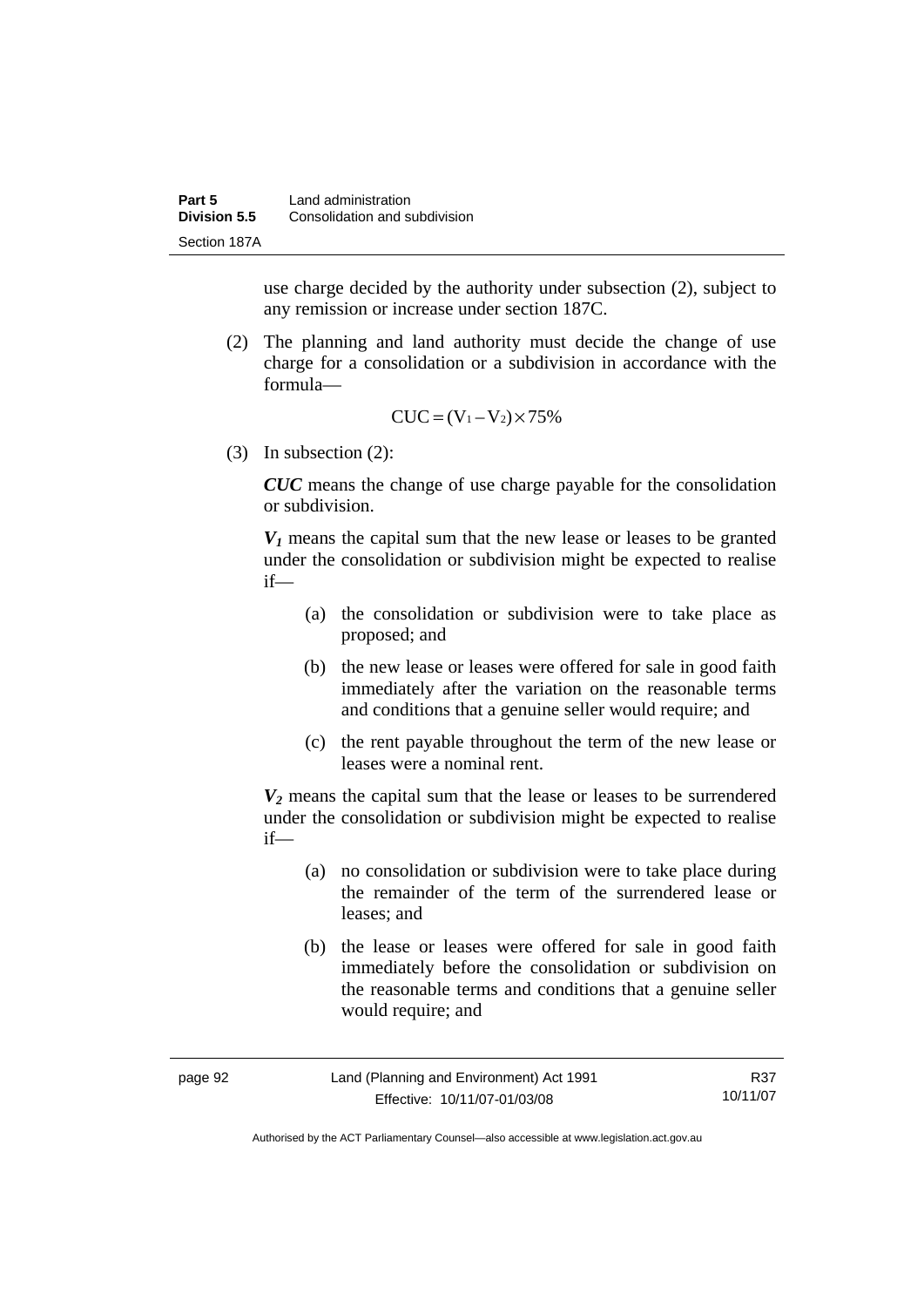use charge decided by the authority under subsection (2), subject to any remission or increase under section 187C.

(2) The planning and land authority must decide the change of use charge for a consolidation or a subdivision in accordance with the formula—

$$CUC = (V_1 - V_2) \times 75\%$$

(3) In subsection (2):

***CUC*** means the change of use charge payable for the consolidation or subdivision.

$\boldsymbol{V_1}$ means the capital sum that the new lease or leases to be granted under the consolidation or subdivision might be expected to realise if—

(a) the consolidation or subdivision were to take place as proposed; and

(b) the new lease or leases were offered for sale in good faith immediately after the variation on the reasonable terms and conditions that a genuine seller would require; and

(c) the rent payable throughout the term of the new lease or leases were a nominal rent.

$\boldsymbol{V_2}$ means the capital sum that the lease or leases to be surrendered under the consolidation or subdivision might be expected to realise if—

(a) no consolidation or subdivision were to take place during the remainder of the term of the surrendered lease or leases; and

(b) the lease or leases were offered for sale in good faith immediately before the consolidation or subdivision on the reasonable terms and conditions that a genuine seller would require; and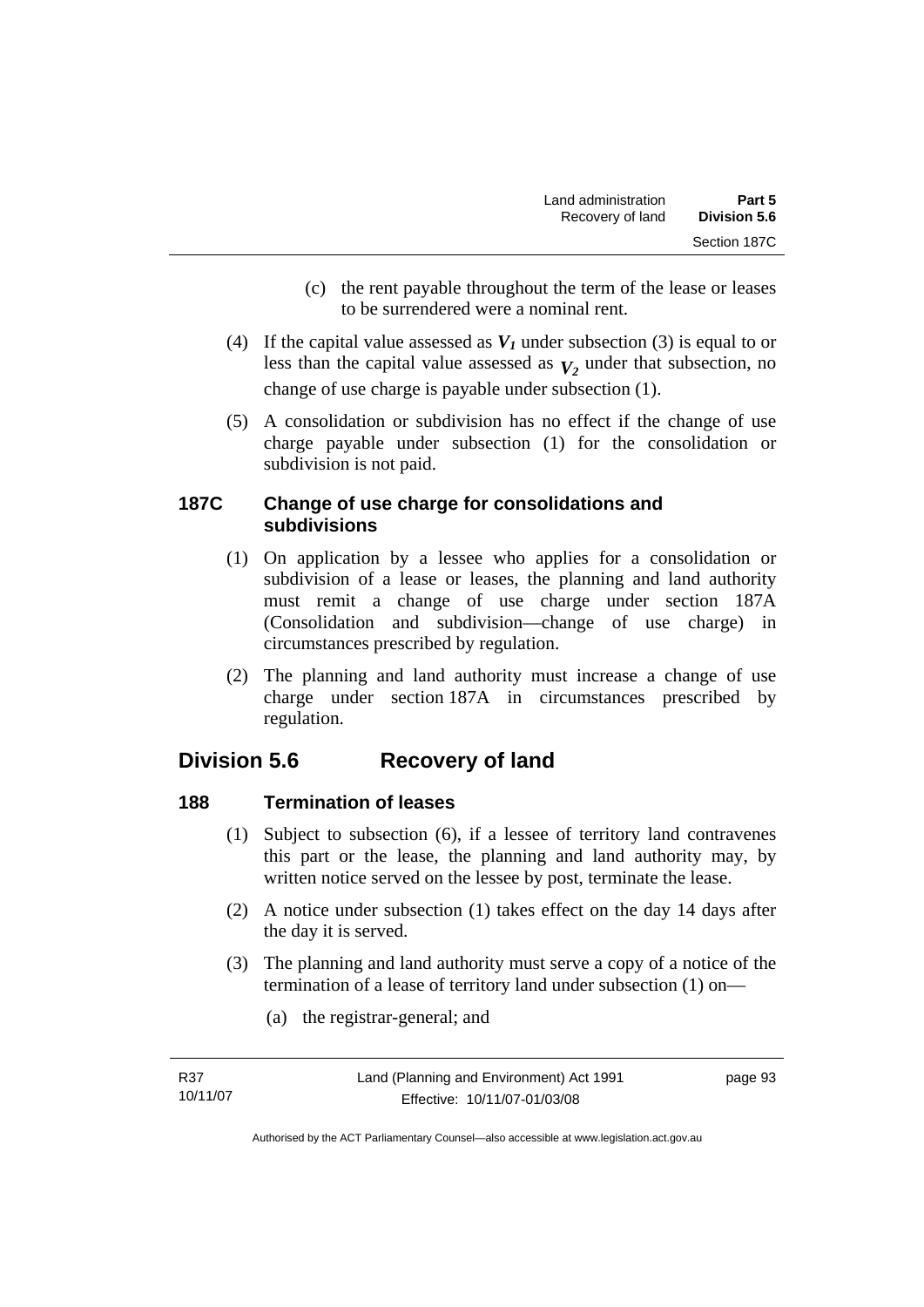(c) the rent payable throughout the term of the lease or leases to be surrendered were a nominal rent.

(4) If the capital value assessed as $V_1$ under subsection (3) is equal to or less than the capital value assessed as $V_2$ under that subsection, no change of use charge is payable under subsection (1).

(5) A consolidation or subdivision has no effect if the change of use charge payable under subsection (1) for the consolidation or subdivision is not paid.

### 187C Change of use charge for consolidations and subdivisions

(1) On application by a lessee who applies for a consolidation or subdivision of a lease or leases, the planning and land authority must remit a change of use charge under section 187A (Consolidation and subdivision—change of use charge) in circumstances prescribed by regulation.

(2) The planning and land authority must increase a change of use charge under section 187A in circumstances prescribed by regulation.

## Division 5.6 Recovery of land

### 188 Termination of leases

(1) Subject to subsection (6), if a lessee of territory land contravenes this part or the lease, the planning and land authority may, by written notice served on the lessee by post, terminate the lease.

(2) A notice under subsection (1) takes effect on the day 14 days after the day it is served.

(3) The planning and land authority must serve a copy of a notice of the termination of a lease of territory land under subsection (1) on—

(a) the registrar-general; and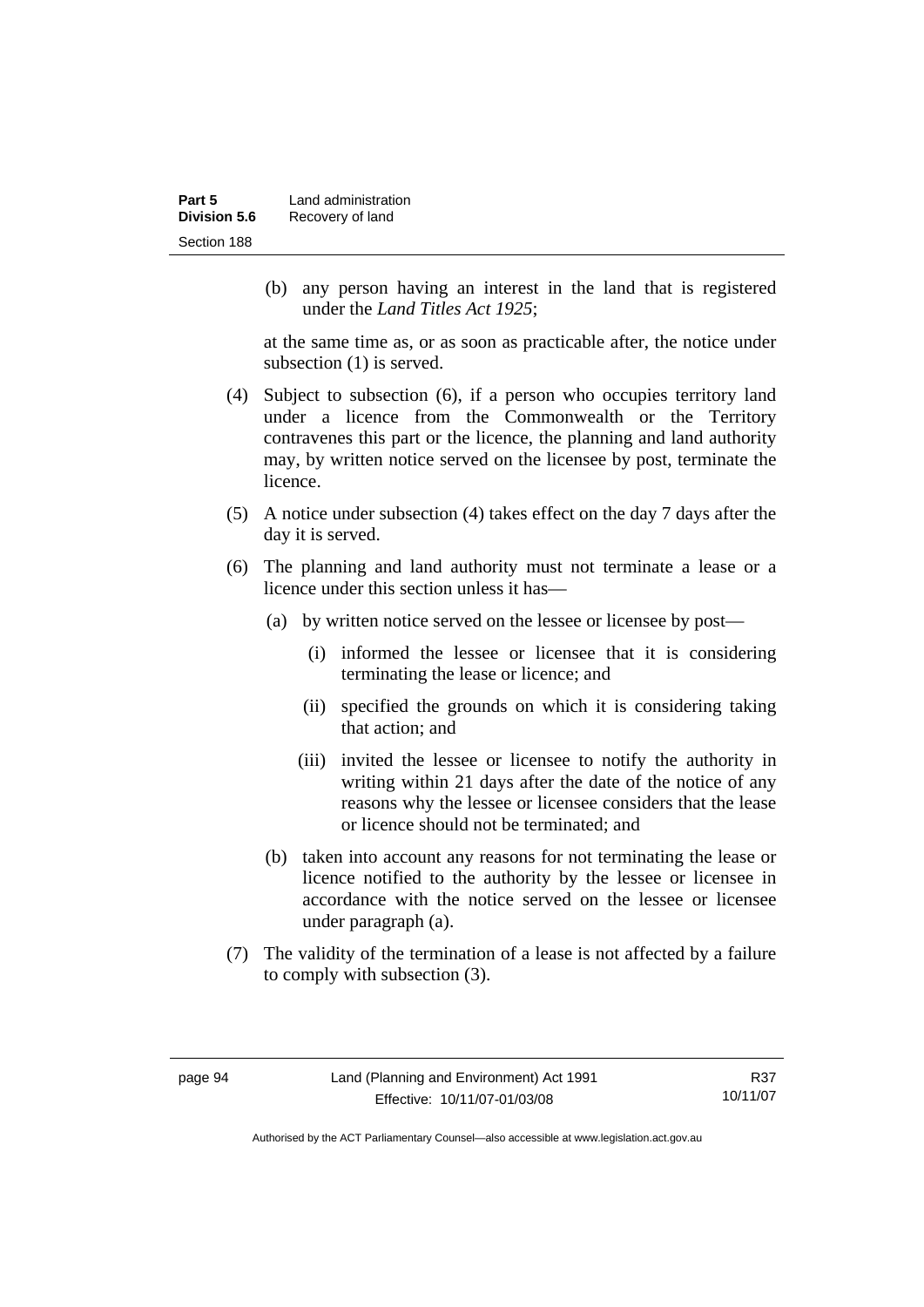(b) any person having an interest in the land that is registered under the *Land Titles Act 1925*;

at the same time as, or as soon as practicable after, the notice under subsection (1) is served.

(4) Subject to subsection (6), if a person who occupies territory land under a licence from the Commonwealth or the Territory contravenes this part or the licence, the planning and land authority may, by written notice served on the licensee by post, terminate the licence.

(5) A notice under subsection (4) takes effect on the day 7 days after the day it is served.

(6) The planning and land authority must not terminate a lease or a licence under this section unless it has—

(a) by written notice served on the lessee or licensee by post—

(i) informed the lessee or licensee that it is considering terminating the lease or licence; and

(ii) specified the grounds on which it is considering taking that action; and

(iii) invited the lessee or licensee to notify the authority in writing within 21 days after the date of the notice of any reasons why the lessee or licensee considers that the lease or licence should not be terminated; and

(b) taken into account any reasons for not terminating the lease or licence notified to the authority by the lessee or licensee in accordance with the notice served on the lessee or licensee under paragraph (a).

(7) The validity of the termination of a lease is not affected by a failure to comply with subsection (3).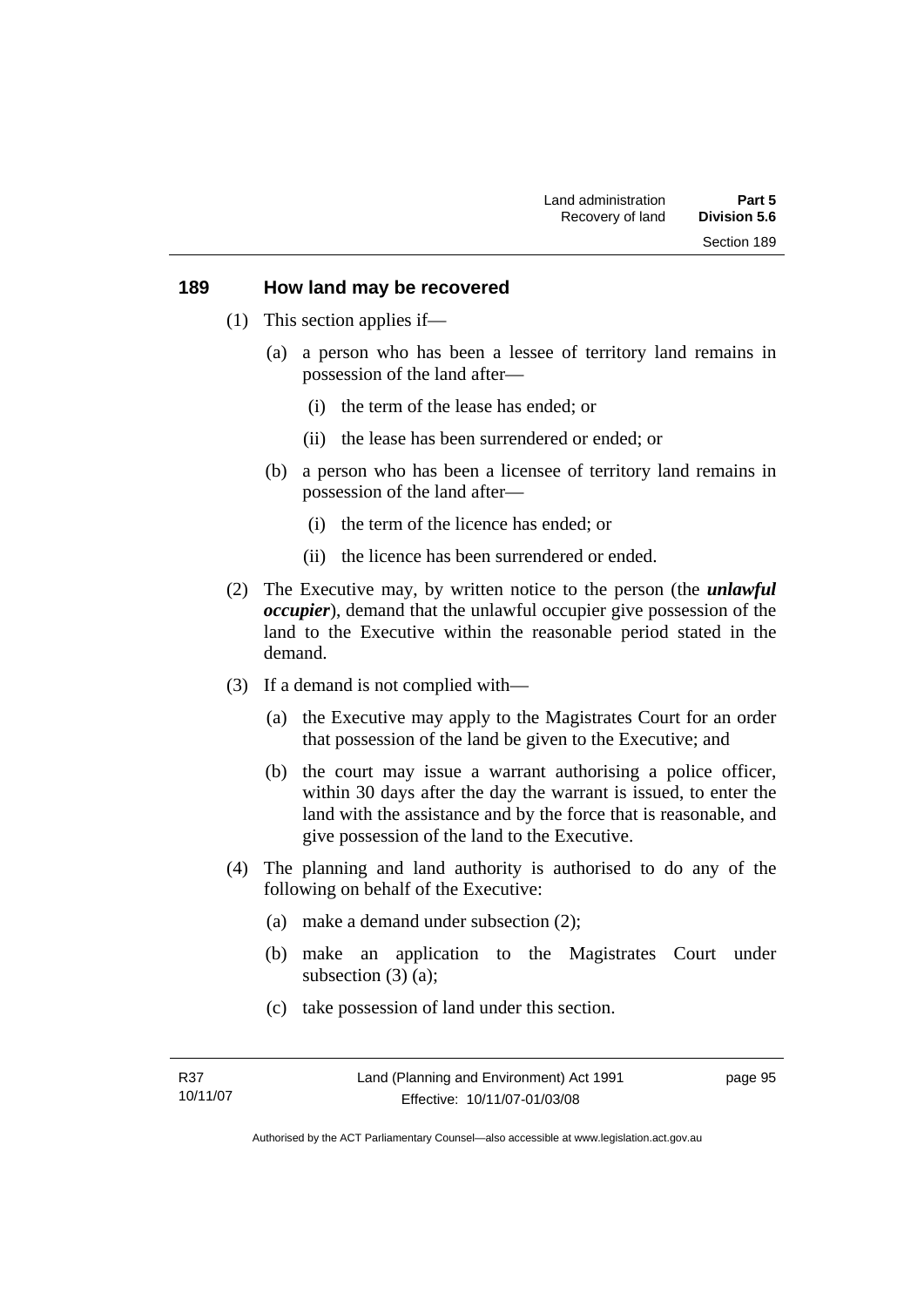## 189 How land may be recovered

(1) This section applies if—

(a) a person who has been a lessee of territory land remains in possession of the land after—

(i) the term of the lease has ended; or

(ii) the lease has been surrendered or ended; or

(b) a person who has been a licensee of territory land remains in possession of the land after—

(i) the term of the licence has ended; or

(ii) the licence has been surrendered or ended.

(2) The Executive may, by written notice to the person (the ***unlawful occupier***), demand that the unlawful occupier give possession of the land to the Executive within the reasonable period stated in the demand.

(3) If a demand is not complied with—

(a) the Executive may apply to the Magistrates Court for an order that possession of the land be given to the Executive; and

(b) the court may issue a warrant authorising a police officer, within 30 days after the day the warrant is issued, to enter the land with the assistance and by the force that is reasonable, and give possession of the land to the Executive.

(4) The planning and land authority is authorised to do any of the following on behalf of the Executive:

(a) make a demand under subsection (2);

(b) make an application to the Magistrates Court under subsection (3) (a);

(c) take possession of land under this section.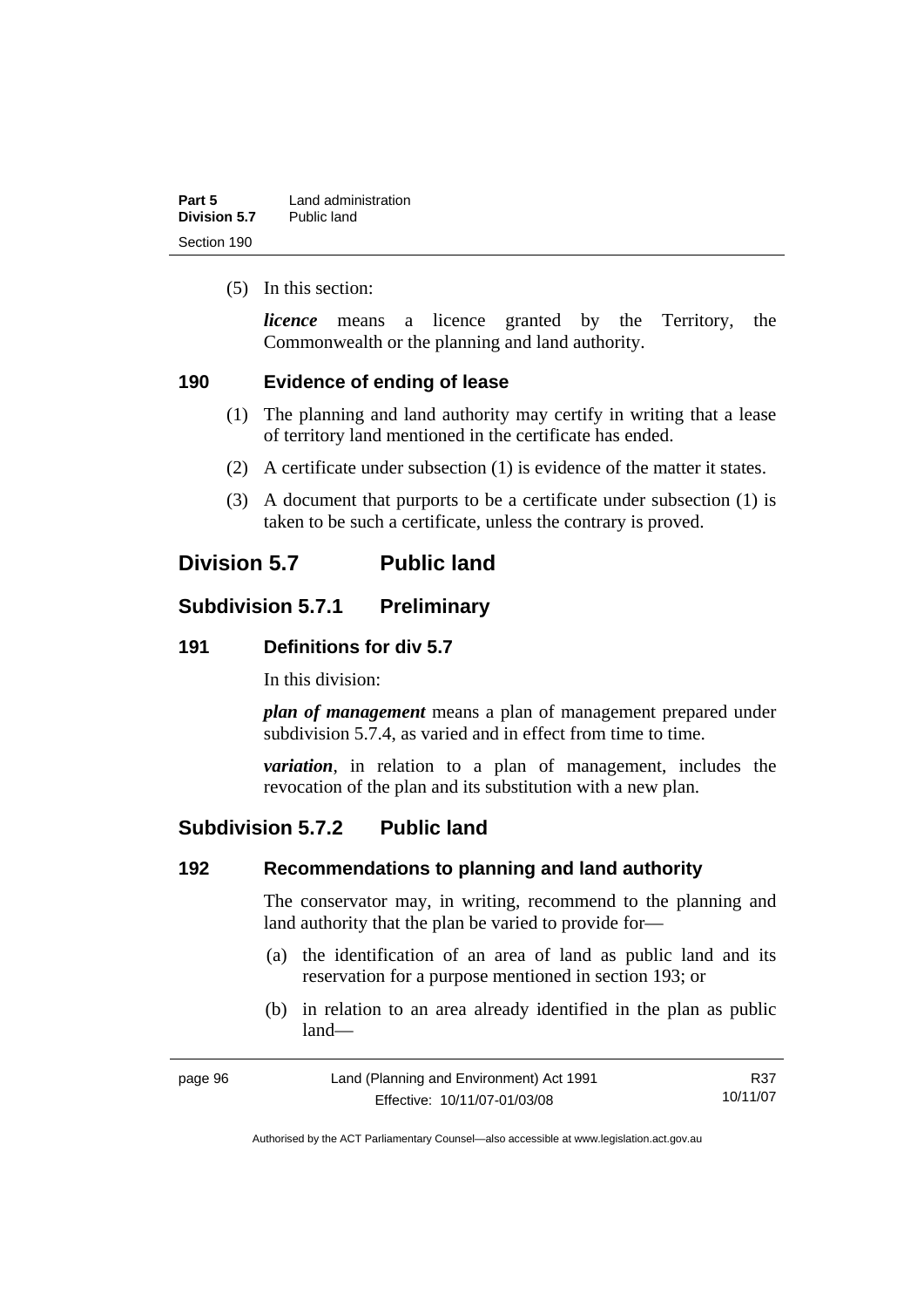(5) In this section:

***licence*** means a licence granted by the Territory, the Commonwealth or the planning and land authority.

### 190 Evidence of ending of lease

(1) The planning and land authority may certify in writing that a lease of territory land mentioned in the certificate has ended.

(2) A certificate under subsection (1) is evidence of the matter it states.

(3) A document that purports to be a certificate under subsection (1) is taken to be such a certificate, unless the contrary is proved.

## Division 5.7 Public land

### Subdivision 5.7.1 Preliminary

### 191 Definitions for div 5.7

In this division:

***plan of management*** means a plan of management prepared under subdivision 5.7.4, as varied and in effect from time to time.

***variation***, in relation to a plan of management, includes the revocation of the plan and its substitution with a new plan.

### Subdivision 5.7.2 Public land

### 192 Recommendations to planning and land authority

The conservator may, in writing, recommend to the planning and land authority that the plan be varied to provide for—

(a) the identification of an area of land as public land and its reservation for a purpose mentioned in section 193; or

(b) in relation to an area already identified in the plan as public land—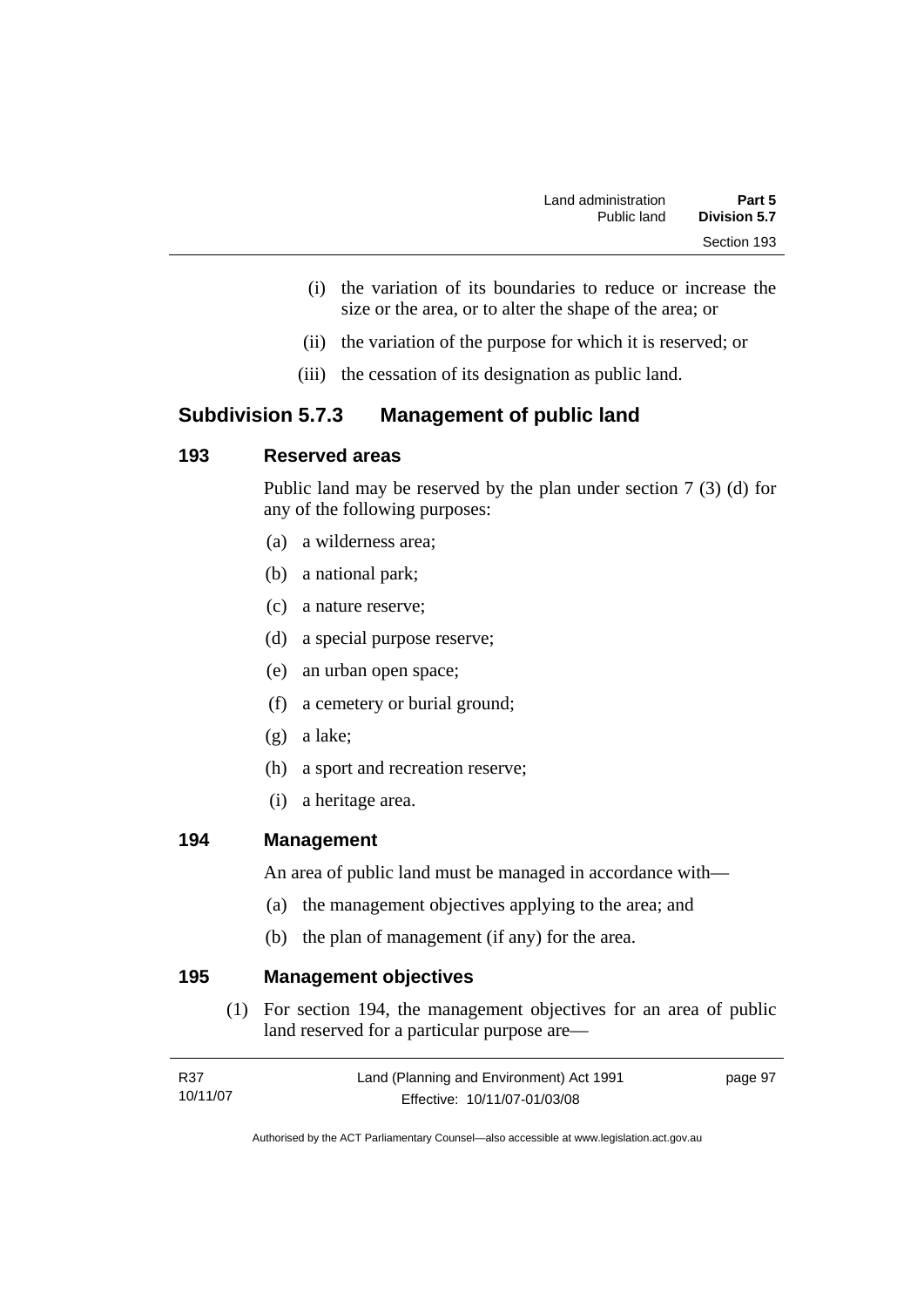(i) the variation of its boundaries to reduce or increase the size or the area, or to alter the shape of the area; or

(ii) the variation of the purpose for which it is reserved; or

(iii) the cessation of its designation as public land.

## Subdivision 5.7.3 Management of public land

### 193 Reserved areas

Public land may be reserved by the plan under section 7 (3) (d) for any of the following purposes:

(a) a wilderness area;

(b) a national park;

(c) a nature reserve;

(d) a special purpose reserve;

(e) an urban open space;

(f) a cemetery or burial ground;

(g) a lake;

(h) a sport and recreation reserve;

(i) a heritage area.

### 194 Management

An area of public land must be managed in accordance with—

(a) the management objectives applying to the area; and

(b) the plan of management (if any) for the area.

### 195 Management objectives

(1) For section 194, the management objectives for an area of public land reserved for a particular purpose are—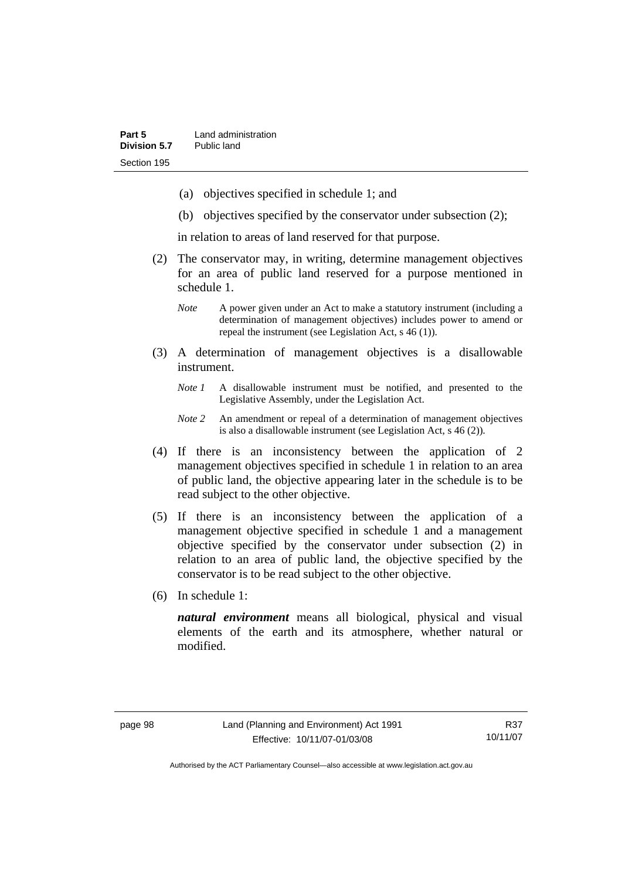(a) objectives specified in schedule 1; and

(b) objectives specified by the conservator under subsection (2);

in relation to areas of land reserved for that purpose.

(2) The conservator may, in writing, determine management objectives for an area of public land reserved for a purpose mentioned in schedule 1.

*Note* A power given under an Act to make a statutory instrument (including a determination of management objectives) includes power to amend or repeal the instrument (see Legislation Act, s 46 (1)).

(3) A determination of management objectives is a disallowable instrument.

*Note 1* A disallowable instrument must be notified, and presented to the Legislative Assembly, under the Legislation Act.

*Note 2* An amendment or repeal of a determination of management objectives is also a disallowable instrument (see Legislation Act, s 46 (2)).

(4) If there is an inconsistency between the application of 2 management objectives specified in schedule 1 in relation to an area of public land, the objective appearing later in the schedule is to be read subject to the other objective.

(5) If there is an inconsistency between the application of a management objective specified in schedule 1 and a management objective specified by the conservator under subsection (2) in relation to an area of public land, the objective specified by the conservator is to be read subject to the other objective.

(6) In schedule 1:

***natural environment*** means all biological, physical and visual elements of the earth and its atmosphere, whether natural or modified.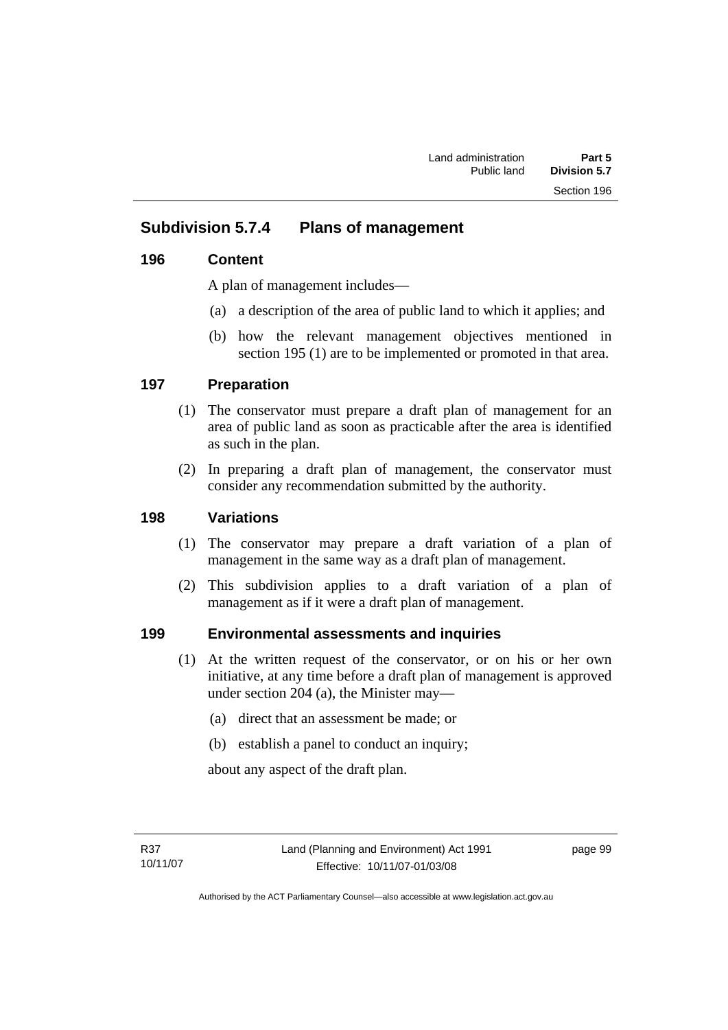## Subdivision 5.7.4 Plans of management

### 196 Content

A plan of management includes—

(a) a description of the area of public land to which it applies; and

(b) how the relevant management objectives mentioned in section 195 (1) are to be implemented or promoted in that area.

### 197 Preparation

(1) The conservator must prepare a draft plan of management for an area of public land as soon as practicable after the area is identified as such in the plan.

(2) In preparing a draft plan of management, the conservator must consider any recommendation submitted by the authority.

### 198 Variations

(1) The conservator may prepare a draft variation of a plan of management in the same way as a draft plan of management.

(2) This subdivision applies to a draft variation of a plan of management as if it were a draft plan of management.

### 199 Environmental assessments and inquiries

(1) At the written request of the conservator, or on his or her own initiative, at any time before a draft plan of management is approved under section 204 (a), the Minister may—

(a) direct that an assessment be made; or

(b) establish a panel to conduct an inquiry;

about any aspect of the draft plan.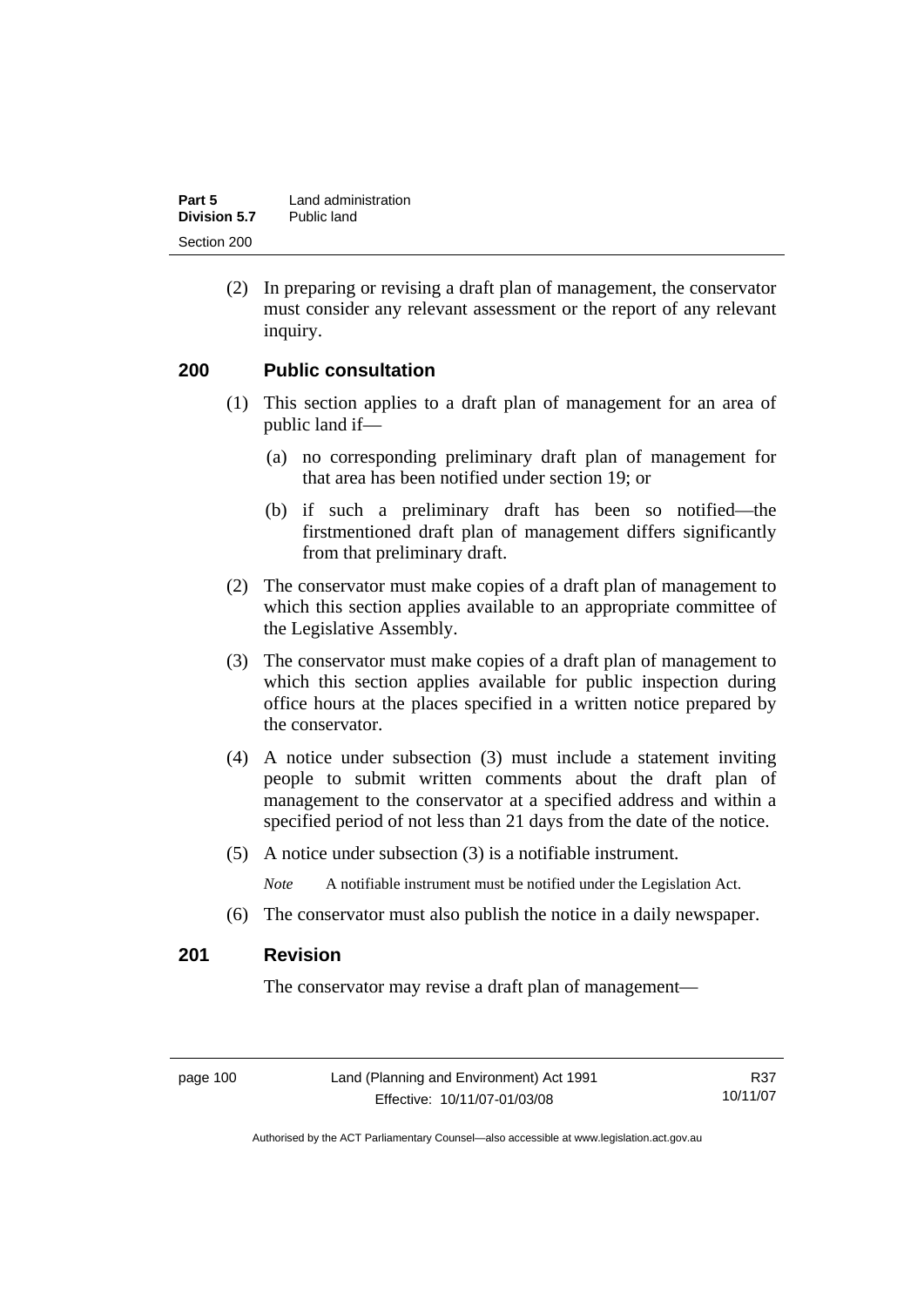(2) In preparing or revising a draft plan of management, the conservator must consider any relevant assessment or the report of any relevant inquiry.

## 200 Public consultation

(1) This section applies to a draft plan of management for an area of public land if—

(a) no corresponding preliminary draft plan of management for that area has been notified under section 19; or

(b) if such a preliminary draft has been so notified—the firstmentioned draft plan of management differs significantly from that preliminary draft.

(2) The conservator must make copies of a draft plan of management to which this section applies available to an appropriate committee of the Legislative Assembly.

(3) The conservator must make copies of a draft plan of management to which this section applies available for public inspection during office hours at the places specified in a written notice prepared by the conservator.

(4) A notice under subsection (3) must include a statement inviting people to submit written comments about the draft plan of management to the conservator at a specified address and within a specified period of not less than 21 days from the date of the notice.

(5) A notice under subsection (3) is a notifiable instrument.

*Note* A notifiable instrument must be notified under the Legislation Act.

(6) The conservator must also publish the notice in a daily newspaper.

## 201 Revision

The conservator may revise a draft plan of management—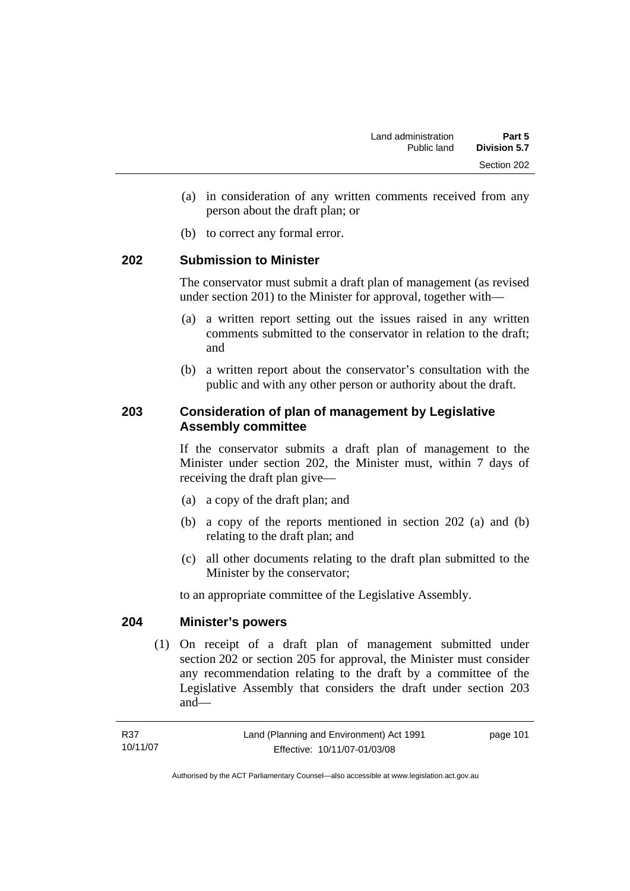(a) in consideration of any written comments received from any person about the draft plan; or

(b) to correct any formal error.

## 202 Submission to Minister

The conservator must submit a draft plan of management (as revised under section 201) to the Minister for approval, together with—

(a) a written report setting out the issues raised in any written comments submitted to the conservator in relation to the draft; and

(b) a written report about the conservator's consultation with the public and with any other person or authority about the draft.

## 203 Consideration of plan of management by Legislative Assembly committee

If the conservator submits a draft plan of management to the Minister under section 202, the Minister must, within 7 days of receiving the draft plan give—

(a) a copy of the draft plan; and

(b) a copy of the reports mentioned in section 202 (a) and (b) relating to the draft plan; and

(c) all other documents relating to the draft plan submitted to the Minister by the conservator;

to an appropriate committee of the Legislative Assembly.

## 204 Minister's powers

(1) On receipt of a draft plan of management submitted under section 202 or section 205 for approval, the Minister must consider any recommendation relating to the draft by a committee of the Legislative Assembly that considers the draft under section 203 and—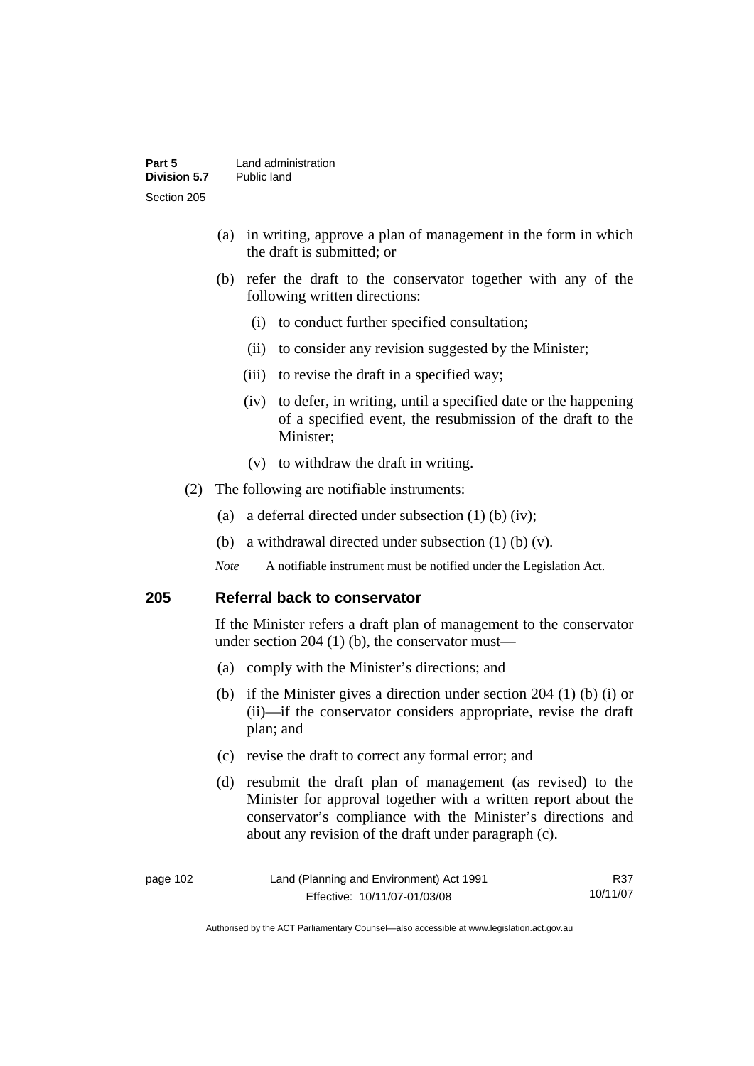(a) in writing, approve a plan of management in the form in which the draft is submitted; or

(b) refer the draft to the conservator together with any of the following written directions:

  (i) to conduct further specified consultation;

  (ii) to consider any revision suggested by the Minister;

  (iii) to revise the draft in a specified way;

  (iv) to defer, in writing, until a specified date or the happening of a specified event, the resubmission of the draft to the Minister;

  (v) to withdraw the draft in writing.

(2) The following are notifiable instruments:

  (a) a deferral directed under subsection (1) (b) (iv);

  (b) a withdrawal directed under subsection (1) (b) (v).

*Note* A notifiable instrument must be notified under the Legislation Act.

## 205 Referral back to conservator

If the Minister refers a draft plan of management to the conservator under section 204 (1) (b), the conservator must—

(a) comply with the Minister's directions; and

(b) if the Minister gives a direction under section 204 (1) (b) (i) or (ii)—if the conservator considers appropriate, revise the draft plan; and

(c) revise the draft to correct any formal error; and

(d) resubmit the draft plan of management (as revised) to the Minister for approval together with a written report about the conservator's compliance with the Minister's directions and about any revision of the draft under paragraph (c).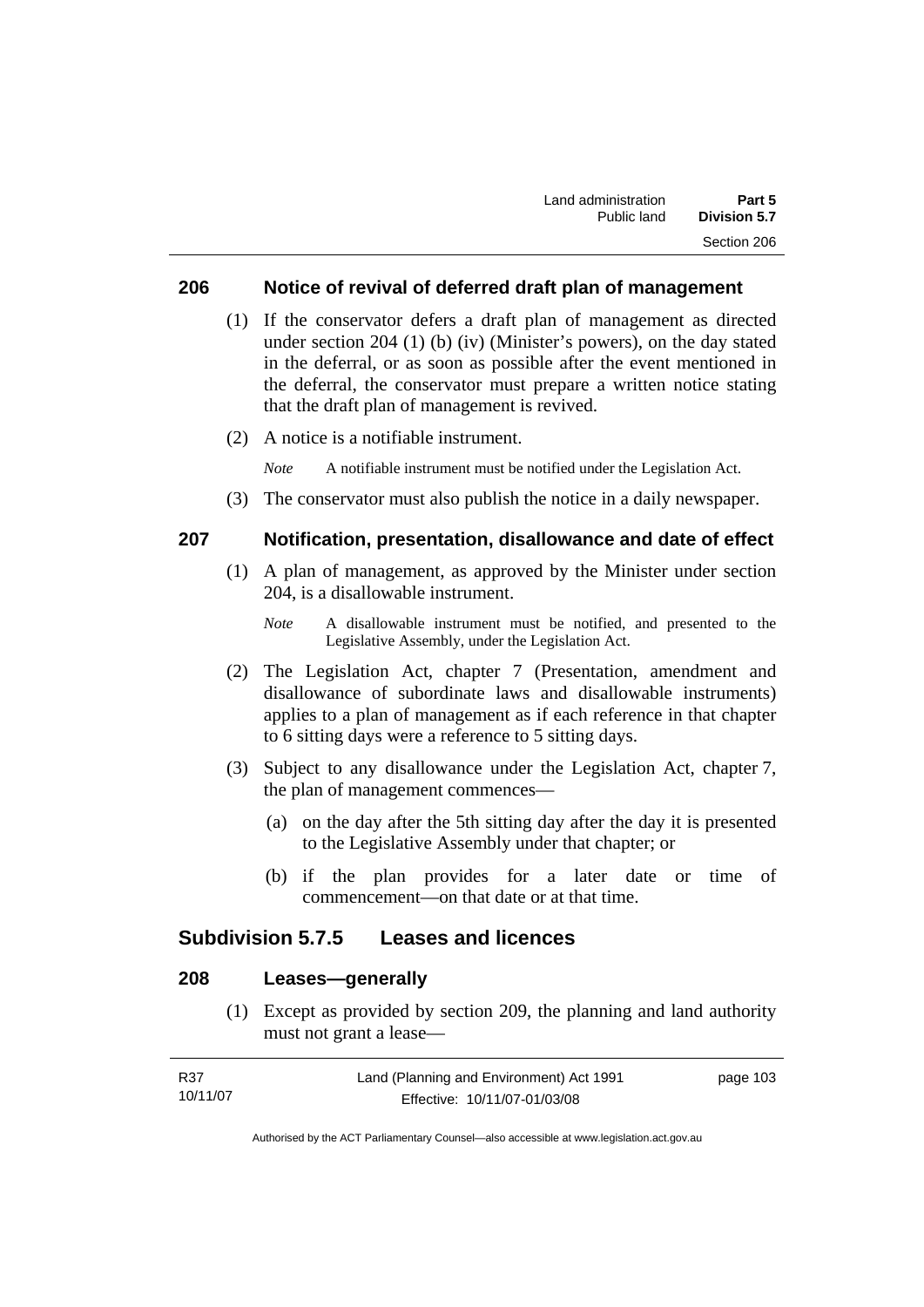## 206 Notice of revival of deferred draft plan of management

(1) If the conservator defers a draft plan of management as directed under section 204 (1) (b) (iv) (Minister's powers), on the day stated in the deferral, or as soon as possible after the event mentioned in the deferral, the conservator must prepare a written notice stating that the draft plan of management is revived.

(2) A notice is a notifiable instrument.

*Note* A notifiable instrument must be notified under the Legislation Act.

(3) The conservator must also publish the notice in a daily newspaper.

## 207 Notification, presentation, disallowance and date of effect

(1) A plan of management, as approved by the Minister under section 204, is a disallowable instrument.

*Note* A disallowable instrument must be notified, and presented to the Legislative Assembly, under the Legislation Act.

(2) The Legislation Act, chapter 7 (Presentation, amendment and disallowance of subordinate laws and disallowable instruments) applies to a plan of management as if each reference in that chapter to 6 sitting days were a reference to 5 sitting days.

(3) Subject to any disallowance under the Legislation Act, chapter 7, the plan of management commences—

(a) on the day after the 5th sitting day after the day it is presented to the Legislative Assembly under that chapter; or

(b) if the plan provides for a later date or time of commencement—on that date or at that time.

# Subdivision 5.7.5 Leases and licences

## 208 Leases—generally

(1) Except as provided by section 209, the planning and land authority must not grant a lease—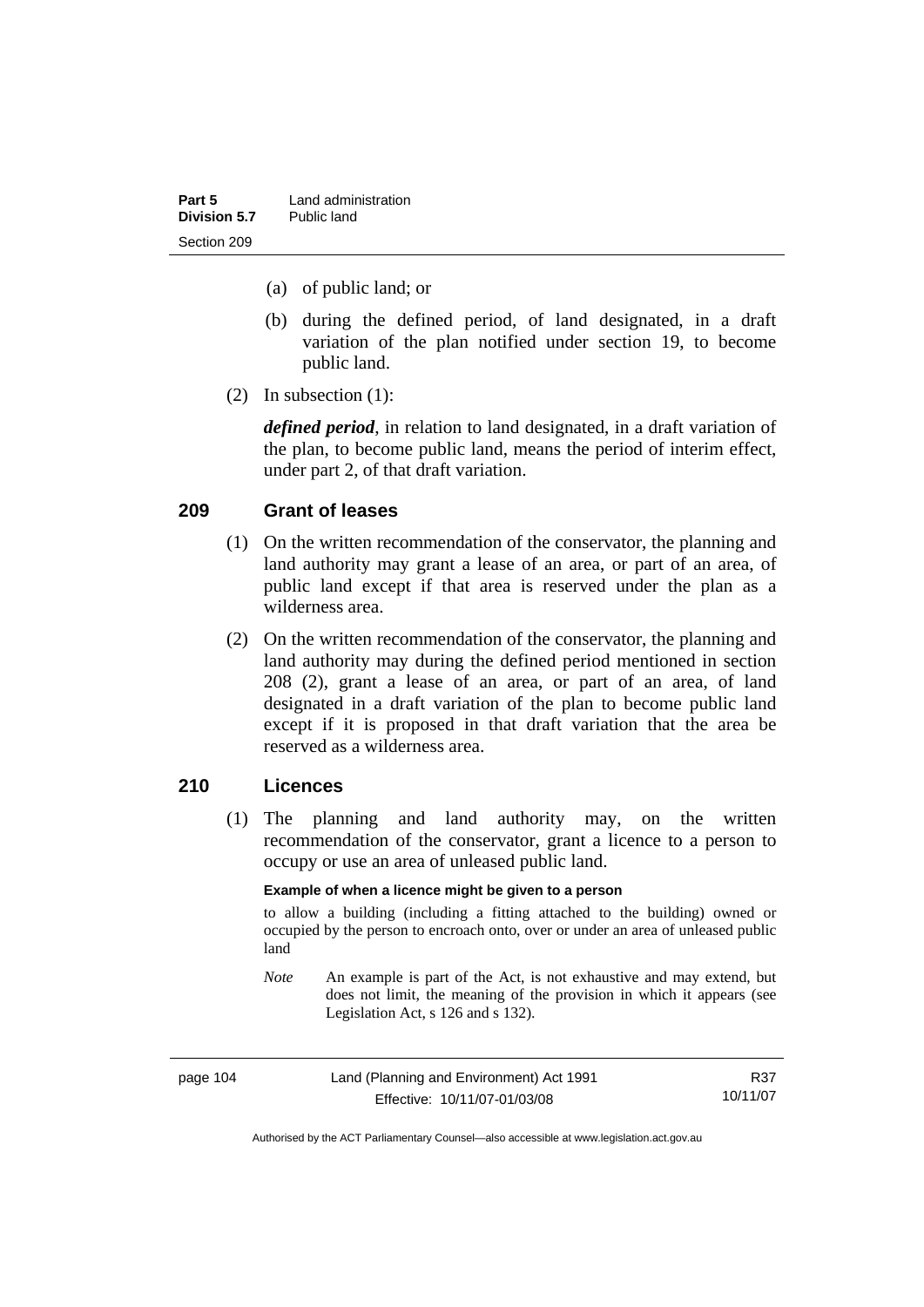(a) of public land; or

(b) during the defined period, of land designated, in a draft variation of the plan notified under section 19, to become public land.

(2) In subsection (1):

***defined period***, in relation to land designated, in a draft variation of the plan, to become public land, means the period of interim effect, under part 2, of that draft variation.

## 209 Grant of leases

(1) On the written recommendation of the conservator, the planning and land authority may grant a lease of an area, or part of an area, of public land except if that area is reserved under the plan as a wilderness area.

(2) On the written recommendation of the conservator, the planning and land authority may during the defined period mentioned in section 208 (2), grant a lease of an area, or part of an area, of land designated in a draft variation of the plan to become public land except if it is proposed in that draft variation that the area be reserved as a wilderness area.

## 210 Licences

(1) The planning and land authority may, on the written recommendation of the conservator, grant a licence to a person to occupy or use an area of unleased public land.

**Example of when a licence might be given to a person**

to allow a building (including a fitting attached to the building) owned or occupied by the person to encroach onto, over or under an area of unleased public land

*Note* An example is part of the Act, is not exhaustive and may extend, but does not limit, the meaning of the provision in which it appears (see Legislation Act, s 126 and s 132).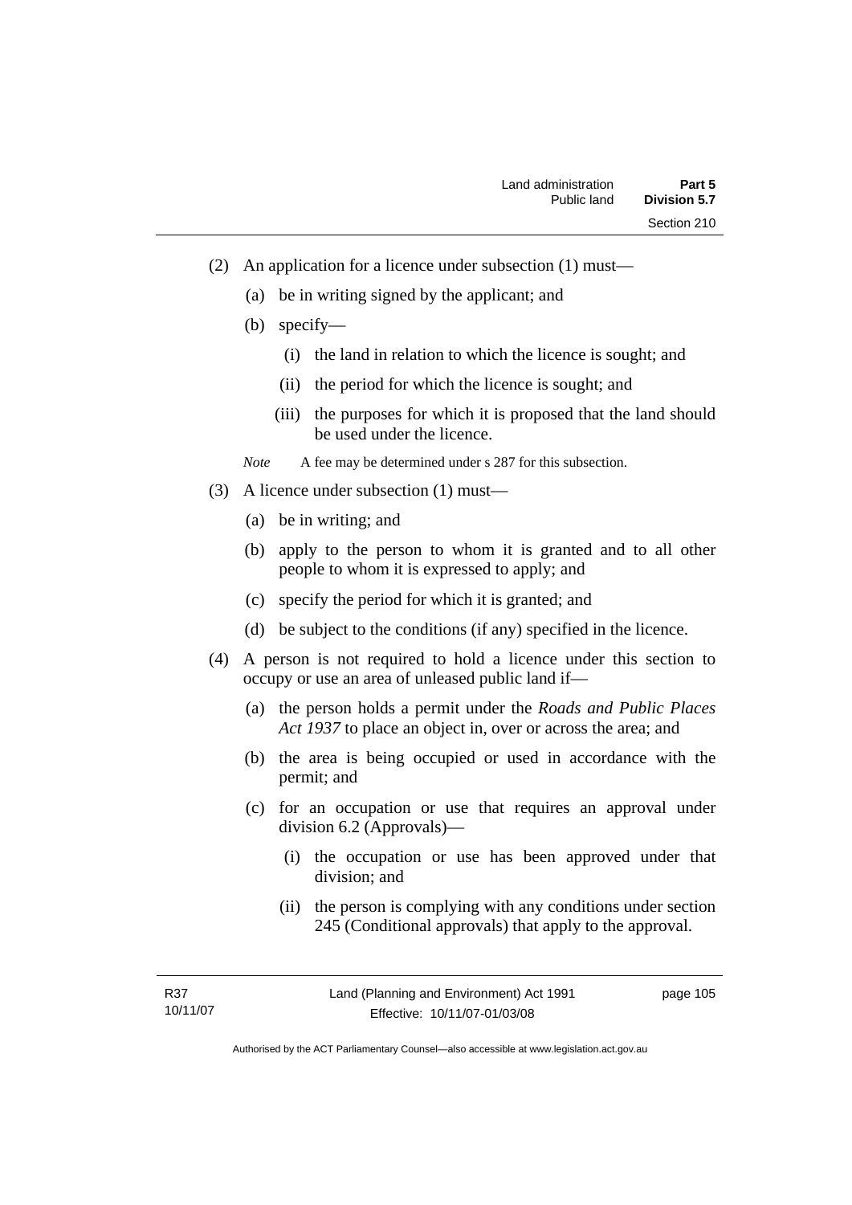(2) An application for a licence under subsection (1) must—

(a) be in writing signed by the applicant; and

(b) specify—

(i) the land in relation to which the licence is sought; and

(ii) the period for which the licence is sought; and

(iii) the purposes for which it is proposed that the land should be used under the licence.

*Note* A fee may be determined under s 287 for this subsection.

(3) A licence under subsection (1) must—

(a) be in writing; and

(b) apply to the person to whom it is granted and to all other people to whom it is expressed to apply; and

(c) specify the period for which it is granted; and

(d) be subject to the conditions (if any) specified in the licence.

(4) A person is not required to hold a licence under this section to occupy or use an area of unleased public land if—

(a) the person holds a permit under the *Roads and Public Places Act 1937* to place an object in, over or across the area; and

(b) the area is being occupied or used in accordance with the permit; and

(c) for an occupation or use that requires an approval under division 6.2 (Approvals)—

(i) the occupation or use has been approved under that division; and

(ii) the person is complying with any conditions under section 245 (Conditional approvals) that apply to the approval.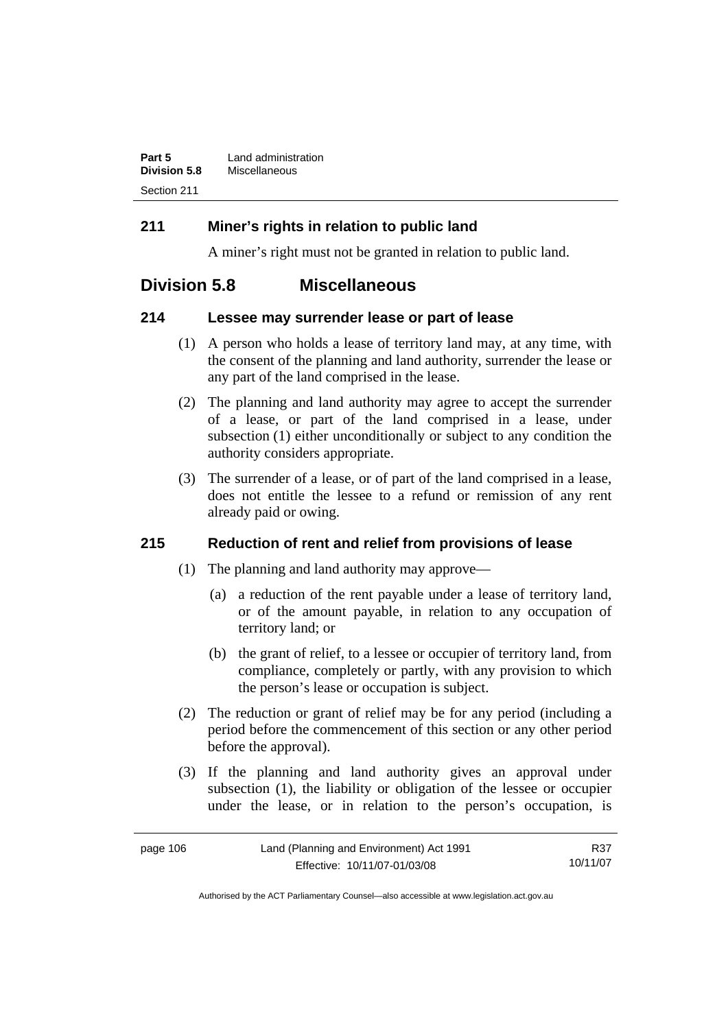## 211 Miner's rights in relation to public land

A miner's right must not be granted in relation to public land.

# Division 5.8 Miscellaneous

## 214 Lessee may surrender lease or part of lease

(1) A person who holds a lease of territory land may, at any time, with the consent of the planning and land authority, surrender the lease or any part of the land comprised in the lease.

(2) The planning and land authority may agree to accept the surrender of a lease, or part of the land comprised in a lease, under subsection (1) either unconditionally or subject to any condition the authority considers appropriate.

(3) The surrender of a lease, or of part of the land comprised in a lease, does not entitle the lessee to a refund or remission of any rent already paid or owing.

## 215 Reduction of rent and relief from provisions of lease

(1) The planning and land authority may approve—

(a) a reduction of the rent payable under a lease of territory land, or of the amount payable, in relation to any occupation of territory land; or

(b) the grant of relief, to a lessee or occupier of territory land, from compliance, completely or partly, with any provision to which the person's lease or occupation is subject.

(2) The reduction or grant of relief may be for any period (including a period before the commencement of this section or any other period before the approval).

(3) If the planning and land authority gives an approval under subsection (1), the liability or obligation of the lessee or occupier under the lease, or in relation to the person's occupation, is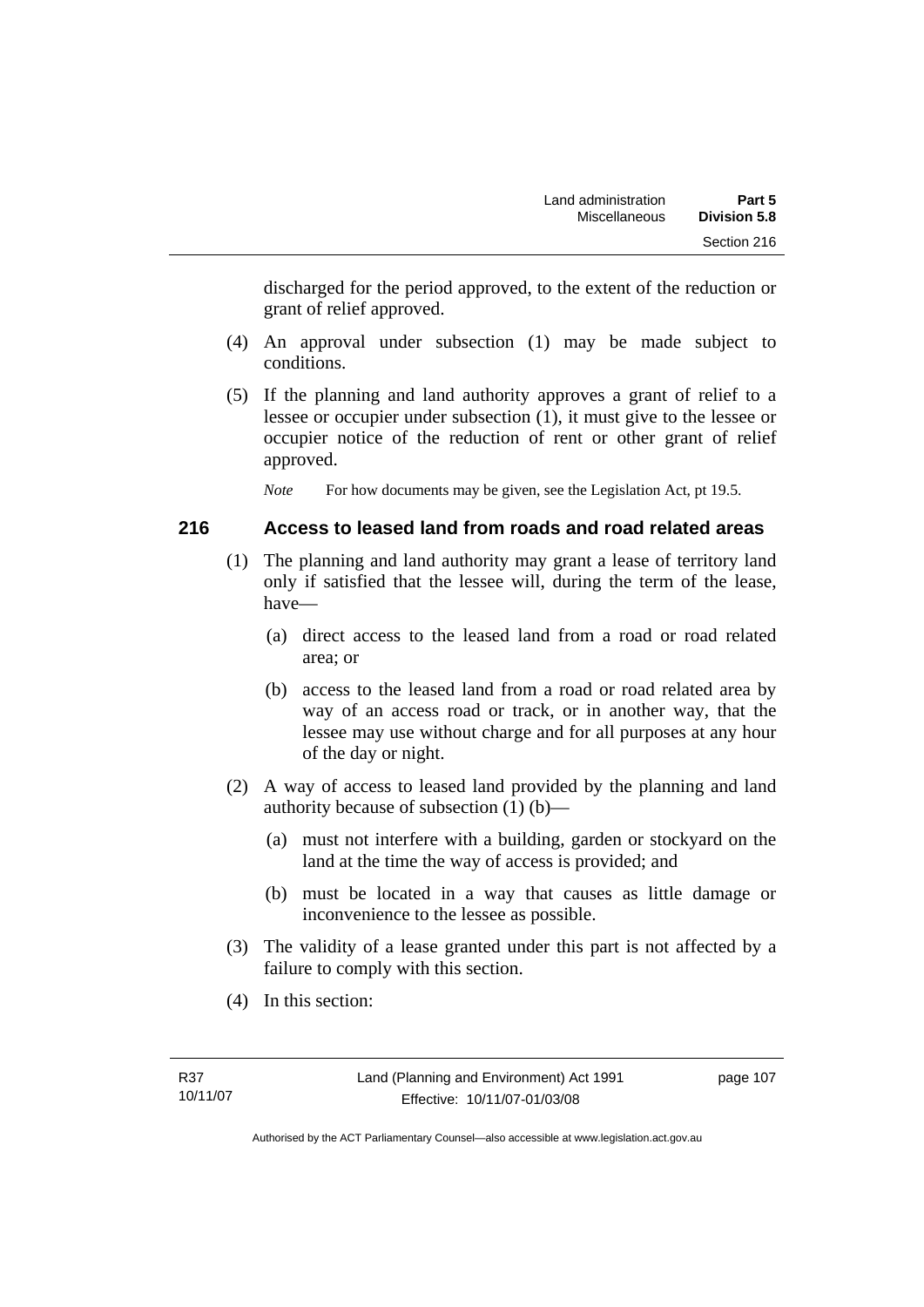discharged for the period approved, to the extent of the reduction or grant of relief approved.

(4) An approval under subsection (1) may be made subject to conditions.

(5) If the planning and land authority approves a grant of relief to a lessee or occupier under subsection (1), it must give to the lessee or occupier notice of the reduction of rent or other grant of relief approved.

*Note* For how documents may be given, see the Legislation Act, pt 19.5.

## 216 Access to leased land from roads and road related areas

(1) The planning and land authority may grant a lease of territory land only if satisfied that the lessee will, during the term of the lease, have—

(a) direct access to the leased land from a road or road related area; or

(b) access to the leased land from a road or road related area by way of an access road or track, or in another way, that the lessee may use without charge and for all purposes at any hour of the day or night.

(2) A way of access to leased land provided by the planning and land authority because of subsection (1) (b)—

(a) must not interfere with a building, garden or stockyard on the land at the time the way of access is provided; and

(b) must be located in a way that causes as little damage or inconvenience to the lessee as possible.

(3) The validity of a lease granted under this part is not affected by a failure to comply with this section.

(4) In this section: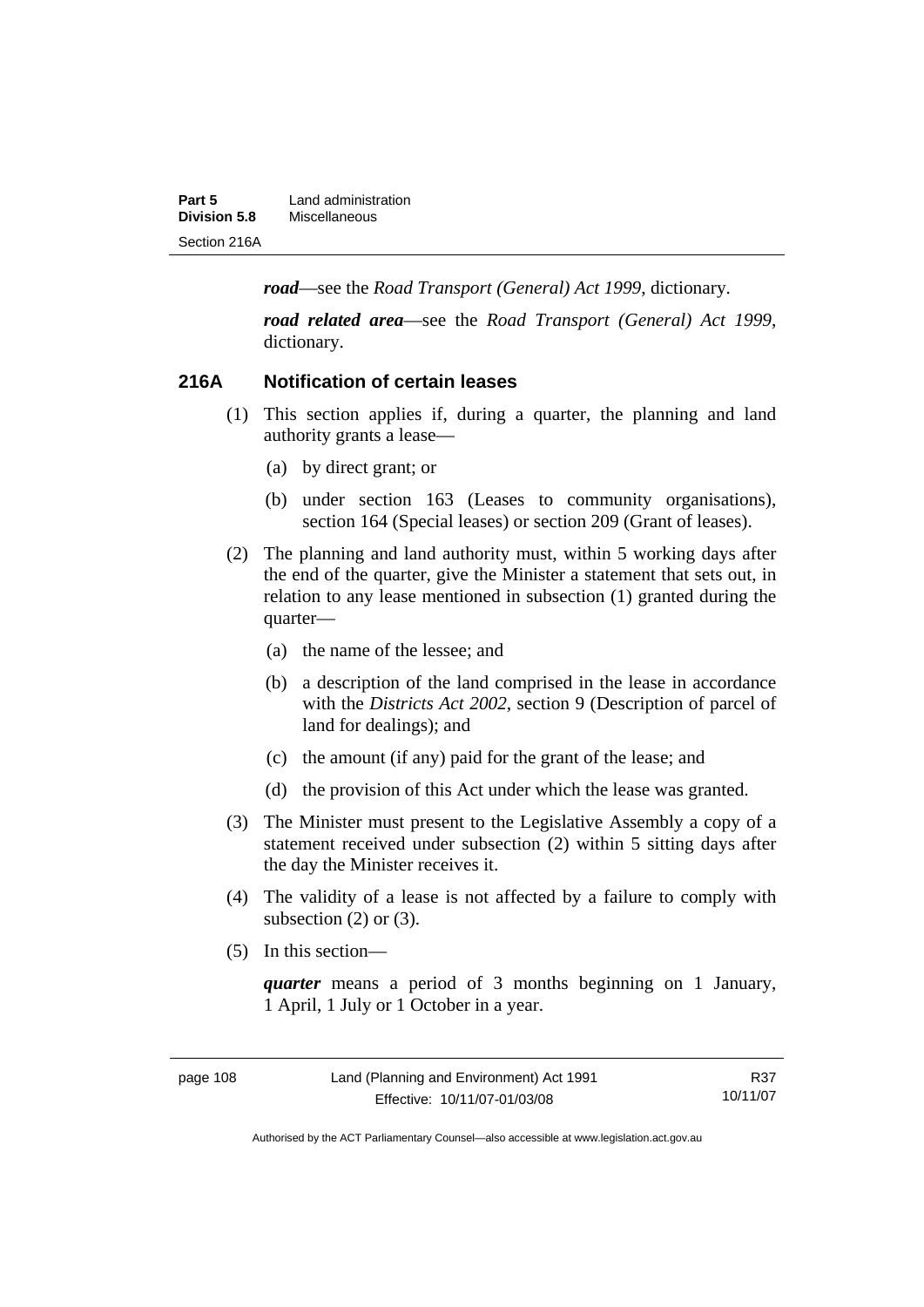***road***—see the *Road Transport (General) Act 1999*, dictionary.

***road related area***—see the *Road Transport (General) Act 1999*, dictionary.

### 216A Notification of certain leases

(1) This section applies if, during a quarter, the planning and land authority grants a lease—

(a) by direct grant; or

(b) under section 163 (Leases to community organisations), section 164 (Special leases) or section 209 (Grant of leases).

(2) The planning and land authority must, within 5 working days after the end of the quarter, give the Minister a statement that sets out, in relation to any lease mentioned in subsection (1) granted during the quarter—

(a) the name of the lessee; and

(b) a description of the land comprised in the lease in accordance with the *Districts Act 2002*, section 9 (Description of parcel of land for dealings); and

(c) the amount (if any) paid for the grant of the lease; and

(d) the provision of this Act under which the lease was granted.

(3) The Minister must present to the Legislative Assembly a copy of a statement received under subsection (2) within 5 sitting days after the day the Minister receives it.

(4) The validity of a lease is not affected by a failure to comply with subsection (2) or (3).

(5) In this section—

***quarter*** means a period of 3 months beginning on 1 January, 1 April, 1 July or 1 October in a year.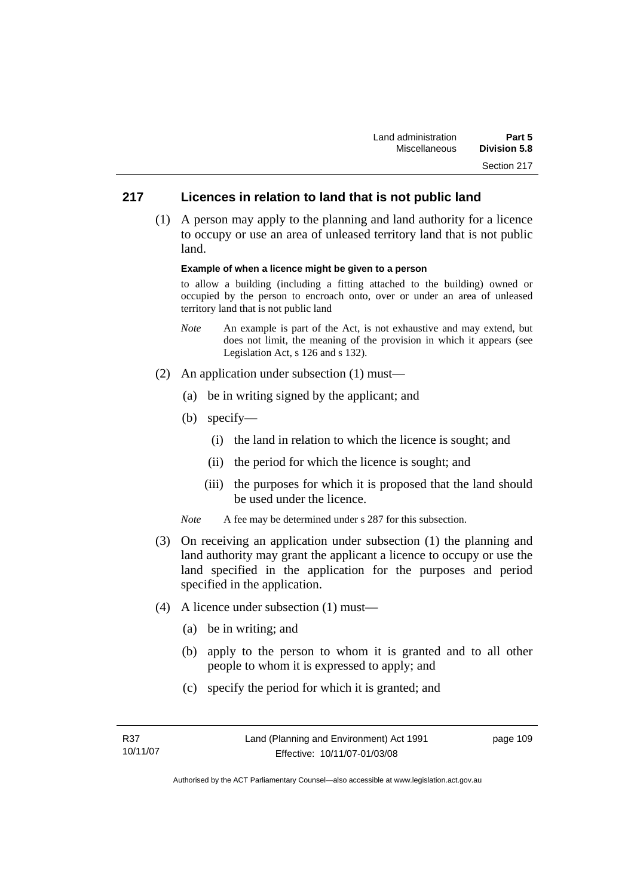## 217 Licences in relation to land that is not public land

(1) A person may apply to the planning and land authority for a licence to occupy or use an area of unleased territory land that is not public land.

**Example of when a licence might be given to a person**

to allow a building (including a fitting attached to the building) owned or occupied by the person to encroach onto, over or under an area of unleased territory land that is not public land

*Note* An example is part of the Act, is not exhaustive and may extend, but does not limit, the meaning of the provision in which it appears (see Legislation Act, s 126 and s 132).

(2) An application under subsection (1) must—

(a) be in writing signed by the applicant; and

(b) specify—

(i) the land in relation to which the licence is sought; and

(ii) the period for which the licence is sought; and

(iii) the purposes for which it is proposed that the land should be used under the licence.

*Note* A fee may be determined under s 287 for this subsection.

(3) On receiving an application under subsection (1) the planning and land authority may grant the applicant a licence to occupy or use the land specified in the application for the purposes and period specified in the application.

(4) A licence under subsection (1) must—

(a) be in writing; and

(b) apply to the person to whom it is granted and to all other people to whom it is expressed to apply; and

(c) specify the period for which it is granted; and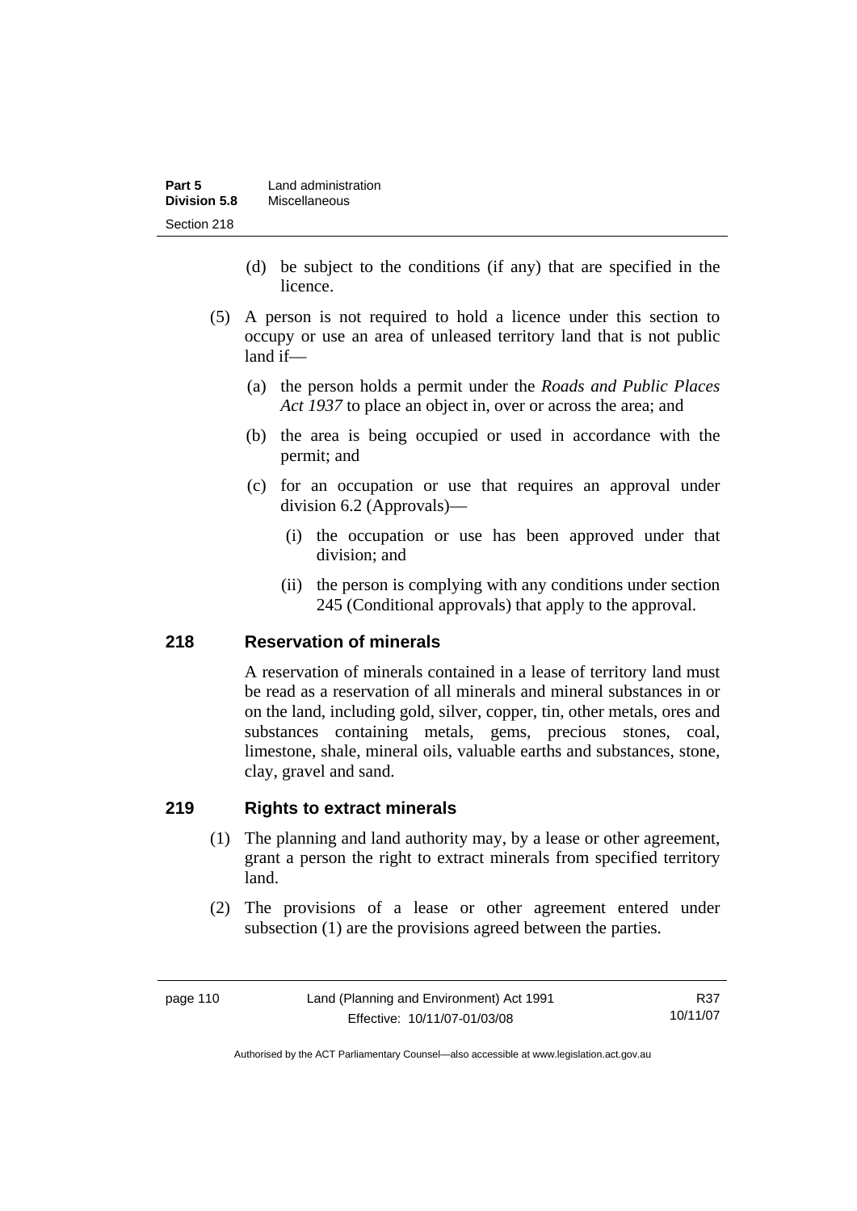(d) be subject to the conditions (if any) that are specified in the licence.

(5) A person is not required to hold a licence under this section to occupy or use an area of unleased territory land that is not public land if—

(a) the person holds a permit under the *Roads and Public Places Act 1937* to place an object in, over or across the area; and

(b) the area is being occupied or used in accordance with the permit; and

(c) for an occupation or use that requires an approval under division 6.2 (Approvals)—

(i) the occupation or use has been approved under that division; and

(ii) the person is complying with any conditions under section 245 (Conditional approvals) that apply to the approval.

## 218 Reservation of minerals

A reservation of minerals contained in a lease of territory land must be read as a reservation of all minerals and mineral substances in or on the land, including gold, silver, copper, tin, other metals, ores and substances containing metals, gems, precious stones, coal, limestone, shale, mineral oils, valuable earths and substances, stone, clay, gravel and sand.

## 219 Rights to extract minerals

(1) The planning and land authority may, by a lease or other agreement, grant a person the right to extract minerals from specified territory land.

(2) The provisions of a lease or other agreement entered under subsection (1) are the provisions agreed between the parties.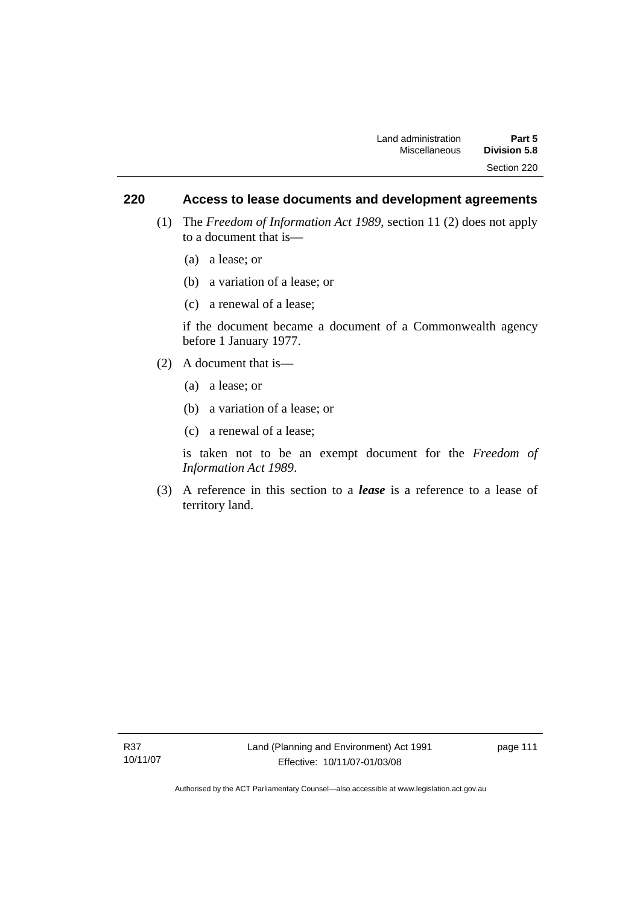## 220 Access to lease documents and development agreements

(1) The *Freedom of Information Act 1989*, section 11 (2) does not apply to a document that is—

(a) a lease; or

(b) a variation of a lease; or

(c) a renewal of a lease;

if the document became a document of a Commonwealth agency before 1 January 1977.

(2) A document that is—

(a) a lease; or

(b) a variation of a lease; or

(c) a renewal of a lease;

is taken not to be an exempt document for the *Freedom of Information Act 1989*.

(3) A reference in this section to a ***lease*** is a reference to a lease of territory land.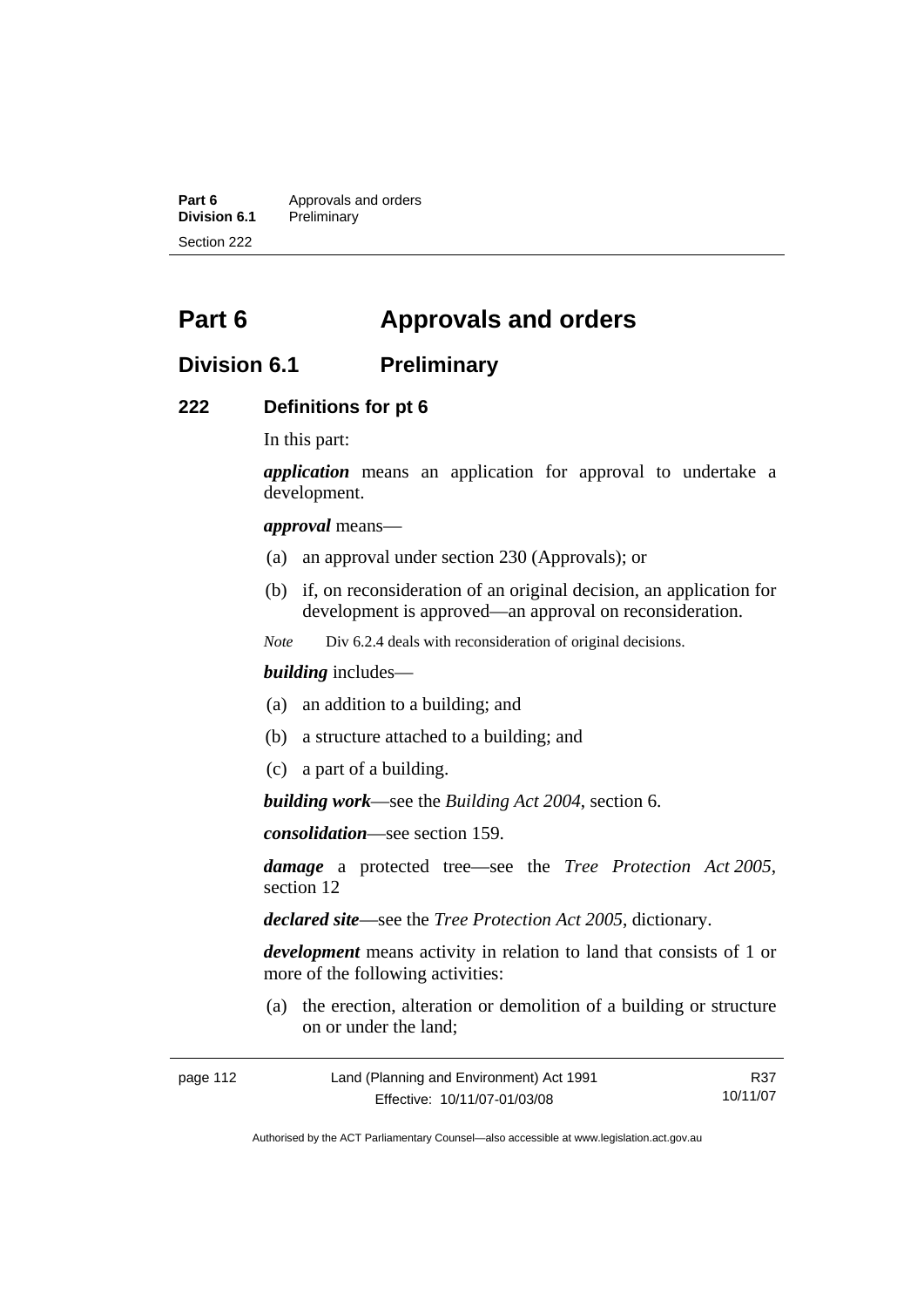# Part 6 Approvals and orders

## Division 6.1 Preliminary

### 222 Definitions for pt 6

In this part:

***application*** means an application for approval to undertake a development.

***approval*** means—

(a) an approval under section 230 (Approvals); or

(b) if, on reconsideration of an original decision, an application for development is approved—an approval on reconsideration.

*Note* Div 6.2.4 deals with reconsideration of original decisions.

***building*** includes—

(a) an addition to a building; and

(b) a structure attached to a building; and

(c) a part of a building.

***building work***—see the *Building Act 2004*, section 6.

***consolidation***—see section 159.

***damage*** a protected tree—see the *Tree Protection Act 2005*, section 12

***declared site***—see the *Tree Protection Act 2005*, dictionary.

***development*** means activity in relation to land that consists of 1 or more of the following activities:

(a) the erection, alteration or demolition of a building or structure on or under the land;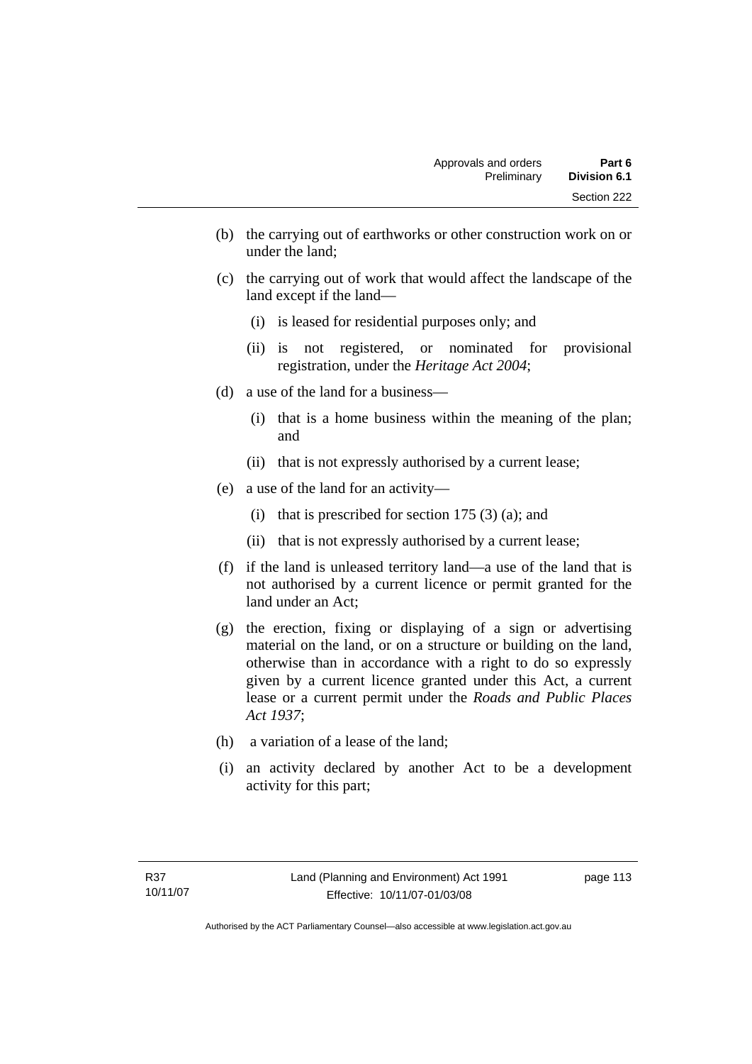(b) the carrying out of earthworks or other construction work on or under the land;

(c) the carrying out of work that would affect the landscape of the land except if the land—

   (i) is leased for residential purposes only; and

   (ii) is not registered, or nominated for provisional registration, under the *Heritage Act 2004*;

(d) a use of the land for a business—

   (i) that is a home business within the meaning of the plan; and

   (ii) that is not expressly authorised by a current lease;

(e) a use of the land for an activity—

   (i) that is prescribed for section 175 (3) (a); and

   (ii) that is not expressly authorised by a current lease;

(f) if the land is unleased territory land—a use of the land that is not authorised by a current licence or permit granted for the land under an Act;

(g) the erection, fixing or displaying of a sign or advertising material on the land, or on a structure or building on the land, otherwise than in accordance with a right to do so expressly given by a current licence granted under this Act, a current lease or a current permit under the *Roads and Public Places Act 1937*;

(h) a variation of a lease of the land;

(i) an activity declared by another Act to be a development activity for this part;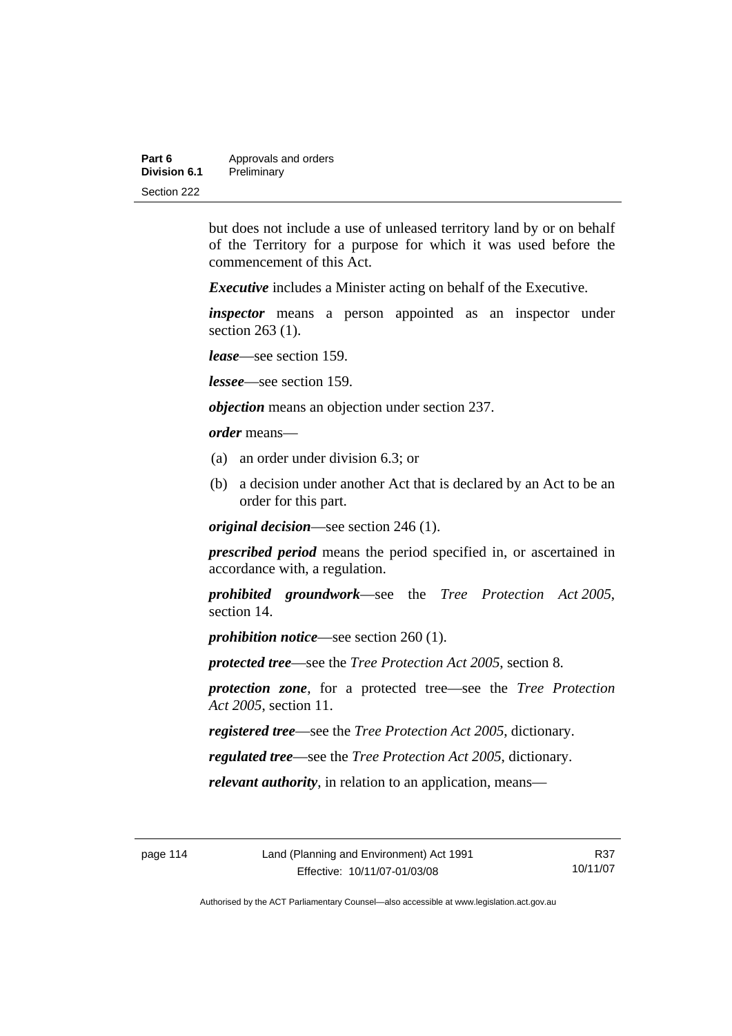but does not include a use of unleased territory land by or on behalf of the Territory for a purpose for which it was used before the commencement of this Act.

***Executive*** includes a Minister acting on behalf of the Executive.

***inspector*** means a person appointed as an inspector under section 263 (1).

***lease***—see section 159.

***lessee***—see section 159.

***objection*** means an objection under section 237.

***order*** means—

(a) an order under division 6.3; or

(b) a decision under another Act that is declared by an Act to be an order for this part.

***original decision***—see section 246 (1).

***prescribed period*** means the period specified in, or ascertained in accordance with, a regulation.

***prohibited groundwork***—see the *Tree Protection Act 2005*, section 14.

***prohibition notice***—see section 260 (1).

***protected tree***—see the *Tree Protection Act 2005*, section 8.

***protection zone***, for a protected tree—see the *Tree Protection Act 2005*, section 11.

***registered tree***—see the *Tree Protection Act 2005*, dictionary.

***regulated tree***—see the *Tree Protection Act 2005*, dictionary.

***relevant authority***, in relation to an application, means—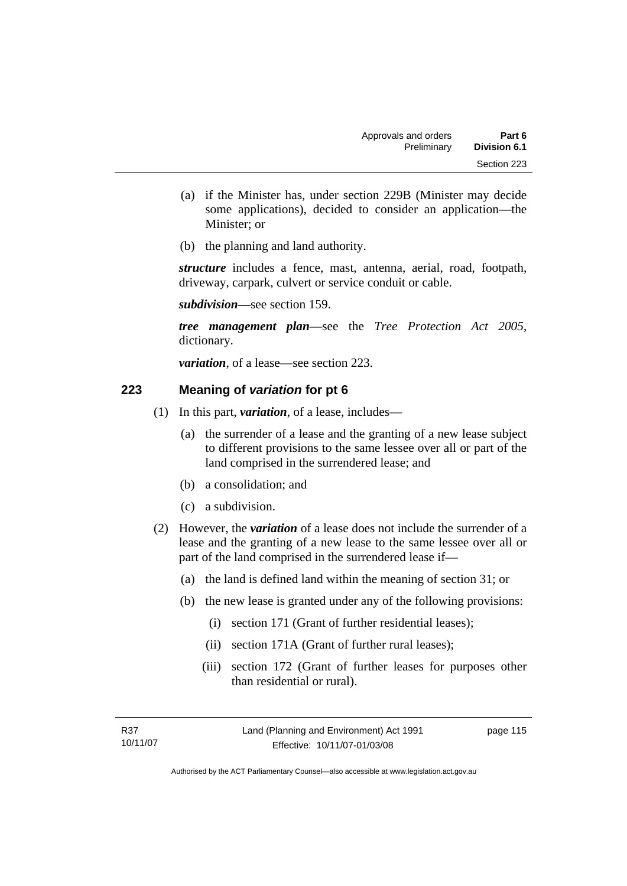(a) if the Minister has, under section 229B (Minister may decide some applications), decided to consider an application—the Minister; or

(b) the planning and land authority.

***structure*** includes a fence, mast, antenna, aerial, road, footpath, driveway, carpark, culvert or service conduit or cable.

***subdivision***—see section 159.

***tree management plan***—see the *Tree Protection Act 2005*, dictionary.

***variation***, of a lease—see section 223.

## 223 Meaning of *variation* for pt 6

(1) In this part, ***variation***, of a lease, includes—

(a) the surrender of a lease and the granting of a new lease subject to different provisions to the same lessee over all or part of the land comprised in the surrendered lease; and

(b) a consolidation; and

(c) a subdivision.

(2) However, the ***variation*** of a lease does not include the surrender of a lease and the granting of a new lease to the same lessee over all or part of the land comprised in the surrendered lease if—

(a) the land is defined land within the meaning of section 31; or

(b) the new lease is granted under any of the following provisions:

(i) section 171 (Grant of further residential leases);

(ii) section 171A (Grant of further rural leases);

(iii) section 172 (Grant of further leases for purposes other than residential or rural).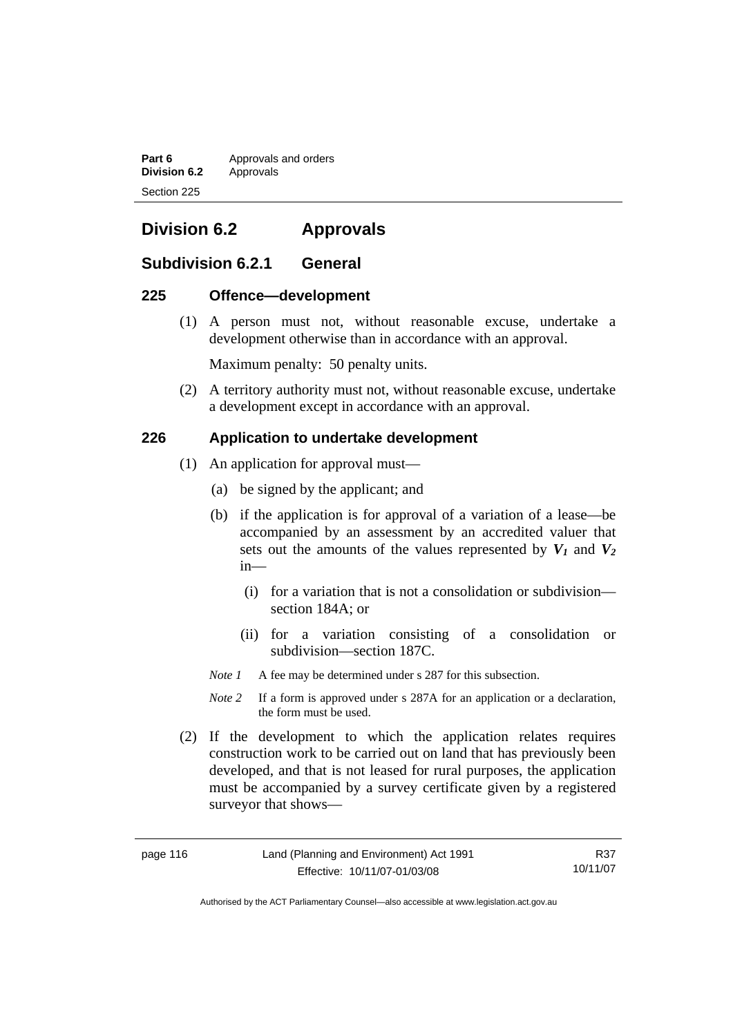# Division 6.2 Approvals

## Subdivision 6.2.1 General

### 225 Offence—development

(1) A person must not, without reasonable excuse, undertake a development otherwise than in accordance with an approval.

Maximum penalty: 50 penalty units.

(2) A territory authority must not, without reasonable excuse, undertake a development except in accordance with an approval.

### 226 Application to undertake development

(1) An application for approval must—

(a) be signed by the applicant; and

(b) if the application is for approval of a variation of a lease—be accompanied by an assessment by an accredited valuer that sets out the amounts of the values represented by $V_1$ and $V_2$ in—

(i) for a variation that is not a consolidation or subdivision—section 184A; or

(ii) for a variation consisting of a consolidation or subdivision—section 187C.

*Note 1* A fee may be determined under s 287 for this subsection.

*Note 2* If a form is approved under s 287A for an application or a declaration, the form must be used.

(2) If the development to which the application relates requires construction work to be carried out on land that has previously been developed, and that is not leased for rural purposes, the application must be accompanied by a survey certificate given by a registered surveyor that shows—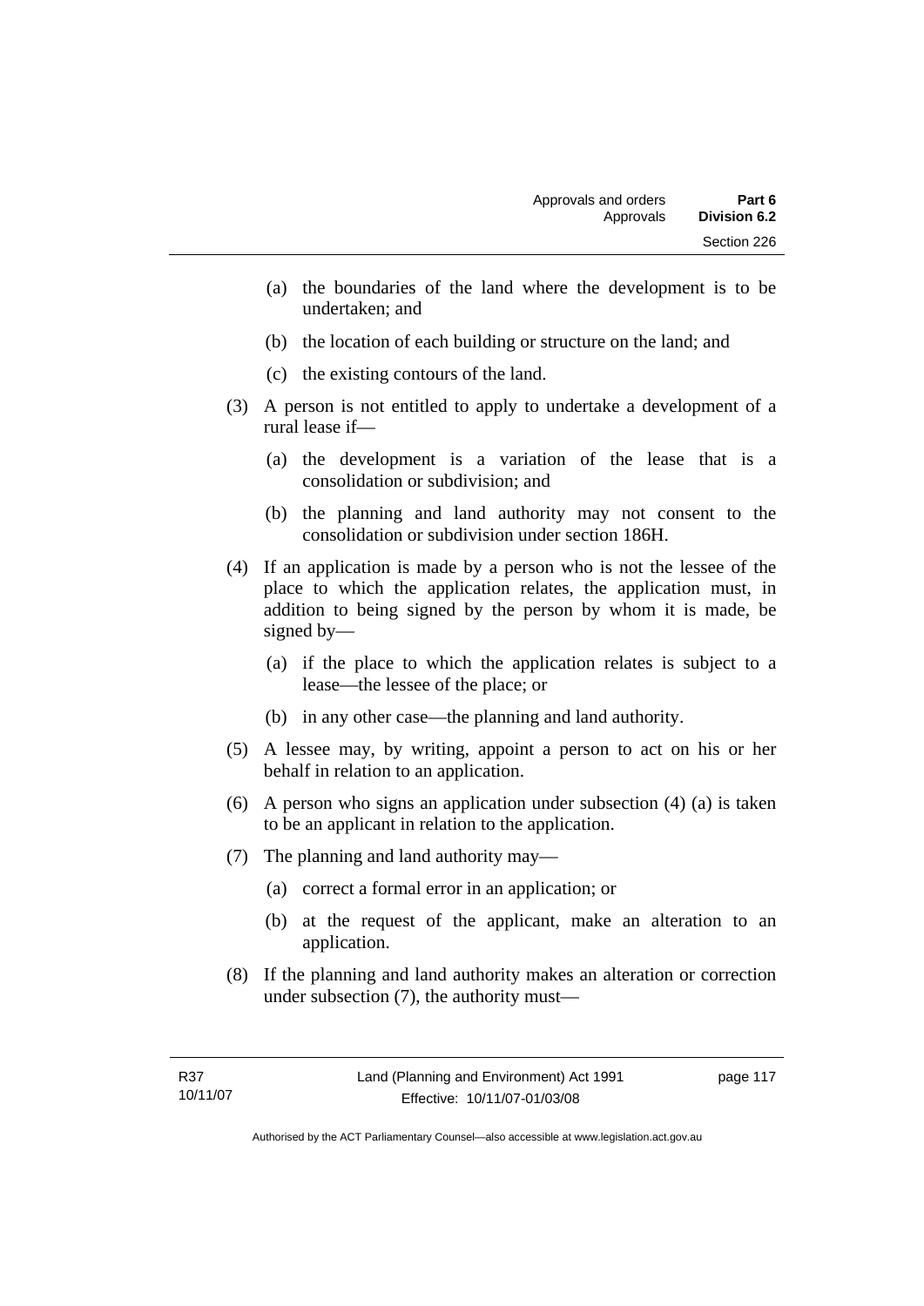(a) the boundaries of the land where the development is to be undertaken; and

(b) the location of each building or structure on the land; and

(c) the existing contours of the land.

(3) A person is not entitled to apply to undertake a development of a rural lease if—

(a) the development is a variation of the lease that is a consolidation or subdivision; and

(b) the planning and land authority may not consent to the consolidation or subdivision under section 186H.

(4) If an application is made by a person who is not the lessee of the place to which the application relates, the application must, in addition to being signed by the person by whom it is made, be signed by—

(a) if the place to which the application relates is subject to a lease—the lessee of the place; or

(b) in any other case—the planning and land authority.

(5) A lessee may, by writing, appoint a person to act on his or her behalf in relation to an application.

(6) A person who signs an application under subsection (4) (a) is taken to be an applicant in relation to the application.

(7) The planning and land authority may—

(a) correct a formal error in an application; or

(b) at the request of the applicant, make an alteration to an application.

(8) If the planning and land authority makes an alteration or correction under subsection (7), the authority must—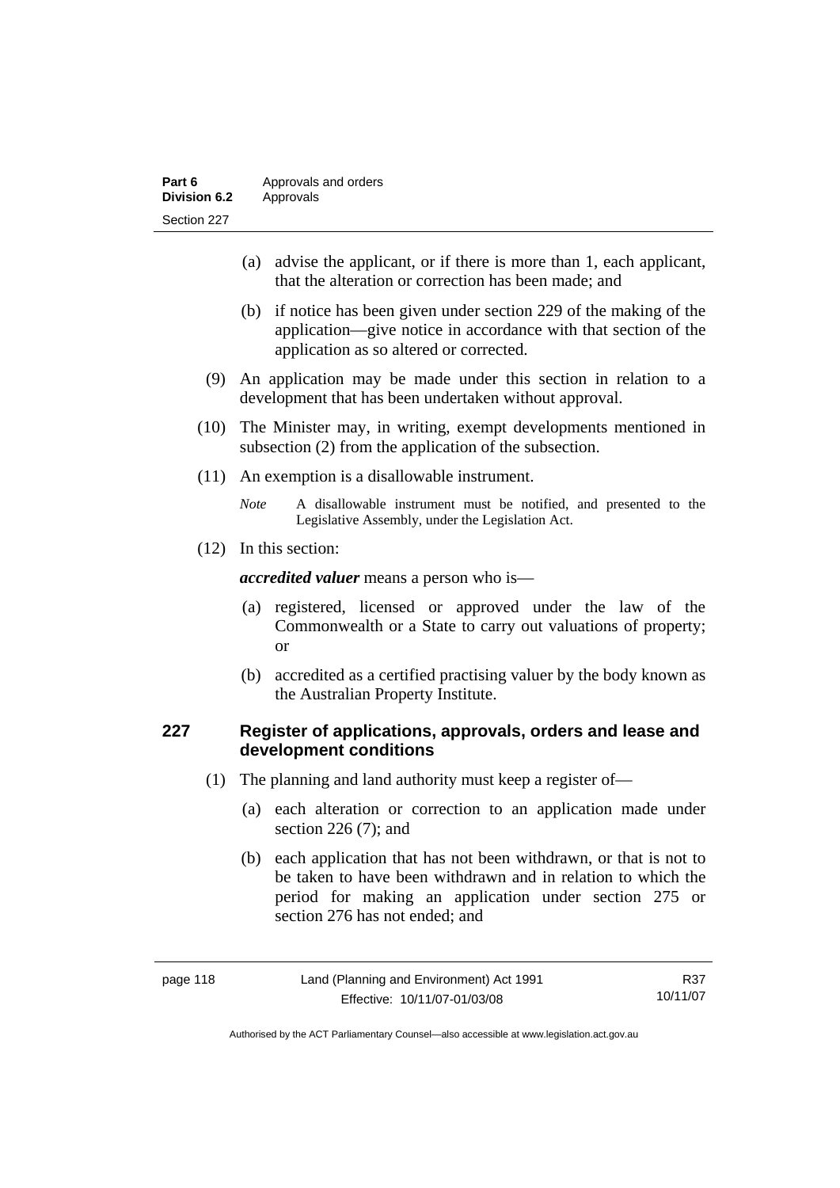(a) advise the applicant, or if there is more than 1, each applicant, that the alteration or correction has been made; and

(b) if notice has been given under section 229 of the making of the application—give notice in accordance with that section of the application as so altered or corrected.

(9) An application may be made under this section in relation to a development that has been undertaken without approval.

(10) The Minister may, in writing, exempt developments mentioned in subsection (2) from the application of the subsection.

(11) An exemption is a disallowable instrument.

*Note* A disallowable instrument must be notified, and presented to the Legislative Assembly, under the Legislation Act.

(12) In this section:

***accredited valuer*** means a person who is—

(a) registered, licensed or approved under the law of the Commonwealth or a State to carry out valuations of property; or

(b) accredited as a certified practising valuer by the body known as the Australian Property Institute.

## 227 Register of applications, approvals, orders and lease and development conditions

(1) The planning and land authority must keep a register of—

(a) each alteration or correction to an application made under section 226 (7); and

(b) each application that has not been withdrawn, or that is not to be taken to have been withdrawn and in relation to which the period for making an application under section 275 or section 276 has not ended; and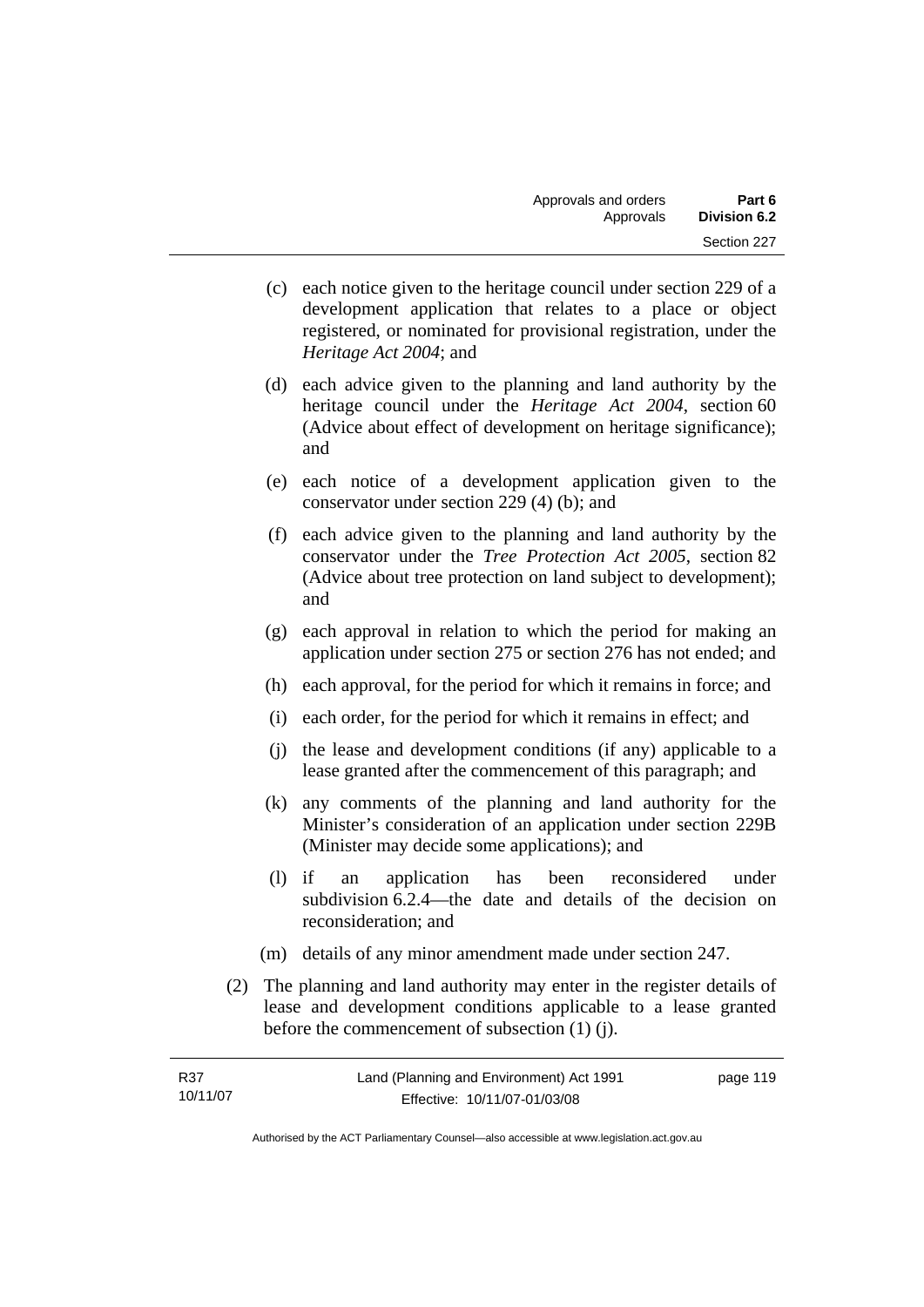(c) each notice given to the heritage council under section 229 of a development application that relates to a place or object registered, or nominated for provisional registration, under the *Heritage Act 2004*; and

(d) each advice given to the planning and land authority by the heritage council under the *Heritage Act 2004*, section 60 (Advice about effect of development on heritage significance); and

(e) each notice of a development application given to the conservator under section 229 (4) (b); and

(f) each advice given to the planning and land authority by the conservator under the *Tree Protection Act 2005*, section 82 (Advice about tree protection on land subject to development); and

(g) each approval in relation to which the period for making an application under section 275 or section 276 has not ended; and

(h) each approval, for the period for which it remains in force; and

(i) each order, for the period for which it remains in effect; and

(j) the lease and development conditions (if any) applicable to a lease granted after the commencement of this paragraph; and

(k) any comments of the planning and land authority for the Minister's consideration of an application under section 229B (Minister may decide some applications); and

(l) if an application has been reconsidered under subdivision 6.2.4—the date and details of the decision on reconsideration; and

(m) details of any minor amendment made under section 247.

(2) The planning and land authority may enter in the register details of lease and development conditions applicable to a lease granted before the commencement of subsection (1) (j).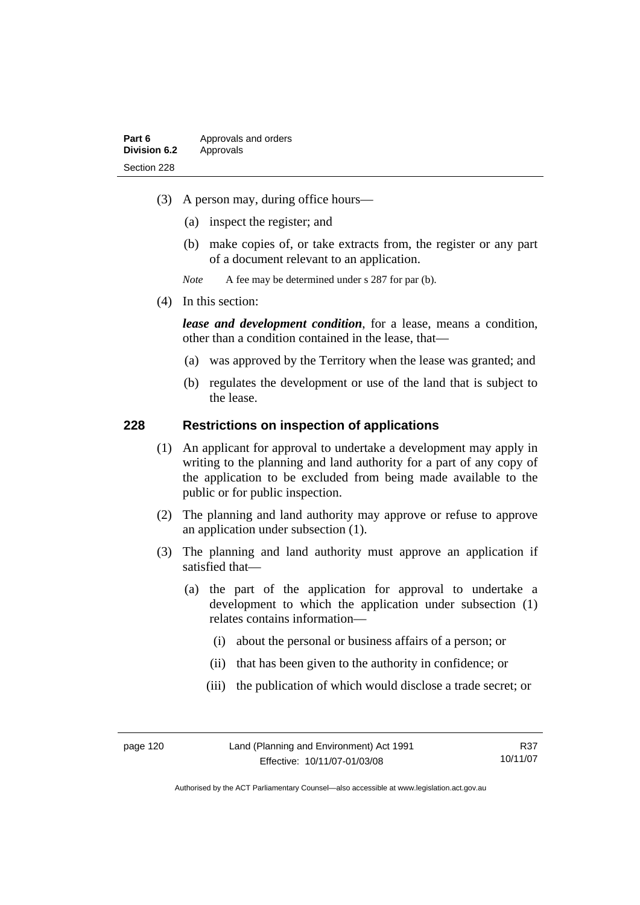(3) A person may, during office hours—

(a) inspect the register; and

(b) make copies of, or take extracts from, the register or any part of a document relevant to an application.

*Note* A fee may be determined under s 287 for par (b).

(4) In this section:

***lease and development condition***, for a lease, means a condition, other than a condition contained in the lease, that—

(a) was approved by the Territory when the lease was granted; and

(b) regulates the development or use of the land that is subject to the lease.

## 228 Restrictions on inspection of applications

(1) An applicant for approval to undertake a development may apply in writing to the planning and land authority for a part of any copy of the application to be excluded from being made available to the public or for public inspection.

(2) The planning and land authority may approve or refuse to approve an application under subsection (1).

(3) The planning and land authority must approve an application if satisfied that—

(a) the part of the application for approval to undertake a development to which the application under subsection (1) relates contains information—

(i) about the personal or business affairs of a person; or

(ii) that has been given to the authority in confidence; or

(iii) the publication of which would disclose a trade secret; or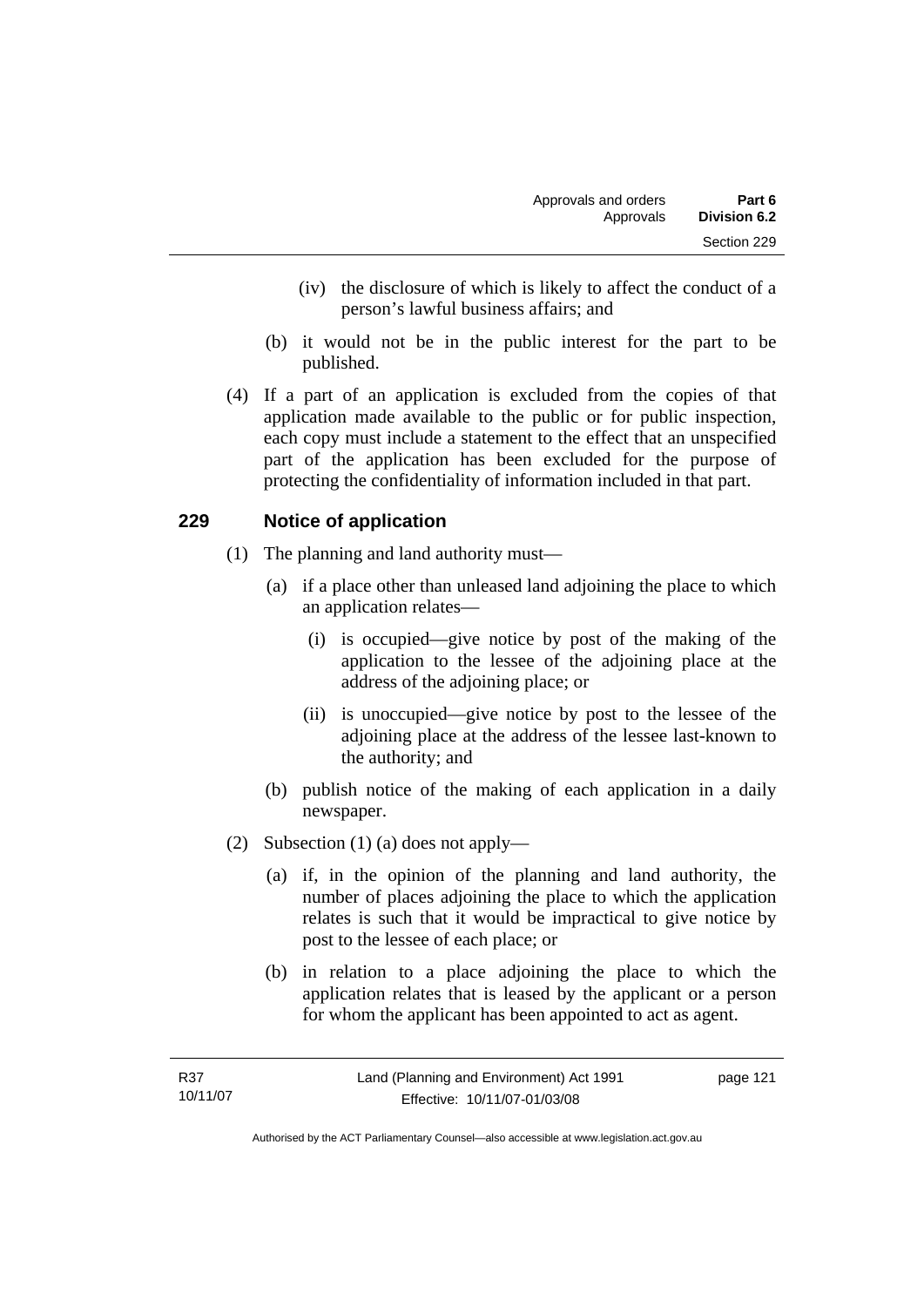(iv) the disclosure of which is likely to affect the conduct of a person's lawful business affairs; and

(b) it would not be in the public interest for the part to be published.

(4) If a part of an application is excluded from the copies of that application made available to the public or for public inspection, each copy must include a statement to the effect that an unspecified part of the application has been excluded for the purpose of protecting the confidentiality of information included in that part.

## 229 Notice of application

(1) The planning and land authority must—

(a) if a place other than unleased land adjoining the place to which an application relates—

(i) is occupied—give notice by post of the making of the application to the lessee of the adjoining place at the address of the adjoining place; or

(ii) is unoccupied—give notice by post to the lessee of the adjoining place at the address of the lessee last-known to the authority; and

(b) publish notice of the making of each application in a daily newspaper.

(2) Subsection (1) (a) does not apply—

(a) if, in the opinion of the planning and land authority, the number of places adjoining the place to which the application relates is such that it would be impractical to give notice by post to the lessee of each place; or

(b) in relation to a place adjoining the place to which the application relates that is leased by the applicant or a person for whom the applicant has been appointed to act as agent.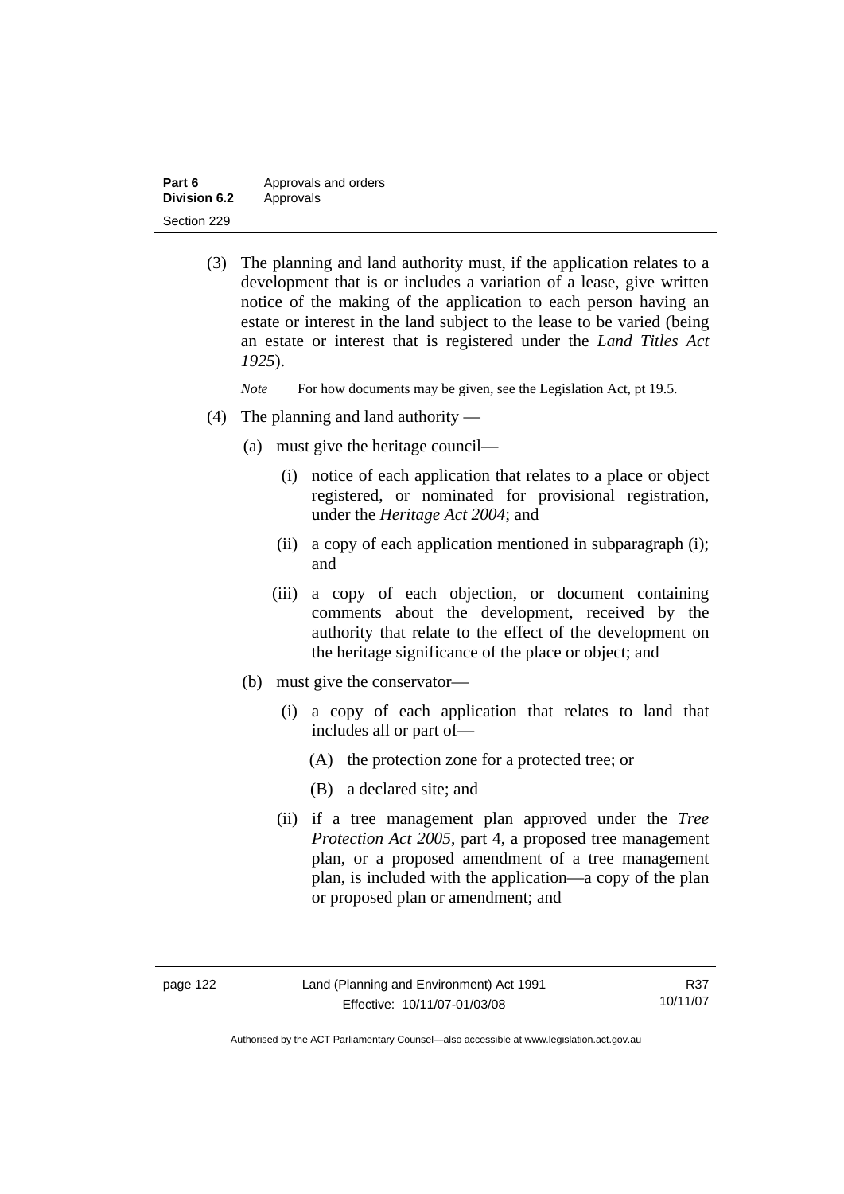(3) The planning and land authority must, if the application relates to a development that is or includes a variation of a lease, give written notice of the making of the application to each person having an estate or interest in the land subject to the lease to be varied (being an estate or interest that is registered under the *Land Titles Act 1925*).

*Note* For how documents may be given, see the Legislation Act, pt 19.5.

(4) The planning and land authority —

(a) must give the heritage council—

(i) notice of each application that relates to a place or object registered, or nominated for provisional registration, under the *Heritage Act 2004*; and

(ii) a copy of each application mentioned in subparagraph (i); and

(iii) a copy of each objection, or document containing comments about the development, received by the authority that relate to the effect of the development on the heritage significance of the place or object; and

(b) must give the conservator—

(i) a copy of each application that relates to land that includes all or part of—

(A) the protection zone for a protected tree; or

(B) a declared site; and

(ii) if a tree management plan approved under the *Tree Protection Act 2005*, part 4, a proposed tree management plan, or a proposed amendment of a tree management plan, is included with the application—a copy of the plan or proposed plan or amendment; and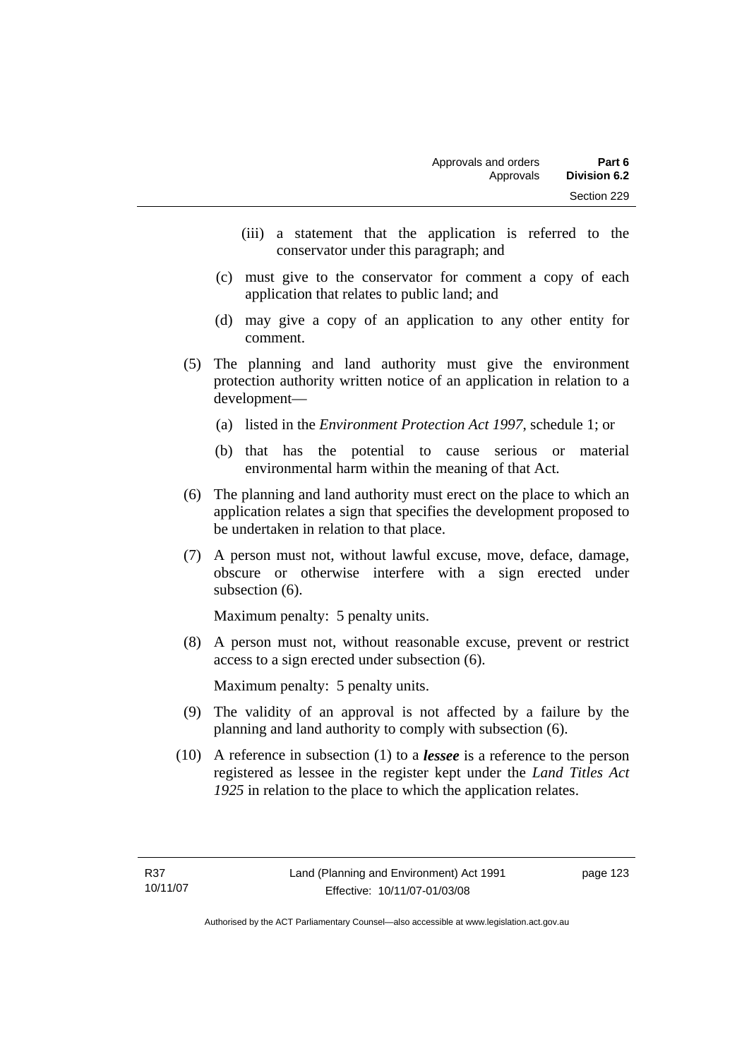(iii) a statement that the application is referred to the conservator under this paragraph; and

(c) must give to the conservator for comment a copy of each application that relates to public land; and

(d) may give a copy of an application to any other entity for comment.

(5) The planning and land authority must give the environment protection authority written notice of an application in relation to a development—

(a) listed in the *Environment Protection Act 1997*, schedule 1; or

(b) that has the potential to cause serious or material environmental harm within the meaning of that Act.

(6) The planning and land authority must erect on the place to which an application relates a sign that specifies the development proposed to be undertaken in relation to that place.

(7) A person must not, without lawful excuse, move, deface, damage, obscure or otherwise interfere with a sign erected under subsection (6).

Maximum penalty: 5 penalty units.

(8) A person must not, without reasonable excuse, prevent or restrict access to a sign erected under subsection (6).

Maximum penalty: 5 penalty units.

(9) The validity of an approval is not affected by a failure by the planning and land authority to comply with subsection (6).

(10) A reference in subsection (1) to a ***lessee*** is a reference to the person registered as lessee in the register kept under the *Land Titles Act 1925* in relation to the place to which the application relates.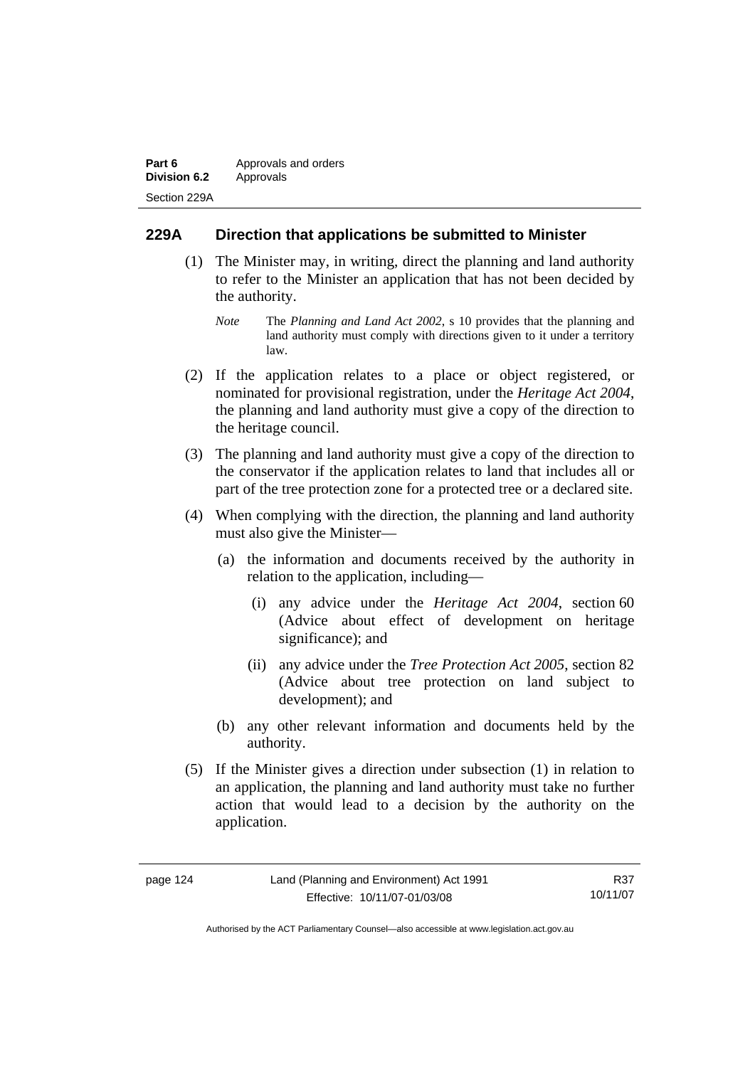## 229A Direction that applications be submitted to Minister

(1) The Minister may, in writing, direct the planning and land authority to refer to the Minister an application that has not been decided by the authority.

*Note* The *Planning and Land Act 2002*, s 10 provides that the planning and land authority must comply with directions given to it under a territory law.

(2) If the application relates to a place or object registered, or nominated for provisional registration, under the *Heritage Act 2004*, the planning and land authority must give a copy of the direction to the heritage council.

(3) The planning and land authority must give a copy of the direction to the conservator if the application relates to land that includes all or part of the tree protection zone for a protected tree or a declared site.

(4) When complying with the direction, the planning and land authority must also give the Minister—

(a) the information and documents received by the authority in relation to the application, including—

(i) any advice under the *Heritage Act 2004*, section 60 (Advice about effect of development on heritage significance); and

(ii) any advice under the *Tree Protection Act 2005*, section 82 (Advice about tree protection on land subject to development); and

(b) any other relevant information and documents held by the authority.

(5) If the Minister gives a direction under subsection (1) in relation to an application, the planning and land authority must take no further action that would lead to a decision by the authority on the application.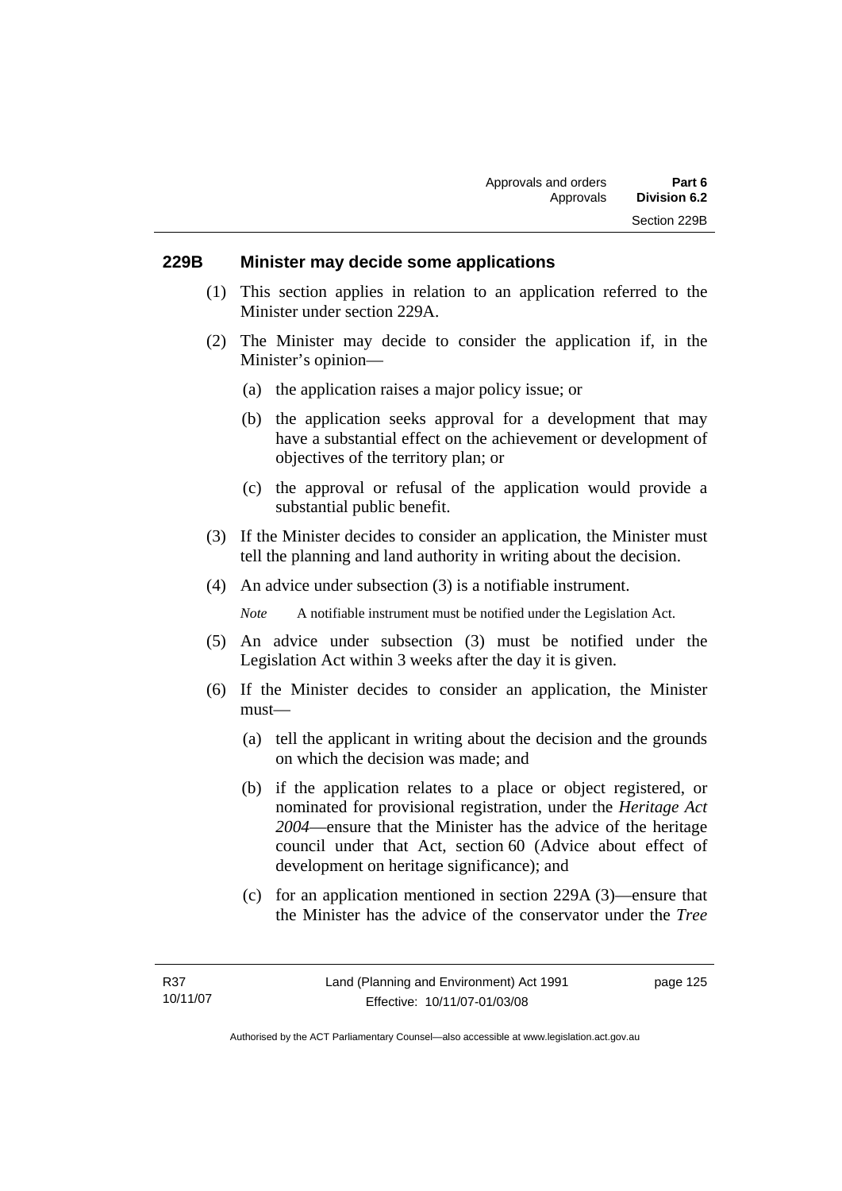### 229B Minister may decide some applications

(1) This section applies in relation to an application referred to the Minister under section 229A.

(2) The Minister may decide to consider the application if, in the Minister's opinion—

(a) the application raises a major policy issue; or

(b) the application seeks approval for a development that may have a substantial effect on the achievement or development of objectives of the territory plan; or

(c) the approval or refusal of the application would provide a substantial public benefit.

(3) If the Minister decides to consider an application, the Minister must tell the planning and land authority in writing about the decision.

(4) An advice under subsection (3) is a notifiable instrument.

*Note* A notifiable instrument must be notified under the Legislation Act.

(5) An advice under subsection (3) must be notified under the Legislation Act within 3 weeks after the day it is given.

(6) If the Minister decides to consider an application, the Minister must—

(a) tell the applicant in writing about the decision and the grounds on which the decision was made; and

(b) if the application relates to a place or object registered, or nominated for provisional registration, under the *Heritage Act 2004*—ensure that the Minister has the advice of the heritage council under that Act, section 60 (Advice about effect of development on heritage significance); and

(c) for an application mentioned in section 229A (3)—ensure that the Minister has the advice of the conservator under the *Tree*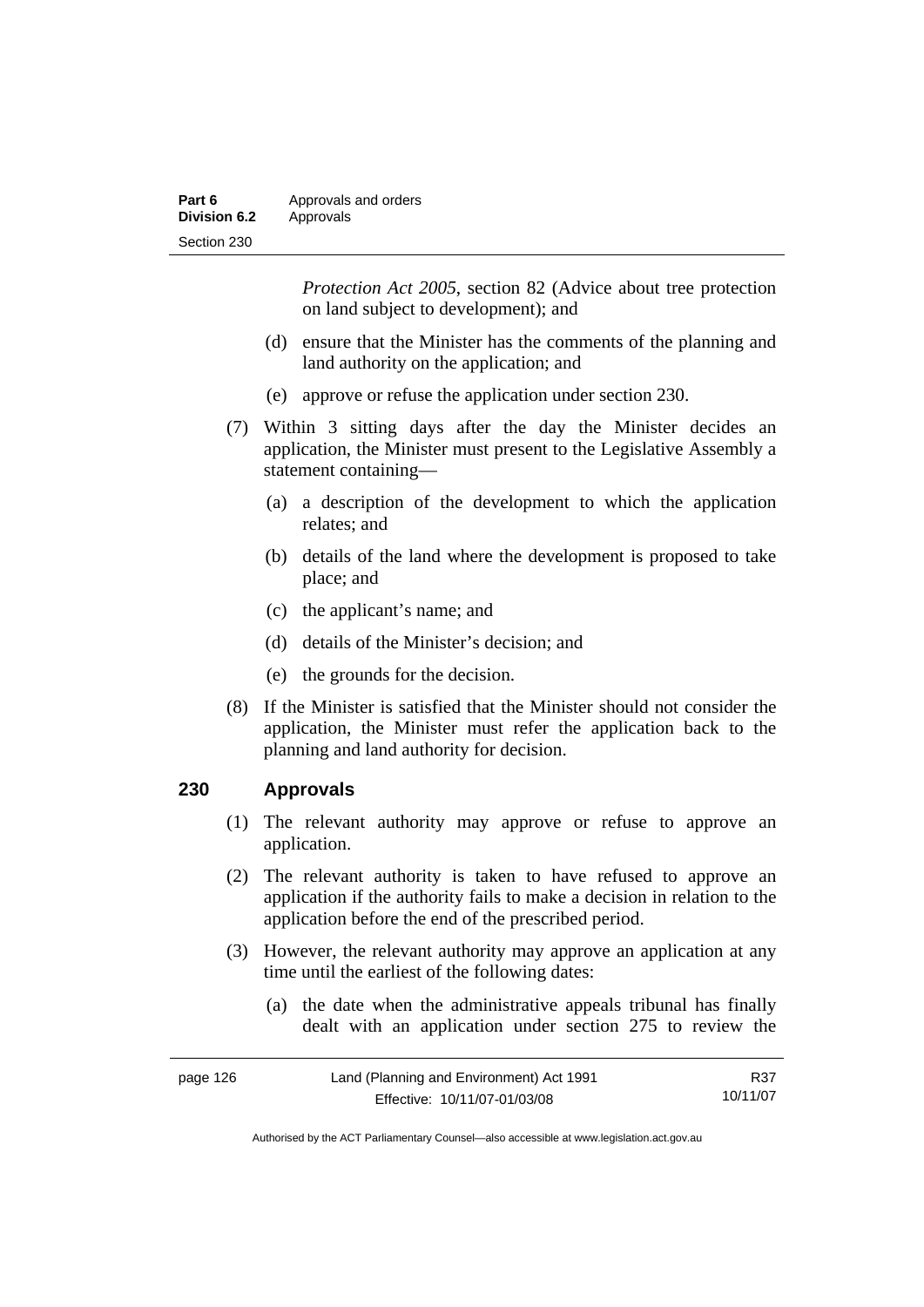*Protection Act 2005*, section 82 (Advice about tree protection on land subject to development); and

(d) ensure that the Minister has the comments of the planning and land authority on the application; and

(e) approve or refuse the application under section 230.

(7) Within 3 sitting days after the day the Minister decides an application, the Minister must present to the Legislative Assembly a statement containing—

(a) a description of the development to which the application relates; and

(b) details of the land where the development is proposed to take place; and

(c) the applicant's name; and

(d) details of the Minister's decision; and

(e) the grounds for the decision.

(8) If the Minister is satisfied that the Minister should not consider the application, the Minister must refer the application back to the planning and land authority for decision.

## 230 Approvals

(1) The relevant authority may approve or refuse to approve an application.

(2) The relevant authority is taken to have refused to approve an application if the authority fails to make a decision in relation to the application before the end of the prescribed period.

(3) However, the relevant authority may approve an application at any time until the earliest of the following dates:

(a) the date when the administrative appeals tribunal has finally dealt with an application under section 275 to review the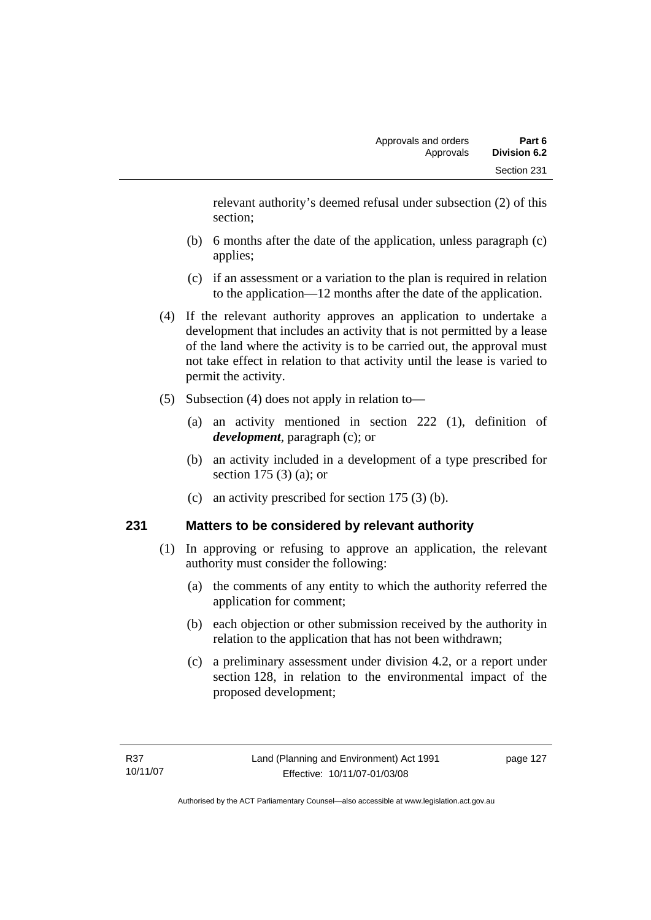relevant authority's deemed refusal under subsection (2) of this section;

(b) 6 months after the date of the application, unless paragraph (c) applies;

(c) if an assessment or a variation to the plan is required in relation to the application—12 months after the date of the application.

(4) If the relevant authority approves an application to undertake a development that includes an activity that is not permitted by a lease of the land where the activity is to be carried out, the approval must not take effect in relation to that activity until the lease is varied to permit the activity.

(5) Subsection (4) does not apply in relation to—

(a) an activity mentioned in section 222 (1), definition of ***development***, paragraph (c); or

(b) an activity included in a development of a type prescribed for section 175 (3) (a); or

(c) an activity prescribed for section 175 (3) (b).

## 231 Matters to be considered by relevant authority

(1) In approving or refusing to approve an application, the relevant authority must consider the following:

(a) the comments of any entity to which the authority referred the application for comment;

(b) each objection or other submission received by the authority in relation to the application that has not been withdrawn;

(c) a preliminary assessment under division 4.2, or a report under section 128, in relation to the environmental impact of the proposed development;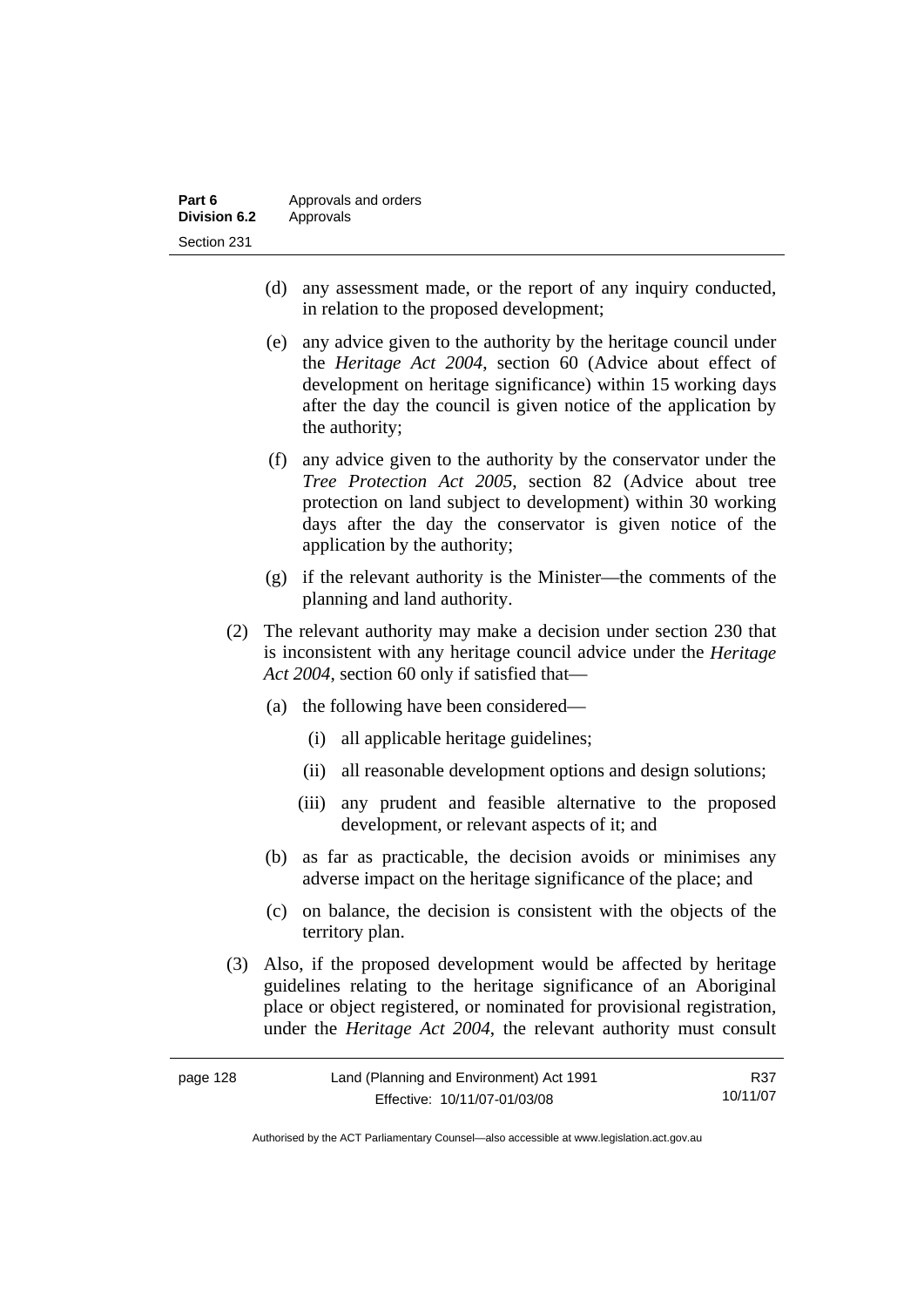(d) any assessment made, or the report of any inquiry conducted, in relation to the proposed development;

(e) any advice given to the authority by the heritage council under the *Heritage Act 2004*, section 60 (Advice about effect of development on heritage significance) within 15 working days after the day the council is given notice of the application by the authority;

(f) any advice given to the authority by the conservator under the *Tree Protection Act 2005*, section 82 (Advice about tree protection on land subject to development) within 30 working days after the day the conservator is given notice of the application by the authority;

(g) if the relevant authority is the Minister—the comments of the planning and land authority.

(2) The relevant authority may make a decision under section 230 that is inconsistent with any heritage council advice under the *Heritage Act 2004*, section 60 only if satisfied that—

(a) the following have been considered—

(i) all applicable heritage guidelines;

(ii) all reasonable development options and design solutions;

(iii) any prudent and feasible alternative to the proposed development, or relevant aspects of it; and

(b) as far as practicable, the decision avoids or minimises any adverse impact on the heritage significance of the place; and

(c) on balance, the decision is consistent with the objects of the territory plan.

(3) Also, if the proposed development would be affected by heritage guidelines relating to the heritage significance of an Aboriginal place or object registered, or nominated for provisional registration, under the *Heritage Act 2004*, the relevant authority must consult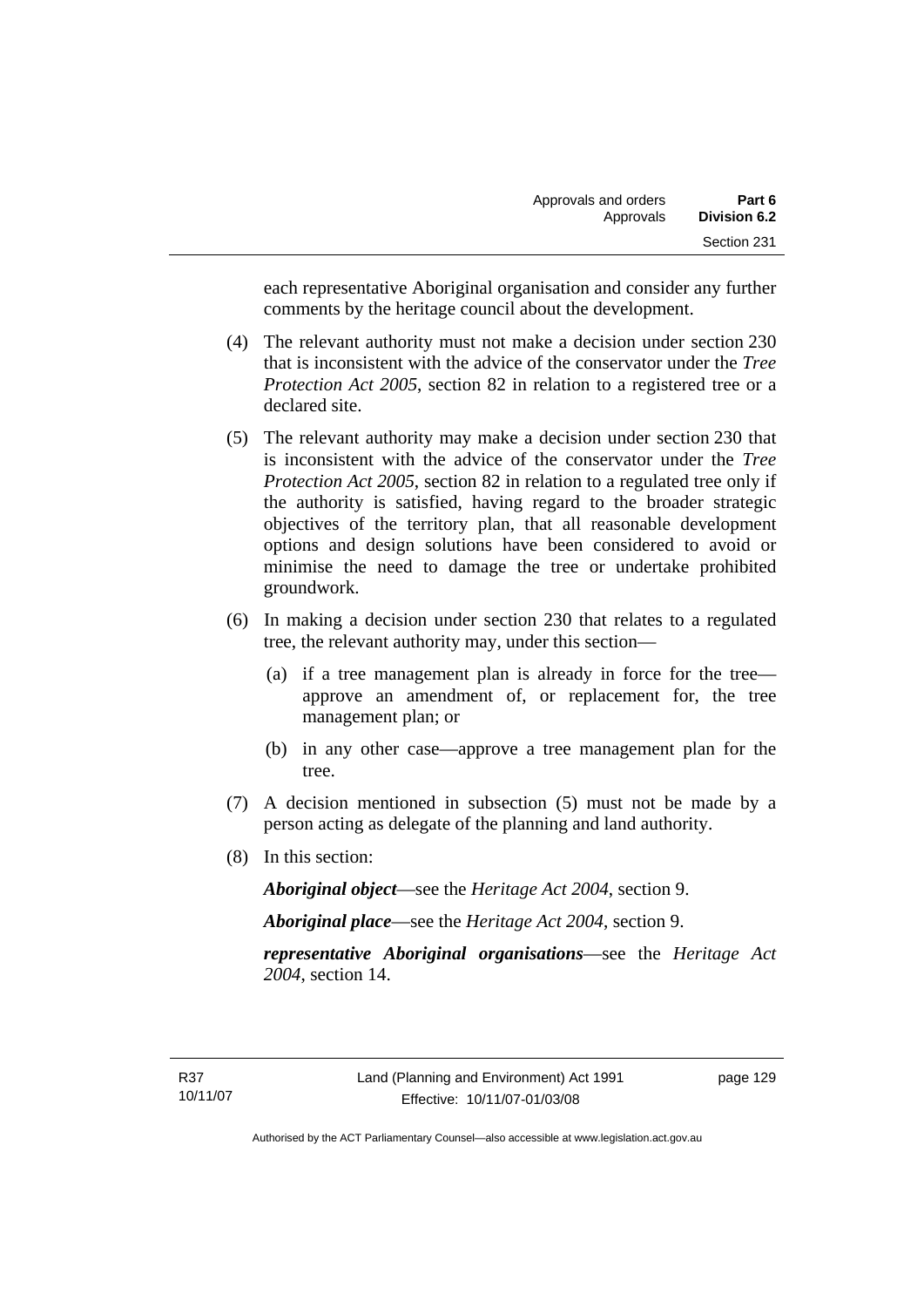each representative Aboriginal organisation and consider any further comments by the heritage council about the development.

(4) The relevant authority must not make a decision under section 230 that is inconsistent with the advice of the conservator under the *Tree Protection Act 2005*, section 82 in relation to a registered tree or a declared site.

(5) The relevant authority may make a decision under section 230 that is inconsistent with the advice of the conservator under the *Tree Protection Act 2005*, section 82 in relation to a regulated tree only if the authority is satisfied, having regard to the broader strategic objectives of the territory plan, that all reasonable development options and design solutions have been considered to avoid or minimise the need to damage the tree or undertake prohibited groundwork.

(6) In making a decision under section 230 that relates to a regulated tree, the relevant authority may, under this section—

(a) if a tree management plan is already in force for the tree—approve an amendment of, or replacement for, the tree management plan; or

(b) in any other case—approve a tree management plan for the tree.

(7) A decision mentioned in subsection (5) must not be made by a person acting as delegate of the planning and land authority.

(8) In this section:

***Aboriginal object***—see the *Heritage Act 2004*, section 9.

***Aboriginal place***—see the *Heritage Act 2004*, section 9.

***representative Aboriginal organisations***—see the *Heritage Act 2004*, section 14.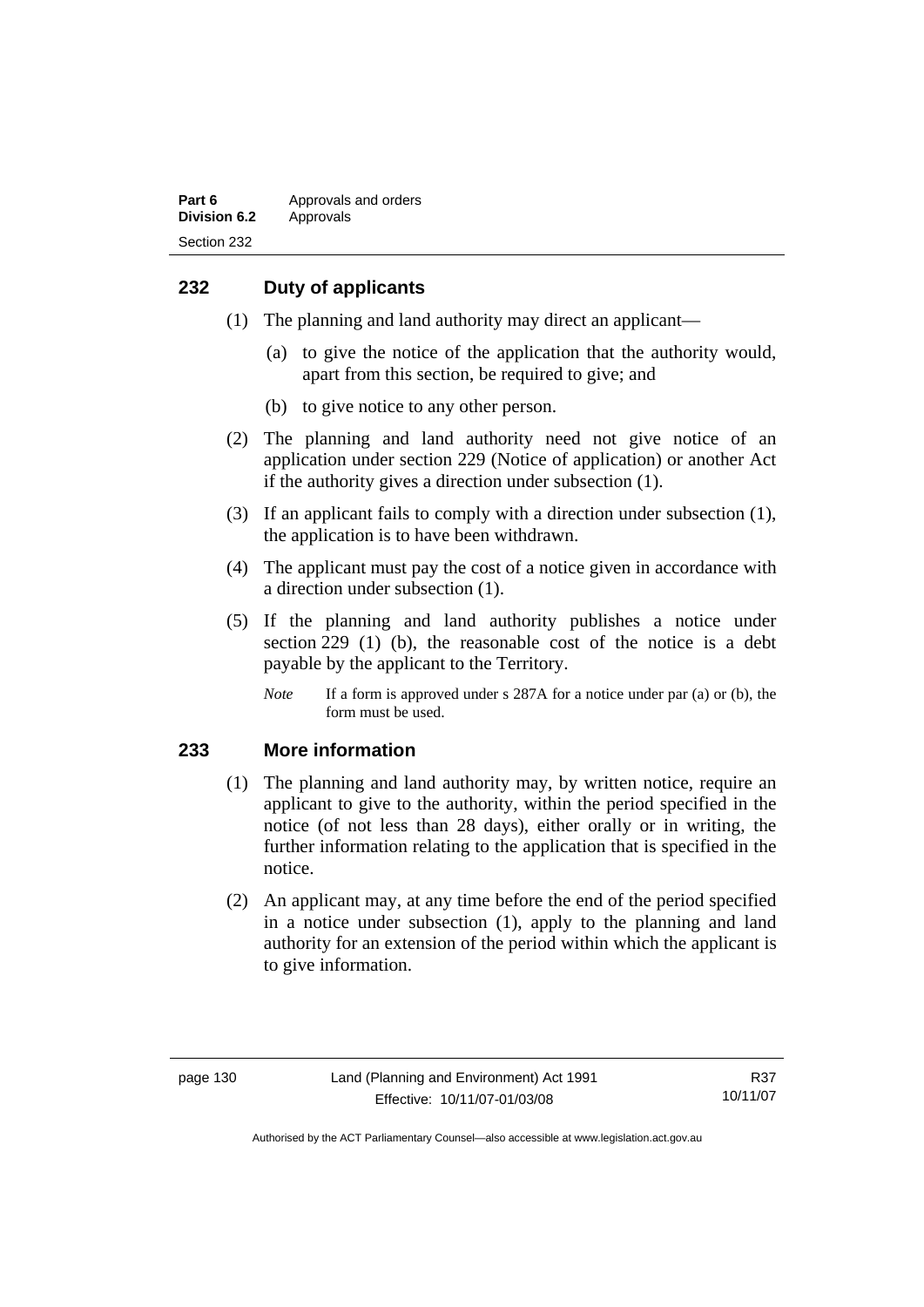## 232 Duty of applicants

(1) The planning and land authority may direct an applicant—

(a) to give the notice of the application that the authority would, apart from this section, be required to give; and

(b) to give notice to any other person.

(2) The planning and land authority need not give notice of an application under section 229 (Notice of application) or another Act if the authority gives a direction under subsection (1).

(3) If an applicant fails to comply with a direction under subsection (1), the application is to have been withdrawn.

(4) The applicant must pay the cost of a notice given in accordance with a direction under subsection (1).

(5) If the planning and land authority publishes a notice under section 229 (1) (b), the reasonable cost of the notice is a debt payable by the applicant to the Territory.

*Note* If a form is approved under s 287A for a notice under par (a) or (b), the form must be used.

## 233 More information

(1) The planning and land authority may, by written notice, require an applicant to give to the authority, within the period specified in the notice (of not less than 28 days), either orally or in writing, the further information relating to the application that is specified in the notice.

(2) An applicant may, at any time before the end of the period specified in a notice under subsection (1), apply to the planning and land authority for an extension of the period within which the applicant is to give information.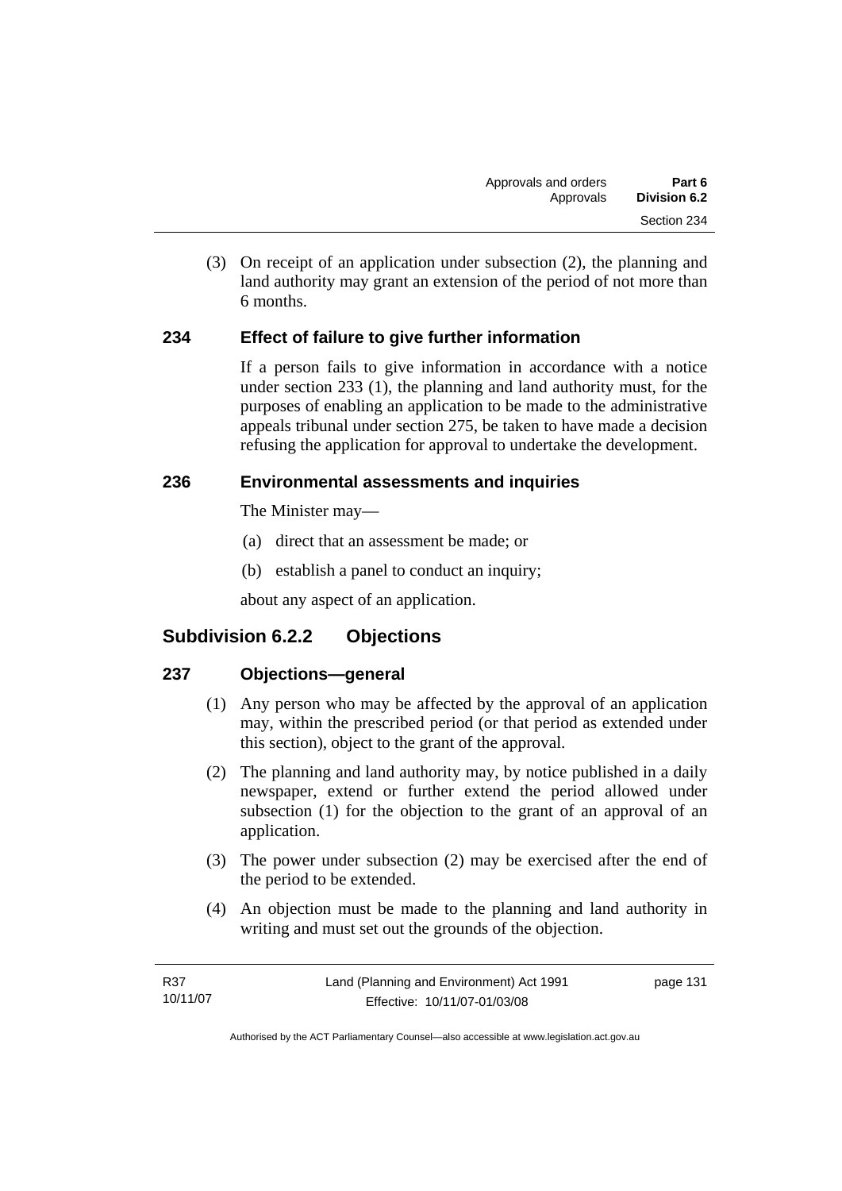(3) On receipt of an application under subsection (2), the planning and land authority may grant an extension of the period of not more than 6 months.

### 234 Effect of failure to give further information

If a person fails to give information in accordance with a notice under section 233 (1), the planning and land authority must, for the purposes of enabling an application to be made to the administrative appeals tribunal under section 275, be taken to have made a decision refusing the application for approval to undertake the development.

### 236 Environmental assessments and inquiries

The Minister may—

(a) direct that an assessment be made; or

(b) establish a panel to conduct an inquiry;

about any aspect of an application.

## Subdivision 6.2.2 Objections

### 237 Objections—general

(1) Any person who may be affected by the approval of an application may, within the prescribed period (or that period as extended under this section), object to the grant of the approval.

(2) The planning and land authority may, by notice published in a daily newspaper, extend or further extend the period allowed under subsection (1) for the objection to the grant of an approval of an application.

(3) The power under subsection (2) may be exercised after the end of the period to be extended.

(4) An objection must be made to the planning and land authority in writing and must set out the grounds of the objection.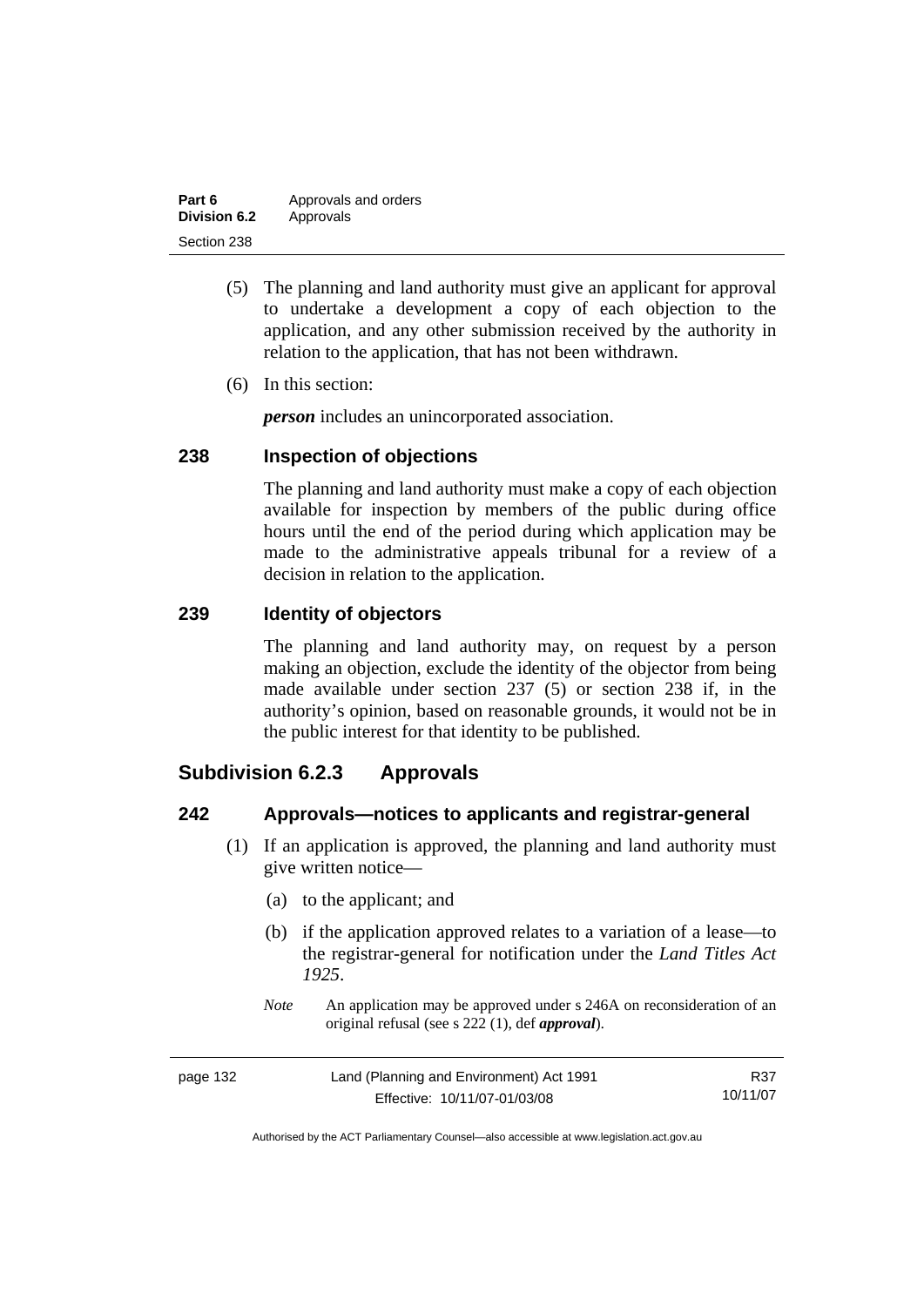(5) The planning and land authority must give an applicant for approval to undertake a development a copy of each objection to the application, and any other submission received by the authority in relation to the application, that has not been withdrawn.

(6) In this section:

***person*** includes an unincorporated association.

### 238 Inspection of objections

The planning and land authority must make a copy of each objection available for inspection by members of the public during office hours until the end of the period during which application may be made to the administrative appeals tribunal for a review of a decision in relation to the application.

### 239 Identity of objectors

The planning and land authority may, on request by a person making an objection, exclude the identity of the objector from being made available under section 237 (5) or section 238 if, in the authority's opinion, based on reasonable grounds, it would not be in the public interest for that identity to be published.

## Subdivision 6.2.3 Approvals

### 242 Approvals—notices to applicants and registrar-general

(1) If an application is approved, the planning and land authority must give written notice—

(a) to the applicant; and

(b) if the application approved relates to a variation of a lease—to the registrar-general for notification under the *Land Titles Act 1925*.

*Note* An application may be approved under s 246A on reconsideration of an original refusal (see s 222 (1), def ***approval***).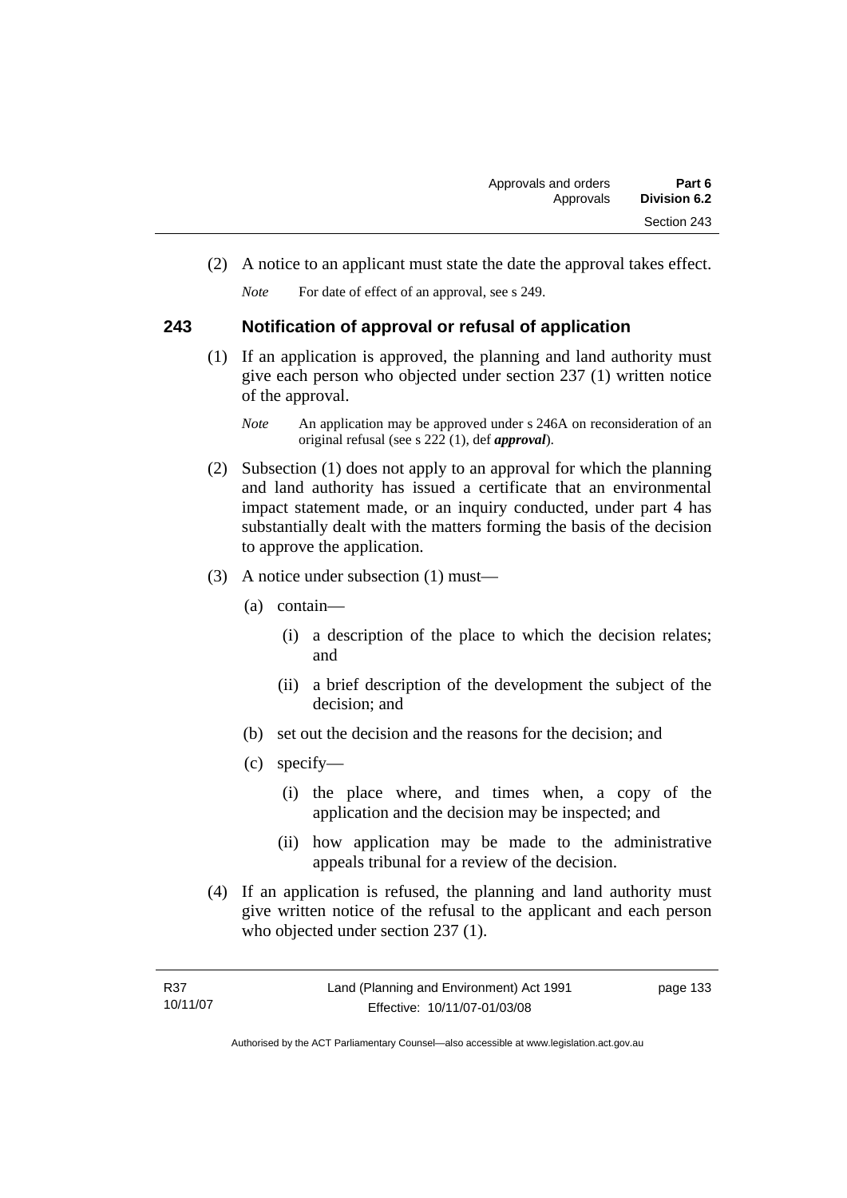(2) A notice to an applicant must state the date the approval takes effect.

*Note* For date of effect of an approval, see s 249.

## 243 Notification of approval or refusal of application

(1) If an application is approved, the planning and land authority must give each person who objected under section 237 (1) written notice of the approval.

*Note* An application may be approved under s 246A on reconsideration of an original refusal (see s 222 (1), def ***approval***).

(2) Subsection (1) does not apply to an approval for which the planning and land authority has issued a certificate that an environmental impact statement made, or an inquiry conducted, under part 4 has substantially dealt with the matters forming the basis of the decision to approve the application.

(3) A notice under subsection (1) must—

(a) contain—

(i) a description of the place to which the decision relates; and

(ii) a brief description of the development the subject of the decision; and

(b) set out the decision and the reasons for the decision; and

(c) specify—

(i) the place where, and times when, a copy of the application and the decision may be inspected; and

(ii) how application may be made to the administrative appeals tribunal for a review of the decision.

(4) If an application is refused, the planning and land authority must give written notice of the refusal to the applicant and each person who objected under section 237 (1).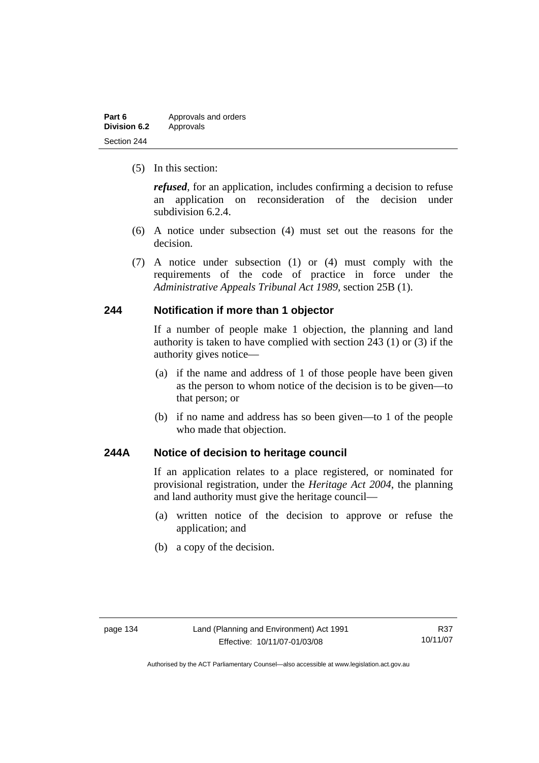(5) In this section:

***refused***, for an application, includes confirming a decision to refuse an application on reconsideration of the decision under subdivision 6.2.4.

(6) A notice under subsection (4) must set out the reasons for the decision.

(7) A notice under subsection (1) or (4) must comply with the requirements of the code of practice in force under the *Administrative Appeals Tribunal Act 1989*, section 25B (1).

### 244 Notification if more than 1 objector

If a number of people make 1 objection, the planning and land authority is taken to have complied with section 243 (1) or (3) if the authority gives notice—

(a) if the name and address of 1 of those people have been given as the person to whom notice of the decision is to be given—to that person; or

(b) if no name and address has so been given—to 1 of the people who made that objection.

### 244A Notice of decision to heritage council

If an application relates to a place registered, or nominated for provisional registration, under the *Heritage Act 2004*, the planning and land authority must give the heritage council—

(a) written notice of the decision to approve or refuse the application; and

(b) a copy of the decision.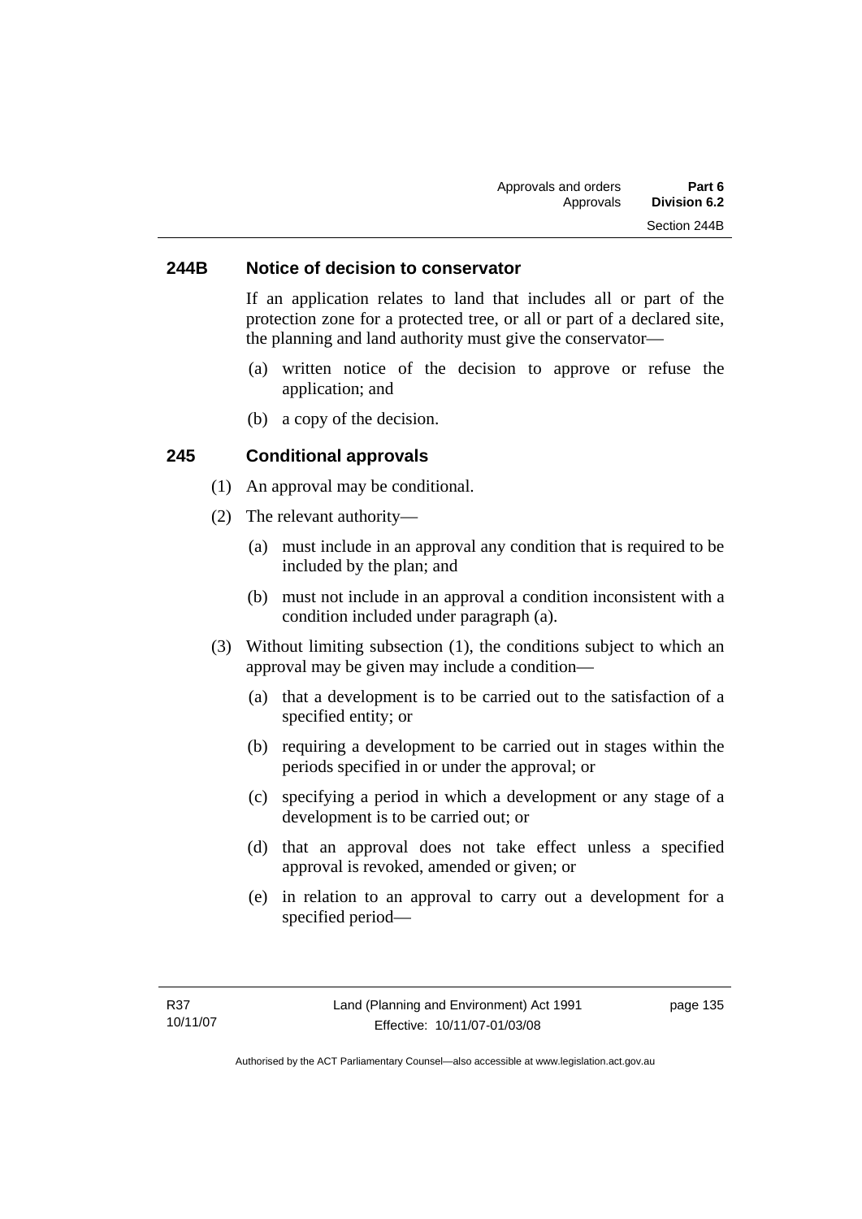### 244B Notice of decision to conservator

If an application relates to land that includes all or part of the protection zone for a protected tree, or all or part of a declared site, the planning and land authority must give the conservator—

(a) written notice of the decision to approve or refuse the application; and

(b) a copy of the decision.

### 245 Conditional approvals

(1) An approval may be conditional.

(2) The relevant authority—

(a) must include in an approval any condition that is required to be included by the plan; and

(b) must not include in an approval a condition inconsistent with a condition included under paragraph (a).

(3) Without limiting subsection (1), the conditions subject to which an approval may be given may include a condition—

(a) that a development is to be carried out to the satisfaction of a specified entity; or

(b) requiring a development to be carried out in stages within the periods specified in or under the approval; or

(c) specifying a period in which a development or any stage of a development is to be carried out; or

(d) that an approval does not take effect unless a specified approval is revoked, amended or given; or

(e) in relation to an approval to carry out a development for a specified period—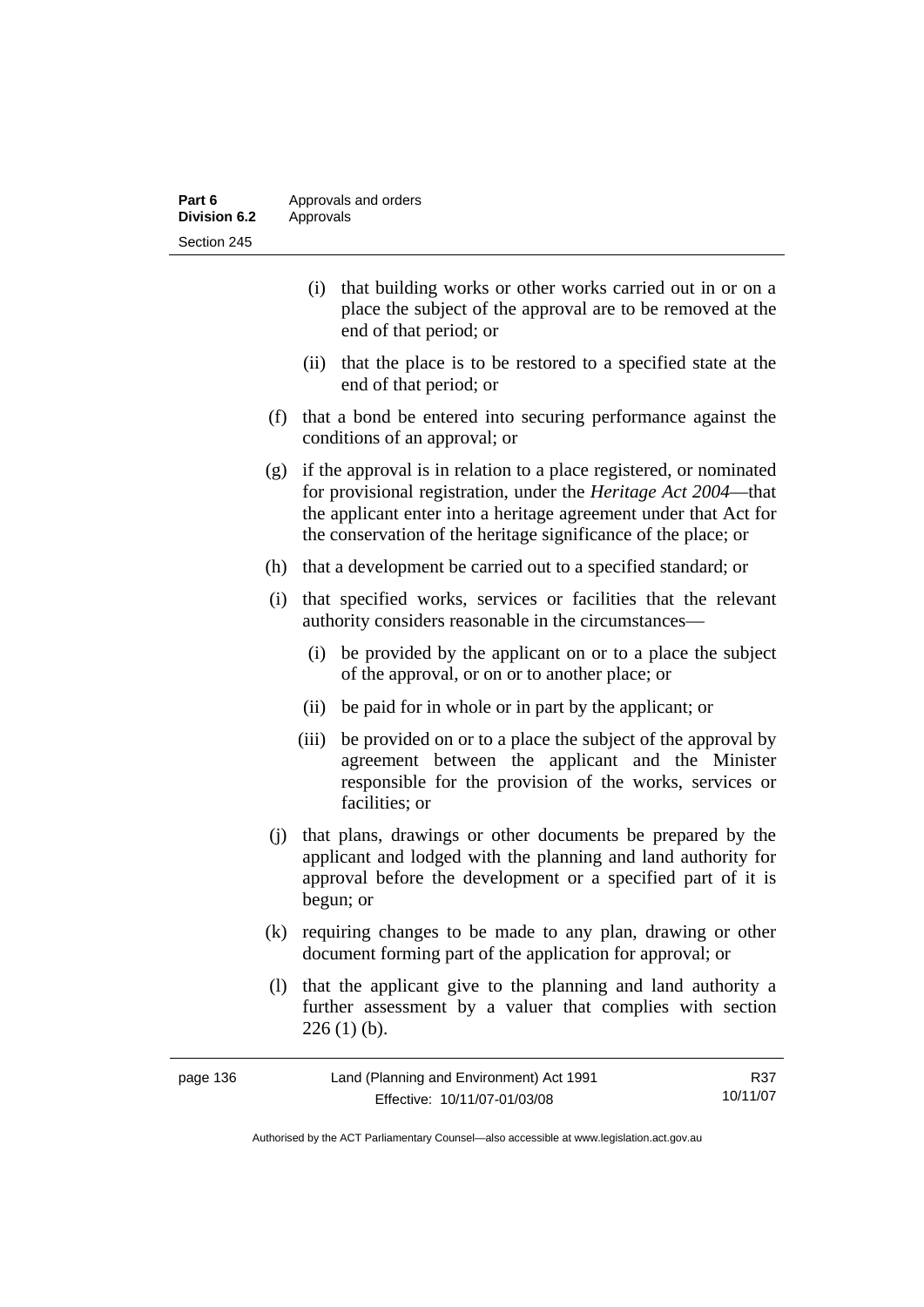(i) that building works or other works carried out in or on a place the subject of the approval are to be removed at the end of that period; or

(ii) that the place is to be restored to a specified state at the end of that period; or

(f) that a bond be entered into securing performance against the conditions of an approval; or

(g) if the approval is in relation to a place registered, or nominated for provisional registration, under the *Heritage Act 2004*—that the applicant enter into a heritage agreement under that Act for the conservation of the heritage significance of the place; or

(h) that a development be carried out to a specified standard; or

(i) that specified works, services or facilities that the relevant authority considers reasonable in the circumstances—

(i) be provided by the applicant on or to a place the subject of the approval, or on or to another place; or

(ii) be paid for in whole or in part by the applicant; or

(iii) be provided on or to a place the subject of the approval by agreement between the applicant and the Minister responsible for the provision of the works, services or facilities; or

(j) that plans, drawings or other documents be prepared by the applicant and lodged with the planning and land authority for approval before the development or a specified part of it is begun; or

(k) requiring changes to be made to any plan, drawing or other document forming part of the application for approval; or

(l) that the applicant give to the planning and land authority a further assessment by a valuer that complies with section 226 (1) (b).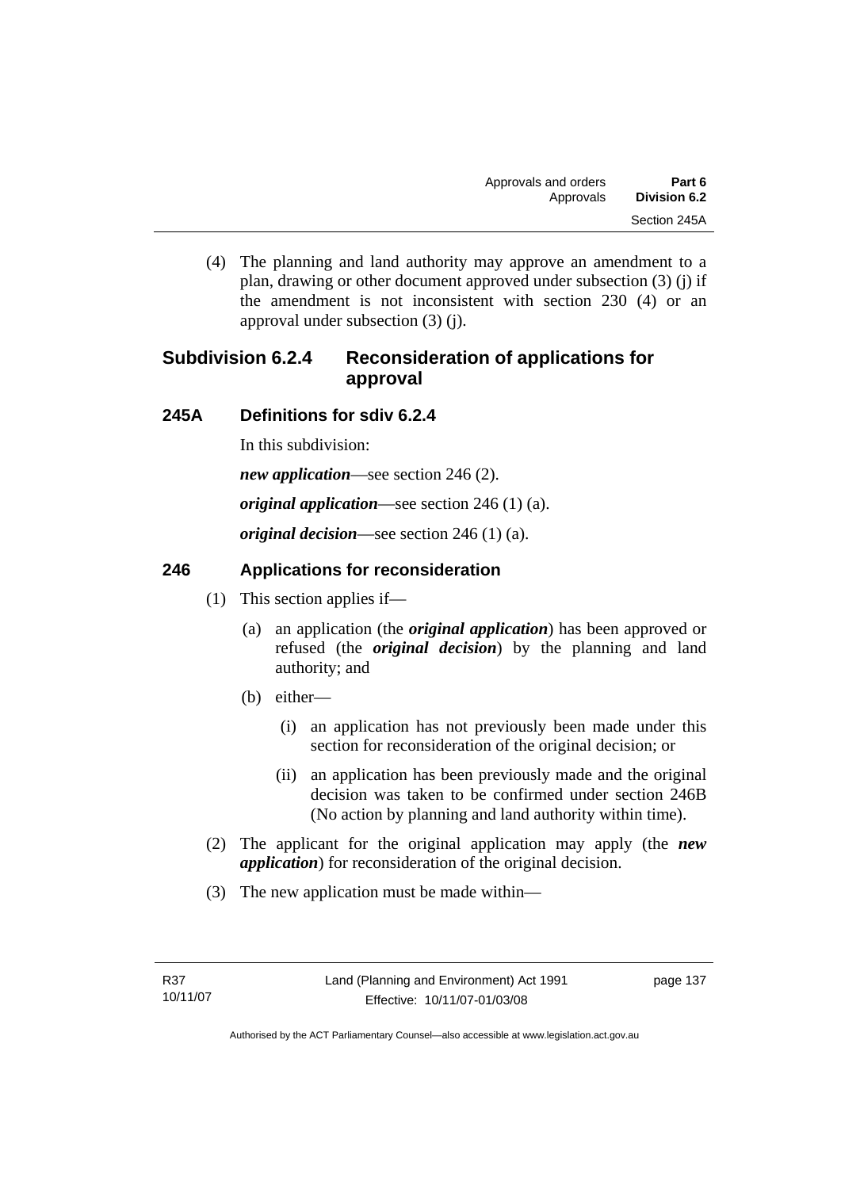(4) The planning and land authority may approve an amendment to a plan, drawing or other document approved under subsection (3) (j) if the amendment is not inconsistent with section 230 (4) or an approval under subsection (3) (j).

## Subdivision 6.2.4 Reconsideration of applications for approval

### 245A Definitions for sdiv 6.2.4

In this subdivision:

***new application***—see section 246 (2).

***original application***—see section 246 (1) (a).

***original decision***—see section 246 (1) (a).

### 246 Applications for reconsideration

(1) This section applies if—

(a) an application (the ***original application***) has been approved or refused (the ***original decision***) by the planning and land authority; and

(b) either—

(i) an application has not previously been made under this section for reconsideration of the original decision; or

(ii) an application has been previously made and the original decision was taken to be confirmed under section 246B (No action by planning and land authority within time).

(2) The applicant for the original application may apply (the ***new application***) for reconsideration of the original decision.

(3) The new application must be made within—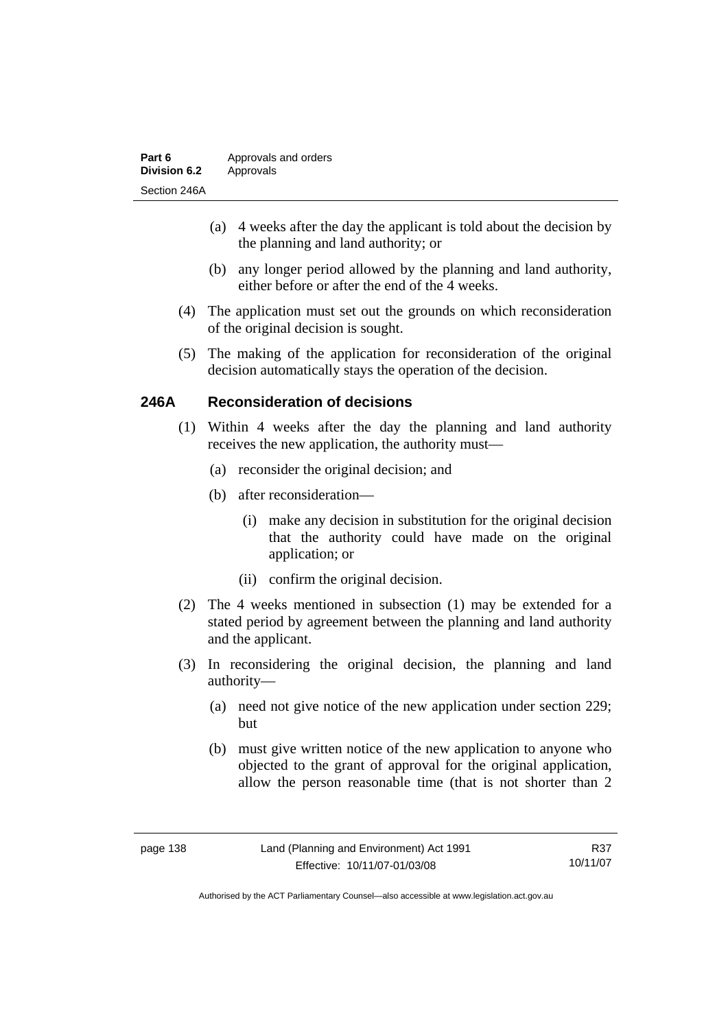(a) 4 weeks after the day the applicant is told about the decision by the planning and land authority; or

(b) any longer period allowed by the planning and land authority, either before or after the end of the 4 weeks.

(4) The application must set out the grounds on which reconsideration of the original decision is sought.

(5) The making of the application for reconsideration of the original decision automatically stays the operation of the decision.

### 246A Reconsideration of decisions

(1) Within 4 weeks after the day the planning and land authority receives the new application, the authority must—

(a) reconsider the original decision; and

(b) after reconsideration—

(i) make any decision in substitution for the original decision that the authority could have made on the original application; or

(ii) confirm the original decision.

(2) The 4 weeks mentioned in subsection (1) may be extended for a stated period by agreement between the planning and land authority and the applicant.

(3) In reconsidering the original decision, the planning and land authority—

(a) need not give notice of the new application under section 229; but

(b) must give written notice of the new application to anyone who objected to the grant of approval for the original application, allow the person reasonable time (that is not shorter than 2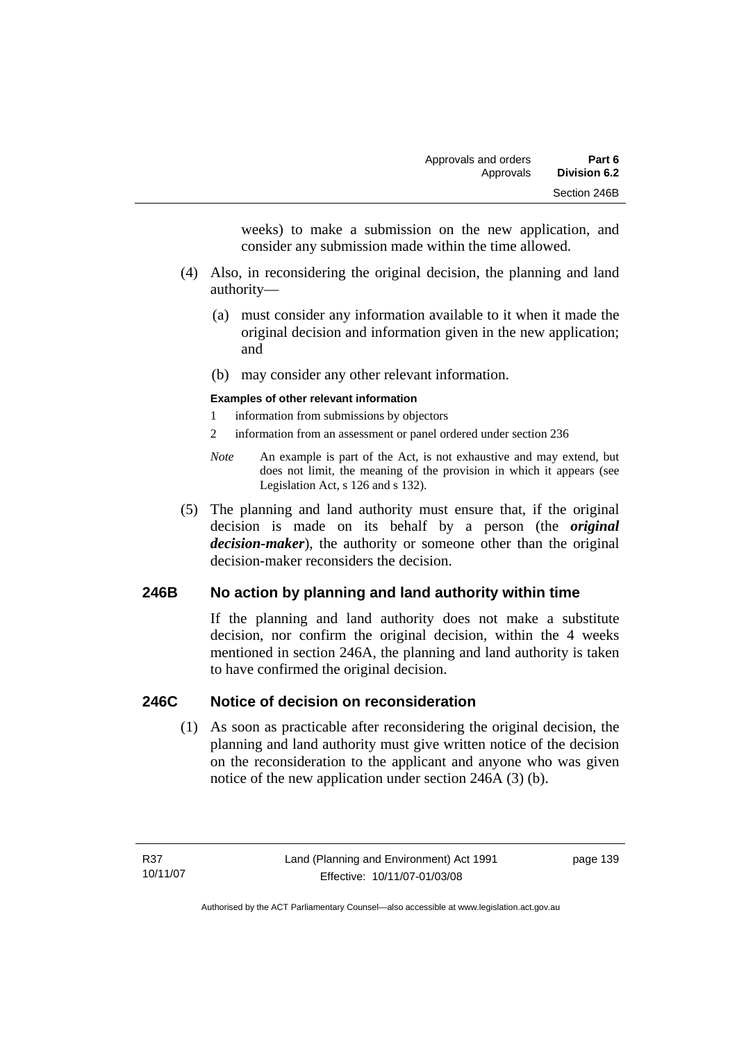weeks) to make a submission on the new application, and consider any submission made within the time allowed.

(4) Also, in reconsidering the original decision, the planning and land authority—

(a) must consider any information available to it when it made the original decision and information given in the new application; and

(b) may consider any other relevant information.

**Examples of other relevant information**

1 information from submissions by objectors

2 information from an assessment or panel ordered under section 236

*Note* An example is part of the Act, is not exhaustive and may extend, but does not limit, the meaning of the provision in which it appears (see Legislation Act, s 126 and s 132).

(5) The planning and land authority must ensure that, if the original decision is made on its behalf by a person (the ***original decision-maker***), the authority or someone other than the original decision-maker reconsiders the decision.

## 246B No action by planning and land authority within time

If the planning and land authority does not make a substitute decision, nor confirm the original decision, within the 4 weeks mentioned in section 246A, the planning and land authority is taken to have confirmed the original decision.

## 246C Notice of decision on reconsideration

(1) As soon as practicable after reconsidering the original decision, the planning and land authority must give written notice of the decision on the reconsideration to the applicant and anyone who was given notice of the new application under section 246A (3) (b).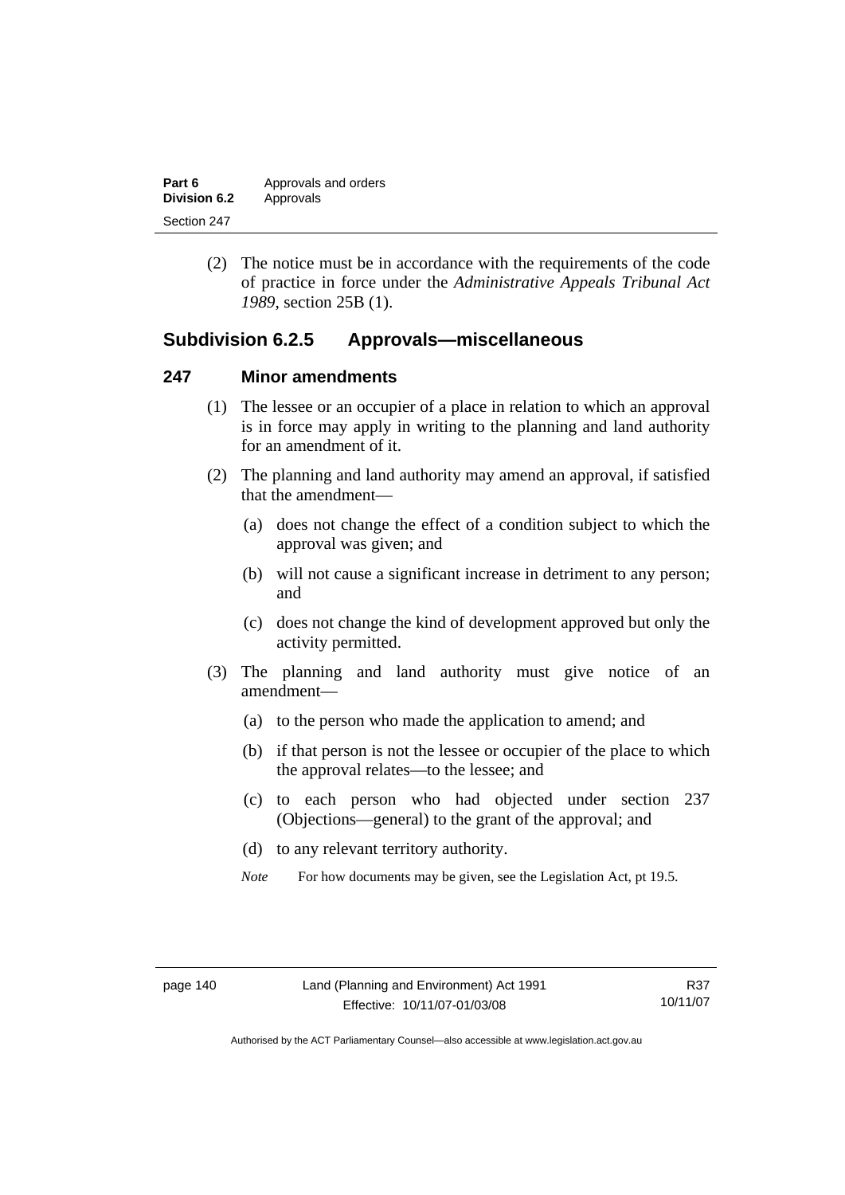(2) The notice must be in accordance with the requirements of the code of practice in force under the *Administrative Appeals Tribunal Act 1989*, section 25B (1).

## Subdivision 6.2.5 Approvals—miscellaneous

### 247 Minor amendments

(1) The lessee or an occupier of a place in relation to which an approval is in force may apply in writing to the planning and land authority for an amendment of it.

(2) The planning and land authority may amend an approval, if satisfied that the amendment—

(a) does not change the effect of a condition subject to which the approval was given; and

(b) will not cause a significant increase in detriment to any person; and

(c) does not change the kind of development approved but only the activity permitted.

(3) The planning and land authority must give notice of an amendment—

(a) to the person who made the application to amend; and

(b) if that person is not the lessee or occupier of the place to which the approval relates—to the lessee; and

(c) to each person who had objected under section 237 (Objections—general) to the grant of the approval; and

(d) to any relevant territory authority.

*Note* For how documents may be given, see the Legislation Act, pt 19.5.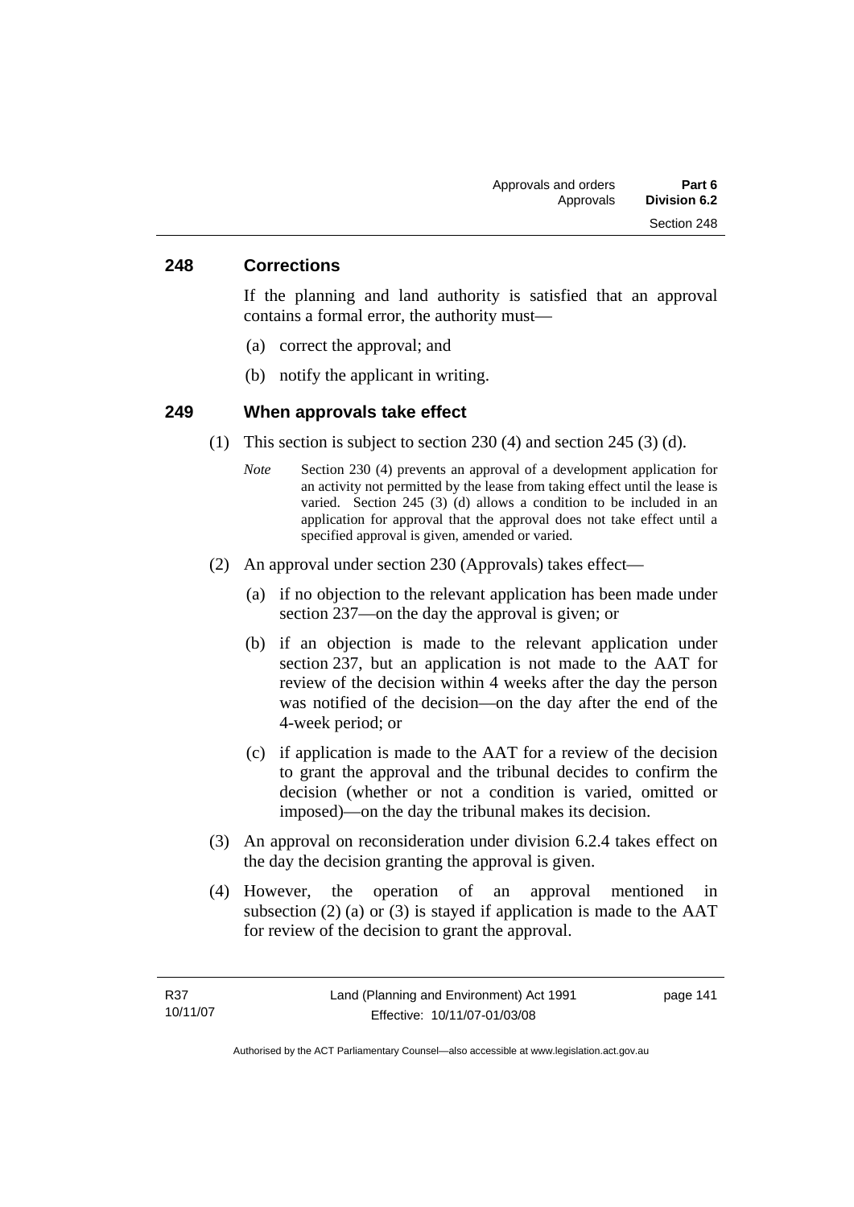## 248 Corrections

If the planning and land authority is satisfied that an approval contains a formal error, the authority must—

(a) correct the approval; and

(b) notify the applicant in writing.

## 249 When approvals take effect

(1) This section is subject to section 230 (4) and section 245 (3) (d).

*Note* Section 230 (4) prevents an approval of a development application for an activity not permitted by the lease from taking effect until the lease is varied. Section 245 (3) (d) allows a condition to be included in an application for approval that the approval does not take effect until a specified approval is given, amended or varied.

(2) An approval under section 230 (Approvals) takes effect—

(a) if no objection to the relevant application has been made under section 237—on the day the approval is given; or

(b) if an objection is made to the relevant application under section 237, but an application is not made to the AAT for review of the decision within 4 weeks after the day the person was notified of the decision—on the day after the end of the 4-week period; or

(c) if application is made to the AAT for a review of the decision to grant the approval and the tribunal decides to confirm the decision (whether or not a condition is varied, omitted or imposed)—on the day the tribunal makes its decision.

(3) An approval on reconsideration under division 6.2.4 takes effect on the day the decision granting the approval is given.

(4) However, the operation of an approval mentioned in subsection (2) (a) or (3) is stayed if application is made to the AAT for review of the decision to grant the approval.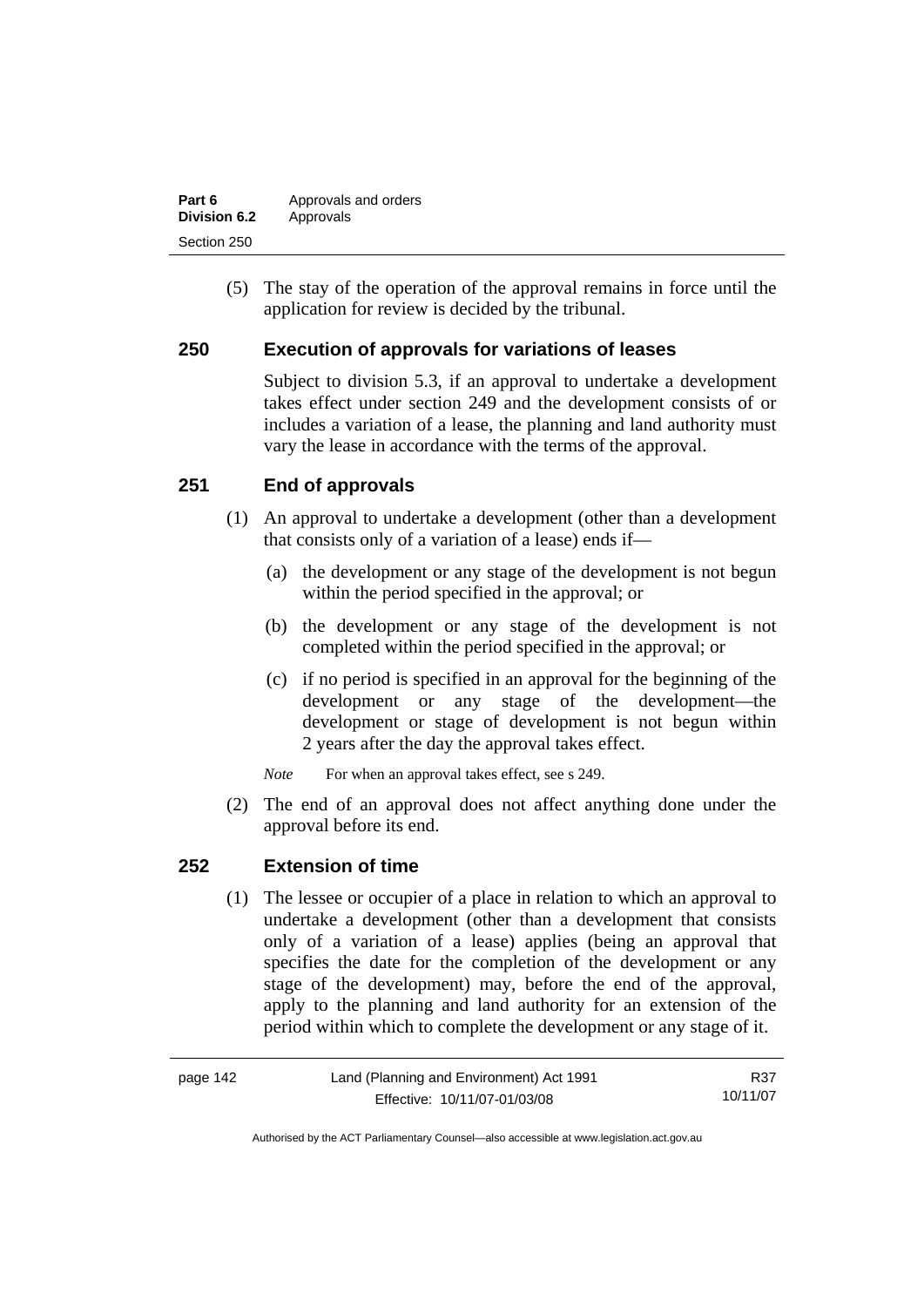(5) The stay of the operation of the approval remains in force until the application for review is decided by the tribunal.

## 250 Execution of approvals for variations of leases

Subject to division 5.3, if an approval to undertake a development takes effect under section 249 and the development consists of or includes a variation of a lease, the planning and land authority must vary the lease in accordance with the terms of the approval.

## 251 End of approvals

(1) An approval to undertake a development (other than a development that consists only of a variation of a lease) ends if—

(a) the development or any stage of the development is not begun within the period specified in the approval; or

(b) the development or any stage of the development is not completed within the period specified in the approval; or

(c) if no period is specified in an approval for the beginning of the development or any stage of the development—the development or stage of development is not begun within 2 years after the day the approval takes effect.

*Note* For when an approval takes effect, see s 249.

(2) The end of an approval does not affect anything done under the approval before its end.

## 252 Extension of time

(1) The lessee or occupier of a place in relation to which an approval to undertake a development (other than a development that consists only of a variation of a lease) applies (being an approval that specifies the date for the completion of the development or any stage of the development) may, before the end of the approval, apply to the planning and land authority for an extension of the period within which to complete the development or any stage of it.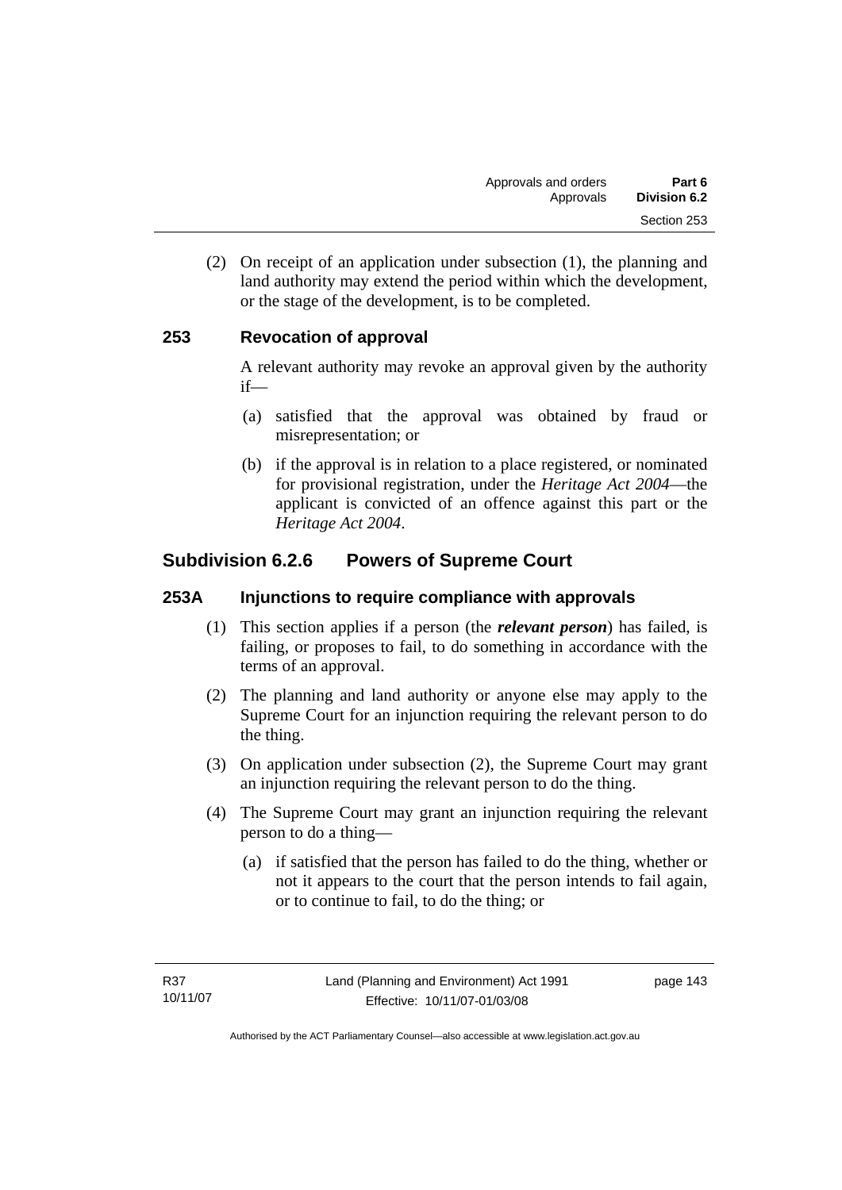(2) On receipt of an application under subsection (1), the planning and land authority may extend the period within which the development, or the stage of the development, is to be completed.

## 253 Revocation of approval

A relevant authority may revoke an approval given by the authority if—

(a) satisfied that the approval was obtained by fraud or misrepresentation; or

(b) if the approval is in relation to a place registered, or nominated for provisional registration, under the *Heritage Act 2004*—the applicant is convicted of an offence against this part or the *Heritage Act 2004*.

# Subdivision 6.2.6 Powers of Supreme Court

## 253A Injunctions to require compliance with approvals

(1) This section applies if a person (the ***relevant person***) has failed, is failing, or proposes to fail, to do something in accordance with the terms of an approval.

(2) The planning and land authority or anyone else may apply to the Supreme Court for an injunction requiring the relevant person to do the thing.

(3) On application under subsection (2), the Supreme Court may grant an injunction requiring the relevant person to do the thing.

(4) The Supreme Court may grant an injunction requiring the relevant person to do a thing—

(a) if satisfied that the person has failed to do the thing, whether or not it appears to the court that the person intends to fail again, or to continue to fail, to do the thing; or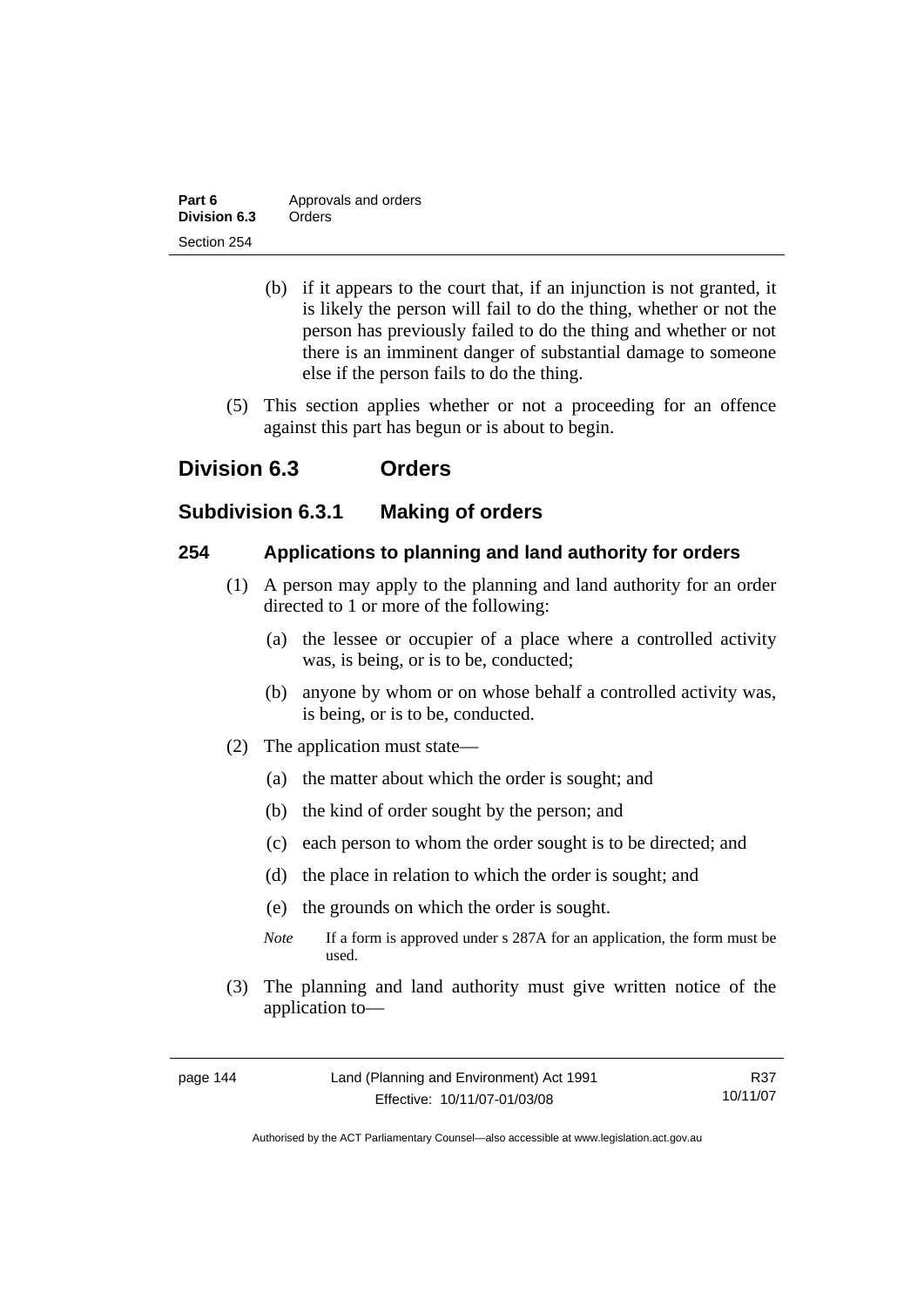(b) if it appears to the court that, if an injunction is not granted, it is likely the person will fail to do the thing, whether or not the person has previously failed to do the thing and whether or not there is an imminent danger of substantial damage to someone else if the person fails to do the thing.

(5) This section applies whether or not a proceeding for an offence against this part has begun or is about to begin.

## Division 6.3 Orders

### Subdivision 6.3.1 Making of orders

#### 254 Applications to planning and land authority for orders

(1) A person may apply to the planning and land authority for an order directed to 1 or more of the following:

(a) the lessee or occupier of a place where a controlled activity was, is being, or is to be, conducted;

(b) anyone by whom or on whose behalf a controlled activity was, is being, or is to be, conducted.

(2) The application must state—

(a) the matter about which the order is sought; and

(b) the kind of order sought by the person; and

(c) each person to whom the order sought is to be directed; and

(d) the place in relation to which the order is sought; and

(e) the grounds on which the order is sought.

*Note* If a form is approved under s 287A for an application, the form must be used.

(3) The planning and land authority must give written notice of the application to—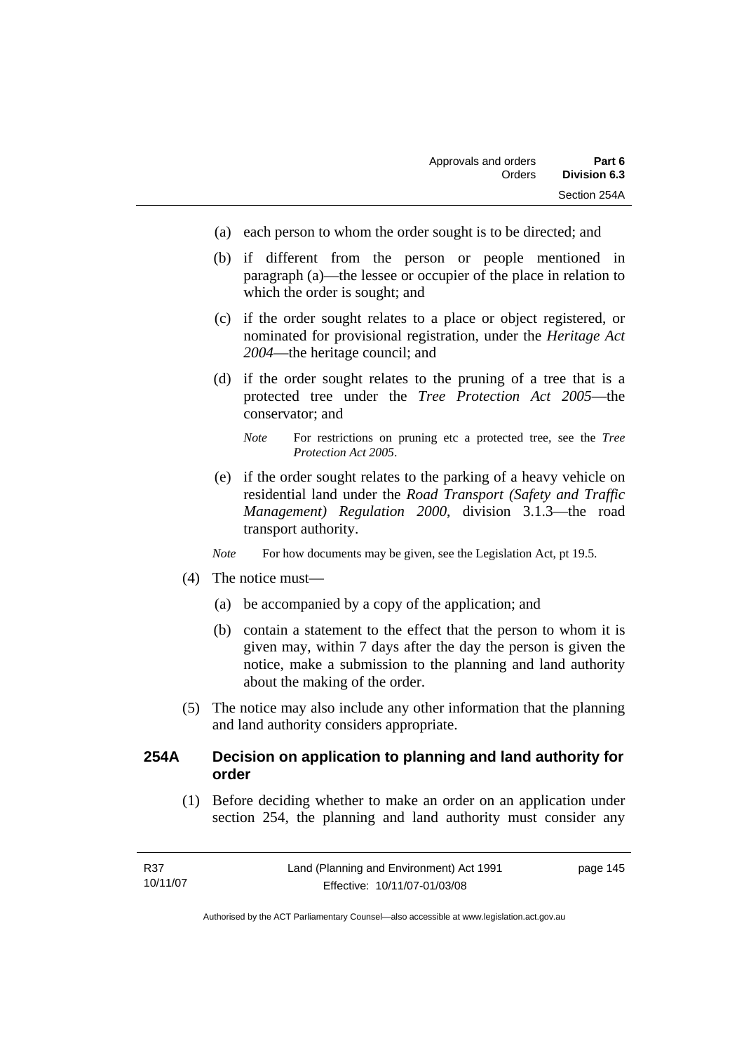(a) each person to whom the order sought is to be directed; and

(b) if different from the person or people mentioned in paragraph (a)—the lessee or occupier of the place in relation to which the order is sought; and

(c) if the order sought relates to a place or object registered, or nominated for provisional registration, under the *Heritage Act 2004*—the heritage council; and

(d) if the order sought relates to the pruning of a tree that is a protected tree under the *Tree Protection Act 2005*—the conservator; and

*Note* For restrictions on pruning etc a protected tree, see the *Tree Protection Act 2005*.

(e) if the order sought relates to the parking of a heavy vehicle on residential land under the *Road Transport (Safety and Traffic Management) Regulation 2000*, division 3.1.3—the road transport authority.

*Note* For how documents may be given, see the Legislation Act, pt 19.5.

(4) The notice must—

(a) be accompanied by a copy of the application; and

(b) contain a statement to the effect that the person to whom it is given may, within 7 days after the day the person is given the notice, make a submission to the planning and land authority about the making of the order.

(5) The notice may also include any other information that the planning and land authority considers appropriate.

## 254A Decision on application to planning and land authority for order

(1) Before deciding whether to make an order on an application under section 254, the planning and land authority must consider any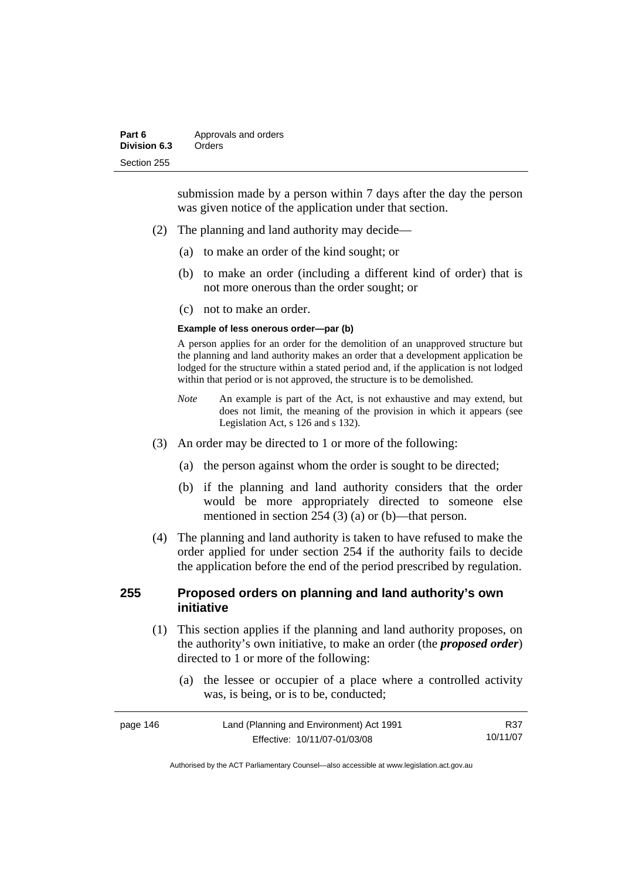submission made by a person within 7 days after the day the person was given notice of the application under that section.

(2) The planning and land authority may decide—

(a) to make an order of the kind sought; or

(b) to make an order (including a different kind of order) that is not more onerous than the order sought; or

(c) not to make an order.

**Example of less onerous order—par (b)**

A person applies for an order for the demolition of an unapproved structure but the planning and land authority makes an order that a development application be lodged for the structure within a stated period and, if the application is not lodged within that period or is not approved, the structure is to be demolished.

*Note* An example is part of the Act, is not exhaustive and may extend, but does not limit, the meaning of the provision in which it appears (see Legislation Act, s 126 and s 132).

(3) An order may be directed to 1 or more of the following:

(a) the person against whom the order is sought to be directed;

(b) if the planning and land authority considers that the order would be more appropriately directed to someone else mentioned in section 254 (3) (a) or (b)—that person.

(4) The planning and land authority is taken to have refused to make the order applied for under section 254 if the authority fails to decide the application before the end of the period prescribed by regulation.

## 255 Proposed orders on planning and land authority's own initiative

(1) This section applies if the planning and land authority proposes, on the authority's own initiative, to make an order (the ***proposed order***) directed to 1 or more of the following:

(a) the lessee or occupier of a place where a controlled activity was, is being, or is to be, conducted;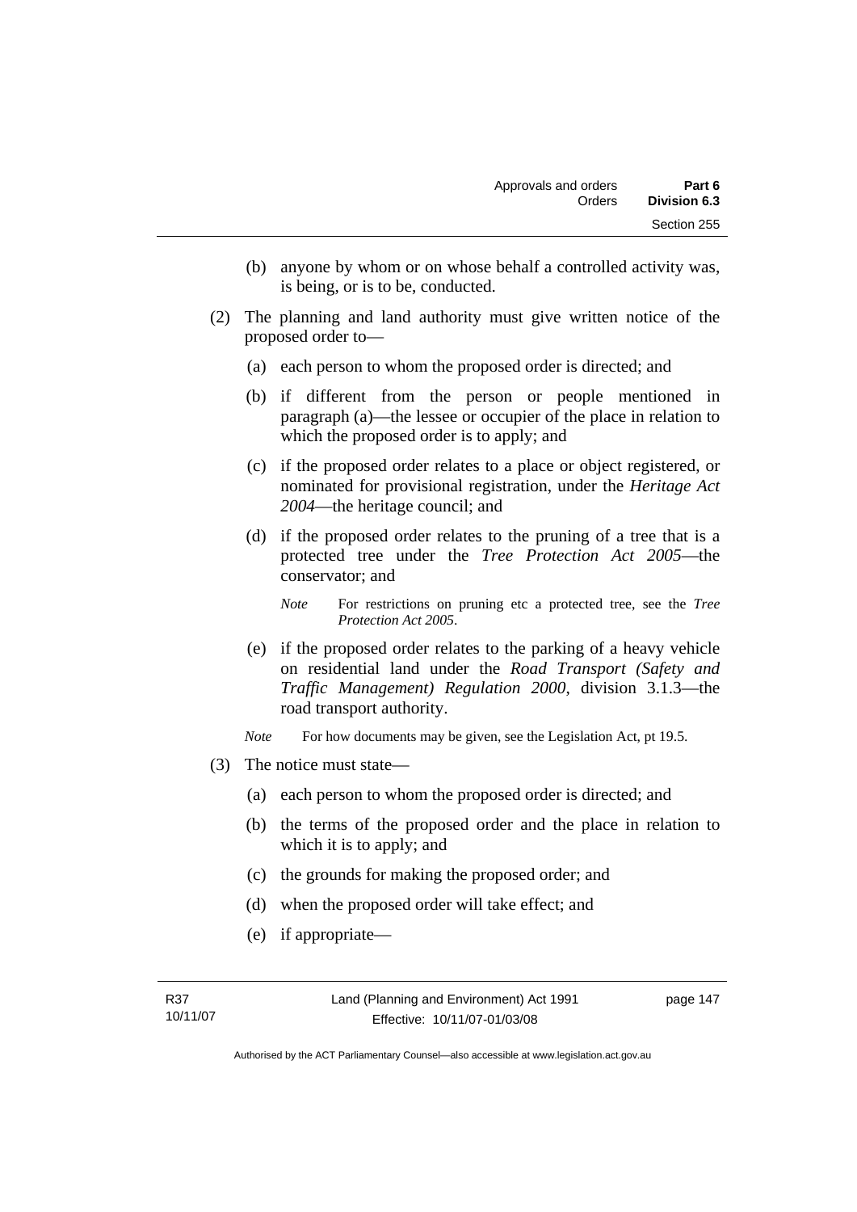(b) anyone by whom or on whose behalf a controlled activity was, is being, or is to be, conducted.

(2) The planning and land authority must give written notice of the proposed order to—

(a) each person to whom the proposed order is directed; and

(b) if different from the person or people mentioned in paragraph (a)—the lessee or occupier of the place in relation to which the proposed order is to apply; and

(c) if the proposed order relates to a place or object registered, or nominated for provisional registration, under the *Heritage Act 2004*—the heritage council; and

(d) if the proposed order relates to the pruning of a tree that is a protected tree under the *Tree Protection Act 2005*—the conservator; and

*Note* For restrictions on pruning etc a protected tree, see the *Tree Protection Act 2005*.

(e) if the proposed order relates to the parking of a heavy vehicle on residential land under the *Road Transport (Safety and Traffic Management) Regulation 2000*, division 3.1.3—the road transport authority.

*Note* For how documents may be given, see the Legislation Act, pt 19.5.

(3) The notice must state—

(a) each person to whom the proposed order is directed; and

(b) the terms of the proposed order and the place in relation to which it is to apply; and

(c) the grounds for making the proposed order; and

(d) when the proposed order will take effect; and

(e) if appropriate—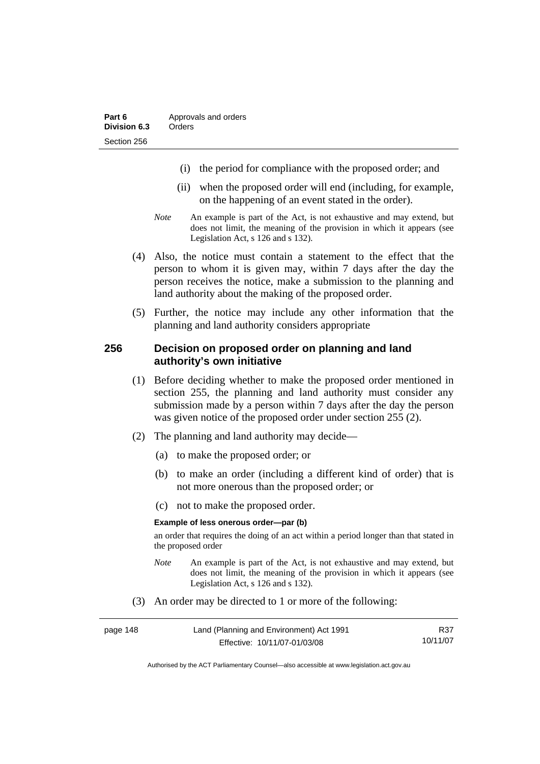(i) the period for compliance with the proposed order; and

(ii) when the proposed order will end (including, for example, on the happening of an event stated in the order).

*Note* An example is part of the Act, is not exhaustive and may extend, but does not limit, the meaning of the provision in which it appears (see Legislation Act, s 126 and s 132).

(4) Also, the notice must contain a statement to the effect that the person to whom it is given may, within 7 days after the day the person receives the notice, make a submission to the planning and land authority about the making of the proposed order.

(5) Further, the notice may include any other information that the planning and land authority considers appropriate

## 256 Decision on proposed order on planning and land authority's own initiative

(1) Before deciding whether to make the proposed order mentioned in section 255, the planning and land authority must consider any submission made by a person within 7 days after the day the person was given notice of the proposed order under section 255 (2).

(2) The planning and land authority may decide—

(a) to make the proposed order; or

(b) to make an order (including a different kind of order) that is not more onerous than the proposed order; or

(c) not to make the proposed order.

**Example of less onerous order—par (b)**

an order that requires the doing of an act within a period longer than that stated in the proposed order

*Note* An example is part of the Act, is not exhaustive and may extend, but does not limit, the meaning of the provision in which it appears (see Legislation Act, s 126 and s 132).

(3) An order may be directed to 1 or more of the following: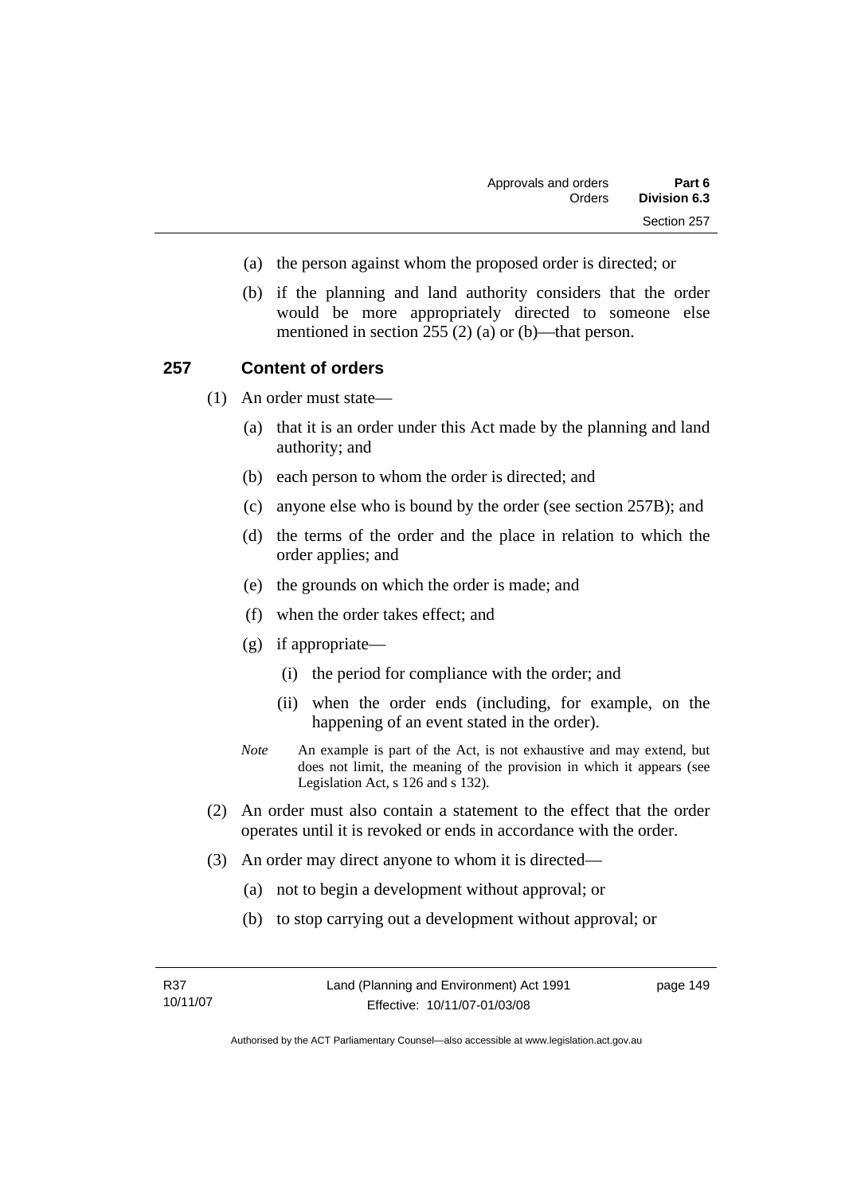(a) the person against whom the proposed order is directed; or

(b) if the planning and land authority considers that the order would be more appropriately directed to someone else mentioned in section 255 (2) (a) or (b)—that person.

## 257 Content of orders

(1) An order must state—

(a) that it is an order under this Act made by the planning and land authority; and

(b) each person to whom the order is directed; and

(c) anyone else who is bound by the order (see section 257B); and

(d) the terms of the order and the place in relation to which the order applies; and

(e) the grounds on which the order is made; and

(f) when the order takes effect; and

(g) if appropriate—

(i) the period for compliance with the order; and

(ii) when the order ends (including, for example, on the happening of an event stated in the order).

*Note* An example is part of the Act, is not exhaustive and may extend, but does not limit, the meaning of the provision in which it appears (see Legislation Act, s 126 and s 132).

(2) An order must also contain a statement to the effect that the order operates until it is revoked or ends in accordance with the order.

(3) An order may direct anyone to whom it is directed—

(a) not to begin a development without approval; or

(b) to stop carrying out a development without approval; or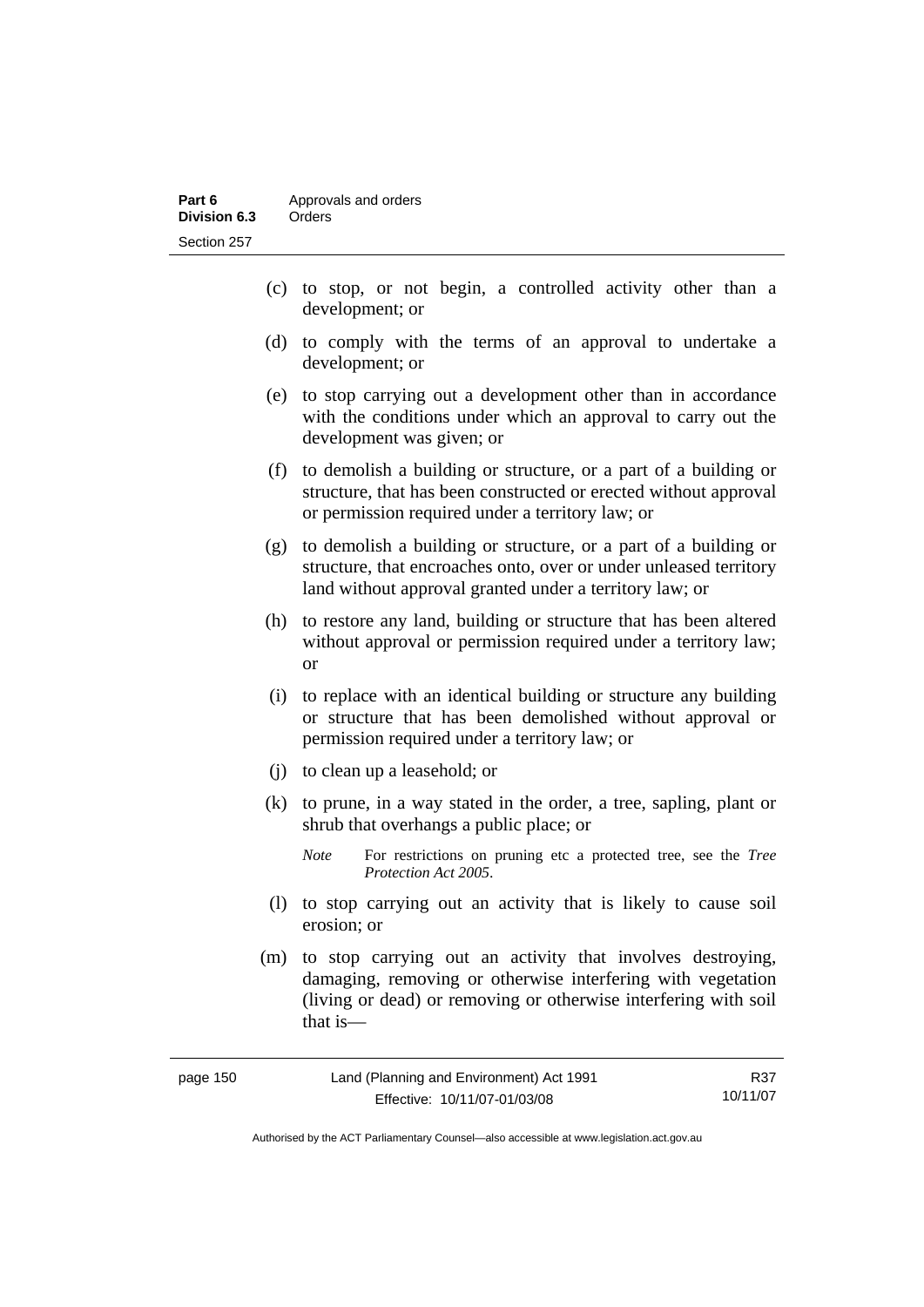(c) to stop, or not begin, a controlled activity other than a development; or

(d) to comply with the terms of an approval to undertake a development; or

(e) to stop carrying out a development other than in accordance with the conditions under which an approval to carry out the development was given; or

(f) to demolish a building or structure, or a part of a building or structure, that has been constructed or erected without approval or permission required under a territory law; or

(g) to demolish a building or structure, or a part of a building or structure, that encroaches onto, over or under unleased territory land without approval granted under a territory law; or

(h) to restore any land, building or structure that has been altered without approval or permission required under a territory law; or

(i) to replace with an identical building or structure any building or structure that has been demolished without approval or permission required under a territory law; or

(j) to clean up a leasehold; or

(k) to prune, in a way stated in the order, a tree, sapling, plant or shrub that overhangs a public place; or

*Note* For restrictions on pruning etc a protected tree, see the *Tree Protection Act 2005*.

(l) to stop carrying out an activity that is likely to cause soil erosion; or

(m) to stop carrying out an activity that involves destroying, damaging, removing or otherwise interfering with vegetation (living or dead) or removing or otherwise interfering with soil that is—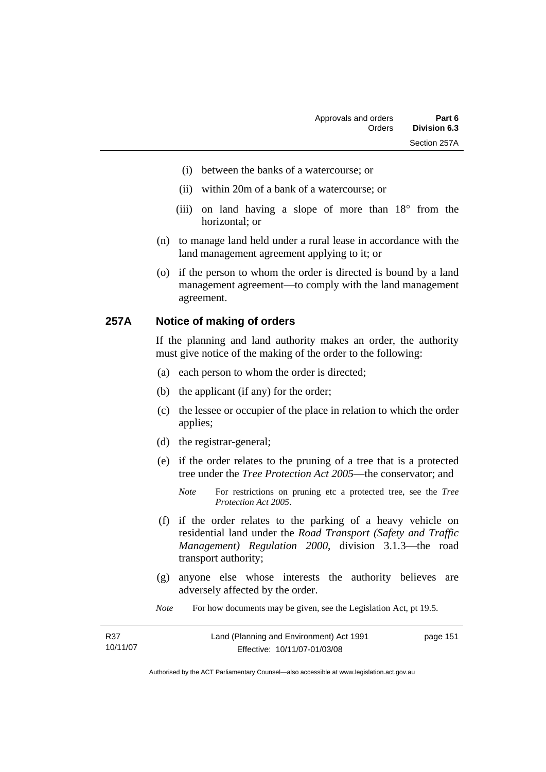(i) between the banks of a watercourse; or

(ii) within 20m of a bank of a watercourse; or

(iii) on land having a slope of more than 18° from the horizontal; or

(n) to manage land held under a rural lease in accordance with the land management agreement applying to it; or

(o) if the person to whom the order is directed is bound by a land management agreement—to comply with the land management agreement.

### 257A Notice of making of orders

If the planning and land authority makes an order, the authority must give notice of the making of the order to the following:

(a) each person to whom the order is directed;

(b) the applicant (if any) for the order;

(c) the lessee or occupier of the place in relation to which the order applies;

(d) the registrar-general;

(e) if the order relates to the pruning of a tree that is a protected tree under the *Tree Protection Act 2005*—the conservator; and

*Note* For restrictions on pruning etc a protected tree, see the *Tree Protection Act 2005*.

(f) if the order relates to the parking of a heavy vehicle on residential land under the *Road Transport (Safety and Traffic Management) Regulation 2000*, division 3.1.3—the road transport authority;

(g) anyone else whose interests the authority believes are adversely affected by the order.

*Note* For how documents may be given, see the Legislation Act, pt 19.5.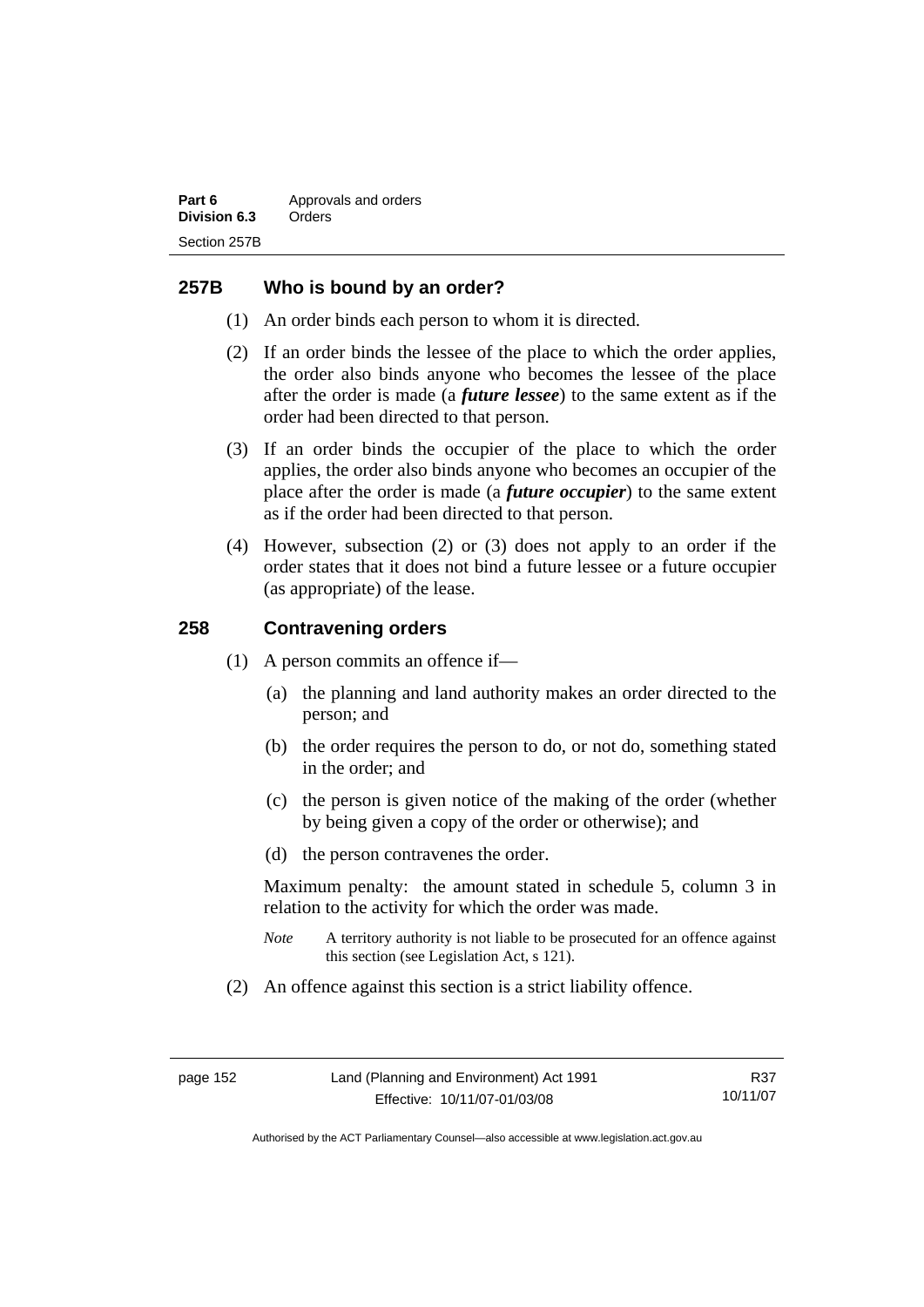## 257B Who is bound by an order?

(1) An order binds each person to whom it is directed.

(2) If an order binds the lessee of the place to which the order applies, the order also binds anyone who becomes the lessee of the place after the order is made (a ***future lessee***) to the same extent as if the order had been directed to that person.

(3) If an order binds the occupier of the place to which the order applies, the order also binds anyone who becomes an occupier of the place after the order is made (a ***future occupier***) to the same extent as if the order had been directed to that person.

(4) However, subsection (2) or (3) does not apply to an order if the order states that it does not bind a future lessee or a future occupier (as appropriate) of the lease.

## 258 Contravening orders

(1) A person commits an offence if—

(a) the planning and land authority makes an order directed to the person; and

(b) the order requires the person to do, or not do, something stated in the order; and

(c) the person is given notice of the making of the order (whether by being given a copy of the order or otherwise); and

(d) the person contravenes the order.

Maximum penalty: the amount stated in schedule 5, column 3 in relation to the activity for which the order was made.

*Note* A territory authority is not liable to be prosecuted for an offence against this section (see Legislation Act, s 121).

(2) An offence against this section is a strict liability offence.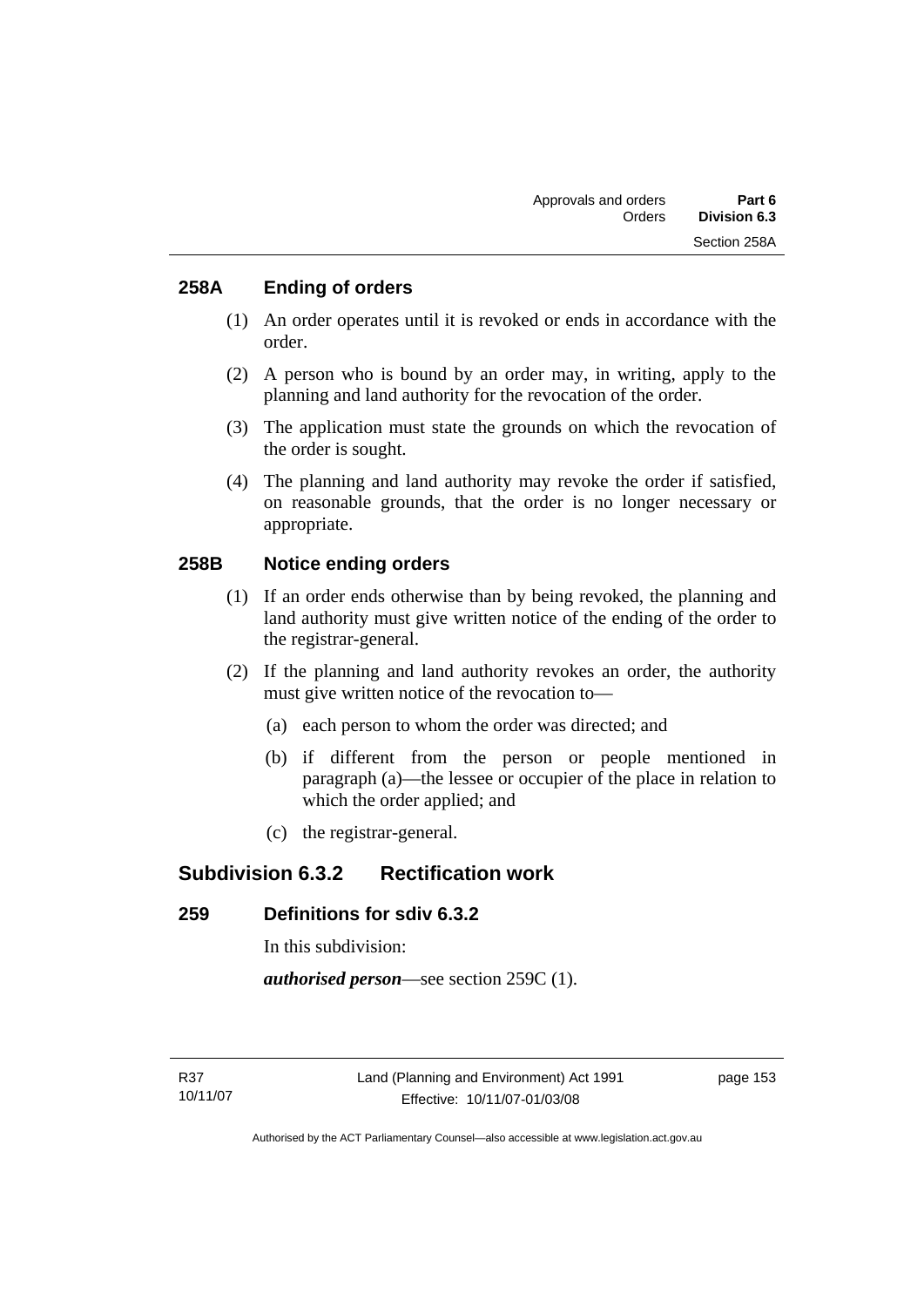## 258A Ending of orders

(1) An order operates until it is revoked or ends in accordance with the order.

(2) A person who is bound by an order may, in writing, apply to the planning and land authority for the revocation of the order.

(3) The application must state the grounds on which the revocation of the order is sought.

(4) The planning and land authority may revoke the order if satisfied, on reasonable grounds, that the order is no longer necessary or appropriate.

## 258B Notice ending orders

(1) If an order ends otherwise than by being revoked, the planning and land authority must give written notice of the ending of the order to the registrar-general.

(2) If the planning and land authority revokes an order, the authority must give written notice of the revocation to—

(a) each person to whom the order was directed; and

(b) if different from the person or people mentioned in paragraph (a)—the lessee or occupier of the place in relation to which the order applied; and

(c) the registrar-general.

# Subdivision 6.3.2 Rectification work

## 259 Definitions for sdiv 6.3.2

In this subdivision:

***authorised person***—see section 259C (1).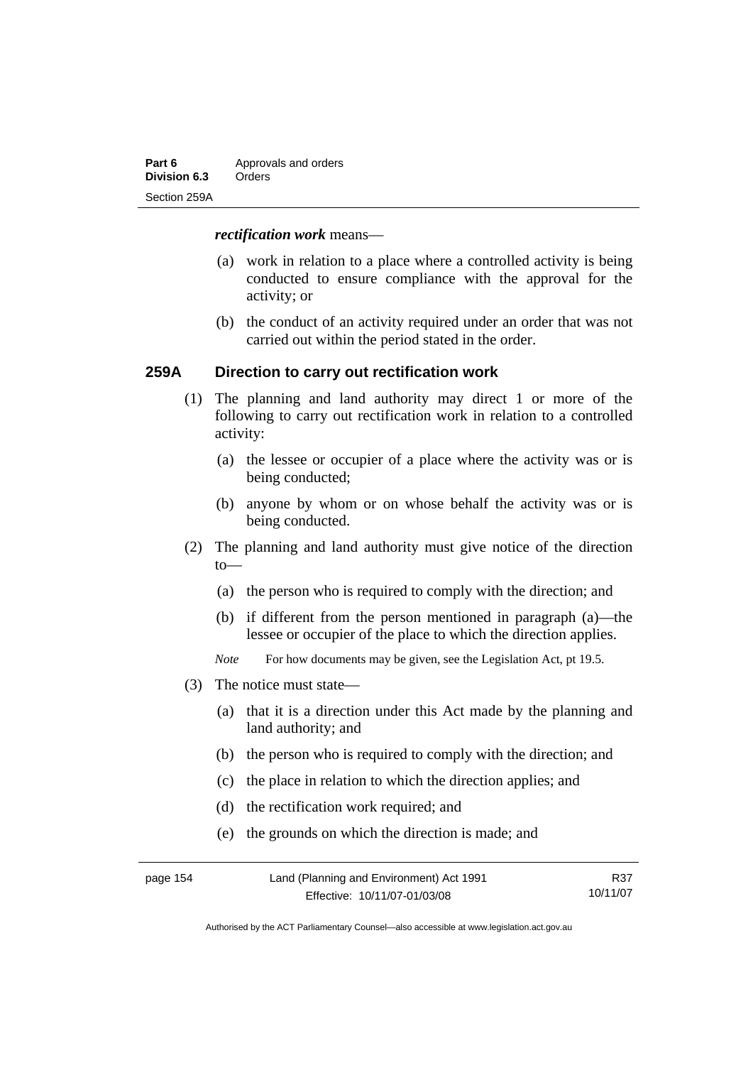***rectification work*** means—

(a) work in relation to a place where a controlled activity is being conducted to ensure compliance with the approval for the activity; or

(b) the conduct of an activity required under an order that was not carried out within the period stated in the order.

### 259A Direction to carry out rectification work

(1) The planning and land authority may direct 1 or more of the following to carry out rectification work in relation to a controlled activity:

(a) the lessee or occupier of a place where the activity was or is being conducted;

(b) anyone by whom or on whose behalf the activity was or is being conducted.

(2) The planning and land authority must give notice of the direction to—

(a) the person who is required to comply with the direction; and

(b) if different from the person mentioned in paragraph (a)—the lessee or occupier of the place to which the direction applies.

*Note* For how documents may be given, see the Legislation Act, pt 19.5.

(3) The notice must state—

(a) that it is a direction under this Act made by the planning and land authority; and

(b) the person who is required to comply with the direction; and

(c) the place in relation to which the direction applies; and

(d) the rectification work required; and

(e) the grounds on which the direction is made; and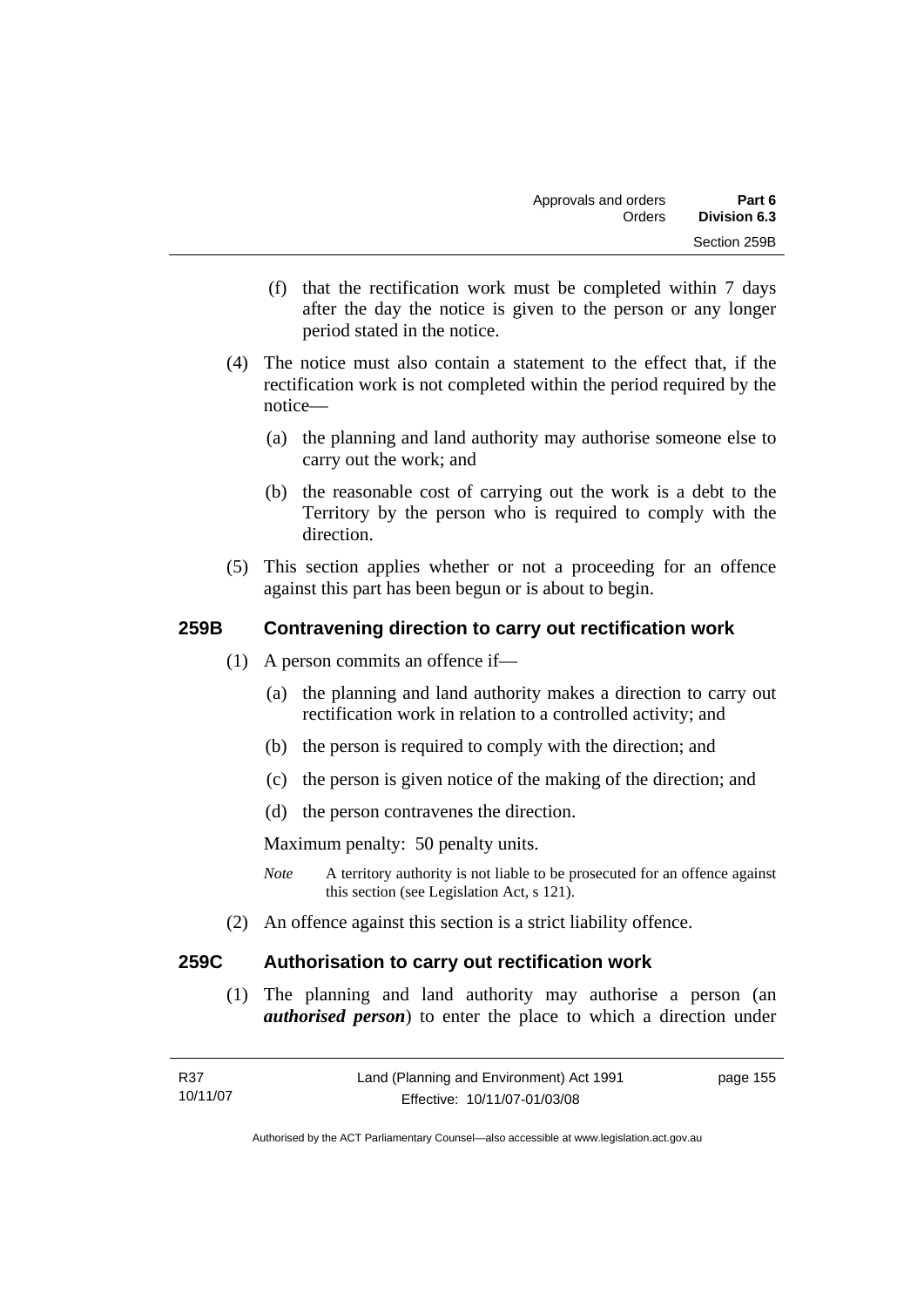(f) that the rectification work must be completed within 7 days after the day the notice is given to the person or any longer period stated in the notice.

(4) The notice must also contain a statement to the effect that, if the rectification work is not completed within the period required by the notice—

(a) the planning and land authority may authorise someone else to carry out the work; and

(b) the reasonable cost of carrying out the work is a debt to the Territory by the person who is required to comply with the direction.

(5) This section applies whether or not a proceeding for an offence against this part has been begun or is about to begin.

## 259B Contravening direction to carry out rectification work

(1) A person commits an offence if—

(a) the planning and land authority makes a direction to carry out rectification work in relation to a controlled activity; and

(b) the person is required to comply with the direction; and

(c) the person is given notice of the making of the direction; and

(d) the person contravenes the direction.

Maximum penalty: 50 penalty units.

*Note* A territory authority is not liable to be prosecuted for an offence against this section (see Legislation Act, s 121).

(2) An offence against this section is a strict liability offence.

## 259C Authorisation to carry out rectification work

(1) The planning and land authority may authorise a person (an ***authorised person***) to enter the place to which a direction under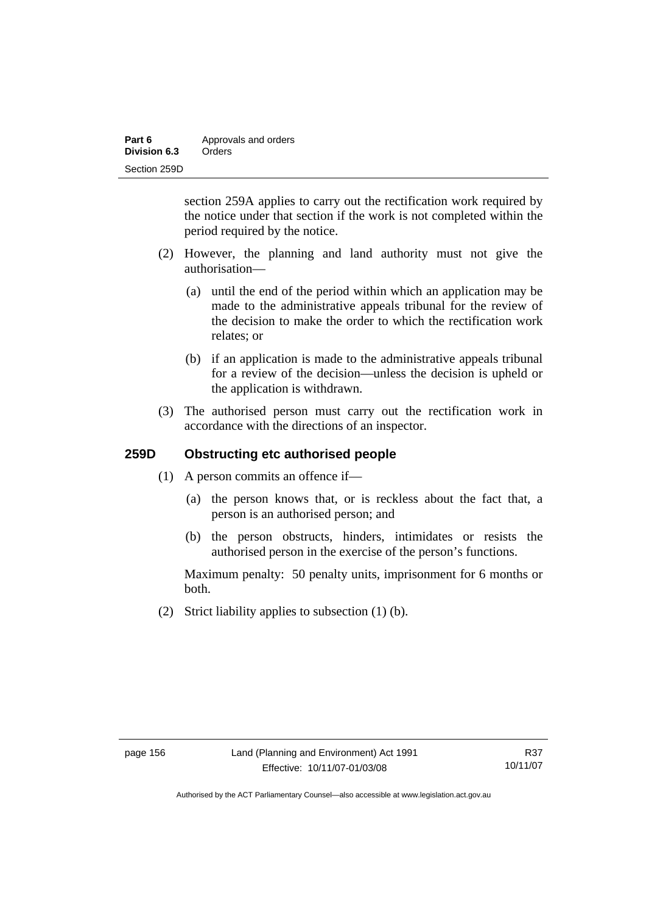section 259A applies to carry out the rectification work required by the notice under that section if the work is not completed within the period required by the notice.

(2) However, the planning and land authority must not give the authorisation—

(a) until the end of the period within which an application may be made to the administrative appeals tribunal for the review of the decision to make the order to which the rectification work relates; or

(b) if an application is made to the administrative appeals tribunal for a review of the decision—unless the decision is upheld or the application is withdrawn.

(3) The authorised person must carry out the rectification work in accordance with the directions of an inspector.

## 259D Obstructing etc authorised people

(1) A person commits an offence if—

(a) the person knows that, or is reckless about the fact that, a person is an authorised person; and

(b) the person obstructs, hinders, intimidates or resists the authorised person in the exercise of the person's functions.

Maximum penalty: 50 penalty units, imprisonment for 6 months or both.

(2) Strict liability applies to subsection (1) (b).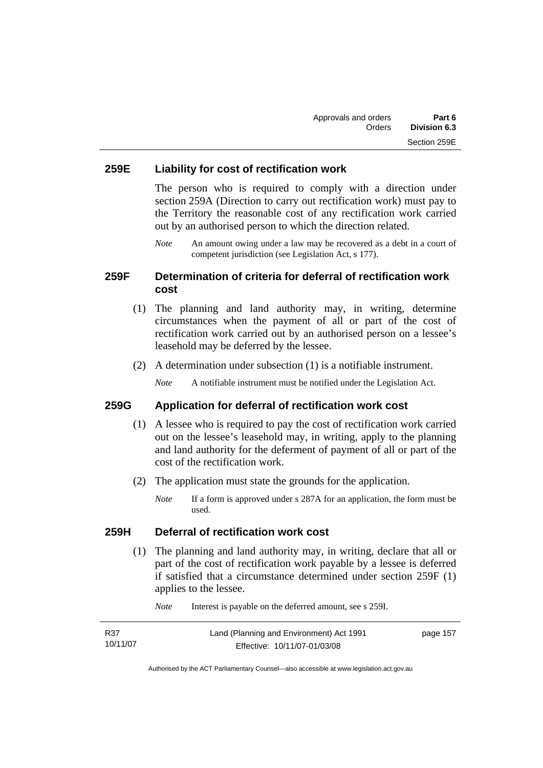### 259E Liability for cost of rectification work

The person who is required to comply with a direction under section 259A (Direction to carry out rectification work) must pay to the Territory the reasonable cost of any rectification work carried out by an authorised person to which the direction related.

*Note* An amount owing under a law may be recovered as a debt in a court of competent jurisdiction (see Legislation Act, s 177).

### 259F Determination of criteria for deferral of rectification work cost

(1) The planning and land authority may, in writing, determine circumstances when the payment of all or part of the cost of rectification work carried out by an authorised person on a lessee's leasehold may be deferred by the lessee.

(2) A determination under subsection (1) is a notifiable instrument.

*Note* A notifiable instrument must be notified under the Legislation Act.

### 259G Application for deferral of rectification work cost

(1) A lessee who is required to pay the cost of rectification work carried out on the lessee's leasehold may, in writing, apply to the planning and land authority for the deferment of payment of all or part of the cost of the rectification work.

(2) The application must state the grounds for the application.

*Note* If a form is approved under s 287A for an application, the form must be used.

### 259H Deferral of rectification work cost

(1) The planning and land authority may, in writing, declare that all or part of the cost of rectification work payable by a lessee is deferred if satisfied that a circumstance determined under section 259F (1) applies to the lessee.

*Note* Interest is payable on the deferred amount, see s 259I.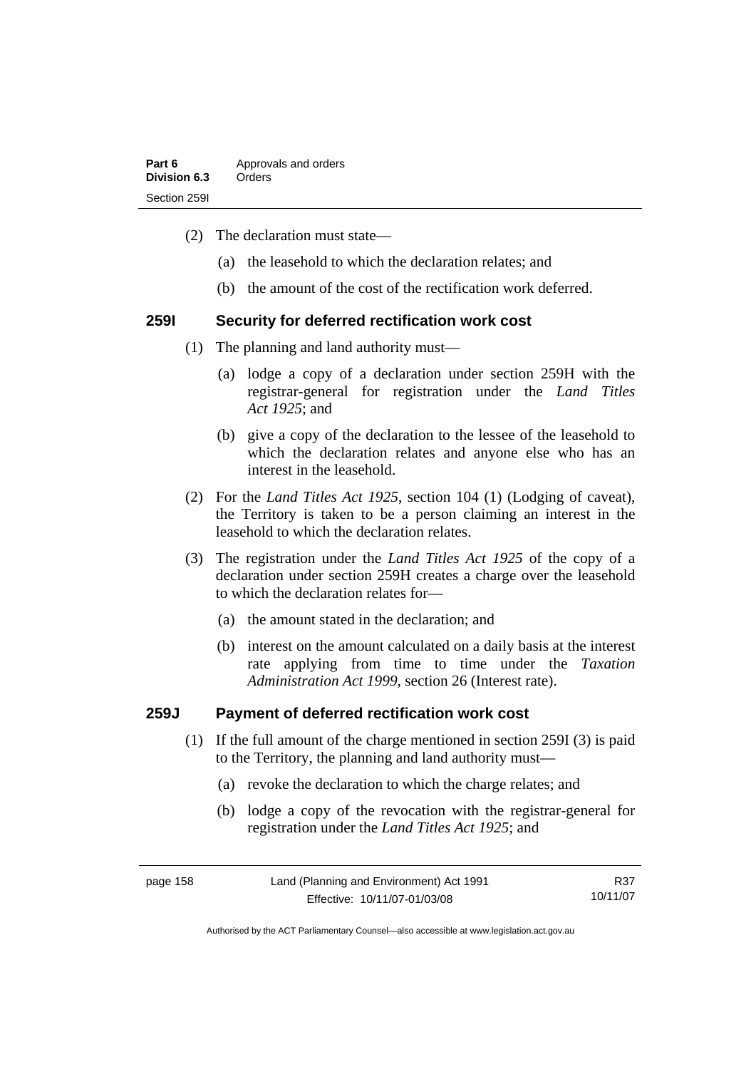(2) The declaration must state—

(a) the leasehold to which the declaration relates; and

(b) the amount of the cost of the rectification work deferred.

### 259I Security for deferred rectification work cost

(1) The planning and land authority must—

(a) lodge a copy of a declaration under section 259H with the registrar-general for registration under the *Land Titles Act 1925*; and

(b) give a copy of the declaration to the lessee of the leasehold to which the declaration relates and anyone else who has an interest in the leasehold.

(2) For the *Land Titles Act 1925*, section 104 (1) (Lodging of caveat), the Territory is taken to be a person claiming an interest in the leasehold to which the declaration relates.

(3) The registration under the *Land Titles Act 1925* of the copy of a declaration under section 259H creates a charge over the leasehold to which the declaration relates for—

(a) the amount stated in the declaration; and

(b) interest on the amount calculated on a daily basis at the interest rate applying from time to time under the *Taxation Administration Act 1999*, section 26 (Interest rate).

### 259J Payment of deferred rectification work cost

(1) If the full amount of the charge mentioned in section 259I (3) is paid to the Territory, the planning and land authority must—

(a) revoke the declaration to which the charge relates; and

(b) lodge a copy of the revocation with the registrar-general for registration under the *Land Titles Act 1925*; and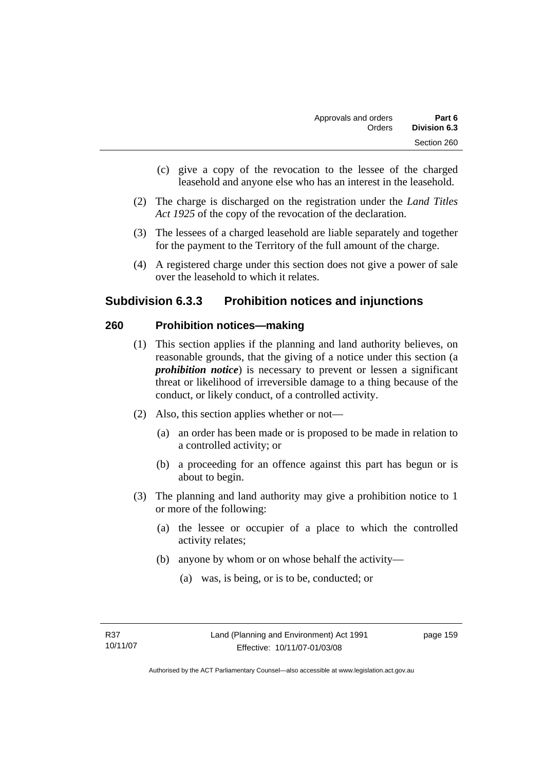(c) give a copy of the revocation to the lessee of the charged leasehold and anyone else who has an interest in the leasehold.

(2) The charge is discharged on the registration under the *Land Titles Act 1925* of the copy of the revocation of the declaration.

(3) The lessees of a charged leasehold are liable separately and together for the payment to the Territory of the full amount of the charge.

(4) A registered charge under this section does not give a power of sale over the leasehold to which it relates.

## Subdivision 6.3.3 Prohibition notices and injunctions

### 260 Prohibition notices—making

(1) This section applies if the planning and land authority believes, on reasonable grounds, that the giving of a notice under this section (a ***prohibition notice***) is necessary to prevent or lessen a significant threat or likelihood of irreversible damage to a thing because of the conduct, or likely conduct, of a controlled activity.

(2) Also, this section applies whether or not—

(a) an order has been made or is proposed to be made in relation to a controlled activity; or

(b) a proceeding for an offence against this part has begun or is about to begin.

(3) The planning and land authority may give a prohibition notice to 1 or more of the following:

(a) the lessee or occupier of a place to which the controlled activity relates;

(b) anyone by whom or on whose behalf the activity—

(a) was, is being, or is to be, conducted; or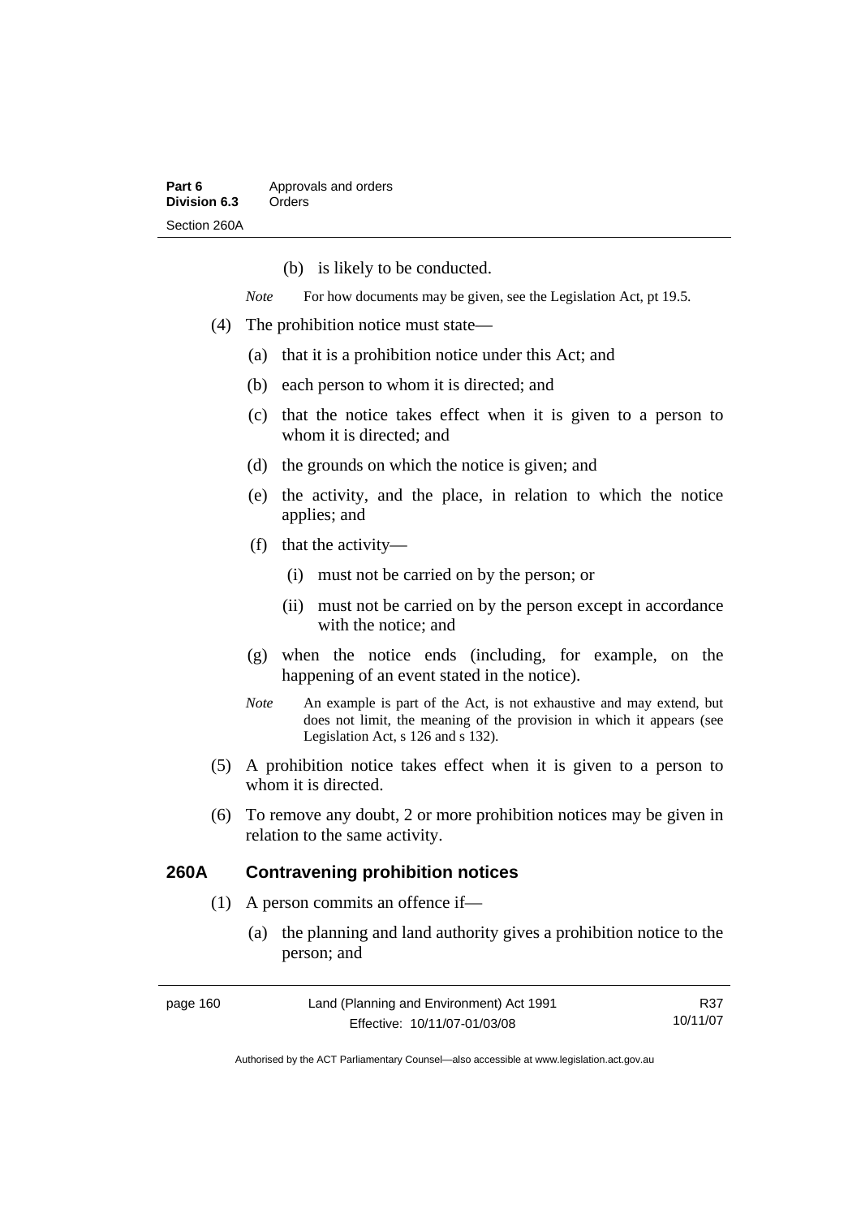(b) is likely to be conducted.

*Note* For how documents may be given, see the Legislation Act, pt 19.5.

(4) The prohibition notice must state—

(a) that it is a prohibition notice under this Act; and

(b) each person to whom it is directed; and

(c) that the notice takes effect when it is given to a person to whom it is directed; and

(d) the grounds on which the notice is given; and

(e) the activity, and the place, in relation to which the notice applies; and

(f) that the activity—

(i) must not be carried on by the person; or

(ii) must not be carried on by the person except in accordance with the notice; and

(g) when the notice ends (including, for example, on the happening of an event stated in the notice).

*Note* An example is part of the Act, is not exhaustive and may extend, but does not limit, the meaning of the provision in which it appears (see Legislation Act, s 126 and s 132).

(5) A prohibition notice takes effect when it is given to a person to whom it is directed.

(6) To remove any doubt, 2 or more prohibition notices may be given in relation to the same activity.

## 260A Contravening prohibition notices

(1) A person commits an offence if—

(a) the planning and land authority gives a prohibition notice to the person; and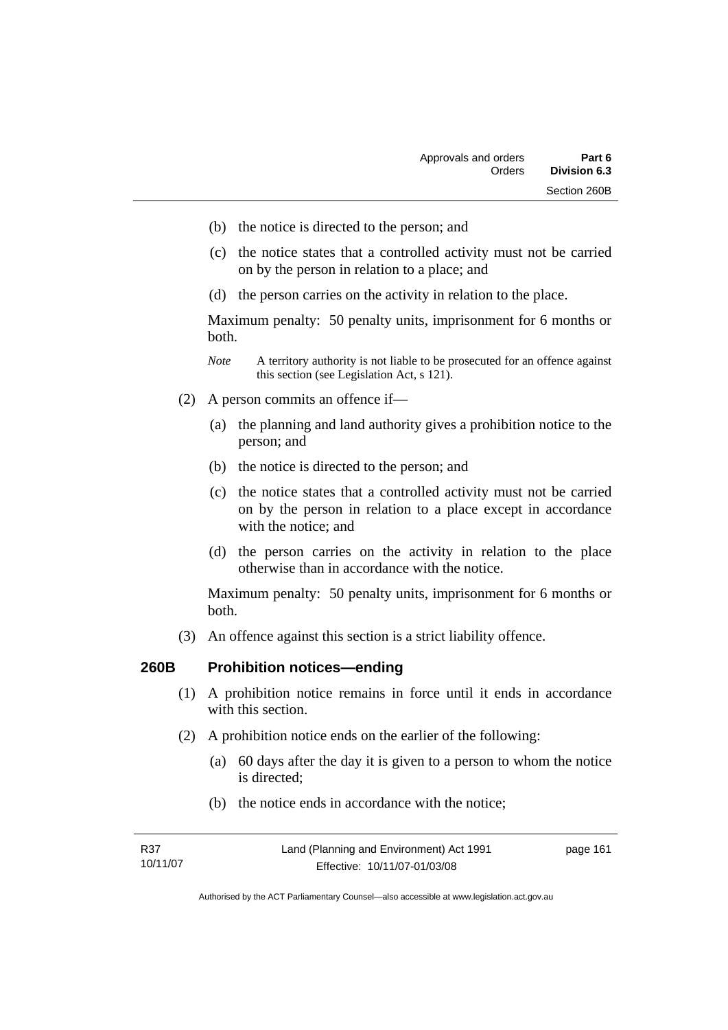- (b) the notice is directed to the person; and
- (c) the notice states that a controlled activity must not be carried on by the person in relation to a place; and
- (d) the person carries on the activity in relation to the place.

Maximum penalty: 50 penalty units, imprisonment for 6 months or both.

*Note* A territory authority is not liable to be prosecuted for an offence against this section (see Legislation Act, s 121).

(2) A person commits an offence if—

- (a) the planning and land authority gives a prohibition notice to the person; and
- (b) the notice is directed to the person; and
- (c) the notice states that a controlled activity must not be carried on by the person in relation to a place except in accordance with the notice; and
- (d) the person carries on the activity in relation to the place otherwise than in accordance with the notice.

Maximum penalty: 50 penalty units, imprisonment for 6 months or both.

(3) An offence against this section is a strict liability offence.

### 260B Prohibition notices—ending

(1) A prohibition notice remains in force until it ends in accordance with this section.

(2) A prohibition notice ends on the earlier of the following:

- (a) 60 days after the day it is given to a person to whom the notice is directed;
- (b) the notice ends in accordance with the notice;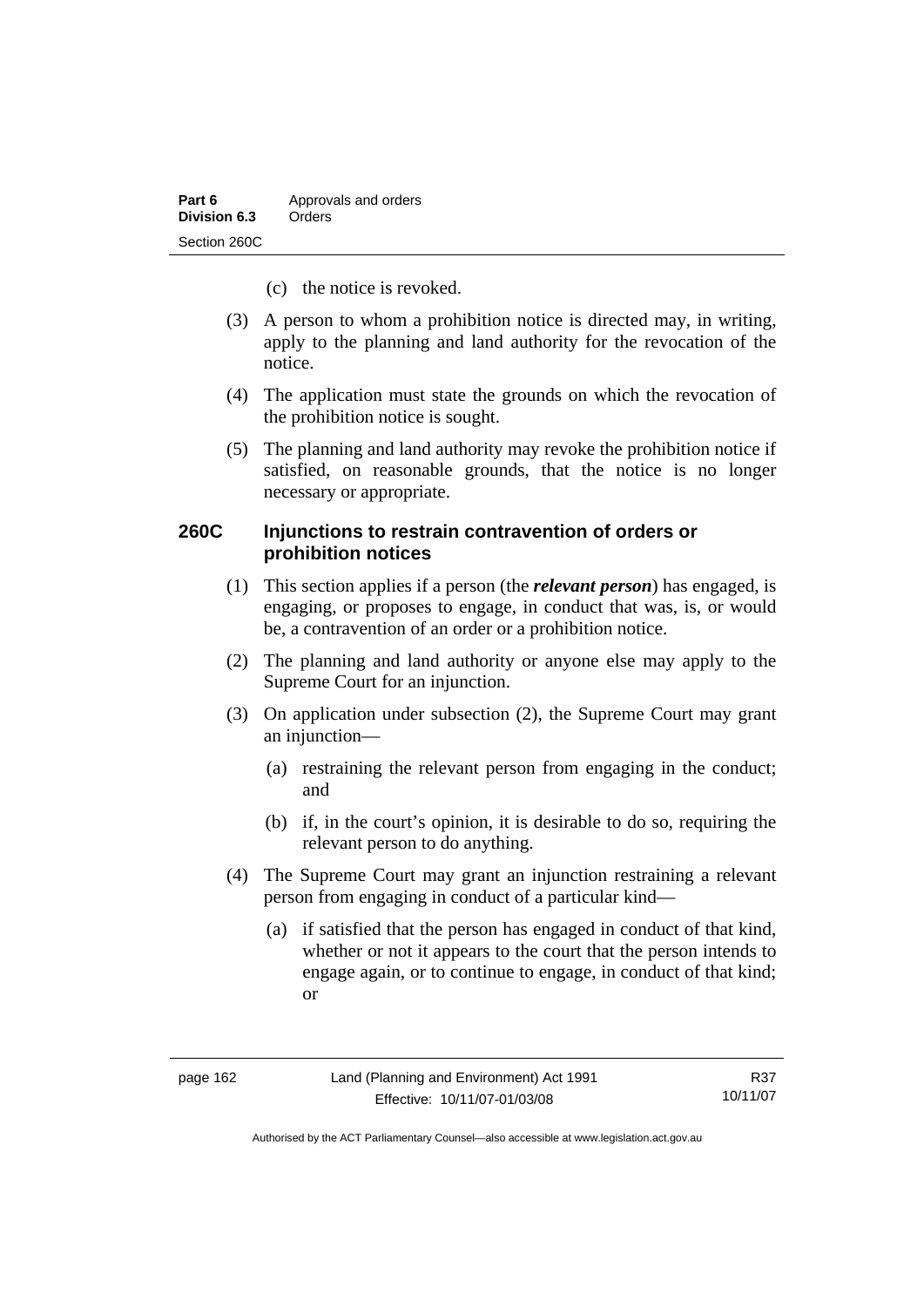(c) the notice is revoked.

(3) A person to whom a prohibition notice is directed may, in writing, apply to the planning and land authority for the revocation of the notice.

(4) The application must state the grounds on which the revocation of the prohibition notice is sought.

(5) The planning and land authority may revoke the prohibition notice if satisfied, on reasonable grounds, that the notice is no longer necessary or appropriate.

## 260C Injunctions to restrain contravention of orders or prohibition notices

(1) This section applies if a person (the ***relevant person***) has engaged, is engaging, or proposes to engage, in conduct that was, is, or would be, a contravention of an order or a prohibition notice.

(2) The planning and land authority or anyone else may apply to the Supreme Court for an injunction.

(3) On application under subsection (2), the Supreme Court may grant an injunction—

- (a) restraining the relevant person from engaging in the conduct; and
- (b) if, in the court's opinion, it is desirable to do so, requiring the relevant person to do anything.

(4) The Supreme Court may grant an injunction restraining a relevant person from engaging in conduct of a particular kind—

- (a) if satisfied that the person has engaged in conduct of that kind, whether or not it appears to the court that the person intends to engage again, or to continue to engage, in conduct of that kind; or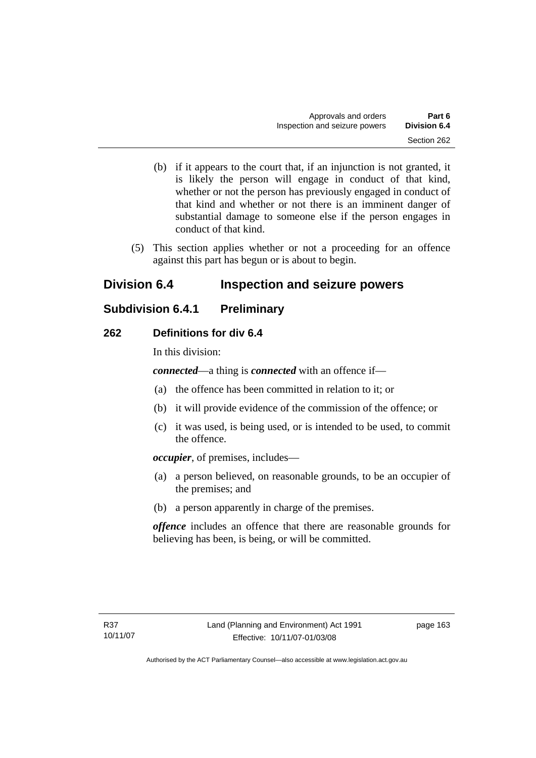(b) if it appears to the court that, if an injunction is not granted, it is likely the person will engage in conduct of that kind, whether or not the person has previously engaged in conduct of that kind and whether or not there is an imminent danger of substantial damage to someone else if the person engages in conduct of that kind.

(5) This section applies whether or not a proceeding for an offence against this part has begun or is about to begin.

## Division 6.4 Inspection and seizure powers

### Subdivision 6.4.1 Preliminary

#### 262 Definitions for div 6.4

In this division:

***connected***—a thing is ***connected*** with an offence if—

(a) the offence has been committed in relation to it; or

(b) it will provide evidence of the commission of the offence; or

(c) it was used, is being used, or is intended to be used, to commit the offence.

***occupier***, of premises, includes—

(a) a person believed, on reasonable grounds, to be an occupier of the premises; and

(b) a person apparently in charge of the premises.

***offence*** includes an offence that there are reasonable grounds for believing has been, is being, or will be committed.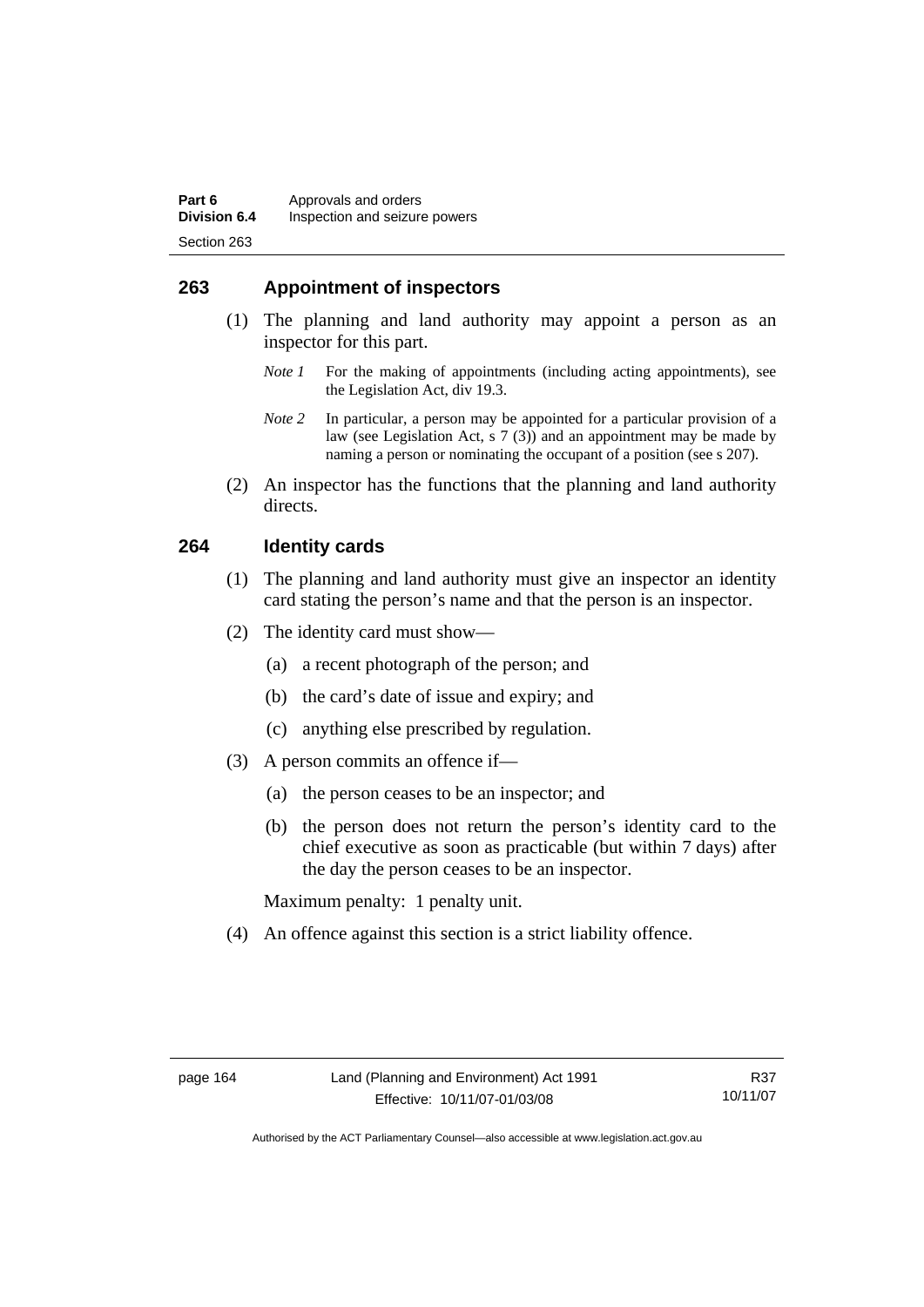## 263 Appointment of inspectors

(1) The planning and land authority may appoint a person as an inspector for this part.

*Note 1* For the making of appointments (including acting appointments), see the Legislation Act, div 19.3.

*Note 2* In particular, a person may be appointed for a particular provision of a law (see Legislation Act, s 7 (3)) and an appointment may be made by naming a person or nominating the occupant of a position (see s 207).

(2) An inspector has the functions that the planning and land authority directs.

## 264 Identity cards

(1) The planning and land authority must give an inspector an identity card stating the person's name and that the person is an inspector.

(2) The identity card must show—

(a) a recent photograph of the person; and

(b) the card's date of issue and expiry; and

(c) anything else prescribed by regulation.

(3) A person commits an offence if—

(a) the person ceases to be an inspector; and

(b) the person does not return the person's identity card to the chief executive as soon as practicable (but within 7 days) after the day the person ceases to be an inspector.

Maximum penalty: 1 penalty unit.

(4) An offence against this section is a strict liability offence.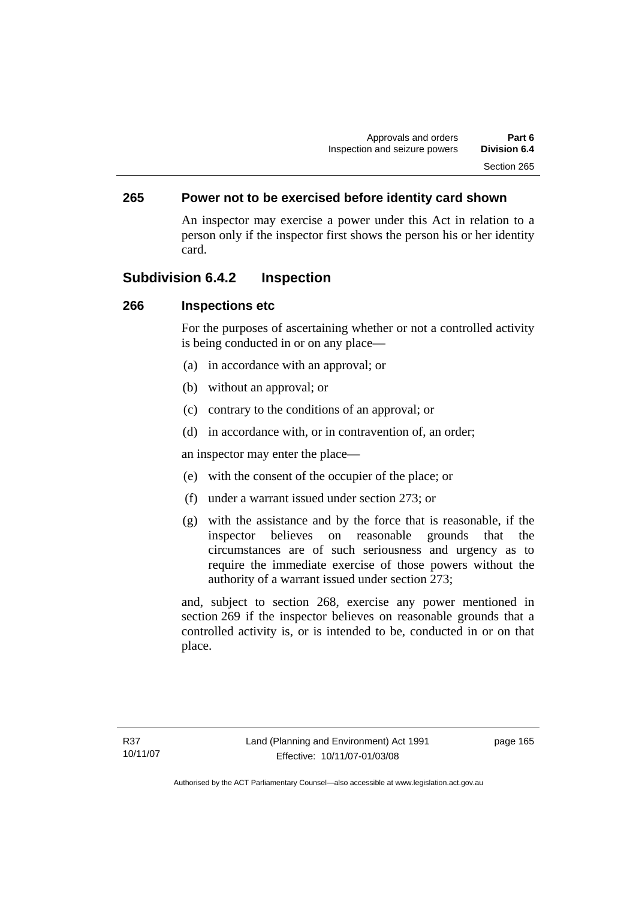### 265 Power not to be exercised before identity card shown

An inspector may exercise a power under this Act in relation to a person only if the inspector first shows the person his or her identity card.

## Subdivision 6.4.2 Inspection

### 266 Inspections etc

For the purposes of ascertaining whether or not a controlled activity is being conducted in or on any place—

(a) in accordance with an approval; or

(b) without an approval; or

(c) contrary to the conditions of an approval; or

(d) in accordance with, or in contravention of, an order;

an inspector may enter the place—

(e) with the consent of the occupier of the place; or

(f) under a warrant issued under section 273; or

(g) with the assistance and by the force that is reasonable, if the inspector believes on reasonable grounds that the circumstances are of such seriousness and urgency as to require the immediate exercise of those powers without the authority of a warrant issued under section 273;

and, subject to section 268, exercise any power mentioned in section 269 if the inspector believes on reasonable grounds that a controlled activity is, or is intended to be, conducted in or on that place.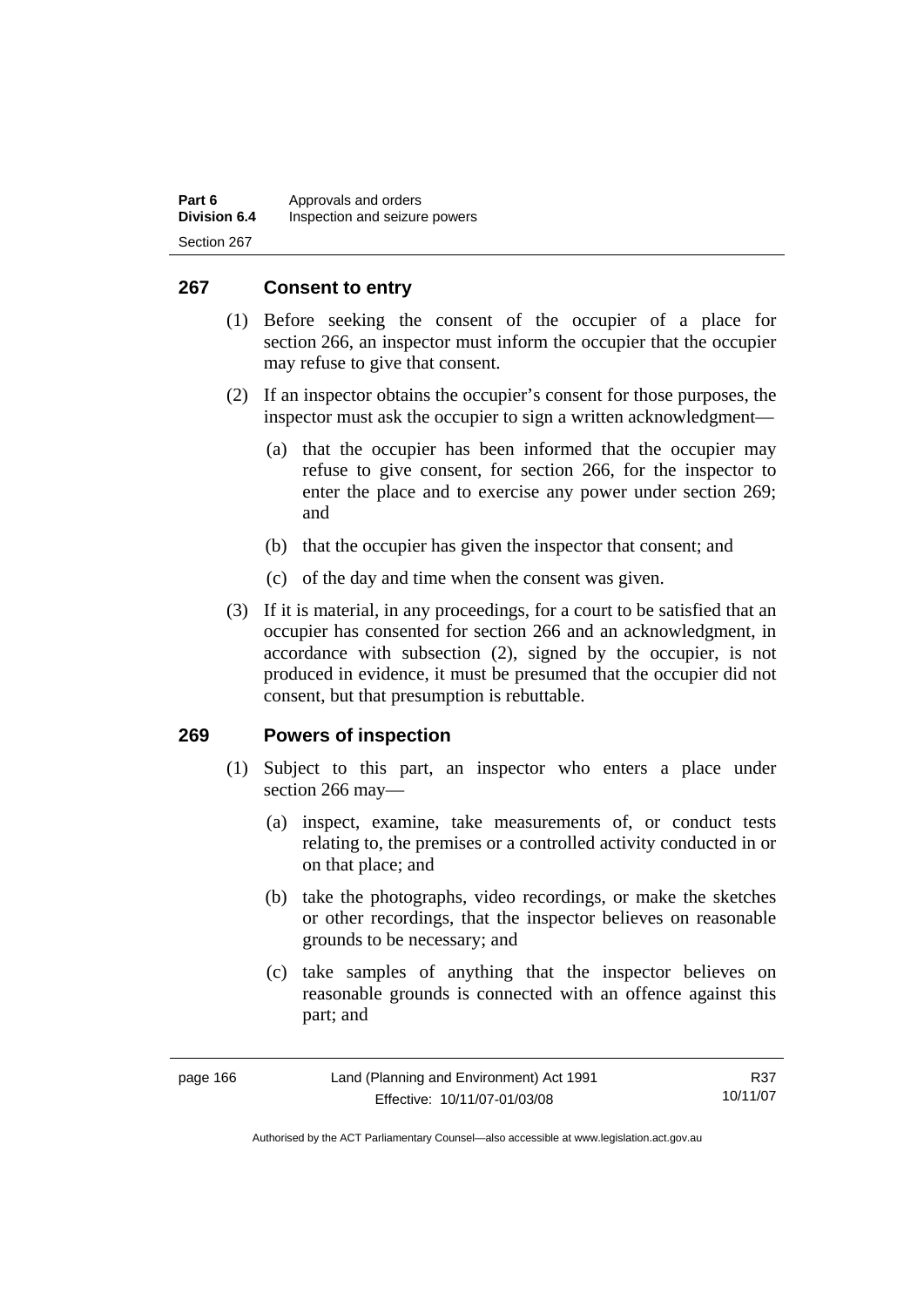## 267 Consent to entry

(1) Before seeking the consent of the occupier of a place for section 266, an inspector must inform the occupier that the occupier may refuse to give that consent.

(2) If an inspector obtains the occupier's consent for those purposes, the inspector must ask the occupier to sign a written acknowledgment—

(a) that the occupier has been informed that the occupier may refuse to give consent, for section 266, for the inspector to enter the place and to exercise any power under section 269; and

(b) that the occupier has given the inspector that consent; and

(c) of the day and time when the consent was given.

(3) If it is material, in any proceedings, for a court to be satisfied that an occupier has consented for section 266 and an acknowledgment, in accordance with subsection (2), signed by the occupier, is not produced in evidence, it must be presumed that the occupier did not consent, but that presumption is rebuttable.

## 269 Powers of inspection

(1) Subject to this part, an inspector who enters a place under section 266 may—

(a) inspect, examine, take measurements of, or conduct tests relating to, the premises or a controlled activity conducted in or on that place; and

(b) take the photographs, video recordings, or make the sketches or other recordings, that the inspector believes on reasonable grounds to be necessary; and

(c) take samples of anything that the inspector believes on reasonable grounds is connected with an offence against this part; and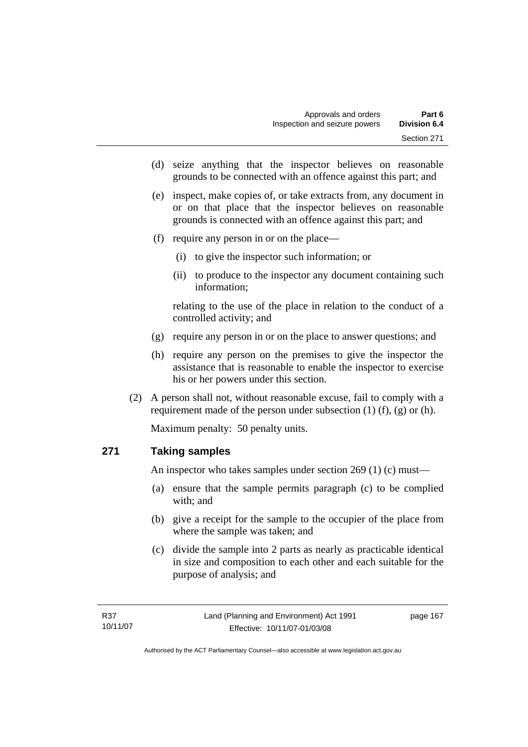(d) seize anything that the inspector believes on reasonable grounds to be connected with an offence against this part; and

(e) inspect, make copies of, or take extracts from, any document in or on that place that the inspector believes on reasonable grounds is connected with an offence against this part; and

(f) require any person in or on the place—

   (i) to give the inspector such information; or

   (ii) to produce to the inspector any document containing such information;

   relating to the use of the place in relation to the conduct of a controlled activity; and

(g) require any person in or on the place to answer questions; and

(h) require any person on the premises to give the inspector the assistance that is reasonable to enable the inspector to exercise his or her powers under this section.

(2) A person shall not, without reasonable excuse, fail to comply with a requirement made of the person under subsection (1) (f), (g) or (h).

Maximum penalty: 50 penalty units.

## 271 Taking samples

An inspector who takes samples under section 269 (1) (c) must—

(a) ensure that the sample permits paragraph (c) to be complied with; and

(b) give a receipt for the sample to the occupier of the place from where the sample was taken; and

(c) divide the sample into 2 parts as nearly as practicable identical in size and composition to each other and each suitable for the purpose of analysis; and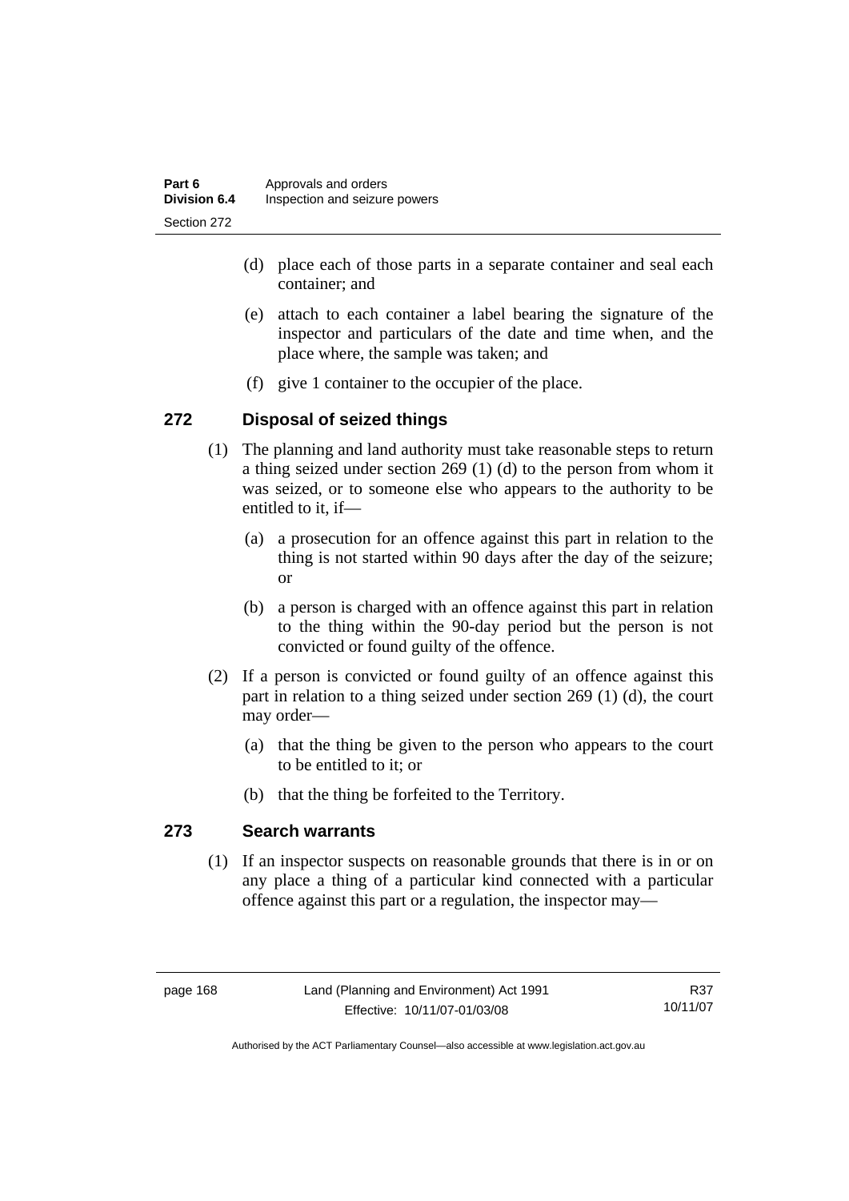(d) place each of those parts in a separate container and seal each container; and

(e) attach to each container a label bearing the signature of the inspector and particulars of the date and time when, and the place where, the sample was taken; and

(f) give 1 container to the occupier of the place.

### 272 Disposal of seized things

(1) The planning and land authority must take reasonable steps to return a thing seized under section 269 (1) (d) to the person from whom it was seized, or to someone else who appears to the authority to be entitled to it, if—

(a) a prosecution for an offence against this part in relation to the thing is not started within 90 days after the day of the seizure; or

(b) a person is charged with an offence against this part in relation to the thing within the 90-day period but the person is not convicted or found guilty of the offence.

(2) If a person is convicted or found guilty of an offence against this part in relation to a thing seized under section 269 (1) (d), the court may order—

(a) that the thing be given to the person who appears to the court to be entitled to it; or

(b) that the thing be forfeited to the Territory.

### 273 Search warrants

(1) If an inspector suspects on reasonable grounds that there is in or on any place a thing of a particular kind connected with a particular offence against this part or a regulation, the inspector may—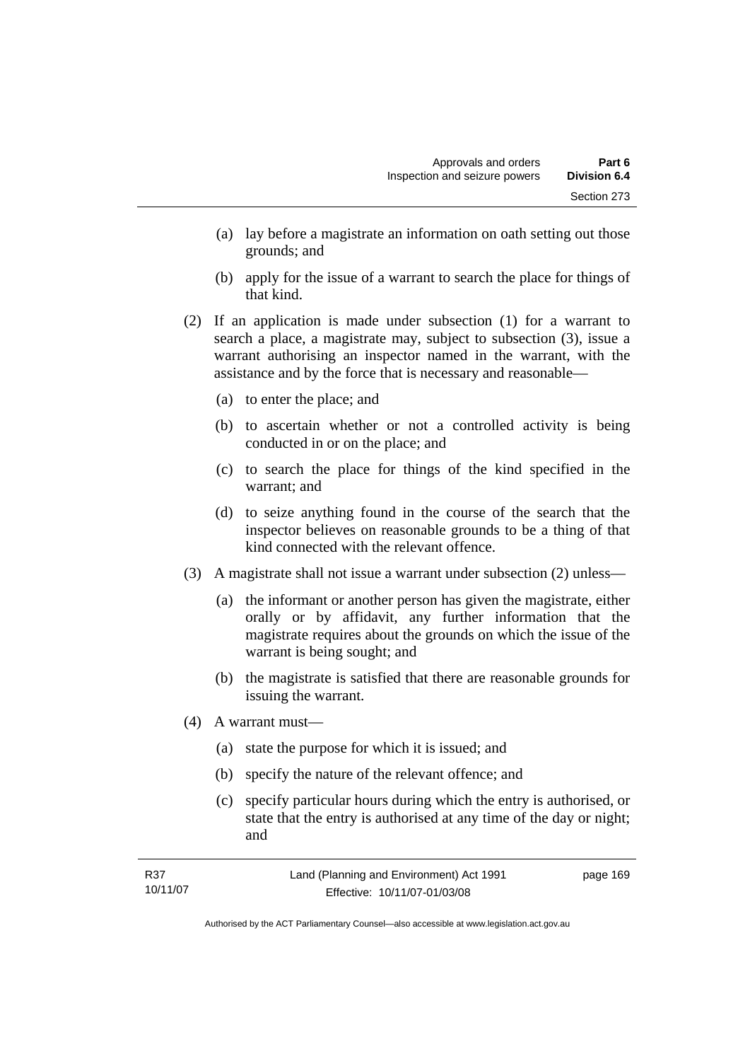(a) lay before a magistrate an information on oath setting out those grounds; and

(b) apply for the issue of a warrant to search the place for things of that kind.

(2) If an application is made under subsection (1) for a warrant to search a place, a magistrate may, subject to subsection (3), issue a warrant authorising an inspector named in the warrant, with the assistance and by the force that is necessary and reasonable—

(a) to enter the place; and

(b) to ascertain whether or not a controlled activity is being conducted in or on the place; and

(c) to search the place for things of the kind specified in the warrant; and

(d) to seize anything found in the course of the search that the inspector believes on reasonable grounds to be a thing of that kind connected with the relevant offence.

(3) A magistrate shall not issue a warrant under subsection (2) unless—

(a) the informant or another person has given the magistrate, either orally or by affidavit, any further information that the magistrate requires about the grounds on which the issue of the warrant is being sought; and

(b) the magistrate is satisfied that there are reasonable grounds for issuing the warrant.

(4) A warrant must—

(a) state the purpose for which it is issued; and

(b) specify the nature of the relevant offence; and

(c) specify particular hours during which the entry is authorised, or state that the entry is authorised at any time of the day or night; and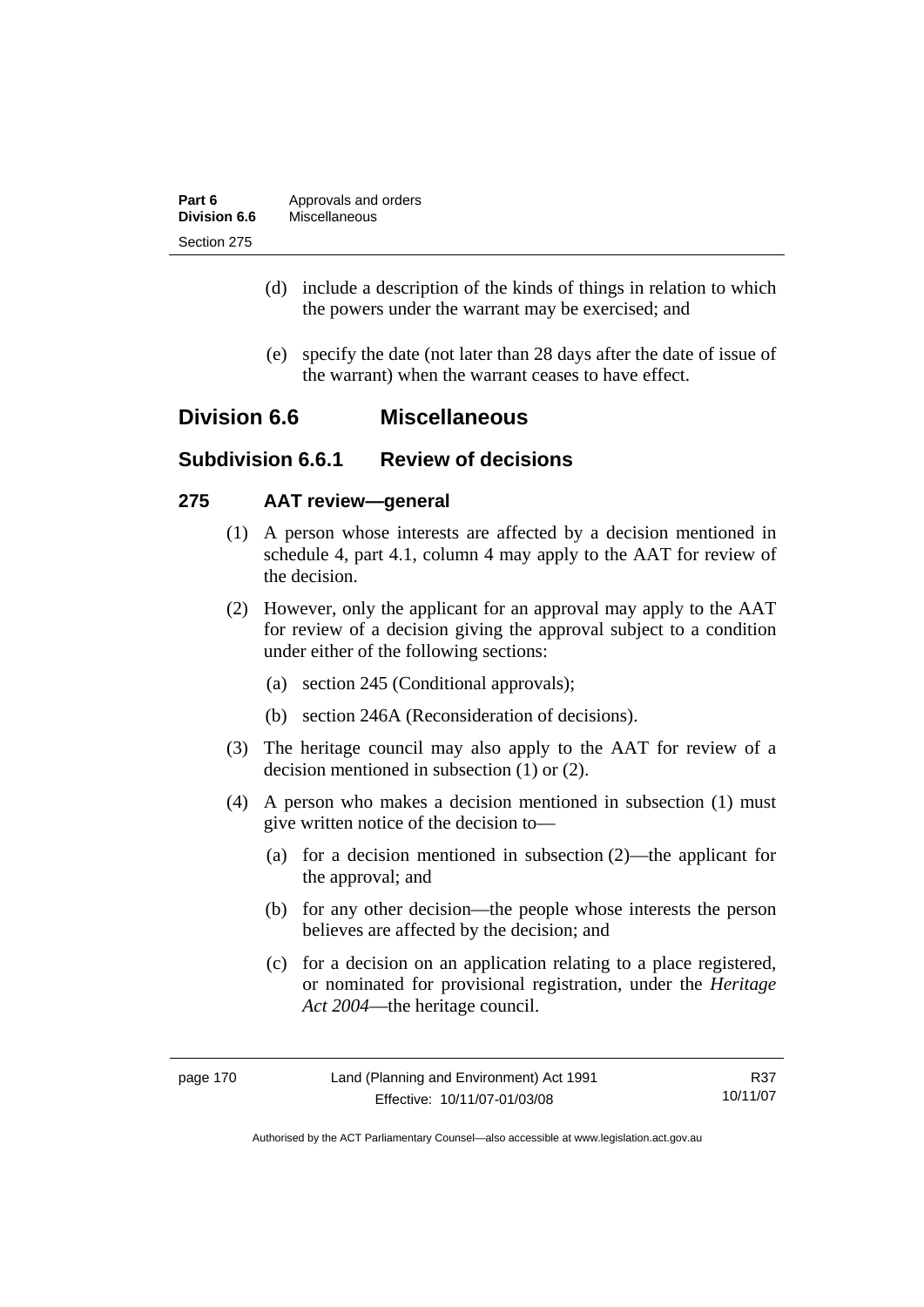(d) include a description of the kinds of things in relation to which the powers under the warrant may be exercised; and

(e) specify the date (not later than 28 days after the date of issue of the warrant) when the warrant ceases to have effect.

## Division 6.6 Miscellaneous

### Subdivision 6.6.1 Review of decisions

#### 275 AAT review—general

(1) A person whose interests are affected by a decision mentioned in schedule 4, part 4.1, column 4 may apply to the AAT for review of the decision.

(2) However, only the applicant for an approval may apply to the AAT for review of a decision giving the approval subject to a condition under either of the following sections:

(a) section 245 (Conditional approvals);

(b) section 246A (Reconsideration of decisions).

(3) The heritage council may also apply to the AAT for review of a decision mentioned in subsection (1) or (2).

(4) A person who makes a decision mentioned in subsection (1) must give written notice of the decision to—

(a) for a decision mentioned in subsection (2)—the applicant for the approval; and

(b) for any other decision—the people whose interests the person believes are affected by the decision; and

(c) for a decision on an application relating to a place registered, or nominated for provisional registration, under the *Heritage Act 2004*—the heritage council.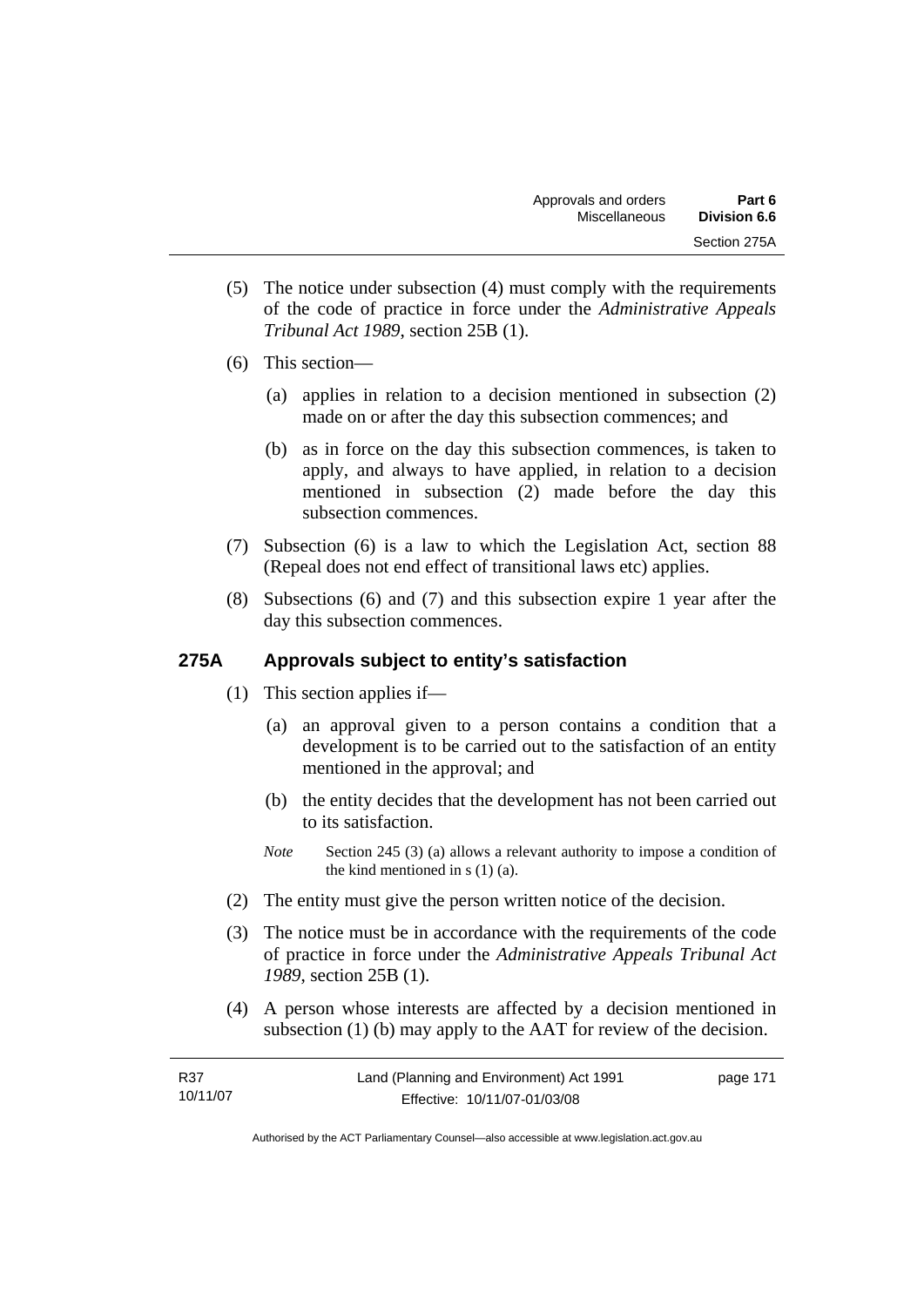(5) The notice under subsection (4) must comply with the requirements of the code of practice in force under the *Administrative Appeals Tribunal Act 1989*, section 25B (1).

(6) This section—

(a) applies in relation to a decision mentioned in subsection (2) made on or after the day this subsection commences; and

(b) as in force on the day this subsection commences, is taken to apply, and always to have applied, in relation to a decision mentioned in subsection (2) made before the day this subsection commences.

(7) Subsection (6) is a law to which the Legislation Act, section 88 (Repeal does not end effect of transitional laws etc) applies.

(8) Subsections (6) and (7) and this subsection expire 1 year after the day this subsection commences.

## 275A Approvals subject to entity's satisfaction

(1) This section applies if—

(a) an approval given to a person contains a condition that a development is to be carried out to the satisfaction of an entity mentioned in the approval; and

(b) the entity decides that the development has not been carried out to its satisfaction.

*Note* Section 245 (3) (a) allows a relevant authority to impose a condition of the kind mentioned in s (1) (a).

(2) The entity must give the person written notice of the decision.

(3) The notice must be in accordance with the requirements of the code of practice in force under the *Administrative Appeals Tribunal Act 1989*, section 25B (1).

(4) A person whose interests are affected by a decision mentioned in subsection (1) (b) may apply to the AAT for review of the decision.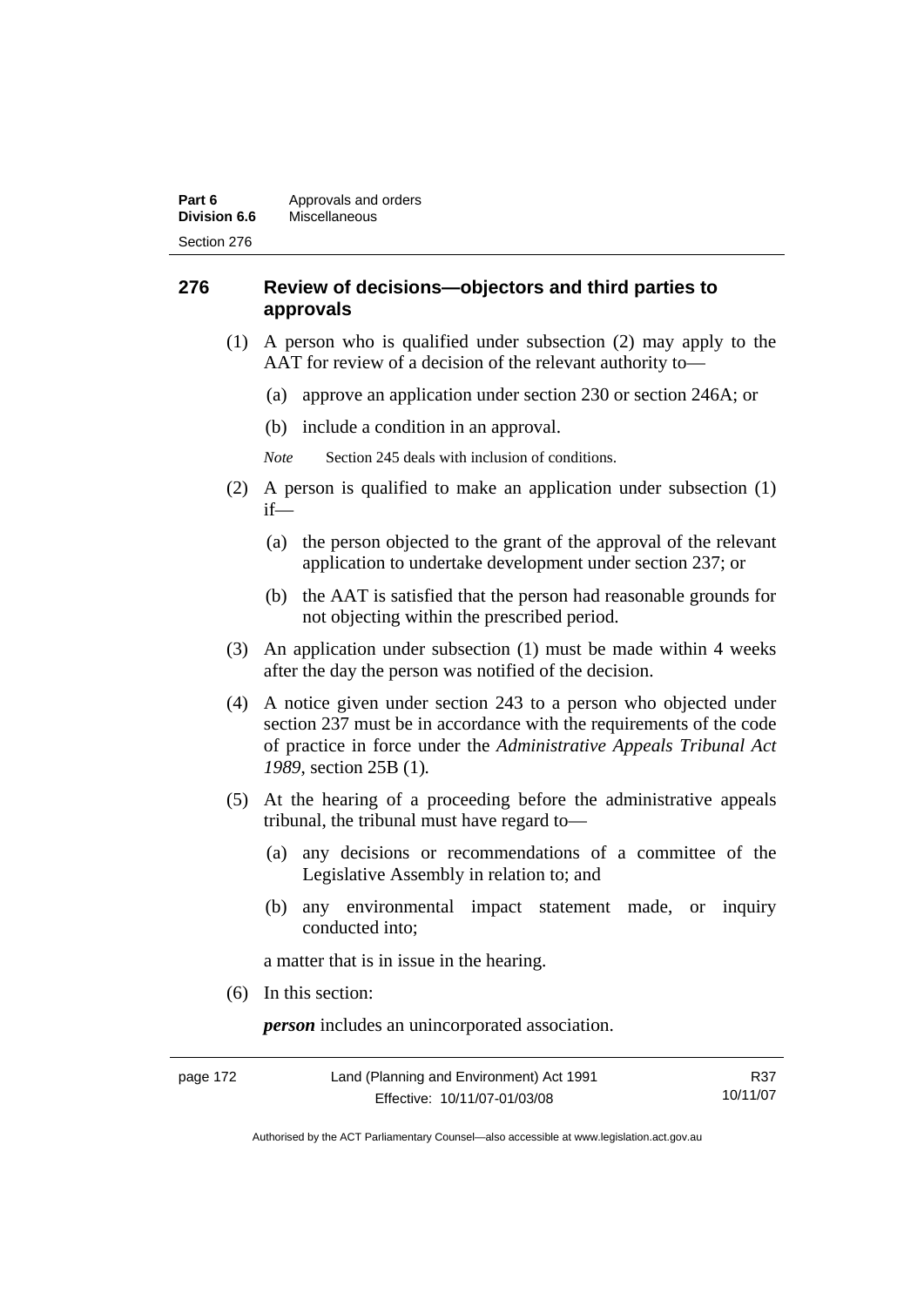## 276 Review of decisions—objectors and third parties to approvals

(1) A person who is qualified under subsection (2) may apply to the AAT for review of a decision of the relevant authority to—

(a) approve an application under section 230 or section 246A; or

(b) include a condition in an approval.

*Note* Section 245 deals with inclusion of conditions.

(2) A person is qualified to make an application under subsection (1) if—

(a) the person objected to the grant of the approval of the relevant application to undertake development under section 237; or

(b) the AAT is satisfied that the person had reasonable grounds for not objecting within the prescribed period.

(3) An application under subsection (1) must be made within 4 weeks after the day the person was notified of the decision.

(4) A notice given under section 243 to a person who objected under section 237 must be in accordance with the requirements of the code of practice in force under the *Administrative Appeals Tribunal Act 1989*, section 25B (1).

(5) At the hearing of a proceeding before the administrative appeals tribunal, the tribunal must have regard to—

(a) any decisions or recommendations of a committee of the Legislative Assembly in relation to; and

(b) any environmental impact statement made, or inquiry conducted into;

a matter that is in issue in the hearing.

(6) In this section:

***person*** includes an unincorporated association.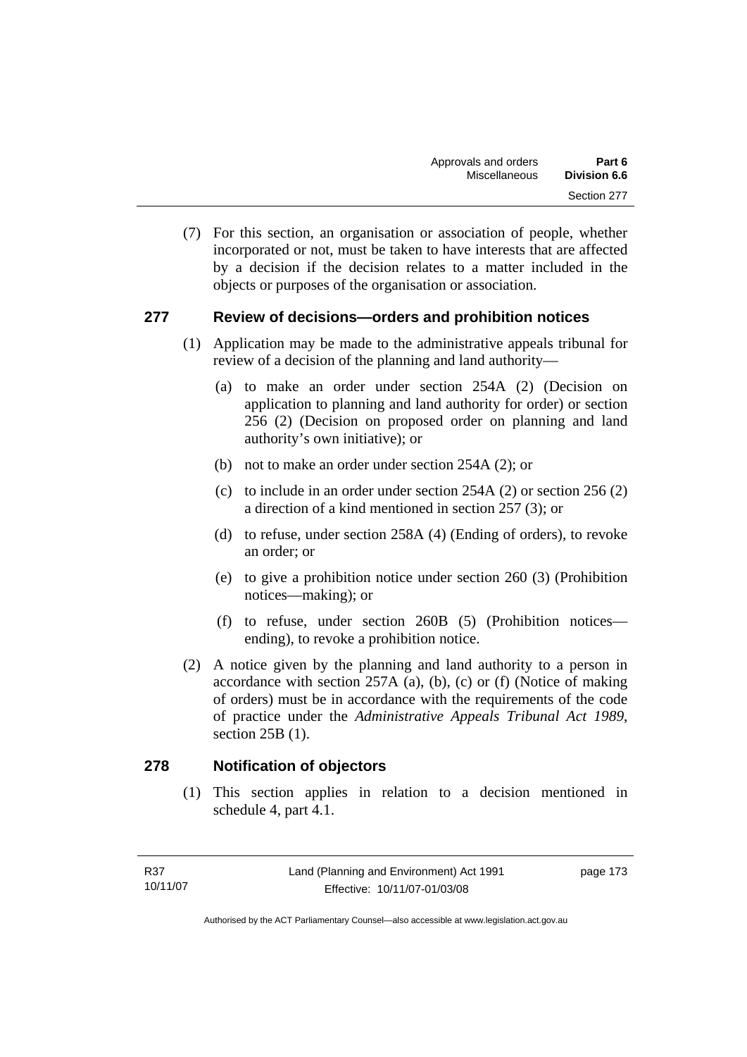(7) For this section, an organisation or association of people, whether incorporated or not, must be taken to have interests that are affected by a decision if the decision relates to a matter included in the objects or purposes of the organisation or association.

## 277 Review of decisions—orders and prohibition notices

(1) Application may be made to the administrative appeals tribunal for review of a decision of the planning and land authority—

(a) to make an order under section 254A (2) (Decision on application to planning and land authority for order) or section 256 (2) (Decision on proposed order on planning and land authority's own initiative); or

(b) not to make an order under section 254A (2); or

(c) to include in an order under section 254A (2) or section 256 (2) a direction of a kind mentioned in section 257 (3); or

(d) to refuse, under section 258A (4) (Ending of orders), to revoke an order; or

(e) to give a prohibition notice under section 260 (3) (Prohibition notices—making); or

(f) to refuse, under section 260B (5) (Prohibition notices—ending), to revoke a prohibition notice.

(2) A notice given by the planning and land authority to a person in accordance with section 257A (a), (b), (c) or (f) (Notice of making of orders) must be in accordance with the requirements of the code of practice under the *Administrative Appeals Tribunal Act 1989*, section 25B (1).

## 278 Notification of objectors

(1) This section applies in relation to a decision mentioned in schedule 4, part 4.1.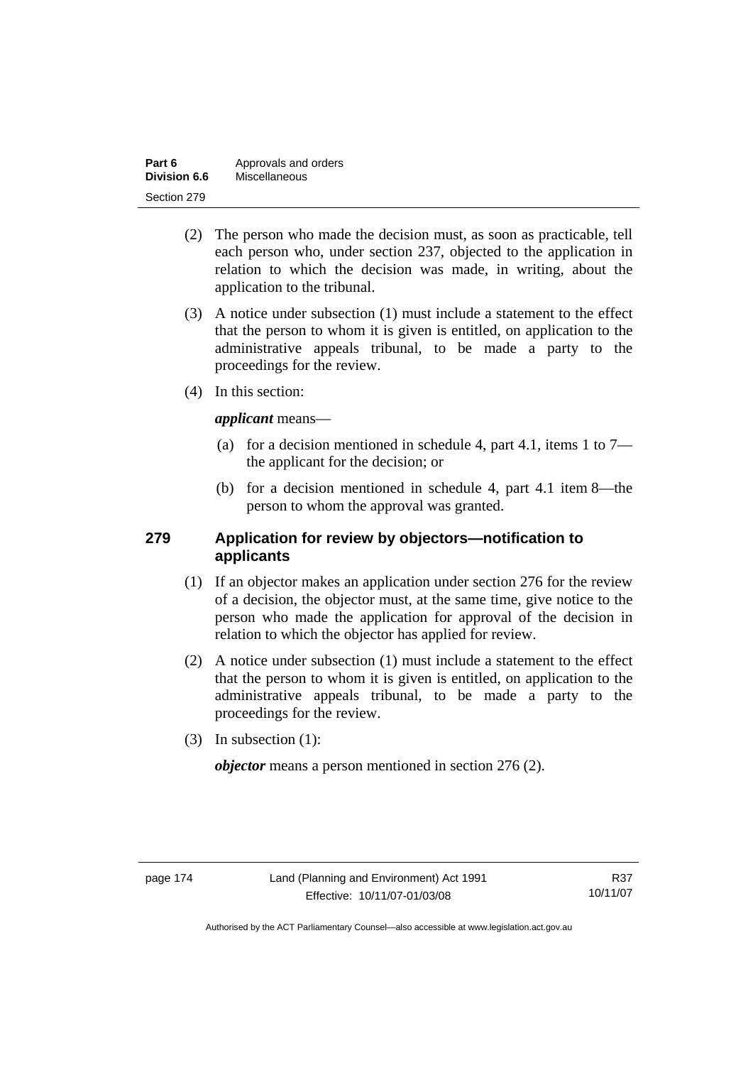(2) The person who made the decision must, as soon as practicable, tell each person who, under section 237, objected to the application in relation to which the decision was made, in writing, about the application to the tribunal.

(3) A notice under subsection (1) must include a statement to the effect that the person to whom it is given is entitled, on application to the administrative appeals tribunal, to be made a party to the proceedings for the review.

(4) In this section:

***applicant*** means—

(a) for a decision mentioned in schedule 4, part 4.1, items 1 to 7—the applicant for the decision; or

(b) for a decision mentioned in schedule 4, part 4.1 item 8—the person to whom the approval was granted.

## 279 Application for review by objectors—notification to applicants

(1) If an objector makes an application under section 276 for the review of a decision, the objector must, at the same time, give notice to the person who made the application for approval of the decision in relation to which the objector has applied for review.

(2) A notice under subsection (1) must include a statement to the effect that the person to whom it is given is entitled, on application to the administrative appeals tribunal, to be made a party to the proceedings for the review.

(3) In subsection (1):

***objector*** means a person mentioned in section 276 (2).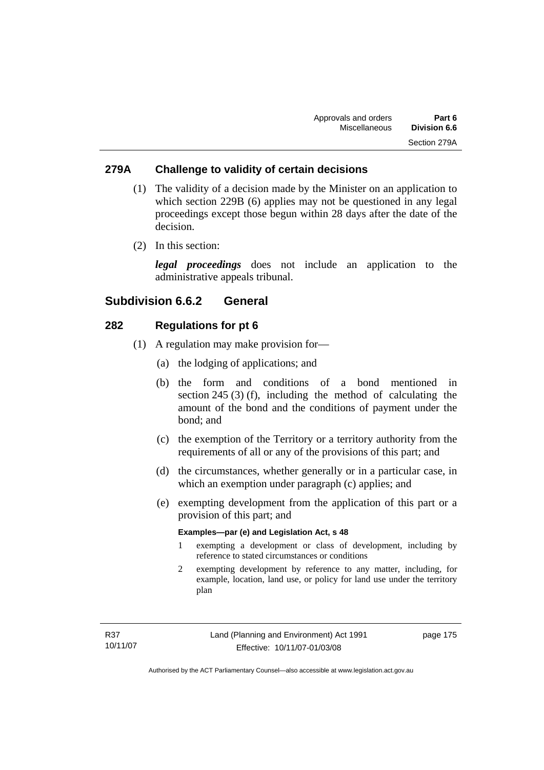## 279A Challenge to validity of certain decisions

(1) The validity of a decision made by the Minister on an application to which section 229B (6) applies may not be questioned in any legal proceedings except those begun within 28 days after the date of the decision.

(2) In this section:

***legal proceedings*** does not include an application to the administrative appeals tribunal.

# Subdivision 6.6.2 General

## 282 Regulations for pt 6

(1) A regulation may make provision for—

(a) the lodging of applications; and

(b) the form and conditions of a bond mentioned in section 245 (3) (f), including the method of calculating the amount of the bond and the conditions of payment under the bond; and

(c) the exemption of the Territory or a territory authority from the requirements of all or any of the provisions of this part; and

(d) the circumstances, whether generally or in a particular case, in which an exemption under paragraph (c) applies; and

(e) exempting development from the application of this part or a provision of this part; and

**Examples—par (e) and Legislation Act, s 48**

1 exempting a development or class of development, including by reference to stated circumstances or conditions

2 exempting development by reference to any matter, including, for example, location, land use, or policy for land use under the territory plan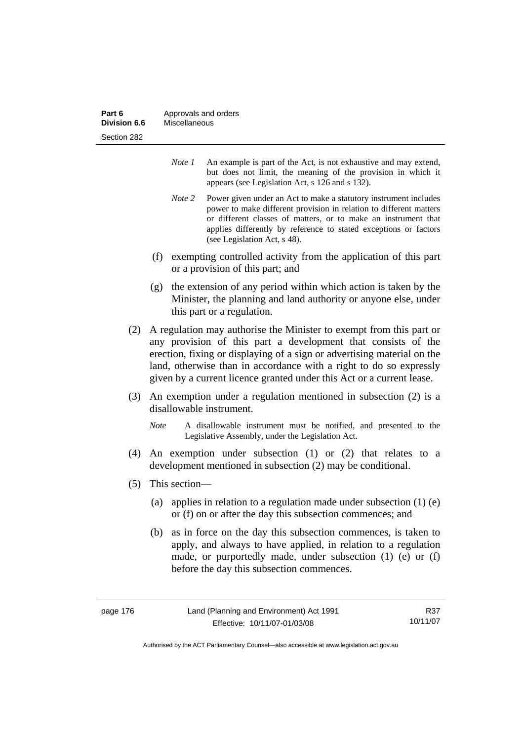*Note 1* An example is part of the Act, is not exhaustive and may extend, but does not limit, the meaning of the provision in which it appears (see Legislation Act, s 126 and s 132).

*Note 2* Power given under an Act to make a statutory instrument includes power to make different provision in relation to different matters or different classes of matters, or to make an instrument that applies differently by reference to stated exceptions or factors (see Legislation Act, s 48).

(f) exempting controlled activity from the application of this part or a provision of this part; and

(g) the extension of any period within which action is taken by the Minister, the planning and land authority or anyone else, under this part or a regulation.

(2) A regulation may authorise the Minister to exempt from this part or any provision of this part a development that consists of the erection, fixing or displaying of a sign or advertising material on the land, otherwise than in accordance with a right to do so expressly given by a current licence granted under this Act or a current lease.

(3) An exemption under a regulation mentioned in subsection (2) is a disallowable instrument.

*Note* A disallowable instrument must be notified, and presented to the Legislative Assembly, under the Legislation Act.

(4) An exemption under subsection (1) or (2) that relates to a development mentioned in subsection (2) may be conditional.

(5) This section—

(a) applies in relation to a regulation made under subsection (1) (e) or (f) on or after the day this subsection commences; and

(b) as in force on the day this subsection commences, is taken to apply, and always to have applied, in relation to a regulation made, or purportedly made, under subsection (1) (e) or (f) before the day this subsection commences.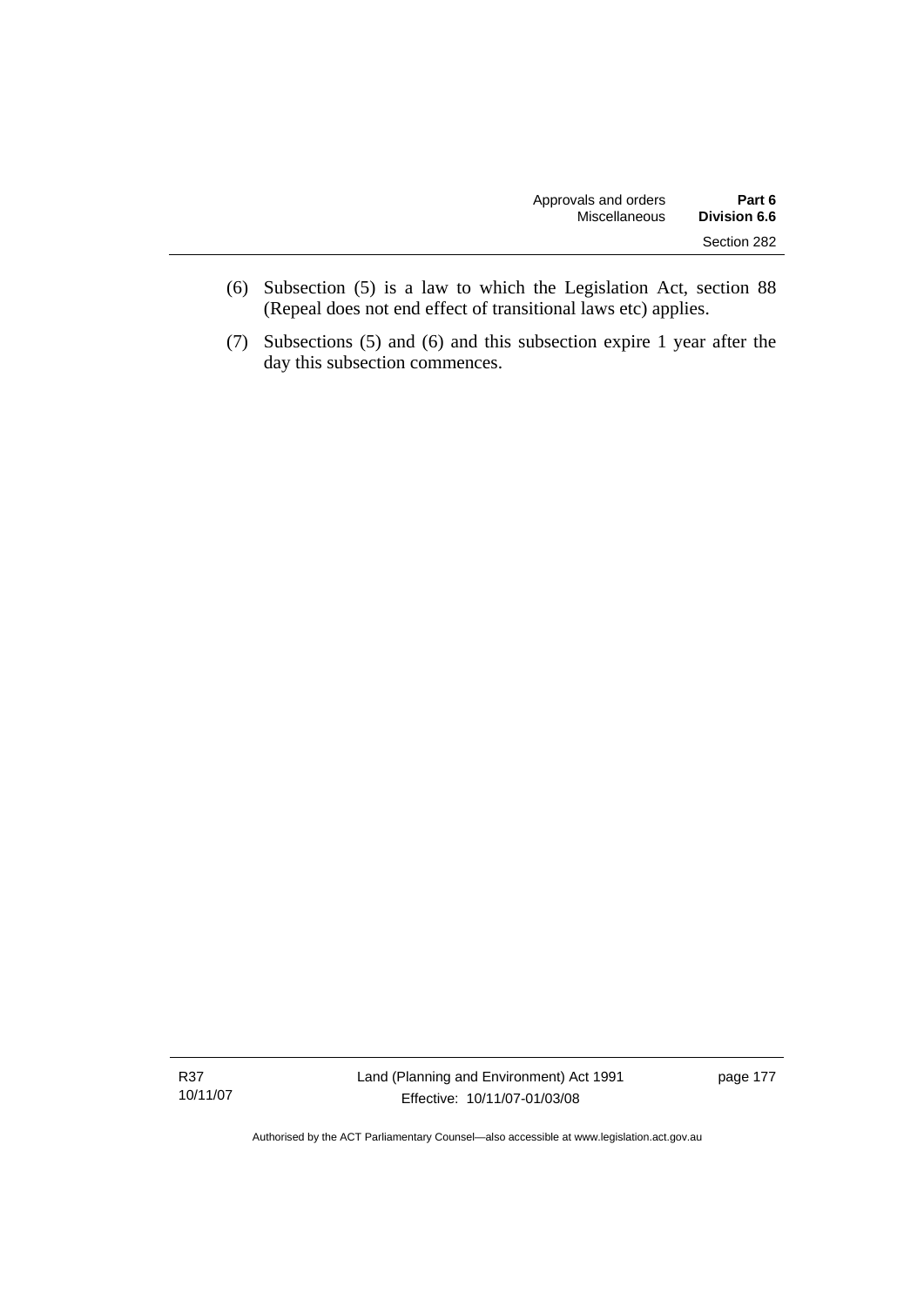(6) Subsection (5) is a law to which the Legislation Act, section 88 (Repeal does not end effect of transitional laws etc) applies.

(7) Subsections (5) and (6) and this subsection expire 1 year after the day this subsection commences.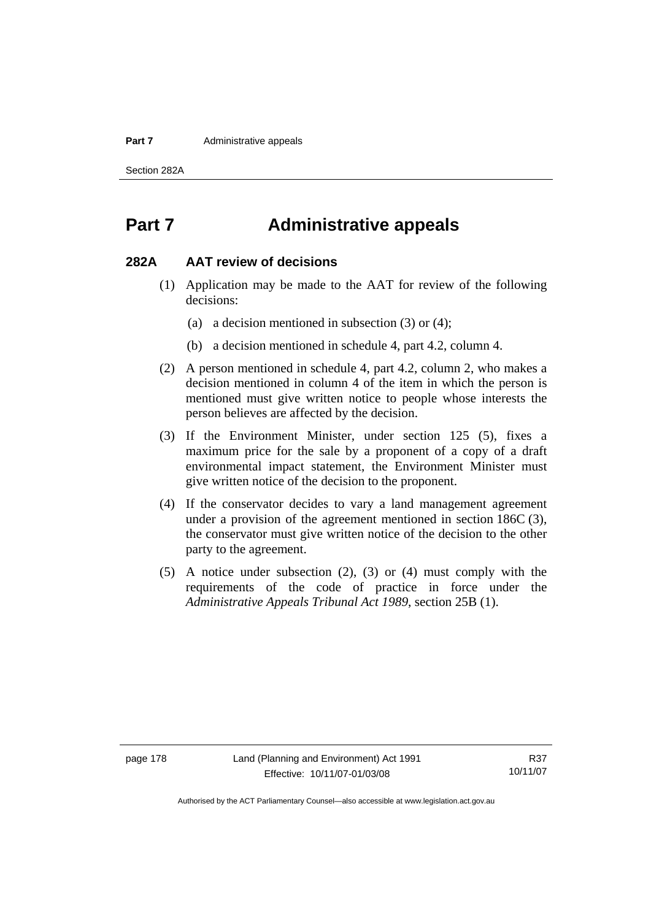# Part 7 Administrative appeals

## 282A AAT review of decisions

(1) Application may be made to the AAT for review of the following decisions:

(a) a decision mentioned in subsection (3) or (4);

(b) a decision mentioned in schedule 4, part 4.2, column 4.

(2) A person mentioned in schedule 4, part 4.2, column 2, who makes a decision mentioned in column 4 of the item in which the person is mentioned must give written notice to people whose interests the person believes are affected by the decision.

(3) If the Environment Minister, under section 125 (5), fixes a maximum price for the sale by a proponent of a copy of a draft environmental impact statement, the Environment Minister must give written notice of the decision to the proponent.

(4) If the conservator decides to vary a land management agreement under a provision of the agreement mentioned in section 186C (3), the conservator must give written notice of the decision to the other party to the agreement.

(5) A notice under subsection (2), (3) or (4) must comply with the requirements of the code of practice in force under the *Administrative Appeals Tribunal Act 1989*, section 25B (1).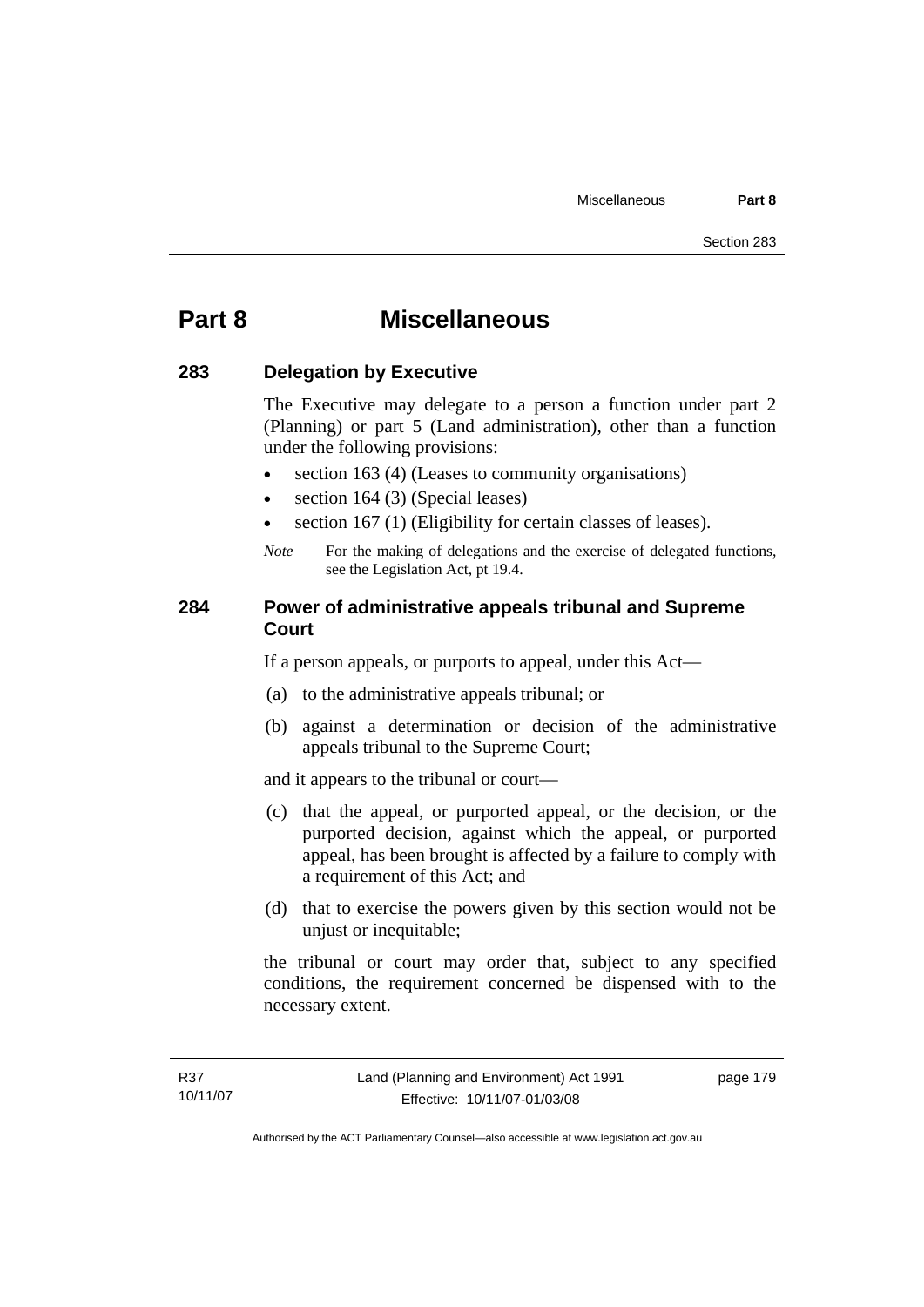# Part 8 Miscellaneous

## 283 Delegation by Executive

The Executive may delegate to a person a function under part 2 (Planning) or part 5 (Land administration), other than a function under the following provisions:

- section 163 (4) (Leases to community organisations)
- section 164 (3) (Special leases)
- section 167 (1) (Eligibility for certain classes of leases).

*Note* For the making of delegations and the exercise of delegated functions, see the Legislation Act, pt 19.4.

## 284 Power of administrative appeals tribunal and Supreme Court

If a person appeals, or purports to appeal, under this Act—

(a) to the administrative appeals tribunal; or

(b) against a determination or decision of the administrative appeals tribunal to the Supreme Court;

and it appears to the tribunal or court—

(c) that the appeal, or purported appeal, or the decision, or the purported decision, against which the appeal, or purported appeal, has been brought is affected by a failure to comply with a requirement of this Act; and

(d) that to exercise the powers given by this section would not be unjust or inequitable;

the tribunal or court may order that, subject to any specified conditions, the requirement concerned be dispensed with to the necessary extent.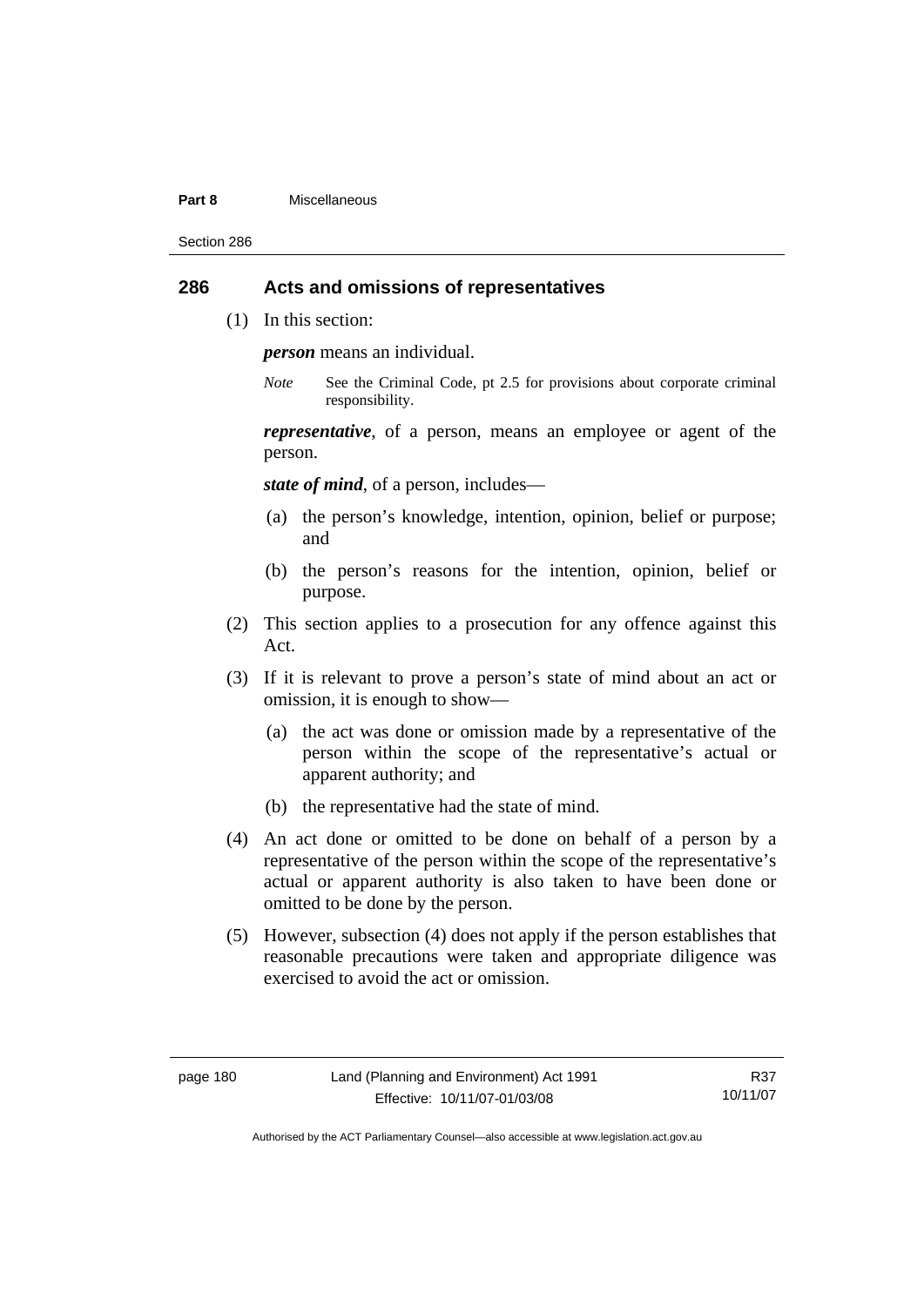## 286 Acts and omissions of representatives

(1) In this section:

***person*** means an individual.

*Note* See the Criminal Code, pt 2.5 for provisions about corporate criminal responsibility.

***representative***, of a person, means an employee or agent of the person.

***state of mind***, of a person, includes—

(a) the person's knowledge, intention, opinion, belief or purpose; and

(b) the person's reasons for the intention, opinion, belief or purpose.

(2) This section applies to a prosecution for any offence against this Act.

(3) If it is relevant to prove a person's state of mind about an act or omission, it is enough to show—

(a) the act was done or omission made by a representative of the person within the scope of the representative's actual or apparent authority; and

(b) the representative had the state of mind.

(4) An act done or omitted to be done on behalf of a person by a representative of the person within the scope of the representative's actual or apparent authority is also taken to have been done or omitted to be done by the person.

(5) However, subsection (4) does not apply if the person establishes that reasonable precautions were taken and appropriate diligence was exercised to avoid the act or omission.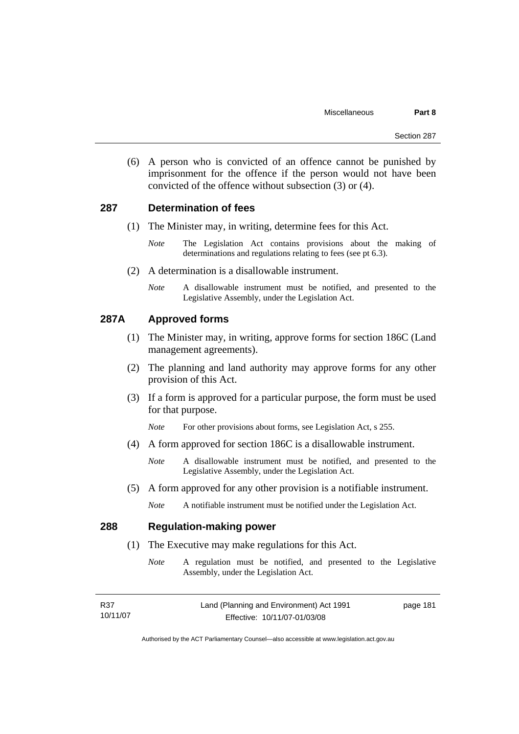(6) A person who is convicted of an offence cannot be punished by imprisonment for the offence if the person would not have been convicted of the offence without subsection (3) or (4).

## 287 Determination of fees

(1) The Minister may, in writing, determine fees for this Act.

*Note* The Legislation Act contains provisions about the making of determinations and regulations relating to fees (see pt 6.3).

(2) A determination is a disallowable instrument.

*Note* A disallowable instrument must be notified, and presented to the Legislative Assembly, under the Legislation Act.

## 287A Approved forms

(1) The Minister may, in writing, approve forms for section 186C (Land management agreements).

(2) The planning and land authority may approve forms for any other provision of this Act.

(3) If a form is approved for a particular purpose, the form must be used for that purpose.

*Note* For other provisions about forms, see Legislation Act, s 255.

(4) A form approved for section 186C is a disallowable instrument.

*Note* A disallowable instrument must be notified, and presented to the Legislative Assembly, under the Legislation Act.

(5) A form approved for any other provision is a notifiable instrument.

*Note* A notifiable instrument must be notified under the Legislation Act.

## 288 Regulation-making power

(1) The Executive may make regulations for this Act.

*Note* A regulation must be notified, and presented to the Legislative Assembly, under the Legislation Act.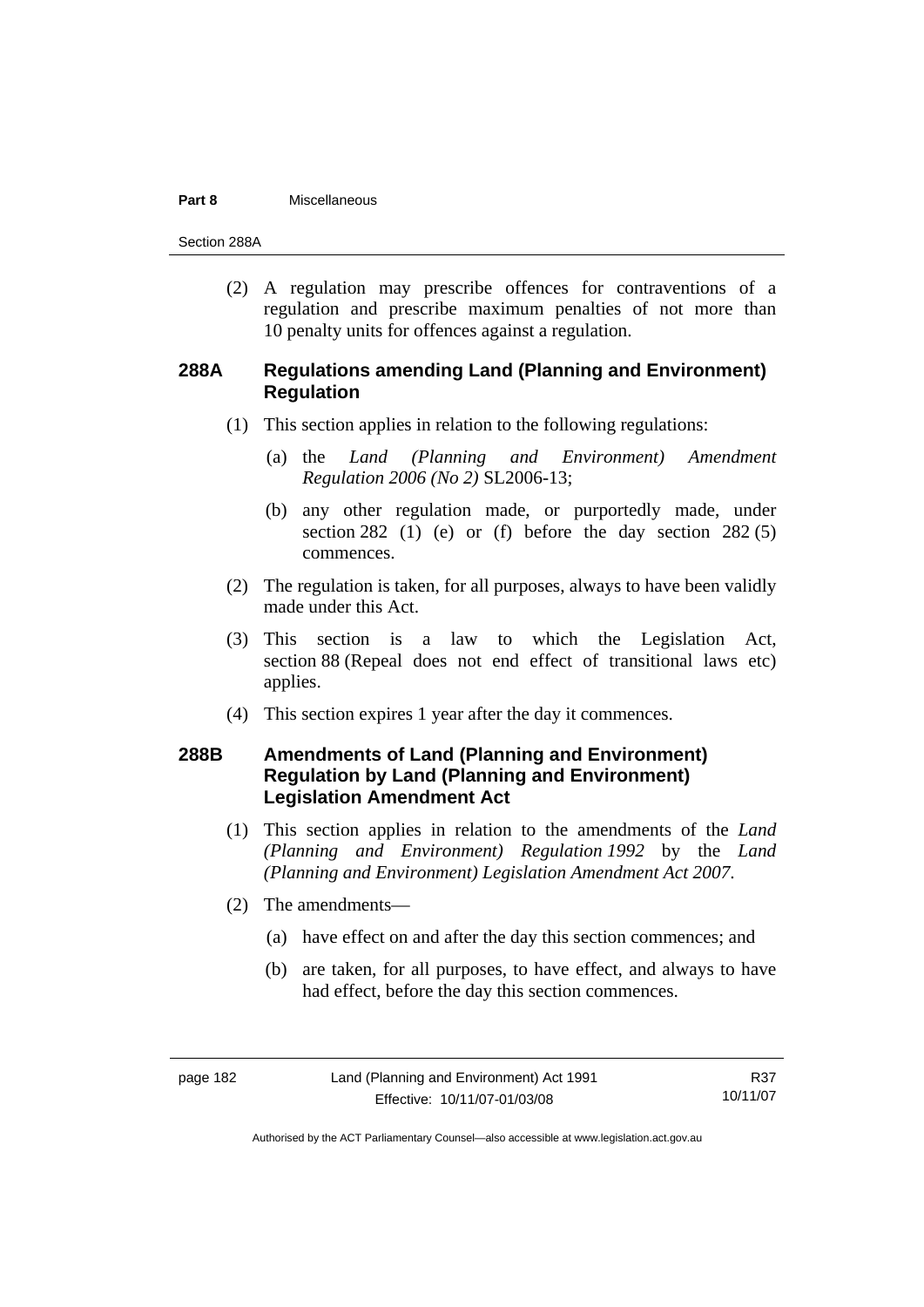(2) A regulation may prescribe offences for contraventions of a regulation and prescribe maximum penalties of not more than 10 penalty units for offences against a regulation.

### 288A Regulations amending Land (Planning and Environment) Regulation

(1) This section applies in relation to the following regulations:

(a) the *Land (Planning and Environment) Amendment Regulation 2006 (No 2)* SL2006-13;

(b) any other regulation made, or purportedly made, under section 282 (1) (e) or (f) before the day section 282 (5) commences.

(2) The regulation is taken, for all purposes, always to have been validly made under this Act.

(3) This section is a law to which the Legislation Act, section 88 (Repeal does not end effect of transitional laws etc) applies.

(4) This section expires 1 year after the day it commences.

### 288B Amendments of Land (Planning and Environment) Regulation by Land (Planning and Environment) Legislation Amendment Act

(1) This section applies in relation to the amendments of the *Land (Planning and Environment) Regulation 1992* by the *Land (Planning and Environment) Legislation Amendment Act 2007*.

(2) The amendments—

(a) have effect on and after the day this section commences; and

(b) are taken, for all purposes, to have effect, and always to have had effect, before the day this section commences.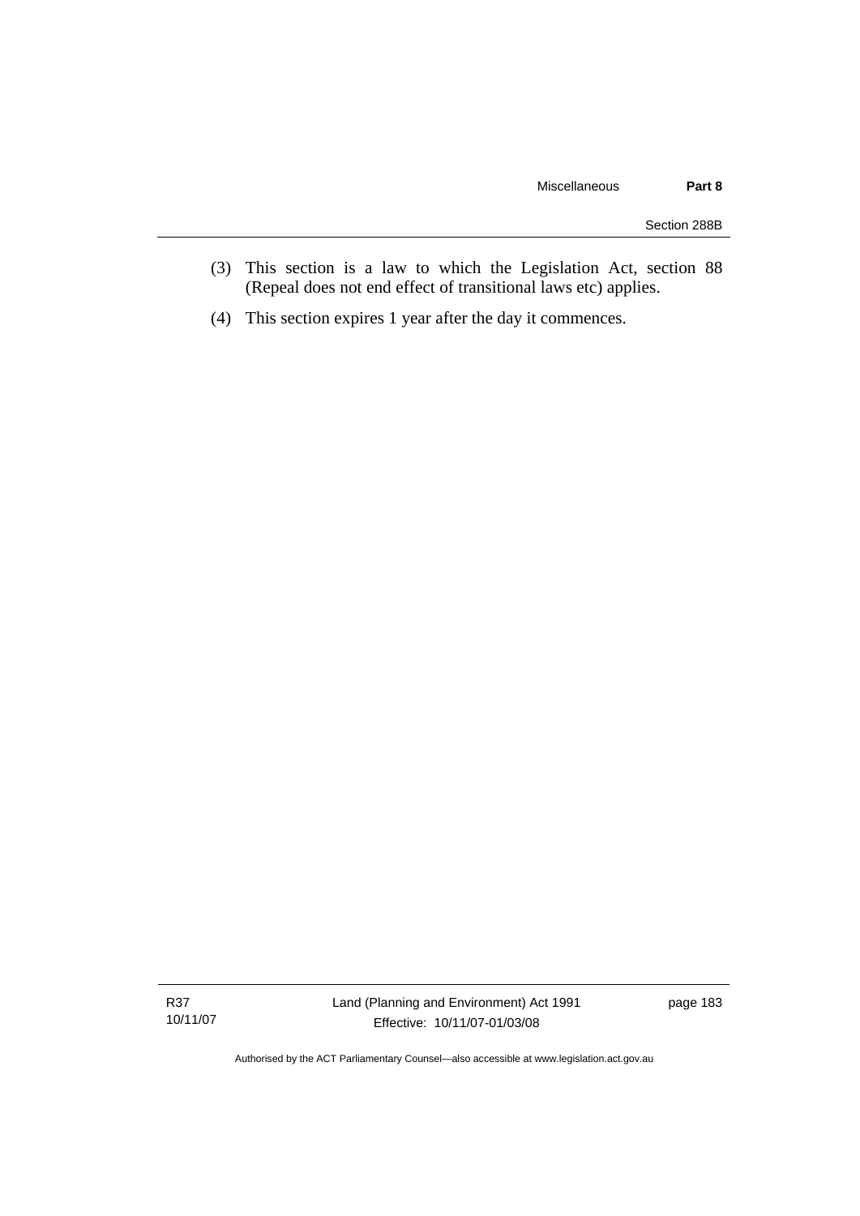(3) This section is a law to which the Legislation Act, section 88 (Repeal does not end effect of transitional laws etc) applies.

(4) This section expires 1 year after the day it commences.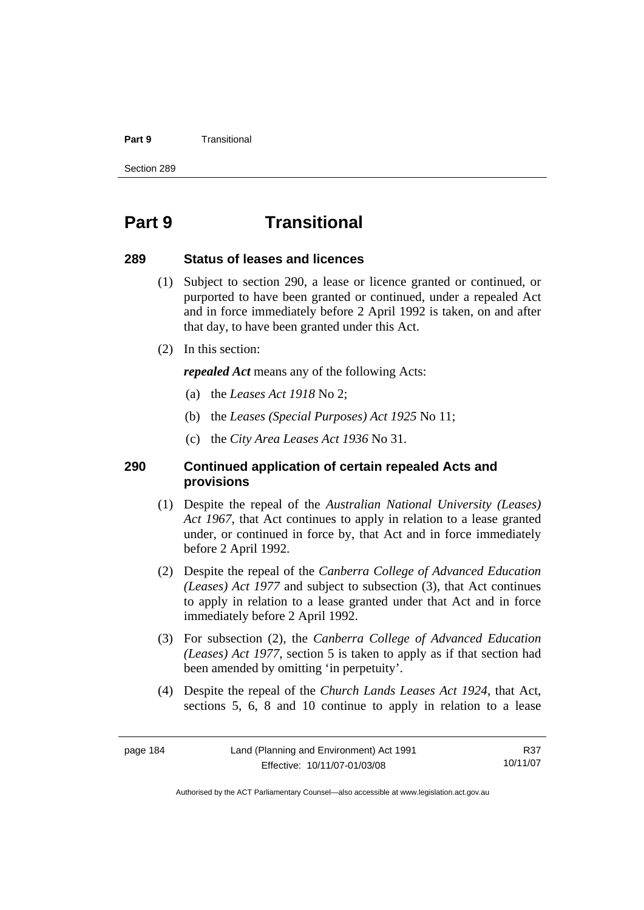# Part 9 Transitional

## 289 Status of leases and licences

(1) Subject to section 290, a lease or licence granted or continued, or purported to have been granted or continued, under a repealed Act and in force immediately before 2 April 1992 is taken, on and after that day, to have been granted under this Act.

(2) In this section:

***repealed Act*** means any of the following Acts:

(a) the *Leases Act 1918* No 2;

(b) the *Leases (Special Purposes) Act 1925* No 11;

(c) the *City Area Leases Act 1936* No 31.

## 290 Continued application of certain repealed Acts and provisions

(1) Despite the repeal of the *Australian National University (Leases) Act 1967*, that Act continues to apply in relation to a lease granted under, or continued in force by, that Act and in force immediately before 2 April 1992.

(2) Despite the repeal of the *Canberra College of Advanced Education (Leases) Act 1977* and subject to subsection (3), that Act continues to apply in relation to a lease granted under that Act and in force immediately before 2 April 1992.

(3) For subsection (2), the *Canberra College of Advanced Education (Leases) Act 1977*, section 5 is taken to apply as if that section had been amended by omitting 'in perpetuity'.

(4) Despite the repeal of the *Church Lands Leases Act 1924*, that Act, sections 5, 6, 8 and 10 continue to apply in relation to a lease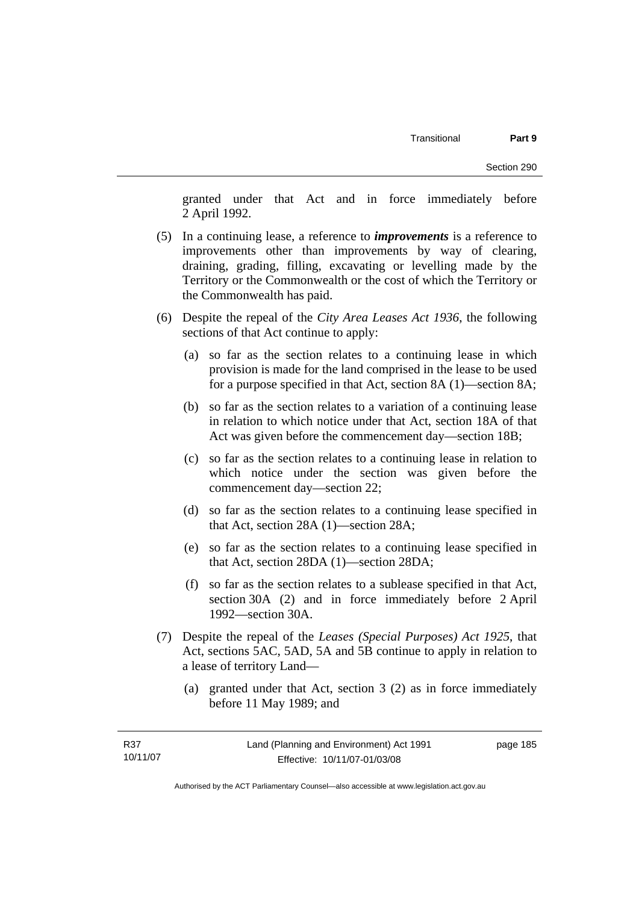granted under that Act and in force immediately before 2 April 1992.

(5) In a continuing lease, a reference to ***improvements*** is a reference to improvements other than improvements by way of clearing, draining, grading, filling, excavating or levelling made by the Territory or the Commonwealth or the cost of which the Territory or the Commonwealth has paid.

(6) Despite the repeal of the *City Area Leases Act 1936*, the following sections of that Act continue to apply:

   (a) so far as the section relates to a continuing lease in which provision is made for the land comprised in the lease to be used for a purpose specified in that Act, section 8A (1)—section 8A;

   (b) so far as the section relates to a variation of a continuing lease in relation to which notice under that Act, section 18A of that Act was given before the commencement day—section 18B;

   (c) so far as the section relates to a continuing lease in relation to which notice under the section was given before the commencement day—section 22;

   (d) so far as the section relates to a continuing lease specified in that Act, section 28A (1)—section 28A;

   (e) so far as the section relates to a continuing lease specified in that Act, section 28DA (1)—section 28DA;

   (f) so far as the section relates to a sublease specified in that Act, section 30A (2) and in force immediately before 2 April 1992—section 30A.

(7) Despite the repeal of the *Leases (Special Purposes) Act 1925*, that Act, sections 5AC, 5AD, 5A and 5B continue to apply in relation to a lease of territory Land—

   (a) granted under that Act, section 3 (2) as in force immediately before 11 May 1989; and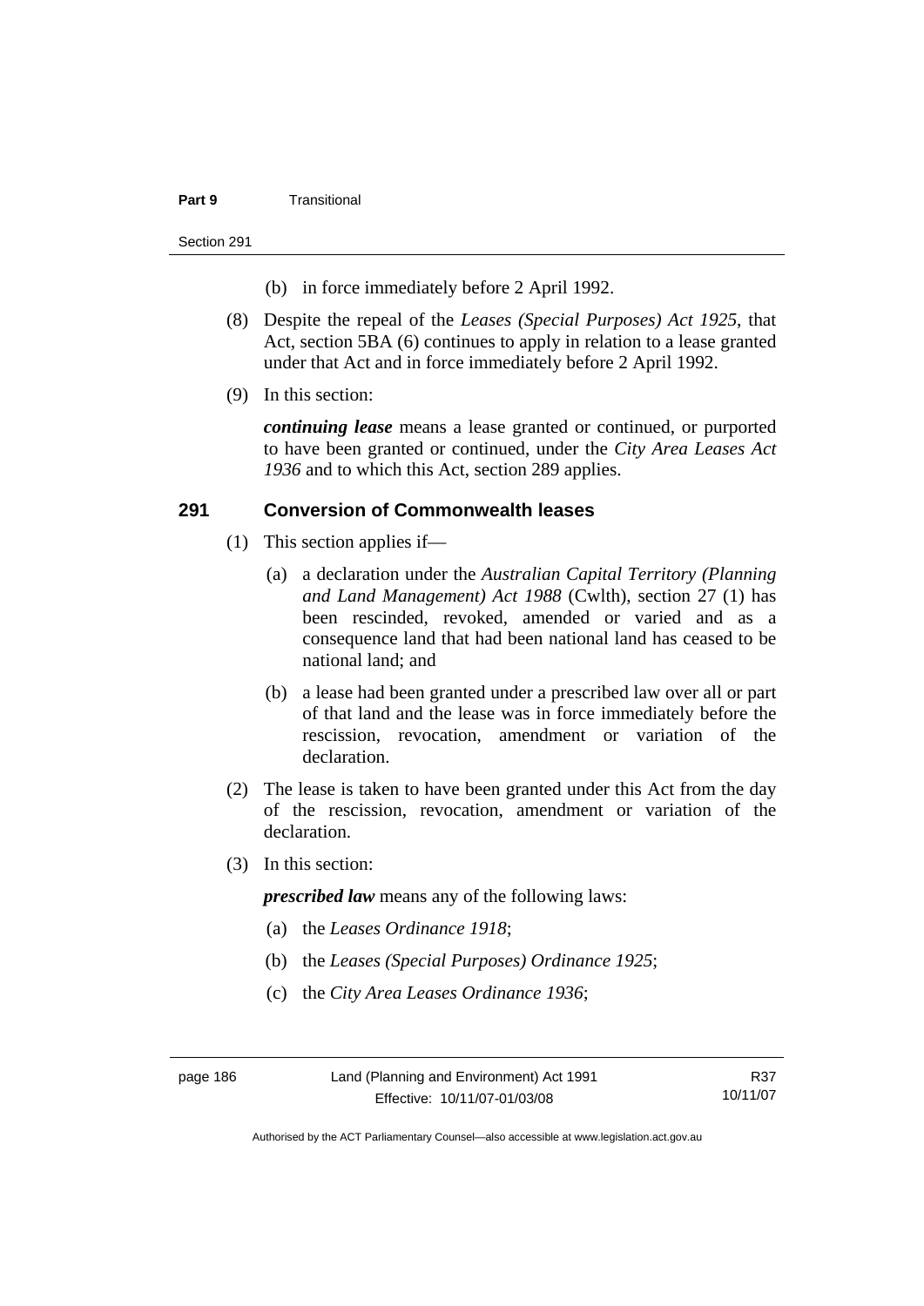(b) in force immediately before 2 April 1992.

(8) Despite the repeal of the *Leases (Special Purposes) Act 1925*, that Act, section 5BA (6) continues to apply in relation to a lease granted under that Act and in force immediately before 2 April 1992.

(9) In this section:

***continuing lease*** means a lease granted or continued, or purported to have been granted or continued, under the *City Area Leases Act 1936* and to which this Act, section 289 applies.

## 291 Conversion of Commonwealth leases

(1) This section applies if—

(a) a declaration under the *Australian Capital Territory (Planning and Land Management) Act 1988* (Cwlth), section 27 (1) has been rescinded, revoked, amended or varied and as a consequence land that had been national land has ceased to be national land; and

(b) a lease had been granted under a prescribed law over all or part of that land and the lease was in force immediately before the rescission, revocation, amendment or variation of the declaration.

(2) The lease is taken to have been granted under this Act from the day of the rescission, revocation, amendment or variation of the declaration.

(3) In this section:

***prescribed law*** means any of the following laws:

(a) the *Leases Ordinance 1918*;

(b) the *Leases (Special Purposes) Ordinance 1925*;

(c) the *City Area Leases Ordinance 1936*;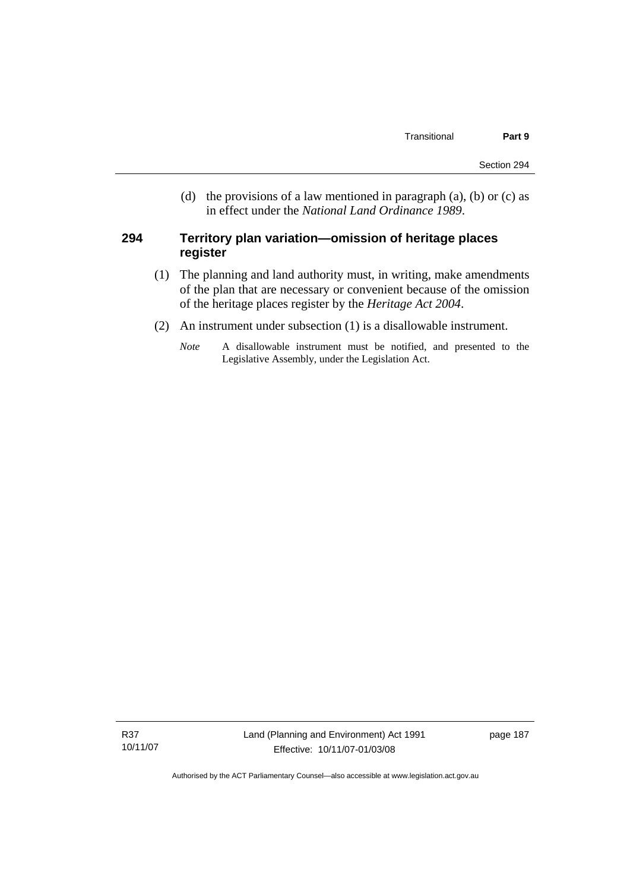(d) the provisions of a law mentioned in paragraph (a), (b) or (c) as in effect under the *National Land Ordinance 1989*.

### 294 Territory plan variation—omission of heritage places register

(1) The planning and land authority must, in writing, make amendments of the plan that are necessary or convenient because of the omission of the heritage places register by the *Heritage Act 2004*.

(2) An instrument under subsection (1) is a disallowable instrument.

*Note* A disallowable instrument must be notified, and presented to the Legislative Assembly, under the Legislation Act.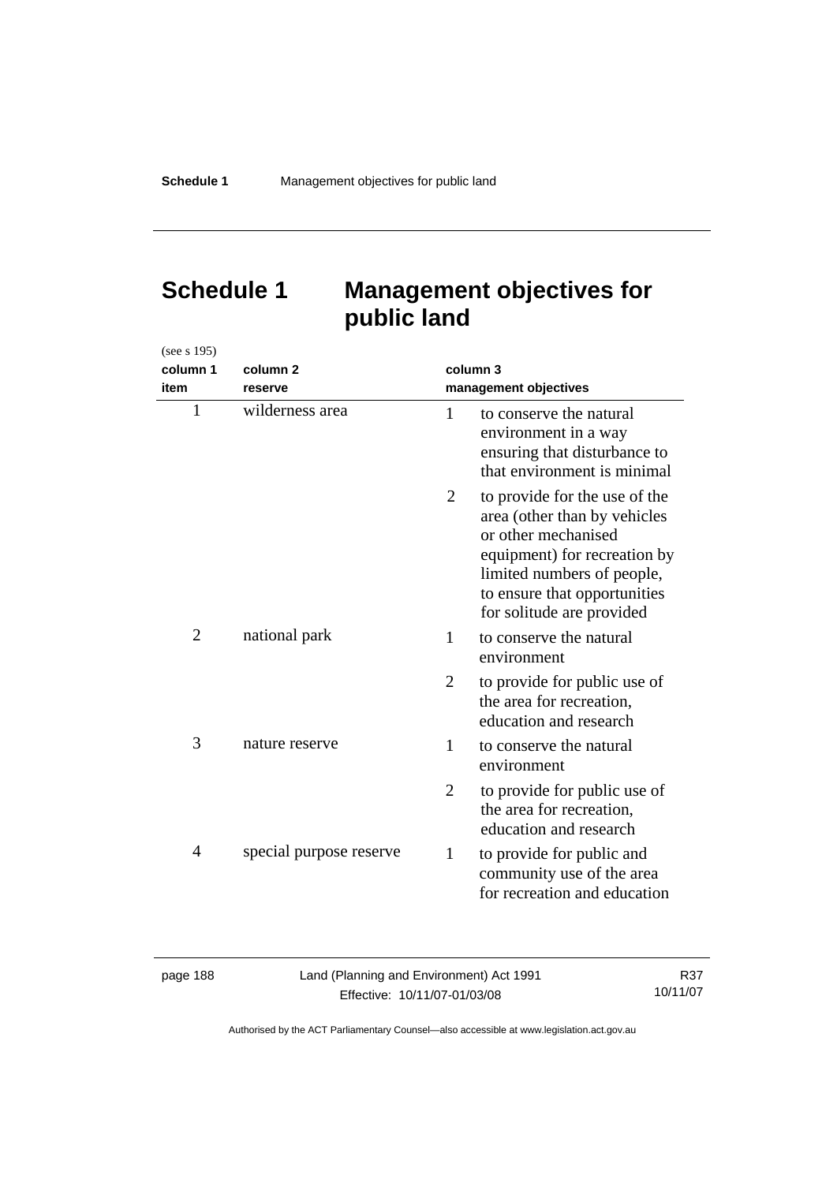# Schedule 1 Management objectives for public land

(see s 195)

| column 1<br>item | column 2<br>reserve | column 3<br>management objectives |
|---|---|---|
| 1 | wilderness area | 1 to conserve the natural environment in a way ensuring that disturbance to that environment is minimal |
| | | 2 to provide for the use of the area (other than by vehicles or other mechanised equipment) for recreation by limited numbers of people, to ensure that opportunities for solitude are provided |
| 2 | national park | 1 to conserve the natural environment |
| | | 2 to provide for public use of the area for recreation, education and research |
| 3 | nature reserve | 1 to conserve the natural environment |
| | | 2 to provide for public use of the area for recreation, education and research |
| 4 | special purpose reserve | 1 to provide for public and community use of the area for recreation and education |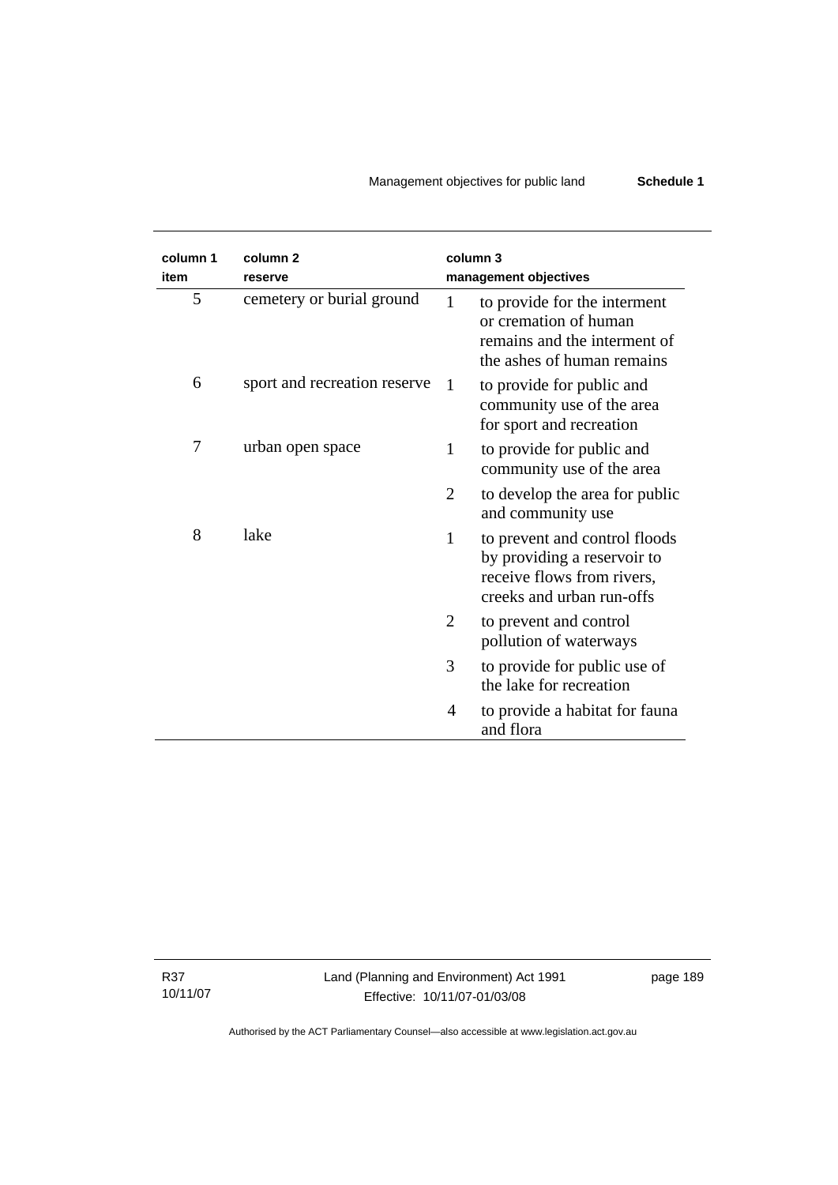| column 1 item | column 2 reserve | column 3 management objectives | |
|---|---|---|---|
| 5 | cemetery or burial ground | 1 | to provide for the interment or cremation of human remains and the interment of the ashes of human remains |
| 6 | sport and recreation reserve | 1 | to provide for public and community use of the area for sport and recreation |
| 7 | urban open space | 1 | to provide for public and community use of the area |
| | | 2 | to develop the area for public and community use |
| 8 | lake | 1 | to prevent and control floods by providing a reservoir to receive flows from rivers, creeks and urban run-offs |
| | | 2 | to prevent and control pollution of waterways |
| | | 3 | to provide for public use of the lake for recreation |
| | | 4 | to provide a habitat for fauna and flora |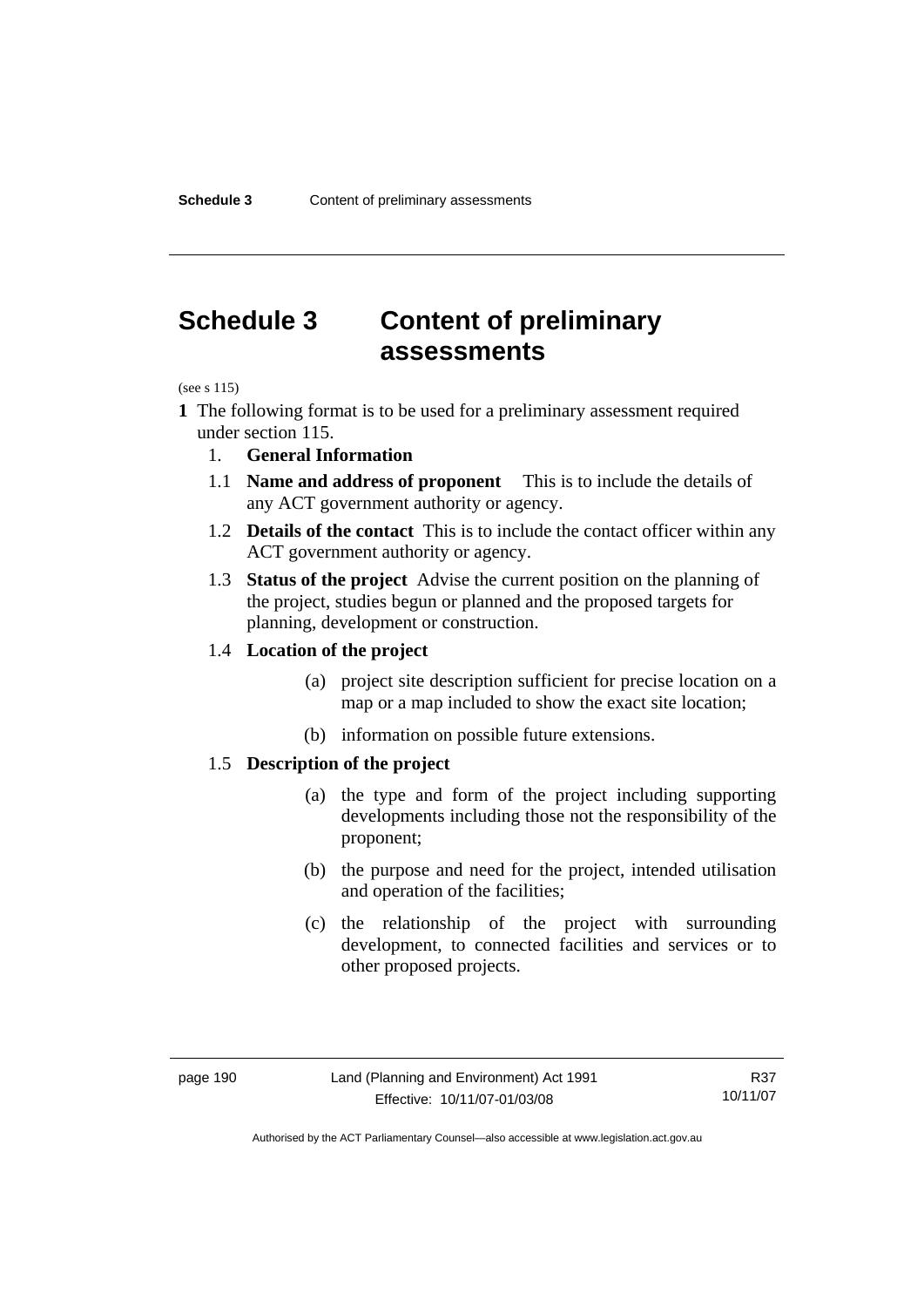# Schedule 3 Content of preliminary assessments

(see s 115)

**1** The following format is to be used for a preliminary assessment required under section 115.

1. **General Information**

1.1 **Name and address of proponent** This is to include the details of any ACT government authority or agency.

1.2 **Details of the contact** This is to include the contact officer within any ACT government authority or agency.

1.3 **Status of the project** Advise the current position on the planning of the project, studies begun or planned and the proposed targets for planning, development or construction.

1.4 **Location of the project**

(a) project site description sufficient for precise location on a map or a map included to show the exact site location;

(b) information on possible future extensions.

1.5 **Description of the project**

(a) the type and form of the project including supporting developments including those not the responsibility of the proponent;

(b) the purpose and need for the project, intended utilisation and operation of the facilities;

(c) the relationship of the project with surrounding development, to connected facilities and services or to other proposed projects.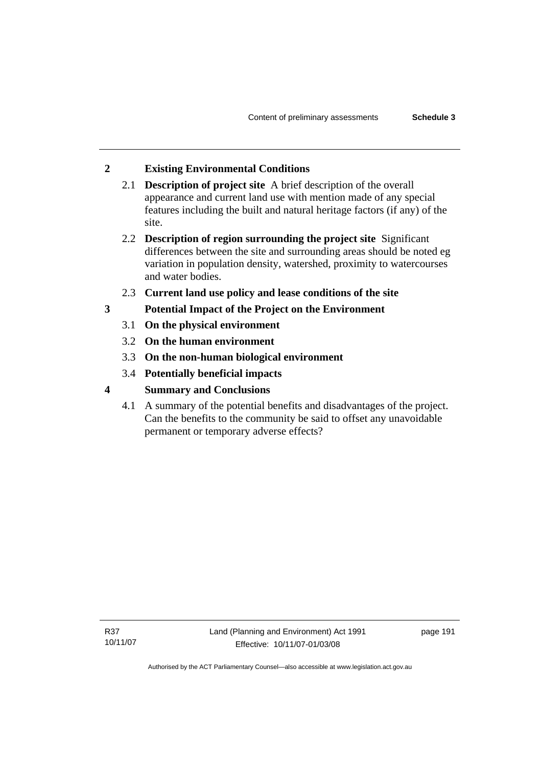## 2 Existing Environmental Conditions

2.1 **Description of project site** A brief description of the overall appearance and current land use with mention made of any special features including the built and natural heritage factors (if any) of the site.

2.2 **Description of region surrounding the project site** Significant differences between the site and surrounding areas should be noted eg variation in population density, watershed, proximity to watercourses and water bodies.

2.3 **Current land use policy and lease conditions of the site**

## 3 Potential Impact of the Project on the Environment

3.1 **On the physical environment**

3.2 **On the human environment**

3.3 **On the non-human biological environment**

3.4 **Potentially beneficial impacts**

## 4 Summary and Conclusions

4.1 A summary of the potential benefits and disadvantages of the project. Can the benefits to the community be said to offset any unavoidable permanent or temporary adverse effects?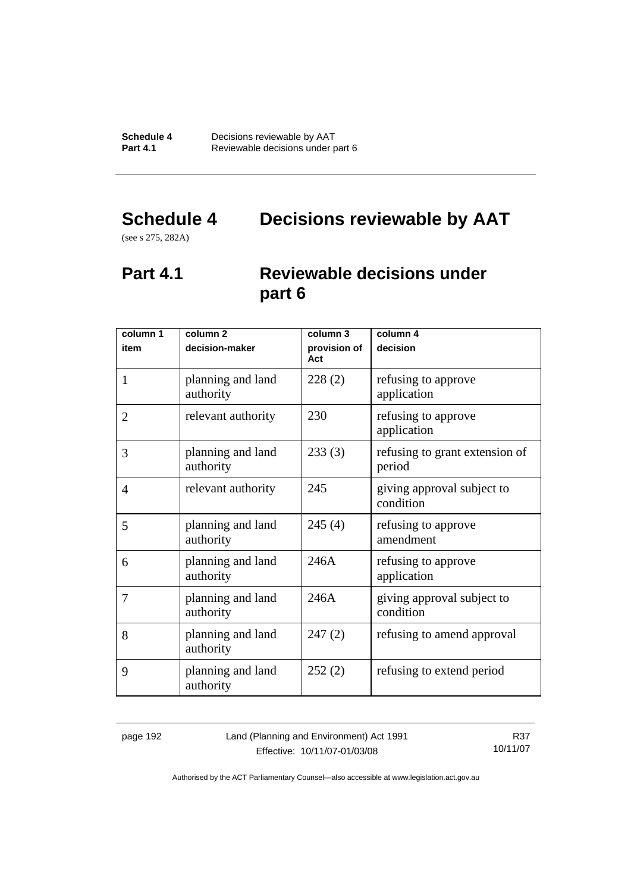# Schedule 4 Decisions reviewable by AAT

(see s 275, 282A)

## Part 4.1 Reviewable decisions under part 6

| column 1<br>item | column 2<br>decision-maker | column 3<br>provision of Act | column 4<br>decision |
|---|---|---|---|
| 1 | planning and land authority | 228 (2) | refusing to approve application |
| 2 | relevant authority | 230 | refusing to approve application |
| 3 | planning and land authority | 233 (3) | refusing to grant extension of period |
| 4 | relevant authority | 245 | giving approval subject to condition |
| 5 | planning and land authority | 245 (4) | refusing to approve amendment |
| 6 | planning and land authority | 246A | refusing to approve application |
| 7 | planning and land authority | 246A | giving approval subject to condition |
| 8 | planning and land authority | 247 (2) | refusing to amend approval |
| 9 | planning and land authority | 252 (2) | refusing to extend period |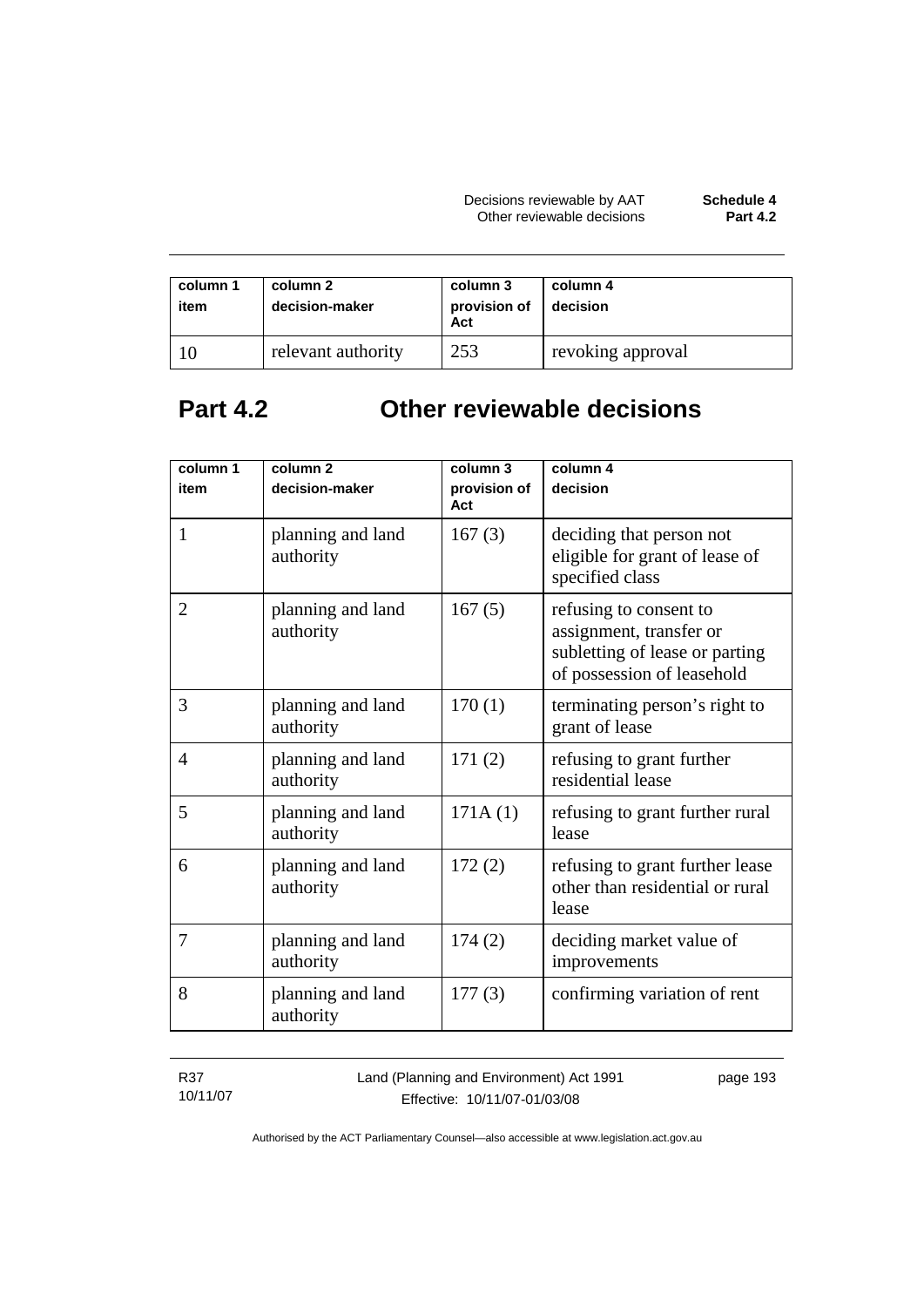| column 1 item | column 2 decision-maker | column 3 provision of Act | column 4 decision |
|---|---|---|---|
| 10 | relevant authority | 253 | revoking approval |

## Part 4.2 Other reviewable decisions

| column 1 item | column 2 decision-maker | column 3 provision of Act | column 4 decision |
|---|---|---|---|
| 1 | planning and land authority | 167 (3) | deciding that person not eligible for grant of lease of specified class |
| 2 | planning and land authority | 167 (5) | refusing to consent to assignment, transfer or subletting of lease or parting of possession of leasehold |
| 3 | planning and land authority | 170 (1) | terminating person's right to grant of lease |
| 4 | planning and land authority | 171 (2) | refusing to grant further residential lease |
| 5 | planning and land authority | 171A (1) | refusing to grant further rural lease |
| 6 | planning and land authority | 172 (2) | refusing to grant further lease other than residential or rural lease |
| 7 | planning and land authority | 174 (2) | deciding market value of improvements |
| 8 | planning and land authority | 177 (3) | confirming variation of rent |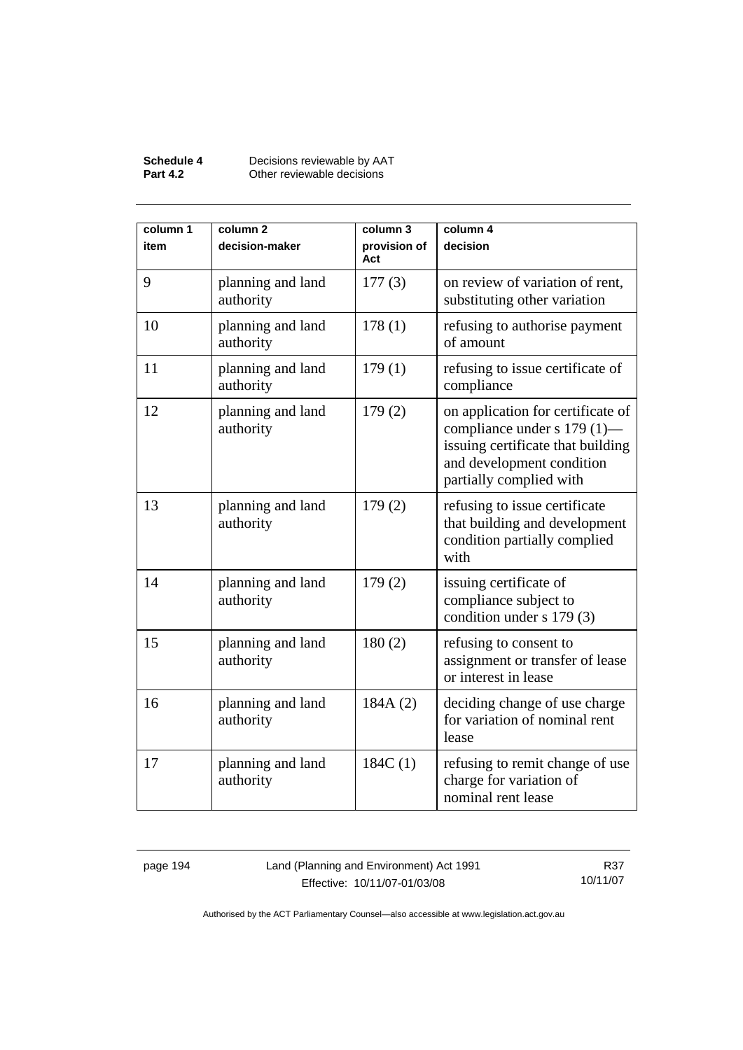| column 1<br>item | column 2<br>decision-maker | column 3<br>provision of Act | column 4<br>decision |
|---|---|---|---|
| 9 | planning and land authority | 177 (3) | on review of variation of rent, substituting other variation |
| 10 | planning and land authority | 178 (1) | refusing to authorise payment of amount |
| 11 | planning and land authority | 179 (1) | refusing to issue certificate of compliance |
| 12 | planning and land authority | 179 (2) | on application for certificate of compliance under s 179 (1)—issuing certificate that building and development condition partially complied with |
| 13 | planning and land authority | 179 (2) | refusing to issue certificate that building and development condition partially complied with |
| 14 | planning and land authority | 179 (2) | issuing certificate of compliance subject to condition under s 179 (3) |
| 15 | planning and land authority | 180 (2) | refusing to consent to assignment or transfer of lease or interest in lease |
| 16 | planning and land authority | 184A (2) | deciding change of use charge for variation of nominal rent lease |
| 17 | planning and land authority | 184C (1) | refusing to remit change of use charge for variation of nominal rent lease |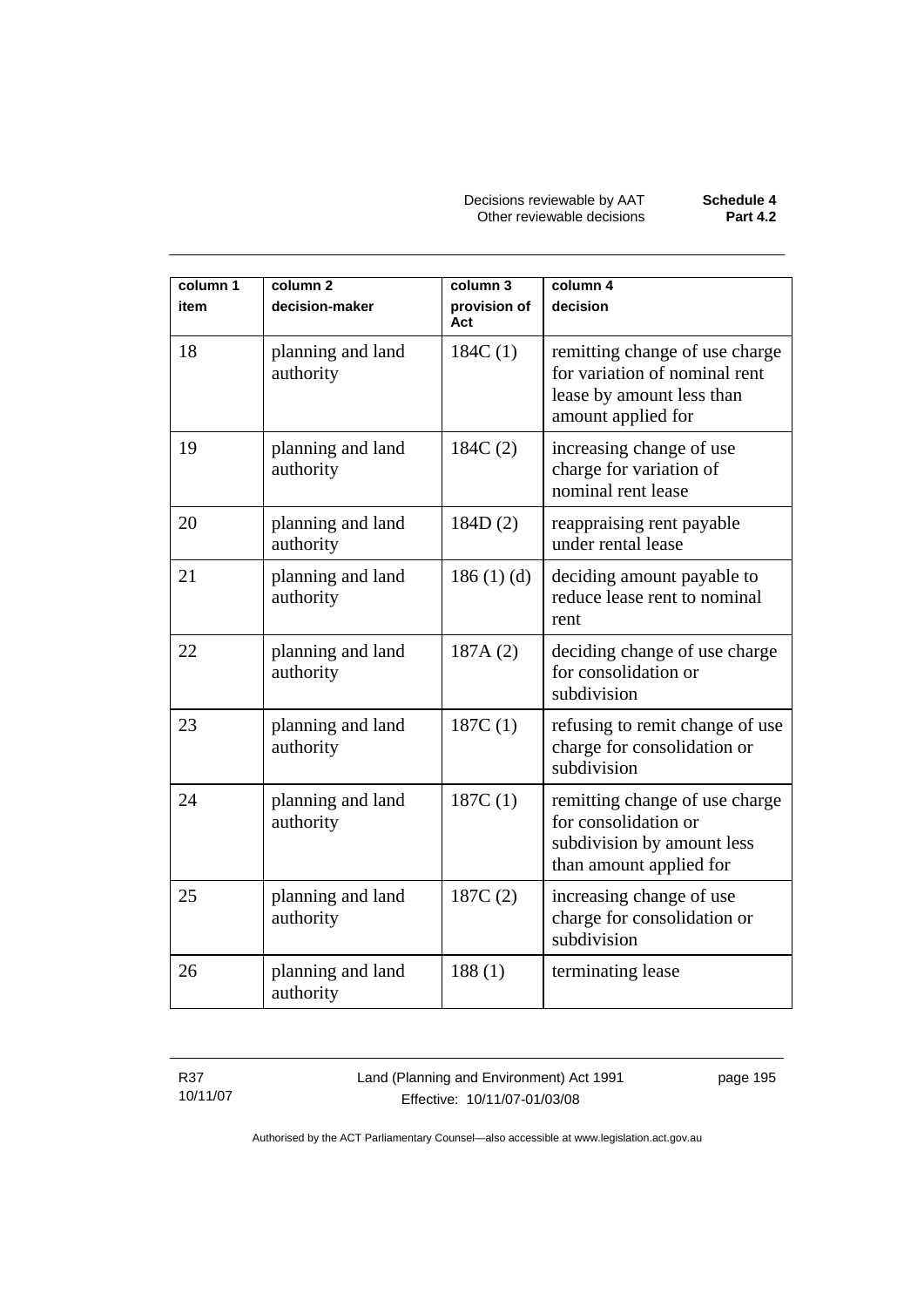| column 1 item | column 2 decision-maker | column 3 provision of Act | column 4 decision |
|---|---|---|---|
| 18 | planning and land authority | 184C (1) | remitting change of use charge for variation of nominal rent lease by amount less than amount applied for |
| 19 | planning and land authority | 184C (2) | increasing change of use charge for variation of nominal rent lease |
| 20 | planning and land authority | 184D (2) | reappraising rent payable under rental lease |
| 21 | planning and land authority | 186 (1) (d) | deciding amount payable to reduce lease rent to nominal rent |
| 22 | planning and land authority | 187A (2) | deciding change of use charge for consolidation or subdivision |
| 23 | planning and land authority | 187C (1) | refusing to remit change of use charge for consolidation or subdivision |
| 24 | planning and land authority | 187C (1) | remitting change of use charge for consolidation or subdivision by amount less than amount applied for |
| 25 | planning and land authority | 187C (2) | increasing change of use charge for consolidation or subdivision |
| 26 | planning and land authority | 188 (1) | terminating lease |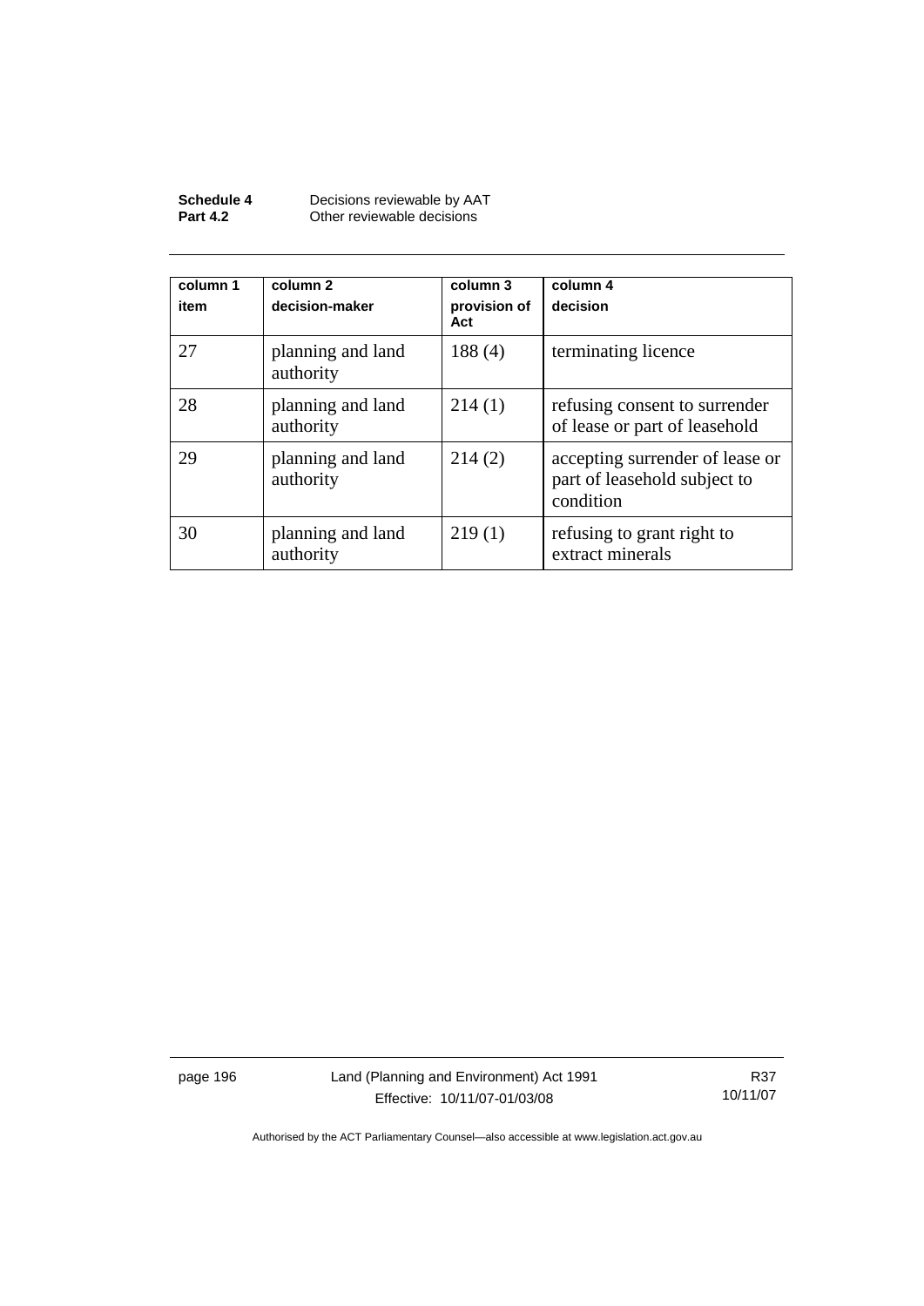| column 1 item | column 2 decision-maker | column 3 provision of Act | column 4 decision |
|---|---|---|---|
| 27 | planning and land authority | 188 (4) | terminating licence |
| 28 | planning and land authority | 214 (1) | refusing consent to surrender of lease or part of leasehold |
| 29 | planning and land authority | 214 (2) | accepting surrender of lease or part of leasehold subject to condition |
| 30 | planning and land authority | 219 (1) | refusing to grant right to extract minerals |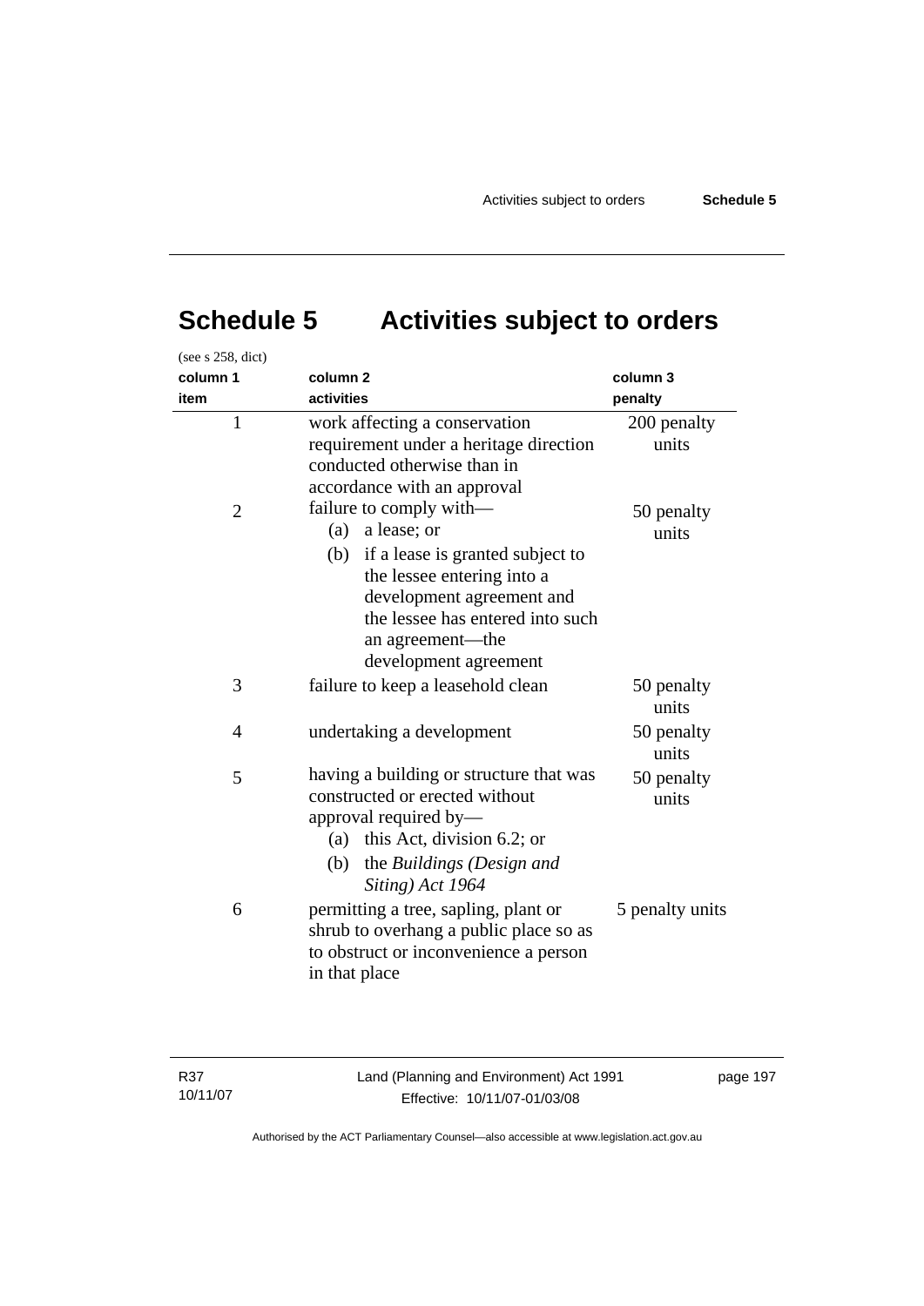# Schedule 5 Activities subject to orders

(see s 258, dict)

| column 1<br>item | column 2<br>activities | column 3<br>penalty |
|---|---|---|
| 1 | work affecting a conservation requirement under a heritage direction conducted otherwise than in accordance with an approval | 200 penalty units |
| 2 | failure to comply with—<br>(a) a lease; or<br>(b) if a lease is granted subject to the lessee entering into a development agreement and the lessee has entered into such an agreement—the development agreement | 50 penalty units |
| 3 | failure to keep a leasehold clean | 50 penalty units |
| 4 | undertaking a development | 50 penalty units |
| 5 | having a building or structure that was constructed or erected without approval required by—<br>(a) this Act, division 6.2; or<br>(b) the *Buildings (Design and Siting) Act 1964* | 50 penalty units |
| 6 | permitting a tree, sapling, plant or shrub to overhang a public place so as to obstruct or inconvenience a person in that place | 5 penalty units |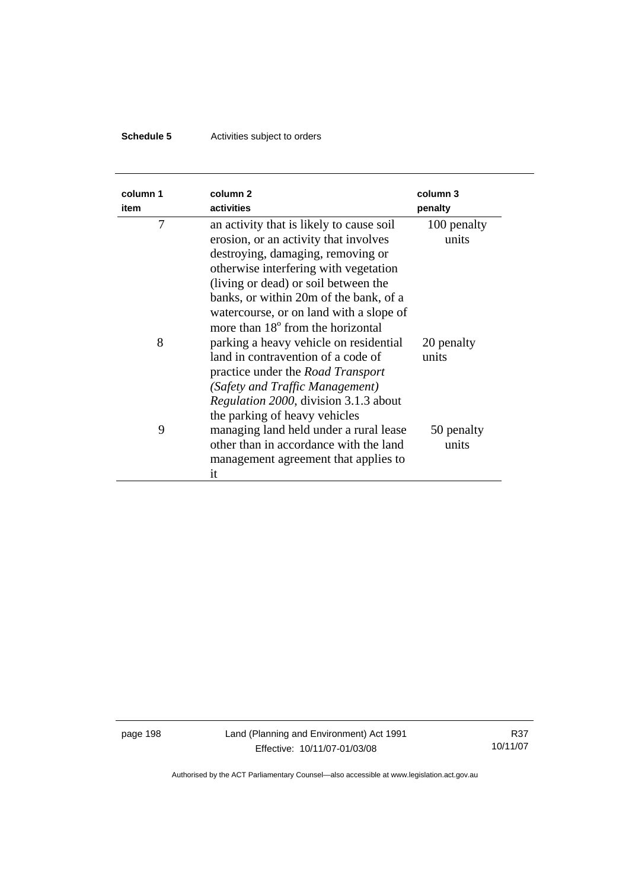| column 1 item | column 2 activities | column 3 penalty |
|---|---|---|
| 7 | an activity that is likely to cause soil erosion, or an activity that involves destroying, damaging, removing or otherwise interfering with vegetation (living or dead) or soil between the banks, or within 20m of the bank, of a watercourse, or on land with a slope of more than 18° from the horizontal | 100 penalty units |
| 8 | parking a heavy vehicle on residential land in contravention of a code of practice under the *Road Transport (Safety and Traffic Management) Regulation 2000*, division 3.1.3 about the parking of heavy vehicles | 20 penalty units |
| 9 | managing land held under a rural lease other than in accordance with the land management agreement that applies to it | 50 penalty units |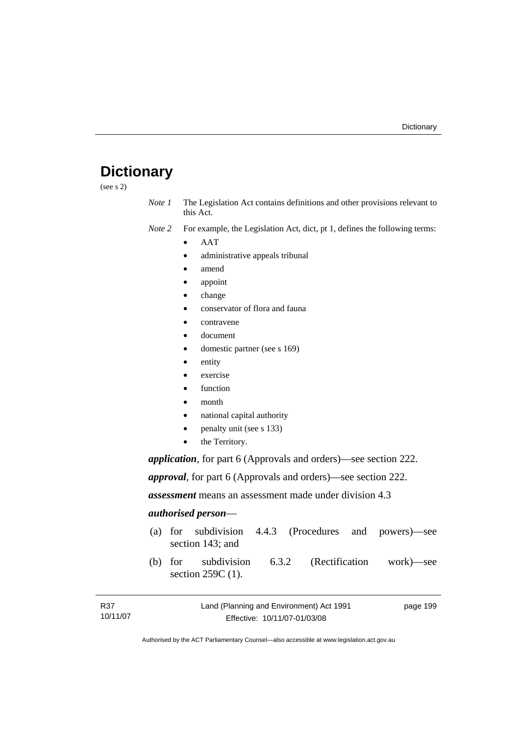# Dictionary

(see s 2)

*Note 1* The Legislation Act contains definitions and other provisions relevant to this Act.

*Note 2* For example, the Legislation Act, dict, pt 1, defines the following terms:

- AAT
- administrative appeals tribunal
- amend
- appoint
- change
- conservator of flora and fauna
- contravene
- document
- domestic partner (see s 169)
- entity
- exercise
- function
- month
- national capital authority
- penalty unit (see s 133)
- the Territory.

***application***, for part 6 (Approvals and orders)—see section 222.

***approval***, for part 6 (Approvals and orders)—see section 222.

***assessment*** means an assessment made under division 4.3

***authorised person***—

(a) for subdivision 4.4.3 (Procedures and powers)—see section 143; and

(b) for subdivision 6.3.2 (Rectification work)—see section 259C (1).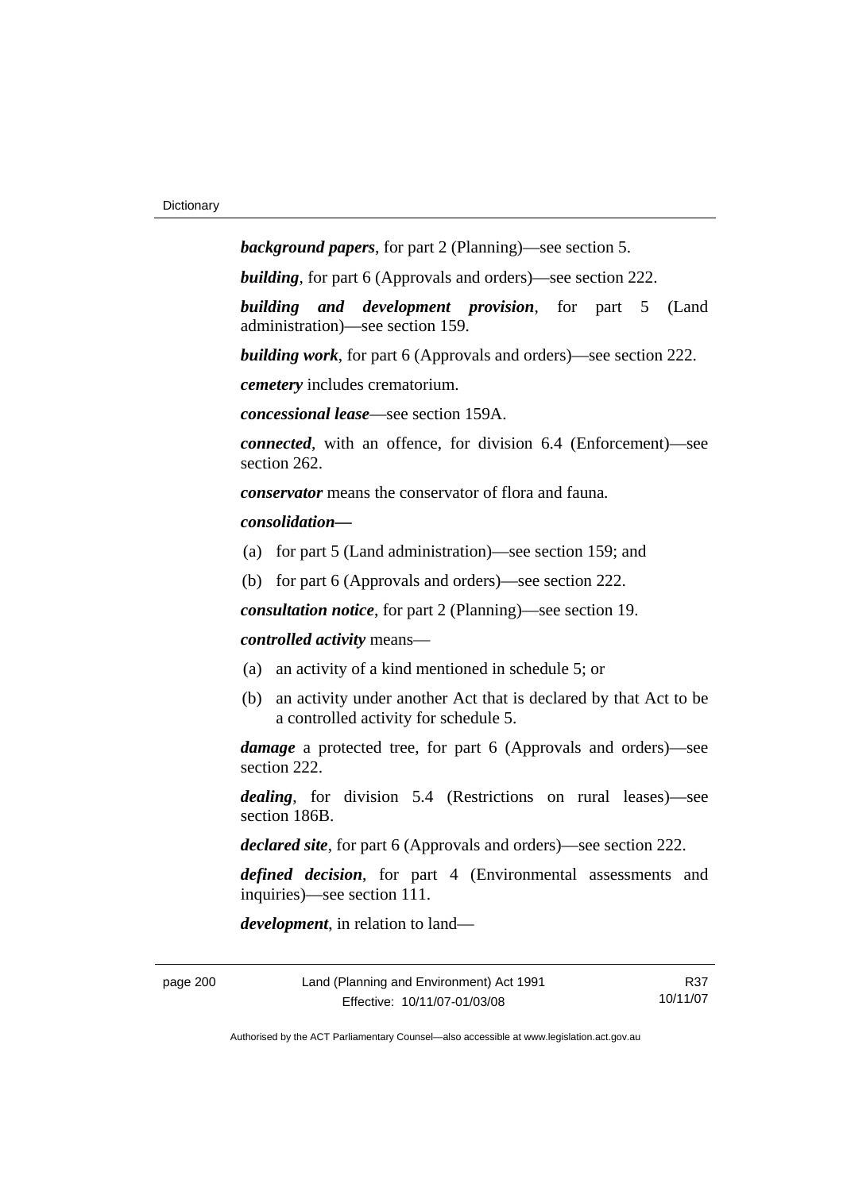***background papers***, for part 2 (Planning)—see section 5.

***building***, for part 6 (Approvals and orders)—see section 222.

***building and development provision***, for part 5 (Land administration)—see section 159.

***building work***, for part 6 (Approvals and orders)—see section 222.

***cemetery*** includes crematorium.

***concessional lease***—see section 159A.

***connected***, with an offence, for division 6.4 (Enforcement)—see section 262.

***conservator*** means the conservator of flora and fauna.

***consolidation—***

(a) for part 5 (Land administration)—see section 159; and

(b) for part 6 (Approvals and orders)—see section 222.

***consultation notice***, for part 2 (Planning)—see section 19.

***controlled activity*** means—

(a) an activity of a kind mentioned in schedule 5; or

(b) an activity under another Act that is declared by that Act to be a controlled activity for schedule 5.

***damage*** a protected tree, for part 6 (Approvals and orders)—see section 222.

***dealing***, for division 5.4 (Restrictions on rural leases)—see section 186B.

***declared site***, for part 6 (Approvals and orders)—see section 222.

***defined decision***, for part 4 (Environmental assessments and inquiries)—see section 111.

***development***, in relation to land—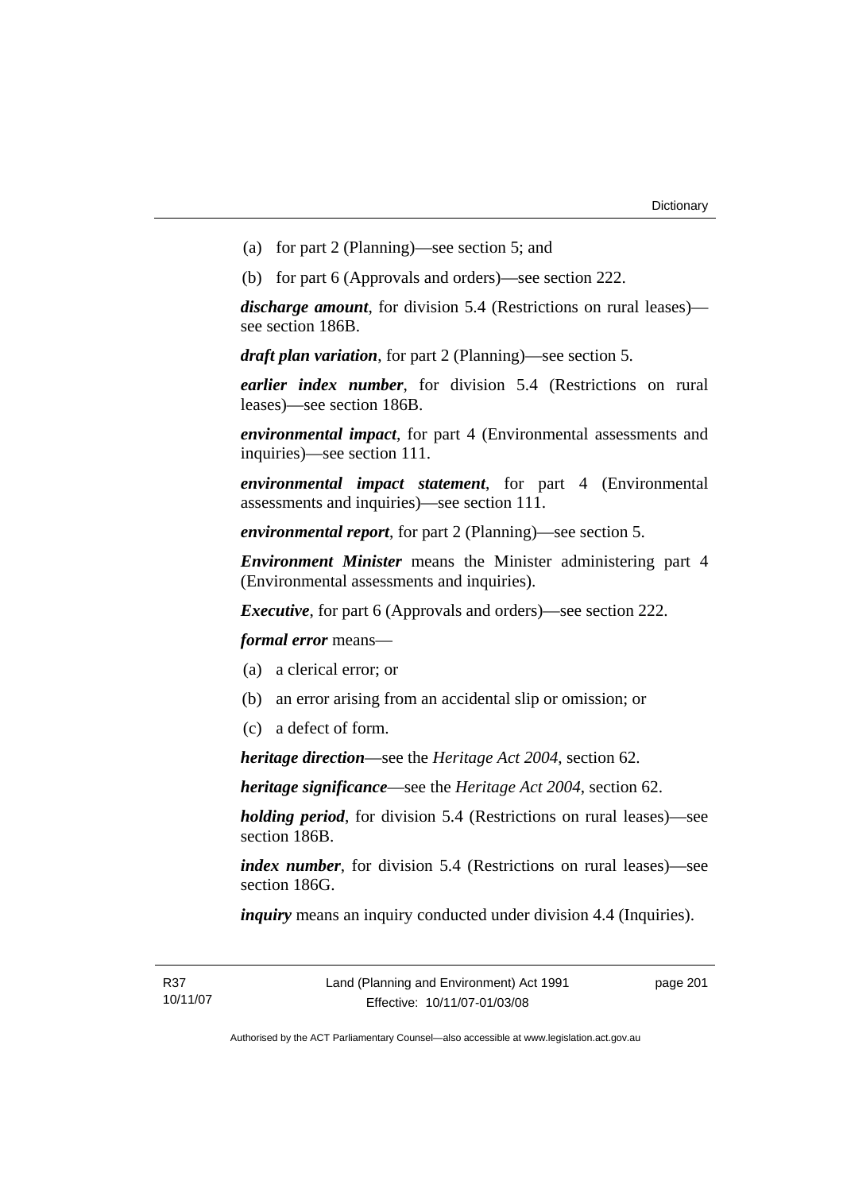(a) for part 2 (Planning)—see section 5; and

(b) for part 6 (Approvals and orders)—see section 222.

***discharge amount***, for division 5.4 (Restrictions on rural leases)—see section 186B.

***draft plan variation***, for part 2 (Planning)—see section 5.

***earlier index number***, for division 5.4 (Restrictions on rural leases)—see section 186B.

***environmental impact***, for part 4 (Environmental assessments and inquiries)—see section 111.

***environmental impact statement***, for part 4 (Environmental assessments and inquiries)—see section 111.

***environmental report***, for part 2 (Planning)—see section 5.

***Environment Minister*** means the Minister administering part 4 (Environmental assessments and inquiries).

***Executive***, for part 6 (Approvals and orders)—see section 222.

***formal error*** means—

(a) a clerical error; or

(b) an error arising from an accidental slip or omission; or

(c) a defect of form.

***heritage direction***—see the *Heritage Act 2004*, section 62.

***heritage significance***—see the *Heritage Act 2004*, section 62.

***holding period***, for division 5.4 (Restrictions on rural leases)—see section 186B.

***index number***, for division 5.4 (Restrictions on rural leases)—see section 186G.

***inquiry*** means an inquiry conducted under division 4.4 (Inquiries).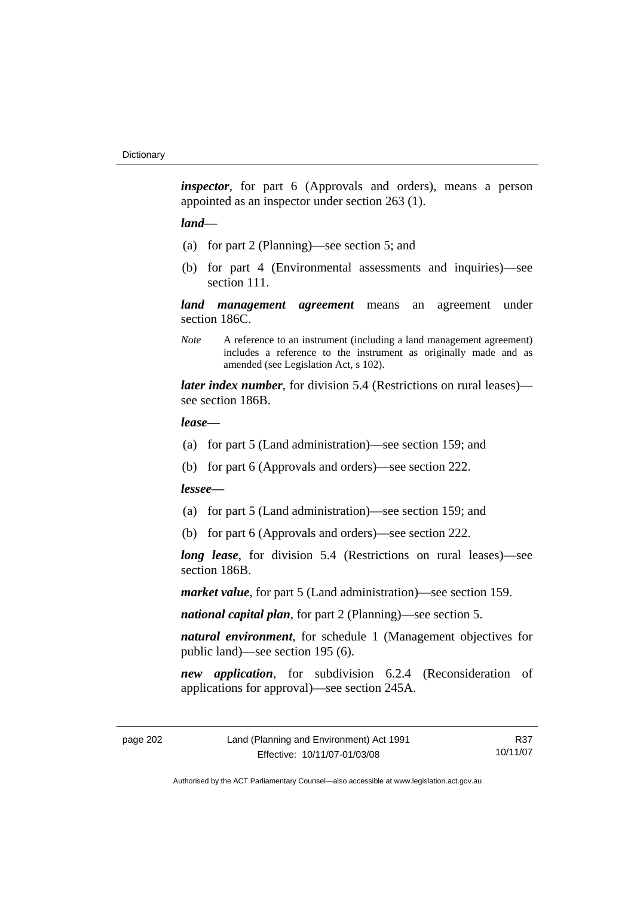***inspector***, for part 6 (Approvals and orders), means a person appointed as an inspector under section 263 (1).

***land***—

(a) for part 2 (Planning)—see section 5; and

(b) for part 4 (Environmental assessments and inquiries)—see section 111.

***land management agreement*** means an agreement under section 186C.

*Note* A reference to an instrument (including a land management agreement) includes a reference to the instrument as originally made and as amended (see Legislation Act, s 102).

***later index number***, for division 5.4 (Restrictions on rural leases)—see section 186B.

***lease—***

(a) for part 5 (Land administration)—see section 159; and

(b) for part 6 (Approvals and orders)—see section 222.

***lessee—***

(a) for part 5 (Land administration)—see section 159; and

(b) for part 6 (Approvals and orders)—see section 222.

***long lease***, for division 5.4 (Restrictions on rural leases)—see section 186B.

***market value***, for part 5 (Land administration)—see section 159.

***national capital plan***, for part 2 (Planning)—see section 5.

***natural environment***, for schedule 1 (Management objectives for public land)—see section 195 (6).

***new application***, for subdivision 6.2.4 (Reconsideration of applications for approval)—see section 245A.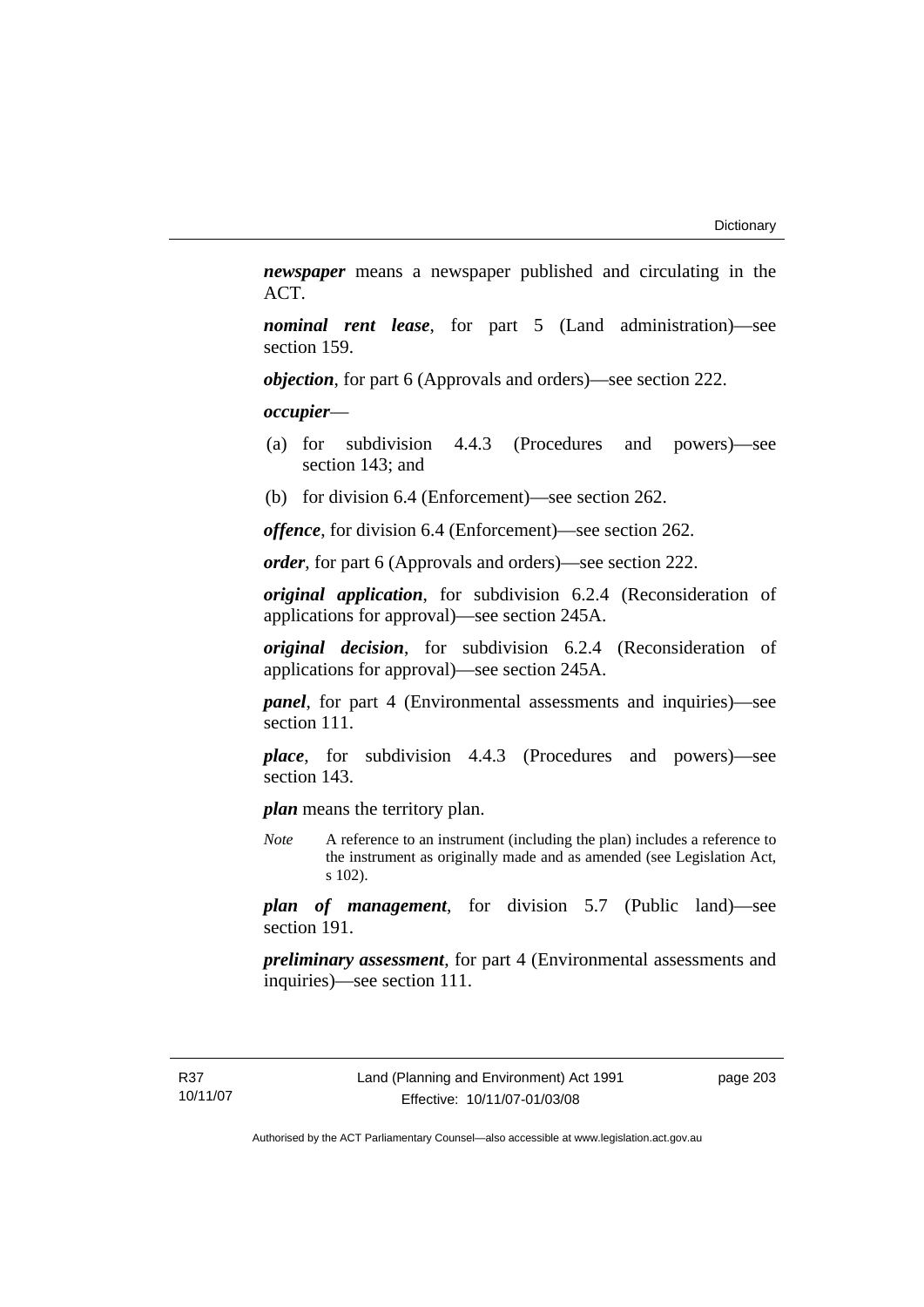***newspaper*** means a newspaper published and circulating in the ACT.

***nominal rent lease***, for part 5 (Land administration)—see section 159.

***objection***, for part 6 (Approvals and orders)—see section 222.

***occupier***—

(a) for subdivision 4.4.3 (Procedures and powers)—see section 143; and

(b) for division 6.4 (Enforcement)—see section 262.

***offence***, for division 6.4 (Enforcement)—see section 262.

***order***, for part 6 (Approvals and orders)—see section 222.

***original application***, for subdivision 6.2.4 (Reconsideration of applications for approval)—see section 245A.

***original decision***, for subdivision 6.2.4 (Reconsideration of applications for approval)—see section 245A.

***panel***, for part 4 (Environmental assessments and inquiries)—see section 111.

***place***, for subdivision 4.4.3 (Procedures and powers)—see section 143.

***plan*** means the territory plan.

*Note* A reference to an instrument (including the plan) includes a reference to the instrument as originally made and as amended (see Legislation Act, s 102).

***plan of management***, for division 5.7 (Public land)—see section 191.

***preliminary assessment***, for part 4 (Environmental assessments and inquiries)—see section 111.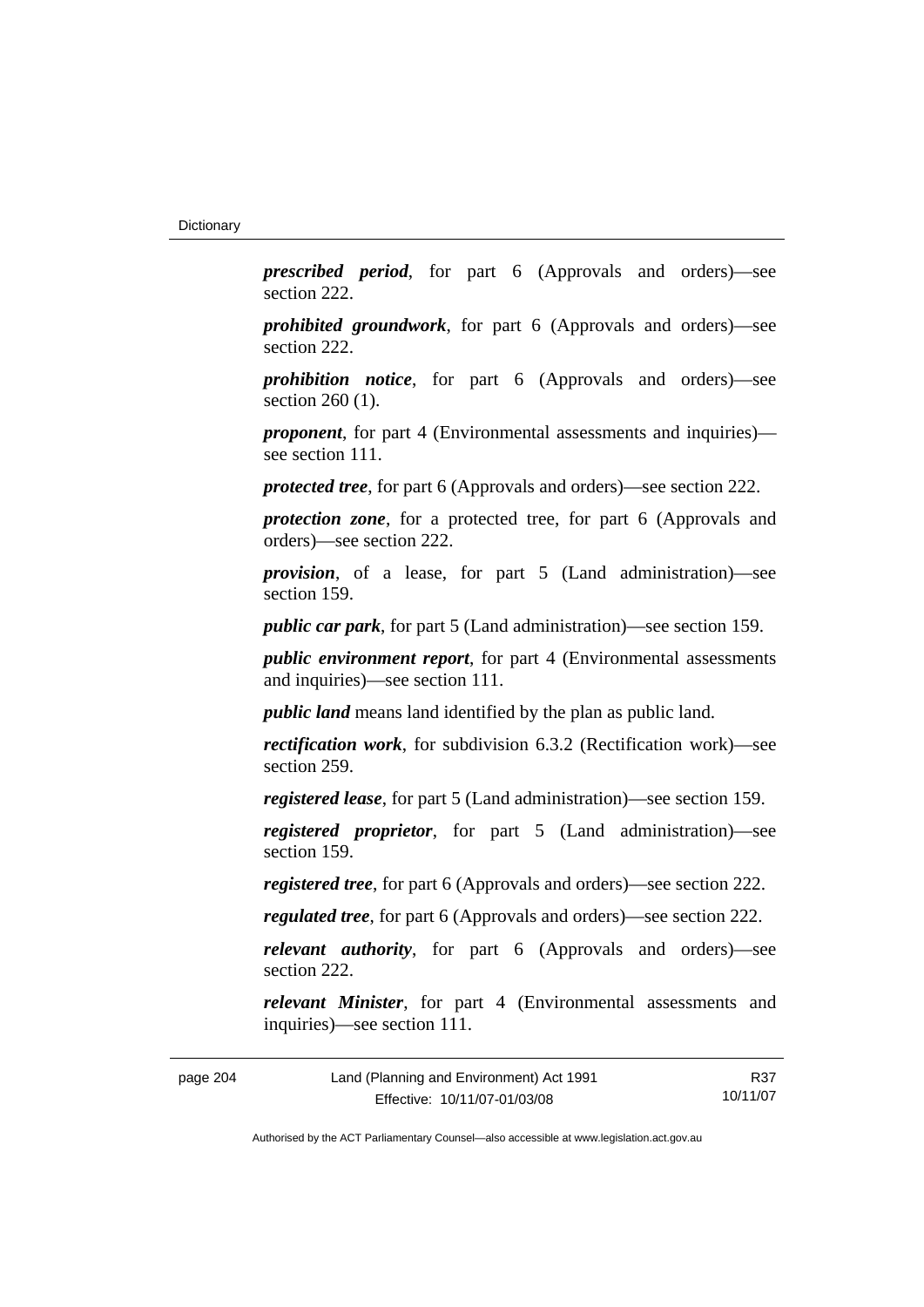***prescribed period***, for part 6 (Approvals and orders)—see section 222.

***prohibited groundwork***, for part 6 (Approvals and orders)—see section 222.

***prohibition notice***, for part 6 (Approvals and orders)—see section 260 (1).

***proponent***, for part 4 (Environmental assessments and inquiries)—see section 111.

***protected tree***, for part 6 (Approvals and orders)—see section 222.

***protection zone***, for a protected tree, for part 6 (Approvals and orders)—see section 222.

***provision***, of a lease, for part 5 (Land administration)—see section 159.

***public car park***, for part 5 (Land administration)—see section 159.

***public environment report***, for part 4 (Environmental assessments and inquiries)—see section 111.

***public land*** means land identified by the plan as public land.

***rectification work***, for subdivision 6.3.2 (Rectification work)—see section 259.

***registered lease***, for part 5 (Land administration)—see section 159.

***registered proprietor***, for part 5 (Land administration)—see section 159.

***registered tree***, for part 6 (Approvals and orders)—see section 222.

***regulated tree***, for part 6 (Approvals and orders)—see section 222.

***relevant authority***, for part 6 (Approvals and orders)—see section 222.

***relevant Minister***, for part 4 (Environmental assessments and inquiries)—see section 111.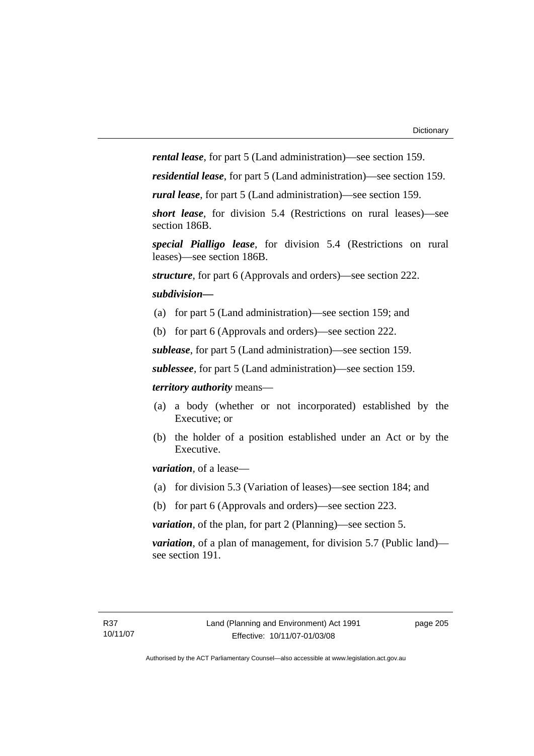***rental lease***, for part 5 (Land administration)—see section 159.

***residential lease***, for part 5 (Land administration)—see section 159.

***rural lease***, for part 5 (Land administration)—see section 159.

***short lease***, for division 5.4 (Restrictions on rural leases)—see section 186B.

***special Pialligo lease***, for division 5.4 (Restrictions on rural leases)—see section 186B.

***structure***, for part 6 (Approvals and orders)—see section 222.

***subdivision—***

(a) for part 5 (Land administration)—see section 159; and

(b) for part 6 (Approvals and orders)—see section 222.

***sublease***, for part 5 (Land administration)—see section 159.

***sublessee***, for part 5 (Land administration)—see section 159.

***territory authority*** means—

(a) a body (whether or not incorporated) established by the Executive; or

(b) the holder of a position established under an Act or by the Executive.

***variation***, of a lease—

(a) for division 5.3 (Variation of leases)—see section 184; and

(b) for part 6 (Approvals and orders)—see section 223.

***variation***, of the plan, for part 2 (Planning)—see section 5.

***variation***, of a plan of management, for division 5.7 (Public land)—see section 191.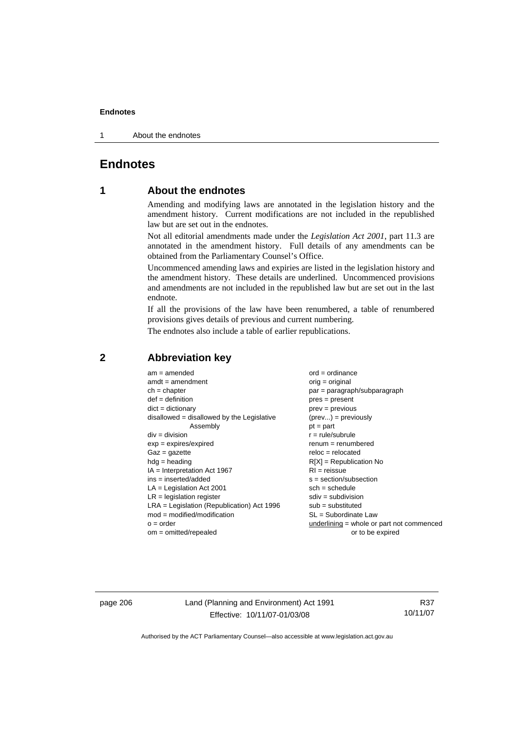# Endnotes

## 1 About the endnotes

Amending and modifying laws are annotated in the legislation history and the amendment history. Current modifications are not included in the republished law but are set out in the endnotes.

Not all editorial amendments made under the *Legislation Act 2001*, part 11.3 are annotated in the amendment history. Full details of any amendments can be obtained from the Parliamentary Counsel's Office.

Uncommenced amending laws and expiries are listed in the legislation history and the amendment history. These details are underlined. Uncommenced provisions and amendments are not included in the republished law but are set out in the last endnote.

If all the provisions of the law have been renumbered, a table of renumbered provisions gives details of previous and current numbering.

The endnotes also include a table of earlier republications.

## 2 Abbreviation key

am = amended
amdt = amendment
ch = chapter
def = definition
dict = dictionary
disallowed = disallowed by the Legislative Assembly
div = division
exp = expires/expired
Gaz = gazette
hdg = heading
IA = Interpretation Act 1967
ins = inserted/added
LA = Legislation Act 2001
LR = legislation register
LRA = Legislation (Republication) Act 1996
mod = modified/modification
o = order
om = omitted/repealed
ord = ordinance
orig = original
par = paragraph/subparagraph
pres = present
prev = previous
(prev...) = previously
pt = part
r = rule/subrule
renum = renumbered
reloc = relocated
R[X] = Republication No
RI = reissue
s = section/subsection
sch = schedule
sdiv = subdivision
sub = substituted
SL = Subordinate Law
underlining = whole or part not commenced or to be expired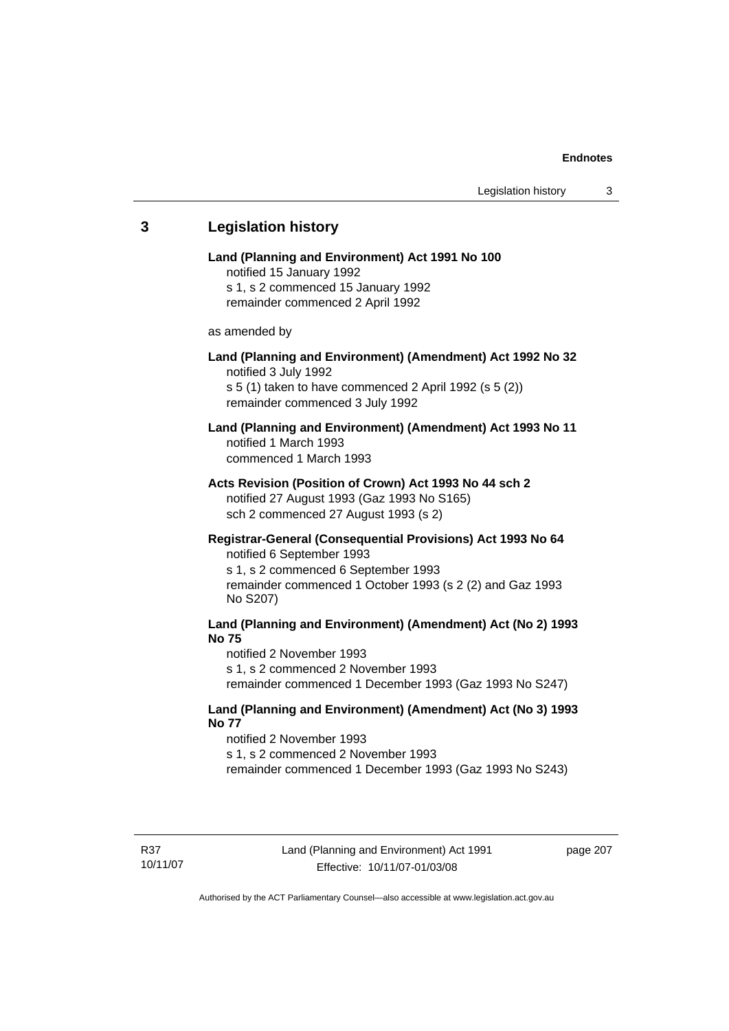## 3 Legislation history

**Land (Planning and Environment) Act 1991 No 100**
notified 15 January 1992
s 1, s 2 commenced 15 January 1992
remainder commenced 2 April 1992

as amended by

**Land (Planning and Environment) (Amendment) Act 1992 No 32**
notified 3 July 1992
s 5 (1) taken to have commenced 2 April 1992 (s 5 (2))
remainder commenced 3 July 1992

**Land (Planning and Environment) (Amendment) Act 1993 No 11**
notified 1 March 1993
commenced 1 March 1993

**Acts Revision (Position of Crown) Act 1993 No 44 sch 2**
notified 27 August 1993 (Gaz 1993 No S165)
sch 2 commenced 27 August 1993 (s 2)

**Registrar-General (Consequential Provisions) Act 1993 No 64**
notified 6 September 1993
s 1, s 2 commenced 6 September 1993
remainder commenced 1 October 1993 (s 2 (2) and Gaz 1993 No S207)

**Land (Planning and Environment) (Amendment) Act (No 2) 1993 No 75**
notified 2 November 1993
s 1, s 2 commenced 2 November 1993
remainder commenced 1 December 1993 (Gaz 1993 No S247)

**Land (Planning and Environment) (Amendment) Act (No 3) 1993 No 77**
notified 2 November 1993
s 1, s 2 commenced 2 November 1993
remainder commenced 1 December 1993 (Gaz 1993 No S243)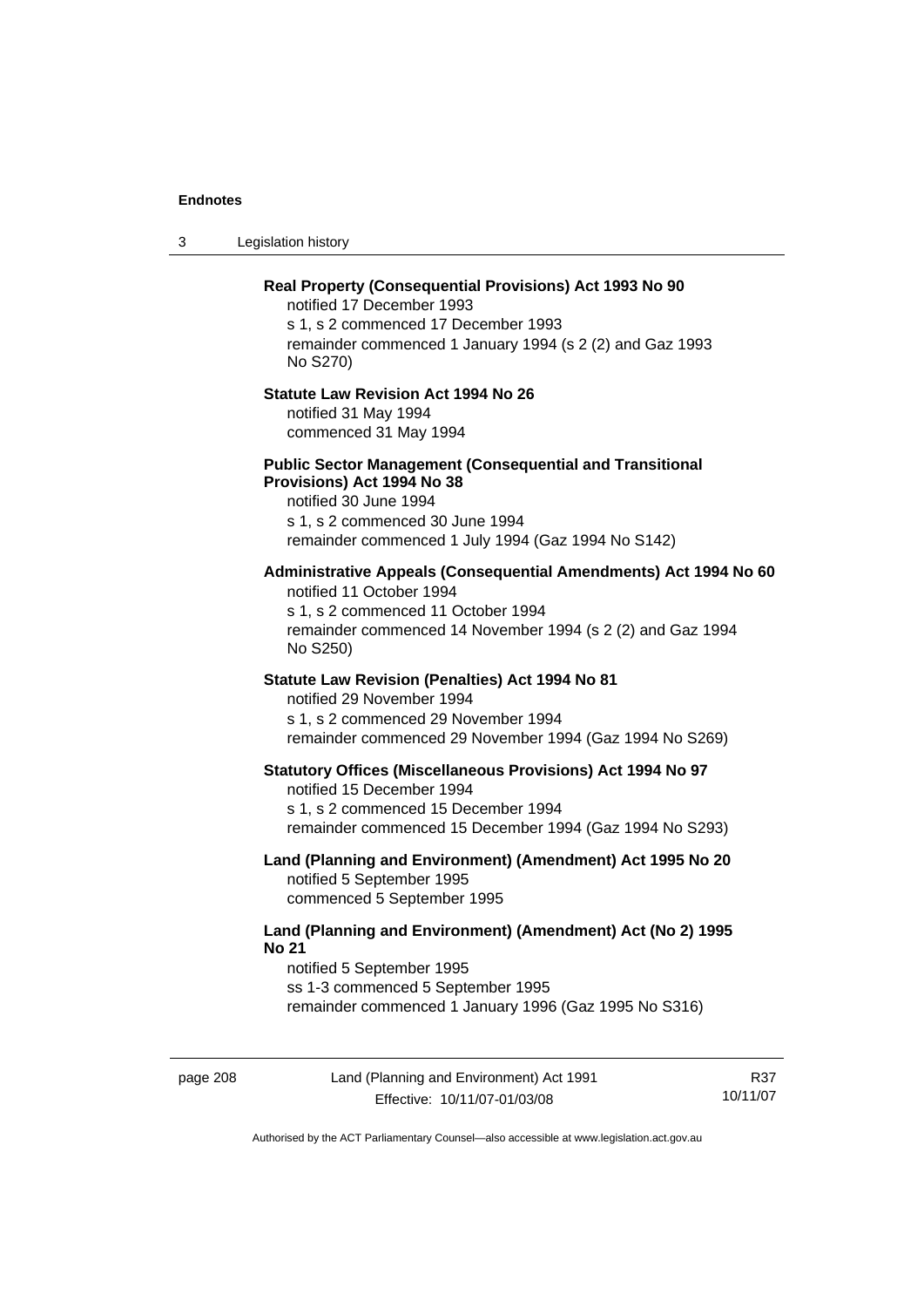**Real Property (Consequential Provisions) Act 1993 No 90**
notified 17 December 1993
s 1, s 2 commenced 17 December 1993
remainder commenced 1 January 1994 (s 2 (2) and Gaz 1993 No S270)

**Statute Law Revision Act 1994 No 26**
notified 31 May 1994
commenced 31 May 1994

**Public Sector Management (Consequential and Transitional Provisions) Act 1994 No 38**
notified 30 June 1994
s 1, s 2 commenced 30 June 1994
remainder commenced 1 July 1994 (Gaz 1994 No S142)

**Administrative Appeals (Consequential Amendments) Act 1994 No 60**
notified 11 October 1994
s 1, s 2 commenced 11 October 1994
remainder commenced 14 November 1994 (s 2 (2) and Gaz 1994 No S250)

**Statute Law Revision (Penalties) Act 1994 No 81**
notified 29 November 1994
s 1, s 2 commenced 29 November 1994
remainder commenced 29 November 1994 (Gaz 1994 No S269)

**Statutory Offices (Miscellaneous Provisions) Act 1994 No 97**
notified 15 December 1994
s 1, s 2 commenced 15 December 1994
remainder commenced 15 December 1994 (Gaz 1994 No S293)

**Land (Planning and Environment) (Amendment) Act 1995 No 20**
notified 5 September 1995
commenced 5 September 1995

**Land (Planning and Environment) (Amendment) Act (No 2) 1995 No 21**
notified 5 September 1995
ss 1-3 commenced 5 September 1995
remainder commenced 1 January 1996 (Gaz 1995 No S316)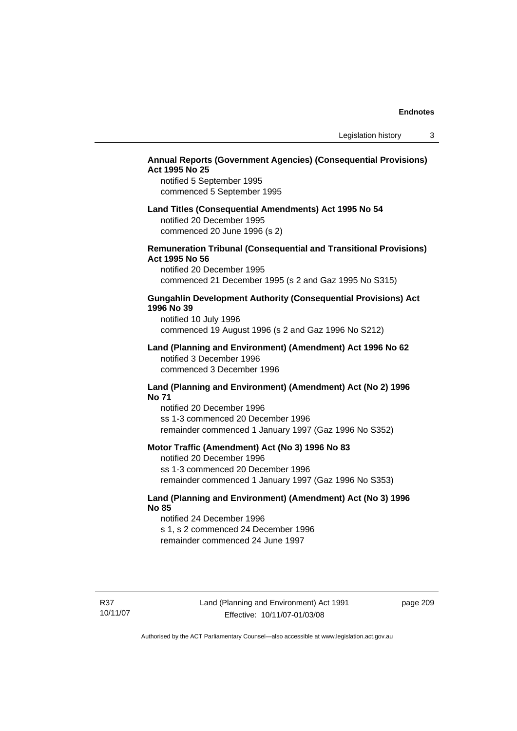**Annual Reports (Government Agencies) (Consequential Provisions) Act 1995 No 25**

notified 5 September 1995
commenced 5 September 1995

**Land Titles (Consequential Amendments) Act 1995 No 54**

notified 20 December 1995
commenced 20 June 1996 (s 2)

**Remuneration Tribunal (Consequential and Transitional Provisions) Act 1995 No 56**

notified 20 December 1995
commenced 21 December 1995 (s 2 and Gaz 1995 No S315)

**Gungahlin Development Authority (Consequential Provisions) Act 1996 No 39**

notified 10 July 1996
commenced 19 August 1996 (s 2 and Gaz 1996 No S212)

**Land (Planning and Environment) (Amendment) Act 1996 No 62**

notified 3 December 1996
commenced 3 December 1996

**Land (Planning and Environment) (Amendment) Act (No 2) 1996 No 71**

notified 20 December 1996
ss 1-3 commenced 20 December 1996
remainder commenced 1 January 1997 (Gaz 1996 No S352)

**Motor Traffic (Amendment) Act (No 3) 1996 No 83**

notified 20 December 1996
ss 1-3 commenced 20 December 1996
remainder commenced 1 January 1997 (Gaz 1996 No S353)

**Land (Planning and Environment) (Amendment) Act (No 3) 1996 No 85**

notified 24 December 1996
s 1, s 2 commenced 24 December 1996
remainder commenced 24 June 1997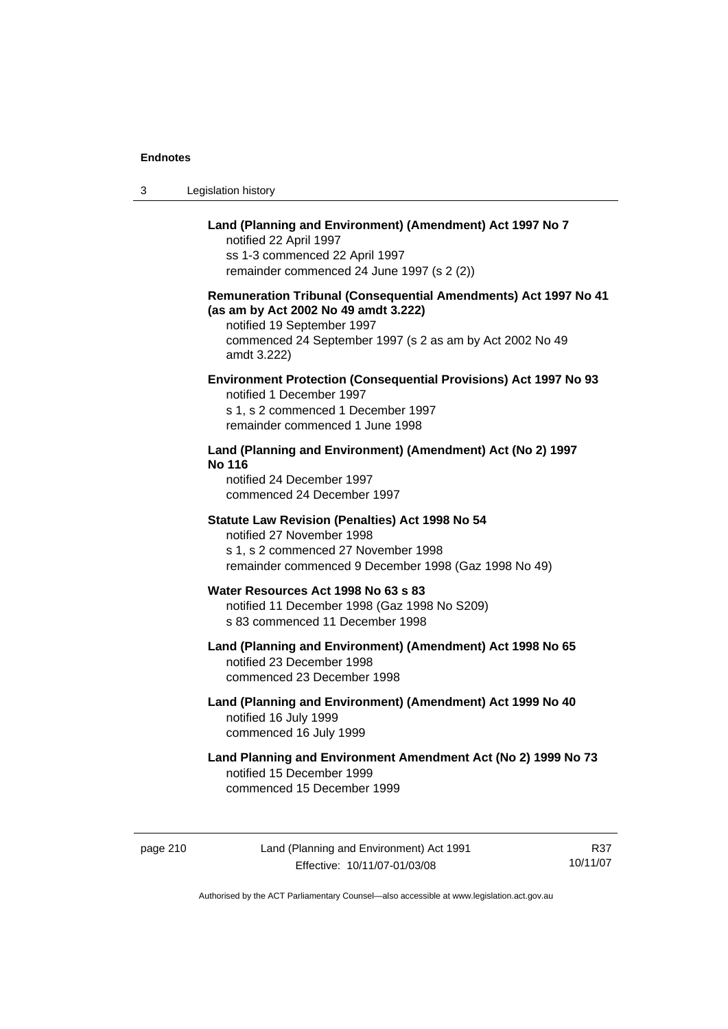**Land (Planning and Environment) (Amendment) Act 1997 No 7**
notified 22 April 1997
ss 1-3 commenced 22 April 1997
remainder commenced 24 June 1997 (s 2 (2))

**Remuneration Tribunal (Consequential Amendments) Act 1997 No 41 (as am by Act 2002 No 49 amdt 3.222)**
notified 19 September 1997
commenced 24 September 1997 (s 2 as am by Act 2002 No 49 amdt 3.222)

**Environment Protection (Consequential Provisions) Act 1997 No 93**
notified 1 December 1997
s 1, s 2 commenced 1 December 1997
remainder commenced 1 June 1998

**Land (Planning and Environment) (Amendment) Act (No 2) 1997 No 116**
notified 24 December 1997
commenced 24 December 1997

**Statute Law Revision (Penalties) Act 1998 No 54**
notified 27 November 1998
s 1, s 2 commenced 27 November 1998
remainder commenced 9 December 1998 (Gaz 1998 No 49)

**Water Resources Act 1998 No 63 s 83**
notified 11 December 1998 (Gaz 1998 No S209)
s 83 commenced 11 December 1998

**Land (Planning and Environment) (Amendment) Act 1998 No 65**
notified 23 December 1998
commenced 23 December 1998

**Land (Planning and Environment) (Amendment) Act 1999 No 40**
notified 16 July 1999
commenced 16 July 1999

**Land Planning and Environment Amendment Act (No 2) 1999 No 73**
notified 15 December 1999
commenced 15 December 1999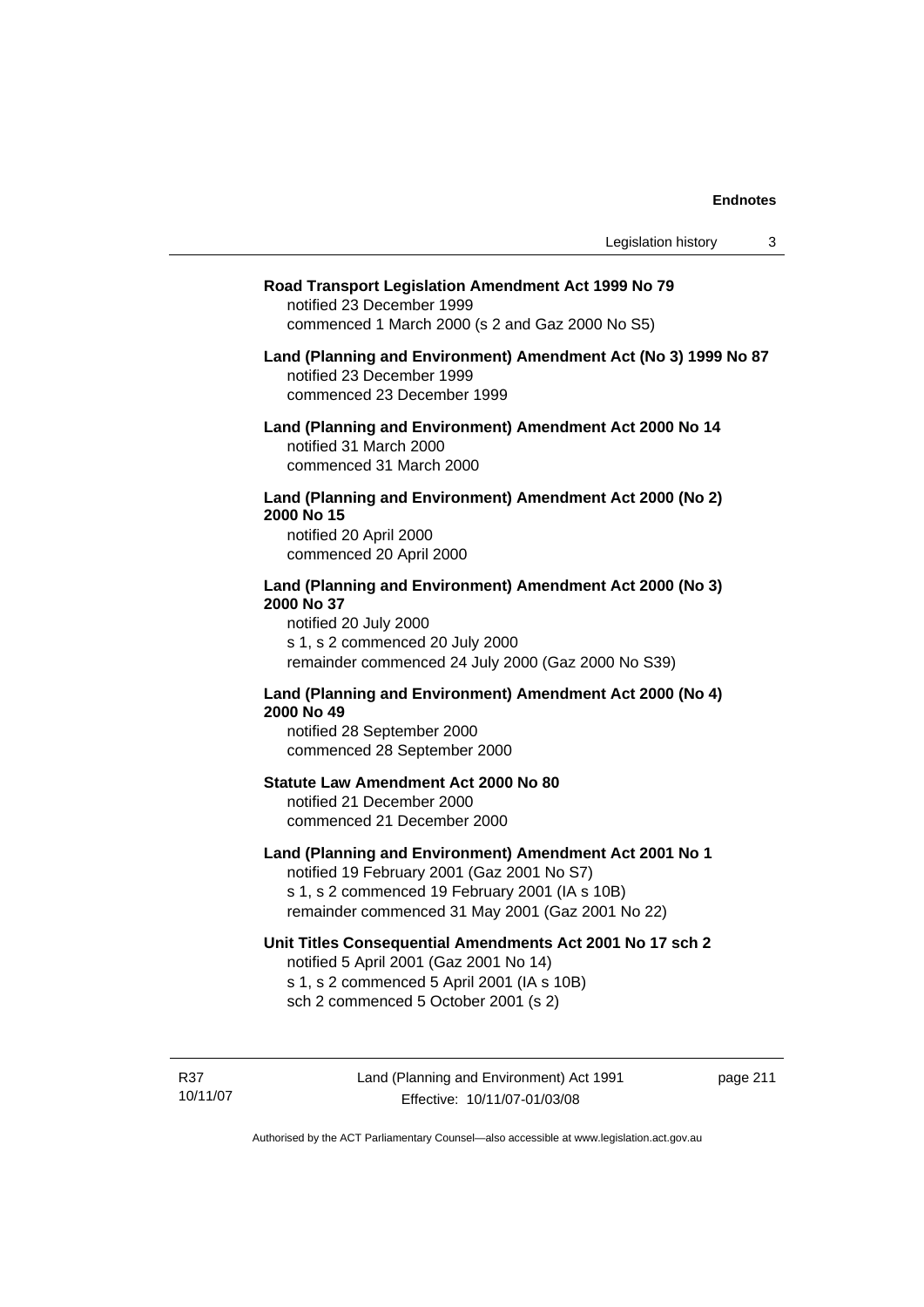**Road Transport Legislation Amendment Act 1999 No 79**
notified 23 December 1999
commenced 1 March 2000 (s 2 and Gaz 2000 No S5)

**Land (Planning and Environment) Amendment Act (No 3) 1999 No 87**
notified 23 December 1999
commenced 23 December 1999

**Land (Planning and Environment) Amendment Act 2000 No 14**
notified 31 March 2000
commenced 31 March 2000

**Land (Planning and Environment) Amendment Act 2000 (No 2) 2000 No 15**
notified 20 April 2000
commenced 20 April 2000

**Land (Planning and Environment) Amendment Act 2000 (No 3) 2000 No 37**
notified 20 July 2000
s 1, s 2 commenced 20 July 2000
remainder commenced 24 July 2000 (Gaz 2000 No S39)

**Land (Planning and Environment) Amendment Act 2000 (No 4) 2000 No 49**
notified 28 September 2000
commenced 28 September 2000

**Statute Law Amendment Act 2000 No 80**
notified 21 December 2000
commenced 21 December 2000

**Land (Planning and Environment) Amendment Act 2001 No 1**
notified 19 February 2001 (Gaz 2001 No S7)
s 1, s 2 commenced 19 February 2001 (IA s 10B)
remainder commenced 31 May 2001 (Gaz 2001 No 22)

**Unit Titles Consequential Amendments Act 2001 No 17 sch 2**
notified 5 April 2001 (Gaz 2001 No 14)
s 1, s 2 commenced 5 April 2001 (IA s 10B)
sch 2 commenced 5 October 2001 (s 2)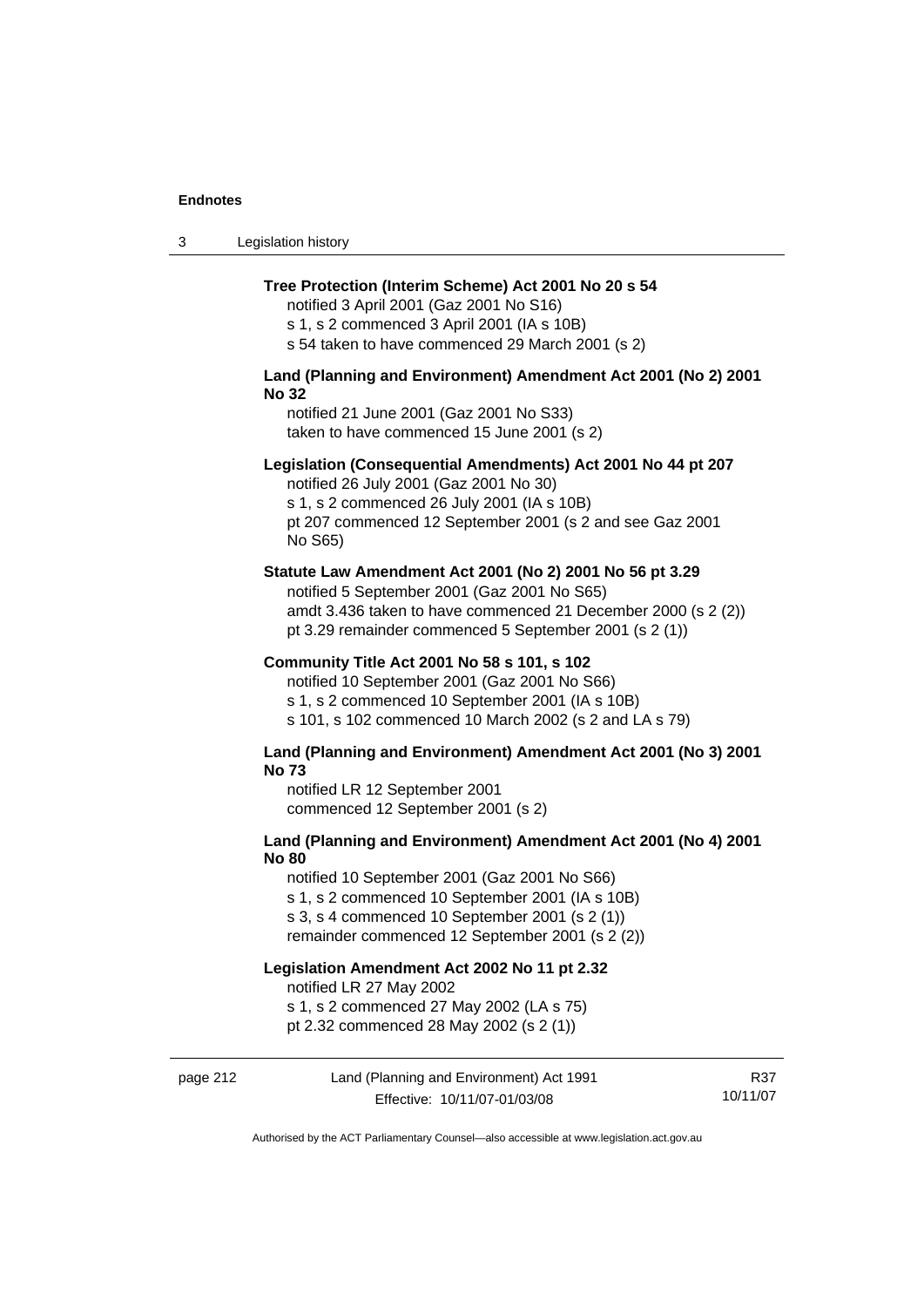**Tree Protection (Interim Scheme) Act 2001 No 20 s 54**

notified 3 April 2001 (Gaz 2001 No S16)
s 1, s 2 commenced 3 April 2001 (IA s 10B)
s 54 taken to have commenced 29 March 2001 (s 2)

**Land (Planning and Environment) Amendment Act 2001 (No 2) 2001 No 32**

notified 21 June 2001 (Gaz 2001 No S33)
taken to have commenced 15 June 2001 (s 2)

**Legislation (Consequential Amendments) Act 2001 No 44 pt 207**

notified 26 July 2001 (Gaz 2001 No 30)
s 1, s 2 commenced 26 July 2001 (IA s 10B)
pt 207 commenced 12 September 2001 (s 2 and see Gaz 2001 No S65)

**Statute Law Amendment Act 2001 (No 2) 2001 No 56 pt 3.29**

notified 5 September 2001 (Gaz 2001 No S65)
amdt 3.436 taken to have commenced 21 December 2000 (s 2 (2))
pt 3.29 remainder commenced 5 September 2001 (s 2 (1))

**Community Title Act 2001 No 58 s 101, s 102**

notified 10 September 2001 (Gaz 2001 No S66)
s 1, s 2 commenced 10 September 2001 (IA s 10B)
s 101, s 102 commenced 10 March 2002 (s 2 and LA s 79)

**Land (Planning and Environment) Amendment Act 2001 (No 3) 2001 No 73**

notified LR 12 September 2001
commenced 12 September 2001 (s 2)

**Land (Planning and Environment) Amendment Act 2001 (No 4) 2001 No 80**

notified 10 September 2001 (Gaz 2001 No S66)
s 1, s 2 commenced 10 September 2001 (IA s 10B)
s 3, s 4 commenced 10 September 2001 (s 2 (1))
remainder commenced 12 September 2001 (s 2 (2))

**Legislation Amendment Act 2002 No 11 pt 2.32**

notified LR 27 May 2002
s 1, s 2 commenced 27 May 2002 (LA s 75)
pt 2.32 commenced 28 May 2002 (s 2 (1))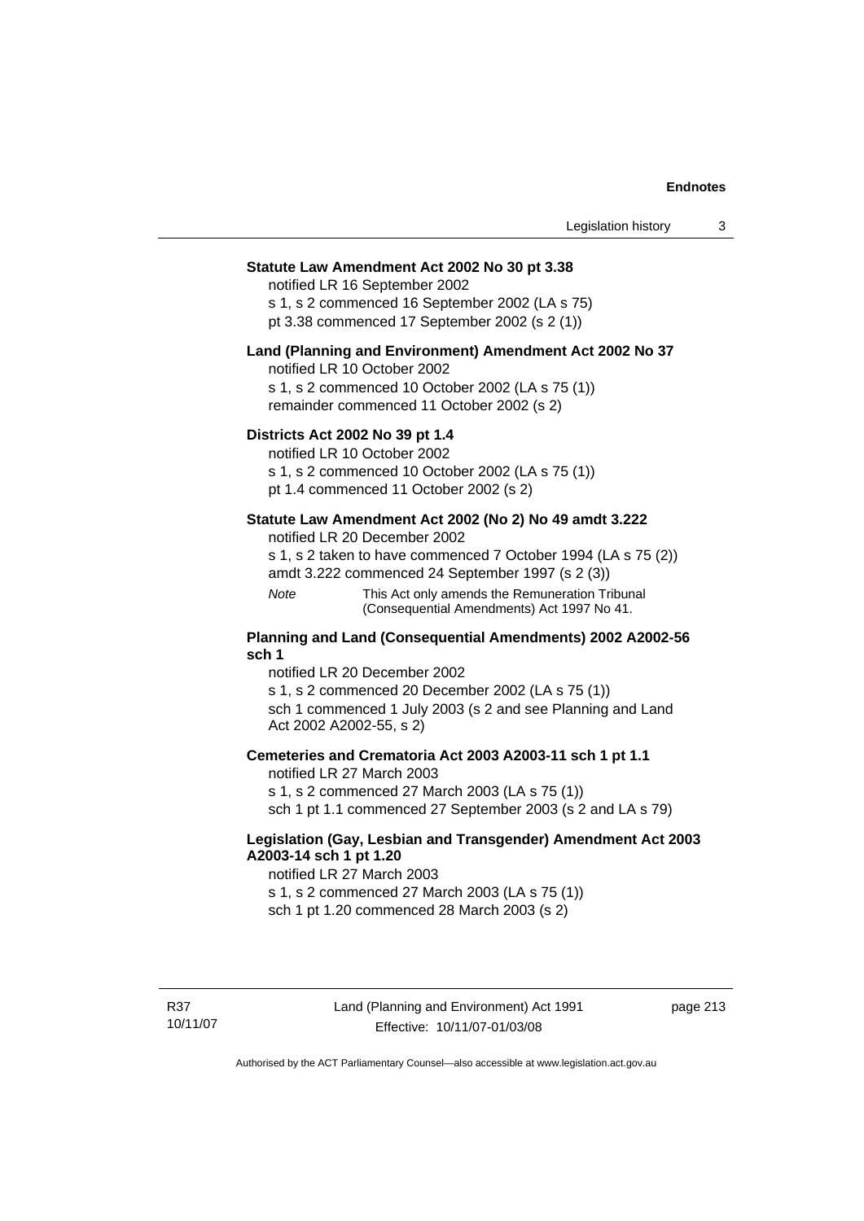**Statute Law Amendment Act 2002 No 30 pt 3.38**

notified LR 16 September 2002

s 1, s 2 commenced 16 September 2002 (LA s 75)

pt 3.38 commenced 17 September 2002 (s 2 (1))

**Land (Planning and Environment) Amendment Act 2002 No 37**

notified LR 10 October 2002

s 1, s 2 commenced 10 October 2002 (LA s 75 (1))

remainder commenced 11 October 2002 (s 2)

**Districts Act 2002 No 39 pt 1.4**

notified LR 10 October 2002

s 1, s 2 commenced 10 October 2002 (LA s 75 (1))

pt 1.4 commenced 11 October 2002 (s 2)

**Statute Law Amendment Act 2002 (No 2) No 49 amdt 3.222**

notified LR 20 December 2002

s 1, s 2 taken to have commenced 7 October 1994 (LA s 75 (2))

amdt 3.222 commenced 24 September 1997 (s 2 (3))

*Note* This Act only amends the Remuneration Tribunal (Consequential Amendments) Act 1997 No 41.

**Planning and Land (Consequential Amendments) 2002 A2002-56 sch 1**

notified LR 20 December 2002

s 1, s 2 commenced 20 December 2002 (LA s 75 (1))

sch 1 commenced 1 July 2003 (s 2 and see Planning and Land Act 2002 A2002-55, s 2)

**Cemeteries and Crematoria Act 2003 A2003-11 sch 1 pt 1.1**

notified LR 27 March 2003

s 1, s 2 commenced 27 March 2003 (LA s 75 (1))

sch 1 pt 1.1 commenced 27 September 2003 (s 2 and LA s 79)

**Legislation (Gay, Lesbian and Transgender) Amendment Act 2003 A2003-14 sch 1 pt 1.20**

notified LR 27 March 2003

s 1, s 2 commenced 27 March 2003 (LA s 75 (1))

sch 1 pt 1.20 commenced 28 March 2003 (s 2)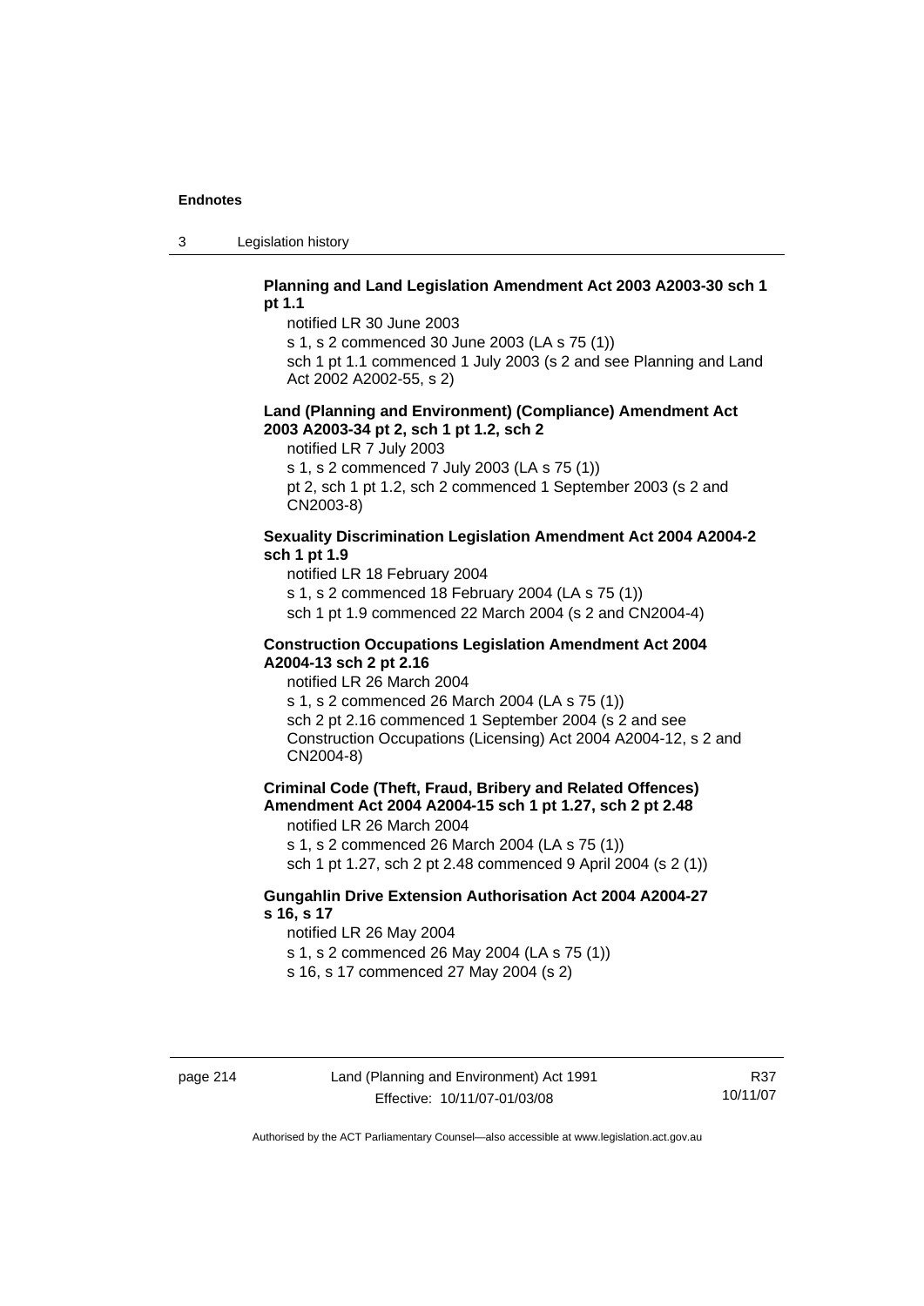**Planning and Land Legislation Amendment Act 2003 A2003-30 sch 1 pt 1.1**

notified LR 30 June 2003

s 1, s 2 commenced 30 June 2003 (LA s 75 (1))

sch 1 pt 1.1 commenced 1 July 2003 (s 2 and see Planning and Land Act 2002 A2002-55, s 2)

**Land (Planning and Environment) (Compliance) Amendment Act 2003 A2003-34 pt 2, sch 1 pt 1.2, sch 2**

notified LR 7 July 2003

s 1, s 2 commenced 7 July 2003 (LA s 75 (1))

pt 2, sch 1 pt 1.2, sch 2 commenced 1 September 2003 (s 2 and CN2003-8)

**Sexuality Discrimination Legislation Amendment Act 2004 A2004-2 sch 1 pt 1.9**

notified LR 18 February 2004

s 1, s 2 commenced 18 February 2004 (LA s 75 (1))

sch 1 pt 1.9 commenced 22 March 2004 (s 2 and CN2004-4)

**Construction Occupations Legislation Amendment Act 2004 A2004-13 sch 2 pt 2.16**

notified LR 26 March 2004

s 1, s 2 commenced 26 March 2004 (LA s 75 (1))

sch 2 pt 2.16 commenced 1 September 2004 (s 2 and see Construction Occupations (Licensing) Act 2004 A2004-12, s 2 and CN2004-8)

**Criminal Code (Theft, Fraud, Bribery and Related Offences) Amendment Act 2004 A2004-15 sch 1 pt 1.27, sch 2 pt 2.48**

notified LR 26 March 2004

s 1, s 2 commenced 26 March 2004 (LA s 75 (1))

sch 1 pt 1.27, sch 2 pt 2.48 commenced 9 April 2004 (s 2 (1))

**Gungahlin Drive Extension Authorisation Act 2004 A2004-27 s 16, s 17**

notified LR 26 May 2004

s 1, s 2 commenced 26 May 2004 (LA s 75 (1))

s 16, s 17 commenced 27 May 2004 (s 2)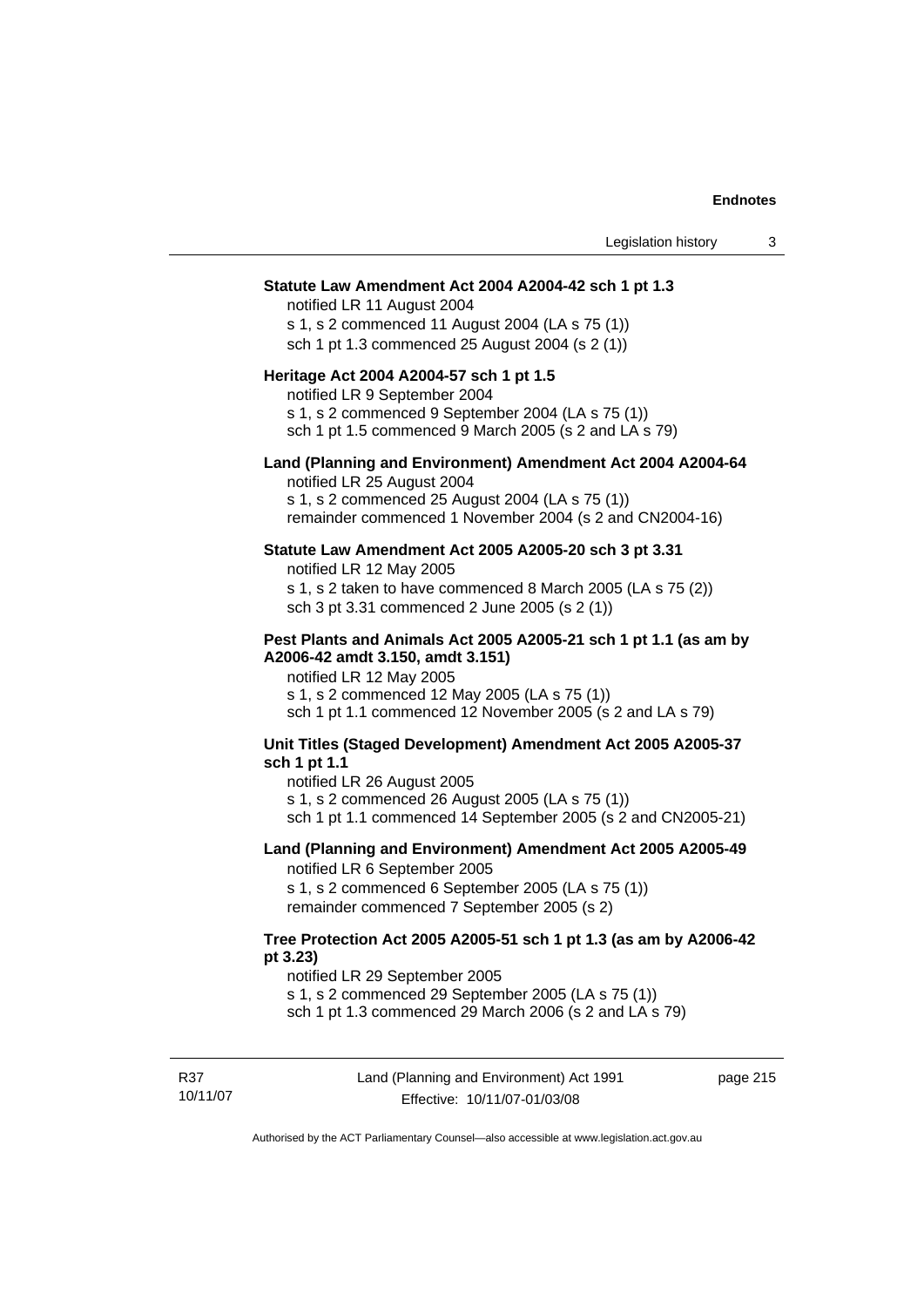**Statute Law Amendment Act 2004 A2004-42 sch 1 pt 1.3**

notified LR 11 August 2004
s 1, s 2 commenced 11 August 2004 (LA s 75 (1))
sch 1 pt 1.3 commenced 25 August 2004 (s 2 (1))

**Heritage Act 2004 A2004-57 sch 1 pt 1.5**

notified LR 9 September 2004
s 1, s 2 commenced 9 September 2004 (LA s 75 (1))
sch 1 pt 1.5 commenced 9 March 2005 (s 2 and LA s 79)

**Land (Planning and Environment) Amendment Act 2004 A2004-64**

notified LR 25 August 2004
s 1, s 2 commenced 25 August 2004 (LA s 75 (1))
remainder commenced 1 November 2004 (s 2 and CN2004-16)

**Statute Law Amendment Act 2005 A2005-20 sch 3 pt 3.31**

notified LR 12 May 2005
s 1, s 2 taken to have commenced 8 March 2005 (LA s 75 (2))
sch 3 pt 3.31 commenced 2 June 2005 (s 2 (1))

**Pest Plants and Animals Act 2005 A2005-21 sch 1 pt 1.1 (as am by A2006-42 amdt 3.150, amdt 3.151)**

notified LR 12 May 2005
s 1, s 2 commenced 12 May 2005 (LA s 75 (1))
sch 1 pt 1.1 commenced 12 November 2005 (s 2 and LA s 79)

**Unit Titles (Staged Development) Amendment Act 2005 A2005-37 sch 1 pt 1.1**

notified LR 26 August 2005
s 1, s 2 commenced 26 August 2005 (LA s 75 (1))
sch 1 pt 1.1 commenced 14 September 2005 (s 2 and CN2005-21)

**Land (Planning and Environment) Amendment Act 2005 A2005-49**

notified LR 6 September 2005
s 1, s 2 commenced 6 September 2005 (LA s 75 (1))
remainder commenced 7 September 2005 (s 2)

**Tree Protection Act 2005 A2005-51 sch 1 pt 1.3 (as am by A2006-42 pt 3.23)**

notified LR 29 September 2005
s 1, s 2 commenced 29 September 2005 (LA s 75 (1))
sch 1 pt 1.3 commenced 29 March 2006 (s 2 and LA s 79)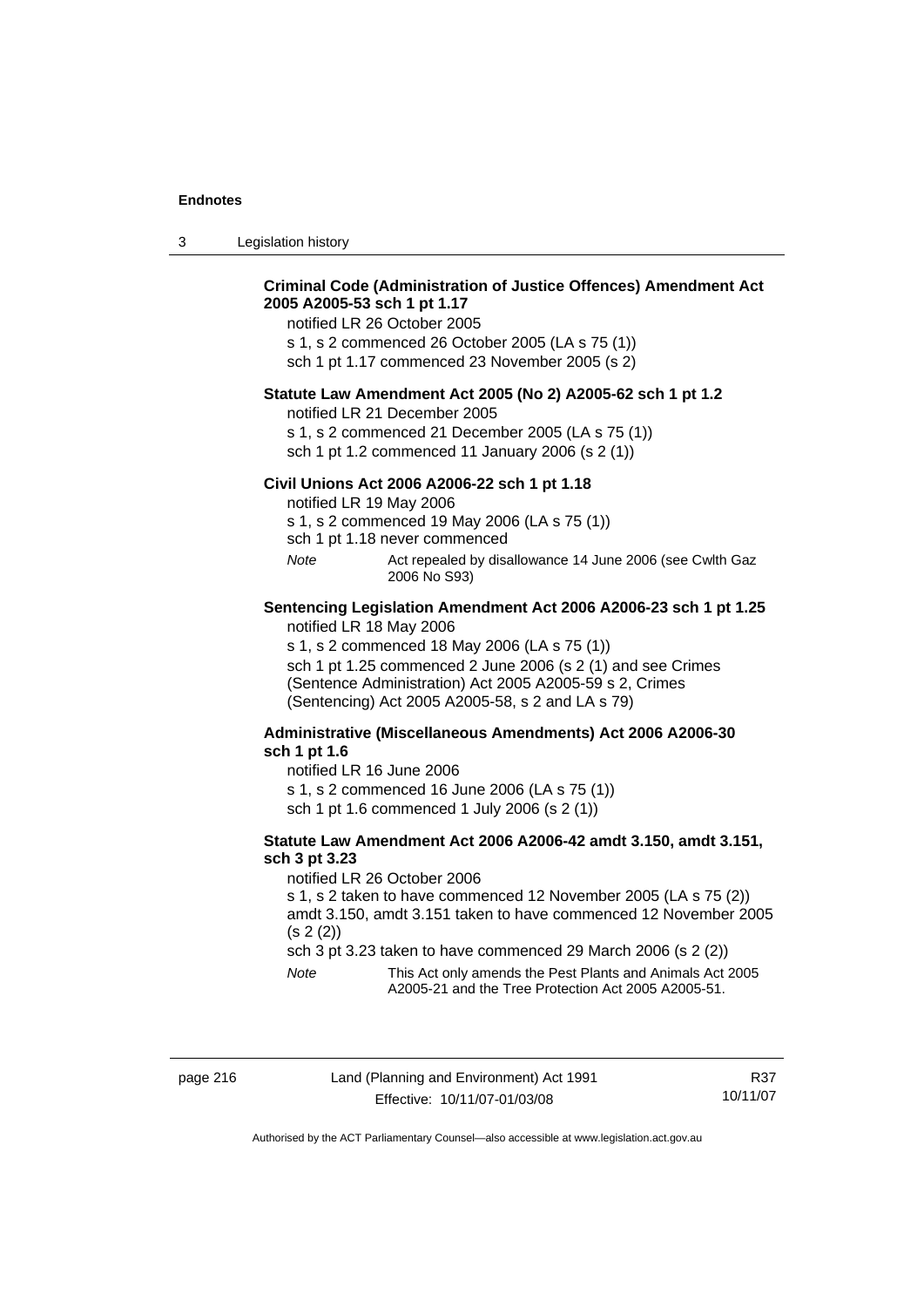**Criminal Code (Administration of Justice Offences) Amendment Act 2005 A2005-53 sch 1 pt 1.17**

notified LR 26 October 2005

s 1, s 2 commenced 26 October 2005 (LA s 75 (1))

sch 1 pt 1.17 commenced 23 November 2005 (s 2)

**Statute Law Amendment Act 2005 (No 2) A2005-62 sch 1 pt 1.2**

notified LR 21 December 2005

s 1, s 2 commenced 21 December 2005 (LA s 75 (1))

sch 1 pt 1.2 commenced 11 January 2006 (s 2 (1))

**Civil Unions Act 2006 A2006-22 sch 1 pt 1.18**

notified LR 19 May 2006

s 1, s 2 commenced 19 May 2006 (LA s 75 (1))

sch 1 pt 1.18 never commenced

*Note* Act repealed by disallowance 14 June 2006 (see Cwlth Gaz 2006 No S93)

**Sentencing Legislation Amendment Act 2006 A2006-23 sch 1 pt 1.25**

notified LR 18 May 2006

s 1, s 2 commenced 18 May 2006 (LA s 75 (1))

sch 1 pt 1.25 commenced 2 June 2006 (s 2 (1) and see Crimes (Sentence Administration) Act 2005 A2005-59 s 2, Crimes (Sentencing) Act 2005 A2005-58, s 2 and LA s 79)

**Administrative (Miscellaneous Amendments) Act 2006 A2006-30 sch 1 pt 1.6**

notified LR 16 June 2006

s 1, s 2 commenced 16 June 2006 (LA s 75 (1))

sch 1 pt 1.6 commenced 1 July 2006 (s 2 (1))

**Statute Law Amendment Act 2006 A2006-42 amdt 3.150, amdt 3.151, sch 3 pt 3.23**

notified LR 26 October 2006

s 1, s 2 taken to have commenced 12 November 2005 (LA s 75 (2))

amdt 3.150, amdt 3.151 taken to have commenced 12 November 2005 (s 2 (2))

sch 3 pt 3.23 taken to have commenced 29 March 2006 (s 2 (2))

*Note* This Act only amends the Pest Plants and Animals Act 2005 A2005-21 and the Tree Protection Act 2005 A2005-51.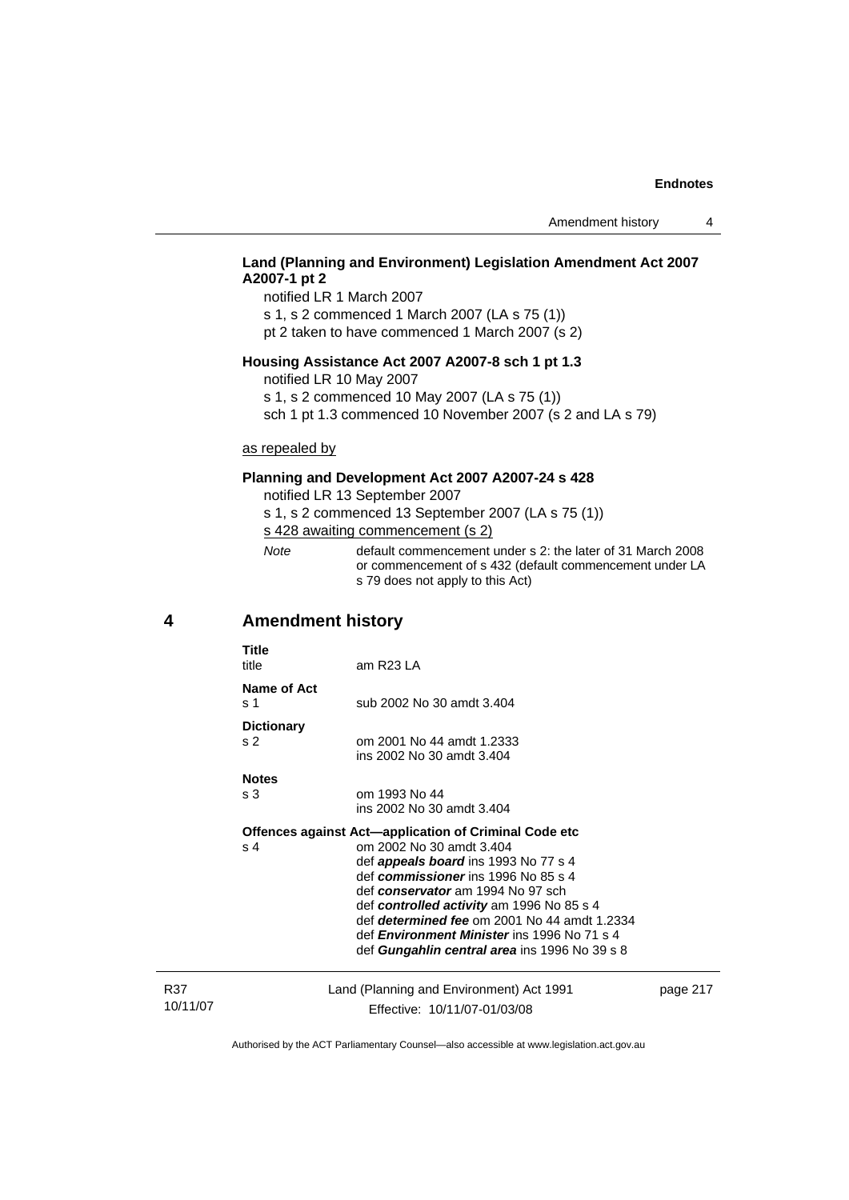**Land (Planning and Environment) Legislation Amendment Act 2007 A2007-1 pt 2**

notified LR 1 March 2007

s 1, s 2 commenced 1 March 2007 (LA s 75 (1))

pt 2 taken to have commenced 1 March 2007 (s 2)

**Housing Assistance Act 2007 A2007-8 sch 1 pt 1.3**

notified LR 10 May 2007

s 1, s 2 commenced 10 May 2007 (LA s 75 (1))

sch 1 pt 1.3 commenced 10 November 2007 (s 2 and LA s 79)

as repealed by

**Planning and Development Act 2007 A2007-24 s 428**

notified LR 13 September 2007

s 1, s 2 commenced 13 September 2007 (LA s 75 (1))

s 428 awaiting commencement (s 2)

*Note* default commencement under s 2: the later of 31 March 2008 or commencement of s 432 (default commencement under LA s 79 does not apply to this Act)

## 4 Amendment history

**Title**

title am R23 LA

**Name of Act**

s 1 sub 2002 No 30 amdt 3.404

**Dictionary**

s 2 om 2001 No 44 amdt 1.2333
ins 2002 No 30 amdt 3.404

**Notes**

s 3 om 1993 No 44
ins 2002 No 30 amdt 3.404

**Offences against Act—application of Criminal Code etc**

s 4 om 2002 No 30 amdt 3.404
def ***appeals board*** ins 1993 No 77 s 4
def ***commissioner*** ins 1996 No 85 s 4
def ***conservator*** am 1994 No 97 sch
def ***controlled activity*** am 1996 No 85 s 4
def ***determined fee*** om 2001 No 44 amdt 1.2334
def ***Environment Minister*** ins 1996 No 71 s 4
def ***Gungahlin central area*** ins 1996 No 39 s 8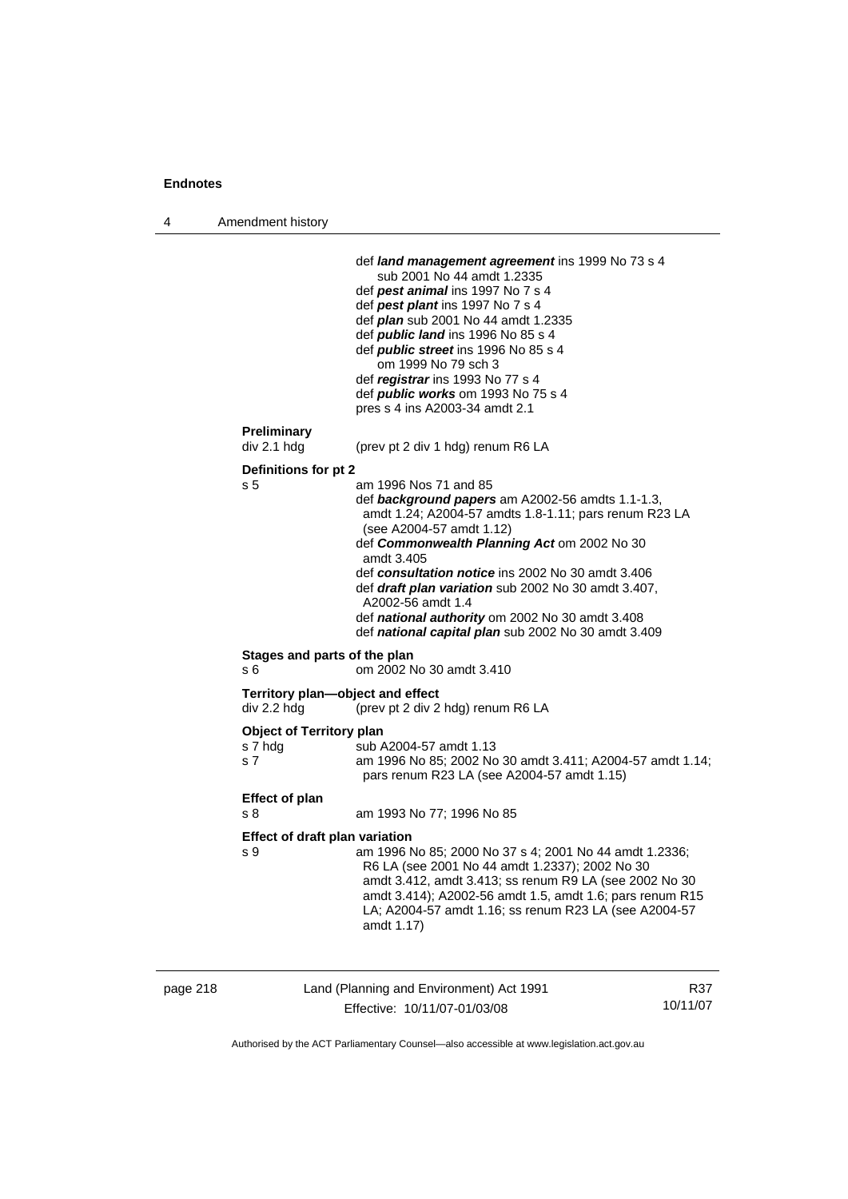def ***land management agreement*** ins 1999 No 73 s 4
sub 2001 No 44 amdt 1.2335
def ***pest animal*** ins 1997 No 7 s 4
def ***pest plant*** ins 1997 No 7 s 4
def ***plan*** sub 2001 No 44 amdt 1.2335
def ***public land*** ins 1996 No 85 s 4
def ***public street*** ins 1996 No 85 s 4
om 1999 No 79 sch 3
def ***registrar*** ins 1993 No 77 s 4
def ***public works*** om 1993 No 75 s 4
pres s 4 ins A2003-34 amdt 2.1

**Preliminary**
div 2.1 hdg (prev pt 2 div 1 hdg) renum R6 LA

**Definitions for pt 2**
s 5 am 1996 Nos 71 and 85
def ***background papers*** am A2002-56 amdts 1.1-1.3, amdt 1.24; A2004-57 amdts 1.8-1.11; pars renum R23 LA (see A2004-57 amdt 1.12)
def ***Commonwealth Planning Act*** om 2002 No 30 amdt 3.405
def ***consultation notice*** ins 2002 No 30 amdt 3.406
def ***draft plan variation*** sub 2002 No 30 amdt 3.407, A2002-56 amdt 1.4
def ***national authority*** om 2002 No 30 amdt 3.408
def ***national capital plan*** sub 2002 No 30 amdt 3.409

**Stages and parts of the plan**
s 6 om 2002 No 30 amdt 3.410

**Territory plan—object and effect**
div 2.2 hdg (prev pt 2 div 2 hdg) renum R6 LA

**Object of Territory plan**
s 7 hdg sub A2004-57 amdt 1.13
s 7 am 1996 No 85; 2002 No 30 amdt 3.411; A2004-57 amdt 1.14; pars renum R23 LA (see A2004-57 amdt 1.15)

**Effect of plan**
s 8 am 1993 No 77; 1996 No 85

**Effect of draft plan variation**
s 9 am 1996 No 85; 2000 No 37 s 4; 2001 No 44 amdt 1.2336; R6 LA (see 2001 No 44 amdt 1.2337); 2002 No 30 amdt 3.412, amdt 3.413; ss renum R9 LA (see 2002 No 30 amdt 3.414); A2002-56 amdt 1.5, amdt 1.6; pars renum R15 LA; A2004-57 amdt 1.16; ss renum R23 LA (see A2004-57 amdt 1.17)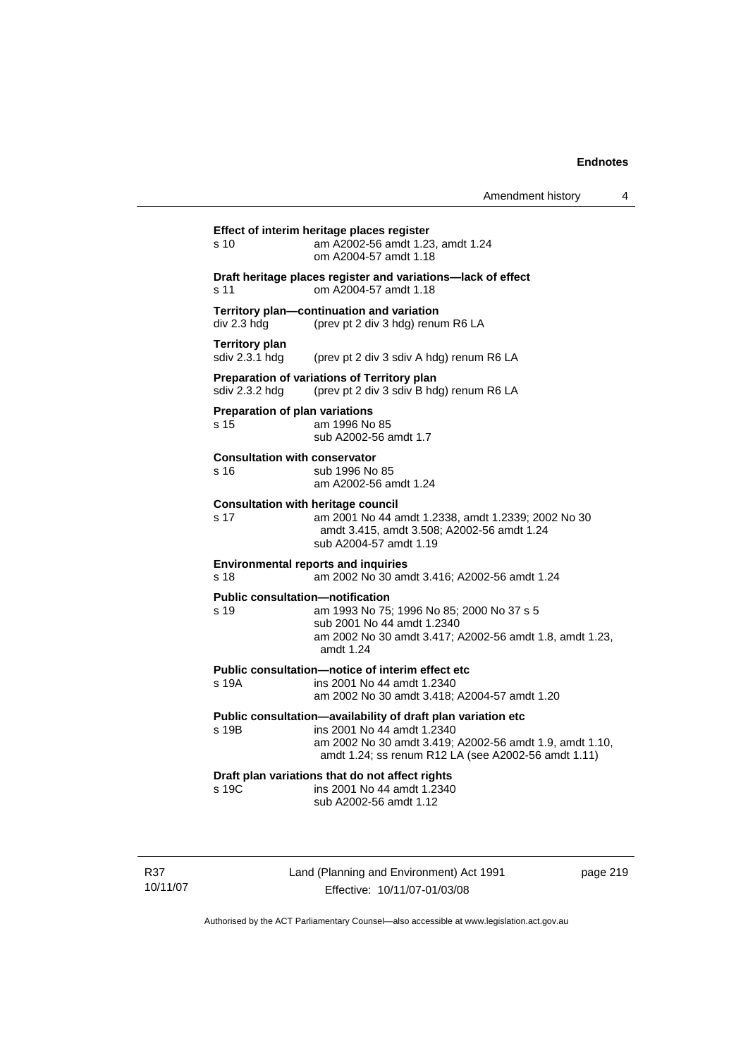**Effect of interim heritage places register**

s 10 am A2002-56 amdt 1.23, amdt 1.24
om A2004-57 amdt 1.18

**Draft heritage places register and variations—lack of effect**

s 11 om A2004-57 amdt 1.18

**Territory plan—continuation and variation**

div 2.3 hdg (prev pt 2 div 3 hdg) renum R6 LA

**Territory plan**

sdiv 2.3.1 hdg (prev pt 2 div 3 sdiv A hdg) renum R6 LA

**Preparation of variations of Territory plan**

sdiv 2.3.2 hdg (prev pt 2 div 3 sdiv B hdg) renum R6 LA

**Preparation of plan variations**

s 15 am 1996 No 85
sub A2002-56 amdt 1.7

**Consultation with conservator**

s 16 sub 1996 No 85
am A2002-56 amdt 1.24

**Consultation with heritage council**

s 17 am 2001 No 44 amdt 1.2338, amdt 1.2339; 2002 No 30 amdt 3.415, amdt 3.508; A2002-56 amdt 1.24
sub A2004-57 amdt 1.19

**Environmental reports and inquiries**

s 18 am 2002 No 30 amdt 3.416; A2002-56 amdt 1.24

**Public consultation—notification**

s 19 am 1993 No 75; 1996 No 85; 2000 No 37 s 5
sub 2001 No 44 amdt 1.2340
am 2002 No 30 amdt 3.417; A2002-56 amdt 1.8, amdt 1.23, amdt 1.24

**Public consultation—notice of interim effect etc**

s 19A ins 2001 No 44 amdt 1.2340
am 2002 No 30 amdt 3.418; A2004-57 amdt 1.20

**Public consultation—availability of draft plan variation etc**

s 19B ins 2001 No 44 amdt 1.2340
am 2002 No 30 amdt 3.419; A2002-56 amdt 1.9, amdt 1.10, amdt 1.24; ss renum R12 LA (see A2002-56 amdt 1.11)

**Draft plan variations that do not affect rights**

s 19C ins 2001 No 44 amdt 1.2340
sub A2002-56 amdt 1.12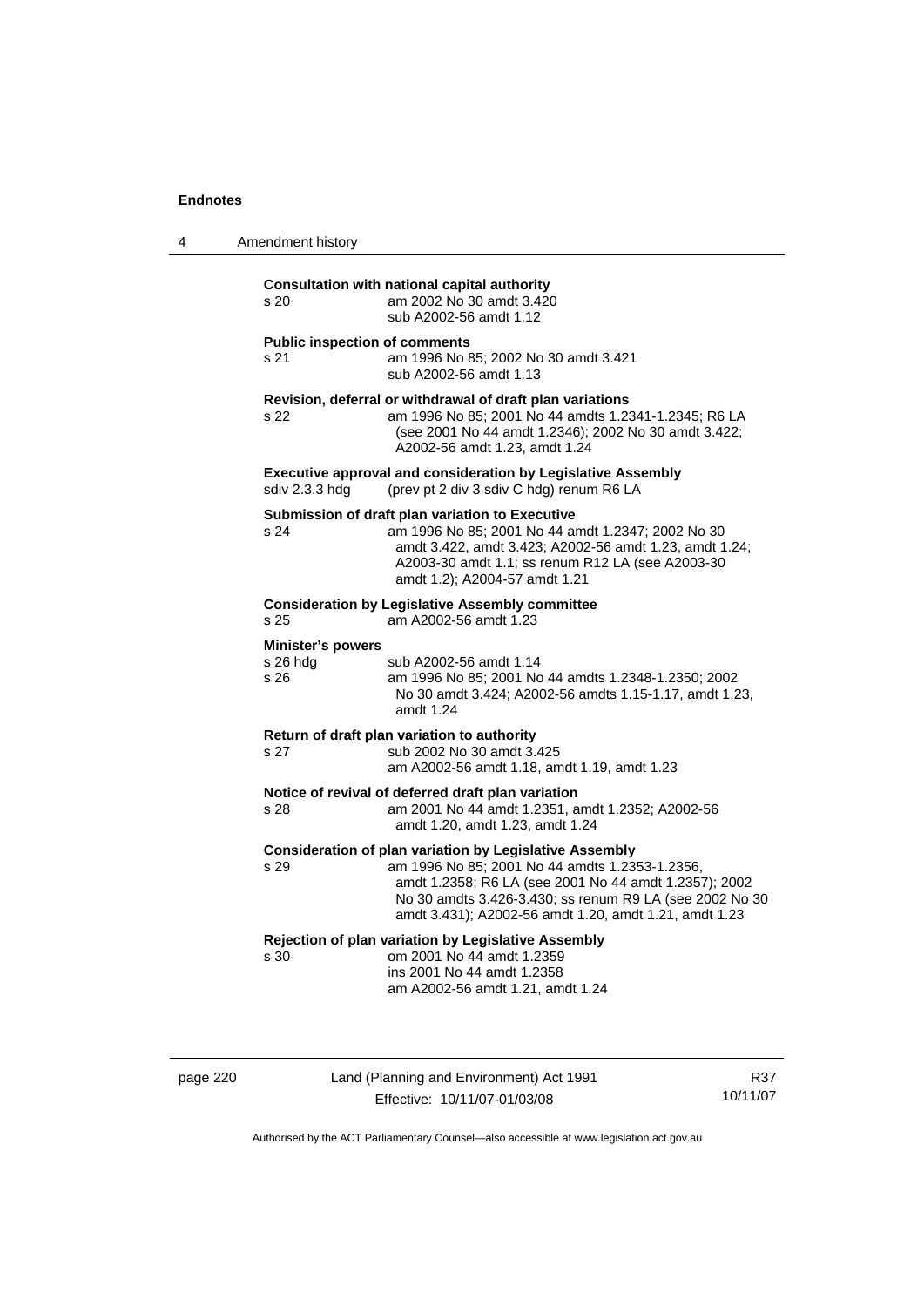**Consultation with national capital authority**

s 20 am 2002 No 30 amdt 3.420
sub A2002-56 amdt 1.12

**Public inspection of comments**

s 21 am 1996 No 85; 2002 No 30 amdt 3.421
sub A2002-56 amdt 1.13

**Revision, deferral or withdrawal of draft plan variations**

s 22 am 1996 No 85; 2001 No 44 amdts 1.2341-1.2345; R6 LA (see 2001 No 44 amdt 1.2346); 2002 No 30 amdt 3.422; A2002-56 amdt 1.23, amdt 1.24

**Executive approval and consideration by Legislative Assembly**

sdiv 2.3.3 hdg (prev pt 2 div 3 sdiv C hdg) renum R6 LA

**Submission of draft plan variation to Executive**

s 24 am 1996 No 85; 2001 No 44 amdt 1.2347; 2002 No 30 amdt 3.422, amdt 3.423; A2002-56 amdt 1.23, amdt 1.24; A2003-30 amdt 1.1; ss renum R12 LA (see A2003-30 amdt 1.2); A2004-57 amdt 1.21

**Consideration by Legislative Assembly committee**

s 25 am A2002-56 amdt 1.23

**Minister's powers**

s 26 hdg sub A2002-56 amdt 1.14
s 26 am 1996 No 85; 2001 No 44 amdts 1.2348-1.2350; 2002 No 30 amdt 3.424; A2002-56 amdts 1.15-1.17, amdt 1.23, amdt 1.24

**Return of draft plan variation to authority**

s 27 sub 2002 No 30 amdt 3.425
am A2002-56 amdt 1.18, amdt 1.19, amdt 1.23

**Notice of revival of deferred draft plan variation**

s 28 am 2001 No 44 amdt 1.2351, amdt 1.2352; A2002-56 amdt 1.20, amdt 1.23, amdt 1.24

**Consideration of plan variation by Legislative Assembly**

s 29 am 1996 No 85; 2001 No 44 amdts 1.2353-1.2356, amdt 1.2358; R6 LA (see 2001 No 44 amdt 1.2357); 2002 No 30 amdts 3.426-3.430; ss renum R9 LA (see 2002 No 30 amdt 3.431); A2002-56 amdt 1.20, amdt 1.21, amdt 1.23

**Rejection of plan variation by Legislative Assembly**

s 30 om 2001 No 44 amdt 1.2359
ins 2001 No 44 amdt 1.2358
am A2002-56 amdt 1.21, amdt 1.24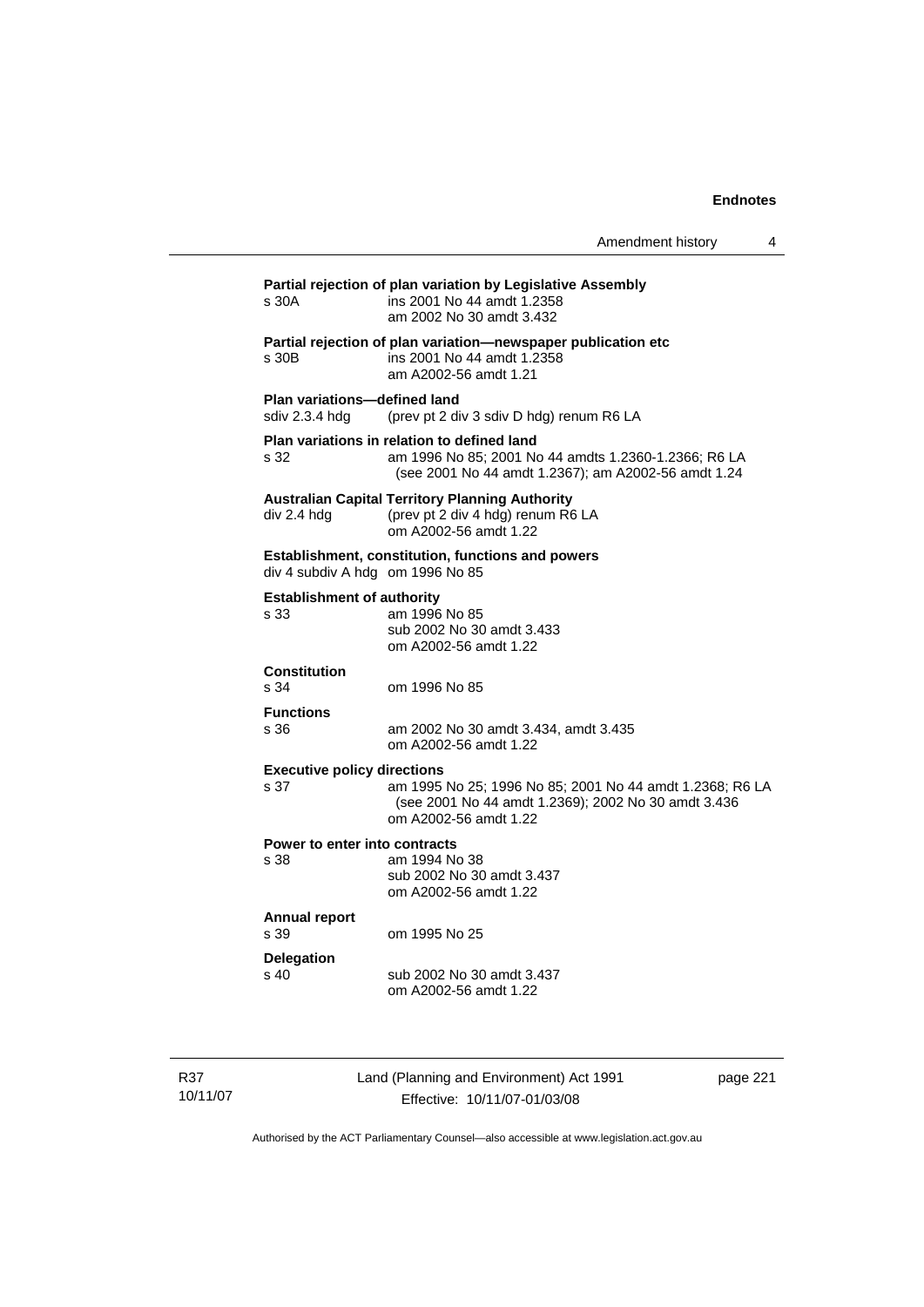**Partial rejection of plan variation by Legislative Assembly**
s 30A ins 2001 No 44 amdt 1.2358
am 2002 No 30 amdt 3.432

**Partial rejection of plan variation—newspaper publication etc**
s 30B ins 2001 No 44 amdt 1.2358
am A2002-56 amdt 1.21

**Plan variations—defined land**
sdiv 2.3.4 hdg (prev pt 2 div 3 sdiv D hdg) renum R6 LA

**Plan variations in relation to defined land**
s 32 am 1996 No 85; 2001 No 44 amdts 1.2360-1.2366; R6 LA (see 2001 No 44 amdt 1.2367); am A2002-56 amdt 1.24

**Australian Capital Territory Planning Authority**
div 2.4 hdg (prev pt 2 div 4 hdg) renum R6 LA
om A2002-56 amdt 1.22

**Establishment, constitution, functions and powers**
div 4 subdiv A hdg om 1996 No 85

**Establishment of authority**
s 33 am 1996 No 85
sub 2002 No 30 amdt 3.433
om A2002-56 amdt 1.22

**Constitution**
s 34 om 1996 No 85

**Functions**
s 36 am 2002 No 30 amdt 3.434, amdt 3.435
om A2002-56 amdt 1.22

**Executive policy directions**
s 37 am 1995 No 25; 1996 No 85; 2001 No 44 amdt 1.2368; R6 LA (see 2001 No 44 amdt 1.2369); 2002 No 30 amdt 3.436
om A2002-56 amdt 1.22

**Power to enter into contracts**
s 38 am 1994 No 38
sub 2002 No 30 amdt 3.437
om A2002-56 amdt 1.22

**Annual report**
s 39 om 1995 No 25

**Delegation**
s 40 sub 2002 No 30 amdt 3.437
om A2002-56 amdt 1.22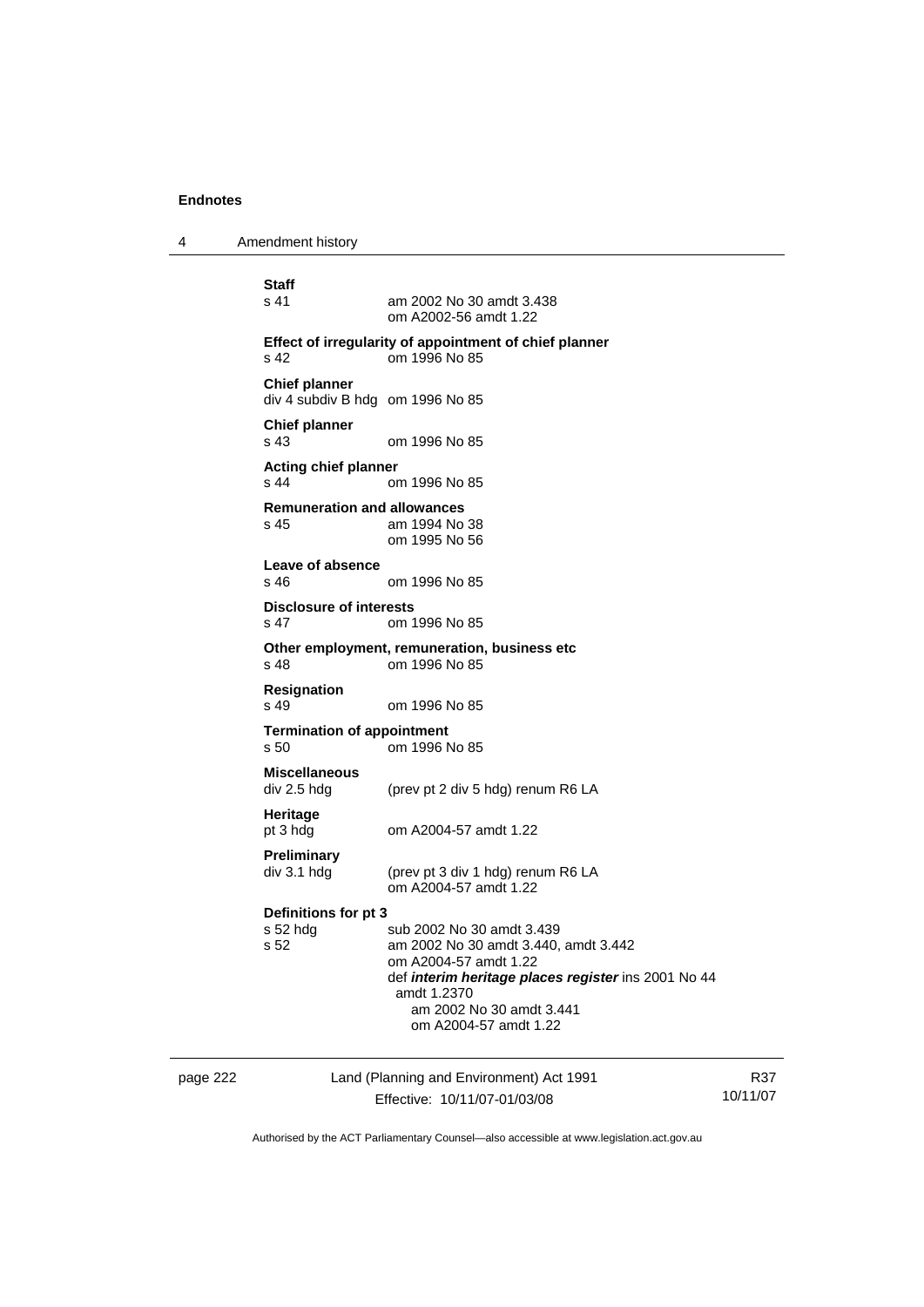**Staff**
s 41 am 2002 No 30 amdt 3.438
om A2002-56 amdt 1.22

**Effect of irregularity of appointment of chief planner**
s 42 om 1996 No 85

**Chief planner**
div 4 subdiv B hdg om 1996 No 85

**Chief planner**
s 43 om 1996 No 85

**Acting chief planner**
s 44 om 1996 No 85

**Remuneration and allowances**
s 45 am 1994 No 38
om 1995 No 56

**Leave of absence**
s 46 om 1996 No 85

**Disclosure of interests**
s 47 om 1996 No 85

**Other employment, remuneration, business etc**
s 48 om 1996 No 85

**Resignation**
s 49 om 1996 No 85

**Termination of appointment**
s 50 om 1996 No 85

**Miscellaneous**
div 2.5 hdg (prev pt 2 div 5 hdg) renum R6 LA

**Heritage**
pt 3 hdg om A2004-57 amdt 1.22

**Preliminary**
div 3.1 hdg (prev pt 3 div 1 hdg) renum R6 LA
om A2004-57 amdt 1.22

**Definitions for pt 3**
s 52 hdg sub 2002 No 30 amdt 3.439
s 52 am 2002 No 30 amdt 3.440, amdt 3.442
om A2004-57 amdt 1.22
def ***interim heritage places register*** ins 2001 No 44 amdt 1.2370
am 2002 No 30 amdt 3.441
om A2004-57 amdt 1.22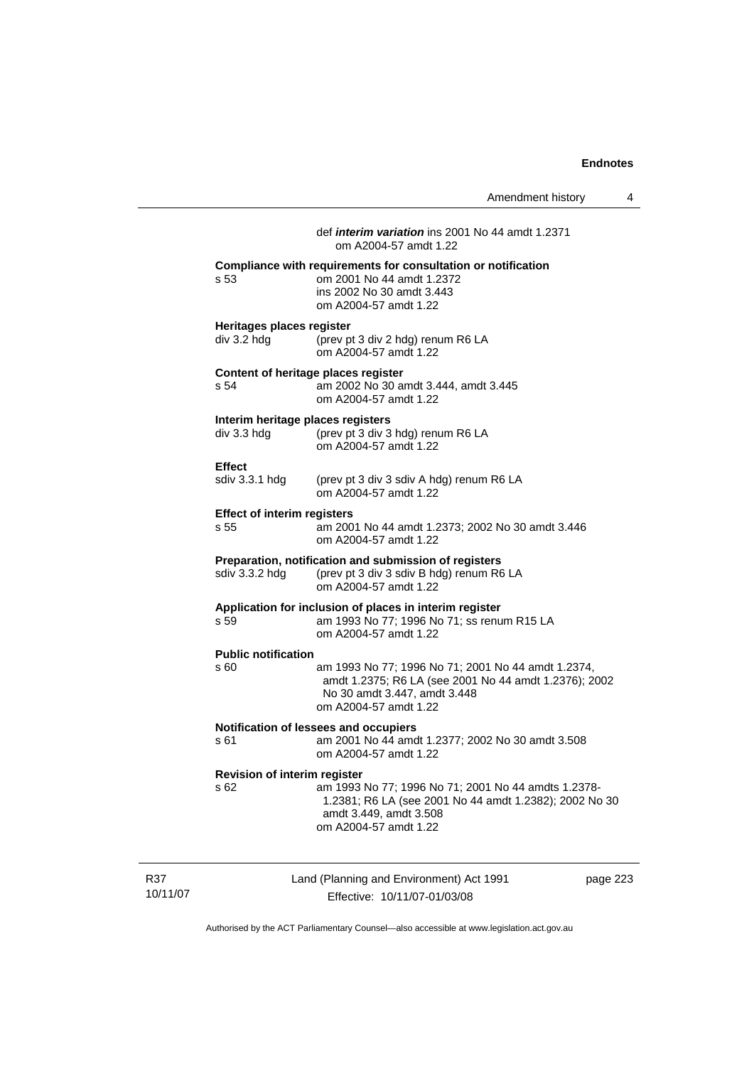def ***interim variation*** ins 2001 No 44 amdt 1.2371
om A2004-57 amdt 1.22

**Compliance with requirements for consultation or notification**
s 53 om 2001 No 44 amdt 1.2372
ins 2002 No 30 amdt 3.443
om A2004-57 amdt 1.22

**Heritages places register**
div 3.2 hdg (prev pt 3 div 2 hdg) renum R6 LA
om A2004-57 amdt 1.22

**Content of heritage places register**
s 54 am 2002 No 30 amdt 3.444, amdt 3.445
om A2004-57 amdt 1.22

**Interim heritage places registers**
div 3.3 hdg (prev pt 3 div 3 hdg) renum R6 LA
om A2004-57 amdt 1.22

**Effect**
sdiv 3.3.1 hdg (prev pt 3 div 3 sdiv A hdg) renum R6 LA
om A2004-57 amdt 1.22

**Effect of interim registers**
s 55 am 2001 No 44 amdt 1.2373; 2002 No 30 amdt 3.446
om A2004-57 amdt 1.22

**Preparation, notification and submission of registers**
sdiv 3.3.2 hdg (prev pt 3 div 3 sdiv B hdg) renum R6 LA
om A2004-57 amdt 1.22

**Application for inclusion of places in interim register**
s 59 am 1993 No 77; 1996 No 71; ss renum R15 LA
om A2004-57 amdt 1.22

**Public notification**
s 60 am 1993 No 77; 1996 No 71; 2001 No 44 amdt 1.2374, amdt 1.2375; R6 LA (see 2001 No 44 amdt 1.2376); 2002 No 30 amdt 3.447, amdt 3.448
om A2004-57 amdt 1.22

**Notification of lessees and occupiers**
s 61 am 2001 No 44 amdt 1.2377; 2002 No 30 amdt 3.508
om A2004-57 amdt 1.22

**Revision of interim register**
s 62 am 1993 No 77; 1996 No 71; 2001 No 44 amdts 1.2378-1.2381; R6 LA (see 2001 No 44 amdt 1.2382); 2002 No 30 amdt 3.449, amdt 3.508
om A2004-57 amdt 1.22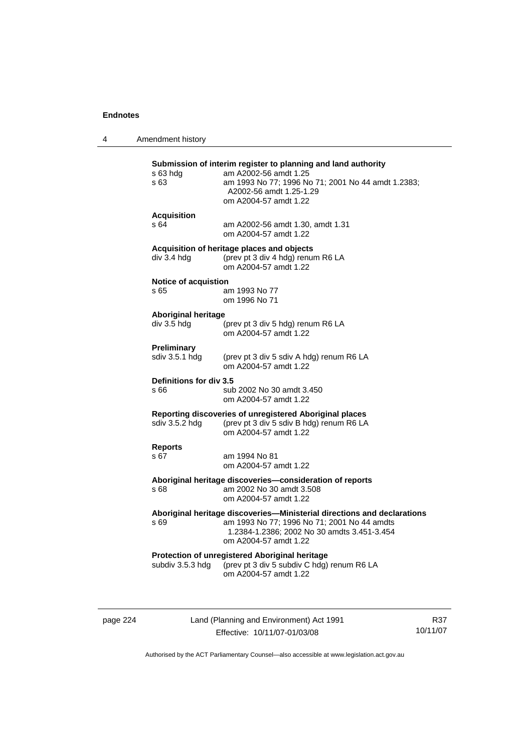**Submission of interim register to planning and land authority**

s 63 hdg — am A2002-56 amdt 1.25
s 63 — am 1993 No 77; 1996 No 71; 2001 No 44 amdt 1.2383; A2002-56 amdt 1.25-1.29
om A2004-57 amdt 1.22

**Acquisition**

s 64 — am A2002-56 amdt 1.30, amdt 1.31
om A2004-57 amdt 1.22

**Acquisition of heritage places and objects**

div 3.4 hdg — (prev pt 3 div 4 hdg) renum R6 LA
om A2004-57 amdt 1.22

**Notice of acquistion**

s 65 — am 1993 No 77
om 1996 No 71

**Aboriginal heritage**

div 3.5 hdg — (prev pt 3 div 5 hdg) renum R6 LA
om A2004-57 amdt 1.22

**Preliminary**

sdiv 3.5.1 hdg — (prev pt 3 div 5 sdiv A hdg) renum R6 LA
om A2004-57 amdt 1.22

**Definitions for div 3.5**

s 66 — sub 2002 No 30 amdt 3.450
om A2004-57 amdt 1.22

**Reporting discoveries of unregistered Aboriginal places**

sdiv 3.5.2 hdg — (prev pt 3 div 5 sdiv B hdg) renum R6 LA
om A2004-57 amdt 1.22

**Reports**

s 67 — am 1994 No 81
om A2004-57 amdt 1.22

**Aboriginal heritage discoveries—consideration of reports**

s 68 — am 2002 No 30 amdt 3.508
om A2004-57 amdt 1.22

**Aboriginal heritage discoveries—Ministerial directions and declarations**

s 69 — am 1993 No 77; 1996 No 71; 2001 No 44 amdts 1.2384-1.2386; 2002 No 30 amdts 3.451-3.454
om A2004-57 amdt 1.22

**Protection of unregistered Aboriginal heritage**

subdiv 3.5.3 hdg — (prev pt 3 div 5 subdiv C hdg) renum R6 LA
om A2004-57 amdt 1.22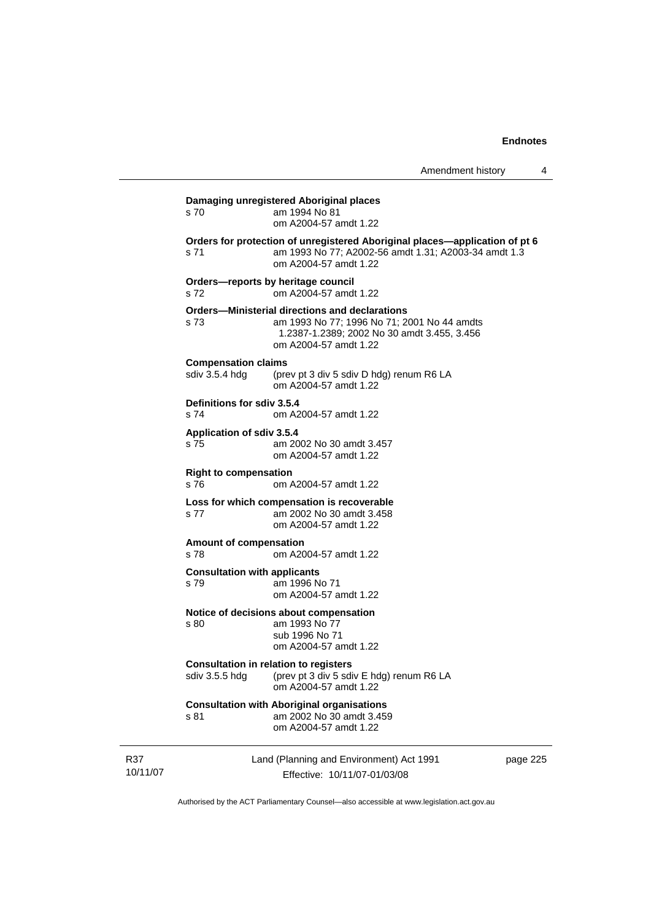**Damaging unregistered Aboriginal places**

s 70 am 1994 No 81
om A2004-57 amdt 1.22

**Orders for protection of unregistered Aboriginal places—application of pt 6**

s 71 am 1993 No 77; A2002-56 amdt 1.31; A2003-34 amdt 1.3
om A2004-57 amdt 1.22

**Orders—reports by heritage council**

s 72 om A2004-57 amdt 1.22

**Orders—Ministerial directions and declarations**

s 73 am 1993 No 77; 1996 No 71; 2001 No 44 amdts 1.2387-1.2389; 2002 No 30 amdt 3.455, 3.456
om A2004-57 amdt 1.22

**Compensation claims**

sdiv 3.5.4 hdg (prev pt 3 div 5 sdiv D hdg) renum R6 LA
om A2004-57 amdt 1.22

**Definitions for sdiv 3.5.4**

s 74 om A2004-57 amdt 1.22

**Application of sdiv 3.5.4**

s 75 am 2002 No 30 amdt 3.457
om A2004-57 amdt 1.22

**Right to compensation**

s 76 om A2004-57 amdt 1.22

**Loss for which compensation is recoverable**

s 77 am 2002 No 30 amdt 3.458
om A2004-57 amdt 1.22

**Amount of compensation**

s 78 om A2004-57 amdt 1.22

**Consultation with applicants**

s 79 am 1996 No 71
om A2004-57 amdt 1.22

**Notice of decisions about compensation**

s 80 am 1993 No 77
sub 1996 No 71
om A2004-57 amdt 1.22

**Consultation in relation to registers**

sdiv 3.5.5 hdg (prev pt 3 div 5 sdiv E hdg) renum R6 LA
om A2004-57 amdt 1.22

**Consultation with Aboriginal organisations**

s 81 am 2002 No 30 amdt 3.459
om A2004-57 amdt 1.22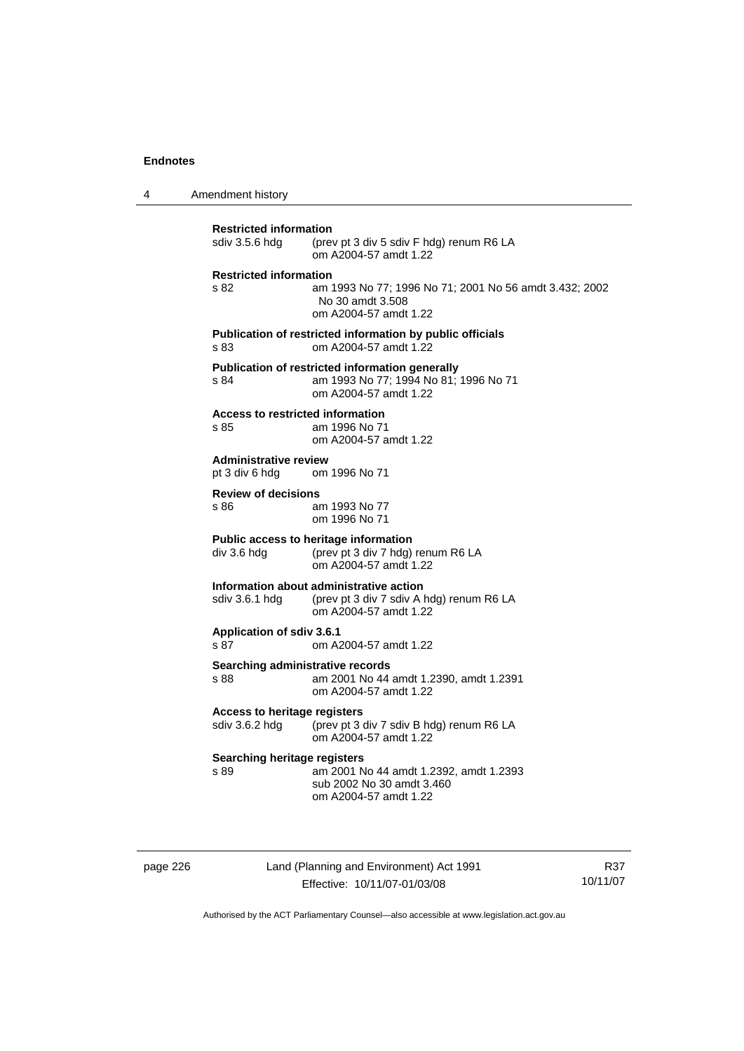**Restricted information**
sdiv 3.5.6 hdg (prev pt 3 div 5 sdiv F hdg) renum R6 LA
om A2004-57 amdt 1.22

**Restricted information**
s 82 am 1993 No 77; 1996 No 71; 2001 No 56 amdt 3.432; 2002 No 30 amdt 3.508
om A2004-57 amdt 1.22

**Publication of restricted information by public officials**
s 83 om A2004-57 amdt 1.22

**Publication of restricted information generally**
s 84 am 1993 No 77; 1994 No 81; 1996 No 71
om A2004-57 amdt 1.22

**Access to restricted information**
s 85 am 1996 No 71
om A2004-57 amdt 1.22

**Administrative review**
pt 3 div 6 hdg om 1996 No 71

**Review of decisions**
s 86 am 1993 No 77
om 1996 No 71

**Public access to heritage information**
div 3.6 hdg (prev pt 3 div 7 hdg) renum R6 LA
om A2004-57 amdt 1.22

**Information about administrative action**
sdiv 3.6.1 hdg (prev pt 3 div 7 sdiv A hdg) renum R6 LA
om A2004-57 amdt 1.22

**Application of sdiv 3.6.1**
s 87 om A2004-57 amdt 1.22

**Searching administrative records**
s 88 am 2001 No 44 amdt 1.2390, amdt 1.2391
om A2004-57 amdt 1.22

**Access to heritage registers**
sdiv 3.6.2 hdg (prev pt 3 div 7 sdiv B hdg) renum R6 LA
om A2004-57 amdt 1.22

**Searching heritage registers**
s 89 am 2001 No 44 amdt 1.2392, amdt 1.2393
sub 2002 No 30 amdt 3.460
om A2004-57 amdt 1.22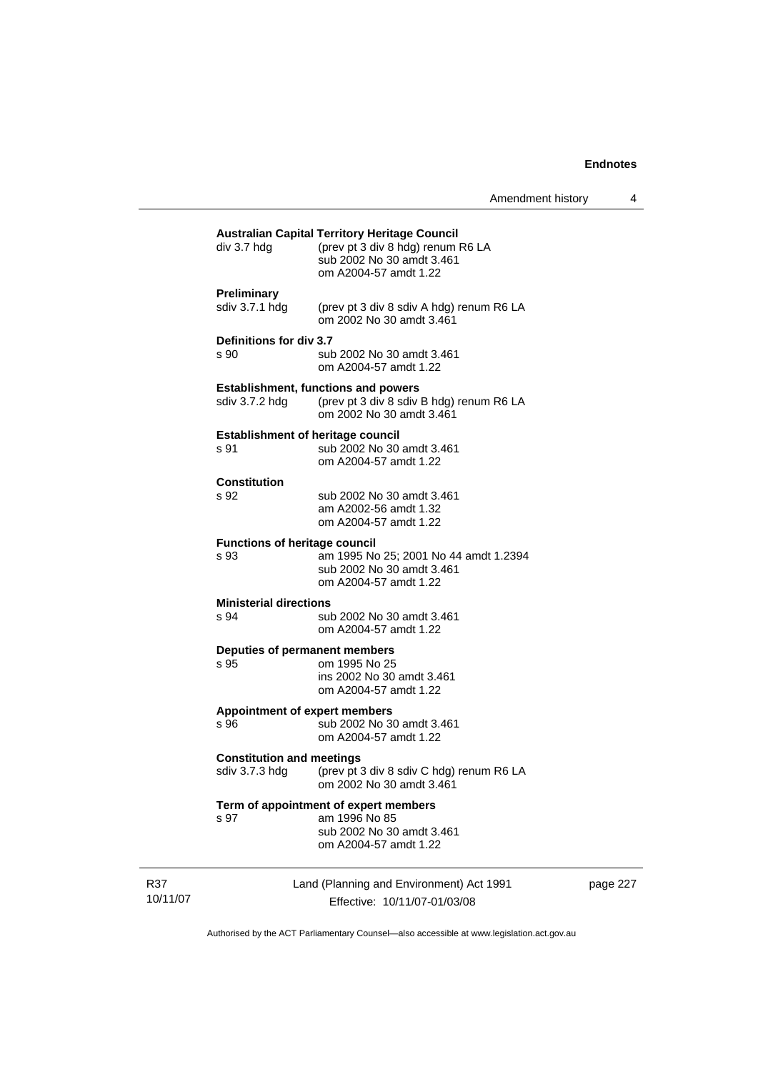**Australian Capital Territory Heritage Council**

div 3.7 hdg (prev pt 3 div 8 hdg) renum R6 LA
sub 2002 No 30 amdt 3.461
om A2004-57 amdt 1.22

**Preliminary**

sdiv 3.7.1 hdg (prev pt 3 div 8 sdiv A hdg) renum R6 LA
om 2002 No 30 amdt 3.461

**Definitions for div 3.7**

s 90 sub 2002 No 30 amdt 3.461
om A2004-57 amdt 1.22

**Establishment, functions and powers**

sdiv 3.7.2 hdg (prev pt 3 div 8 sdiv B hdg) renum R6 LA
om 2002 No 30 amdt 3.461

**Establishment of heritage council**

s 91 sub 2002 No 30 amdt 3.461
om A2004-57 amdt 1.22

**Constitution**

s 92 sub 2002 No 30 amdt 3.461
am A2002-56 amdt 1.32
om A2004-57 amdt 1.22

**Functions of heritage council**

s 93 am 1995 No 25; 2001 No 44 amdt 1.2394
sub 2002 No 30 amdt 3.461
om A2004-57 amdt 1.22

**Ministerial directions**

s 94 sub 2002 No 30 amdt 3.461
om A2004-57 amdt 1.22

**Deputies of permanent members**

s 95 om 1995 No 25
ins 2002 No 30 amdt 3.461
om A2004-57 amdt 1.22

**Appointment of expert members**

s 96 sub 2002 No 30 amdt 3.461
om A2004-57 amdt 1.22

**Constitution and meetings**

sdiv 3.7.3 hdg (prev pt 3 div 8 sdiv C hdg) renum R6 LA
om 2002 No 30 amdt 3.461

**Term of appointment of expert members**

s 97 am 1996 No 85
sub 2002 No 30 amdt 3.461
om A2004-57 amdt 1.22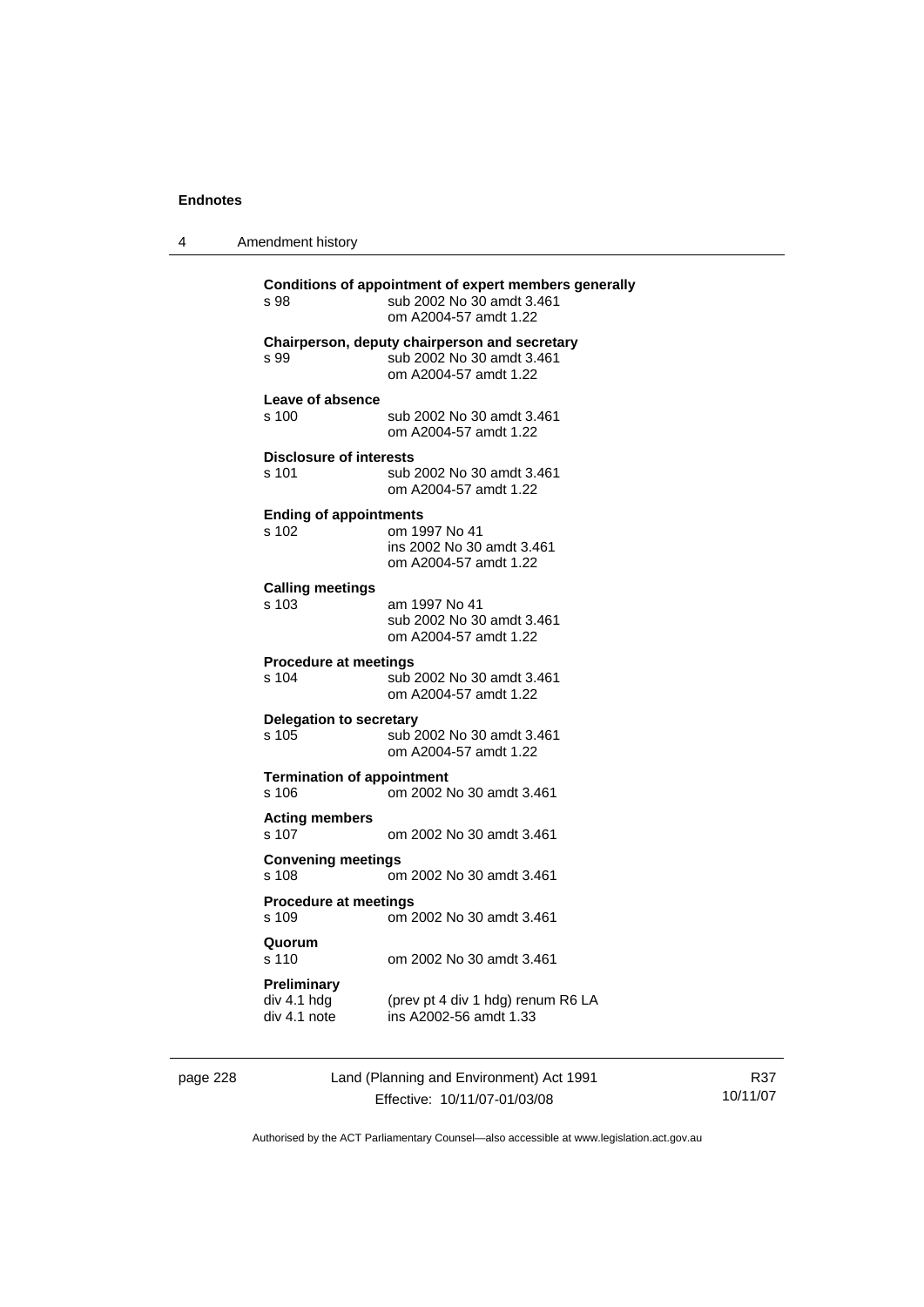**Conditions of appointment of expert members generally**

s 98 sub 2002 No 30 amdt 3.461
om A2004-57 amdt 1.22

**Chairperson, deputy chairperson and secretary**

s 99 sub 2002 No 30 amdt 3.461
om A2004-57 amdt 1.22

**Leave of absence**

s 100 sub 2002 No 30 amdt 3.461
om A2004-57 amdt 1.22

**Disclosure of interests**

s 101 sub 2002 No 30 amdt 3.461
om A2004-57 amdt 1.22

**Ending of appointments**

s 102 om 1997 No 41
ins 2002 No 30 amdt 3.461
om A2004-57 amdt 1.22

**Calling meetings**

s 103 am 1997 No 41
sub 2002 No 30 amdt 3.461
om A2004-57 amdt 1.22

**Procedure at meetings**

s 104 sub 2002 No 30 amdt 3.461
om A2004-57 amdt 1.22

**Delegation to secretary**

s 105 sub 2002 No 30 amdt 3.461
om A2004-57 amdt 1.22

**Termination of appointment**

s 106 om 2002 No 30 amdt 3.461

**Acting members**

s 107 om 2002 No 30 amdt 3.461

**Convening meetings**

s 108 om 2002 No 30 amdt 3.461

**Procedure at meetings**

s 109 om 2002 No 30 amdt 3.461

**Quorum**

s 110 om 2002 No 30 amdt 3.461

**Preliminary**

div 4.1 hdg (prev pt 4 div 1 hdg) renum R6 LA
div 4.1 note ins A2002-56 amdt 1.33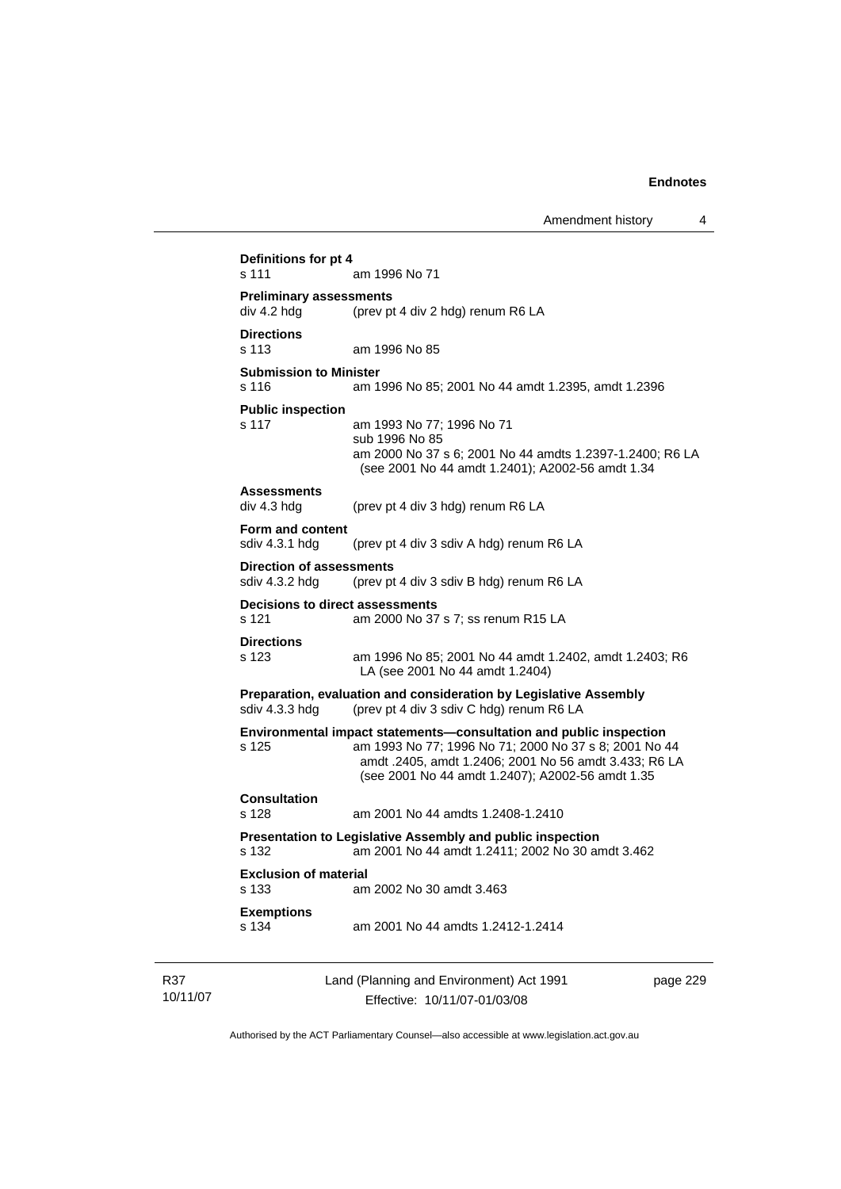**Definitions for pt 4**
s 111 am 1996 No 71

**Preliminary assessments**
div 4.2 hdg (prev pt 4 div 2 hdg) renum R6 LA

**Directions**
s 113 am 1996 No 85

**Submission to Minister**
s 116 am 1996 No 85; 2001 No 44 amdt 1.2395, amdt 1.2396

**Public inspection**
s 117 am 1993 No 77; 1996 No 71
sub 1996 No 85
am 2000 No 37 s 6; 2001 No 44 amdts 1.2397-1.2400; R6 LA (see 2001 No 44 amdt 1.2401); A2002-56 amdt 1.34

**Assessments**
div 4.3 hdg (prev pt 4 div 3 hdg) renum R6 LA

**Form and content**
sdiv 4.3.1 hdg (prev pt 4 div 3 sdiv A hdg) renum R6 LA

**Direction of assessments**
sdiv 4.3.2 hdg (prev pt 4 div 3 sdiv B hdg) renum R6 LA

**Decisions to direct assessments**
s 121 am 2000 No 37 s 7; ss renum R15 LA

**Directions**
s 123 am 1996 No 85; 2001 No 44 amdt 1.2402, amdt 1.2403; R6 LA (see 2001 No 44 amdt 1.2404)

**Preparation, evaluation and consideration by Legislative Assembly**
sdiv 4.3.3 hdg (prev pt 4 div 3 sdiv C hdg) renum R6 LA

**Environmental impact statements—consultation and public inspection**
s 125 am 1993 No 77; 1996 No 71; 2000 No 37 s 8; 2001 No 44 amdt .2405, amdt 1.2406; 2001 No 56 amdt 3.433; R6 LA (see 2001 No 44 amdt 1.2407); A2002-56 amdt 1.35

**Consultation**
s 128 am 2001 No 44 amdts 1.2408-1.2410

**Presentation to Legislative Assembly and public inspection**
s 132 am 2001 No 44 amdt 1.2411; 2002 No 30 amdt 3.462

**Exclusion of material**
s 133 am 2002 No 30 amdt 3.463

**Exemptions**
s 134 am 2001 No 44 amdts 1.2412-1.2414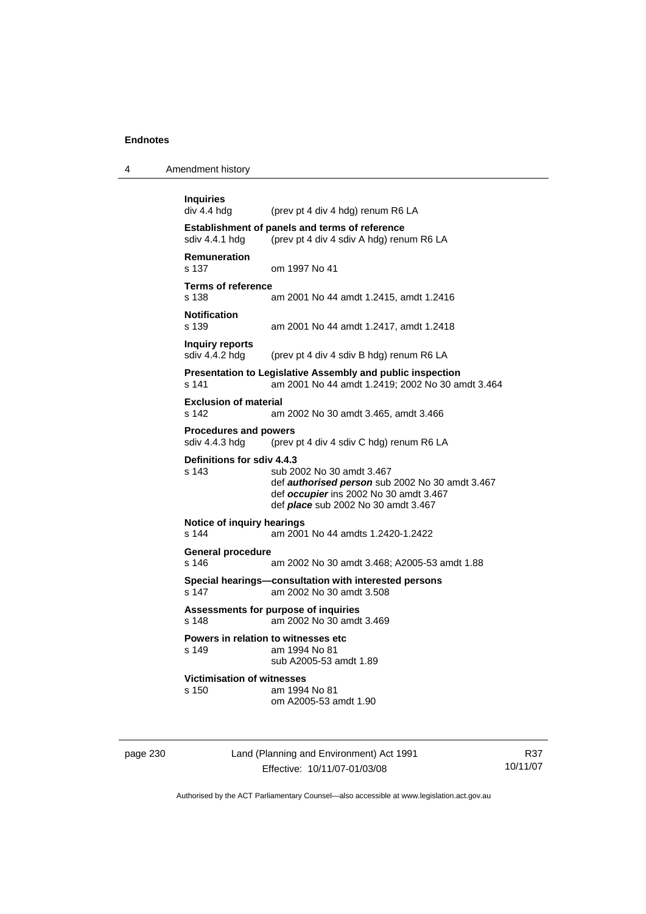**Inquiries**
div 4.4 hdg (prev pt 4 div 4 hdg) renum R6 LA

**Establishment of panels and terms of reference**
sdiv 4.4.1 hdg (prev pt 4 div 4 sdiv A hdg) renum R6 LA

**Remuneration**
s 137 om 1997 No 41

**Terms of reference**
s 138 am 2001 No 44 amdt 1.2415, amdt 1.2416

**Notification**
s 139 am 2001 No 44 amdt 1.2417, amdt 1.2418

**Inquiry reports**
sdiv 4.4.2 hdg (prev pt 4 div 4 sdiv B hdg) renum R6 LA

**Presentation to Legislative Assembly and public inspection**
s 141 am 2001 No 44 amdt 1.2419; 2002 No 30 amdt 3.464

**Exclusion of material**
s 142 am 2002 No 30 amdt 3.465, amdt 3.466

**Procedures and powers**
sdiv 4.4.3 hdg (prev pt 4 div 4 sdiv C hdg) renum R6 LA

**Definitions for sdiv 4.4.3**
s 143 sub 2002 No 30 amdt 3.467
def ***authorised person*** sub 2002 No 30 amdt 3.467
def ***occupier*** ins 2002 No 30 amdt 3.467
def ***place*** sub 2002 No 30 amdt 3.467

**Notice of inquiry hearings**
s 144 am 2001 No 44 amdts 1.2420-1.2422

**General procedure**
s 146 am 2002 No 30 amdt 3.468; A2005-53 amdt 1.88

**Special hearings—consultation with interested persons**
s 147 am 2002 No 30 amdt 3.508

**Assessments for purpose of inquiries**
s 148 am 2002 No 30 amdt 3.469

**Powers in relation to witnesses etc**
s 149 am 1994 No 81
sub A2005-53 amdt 1.89

**Victimisation of witnesses**
s 150 am 1994 No 81
om A2005-53 amdt 1.90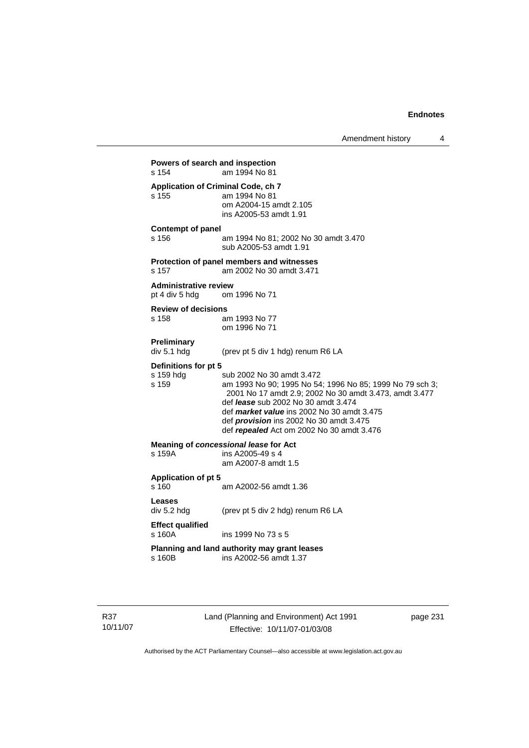**Powers of search and inspection**
s 154 am 1994 No 81

**Application of Criminal Code, ch 7**
s 155 am 1994 No 81
om A2004-15 amdt 2.105
ins A2005-53 amdt 1.91

**Contempt of panel**
s 156 am 1994 No 81; 2002 No 30 amdt 3.470
sub A2005-53 amdt 1.91

**Protection of panel members and witnesses**
s 157 am 2002 No 30 amdt 3.471

**Administrative review**
pt 4 div 5 hdg om 1996 No 71

**Review of decisions**
s 158 am 1993 No 77
om 1996 No 71

**Preliminary**
div 5.1 hdg (prev pt 5 div 1 hdg) renum R6 LA

**Definitions for pt 5**
s 159 hdg sub 2002 No 30 amdt 3.472
s 159 am 1993 No 90; 1995 No 54; 1996 No 85; 1999 No 79 sch 3; 2001 No 17 amdt 2.9; 2002 No 30 amdt 3.473, amdt 3.477
def ***lease*** sub 2002 No 30 amdt 3.474
def ***market value*** ins 2002 No 30 amdt 3.475
def ***provision*** ins 2002 No 30 amdt 3.475
def ***repealed*** Act om 2002 No 30 amdt 3.476

**Meaning of *concessional lease* for Act**
s 159A ins A2005-49 s 4
am A2007-8 amdt 1.5

**Application of pt 5**
s 160 am A2002-56 amdt 1.36

**Leases**
div 5.2 hdg (prev pt 5 div 2 hdg) renum R6 LA

**Effect qualified**
s 160A ins 1999 No 73 s 5

**Planning and land authority may grant leases**
s 160B ins A2002-56 amdt 1.37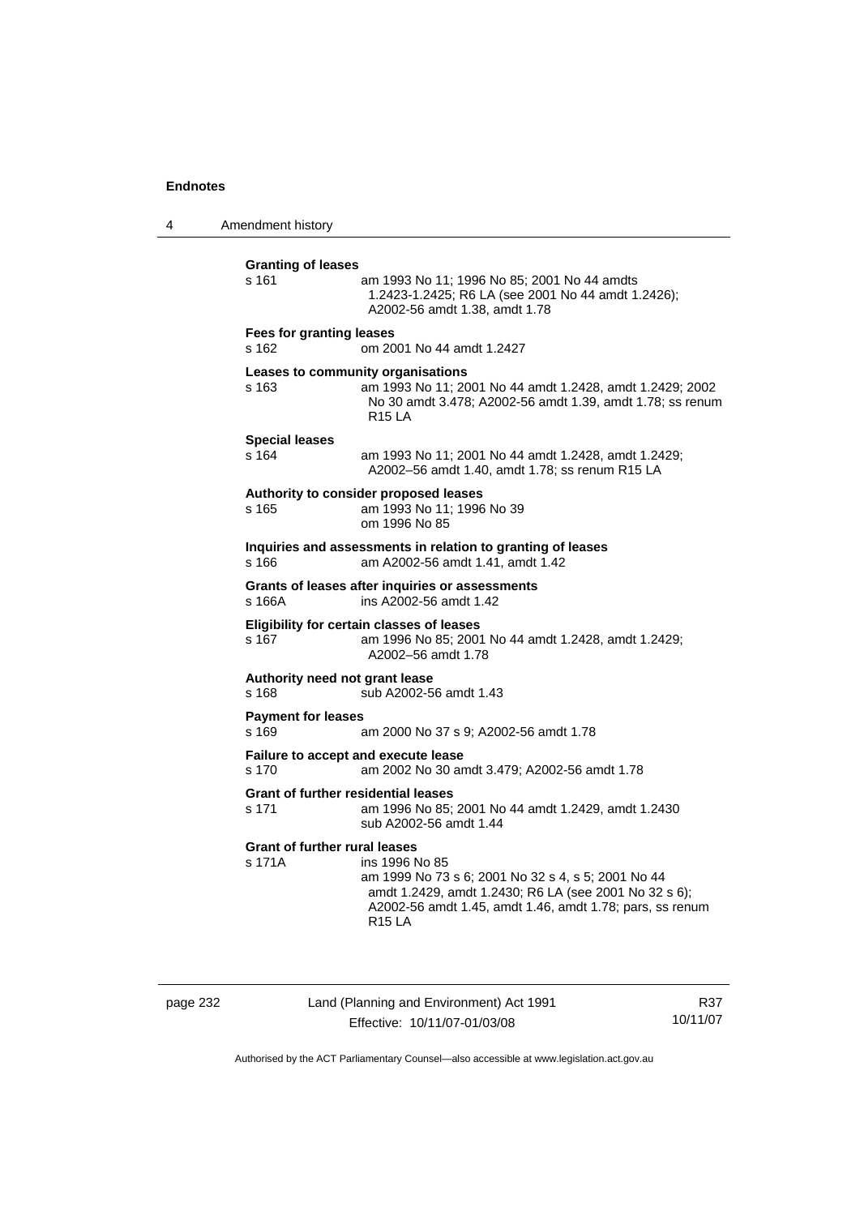**Granting of leases**
s 161 am 1993 No 11; 1996 No 85; 2001 No 44 amdts 1.2423-1.2425; R6 LA (see 2001 No 44 amdt 1.2426); A2002-56 amdt 1.38, amdt 1.78

**Fees for granting leases**
s 162 om 2001 No 44 amdt 1.2427

**Leases to community organisations**
s 163 am 1993 No 11; 2001 No 44 amdt 1.2428, amdt 1.2429; 2002 No 30 amdt 3.478; A2002-56 amdt 1.39, amdt 1.78; ss renum R15 LA

**Special leases**
s 164 am 1993 No 11; 2001 No 44 amdt 1.2428, amdt 1.2429; A2002–56 amdt 1.40, amdt 1.78; ss renum R15 LA

**Authority to consider proposed leases**
s 165 am 1993 No 11; 1996 No 39
om 1996 No 85

**Inquiries and assessments in relation to granting of leases**
s 166 am A2002-56 amdt 1.41, amdt 1.42

**Grants of leases after inquiries or assessments**
s 166A ins A2002-56 amdt 1.42

**Eligibility for certain classes of leases**
s 167 am 1996 No 85; 2001 No 44 amdt 1.2428, amdt 1.2429; A2002–56 amdt 1.78

**Authority need not grant lease**
s 168 sub A2002-56 amdt 1.43

**Payment for leases**
s 169 am 2000 No 37 s 9; A2002-56 amdt 1.78

**Failure to accept and execute lease**
s 170 am 2002 No 30 amdt 3.479; A2002-56 amdt 1.78

**Grant of further residential leases**
s 171 am 1996 No 85; 2001 No 44 amdt 1.2429, amdt 1.2430
sub A2002-56 amdt 1.44

**Grant of further rural leases**
s 171A ins 1996 No 85
am 1999 No 73 s 6; 2001 No 32 s 4, s 5; 2001 No 44 amdt 1.2429, amdt 1.2430; R6 LA (see 2001 No 32 s 6); A2002-56 amdt 1.45, amdt 1.46, amdt 1.78; pars, ss renum R15 LA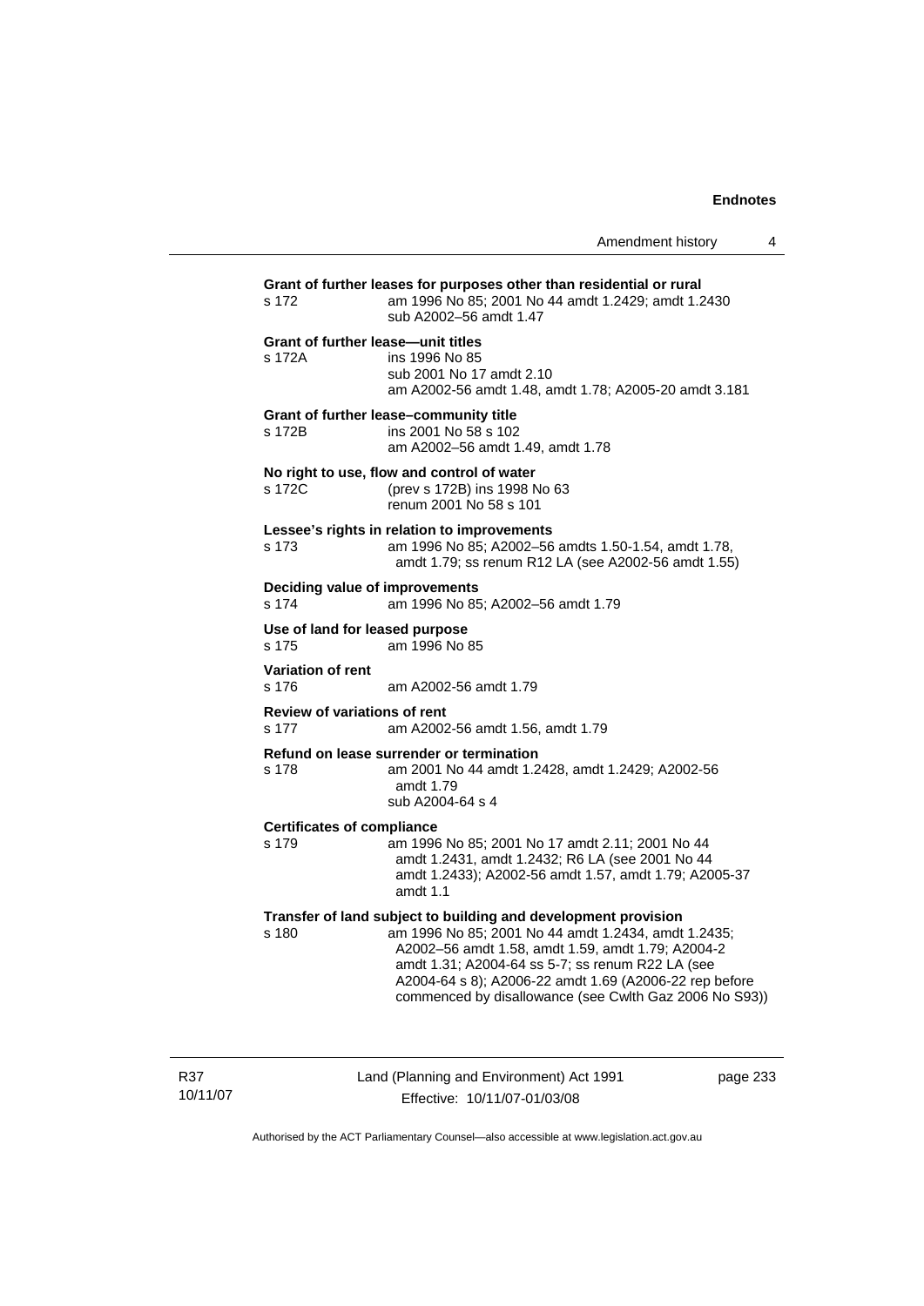**Grant of further leases for purposes other than residential or rural**

s 172 am 1996 No 85; 2001 No 44 amdt 1.2429; amdt 1.2430
sub A2002–56 amdt 1.47

**Grant of further lease—unit titles**

s 172A ins 1996 No 85
sub 2001 No 17 amdt 2.10
am A2002-56 amdt 1.48, amdt 1.78; A2005-20 amdt 3.181

**Grant of further lease–community title**

s 172B ins 2001 No 58 s 102
am A2002–56 amdt 1.49, amdt 1.78

**No right to use, flow and control of water**

s 172C (prev s 172B) ins 1998 No 63
renum 2001 No 58 s 101

**Lessee's rights in relation to improvements**

s 173 am 1996 No 85; A2002–56 amdts 1.50-1.54, amdt 1.78, amdt 1.79; ss renum R12 LA (see A2002-56 amdt 1.55)

**Deciding value of improvements**

s 174 am 1996 No 85; A2002–56 amdt 1.79

**Use of land for leased purpose**

s 175 am 1996 No 85

**Variation of rent**

s 176 am A2002-56 amdt 1.79

**Review of variations of rent**

s 177 am A2002-56 amdt 1.56, amdt 1.79

**Refund on lease surrender or termination**

s 178 am 2001 No 44 amdt 1.2428, amdt 1.2429; A2002-56 amdt 1.79
sub A2004-64 s 4

**Certificates of compliance**

s 179 am 1996 No 85; 2001 No 17 amdt 2.11; 2001 No 44 amdt 1.2431, amdt 1.2432; R6 LA (see 2001 No 44 amdt 1.2433); A2002-56 amdt 1.57, amdt 1.79; A2005-37 amdt 1.1

**Transfer of land subject to building and development provision**

s 180 am 1996 No 85; 2001 No 44 amdt 1.2434, amdt 1.2435; A2002–56 amdt 1.58, amdt 1.59, amdt 1.79; A2004-2 amdt 1.31; A2004-64 ss 5-7; ss renum R22 LA (see A2004-64 s 8); A2006-22 amdt 1.69 (A2006-22 rep before commenced by disallowance (see Cwlth Gaz 2006 No S93))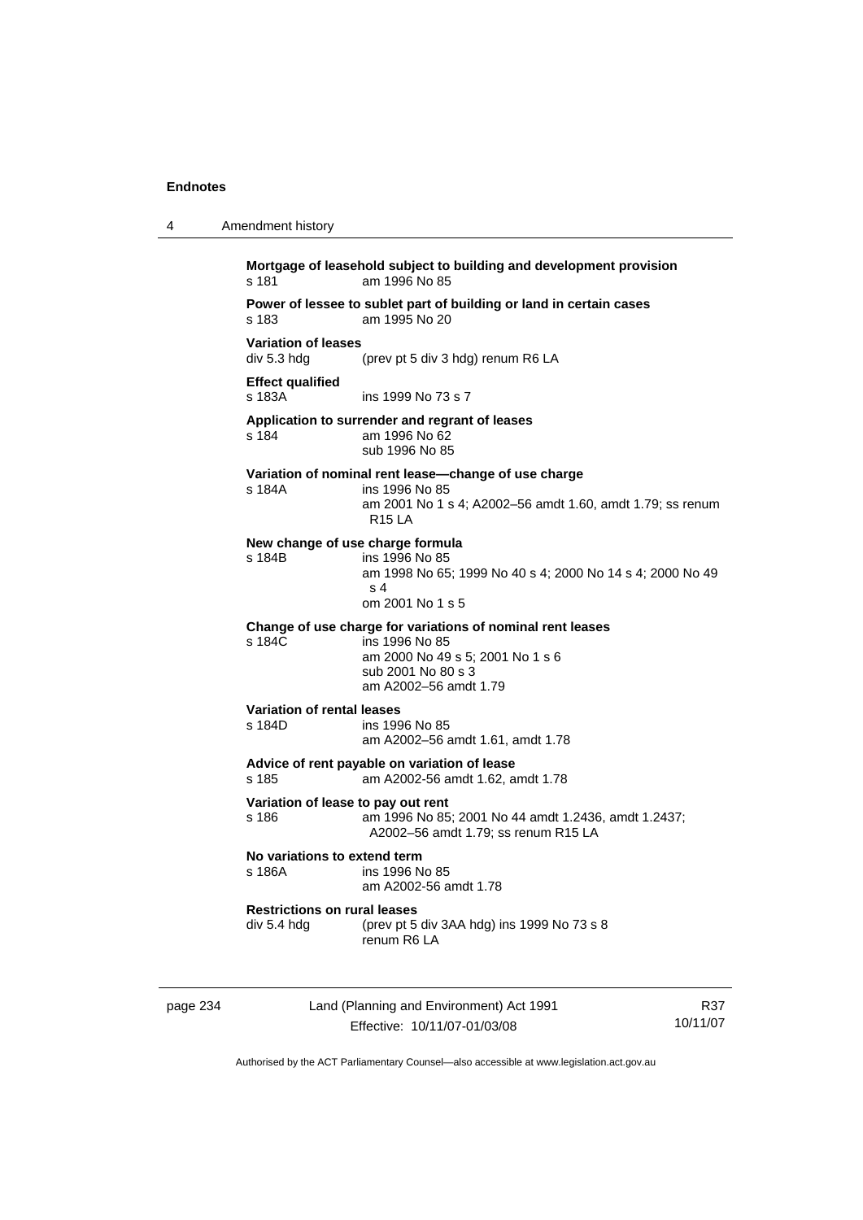**Mortgage of leasehold subject to building and development provision**
s 181 am 1996 No 85

**Power of lessee to sublet part of building or land in certain cases**
s 183 am 1995 No 20

**Variation of leases**
div 5.3 hdg (prev pt 5 div 3 hdg) renum R6 LA

**Effect qualified**
s 183A ins 1999 No 73 s 7

**Application to surrender and regrant of leases**
s 184 am 1996 No 62
sub 1996 No 85

**Variation of nominal rent lease—change of use charge**
s 184A ins 1996 No 85
am 2001 No 1 s 4; A2002–56 amdt 1.60, amdt 1.79; ss renum R15 LA

**New change of use charge formula**
s 184B ins 1996 No 85
am 1998 No 65; 1999 No 40 s 4; 2000 No 14 s 4; 2000 No 49 s 4
om 2001 No 1 s 5

**Change of use charge for variations of nominal rent leases**
s 184C ins 1996 No 85
am 2000 No 49 s 5; 2001 No 1 s 6
sub 2001 No 80 s 3
am A2002–56 amdt 1.79

**Variation of rental leases**
s 184D ins 1996 No 85
am A2002–56 amdt 1.61, amdt 1.78

**Advice of rent payable on variation of lease**
s 185 am A2002-56 amdt 1.62, amdt 1.78

**Variation of lease to pay out rent**
s 186 am 1996 No 85; 2001 No 44 amdt 1.2436, amdt 1.2437; A2002–56 amdt 1.79; ss renum R15 LA

**No variations to extend term**
s 186A ins 1996 No 85
am A2002-56 amdt 1.78

**Restrictions on rural leases**
div 5.4 hdg (prev pt 5 div 3AA hdg) ins 1999 No 73 s 8
renum R6 LA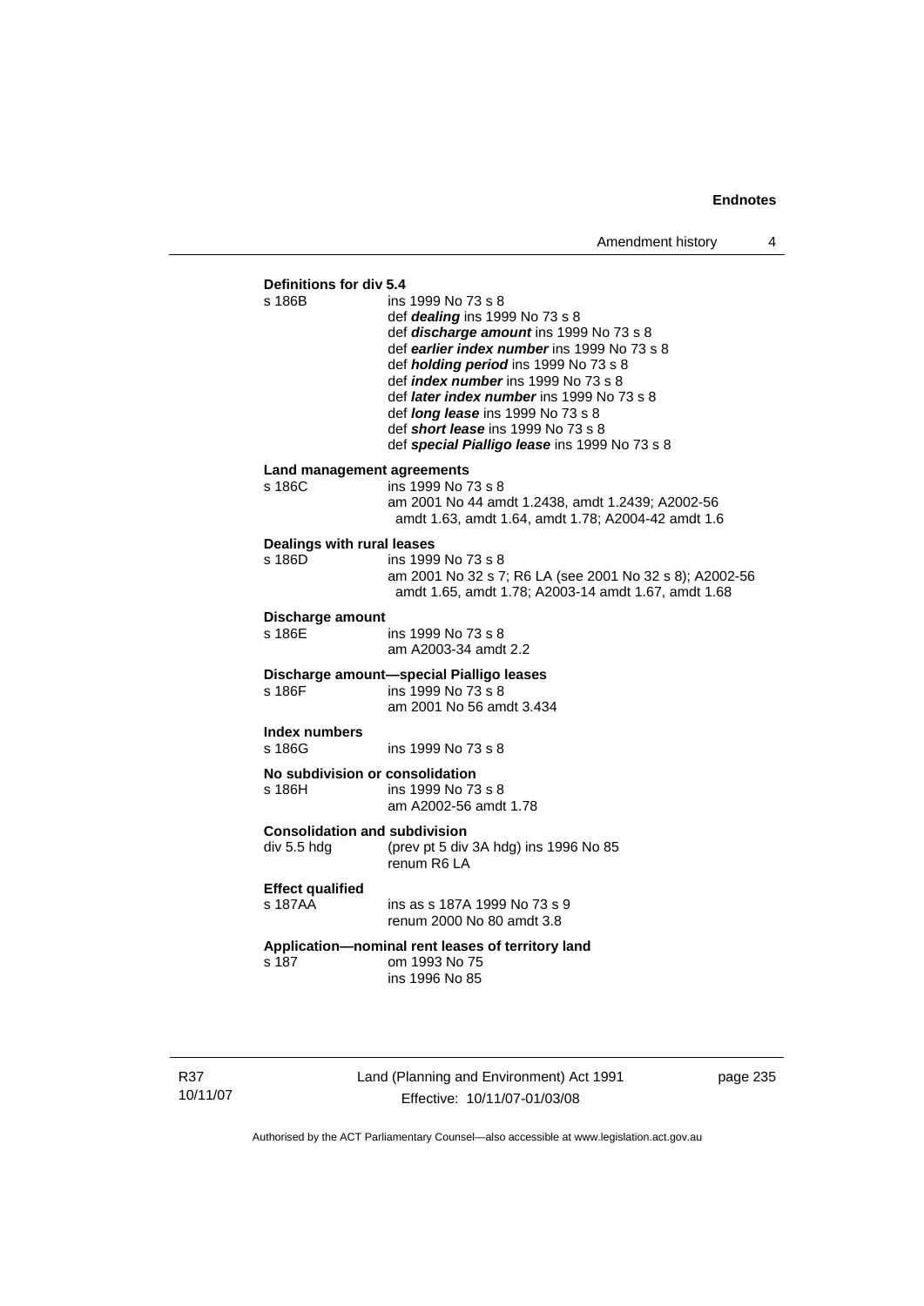**Definitions for div 5.4**

s 186B ins 1999 No 73 s 8
def ***dealing*** ins 1999 No 73 s 8
def ***discharge amount*** ins 1999 No 73 s 8
def ***earlier index number*** ins 1999 No 73 s 8
def ***holding period*** ins 1999 No 73 s 8
def ***index number*** ins 1999 No 73 s 8
def ***later index number*** ins 1999 No 73 s 8
def ***long lease*** ins 1999 No 73 s 8
def ***short lease*** ins 1999 No 73 s 8
def ***special Pialligo lease*** ins 1999 No 73 s 8

**Land management agreements**

s 186C ins 1999 No 73 s 8
am 2001 No 44 amdt 1.2438, amdt 1.2439; A2002-56 amdt 1.63, amdt 1.64, amdt 1.78; A2004-42 amdt 1.6

**Dealings with rural leases**

s 186D ins 1999 No 73 s 8
am 2001 No 32 s 7; R6 LA (see 2001 No 32 s 8); A2002-56 amdt 1.65, amdt 1.78; A2003-14 amdt 1.67, amdt 1.68

**Discharge amount**

s 186E ins 1999 No 73 s 8
am A2003-34 amdt 2.2

**Discharge amount—special Pialligo leases**

s 186F ins 1999 No 73 s 8
am 2001 No 56 amdt 3.434

**Index numbers**

s 186G ins 1999 No 73 s 8

**No subdivision or consolidation**

s 186H ins 1999 No 73 s 8
am A2002-56 amdt 1.78

**Consolidation and subdivision**

div 5.5 hdg (prev pt 5 div 3A hdg) ins 1996 No 85
renum R6 LA

**Effect qualified**

s 187AA ins as s 187A 1999 No 73 s 9
renum 2000 No 80 amdt 3.8

**Application—nominal rent leases of territory land**

s 187 om 1993 No 75
ins 1996 No 85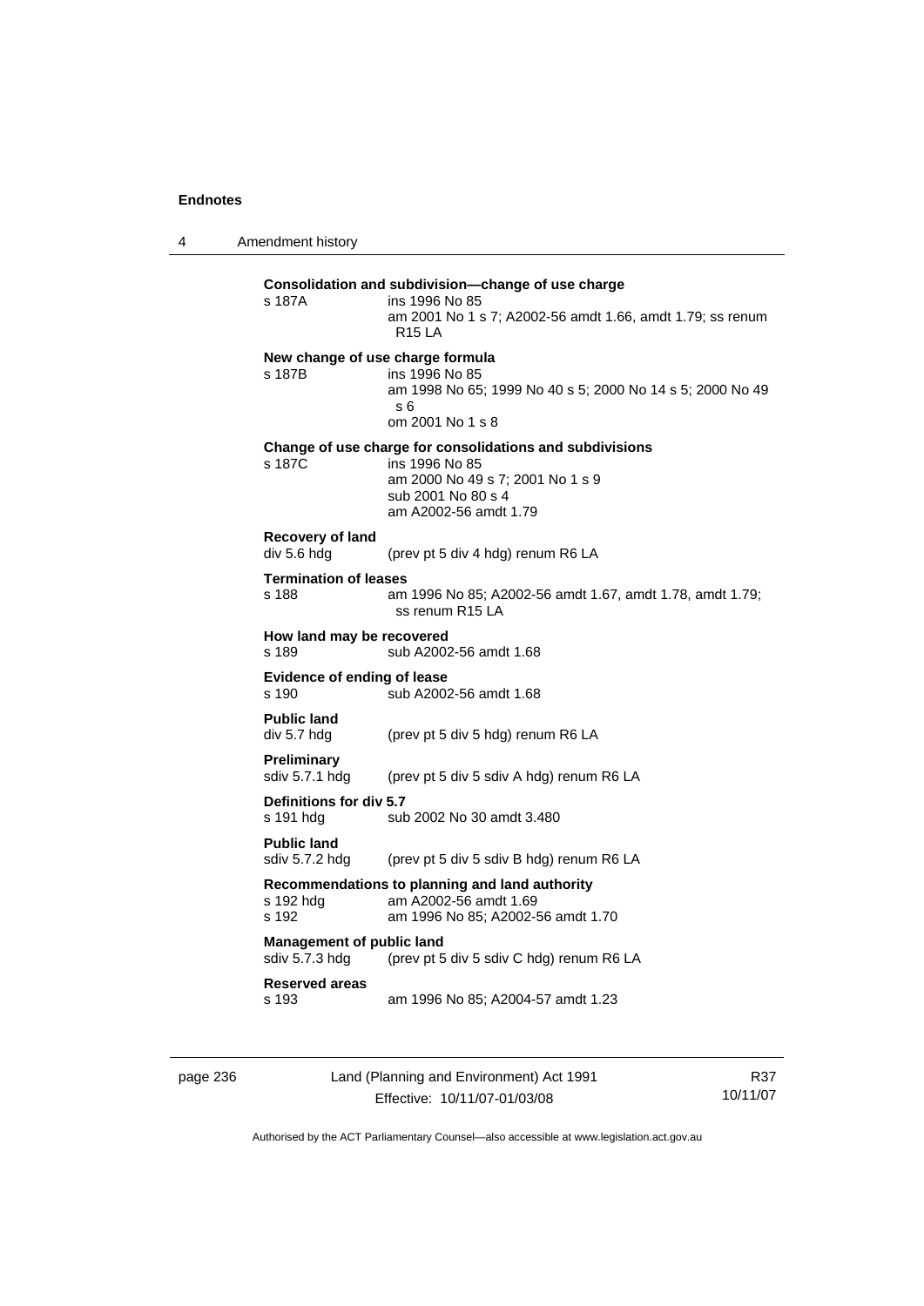**Consolidation and subdivision—change of use charge**
s 187A	ins 1996 No 85
	am 2001 No 1 s 7; A2002-56 amdt 1.66, amdt 1.79; ss renum R15 LA

**New change of use charge formula**
s 187B	ins 1996 No 85
	am 1998 No 65; 1999 No 40 s 5; 2000 No 14 s 5; 2000 No 49 s 6
	om 2001 No 1 s 8

**Change of use charge for consolidations and subdivisions**
s 187C	ins 1996 No 85
	am 2000 No 49 s 7; 2001 No 1 s 9
	sub 2001 No 80 s 4
	am A2002-56 amdt 1.79

**Recovery of land**
div 5.6 hdg	(prev pt 5 div 4 hdg) renum R6 LA

**Termination of leases**
s 188	am 1996 No 85; A2002-56 amdt 1.67, amdt 1.78, amdt 1.79; ss renum R15 LA

**How land may be recovered**
s 189	sub A2002-56 amdt 1.68

**Evidence of ending of lease**
s 190	sub A2002-56 amdt 1.68

**Public land**
div 5.7 hdg	(prev pt 5 div 5 hdg) renum R6 LA

**Preliminary**
sdiv 5.7.1 hdg	(prev pt 5 div 5 sdiv A hdg) renum R6 LA

**Definitions for div 5.7**
s 191 hdg	sub 2002 No 30 amdt 3.480

**Public land**
sdiv 5.7.2 hdg	(prev pt 5 div 5 sdiv B hdg) renum R6 LA

**Recommendations to planning and land authority**
s 192 hdg	am A2002-56 amdt 1.69
s 192	am 1996 No 85; A2002-56 amdt 1.70

**Management of public land**
sdiv 5.7.3 hdg	(prev pt 5 div 5 sdiv C hdg) renum R6 LA

**Reserved areas**
s 193	am 1996 No 85; A2004-57 amdt 1.23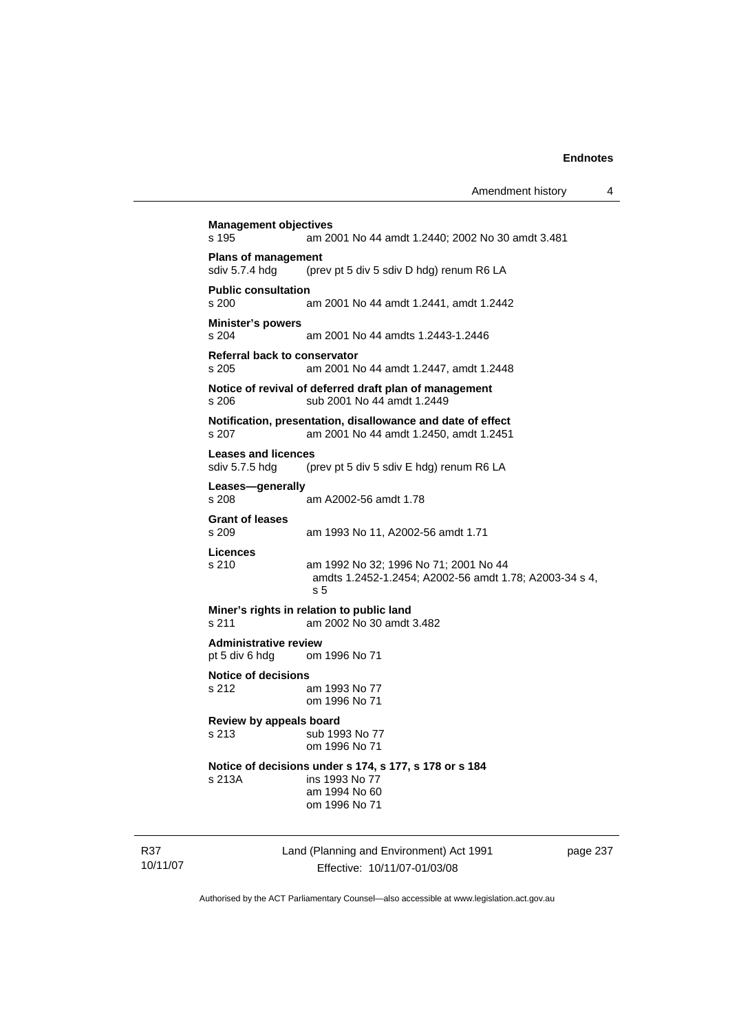**Management objectives**
s 195 am 2001 No 44 amdt 1.2440; 2002 No 30 amdt 3.481

**Plans of management**
sdiv 5.7.4 hdg (prev pt 5 div 5 sdiv D hdg) renum R6 LA

**Public consultation**
s 200 am 2001 No 44 amdt 1.2441, amdt 1.2442

**Minister's powers**
s 204 am 2001 No 44 amdts 1.2443-1.2446

**Referral back to conservator**
s 205 am 2001 No 44 amdt 1.2447, amdt 1.2448

**Notice of revival of deferred draft plan of management**
s 206 sub 2001 No 44 amdt 1.2449

**Notification, presentation, disallowance and date of effect**
s 207 am 2001 No 44 amdt 1.2450, amdt 1.2451

**Leases and licences**
sdiv 5.7.5 hdg (prev pt 5 div 5 sdiv E hdg) renum R6 LA

**Leases—generally**
s 208 am A2002-56 amdt 1.78

**Grant of leases**
s 209 am 1993 No 11, A2002-56 amdt 1.71

**Licences**
s 210 am 1992 No 32; 1996 No 71; 2001 No 44 amdts 1.2452-1.2454; A2002-56 amdt 1.78; A2003-34 s 4, s 5

**Miner's rights in relation to public land**
s 211 am 2002 No 30 amdt 3.482

**Administrative review**
pt 5 div 6 hdg om 1996 No 71

**Notice of decisions**
s 212 am 1993 No 77
om 1996 No 71

**Review by appeals board**
s 213 sub 1993 No 77
om 1996 No 71

**Notice of decisions under s 174, s 177, s 178 or s 184**
s 213A ins 1993 No 77
am 1994 No 60
om 1996 No 71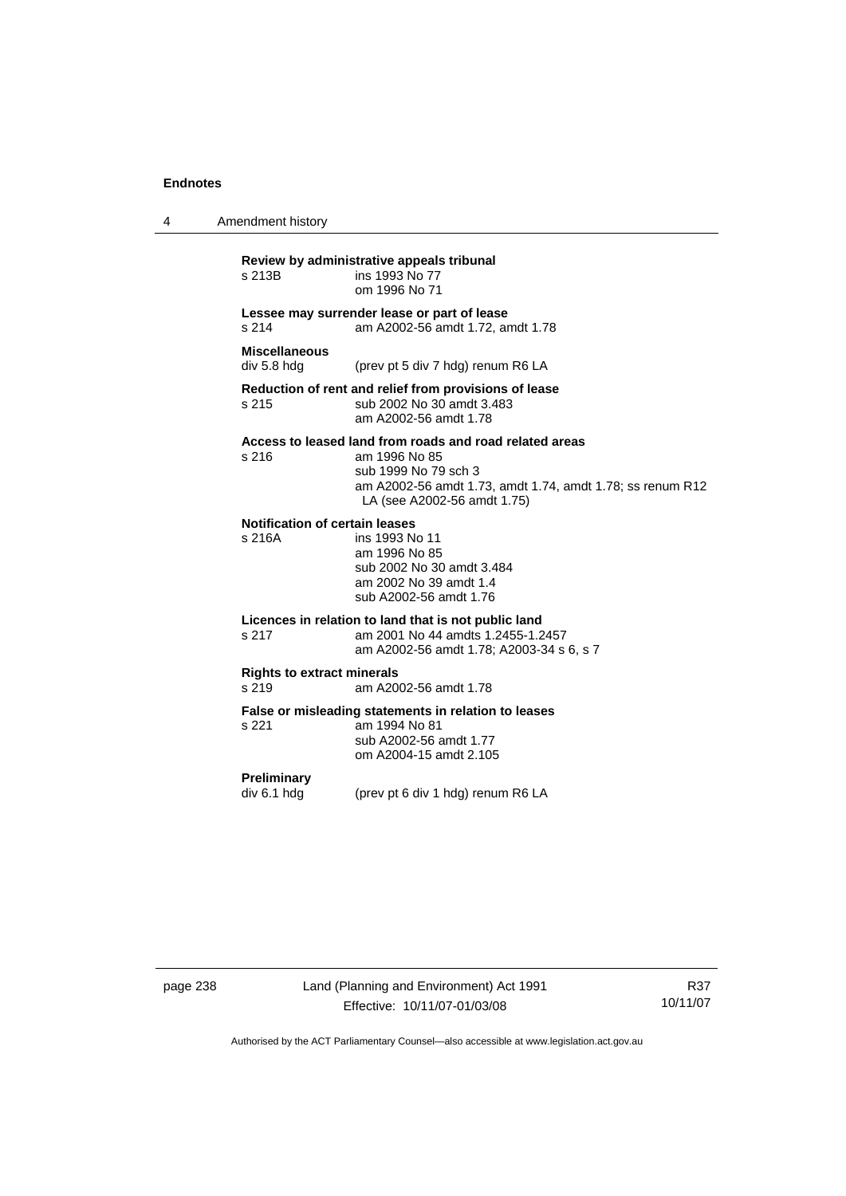**Review by administrative appeals tribunal**

s 213B ins 1993 No 77
om 1996 No 71

**Lessee may surrender lease or part of lease**

s 214 am A2002-56 amdt 1.72, amdt 1.78

**Miscellaneous**

div 5.8 hdg (prev pt 5 div 7 hdg) renum R6 LA

**Reduction of rent and relief from provisions of lease**

s 215 sub 2002 No 30 amdt 3.483
am A2002-56 amdt 1.78

**Access to leased land from roads and road related areas**

s 216 am 1996 No 85
sub 1999 No 79 sch 3
am A2002-56 amdt 1.73, amdt 1.74, amdt 1.78; ss renum R12 LA (see A2002-56 amdt 1.75)

**Notification of certain leases**

s 216A ins 1993 No 11
am 1996 No 85
sub 2002 No 30 amdt 3.484
am 2002 No 39 amdt 1.4
sub A2002-56 amdt 1.76

**Licences in relation to land that is not public land**

s 217 am 2001 No 44 amdts 1.2455-1.2457
am A2002-56 amdt 1.78; A2003-34 s 6, s 7

**Rights to extract minerals**

s 219 am A2002-56 amdt 1.78

**False or misleading statements in relation to leases**

s 221 am 1994 No 81
sub A2002-56 amdt 1.77
om A2004-15 amdt 2.105

**Preliminary**

div 6.1 hdg (prev pt 6 div 1 hdg) renum R6 LA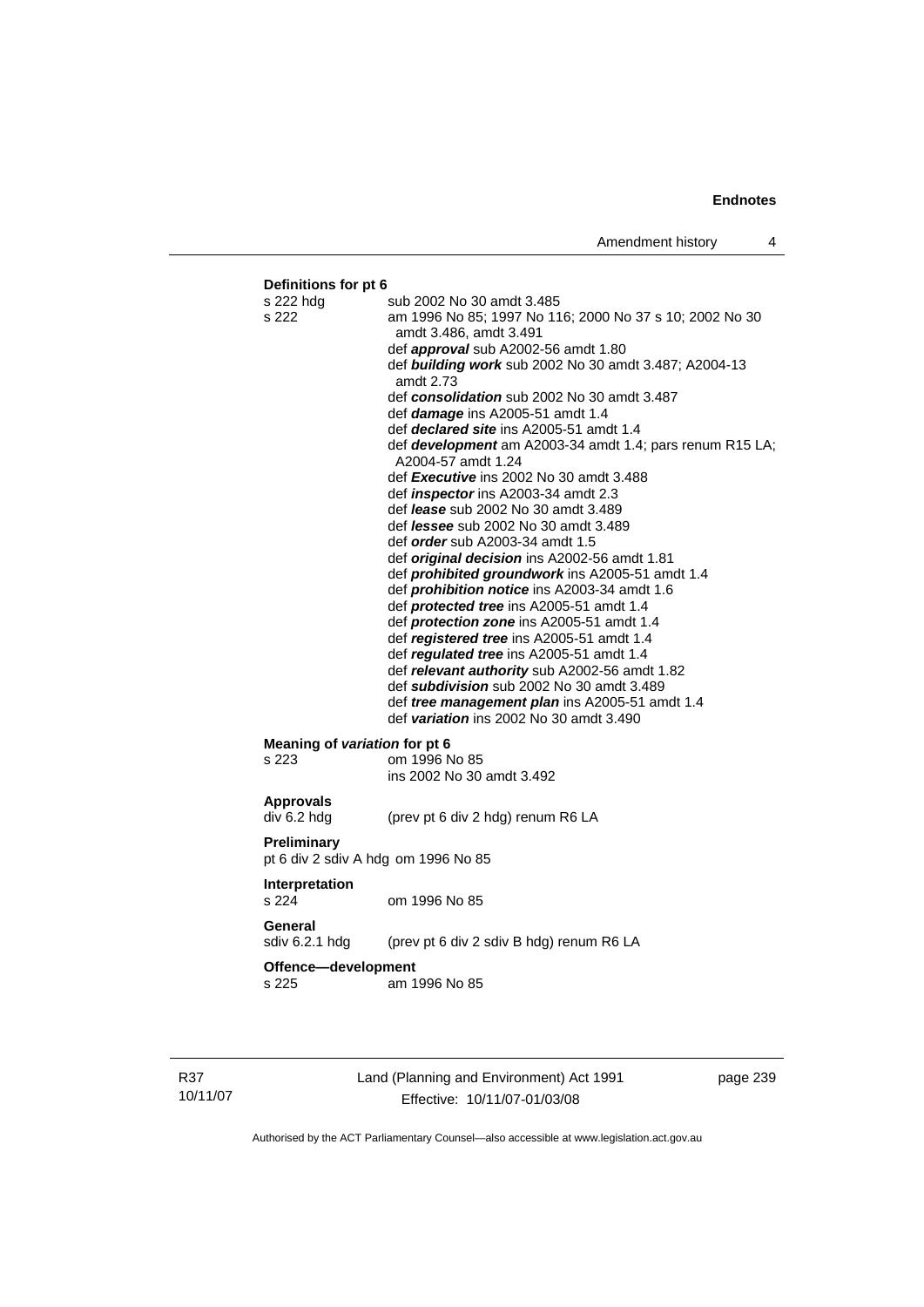**Definitions for pt 6**

s 222 hdg sub 2002 No 30 amdt 3.485

s 222 am 1996 No 85; 1997 No 116; 2000 No 37 s 10; 2002 No 30 amdt 3.486, amdt 3.491

def ***approval*** sub A2002-56 amdt 1.80

def ***building work*** sub 2002 No 30 amdt 3.487; A2004-13 amdt 2.73

def ***consolidation*** sub 2002 No 30 amdt 3.487

def ***damage*** ins A2005-51 amdt 1.4

def ***declared site*** ins A2005-51 amdt 1.4

def ***development*** am A2003-34 amdt 1.4; pars renum R15 LA; A2004-57 amdt 1.24

def ***Executive*** ins 2002 No 30 amdt 3.488

def ***inspector*** ins A2003-34 amdt 2.3

def ***lease*** sub 2002 No 30 amdt 3.489

def ***lessee*** sub 2002 No 30 amdt 3.489

def ***order*** sub A2003-34 amdt 1.5

def ***original decision*** ins A2002-56 amdt 1.81

def ***prohibited groundwork*** ins A2005-51 amdt 1.4

def ***prohibition notice*** ins A2003-34 amdt 1.6

def ***protected tree*** ins A2005-51 amdt 1.4

def ***protection zone*** ins A2005-51 amdt 1.4

def ***registered tree*** ins A2005-51 amdt 1.4

def ***regulated tree*** ins A2005-51 amdt 1.4

def ***relevant authority*** sub A2002-56 amdt 1.82

def ***subdivision*** sub 2002 No 30 amdt 3.489

def ***tree management plan*** ins A2005-51 amdt 1.4

def ***variation*** ins 2002 No 30 amdt 3.490

**Meaning of *variation* for pt 6**

s 223 om 1996 No 85

ins 2002 No 30 amdt 3.492

**Approvals**

div 6.2 hdg (prev pt 6 div 2 hdg) renum R6 LA

**Preliminary**

pt 6 div 2 sdiv A hdg om 1996 No 85

**Interpretation**

s 224 om 1996 No 85

**General**

sdiv 6.2.1 hdg (prev pt 6 div 2 sdiv B hdg) renum R6 LA

**Offence—development**

s 225 am 1996 No 85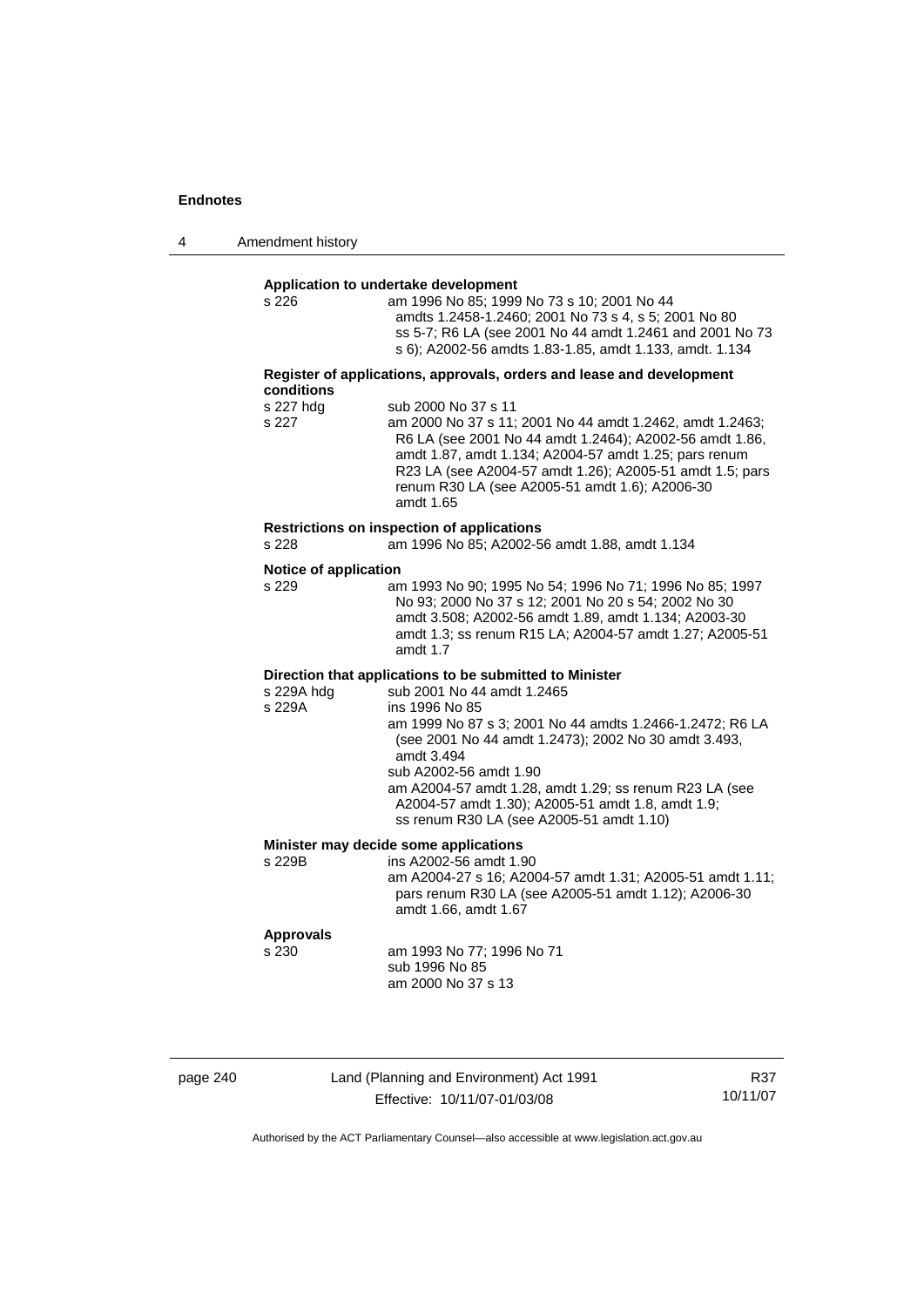**Application to undertake development**

| | |
|---|---|
| s 226 | am 1996 No 85; 1999 No 73 s 10; 2001 No 44 amdts 1.2458-1.2460; 2001 No 73 s 4, s 5; 2001 No 80 ss 5-7; R6 LA (see 2001 No 44 amdt 1.2461 and 2001 No 73 s 6); A2002-56 amdts 1.83-1.85, amdt 1.133, amdt. 1.134 |

**Register of applications, approvals, orders and lease and development conditions**

| | |
|---|---|
| s 227 hdg | sub 2000 No 37 s 11 |
| s 227 | am 2000 No 37 s 11; 2001 No 44 amdt 1.2462, amdt 1.2463; R6 LA (see 2001 No 44 amdt 1.2464); A2002-56 amdt 1.86, amdt 1.87, amdt 1.134; A2004-57 amdt 1.25; pars renum R23 LA (see A2004-57 amdt 1.26); A2005-51 amdt 1.5; pars renum R30 LA (see A2005-51 amdt 1.6); A2006-30 amdt 1.65 |

**Restrictions on inspection of applications**

| | |
|---|---|
| s 228 | am 1996 No 85; A2002-56 amdt 1.88, amdt 1.134 |

**Notice of application**

| | |
|---|---|
| s 229 | am 1993 No 90; 1995 No 54; 1996 No 71; 1996 No 85; 1997 No 93; 2000 No 37 s 12; 2001 No 20 s 54; 2002 No 30 amdt 3.508; A2002-56 amdt 1.89, amdt 1.134; A2003-30 amdt 1.3; ss renum R15 LA; A2004-57 amdt 1.27; A2005-51 amdt 1.7 |

**Direction that applications to be submitted to Minister**

| | |
|---|---|
| s 229A hdg | sub 2001 No 44 amdt 1.2465 |
| s 229A | ins 1996 No 85<br>am 1999 No 87 s 3; 2001 No 44 amdts 1.2466-1.2472; R6 LA (see 2001 No 44 amdt 1.2473); 2002 No 30 amdt 3.493, amdt 3.494<br>sub A2002-56 amdt 1.90<br>am A2004-57 amdt 1.28, amdt 1.29; ss renum R23 LA (see A2004-57 amdt 1.30); A2005-51 amdt 1.8, amdt 1.9; ss renum R30 LA (see A2005-51 amdt 1.10) |

**Minister may decide some applications**

| | |
|---|---|
| s 229B | ins A2002-56 amdt 1.90<br>am A2004-27 s 16; A2004-57 amdt 1.31; A2005-51 amdt 1.11; pars renum R30 LA (see A2005-51 amdt 1.12); A2006-30 amdt 1.66, amdt 1.67 |

**Approvals**

| | |
|---|---|
| s 230 | am 1993 No 77; 1996 No 71<br>sub 1996 No 85<br>am 2000 No 37 s 13 |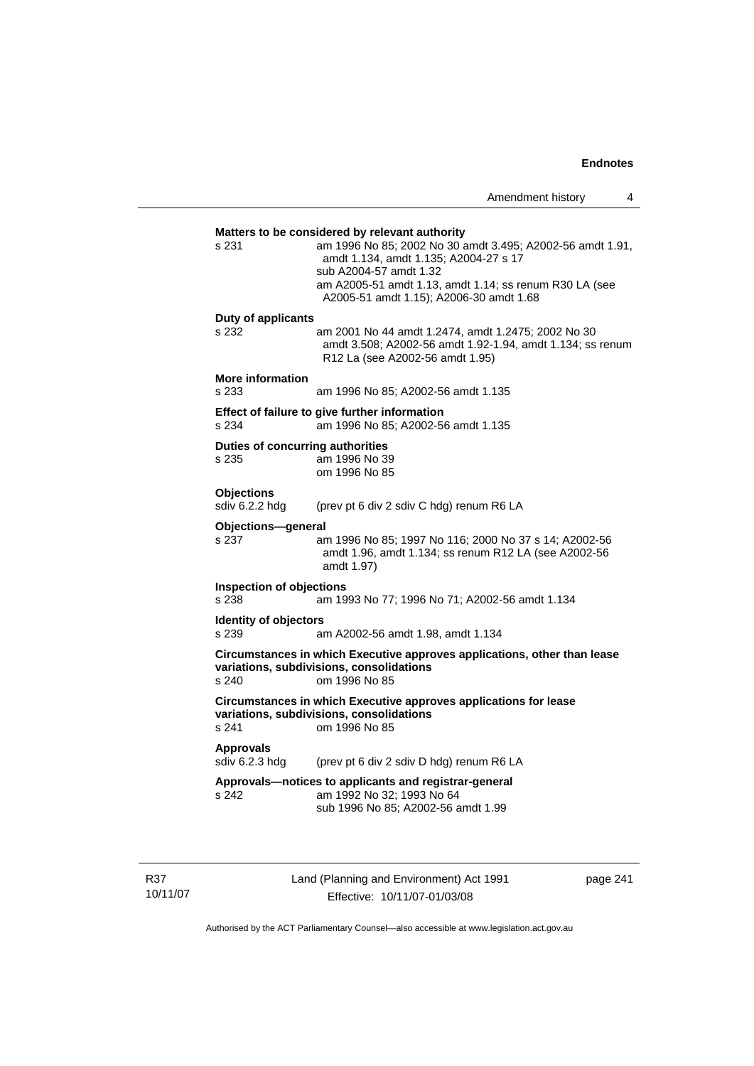**Matters to be considered by relevant authority**

s 231 am 1996 No 85; 2002 No 30 amdt 3.495; A2002-56 amdt 1.91, amdt 1.134, amdt 1.135; A2004-27 s 17
sub A2004-57 amdt 1.32
am A2005-51 amdt 1.13, amdt 1.14; ss renum R30 LA (see A2005-51 amdt 1.15); A2006-30 amdt 1.68

**Duty of applicants**

s 232 am 2001 No 44 amdt 1.2474, amdt 1.2475; 2002 No 30 amdt 3.508; A2002-56 amdt 1.92-1.94, amdt 1.134; ss renum R12 La (see A2002-56 amdt 1.95)

**More information**

s 233 am 1996 No 85; A2002-56 amdt 1.135

**Effect of failure to give further information**

s 234 am 1996 No 85; A2002-56 amdt 1.135

**Duties of concurring authorities**

s 235 am 1996 No 39
om 1996 No 85

**Objections**

sdiv 6.2.2 hdg (prev pt 6 div 2 sdiv C hdg) renum R6 LA

**Objections—general**

s 237 am 1996 No 85; 1997 No 116; 2000 No 37 s 14; A2002-56 amdt 1.96, amdt 1.134; ss renum R12 LA (see A2002-56 amdt 1.97)

**Inspection of objections**

s 238 am 1993 No 77; 1996 No 71; A2002-56 amdt 1.134

**Identity of objectors**

s 239 am A2002-56 amdt 1.98, amdt 1.134

**Circumstances in which Executive approves applications, other than lease variations, subdivisions, consolidations**

s 240 om 1996 No 85

**Circumstances in which Executive approves applications for lease variations, subdivisions, consolidations**

s 241 om 1996 No 85

**Approvals**

sdiv 6.2.3 hdg (prev pt 6 div 2 sdiv D hdg) renum R6 LA

**Approvals—notices to applicants and registrar-general**

s 242 am 1992 No 32; 1993 No 64
sub 1996 No 85; A2002-56 amdt 1.99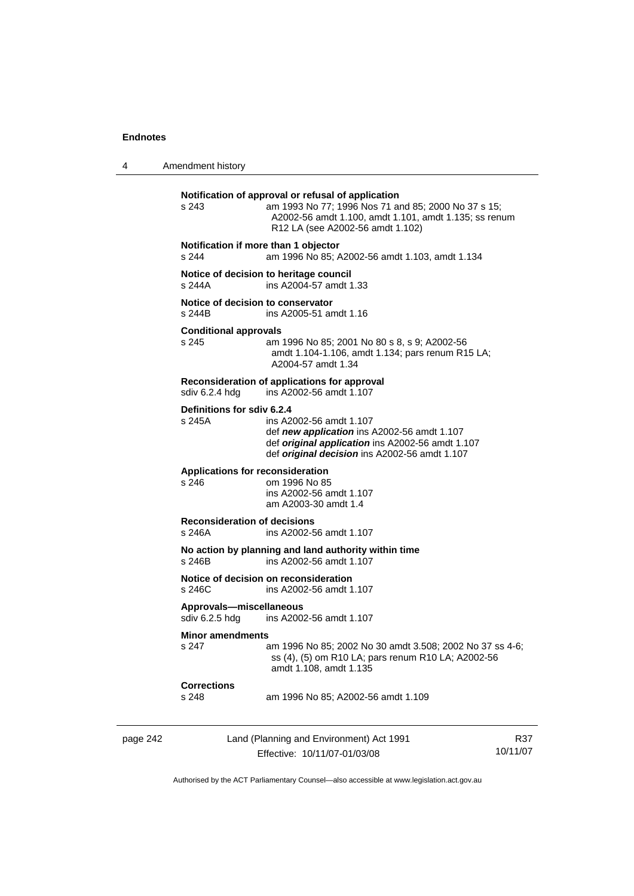**Notification of approval or refusal of application**

s 243 am 1993 No 77; 1996 Nos 71 and 85; 2000 No 37 s 15; A2002-56 amdt 1.100, amdt 1.101, amdt 1.135; ss renum R12 LA (see A2002-56 amdt 1.102)

**Notification if more than 1 objector**

s 244 am 1996 No 85; A2002-56 amdt 1.103, amdt 1.134

**Notice of decision to heritage council**

s 244A ins A2004-57 amdt 1.33

**Notice of decision to conservator**

s 244B ins A2005-51 amdt 1.16

**Conditional approvals**

s 245 am 1996 No 85; 2001 No 80 s 8, s 9; A2002-56 amdt 1.104-1.106, amdt 1.134; pars renum R15 LA; A2004-57 amdt 1.34

**Reconsideration of applications for approval**

sdiv 6.2.4 hdg ins A2002-56 amdt 1.107

**Definitions for sdiv 6.2.4**

s 245A ins A2002-56 amdt 1.107
def ***new application*** ins A2002-56 amdt 1.107
def ***original application*** ins A2002-56 amdt 1.107
def ***original decision*** ins A2002-56 amdt 1.107

**Applications for reconsideration**

s 246 om 1996 No 85
ins A2002-56 amdt 1.107
am A2003-30 amdt 1.4

**Reconsideration of decisions**

s 246A ins A2002-56 amdt 1.107

**No action by planning and land authority within time**

s 246B ins A2002-56 amdt 1.107

**Notice of decision on reconsideration**

s 246C ins A2002-56 amdt 1.107

**Approvals—miscellaneous**

sdiv 6.2.5 hdg ins A2002-56 amdt 1.107

**Minor amendments**

s 247 am 1996 No 85; 2002 No 30 amdt 3.508; 2002 No 37 ss 4-6; ss (4), (5) om R10 LA; pars renum R10 LA; A2002-56 amdt 1.108, amdt 1.135

**Corrections**

s 248 am 1996 No 85; A2002-56 amdt 1.109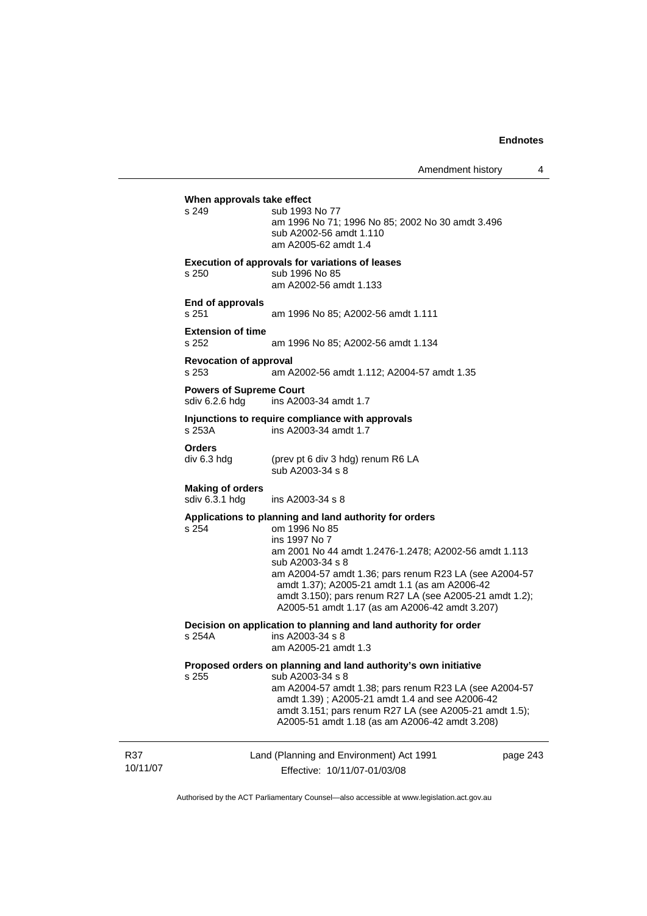**When approvals take effect**

s 249 sub 1993 No 77
am 1996 No 71; 1996 No 85; 2002 No 30 amdt 3.496
sub A2002-56 amdt 1.110
am A2005-62 amdt 1.4

**Execution of approvals for variations of leases**

s 250 sub 1996 No 85
am A2002-56 amdt 1.133

**End of approvals**

s 251 am 1996 No 85; A2002-56 amdt 1.111

**Extension of time**

s 252 am 1996 No 85; A2002-56 amdt 1.134

**Revocation of approval**

s 253 am A2002-56 amdt 1.112; A2004-57 amdt 1.35

**Powers of Supreme Court**

sdiv 6.2.6 hdg ins A2003-34 amdt 1.7

**Injunctions to require compliance with approvals**

s 253A ins A2003-34 amdt 1.7

**Orders**

div 6.3 hdg (prev pt 6 div 3 hdg) renum R6 LA
sub A2003-34 s 8

**Making of orders**

sdiv 6.3.1 hdg ins A2003-34 s 8

**Applications to planning and land authority for orders**

s 254 om 1996 No 85
ins 1997 No 7
am 2001 No 44 amdt 1.2476-1.2478; A2002-56 amdt 1.113
sub A2003-34 s 8
am A2004-57 amdt 1.36; pars renum R23 LA (see A2004-57 amdt 1.37); A2005-21 amdt 1.1 (as am A2006-42 amdt 3.150); pars renum R27 LA (see A2005-21 amdt 1.2); A2005-51 amdt 1.17 (as am A2006-42 amdt 3.207)

**Decision on application to planning and land authority for order**

s 254A ins A2003-34 s 8
am A2005-21 amdt 1.3

**Proposed orders on planning and land authority's own initiative**

s 255 sub A2003-34 s 8
am A2004-57 amdt 1.38; pars renum R23 LA (see A2004-57 amdt 1.39) ; A2005-21 amdt 1.4 and see A2006-42 amdt 3.151; pars renum R27 LA (see A2005-21 amdt 1.5); A2005-51 amdt 1.18 (as am A2006-42 amdt 3.208)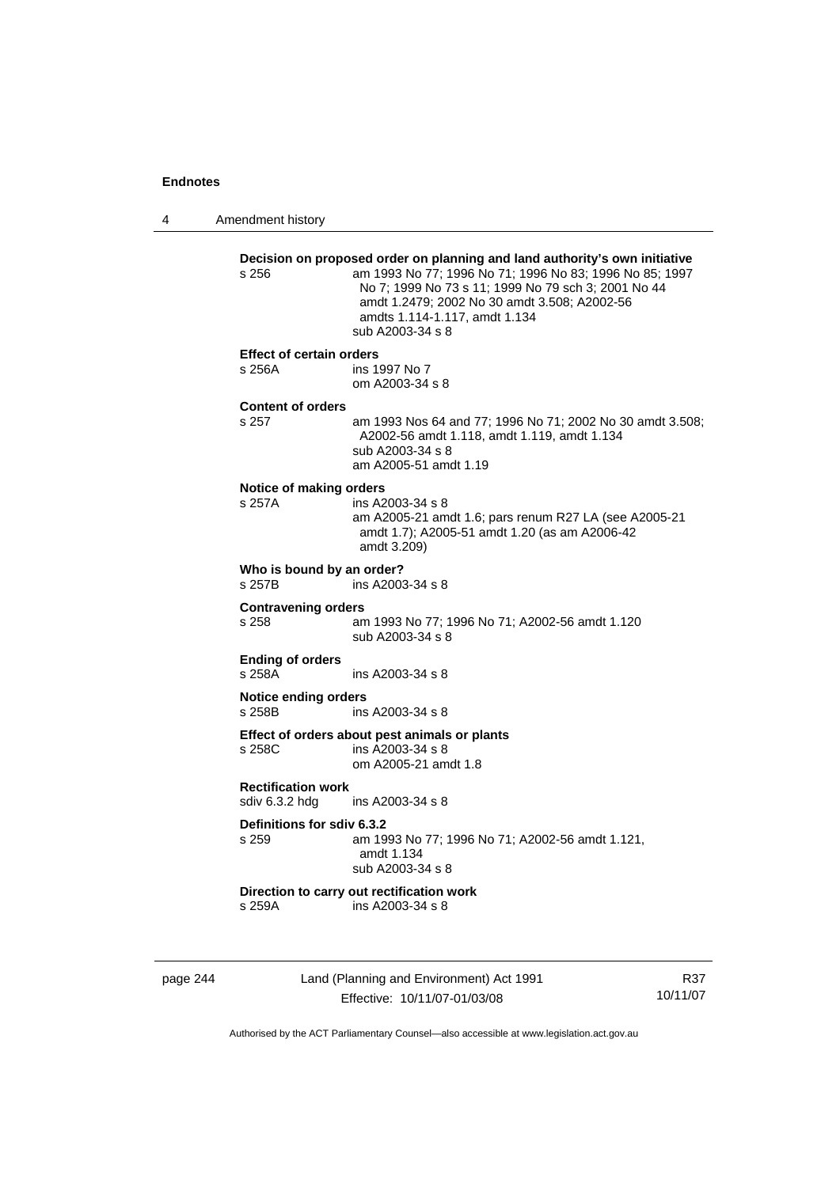**Decision on proposed order on planning and land authority's own initiative**

s 256 — am 1993 No 77; 1996 No 71; 1996 No 83; 1996 No 85; 1997 No 7; 1999 No 73 s 11; 1999 No 79 sch 3; 2001 No 44 amdt 1.2479; 2002 No 30 amdt 3.508; A2002-56 amdts 1.114-1.117, amdt 1.134
sub A2003-34 s 8

**Effect of certain orders**

s 256A — ins 1997 No 7
om A2003-34 s 8

**Content of orders**

s 257 — am 1993 Nos 64 and 77; 1996 No 71; 2002 No 30 amdt 3.508; A2002-56 amdt 1.118, amdt 1.119, amdt 1.134
sub A2003-34 s 8
am A2005-51 amdt 1.19

**Notice of making orders**

s 257A — ins A2003-34 s 8
am A2005-21 amdt 1.6; pars renum R27 LA (see A2005-21 amdt 1.7); A2005-51 amdt 1.20 (as am A2006-42 amdt 3.209)

**Who is bound by an order?**

s 257B — ins A2003-34 s 8

**Contravening orders**

s 258 — am 1993 No 77; 1996 No 71; A2002-56 amdt 1.120
sub A2003-34 s 8

**Ending of orders**

s 258A — ins A2003-34 s 8

**Notice ending orders**

s 258B — ins A2003-34 s 8

**Effect of orders about pest animals or plants**

s 258C — ins A2003-34 s 8
om A2005-21 amdt 1.8

**Rectification work**

sdiv 6.3.2 hdg — ins A2003-34 s 8

**Definitions for sdiv 6.3.2**

s 259 — am 1993 No 77; 1996 No 71; A2002-56 amdt 1.121, amdt 1.134
sub A2003-34 s 8

**Direction to carry out rectification work**

s 259A — ins A2003-34 s 8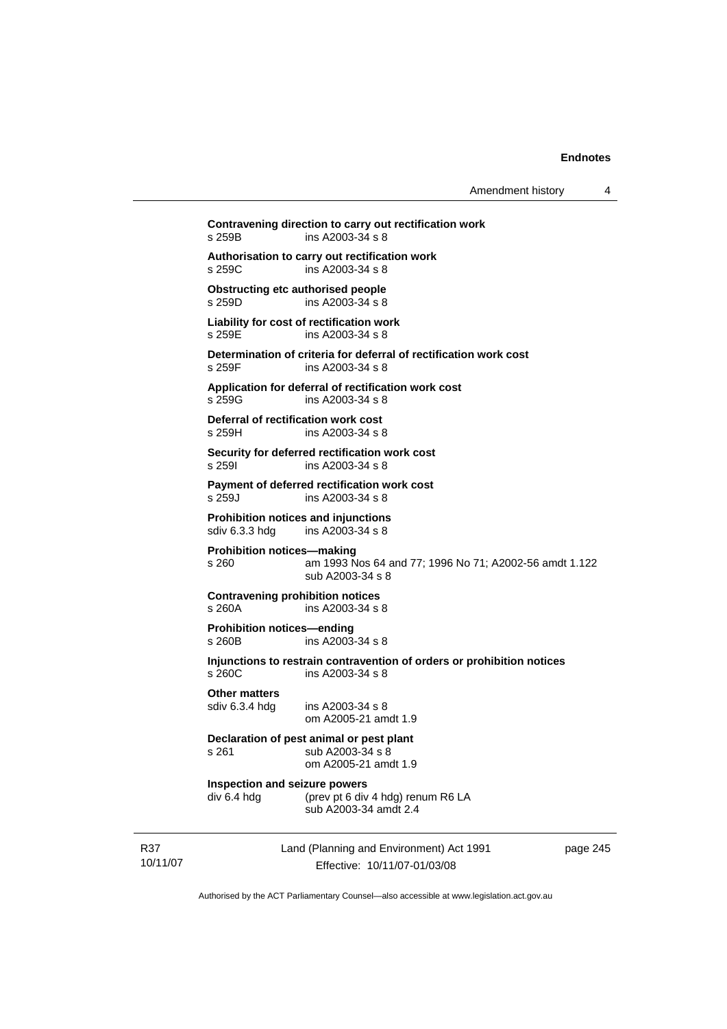**Contravening direction to carry out rectification work**
s 259B ins A2003-34 s 8

**Authorisation to carry out rectification work**
s 259C ins A2003-34 s 8

**Obstructing etc authorised people**
s 259D ins A2003-34 s 8

**Liability for cost of rectification work**
s 259E ins A2003-34 s 8

**Determination of criteria for deferral of rectification work cost**
s 259F ins A2003-34 s 8

**Application for deferral of rectification work cost**
s 259G ins A2003-34 s 8

**Deferral of rectification work cost**
s 259H ins A2003-34 s 8

**Security for deferred rectification work cost**
s 259I ins A2003-34 s 8

**Payment of deferred rectification work cost**
s 259J ins A2003-34 s 8

**Prohibition notices and injunctions**
sdiv 6.3.3 hdg ins A2003-34 s 8

**Prohibition notices—making**
s 260 am 1993 Nos 64 and 77; 1996 No 71; A2002-56 amdt 1.122
sub A2003-34 s 8

**Contravening prohibition notices**
s 260A ins A2003-34 s 8

**Prohibition notices—ending**
s 260B ins A2003-34 s 8

**Injunctions to restrain contravention of orders or prohibition notices**
s 260C ins A2003-34 s 8

**Other matters**
sdiv 6.3.4 hdg ins A2003-34 s 8
om A2005-21 amdt 1.9

**Declaration of pest animal or pest plant**
s 261 sub A2003-34 s 8
om A2005-21 amdt 1.9

**Inspection and seizure powers**
div 6.4 hdg (prev pt 6 div 4 hdg) renum R6 LA
sub A2003-34 amdt 2.4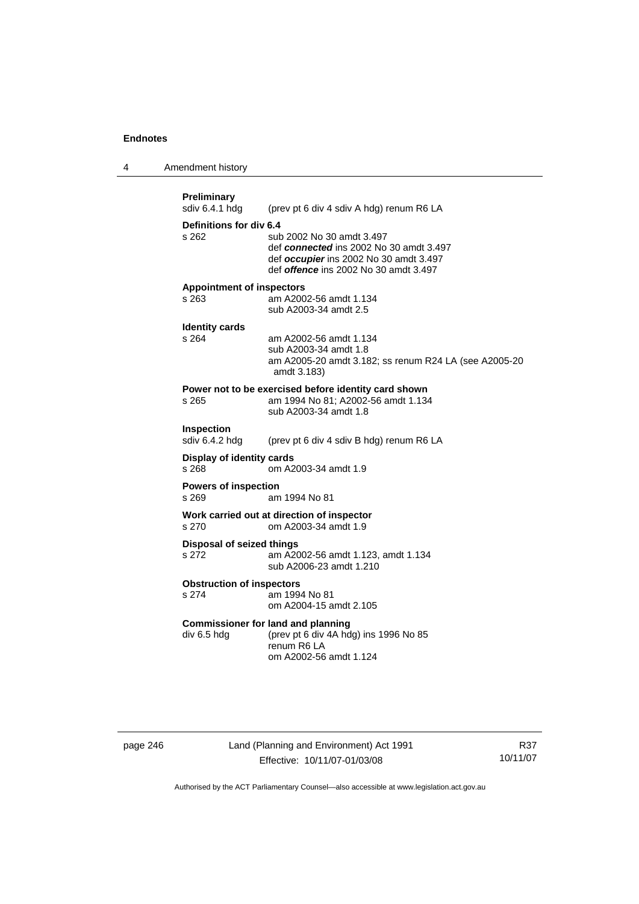**Preliminary**
sdiv 6.4.1 hdg (prev pt 6 div 4 sdiv A hdg) renum R6 LA

**Definitions for div 6.4**
s 262 sub 2002 No 30 amdt 3.497
def ***connected*** ins 2002 No 30 amdt 3.497
def ***occupier*** ins 2002 No 30 amdt 3.497
def ***offence*** ins 2002 No 30 amdt 3.497

**Appointment of inspectors**
s 263 am A2002-56 amdt 1.134
sub A2003-34 amdt 2.5

**Identity cards**
s 264 am A2002-56 amdt 1.134
sub A2003-34 amdt 1.8
am A2005-20 amdt 3.182; ss renum R24 LA (see A2005-20 amdt 3.183)

**Power not to be exercised before identity card shown**
s 265 am 1994 No 81; A2002-56 amdt 1.134
sub A2003-34 amdt 1.8

**Inspection**
sdiv 6.4.2 hdg (prev pt 6 div 4 sdiv B hdg) renum R6 LA

**Display of identity cards**
s 268 om A2003-34 amdt 1.9

**Powers of inspection**
s 269 am 1994 No 81

**Work carried out at direction of inspector**
s 270 om A2003-34 amdt 1.9

**Disposal of seized things**
s 272 am A2002-56 amdt 1.123, amdt 1.134
sub A2006-23 amdt 1.210

**Obstruction of inspectors**
s 274 am 1994 No 81
om A2004-15 amdt 2.105

**Commissioner for land and planning**
div 6.5 hdg (prev pt 6 div 4A hdg) ins 1996 No 85
renum R6 LA
om A2002-56 amdt 1.124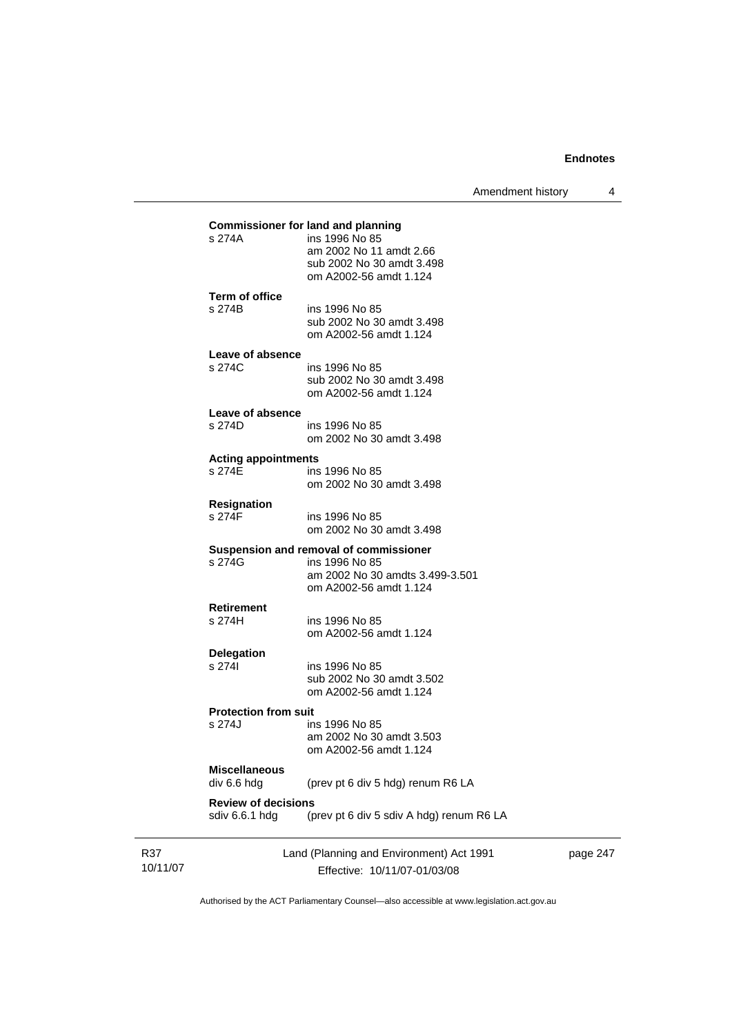**Commissioner for land and planning**

s 274A ins 1996 No 85
am 2002 No 11 amdt 2.66
sub 2002 No 30 amdt 3.498
om A2002-56 amdt 1.124

**Term of office**

s 274B ins 1996 No 85
sub 2002 No 30 amdt 3.498
om A2002-56 amdt 1.124

**Leave of absence**

s 274C ins 1996 No 85
sub 2002 No 30 amdt 3.498
om A2002-56 amdt 1.124

**Leave of absence**

s 274D ins 1996 No 85
om 2002 No 30 amdt 3.498

**Acting appointments**

s 274E ins 1996 No 85
om 2002 No 30 amdt 3.498

**Resignation**

s 274F ins 1996 No 85
om 2002 No 30 amdt 3.498

**Suspension and removal of commissioner**

s 274G ins 1996 No 85
am 2002 No 30 amdts 3.499-3.501
om A2002-56 amdt 1.124

**Retirement**

s 274H ins 1996 No 85
om A2002-56 amdt 1.124

**Delegation**

s 274I ins 1996 No 85
sub 2002 No 30 amdt 3.502
om A2002-56 amdt 1.124

**Protection from suit**

s 274J ins 1996 No 85
am 2002 No 30 amdt 3.503
om A2002-56 amdt 1.124

**Miscellaneous**

div 6.6 hdg (prev pt 6 div 5 hdg) renum R6 LA

**Review of decisions**

sdiv 6.6.1 hdg (prev pt 6 div 5 sdiv A hdg) renum R6 LA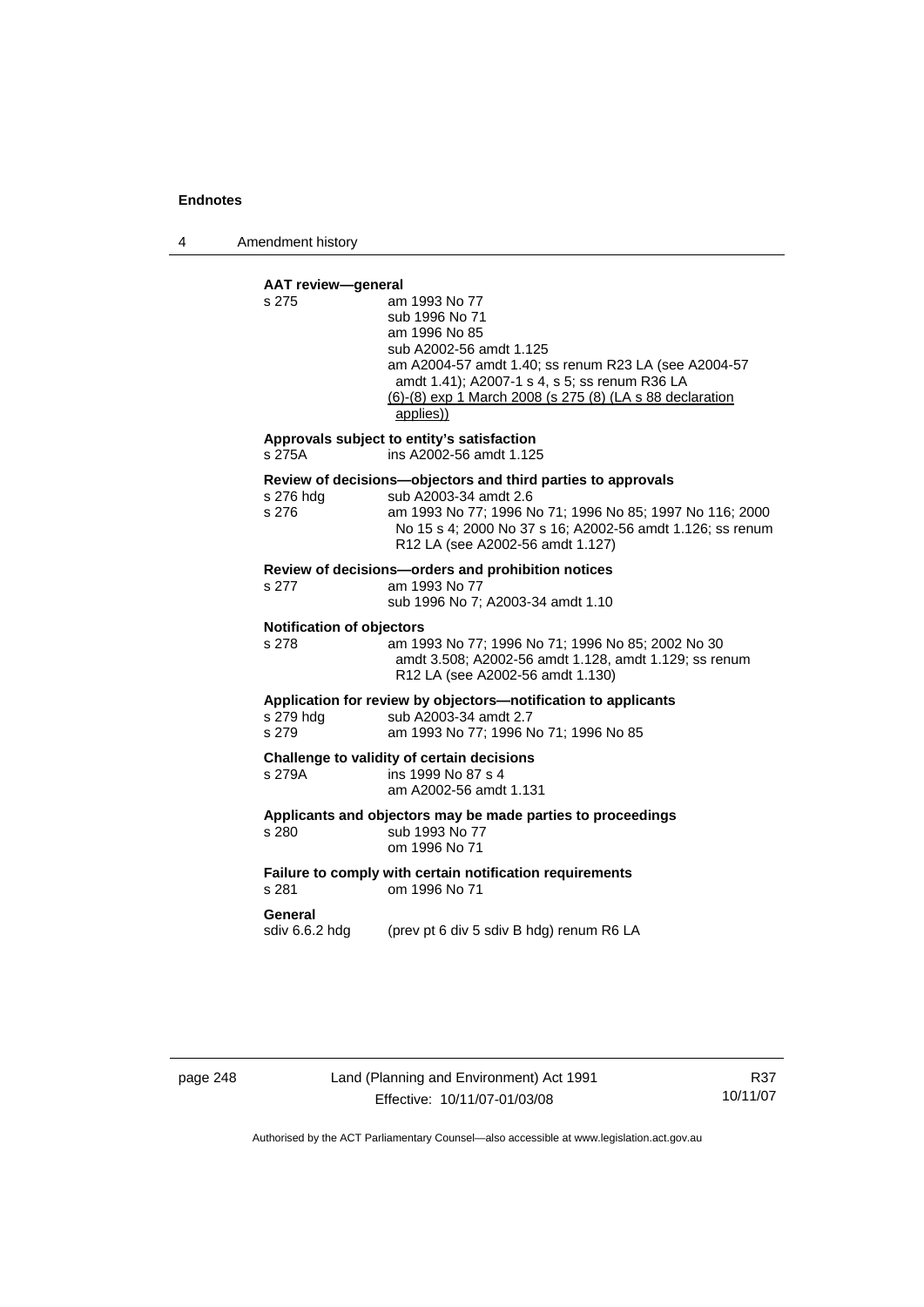**AAT review—general**

s 275 am 1993 No 77
sub 1996 No 71
am 1996 No 85
sub A2002-56 amdt 1.125
am A2004-57 amdt 1.40; ss renum R23 LA (see A2004-57 amdt 1.41); A2007-1 s 4, s 5; ss renum R36 LA
(6)-(8) exp 1 March 2008 (s 275 (8) (LA s 88 declaration applies))

**Approvals subject to entity's satisfaction**

s 275A ins A2002-56 amdt 1.125

**Review of decisions—objectors and third parties to approvals**

s 276 hdg sub A2003-34 amdt 2.6
s 276 am 1993 No 77; 1996 No 71; 1996 No 85; 1997 No 116; 2000 No 15 s 4; 2000 No 37 s 16; A2002-56 amdt 1.126; ss renum R12 LA (see A2002-56 amdt 1.127)

**Review of decisions—orders and prohibition notices**

s 277 am 1993 No 77
sub 1996 No 7; A2003-34 amdt 1.10

**Notification of objectors**

s 278 am 1993 No 77; 1996 No 71; 1996 No 85; 2002 No 30 amdt 3.508; A2002-56 amdt 1.128, amdt 1.129; ss renum R12 LA (see A2002-56 amdt 1.130)

**Application for review by objectors—notification to applicants**

s 279 hdg sub A2003-34 amdt 2.7
s 279 am 1993 No 77; 1996 No 71; 1996 No 85

**Challenge to validity of certain decisions**

s 279A ins 1999 No 87 s 4
am A2002-56 amdt 1.131

**Applicants and objectors may be made parties to proceedings**

s 280 sub 1993 No 77
om 1996 No 71

**Failure to comply with certain notification requirements**

s 281 om 1996 No 71

**General**

sdiv 6.6.2 hdg (prev pt 6 div 5 sdiv B hdg) renum R6 LA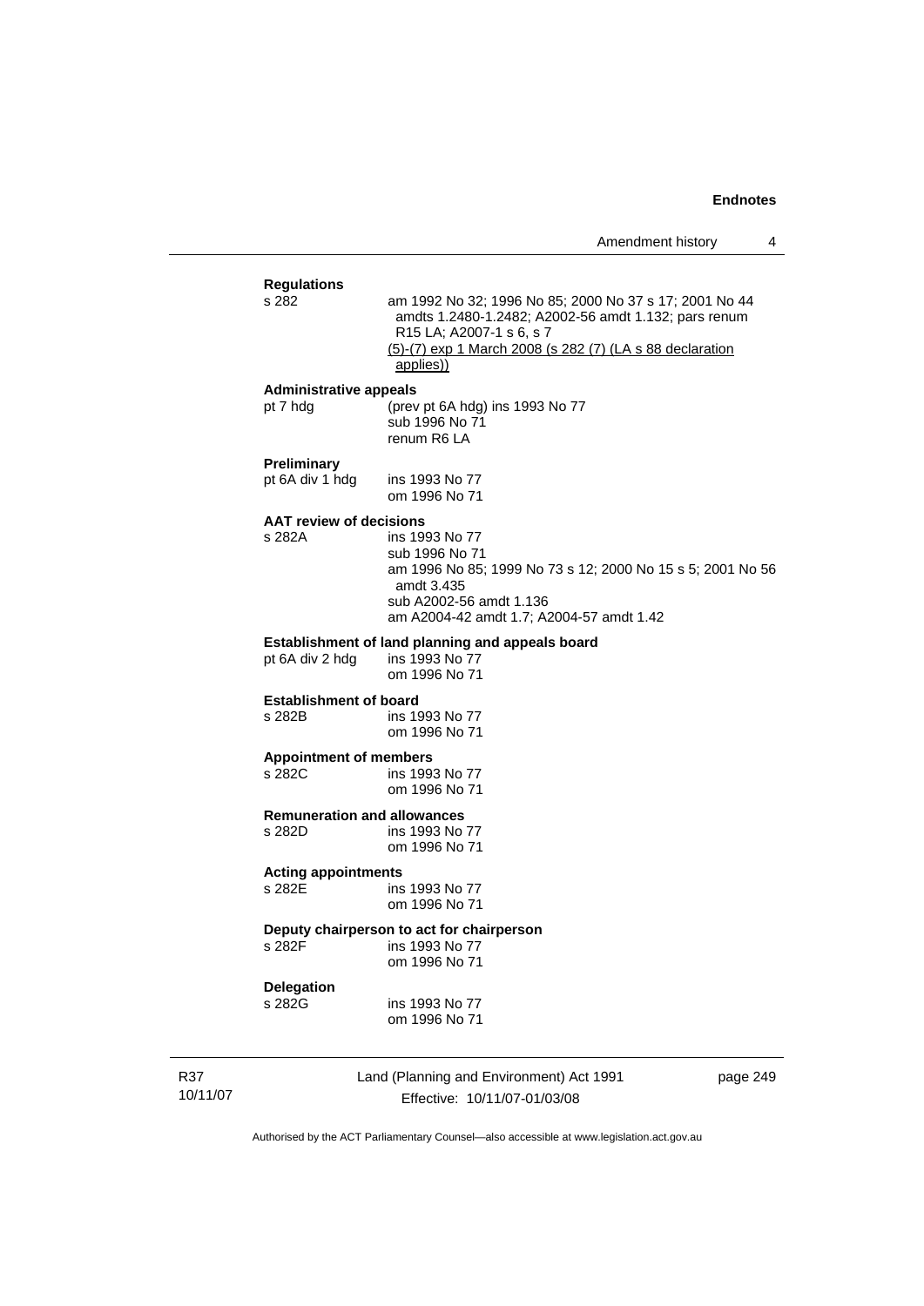**Regulations**

s 282 am 1992 No 32; 1996 No 85; 2000 No 37 s 17; 2001 No 44 amdts 1.2480-1.2482; A2002-56 amdt 1.132; pars renum R15 LA; A2007-1 s 6, s 7
(5)-(7) exp 1 March 2008 (s 282 (7) (LA s 88 declaration applies))

**Administrative appeals**

pt 7 hdg (prev pt 6A hdg) ins 1993 No 77
sub 1996 No 71
renum R6 LA

**Preliminary**

pt 6A div 1 hdg ins 1993 No 77
om 1996 No 71

**AAT review of decisions**

s 282A ins 1993 No 77
sub 1996 No 71
am 1996 No 85; 1999 No 73 s 12; 2000 No 15 s 5; 2001 No 56 amdt 3.435
sub A2002-56 amdt 1.136
am A2004-42 amdt 1.7; A2004-57 amdt 1.42

**Establishment of land planning and appeals board**

pt 6A div 2 hdg ins 1993 No 77
om 1996 No 71

**Establishment of board**

s 282B ins 1993 No 77
om 1996 No 71

**Appointment of members**

s 282C ins 1993 No 77
om 1996 No 71

**Remuneration and allowances**

s 282D ins 1993 No 77
om 1996 No 71

**Acting appointments**

s 282E ins 1993 No 77
om 1996 No 71

**Deputy chairperson to act for chairperson**

s 282F ins 1993 No 77
om 1996 No 71

**Delegation**

s 282G ins 1993 No 77
om 1996 No 71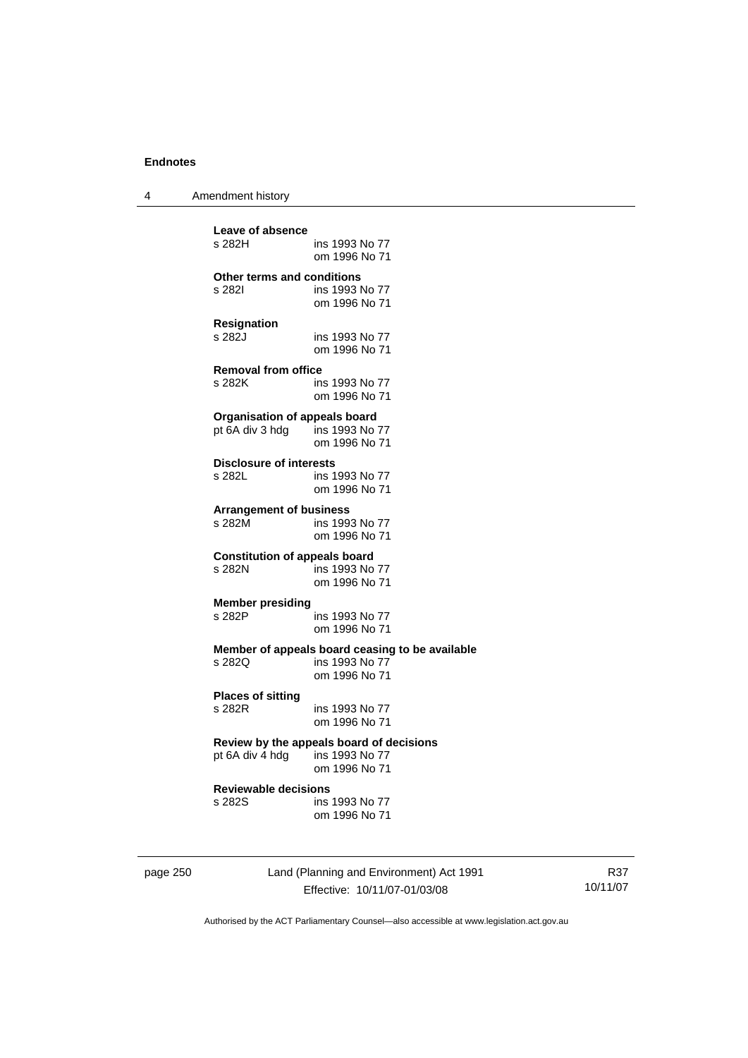**Leave of absence**
s 282H ins 1993 No 77
om 1996 No 71

**Other terms and conditions**
s 282I ins 1993 No 77
om 1996 No 71

**Resignation**
s 282J ins 1993 No 77
om 1996 No 71

**Removal from office**
s 282K ins 1993 No 77
om 1996 No 71

**Organisation of appeals board**
pt 6A div 3 hdg ins 1993 No 77
om 1996 No 71

**Disclosure of interests**
s 282L ins 1993 No 77
om 1996 No 71

**Arrangement of business**
s 282M ins 1993 No 77
om 1996 No 71

**Constitution of appeals board**
s 282N ins 1993 No 77
om 1996 No 71

**Member presiding**
s 282P ins 1993 No 77
om 1996 No 71

**Member of appeals board ceasing to be available**
s 282Q ins 1993 No 77
om 1996 No 71

**Places of sitting**
s 282R ins 1993 No 77
om 1996 No 71

**Review by the appeals board of decisions**
pt 6A div 4 hdg ins 1993 No 77
om 1996 No 71

**Reviewable decisions**
s 282S ins 1993 No 77
om 1996 No 71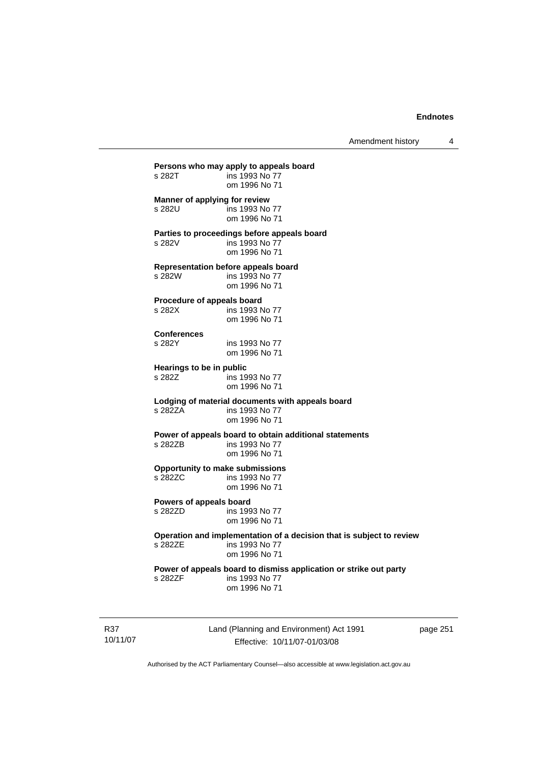**Persons who may apply to appeals board**

s 282T ins 1993 No 77
om 1996 No 71

**Manner of applying for review**

s 282U ins 1993 No 77
om 1996 No 71

**Parties to proceedings before appeals board**

s 282V ins 1993 No 77
om 1996 No 71

**Representation before appeals board**

s 282W ins 1993 No 77
om 1996 No 71

**Procedure of appeals board**

s 282X ins 1993 No 77
om 1996 No 71

**Conferences**

s 282Y ins 1993 No 77
om 1996 No 71

**Hearings to be in public**

s 282Z ins 1993 No 77
om 1996 No 71

**Lodging of material documents with appeals board**

s 282ZA ins 1993 No 77
om 1996 No 71

**Power of appeals board to obtain additional statements**

s 282ZB ins 1993 No 77
om 1996 No 71

**Opportunity to make submissions**

s 282ZC ins 1993 No 77
om 1996 No 71

**Powers of appeals board**

s 282ZD ins 1993 No 77
om 1996 No 71

**Operation and implementation of a decision that is subject to review**

s 282ZE ins 1993 No 77
om 1996 No 71

**Power of appeals board to dismiss application or strike out party**

s 282ZF ins 1993 No 77
om 1996 No 71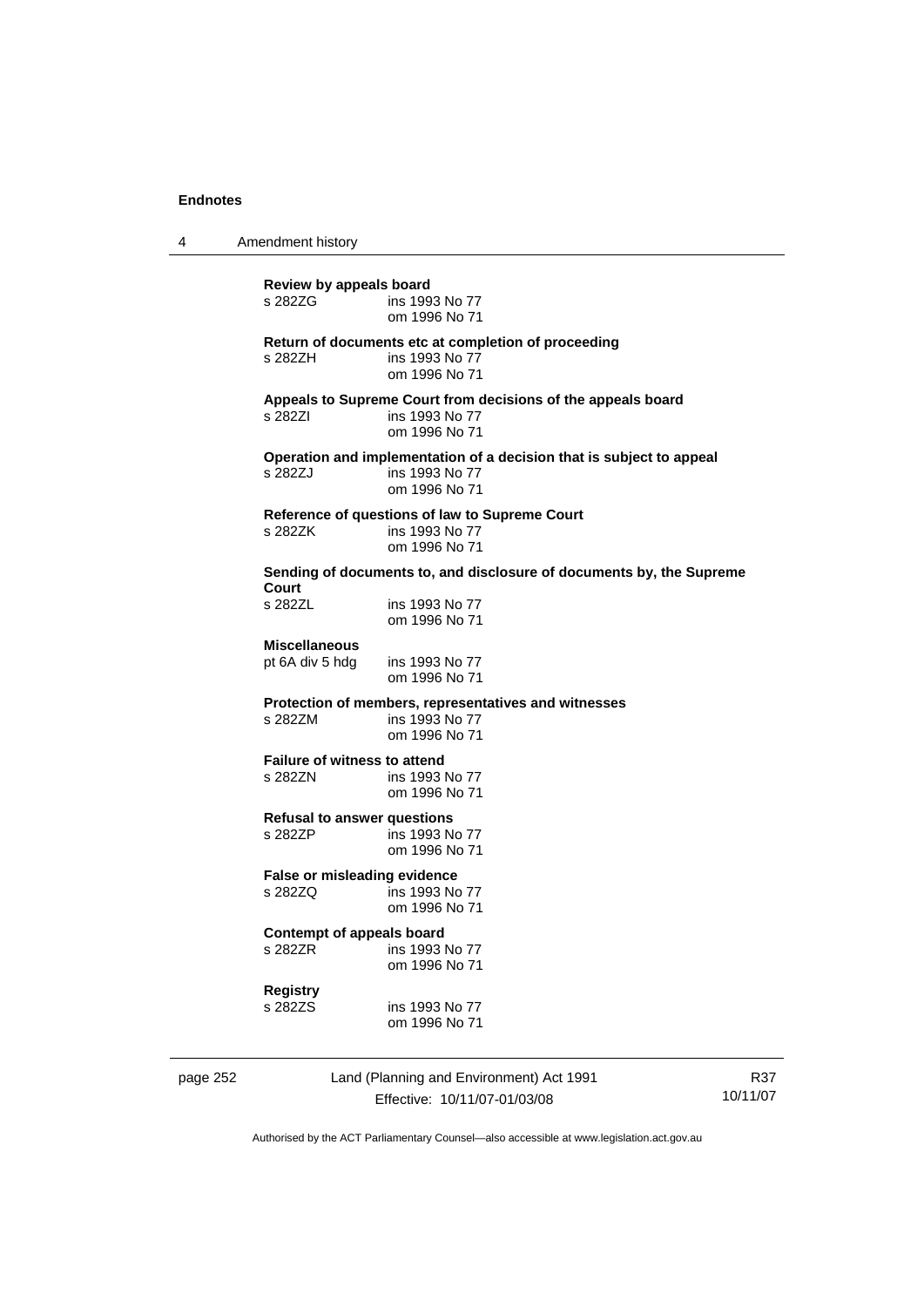**Review by appeals board**
s 282ZG ins 1993 No 77
om 1996 No 71

**Return of documents etc at completion of proceeding**
s 282ZH ins 1993 No 77
om 1996 No 71

**Appeals to Supreme Court from decisions of the appeals board**
s 282ZI ins 1993 No 77
om 1996 No 71

**Operation and implementation of a decision that is subject to appeal**
s 282ZJ ins 1993 No 77
om 1996 No 71

**Reference of questions of law to Supreme Court**
s 282ZK ins 1993 No 77
om 1996 No 71

**Sending of documents to, and disclosure of documents by, the Supreme Court**
s 282ZL ins 1993 No 77
om 1996 No 71

**Miscellaneous**
pt 6A div 5 hdg ins 1993 No 77
om 1996 No 71

**Protection of members, representatives and witnesses**
s 282ZM ins 1993 No 77
om 1996 No 71

**Failure of witness to attend**
s 282ZN ins 1993 No 77
om 1996 No 71

**Refusal to answer questions**
s 282ZP ins 1993 No 77
om 1996 No 71

**False or misleading evidence**
s 282ZQ ins 1993 No 77
om 1996 No 71

**Contempt of appeals board**
s 282ZR ins 1993 No 77
om 1996 No 71

**Registry**
s 282ZS ins 1993 No 77
om 1996 No 71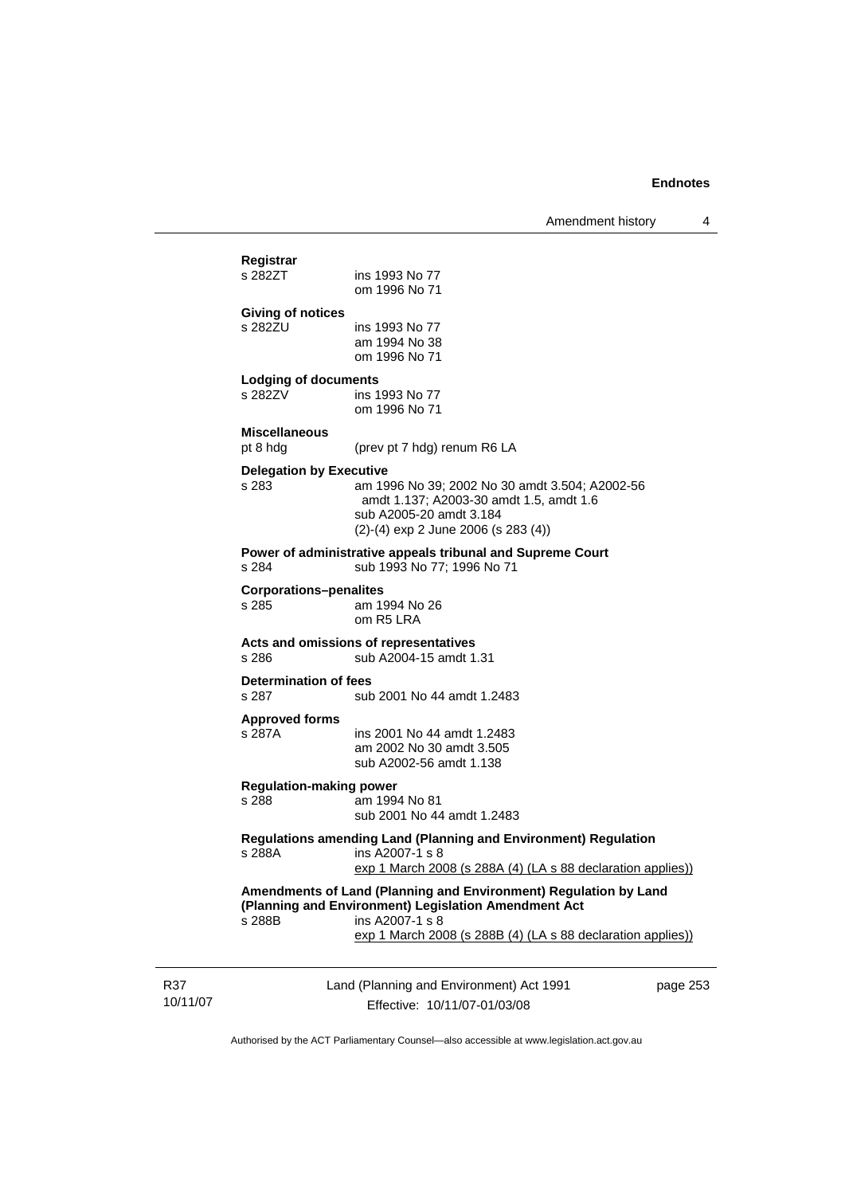**Registrar**

s 282ZT ins 1993 No 77
om 1996 No 71

**Giving of notices**

s 282ZU ins 1993 No 77
am 1994 No 38
om 1996 No 71

**Lodging of documents**

s 282ZV ins 1993 No 77
om 1996 No 71

**Miscellaneous**

pt 8 hdg (prev pt 7 hdg) renum R6 LA

**Delegation by Executive**

s 283 am 1996 No 39; 2002 No 30 amdt 3.504; A2002-56 amdt 1.137; A2003-30 amdt 1.5, amdt 1.6
sub A2005-20 amdt 3.184
(2)-(4) exp 2 June 2006 (s 283 (4))

**Power of administrative appeals tribunal and Supreme Court**

s 284 sub 1993 No 77; 1996 No 71

**Corporations–penalites**

s 285 am 1994 No 26
om R5 LRA

**Acts and omissions of representatives**

s 286 sub A2004-15 amdt 1.31

**Determination of fees**

s 287 sub 2001 No 44 amdt 1.2483

**Approved forms**

s 287A ins 2001 No 44 amdt 1.2483
am 2002 No 30 amdt 3.505
sub A2002-56 amdt 1.138

**Regulation-making power**

s 288 am 1994 No 81
sub 2001 No 44 amdt 1.2483

**Regulations amending Land (Planning and Environment) Regulation**

s 288A ins A2007-1 s 8
exp 1 March 2008 (s 288A (4) (LA s 88 declaration applies))

**Amendments of Land (Planning and Environment) Regulation by Land (Planning and Environment) Legislation Amendment Act**

s 288B ins A2007-1 s 8
exp 1 March 2008 (s 288B (4) (LA s 88 declaration applies))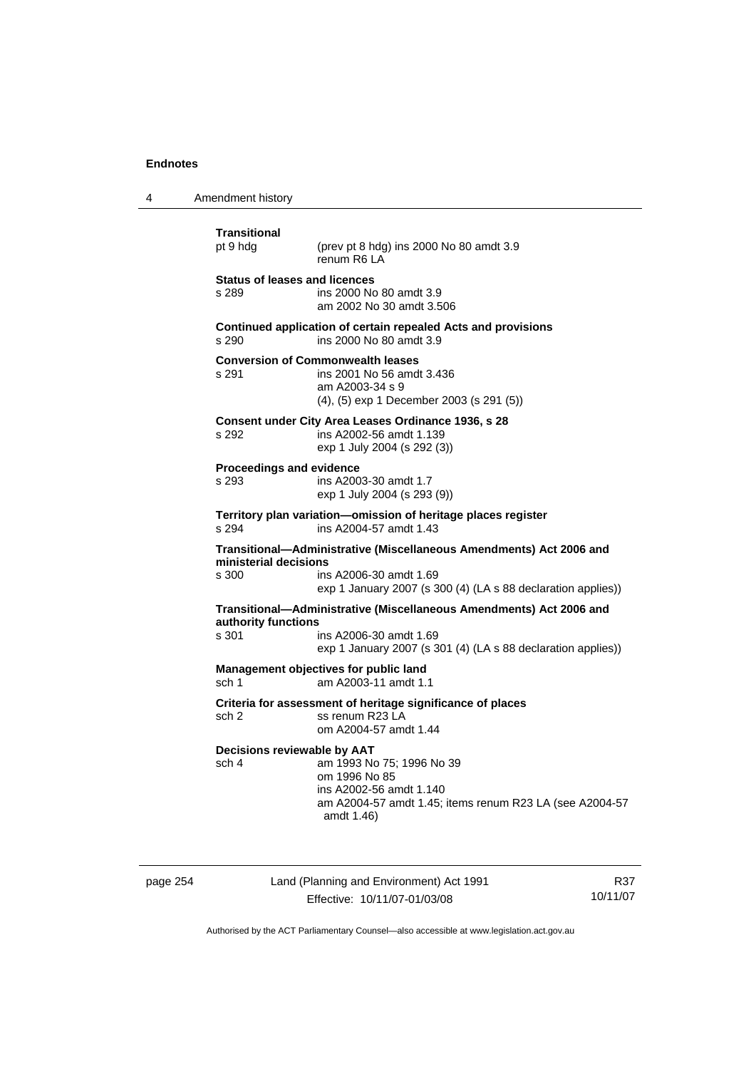**Transitional**

pt 9 hdg (prev pt 8 hdg) ins 2000 No 80 amdt 3.9
renum R6 LA

**Status of leases and licences**

s 289 ins 2000 No 80 amdt 3.9
am 2002 No 30 amdt 3.506

**Continued application of certain repealed Acts and provisions**

s 290 ins 2000 No 80 amdt 3.9

**Conversion of Commonwealth leases**

s 291 ins 2001 No 56 amdt 3.436
am A2003-34 s 9
(4), (5) exp 1 December 2003 (s 291 (5))

**Consent under City Area Leases Ordinance 1936, s 28**

s 292 ins A2002-56 amdt 1.139
exp 1 July 2004 (s 292 (3))

**Proceedings and evidence**

s 293 ins A2003-30 amdt 1.7
exp 1 July 2004 (s 293 (9))

**Territory plan variation—omission of heritage places register**

s 294 ins A2004-57 amdt 1.43

**Transitional—Administrative (Miscellaneous Amendments) Act 2006 and ministerial decisions**

s 300 ins A2006-30 amdt 1.69
exp 1 January 2007 (s 300 (4) (LA s 88 declaration applies))

**Transitional—Administrative (Miscellaneous Amendments) Act 2006 and authority functions**

s 301 ins A2006-30 amdt 1.69
exp 1 January 2007 (s 301 (4) (LA s 88 declaration applies))

**Management objectives for public land**

sch 1 am A2003-11 amdt 1.1

**Criteria for assessment of heritage significance of places**

sch 2 ss renum R23 LA
om A2004-57 amdt 1.44

**Decisions reviewable by AAT**

sch 4 am 1993 No 75; 1996 No 39
om 1996 No 85
ins A2002-56 amdt 1.140
am A2004-57 amdt 1.45; items renum R23 LA (see A2004-57 amdt 1.46)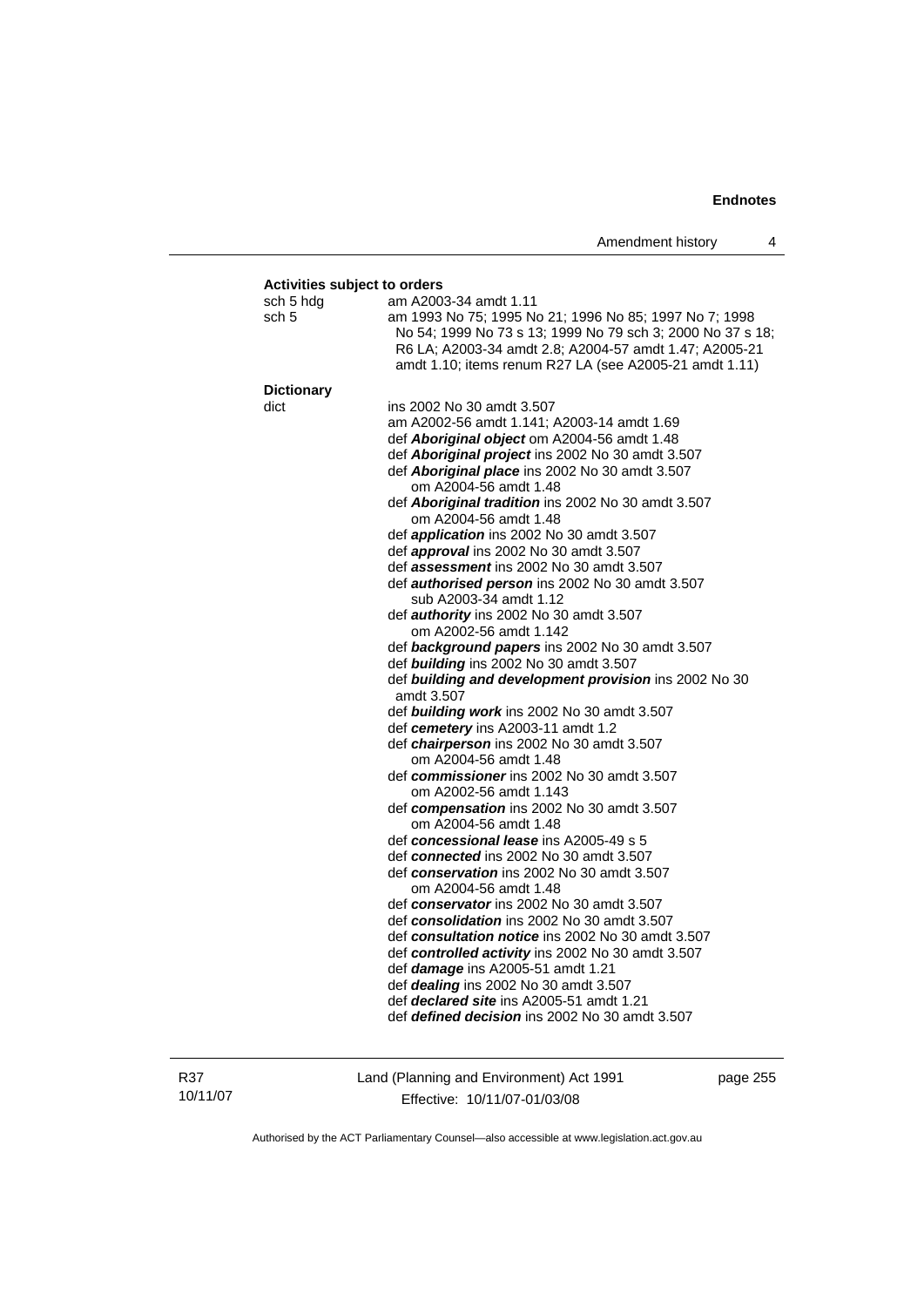**Activities subject to orders**

sch 5 hdg — am A2003-34 amdt 1.11

sch 5 — am 1993 No 75; 1995 No 21; 1996 No 85; 1997 No 7; 1998 No 54; 1999 No 73 s 13; 1999 No 79 sch 3; 2000 No 37 s 18; R6 LA; A2003-34 amdt 2.8; A2004-57 amdt 1.47; A2005-21 amdt 1.10; items renum R27 LA (see A2005-21 amdt 1.11)

**Dictionary**

dict — ins 2002 No 30 amdt 3.507
am A2002-56 amdt 1.141; A2003-14 amdt 1.69
def ***Aboriginal object*** om A2004-56 amdt 1.48
def ***Aboriginal project*** ins 2002 No 30 amdt 3.507
def ***Aboriginal place*** ins 2002 No 30 amdt 3.507
om A2004-56 amdt 1.48
def ***Aboriginal tradition*** ins 2002 No 30 amdt 3.507
om A2004-56 amdt 1.48
def ***application*** ins 2002 No 30 amdt 3.507
def ***approval*** ins 2002 No 30 amdt 3.507
def ***assessment*** ins 2002 No 30 amdt 3.507
def ***authorised person*** ins 2002 No 30 amdt 3.507
sub A2003-34 amdt 1.12
def ***authority*** ins 2002 No 30 amdt 3.507
om A2002-56 amdt 1.142
def ***background papers*** ins 2002 No 30 amdt 3.507
def ***building*** ins 2002 No 30 amdt 3.507
def ***building and development provision*** ins 2002 No 30 amdt 3.507
def ***building work*** ins 2002 No 30 amdt 3.507
def ***cemetery*** ins A2003-11 amdt 1.2
def ***chairperson*** ins 2002 No 30 amdt 3.507
om A2004-56 amdt 1.48
def ***commissioner*** ins 2002 No 30 amdt 3.507
om A2002-56 amdt 1.143
def ***compensation*** ins 2002 No 30 amdt 3.507
om A2004-56 amdt 1.48
def ***concessional lease*** ins A2005-49 s 5
def ***connected*** ins 2002 No 30 amdt 3.507
def ***conservation*** ins 2002 No 30 amdt 3.507
om A2004-56 amdt 1.48
def ***conservator*** ins 2002 No 30 amdt 3.507
def ***consolidation*** ins 2002 No 30 amdt 3.507
def ***consultation notice*** ins 2002 No 30 amdt 3.507
def ***controlled activity*** ins 2002 No 30 amdt 3.507
def ***damage*** ins A2005-51 amdt 1.21
def ***dealing*** ins 2002 No 30 amdt 3.507
def ***declared site*** ins A2005-51 amdt 1.21
def ***defined decision*** ins 2002 No 30 amdt 3.507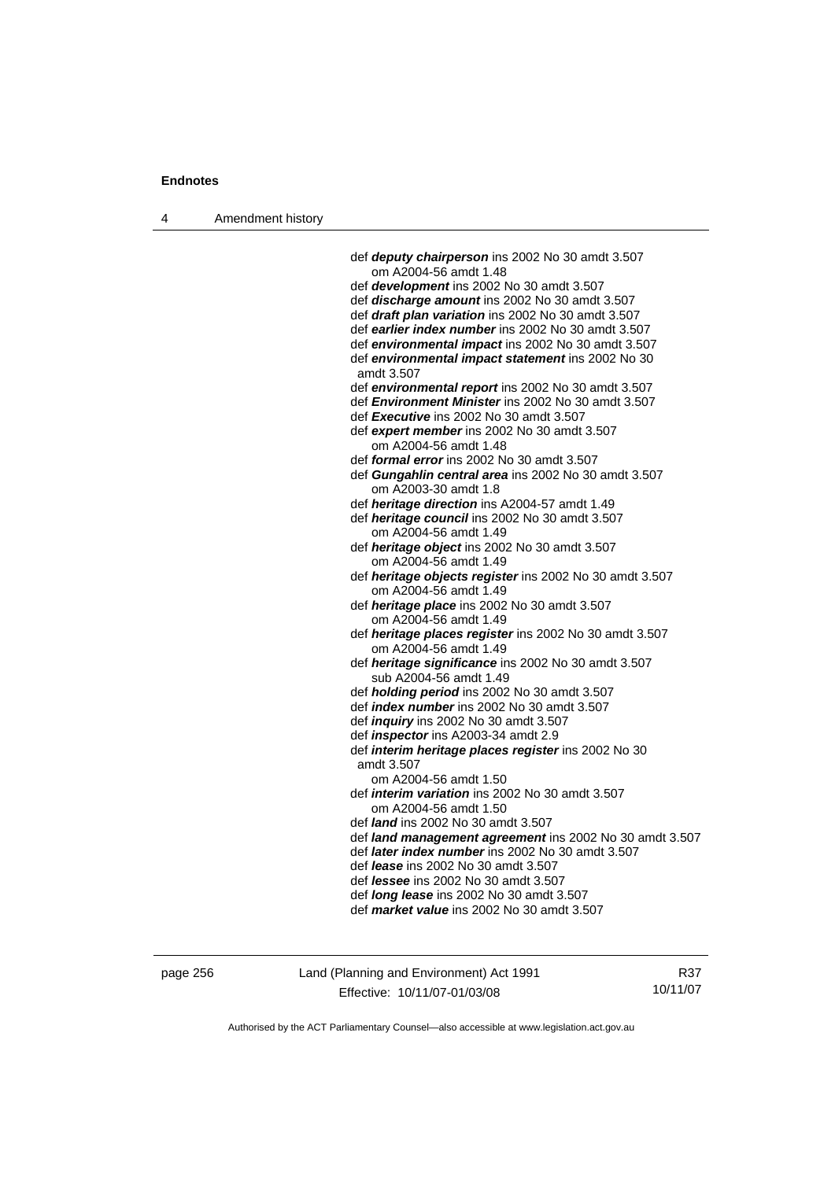def ***deputy chairperson*** ins 2002 No 30 amdt 3.507
om A2004-56 amdt 1.48
def ***development*** ins 2002 No 30 amdt 3.507
def ***discharge amount*** ins 2002 No 30 amdt 3.507
def ***draft plan variation*** ins 2002 No 30 amdt 3.507
def ***earlier index number*** ins 2002 No 30 amdt 3.507
def ***environmental impact*** ins 2002 No 30 amdt 3.507
def ***environmental impact statement*** ins 2002 No 30 amdt 3.507
def ***environmental report*** ins 2002 No 30 amdt 3.507
def ***Environment Minister*** ins 2002 No 30 amdt 3.507
def ***Executive*** ins 2002 No 30 amdt 3.507
def ***expert member*** ins 2002 No 30 amdt 3.507
om A2004-56 amdt 1.48
def ***formal error*** ins 2002 No 30 amdt 3.507
def ***Gungahlin central area*** ins 2002 No 30 amdt 3.507
om A2003-30 amdt 1.8
def ***heritage direction*** ins A2004-57 amdt 1.49
def ***heritage council*** ins 2002 No 30 amdt 3.507
om A2004-56 amdt 1.49
def ***heritage object*** ins 2002 No 30 amdt 3.507
om A2004-56 amdt 1.49
def ***heritage objects register*** ins 2002 No 30 amdt 3.507
om A2004-56 amdt 1.49
def ***heritage place*** ins 2002 No 30 amdt 3.507
om A2004-56 amdt 1.49
def ***heritage places register*** ins 2002 No 30 amdt 3.507
om A2004-56 amdt 1.49
def ***heritage significance*** ins 2002 No 30 amdt 3.507
sub A2004-56 amdt 1.49
def ***holding period*** ins 2002 No 30 amdt 3.507
def ***index number*** ins 2002 No 30 amdt 3.507
def ***inquiry*** ins 2002 No 30 amdt 3.507
def ***inspector*** ins A2003-34 amdt 2.9
def ***interim heritage places register*** ins 2002 No 30 amdt 3.507
om A2004-56 amdt 1.50
def ***interim variation*** ins 2002 No 30 amdt 3.507
om A2004-56 amdt 1.50
def ***land*** ins 2002 No 30 amdt 3.507
def ***land management agreement*** ins 2002 No 30 amdt 3.507
def ***later index number*** ins 2002 No 30 amdt 3.507
def ***lease*** ins 2002 No 30 amdt 3.507
def ***lessee*** ins 2002 No 30 amdt 3.507
def ***long lease*** ins 2002 No 30 amdt 3.507
def ***market value*** ins 2002 No 30 amdt 3.507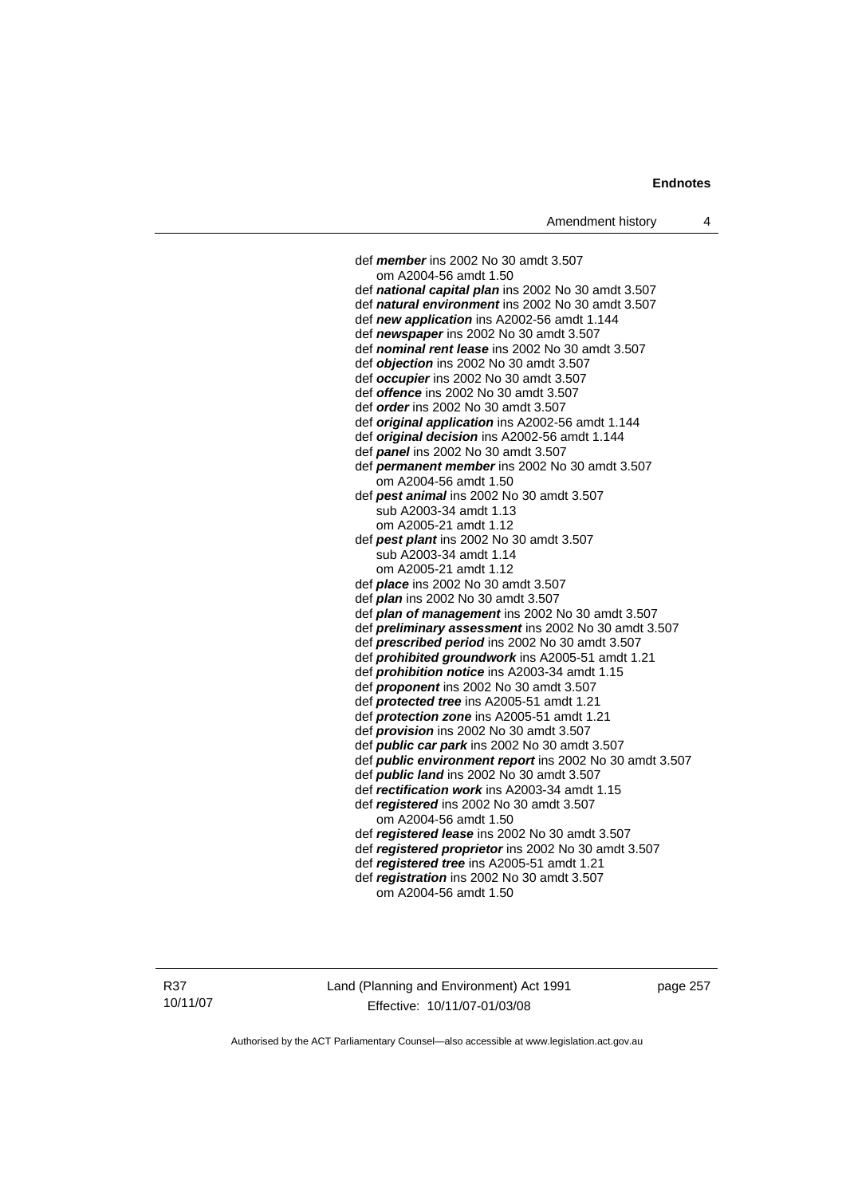def ***member*** ins 2002 No 30 amdt 3.507
om A2004-56 amdt 1.50

def ***national capital plan*** ins 2002 No 30 amdt 3.507

def ***natural environment*** ins 2002 No 30 amdt 3.507

def ***new application*** ins A2002-56 amdt 1.144

def ***newspaper*** ins 2002 No 30 amdt 3.507

def ***nominal rent lease*** ins 2002 No 30 amdt 3.507

def ***objection*** ins 2002 No 30 amdt 3.507

def ***occupier*** ins 2002 No 30 amdt 3.507

def ***offence*** ins 2002 No 30 amdt 3.507

def ***order*** ins 2002 No 30 amdt 3.507

def ***original application*** ins A2002-56 amdt 1.144

def ***original decision*** ins A2002-56 amdt 1.144

def ***panel*** ins 2002 No 30 amdt 3.507

def ***permanent member*** ins 2002 No 30 amdt 3.507
om A2004-56 amdt 1.50

def ***pest animal*** ins 2002 No 30 amdt 3.507
sub A2003-34 amdt 1.13
om A2005-21 amdt 1.12

def ***pest plant*** ins 2002 No 30 amdt 3.507
sub A2003-34 amdt 1.14
om A2005-21 amdt 1.12

def ***place*** ins 2002 No 30 amdt 3.507

def ***plan*** ins 2002 No 30 amdt 3.507

def ***plan of management*** ins 2002 No 30 amdt 3.507

def ***preliminary assessment*** ins 2002 No 30 amdt 3.507

def ***prescribed period*** ins 2002 No 30 amdt 3.507

def ***prohibited groundwork*** ins A2005-51 amdt 1.21

def ***prohibition notice*** ins A2003-34 amdt 1.15

def ***proponent*** ins 2002 No 30 amdt 3.507

def ***protected tree*** ins A2005-51 amdt 1.21

def ***protection zone*** ins A2005-51 amdt 1.21

def ***provision*** ins 2002 No 30 amdt 3.507

def ***public car park*** ins 2002 No 30 amdt 3.507

def ***public environment report*** ins 2002 No 30 amdt 3.507

def ***public land*** ins 2002 No 30 amdt 3.507

def ***rectification work*** ins A2003-34 amdt 1.15

def ***registered*** ins 2002 No 30 amdt 3.507
om A2004-56 amdt 1.50

def ***registered lease*** ins 2002 No 30 amdt 3.507

def ***registered proprietor*** ins 2002 No 30 amdt 3.507

def ***registered tree*** ins A2005-51 amdt 1.21

def ***registration*** ins 2002 No 30 amdt 3.507
om A2004-56 amdt 1.50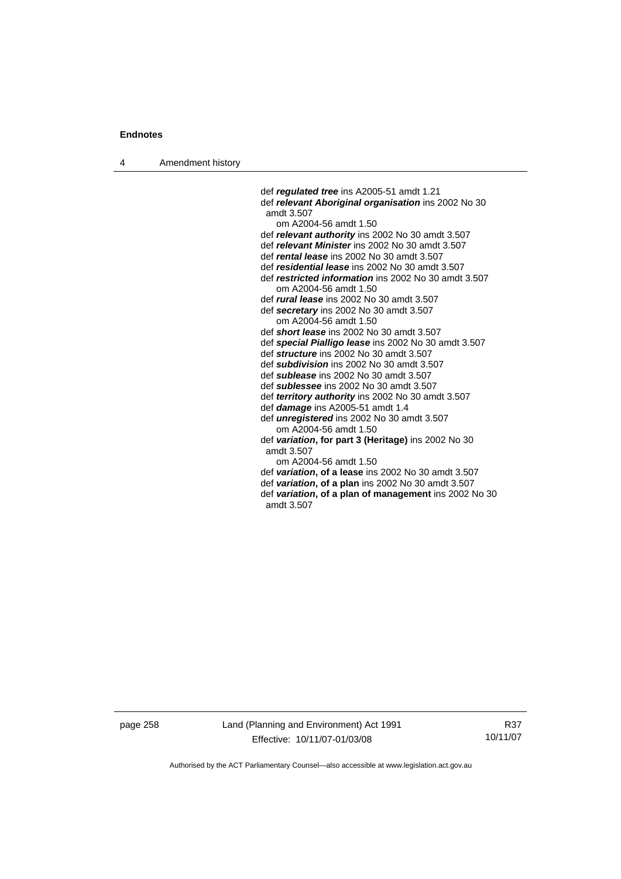def ***regulated tree*** ins A2005-51 amdt 1.21
def ***relevant Aboriginal organisation*** ins 2002 No 30 amdt 3.507
om A2004-56 amdt 1.50
def ***relevant authority*** ins 2002 No 30 amdt 3.507
def ***relevant Minister*** ins 2002 No 30 amdt 3.507
def ***rental lease*** ins 2002 No 30 amdt 3.507
def ***residential lease*** ins 2002 No 30 amdt 3.507
def ***restricted information*** ins 2002 No 30 amdt 3.507
om A2004-56 amdt 1.50
def ***rural lease*** ins 2002 No 30 amdt 3.507
def ***secretary*** ins 2002 No 30 amdt 3.507
om A2004-56 amdt 1.50
def ***short lease*** ins 2002 No 30 amdt 3.507
def ***special Pialligo lease*** ins 2002 No 30 amdt 3.507
def ***structure*** ins 2002 No 30 amdt 3.507
def ***subdivision*** ins 2002 No 30 amdt 3.507
def ***sublease*** ins 2002 No 30 amdt 3.507
def ***sublessee*** ins 2002 No 30 amdt 3.507
def ***territory authority*** ins 2002 No 30 amdt 3.507
def ***damage*** ins A2005-51 amdt 1.4
def ***unregistered*** ins 2002 No 30 amdt 3.507
om A2004-56 amdt 1.50
def ***variation*****, for part 3 (Heritage)** ins 2002 No 30 amdt 3.507
om A2004-56 amdt 1.50
def ***variation*****, of a lease** ins 2002 No 30 amdt 3.507
def ***variation*****, of a plan** ins 2002 No 30 amdt 3.507
def ***variation*****, of a plan of management** ins 2002 No 30 amdt 3.507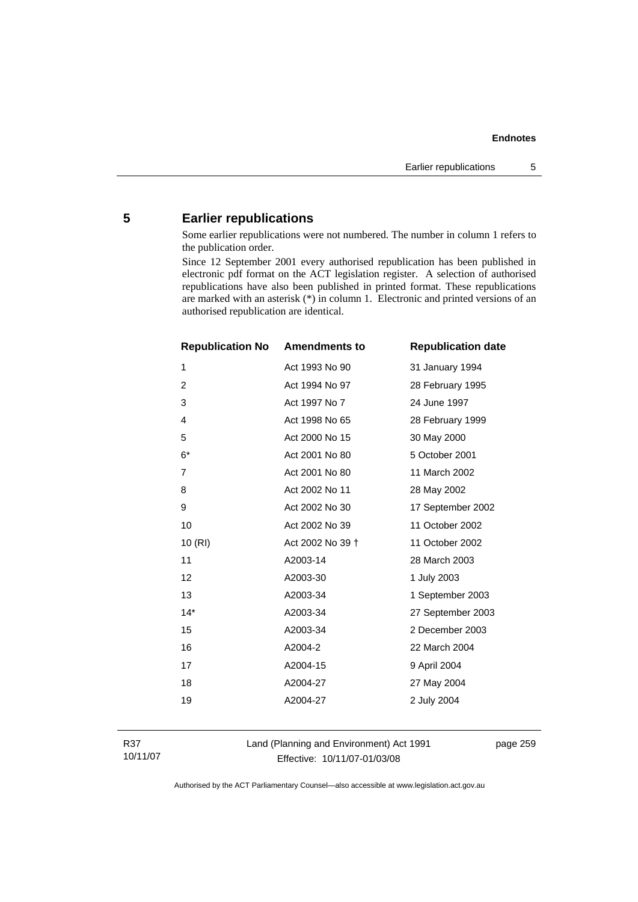## 5 Earlier republications

Some earlier republications were not numbered. The number in column 1 refers to the publication order.

Since 12 September 2001 every authorised republication has been published in electronic pdf format on the ACT legislation register. A selection of authorised republications have also been published in printed format. These republications are marked with an asterisk (*) in column 1. Electronic and printed versions of an authorised republication are identical.

| Republication No | Amendments to | Republication date |
|---|---|---|
| 1 | Act 1993 No 90 | 31 January 1994 |
| 2 | Act 1994 No 97 | 28 February 1995 |
| 3 | Act 1997 No 7 | 24 June 1997 |
| 4 | Act 1998 No 65 | 28 February 1999 |
| 5 | Act 2000 No 15 | 30 May 2000 |
| 6* | Act 2001 No 80 | 5 October 2001 |
| 7 | Act 2001 No 80 | 11 March 2002 |
| 8 | Act 2002 No 11 | 28 May 2002 |
| 9 | Act 2002 No 30 | 17 September 2002 |
| 10 | Act 2002 No 39 | 11 October 2002 |
| 10 (RI) | Act 2002 No 39 † | 11 October 2002 |
| 11 | A2003-14 | 28 March 2003 |
| 12 | A2003-30 | 1 July 2003 |
| 13 | A2003-34 | 1 September 2003 |
| 14* | A2003-34 | 27 September 2003 |
| 15 | A2003-34 | 2 December 2003 |
| 16 | A2004-2 | 22 March 2004 |
| 17 | A2004-15 | 9 April 2004 |
| 18 | A2004-27 | 27 May 2004 |
| 19 | A2004-27 | 2 July 2004 |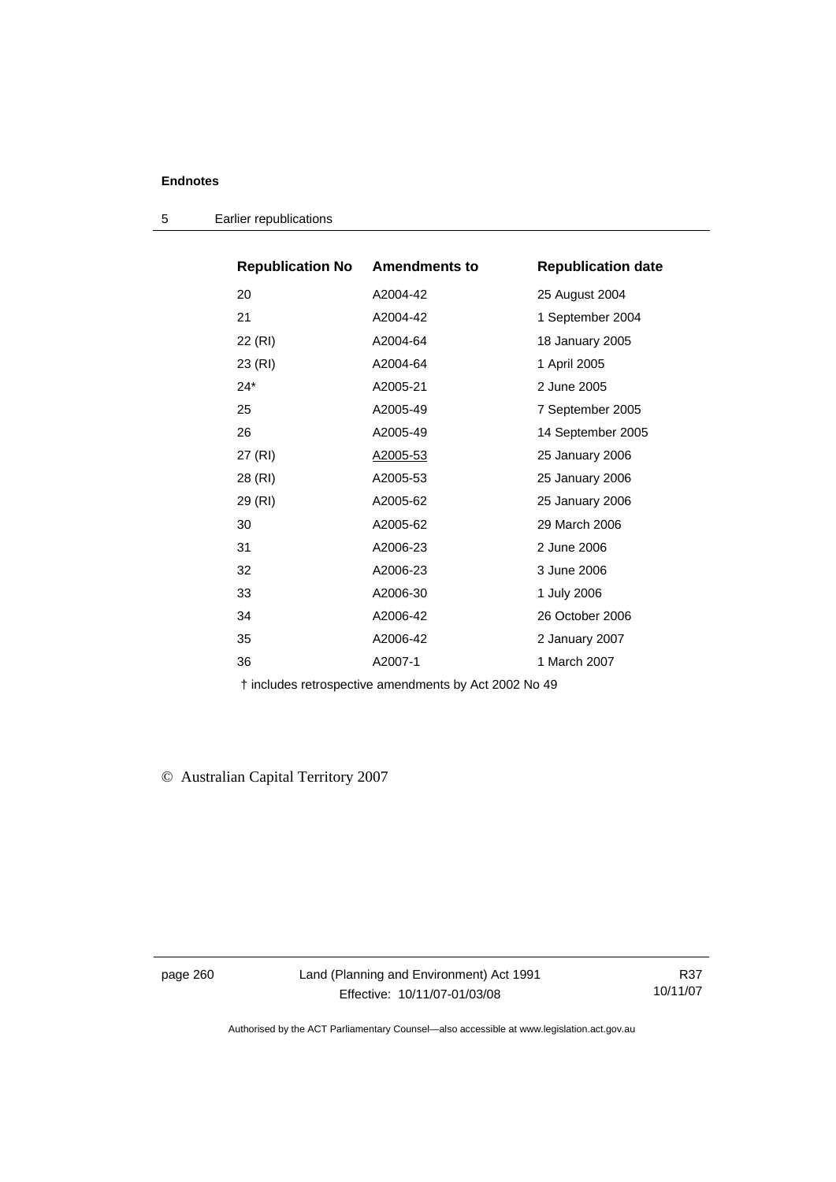## Endnotes

### 5 Earlier republications

| Republication No | Amendments to | Republication date |
|---|---|---|
| 20 | A2004-42 | 25 August 2004 |
| 21 | A2004-42 | 1 September 2004 |
| 22 (RI) | A2004-64 | 18 January 2005 |
| 23 (RI) | A2004-64 | 1 April 2005 |
| 24* | A2005-21 | 2 June 2005 |
| 25 | A2005-49 | 7 September 2005 |
| 26 | A2005-49 | 14 September 2005 |
| 27 (RI) | A2005-53 | 25 January 2006 |
| 28 (RI) | A2005-53 | 25 January 2006 |
| 29 (RI) | A2005-62 | 25 January 2006 |
| 30 | A2005-62 | 29 March 2006 |
| 31 | A2006-23 | 2 June 2006 |
| 32 | A2006-23 | 3 June 2006 |
| 33 | A2006-30 | 1 July 2006 |
| 34 | A2006-42 | 26 October 2006 |
| 35 | A2006-42 | 2 January 2007 |
| 36 | A2007-1 | 1 March 2007 |

† includes retrospective amendments by Act 2002 No 49

© Australian Capital Territory 2007